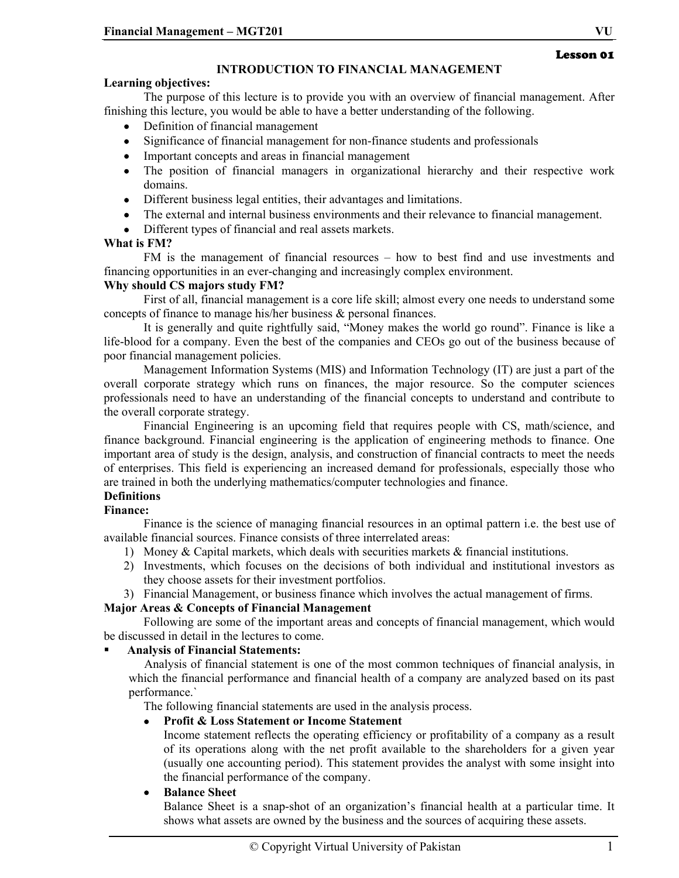Lesson 01

# INTRODUCTION TO FINANCIAL MANAGEMENT

**Learning objectives:**

The purpose of this lecture is to provide you with an overview of financial management. After finishing this lecture, you would be able to have a better understanding of the following.

- Definition of financial management
- Significance of financial management for non-finance students and professionals
- Important concepts and areas in financial management
- The position of financial managers in organizational hierarchy and their respective work domains.
- Different business legal entities, their advantages and limitations.
- The external and internal business environments and their relevance to financial management.
- Different types of financial and real assets markets.

**What is FM?**

FM is the management of financial resources – how to best find and use investments and financing opportunities in an ever-changing and increasingly complex environment.

**Why should CS majors study FM?**

First of all, financial management is a core life skill; almost every one needs to understand some concepts of finance to manage his/her business & personal finances.

It is generally and quite rightfully said, "Money makes the world go round". Finance is like a life-blood for a company. Even the best of the companies and CEOs go out of the business because of poor financial management policies.

Management Information Systems (MIS) and Information Technology (IT) are just a part of the overall corporate strategy which runs on finances, the major resource. So the computer sciences professionals need to have an understanding of the financial concepts to understand and contribute to the overall corporate strategy.

Financial Engineering is an upcoming field that requires people with CS, math/science, and finance background. Financial engineering is the application of engineering methods to finance. One important area of study is the design, analysis, and construction of financial contracts to meet the needs of enterprises. This field is experiencing an increased demand for professionals, especially those who are trained in both the underlying mathematics/computer technologies and finance.

**Definitions**

**Finance:**

Finance is the science of managing financial resources in an optimal pattern i.e. the best use of available financial sources. Finance consists of three interrelated areas:

1) Money & Capital markets, which deals with securities markets & financial institutions.
2) Investments, which focuses on the decisions of both individual and institutional investors as they choose assets for their investment portfolios.
3) Financial Management, or business finance which involves the actual management of firms.

**Major Areas & Concepts of Financial Management**

Following are some of the important areas and concepts of financial management, which would be discussed in detail in the lectures to come.

- **Analysis of Financial Statements:**

  Analysis of financial statement is one of the most common techniques of financial analysis, in which the financial performance and financial health of a company are analyzed based on its past performance.`

  The following financial statements are used in the analysis process.

  - **Profit & Loss Statement or Income Statement**

    Income statement reflects the operating efficiency or profitability of a company as a result of its operations along with the net profit available to the shareholders for a given year (usually one accounting period). This statement provides the analyst with some insight into the financial performance of the company.

  - **Balance Sheet**

    Balance Sheet is a snap-shot of an organization's financial health at a particular time. It shows what assets are owned by the business and the sources of acquiring these assets.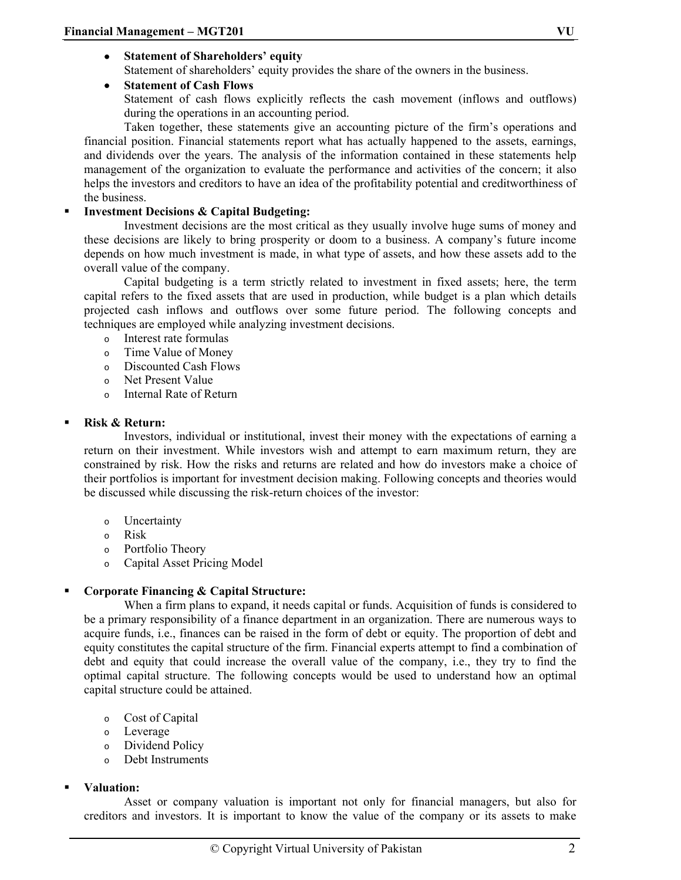- **Statement of Shareholders' equity**
  Statement of shareholders' equity provides the share of the owners in the business.
- **Statement of Cash Flows**
  Statement of cash flows explicitly reflects the cash movement (inflows and outflows) during the operations in an accounting period.

Taken together, these statements give an accounting picture of the firm's operations and financial position. Financial statements report what has actually happened to the assets, earnings, and dividends over the years. The analysis of the information contained in these statements help management of the organization to evaluate the performance and activities of the concern; it also helps the investors and creditors to have an idea of the profitability potential and creditworthiness of the business.

- **Investment Decisions & Capital Budgeting:**

Investment decisions are the most critical as they usually involve huge sums of money and these decisions are likely to bring prosperity or doom to a business. A company's future income depends on how much investment is made, in what type of assets, and how these assets add to the overall value of the company.

Capital budgeting is a term strictly related to investment in fixed assets; here, the term capital refers to the fixed assets that are used in production, while budget is a plan which details projected cash inflows and outflows over some future period. The following concepts and techniques are employed while analyzing investment decisions.

- Interest rate formulas
- Time Value of Money
- Discounted Cash Flows
- Net Present Value
- Internal Rate of Return

- **Risk & Return:**

Investors, individual or institutional, invest their money with the expectations of earning a return on their investment. While investors wish and attempt to earn maximum return, they are constrained by risk. How the risks and returns are related and how do investors make a choice of their portfolios is important for investment decision making. Following concepts and theories would be discussed while discussing the risk-return choices of the investor:

- Uncertainty
- Risk
- Portfolio Theory
- Capital Asset Pricing Model

- **Corporate Financing & Capital Structure:**

When a firm plans to expand, it needs capital or funds. Acquisition of funds is considered to be a primary responsibility of a finance department in an organization. There are numerous ways to acquire funds, i.e., finances can be raised in the form of debt or equity. The proportion of debt and equity constitutes the capital structure of the firm. Financial experts attempt to find a combination of debt and equity that could increase the overall value of the company, i.e., they try to find the optimal capital structure. The following concepts would be used to understand how an optimal capital structure could be attained.

- Cost of Capital
- Leverage
- Dividend Policy
- Debt Instruments

- **Valuation:**

Asset or company valuation is important not only for financial managers, but also for creditors and investors. It is important to know the value of the company or its assets to make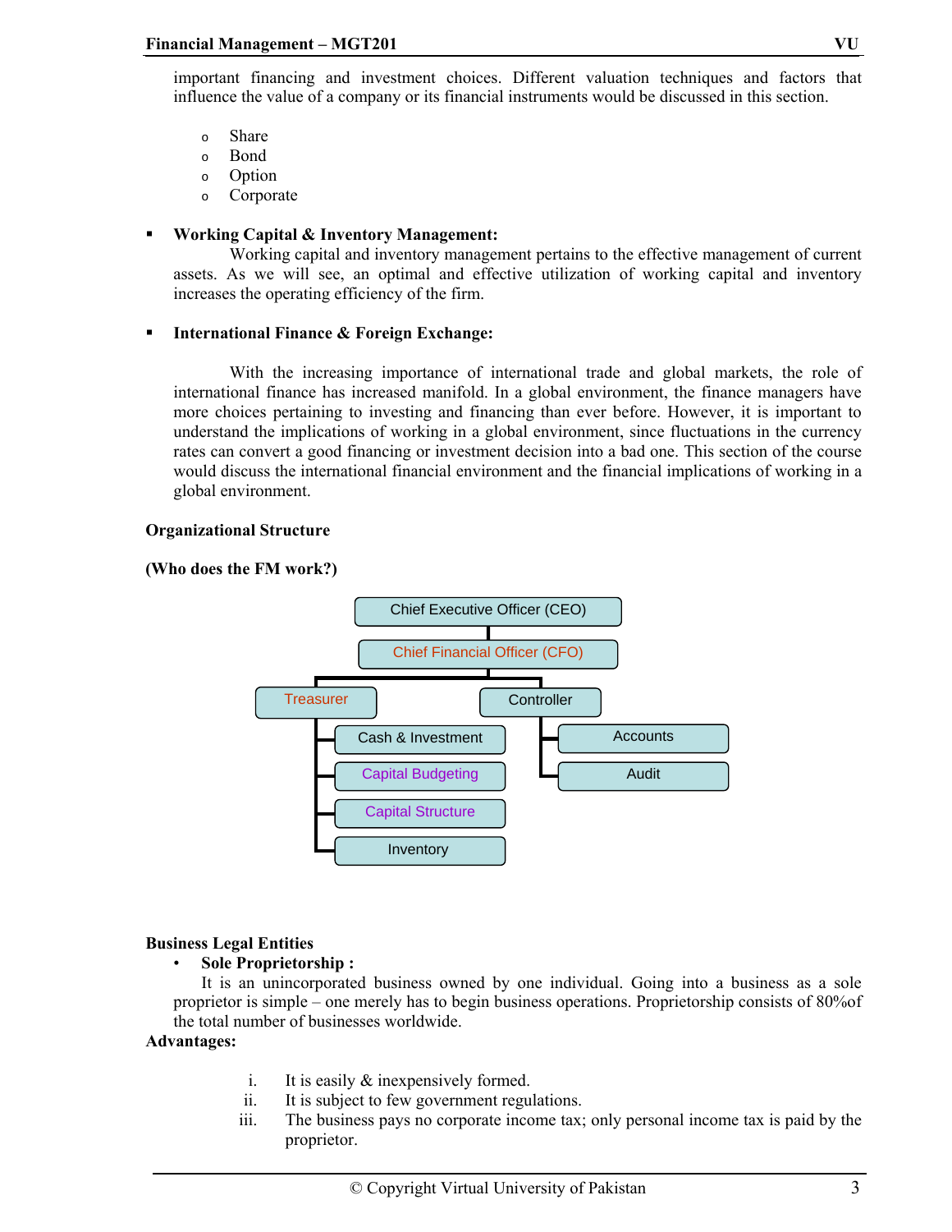important financing and investment choices. Different valuation techniques and factors that influence the value of a company or its financial instruments would be discussed in this section.

- Share
- Bond
- Option
- Corporate

- **Working Capital & Inventory Management:**

  Working capital and inventory management pertains to the effective management of current assets. As we will see, an optimal and effective utilization of working capital and inventory increases the operating efficiency of the firm.

- **International Finance & Foreign Exchange:**

  With the increasing importance of international trade and global markets, the role of international finance has increased manifold. In a global environment, the finance managers have more choices pertaining to investing and financing than ever before. However, it is important to understand the implications of working in a global environment, since fluctuations in the currency rates can convert a good financing or investment decision into a bad one. This section of the course would discuss the international financial environment and the financial implications of working in a global environment.

**Organizational Structure**

**(Who does the FM work?)**

- Chief Executive Officer (CEO)
  - Chief Financial Officer (CFO)
    - Treasurer
      - Cash & Investment
      - Capital Budgeting
      - Capital Structure
      - Inventory
    - Controller
      - Accounts
      - Audit

**Business Legal Entities**

- **Sole Proprietorship :**

  It is an unincorporated business owned by one individual. Going into a business as a sole proprietor is simple – one merely has to begin business operations. Proprietorship consists of 80%of the total number of businesses worldwide.

**Advantages:**

i. It is easily & inexpensively formed.
ii. It is subject to few government regulations.
iii. The business pays no corporate income tax; only personal income tax is paid by the proprietor.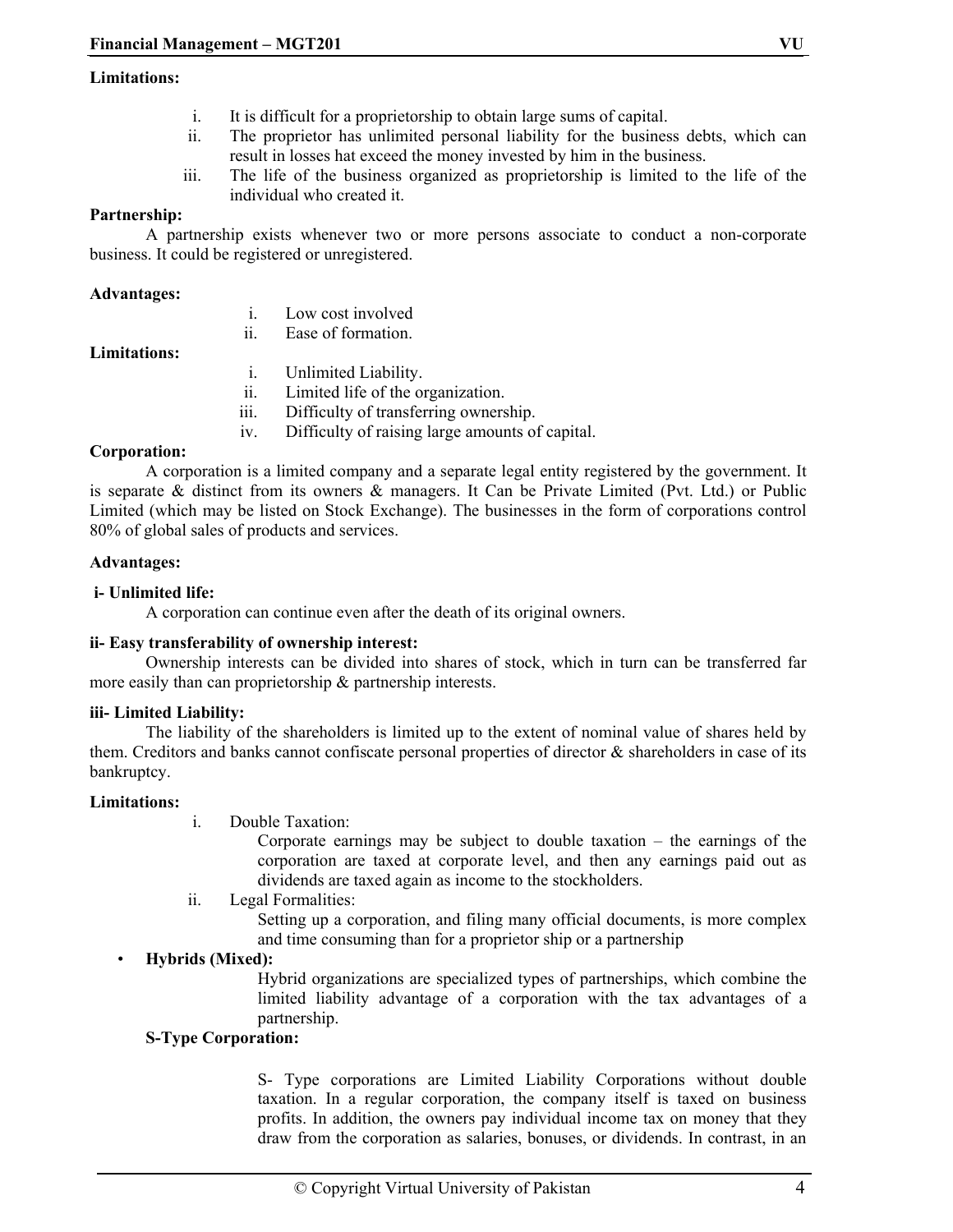**Limitations:**

i. It is difficult for a proprietorship to obtain large sums of capital.
ii. The proprietor has unlimited personal liability for the business debts, which can result in losses hat exceed the money invested by him in the business.
iii. The life of the business organized as proprietorship is limited to the life of the individual who created it.

**Partnership:**

A partnership exists whenever two or more persons associate to conduct a non-corporate business. It could be registered or unregistered.

**Advantages:**

i. Low cost involved
ii. Ease of formation.

**Limitations:**

i. Unlimited Liability.
ii. Limited life of the organization.
iii. Difficulty of transferring ownership.
iv. Difficulty of raising large amounts of capital.

**Corporation:**

A corporation is a limited company and a separate legal entity registered by the government. It is separate & distinct from its owners & managers. It Can be Private Limited (Pvt. Ltd.) or Public Limited (which may be listed on Stock Exchange). The businesses in the form of corporations control 80% of global sales of products and services.

**Advantages:**

**i- Unlimited life:**

A corporation can continue even after the death of its original owners.

**ii- Easy transferability of ownership interest:**

Ownership interests can be divided into shares of stock, which in turn can be transferred far more easily than can proprietorship & partnership interests.

**iii- Limited Liability:**

The liability of the shareholders is limited up to the extent of nominal value of shares held by them. Creditors and banks cannot confiscate personal properties of director & shareholders in case of its bankruptcy.

**Limitations:**

i. Double Taxation:

Corporate earnings may be subject to double taxation – the earnings of the corporation are taxed at corporate level, and then any earnings paid out as dividends are taxed again as income to the stockholders.

ii. Legal Formalities:

Setting up a corporation, and filing many official documents, is more complex and time consuming than for a proprietor ship or a partnership

- **Hybrids (Mixed):**

  Hybrid organizations are specialized types of partnerships, which combine the limited liability advantage of a corporation with the tax advantages of a partnership.

**S-Type Corporation:**

S- Type corporations are Limited Liability Corporations without double taxation. In a regular corporation, the company itself is taxed on business profits. In addition, the owners pay individual income tax on money that they draw from the corporation as salaries, bonuses, or dividends. In contrast, in an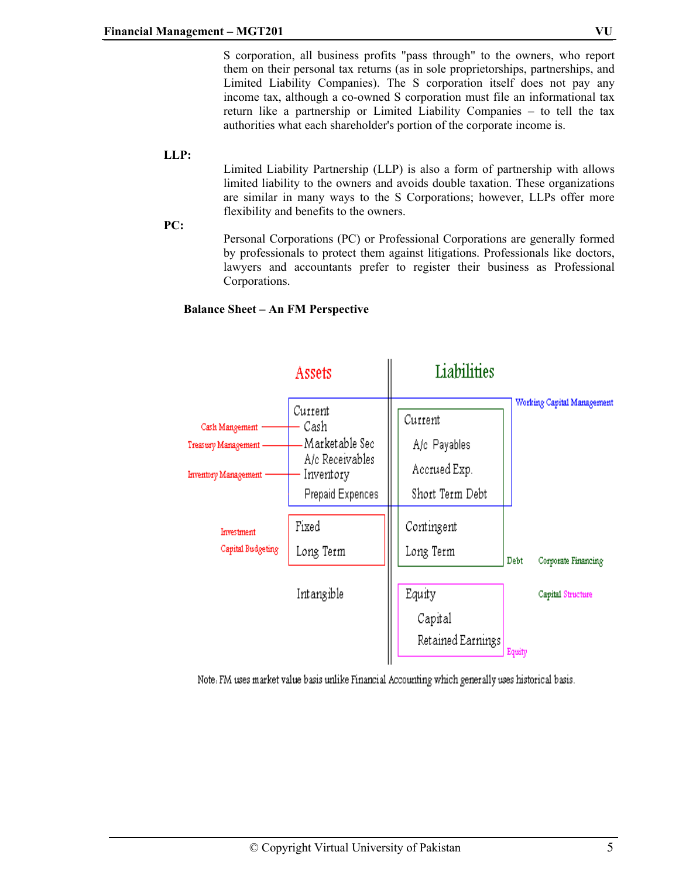S corporation, all business profits "pass through" to the owners, who report them on their personal tax returns (as in sole proprietorships, partnerships, and Limited Liability Companies). The S corporation itself does not pay any income tax, although a co-owned S corporation must file an informational tax return like a partnership or Limited Liability Companies – to tell the tax authorities what each shareholder's portion of the corporate income is.

**LLP:**

Limited Liability Partnership (LLP) is also a form of partnership with allows limited liability to the owners and avoids double taxation. These organizations are similar in many ways to the S Corporations; however, LLPs offer more flexibility and benefits to the owners.

**PC:**

Personal Corporations (PC) or Professional Corporations are generally formed by professionals to protect them against litigations. Professionals like doctors, lawyers and accountants prefer to register their business as Professional Corporations.

**Balance Sheet – An FM Perspective**

| | Assets | Liabilities | |
|---|---|---|---|
| | **Current** | **Current** | Working Capital Management |
| Cash Mangement | Cash | A/c Payables | |
| Treasury Management | Marketable Sec | Accrued Exp. | |
| | A/c Receivables | Short Term Debt | |
| Inventory Management | Inventory | | |
| | Prepaid Expences | | |
| Investment | **Fixed** | **Contingent** | |
| Capital Budgeting | Long Term | Long Term | Debt — Corporate Financing |
| | **Intangible** | **Equity** | Capital Structure |
| | | Capital | |
| | | Retained Earnings | Equity |

Note: FM uses market value basis unlike Financial Accounting which generally uses historical basis.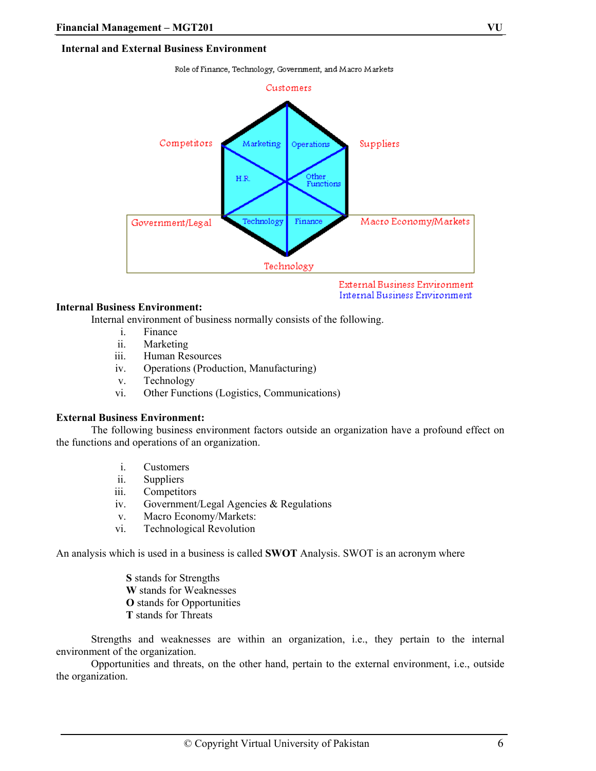## Internal and External Business Environment

Role of Finance, Technology, Government, and Macro Markets

Customers

Competitors — Marketing — Operations — Suppliers

H.R. — Other Functions

Government/Legal — Technology — Finance — Macro Economy/Markets

Technology

External Business Environment
Internal Business Environment

**Internal Business Environment:**

Internal environment of business normally consists of the following.

i. Finance
ii. Marketing
iii. Human Resources
iv. Operations (Production, Manufacturing)
v. Technology
vi. Other Functions (Logistics, Communications)

**External Business Environment:**

The following business environment factors outside an organization have a profound effect on the functions and operations of an organization.

i. Customers
ii. Suppliers
iii. Competitors
iv. Government/Legal Agencies & Regulations
v. Macro Economy/Markets:
vi. Technological Revolution

An analysis which is used in a business is called **SWOT** Analysis. SWOT is an acronym where

**S** stands for Strengths
**W** stands for Weaknesses
**O** stands for Opportunities
**T** stands for Threats

Strengths and weaknesses are within an organization, i.e., they pertain to the internal environment of the organization.

Opportunities and threats, on the other hand, pertain to the external environment, i.e., outside the organization.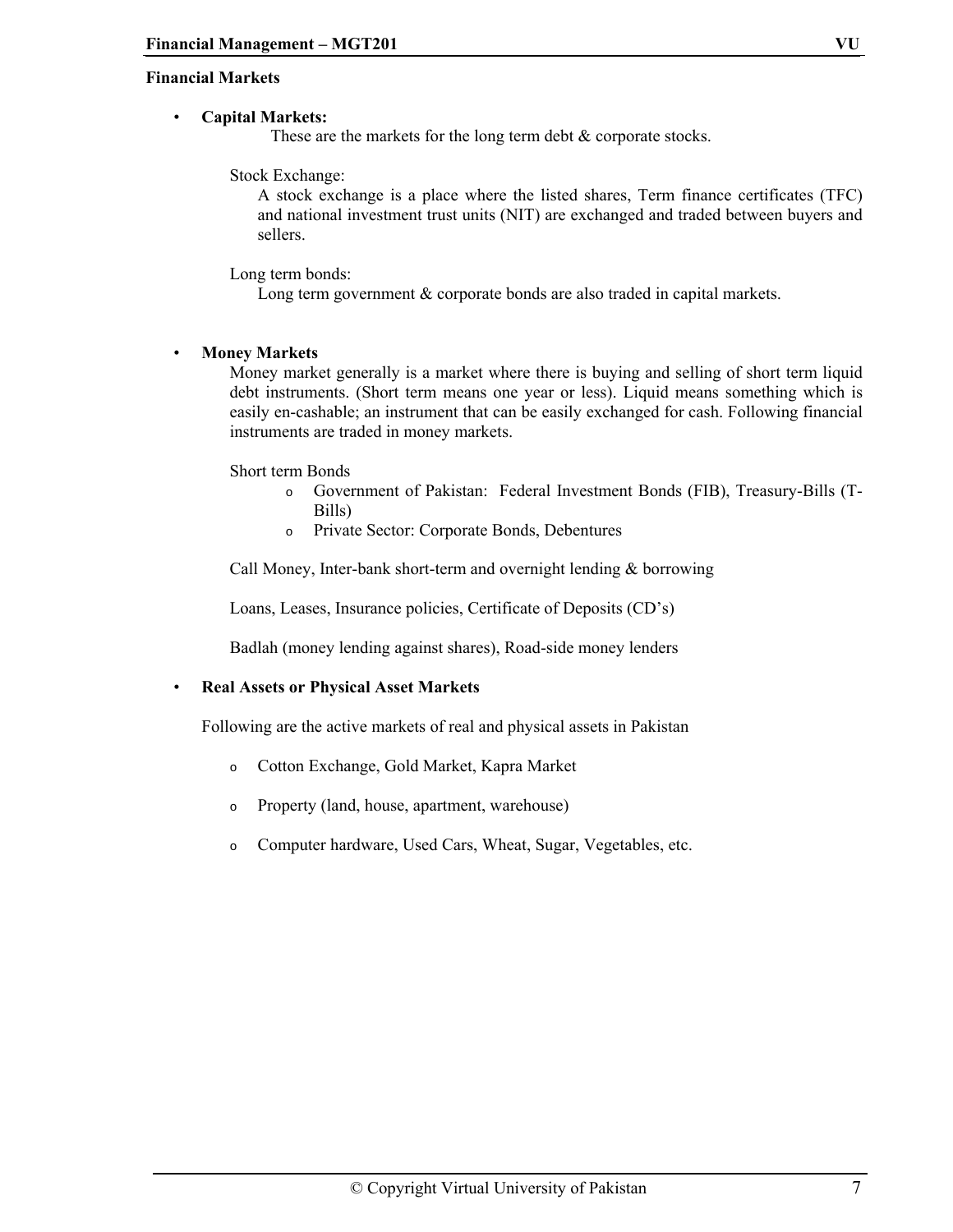**Financial Markets**

- **Capital Markets:**

  These are the markets for the long term debt & corporate stocks.

  Stock Exchange:

  A stock exchange is a place where the listed shares, Term finance certificates (TFC) and national investment trust units (NIT) are exchanged and traded between buyers and sellers.

  Long term bonds:

  Long term government & corporate bonds are also traded in capital markets.

- **Money Markets**

  Money market generally is a market where there is buying and selling of short term liquid debt instruments. (Short term means one year or less). Liquid means something which is easily en-cashable; an instrument that can be easily exchanged for cash. Following financial instruments are traded in money markets.

  Short term Bonds

  - Government of Pakistan: Federal Investment Bonds (FIB), Treasury-Bills (T-Bills)
  - Private Sector: Corporate Bonds, Debentures

  Call Money, Inter-bank short-term and overnight lending & borrowing

  Loans, Leases, Insurance policies, Certificate of Deposits (CD's)

  Badlah (money lending against shares), Road-side money lenders

- **Real Assets or Physical Asset Markets**

  Following are the active markets of real and physical assets in Pakistan

  - Cotton Exchange, Gold Market, Kapra Market
  - Property (land, house, apartment, warehouse)
  - Computer hardware, Used Cars, Wheat, Sugar, Vegetables, etc.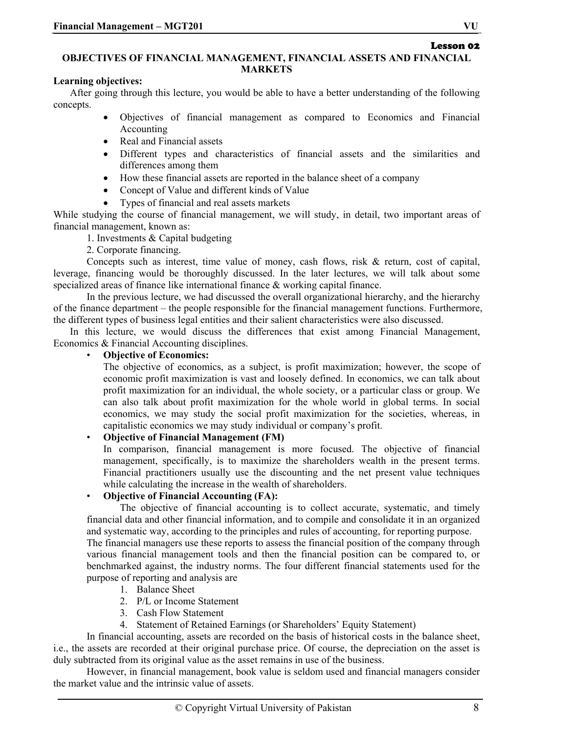## Lesson 02

# OBJECTIVES OF FINANCIAL MANAGEMENT, FINANCIAL ASSETS AND FINANCIAL MARKETS

**Learning objectives:**

After going through this lecture, you would be able to have a better understanding of the following concepts.

- Objectives of financial management as compared to Economics and Financial Accounting
- Real and Financial assets
- Different types and characteristics of financial assets and the similarities and differences among them
- How these financial assets are reported in the balance sheet of a company
- Concept of Value and different kinds of Value
- Types of financial and real assets markets

While studying the course of financial management, we will study, in detail, two important areas of financial management, known as:

1. Investments & Capital budgeting
2. Corporate financing.

Concepts such as interest, time value of money, cash flows, risk & return, cost of capital, leverage, financing would be thoroughly discussed. In the later lectures, we will talk about some specialized areas of finance like international finance & working capital finance.

In the previous lecture, we had discussed the overall organizational hierarchy, and the hierarchy of the finance department – the people responsible for the financial management functions. Furthermore, the different types of business legal entities and their salient characteristics were also discussed.

In this lecture, we would discuss the differences that exist among Financial Management, Economics & Financial Accounting disciplines.

- **Objective of Economics:**
  The objective of economics, as a subject, is profit maximization; however, the scope of economic profit maximization is vast and loosely defined. In economics, we can talk about profit maximization for an individual, the whole society, or a particular class or group. We can also talk about profit maximization for the whole world in global terms. In social economics, we may study the social profit maximization for the societies, whereas, in capitalistic economics we may study individual or company's profit.
- **Objective of Financial Management (FM)**
  In comparison, financial management is more focused. The objective of financial management, specifically, is to maximize the shareholders wealth in the present terms. Financial practitioners usually use the discounting and the net present value techniques while calculating the increase in the wealth of shareholders.
- **Objective of Financial Accounting (FA):**
  The objective of financial accounting is to collect accurate, systematic, and timely financial data and other financial information, and to compile and consolidate it in an organized and systematic way, according to the principles and rules of accounting, for reporting purpose.
  The financial managers use these reports to assess the financial position of the company through various financial management tools and then the financial position can be compared to, or benchmarked against, the industry norms. The four different financial statements used for the purpose of reporting and analysis are
  1. Balance Sheet
  2. P/L or Income Statement
  3. Cash Flow Statement
  4. Statement of Retained Earnings (or Shareholders' Equity Statement)

In financial accounting, assets are recorded on the basis of historical costs in the balance sheet, i.e., the assets are recorded at their original purchase price. Of course, the depreciation on the asset is duly subtracted from its original value as the asset remains in use of the business.

However, in financial management, book value is seldom used and financial managers consider the market value and the intrinsic value of assets.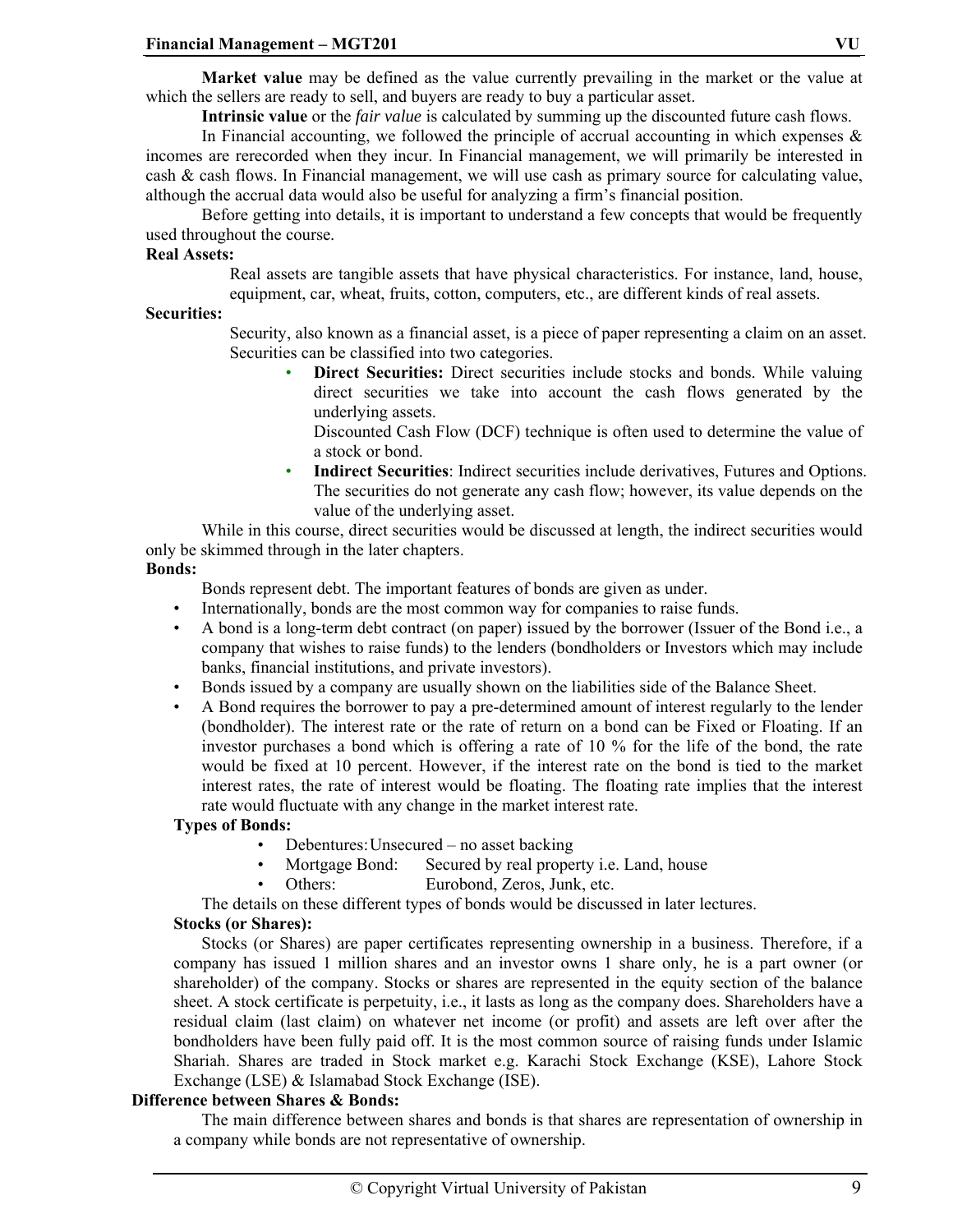**Market value** may be defined as the value currently prevailing in the market or the value at which the sellers are ready to sell, and buyers are ready to buy a particular asset.

**Intrinsic value** or the *fair value* is calculated by summing up the discounted future cash flows.

In Financial accounting, we followed the principle of accrual accounting in which expenses & incomes are rerecorded when they incur. In Financial management, we will primarily be interested in cash & cash flows. In Financial management, we will use cash as primary source for calculating value, although the accrual data would also be useful for analyzing a firm's financial position.

Before getting into details, it is important to understand a few concepts that would be frequently used throughout the course.

**Real Assets:**

Real assets are tangible assets that have physical characteristics. For instance, land, house, equipment, car, wheat, fruits, cotton, computers, etc., are different kinds of real assets.

**Securities:**

Security, also known as a financial asset, is a piece of paper representing a claim on an asset. Securities can be classified into two categories.

- **Direct Securities:** Direct securities include stocks and bonds. While valuing direct securities we take into account the cash flows generated by the underlying assets.
  Discounted Cash Flow (DCF) technique is often used to determine the value of a stock or bond.
- **Indirect Securities**: Indirect securities include derivatives, Futures and Options. The securities do not generate any cash flow; however, its value depends on the value of the underlying asset.

While in this course, direct securities would be discussed at length, the indirect securities would only be skimmed through in the later chapters.

**Bonds:**

Bonds represent debt. The important features of bonds are given as under.

- Internationally, bonds are the most common way for companies to raise funds.
- A bond is a long-term debt contract (on paper) issued by the borrower (Issuer of the Bond i.e., a company that wishes to raise funds) to the lenders (bondholders or Investors which may include banks, financial institutions, and private investors).
- Bonds issued by a company are usually shown on the liabilities side of the Balance Sheet.
- A Bond requires the borrower to pay a pre-determined amount of interest regularly to the lender (bondholder). The interest rate or the rate of return on a bond can be Fixed or Floating. If an investor purchases a bond which is offering a rate of 10 % for the life of the bond, the rate would be fixed at 10 percent. However, if the interest rate on the bond is tied to the market interest rates, the rate of interest would be floating. The floating rate implies that the interest rate would fluctuate with any change in the market interest rate.

**Types of Bonds:**

- Debentures: Unsecured – no asset backing
- Mortgage Bond: Secured by real property i.e. Land, house
- Others: Eurobond, Zeros, Junk, etc.

The details on these different types of bonds would be discussed in later lectures.

**Stocks (or Shares):**

Stocks (or Shares) are paper certificates representing ownership in a business. Therefore, if a company has issued 1 million shares and an investor owns 1 share only, he is a part owner (or shareholder) of the company. Stocks or shares are represented in the equity section of the balance sheet. A stock certificate is perpetuity, i.e., it lasts as long as the company does. Shareholders have a residual claim (last claim) on whatever net income (or profit) and assets are left over after the bondholders have been fully paid off. It is the most common source of raising funds under Islamic Shariah. Shares are traded in Stock market e.g. Karachi Stock Exchange (KSE), Lahore Stock Exchange (LSE) & Islamabad Stock Exchange (ISE).

**Difference between Shares & Bonds:**

The main difference between shares and bonds is that shares are representation of ownership in a company while bonds are not representative of ownership.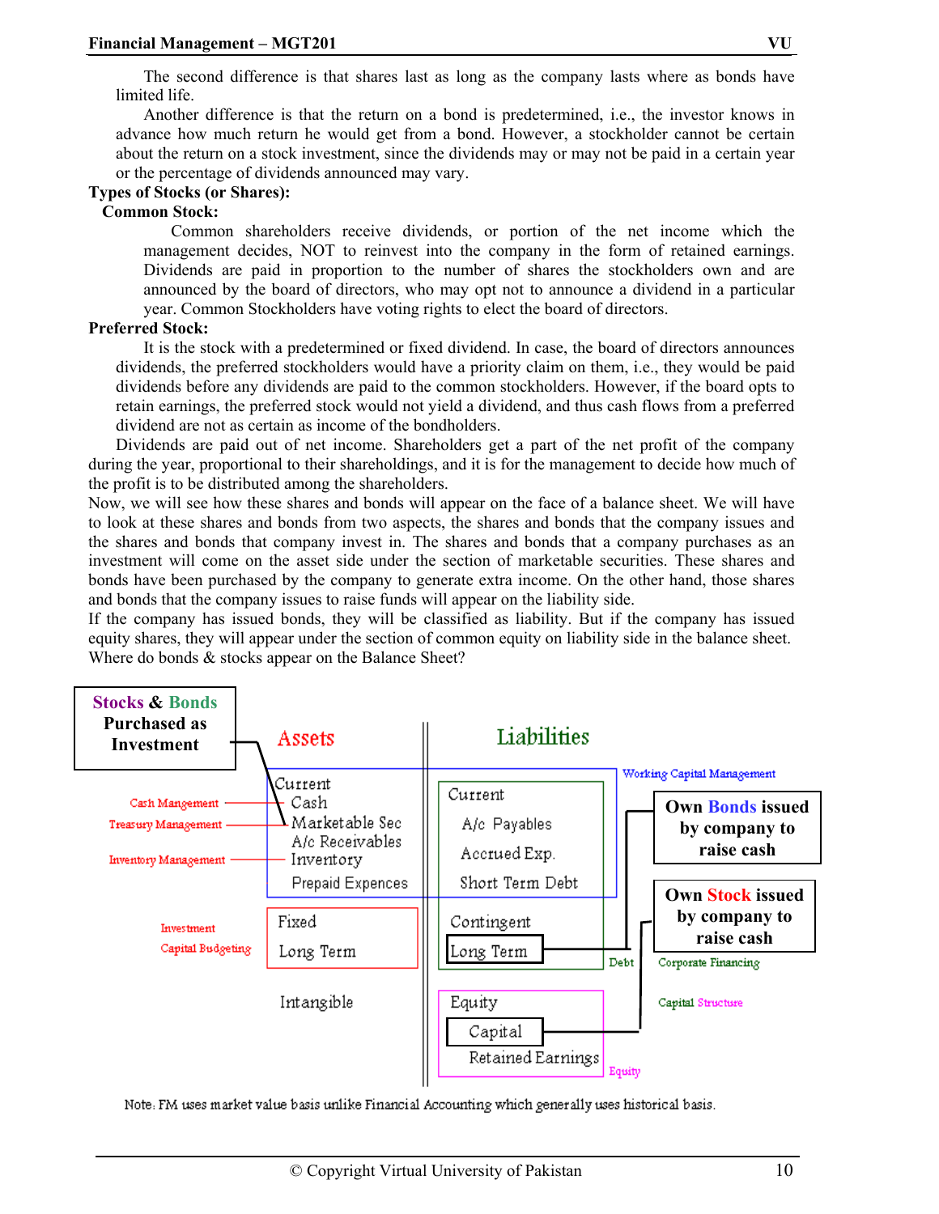The second difference is that shares last as long as the company lasts where as bonds have limited life.

Another difference is that the return on a bond is predetermined, i.e., the investor knows in advance how much return he would get from a bond. However, a stockholder cannot be certain about the return on a stock investment, since the dividends may or may not be paid in a certain year or the percentage of dividends announced may vary.

**Types of Stocks (or Shares):**

**Common Stock:**

Common shareholders receive dividends, or portion of the net income which the management decides, NOT to reinvest into the company in the form of retained earnings. Dividends are paid in proportion to the number of shares the stockholders own and are announced by the board of directors, who may opt not to announce a dividend in a particular year. Common Stockholders have voting rights to elect the board of directors.

**Preferred Stock:**

It is the stock with a predetermined or fixed dividend. In case, the board of directors announces dividends, the preferred stockholders would have a priority claim on them, i.e., they would be paid dividends before any dividends are paid to the common stockholders. However, if the board opts to retain earnings, the preferred stock would not yield a dividend, and thus cash flows from a preferred dividend are not as certain as income of the bondholders.

Dividends are paid out of net income. Shareholders get a part of the net profit of the company during the year, proportional to their shareholdings, and it is for the management to decide how much of the profit is to be distributed among the shareholders.

Now, we will see how these shares and bonds will appear on the face of a balance sheet. We will have to look at these shares and bonds from two aspects, the shares and bonds that the company issues and the shares and bonds that company invest in. The shares and bonds that a company purchases as an investment will come on the asset side under the section of marketable securities. These shares and bonds have been purchased by the company to generate extra income. On the other hand, those shares and bonds that the company issues to raise funds will appear on the liability side.

If the company has issued bonds, they will be classified as liability. But if the company has issued equity shares, they will appear under the section of common equity on liability side in the balance sheet.

Where do bonds & stocks appear on the Balance Sheet?

**Stocks & Bonds Purchased as Investment**

| Management area | Assets | Liabilities | Notes |
|---|---|---|---|
| | **Current** | **Current** | Working Capital Management |
| Cash Mangement | Cash | A/c Payables | |
| Treasury Management | Marketable Sec | Accrued Exp. | |
| | A/c Receivables | Short Term Debt | |
| Inventory Management | Inventory | | |
| | Prepaid Expences | | |
| Investment | **Fixed** | Contingent | |
| Capital Budgeting | Long Term | Long Term | Debt — Own Bonds issued by company to raise cash |
| | **Intangible** | **Equity** | Corporate Financing / Capital Structure |
| | | Capital | Own Stock issued by company to raise cash |
| | | Retained Earnings | Equity |

Note: FM uses market value basis unlike Financial Accounting which generally uses historical basis.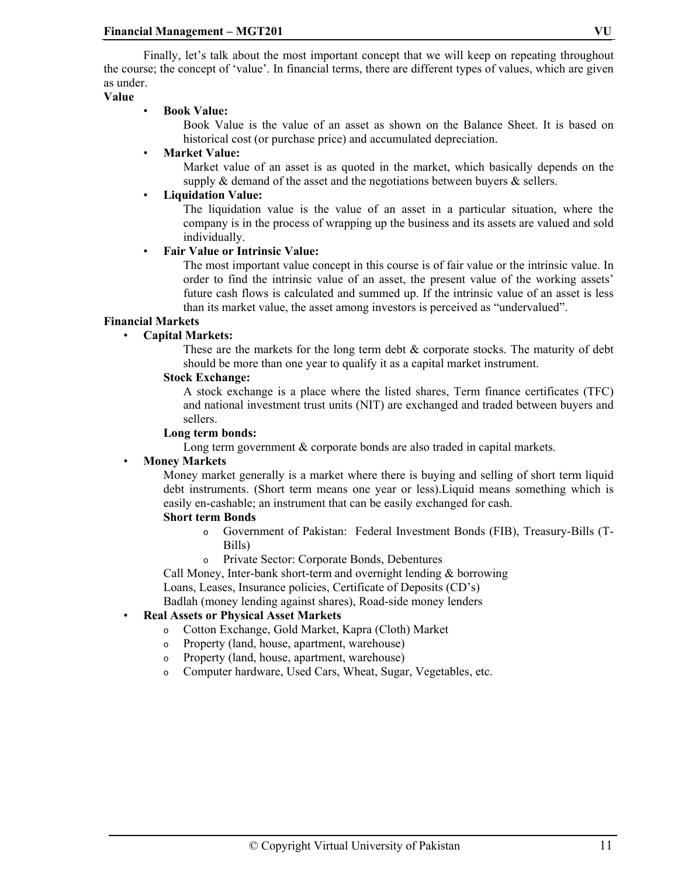Finally, let's talk about the most important concept that we will keep on repeating throughout the course; the concept of 'value'. In financial terms, there are different types of values, which are given as under.

**Value**

- **Book Value:**

  Book Value is the value of an asset as shown on the Balance Sheet. It is based on historical cost (or purchase price) and accumulated depreciation.

- **Market Value:**

  Market value of an asset is as quoted in the market, which basically depends on the supply & demand of the asset and the negotiations between buyers & sellers.

- **Liquidation Value:**

  The liquidation value is the value of an asset in a particular situation, where the company is in the process of wrapping up the business and its assets are valued and sold individually.

- **Fair Value or Intrinsic Value:**

  The most important value concept in this course is of fair value or the intrinsic value. In order to find the intrinsic value of an asset, the present value of the working assets' future cash flows is calculated and summed up. If the intrinsic value of an asset is less than its market value, the asset among investors is perceived as "undervalued".

**Financial Markets**

- **Capital Markets:**

  These are the markets for the long term debt & corporate stocks. The maturity of debt should be more than one year to qualify it as a capital market instrument.

  **Stock Exchange:**

  A stock exchange is a place where the listed shares, Term finance certificates (TFC) and national investment trust units (NIT) are exchanged and traded between buyers and sellers.

  **Long term bonds:**

  Long term government & corporate bonds are also traded in capital markets.

- **Money Markets**

  Money market generally is a market where there is buying and selling of short term liquid debt instruments. (Short term means one year or less).Liquid means something which is easily en-cashable; an instrument that can be easily exchanged for cash.

  **Short term Bonds**

  - Government of Pakistan: Federal Investment Bonds (FIB), Treasury-Bills (T-Bills)
  - Private Sector: Corporate Bonds, Debentures

  Call Money, Inter-bank short-term and overnight lending & borrowing
  Loans, Leases, Insurance policies, Certificate of Deposits (CD's)
  Badlah (money lending against shares), Road-side money lenders

- **Real Assets or Physical Asset Markets**
  - Cotton Exchange, Gold Market, Kapra (Cloth) Market
  - Property (land, house, apartment, warehouse)
  - Property (land, house, apartment, warehouse)
  - Computer hardware, Used Cars, Wheat, Sugar, Vegetables, etc.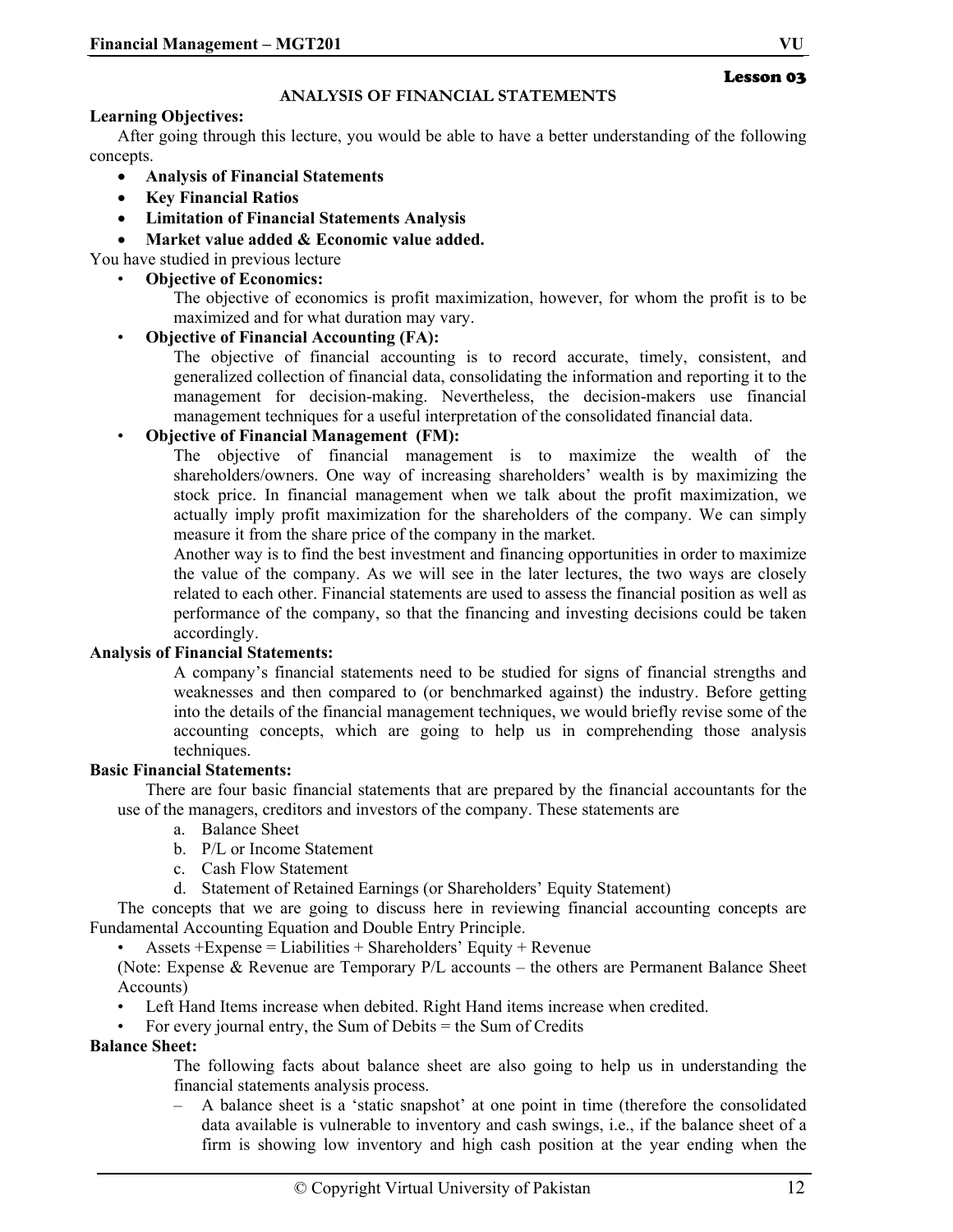**Lesson 03**

## ANALYSIS OF FINANCIAL STATEMENTS

**Learning Objectives:**

After going through this lecture, you would be able to have a better understanding of the following concepts.

- **Analysis of Financial Statements**
- **Key Financial Ratios**
- **Limitation of Financial Statements Analysis**
- **Market value added & Economic value added.**

You have studied in previous lecture

- **Objective of Economics:**
  The objective of economics is profit maximization, however, for whom the profit is to be maximized and for what duration may vary.
- **Objective of Financial Accounting (FA):**
  The objective of financial accounting is to record accurate, timely, consistent, and generalized collection of financial data, consolidating the information and reporting it to the management for decision-making. Nevertheless, the decision-makers use financial management techniques for a useful interpretation of the consolidated financial data.
- **Objective of Financial Management (FM):**
  The objective of financial management is to maximize the wealth of the shareholders/owners. One way of increasing shareholders' wealth is by maximizing the stock price. In financial management when we talk about the profit maximization, we actually imply profit maximization for the shareholders of the company. We can simply measure it from the share price of the company in the market.
  Another way is to find the best investment and financing opportunities in order to maximize the value of the company. As we will see in the later lectures, the two ways are closely related to each other. Financial statements are used to assess the financial position as well as performance of the company, so that the financing and investing decisions could be taken accordingly.

**Analysis of Financial Statements:**

A company's financial statements need to be studied for signs of financial strengths and weaknesses and then compared to (or benchmarked against) the industry. Before getting into the details of the financial management techniques, we would briefly revise some of the accounting concepts, which are going to help us in comprehending those analysis techniques.

**Basic Financial Statements:**

There are four basic financial statements that are prepared by the financial accountants for the use of the managers, creditors and investors of the company. These statements are

a. Balance Sheet
b. P/L or Income Statement
c. Cash Flow Statement
d. Statement of Retained Earnings (or Shareholders' Equity Statement)

The concepts that we are going to discuss here in reviewing financial accounting concepts are Fundamental Accounting Equation and Double Entry Principle.

- Assets +Expense = Liabilities + Shareholders' Equity + Revenue

(Note: Expense & Revenue are Temporary P/L accounts – the others are Permanent Balance Sheet Accounts)

- Left Hand Items increase when debited. Right Hand items increase when credited.
- For every journal entry, the Sum of Debits = the Sum of Credits

**Balance Sheet:**

The following facts about balance sheet are also going to help us in understanding the financial statements analysis process.

- A balance sheet is a 'static snapshot' at one point in time (therefore the consolidated data available is vulnerable to inventory and cash swings, i.e., if the balance sheet of a firm is showing low inventory and high cash position at the year ending when the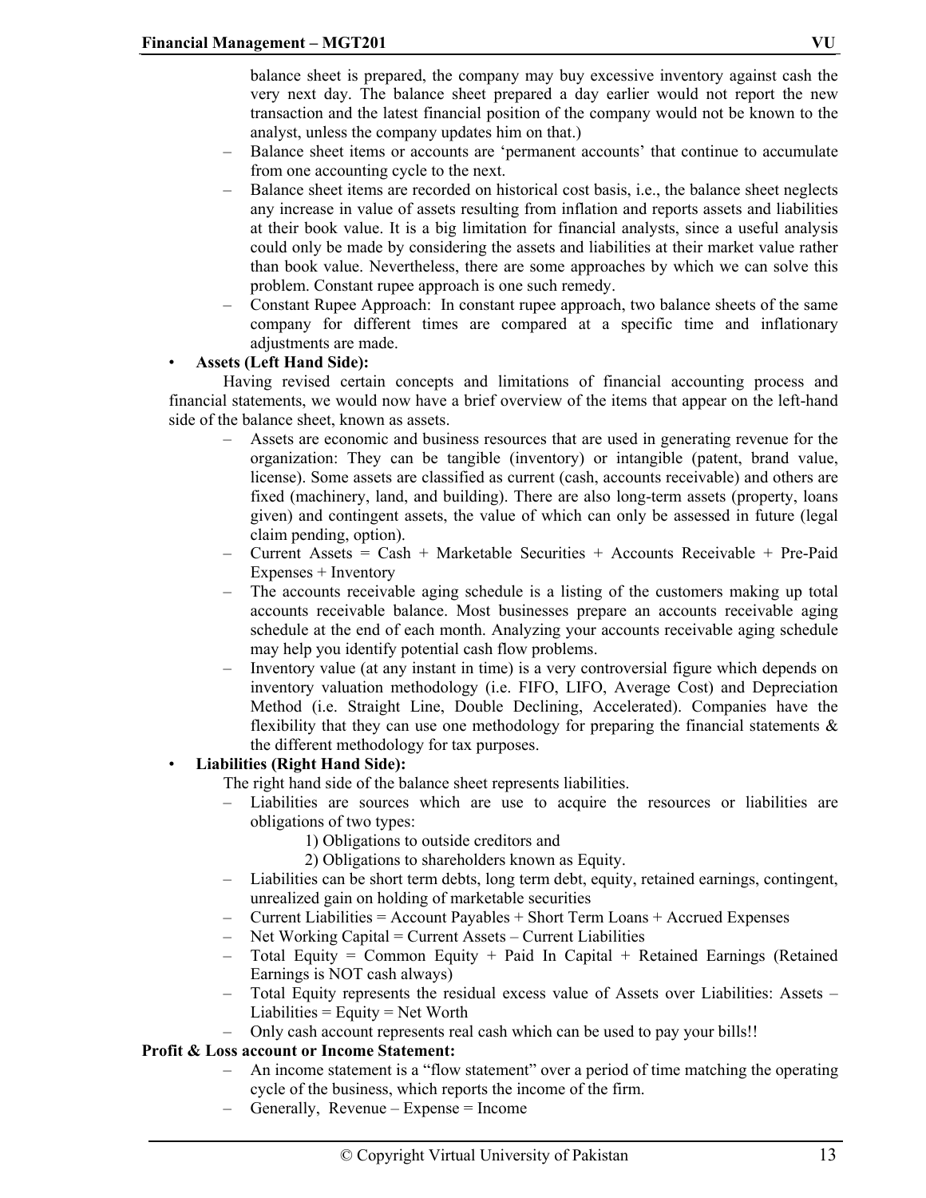balance sheet is prepared, the company may buy excessive inventory against cash the very next day. The balance sheet prepared a day earlier would not report the new transaction and the latest financial position of the company would not be known to the analyst, unless the company updates him on that.)

- Balance sheet items or accounts are 'permanent accounts' that continue to accumulate from one accounting cycle to the next.
- Balance sheet items are recorded on historical cost basis, i.e., the balance sheet neglects any increase in value of assets resulting from inflation and reports assets and liabilities at their book value. It is a big limitation for financial analysts, since a useful analysis could only be made by considering the assets and liabilities at their market value rather than book value. Nevertheless, there are some approaches by which we can solve this problem. Constant rupee approach is one such remedy.
- Constant Rupee Approach: In constant rupee approach, two balance sheets of the same company for different times are compared at a specific time and inflationary adjustments are made.

- **Assets (Left Hand Side):**

Having revised certain concepts and limitations of financial accounting process and financial statements, we would now have a brief overview of the items that appear on the left-hand side of the balance sheet, known as assets.

- Assets are economic and business resources that are used in generating revenue for the organization: They can be tangible (inventory) or intangible (patent, brand value, license). Some assets are classified as current (cash, accounts receivable) and others are fixed (machinery, land, and building). There are also long-term assets (property, loans given) and contingent assets, the value of which can only be assessed in future (legal claim pending, option).
- Current Assets = Cash + Marketable Securities + Accounts Receivable + Pre-Paid Expenses + Inventory
- The accounts receivable aging schedule is a listing of the customers making up total accounts receivable balance. Most businesses prepare an accounts receivable aging schedule at the end of each month. Analyzing your accounts receivable aging schedule may help you identify potential cash flow problems.
- Inventory value (at any instant in time) is a very controversial figure which depends on inventory valuation methodology (i.e. FIFO, LIFO, Average Cost) and Depreciation Method (i.e. Straight Line, Double Declining, Accelerated). Companies have the flexibility that they can use one methodology for preparing the financial statements & the different methodology for tax purposes.

- **Liabilities (Right Hand Side):**

The right hand side of the balance sheet represents liabilities.

- Liabilities are sources which are use to acquire the resources or liabilities are obligations of two types:
  1) Obligations to outside creditors and
  2) Obligations to shareholders known as Equity.
- Liabilities can be short term debts, long term debt, equity, retained earnings, contingent, unrealized gain on holding of marketable securities
- Current Liabilities = Account Payables + Short Term Loans + Accrued Expenses
- Net Working Capital = Current Assets – Current Liabilities
- Total Equity = Common Equity + Paid In Capital + Retained Earnings (Retained Earnings is NOT cash always)
- Total Equity represents the residual excess value of Assets over Liabilities: Assets – Liabilities = Equity = Net Worth
- Only cash account represents real cash which can be used to pay your bills!!

**Profit & Loss account or Income Statement:**

- An income statement is a "flow statement" over a period of time matching the operating cycle of the business, which reports the income of the firm.
- Generally, Revenue – Expense = Income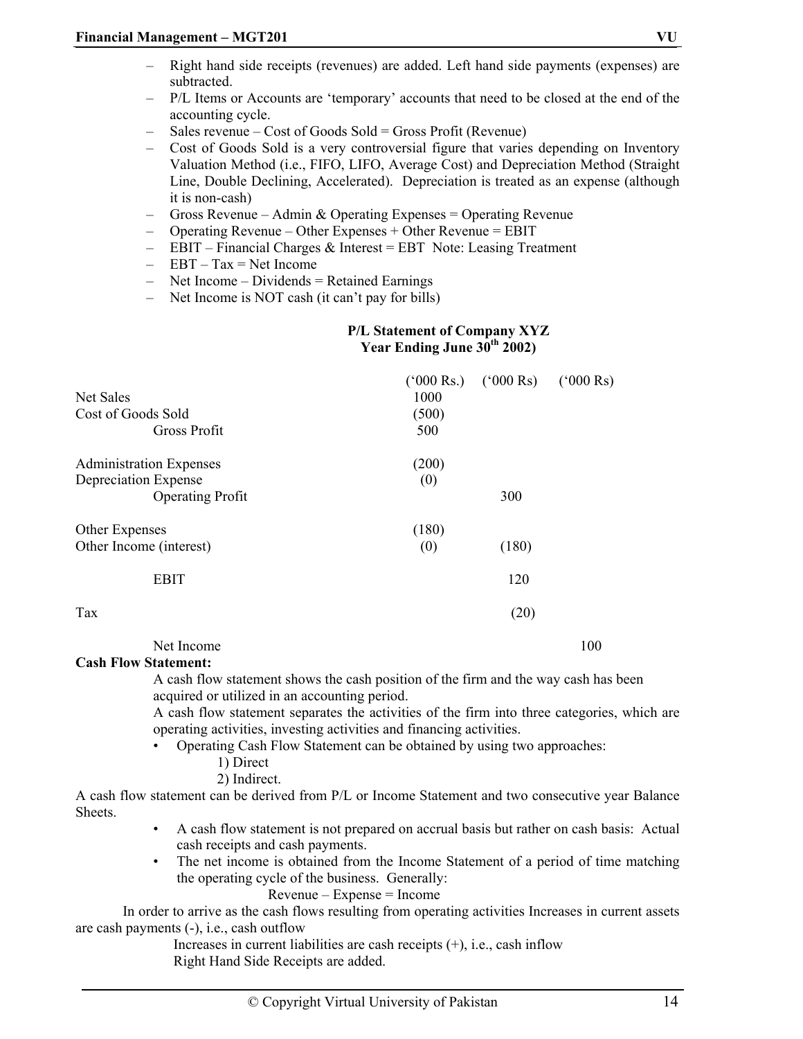- Right hand side receipts (revenues) are added. Left hand side payments (expenses) are subtracted.
- P/L Items or Accounts are 'temporary' accounts that need to be closed at the end of the accounting cycle.
- Sales revenue – Cost of Goods Sold = Gross Profit (Revenue)
- Cost of Goods Sold is a very controversial figure that varies depending on Inventory Valuation Method (i.e., FIFO, LIFO, Average Cost) and Depreciation Method (Straight Line, Double Declining, Accelerated). Depreciation is treated as an expense (although it is non-cash)
- Gross Revenue – Admin & Operating Expenses = Operating Revenue
- Operating Revenue – Other Expenses + Other Revenue = EBIT
- EBIT – Financial Charges & Interest = EBT Note: Leasing Treatment
- EBT – Tax = Net Income
- Net Income – Dividends = Retained Earnings
- Net Income is NOT cash (it can't pay for bills)

**P/L Statement of Company XYZ**
**Year Ending June 30th 2002)**

| | ('000 Rs.) | ('000 Rs) | ('000 Rs) |
|---|---|---|---|
| Net Sales | 1000 | | |
| Cost of Goods Sold | (500) | | |
| Gross Profit | 500 | | |
| | | | |
| Administration Expenses | (200) | | |
| Depreciation Expense | (0) | | |
| Operating Profit | | 300 | |
| | | | |
| Other Expenses | (180) | | |
| Other Income (interest) | (0) | (180) | |
| | | | |
| EBIT | | 120 | |
| | | | |
| Tax | | (20) | |
| | | | |
| Net Income | | | 100 |

**Cash Flow Statement:**

A cash flow statement shows the cash position of the firm and the way cash has been acquired or utilized in an accounting period.

A cash flow statement separates the activities of the firm into three categories, which are operating activities, investing activities and financing activities.

- Operating Cash Flow Statement can be obtained by using two approaches:
  1) Direct
  2) Indirect.

A cash flow statement can be derived from P/L or Income Statement and two consecutive year Balance Sheets.

- A cash flow statement is not prepared on accrual basis but rather on cash basis: Actual cash receipts and cash payments.
- The net income is obtained from the Income Statement of a period of time matching the operating cycle of the business. Generally:

Revenue – Expense = Income

In order to arrive as the cash flows resulting from operating activities Increases in current assets are cash payments (-), i.e., cash outflow

Increases in current liabilities are cash receipts (+), i.e., cash inflow

Right Hand Side Receipts are added.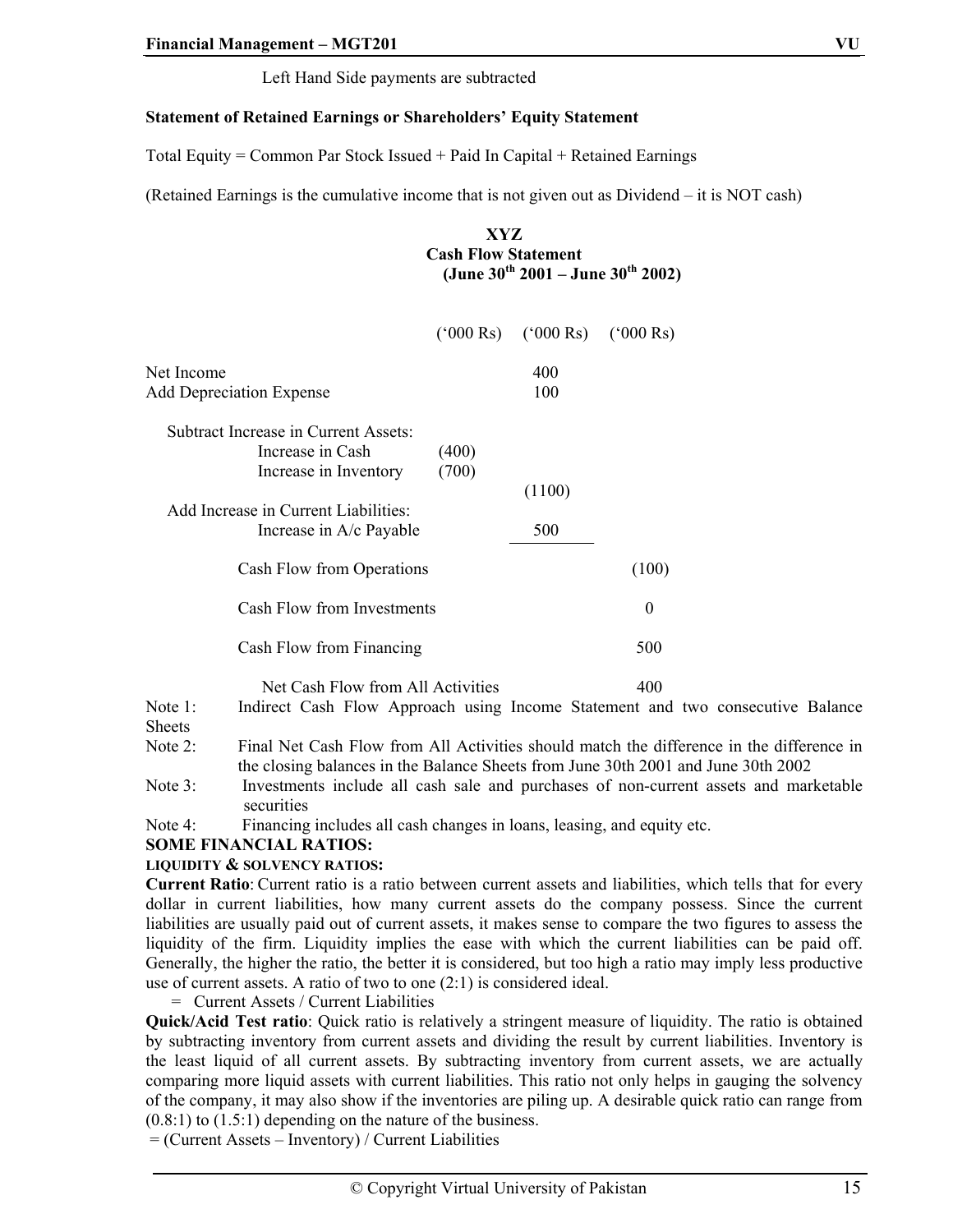Left Hand Side payments are subtracted

**Statement of Retained Earnings or Shareholders' Equity Statement**

Total Equity = Common Par Stock Issued + Paid In Capital + Retained Earnings

(Retained Earnings is the cumulative income that is not given out as Dividend – it is NOT cash)

**XYZ**
**Cash Flow Statement**
**(June 30th 2001 – June 30th 2002)**

| | ('000 Rs) | ('000 Rs) | ('000 Rs) |
|---|---|---|---|
| Net Income | | 400 | |
| Add Depreciation Expense | | 100 | |
| Subtract Increase in Current Assets: | | | |
| Increase in Cash | (400) | | |
| Increase in Inventory | (700) | | |
| | | (1100) | |
| Add Increase in Current Liabilities: | | | |
| Increase in A/c Payable | | 500 | |
| Cash Flow from Operations | | | (100) |
| Cash Flow from Investments | | | 0 |
| Cash Flow from Financing | | | 500 |
| Net Cash Flow from All Activities | | | 400 |

Note 1: Indirect Cash Flow Approach using Income Statement and two consecutive Balance Sheets

Note 2: Final Net Cash Flow from All Activities should match the difference in the difference in the closing balances in the Balance Sheets from June 30th 2001 and June 30th 2002

Note 3: Investments include all cash sale and purchases of non-current assets and marketable securities

Note 4: Financing includes all cash changes in loans, leasing, and equity etc.

**SOME FINANCIAL RATIOS:**

**LIQUIDITY & SOLVENCY RATIOS:**

**Current Ratio**: Current ratio is a ratio between current assets and liabilities, which tells that for every dollar in current liabilities, how many current assets do the company possess. Since the current liabilities are usually paid out of current assets, it makes sense to compare the two figures to assess the liquidity of the firm. Liquidity implies the ease with which the current liabilities can be paid off. Generally, the higher the ratio, the better it is considered, but too high a ratio may imply less productive use of current assets. A ratio of two to one (2:1) is considered ideal.

= Current Assets / Current Liabilities

**Quick/Acid Test ratio**: Quick ratio is relatively a stringent measure of liquidity. The ratio is obtained by subtracting inventory from current assets and dividing the result by current liabilities. Inventory is the least liquid of all current assets. By subtracting inventory from current assets, we are actually comparing more liquid assets with current liabilities. This ratio not only helps in gauging the solvency of the company, it may also show if the inventories are piling up. A desirable quick ratio can range from (0.8:1) to (1.5:1) depending on the nature of the business.

= (Current Assets – Inventory) / Current Liabilities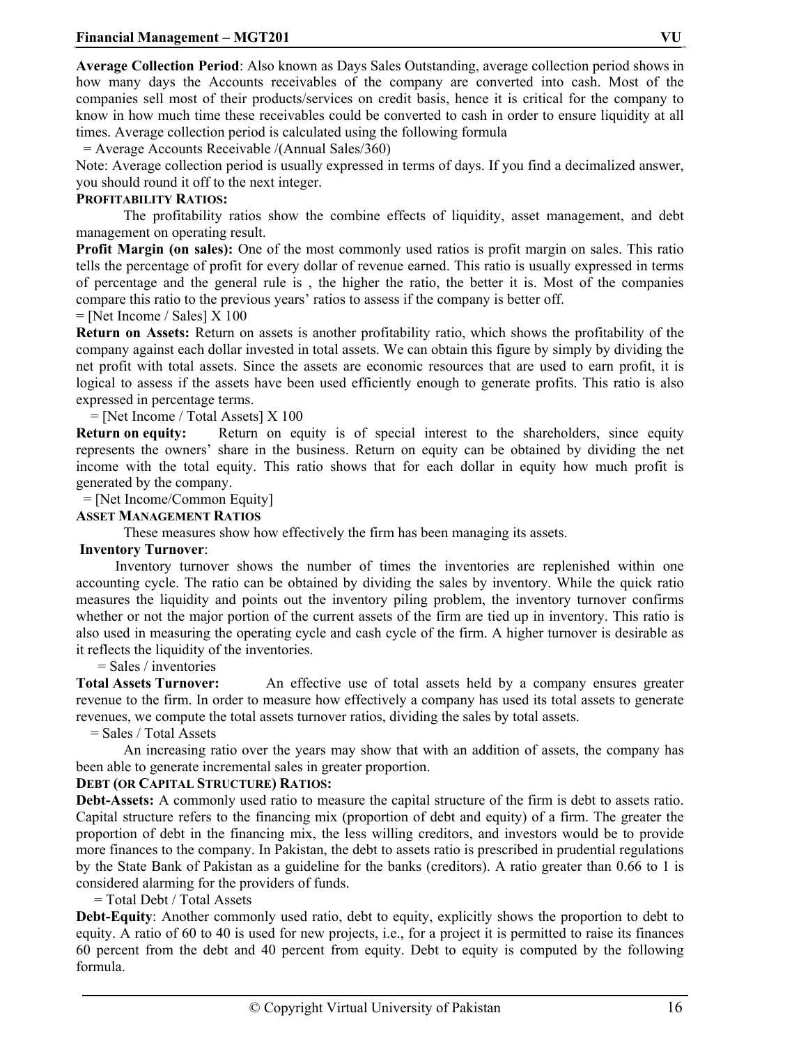**Average Collection Period**: Also known as Days Sales Outstanding, average collection period shows in how many days the Accounts receivables of the company are converted into cash. Most of the companies sell most of their products/services on credit basis, hence it is critical for the company to know in how much time these receivables could be converted to cash in order to ensure liquidity at all times. Average collection period is calculated using the following formula

= Average Accounts Receivable /(Annual Sales/360)

Note: Average collection period is usually expressed in terms of days. If you find a decimalized answer, you should round it off to the next integer.

**PROFITABILITY RATIOS:**

The profitability ratios show the combine effects of liquidity, asset management, and debt management on operating result.

**Profit Margin (on sales):** One of the most commonly used ratios is profit margin on sales. This ratio tells the percentage of profit for every dollar of revenue earned. This ratio is usually expressed in terms of percentage and the general rule is , the higher the ratio, the better it is. Most of the companies compare this ratio to the previous years' ratios to assess if the company is better off.

= [Net Income / Sales] X 100

**Return on Assets:** Return on assets is another profitability ratio, which shows the profitability of the company against each dollar invested in total assets. We can obtain this figure by simply by dividing the net profit with total assets. Since the assets are economic resources that are used to earn profit, it is logical to assess if the assets have been used efficiently enough to generate profits. This ratio is also expressed in percentage terms.

= [Net Income / Total Assets] X 100

**Return on equity:** Return on equity is of special interest to the shareholders, since equity represents the owners' share in the business. Return on equity can be obtained by dividing the net income with the total equity. This ratio shows that for each dollar in equity how much profit is generated by the company.

= [Net Income/Common Equity]

**ASSET MANAGEMENT RATIOS**

These measures show how effectively the firm has been managing its assets.

**Inventory Turnover**:

Inventory turnover shows the number of times the inventories are replenished within one accounting cycle. The ratio can be obtained by dividing the sales by inventory. While the quick ratio measures the liquidity and points out the inventory piling problem, the inventory turnover confirms whether or not the major portion of the current assets of the firm are tied up in inventory. This ratio is also used in measuring the operating cycle and cash cycle of the firm. A higher turnover is desirable as it reflects the liquidity of the inventories.

= Sales / inventories

**Total Assets Turnover:** An effective use of total assets held by a company ensures greater revenue to the firm. In order to measure how effectively a company has used its total assets to generate revenues, we compute the total assets turnover ratios, dividing the sales by total assets.

= Sales / Total Assets

An increasing ratio over the years may show that with an addition of assets, the company has been able to generate incremental sales in greater proportion.

**DEBT (OR CAPITAL STRUCTURE) RATIOS:**

**Debt-Assets:** A commonly used ratio to measure the capital structure of the firm is debt to assets ratio. Capital structure refers to the financing mix (proportion of debt and equity) of a firm. The greater the proportion of debt in the financing mix, the less willing creditors, and investors would be to provide more finances to the company. In Pakistan, the debt to assets ratio is prescribed in prudential regulations by the State Bank of Pakistan as a guideline for the banks (creditors). A ratio greater than 0.66 to 1 is considered alarming for the providers of funds.

= Total Debt / Total Assets

**Debt-Equity**: Another commonly used ratio, debt to equity, explicitly shows the proportion to debt to equity. A ratio of 60 to 40 is used for new projects, i.e., for a project it is permitted to raise its finances 60 percent from the debt and 40 percent from equity. Debt to equity is computed by the following formula.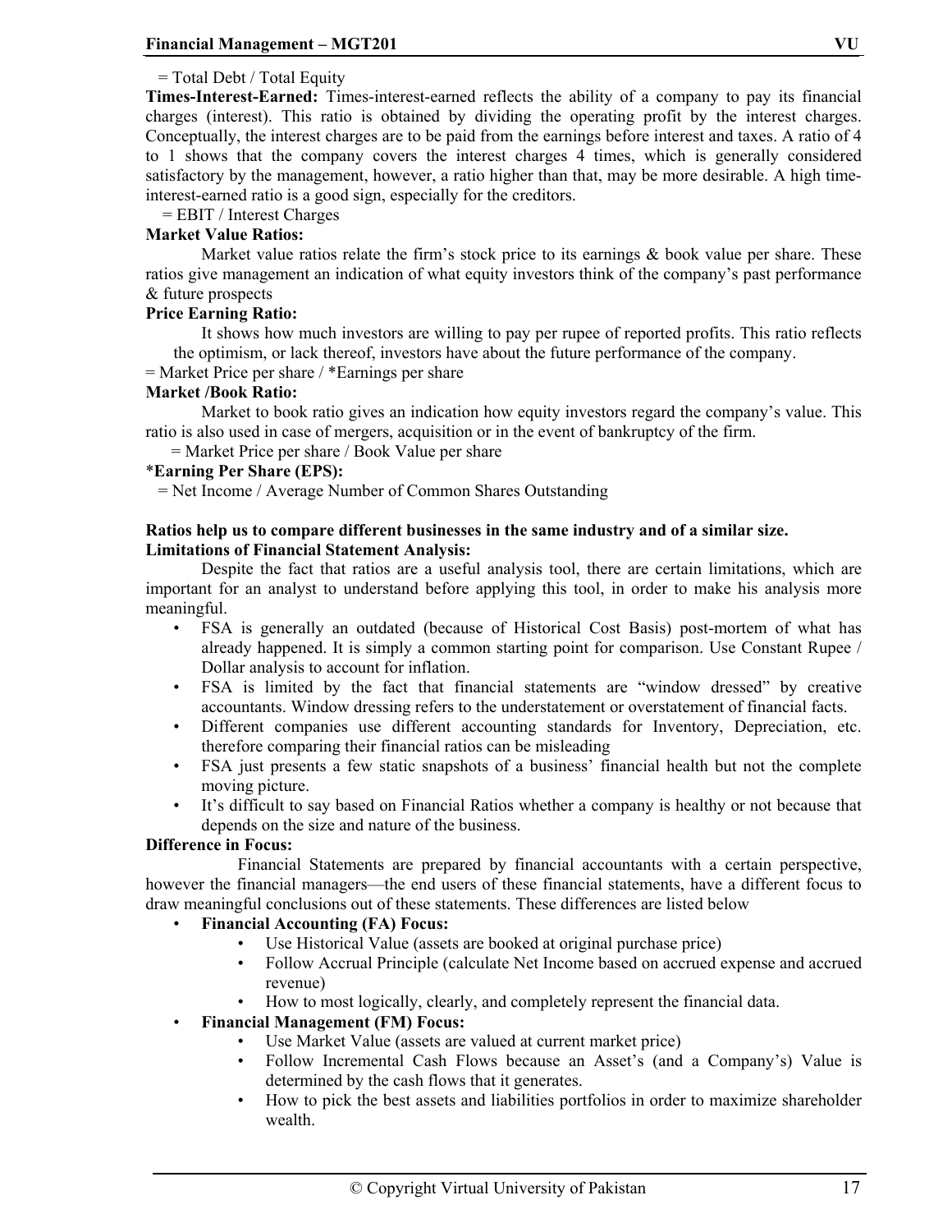= Total Debt / Total Equity

**Times-Interest-Earned:** Times-interest-earned reflects the ability of a company to pay its financial charges (interest). This ratio is obtained by dividing the operating profit by the interest charges. Conceptually, the interest charges are to be paid from the earnings before interest and taxes. A ratio of 4 to 1 shows that the company covers the interest charges 4 times, which is generally considered satisfactory by the management, however, a ratio higher than that, may be more desirable. A high time-interest-earned ratio is a good sign, especially for the creditors.

= EBIT / Interest Charges

**Market Value Ratios:**

Market value ratios relate the firm's stock price to its earnings & book value per share. These ratios give management an indication of what equity investors think of the company's past performance & future prospects

**Price Earning Ratio:**

It shows how much investors are willing to pay per rupee of reported profits. This ratio reflects the optimism, or lack thereof, investors have about the future performance of the company.

= Market Price per share / *Earnings per share

**Market /Book Ratio:**

Market to book ratio gives an indication how equity investors regard the company's value. This ratio is also used in case of mergers, acquisition or in the event of bankruptcy of the firm.

= Market Price per share / Book Value per share

*__Earning Per Share (EPS):__*

= Net Income / Average Number of Common Shares Outstanding

**Ratios help us to compare different businesses in the same industry and of a similar size.**

**Limitations of Financial Statement Analysis:**

Despite the fact that ratios are a useful analysis tool, there are certain limitations, which are important for an analyst to understand before applying this tool, in order to make his analysis more meaningful.

- FSA is generally an outdated (because of Historical Cost Basis) post-mortem of what has already happened. It is simply a common starting point for comparison. Use Constant Rupee / Dollar analysis to account for inflation.
- FSA is limited by the fact that financial statements are "window dressed" by creative accountants. Window dressing refers to the understatement or overstatement of financial facts.
- Different companies use different accounting standards for Inventory, Depreciation, etc. therefore comparing their financial ratios can be misleading
- FSA just presents a few static snapshots of a business' financial health but not the complete moving picture.
- It's difficult to say based on Financial Ratios whether a company is healthy or not because that depends on the size and nature of the business.

**Difference in Focus:**

Financial Statements are prepared by financial accountants with a certain perspective, however the financial managers—the end users of these financial statements, have a different focus to draw meaningful conclusions out of these statements. These differences are listed below

- **Financial Accounting (FA) Focus:**
  - Use Historical Value (assets are booked at original purchase price)
  - Follow Accrual Principle (calculate Net Income based on accrued expense and accrued revenue)
  - How to most logically, clearly, and completely represent the financial data.
- **Financial Management (FM) Focus:**
  - Use Market Value (assets are valued at current market price)
  - Follow Incremental Cash Flows because an Asset's (and a Company's) Value is determined by the cash flows that it generates.
  - How to pick the best assets and liabilities portfolios in order to maximize shareholder wealth.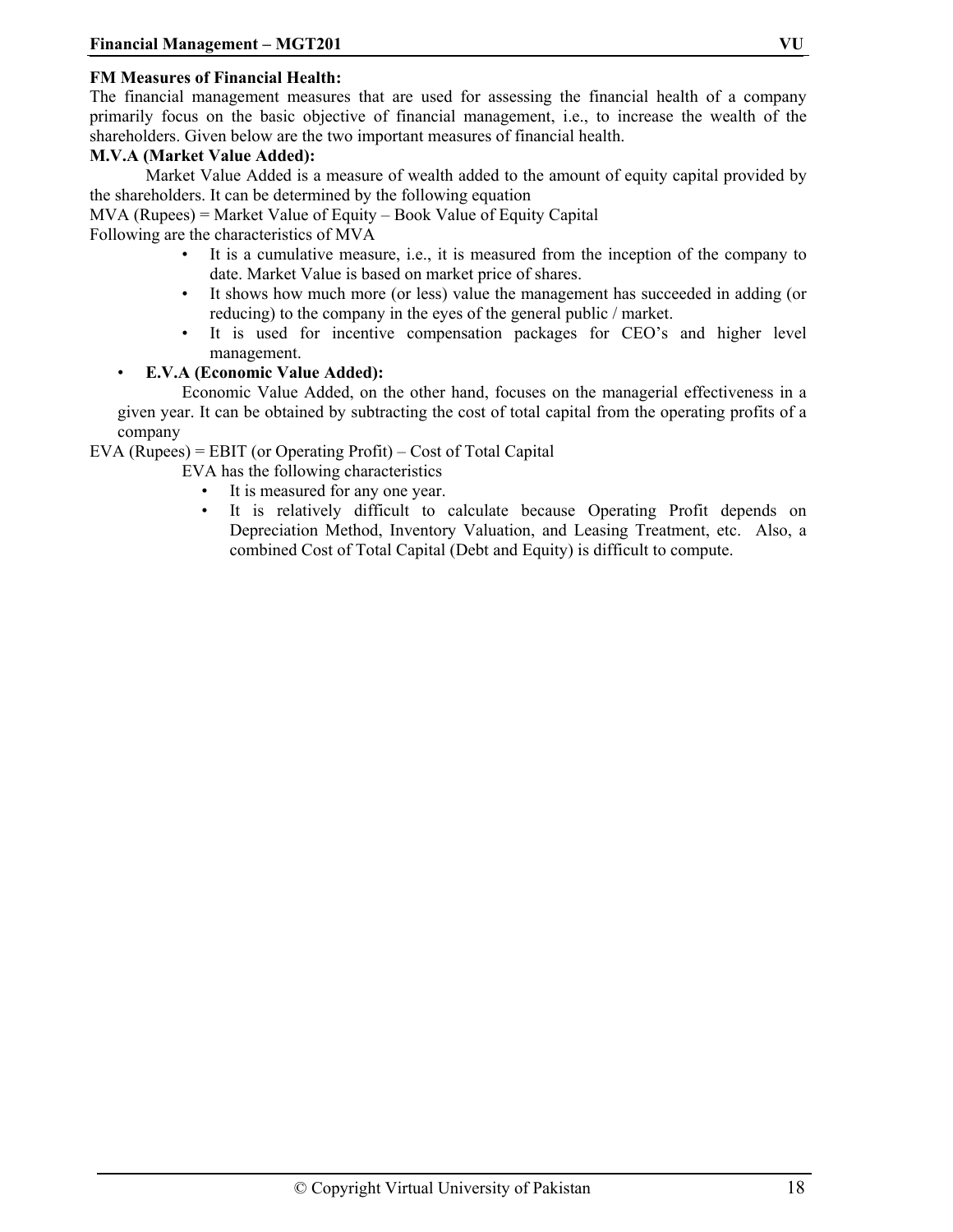**FM Measures of Financial Health:**

The financial management measures that are used for assessing the financial health of a company primarily focus on the basic objective of financial management, i.e., to increase the wealth of the shareholders. Given below are the two important measures of financial health.

**M.V.A (Market Value Added):**

Market Value Added is a measure of wealth added to the amount of equity capital provided by the shareholders. It can be determined by the following equation

MVA (Rupees) = Market Value of Equity – Book Value of Equity Capital

Following are the characteristics of MVA

- It is a cumulative measure, i.e., it is measured from the inception of the company to date. Market Value is based on market price of shares.
- It shows how much more (or less) value the management has succeeded in adding (or reducing) to the company in the eyes of the general public / market.
- It is used for incentive compensation packages for CEO's and higher level management.

- **E.V.A (Economic Value Added):**

  Economic Value Added, on the other hand, focuses on the managerial effectiveness in a given year. It can be obtained by subtracting the cost of total capital from the operating profits of a company

EVA (Rupees) = EBIT (or Operating Profit) – Cost of Total Capital

EVA has the following characteristics

- It is measured for any one year.
- It is relatively difficult to calculate because Operating Profit depends on Depreciation Method, Inventory Valuation, and Leasing Treatment, etc. Also, a combined Cost of Total Capital (Debt and Equity) is difficult to compute.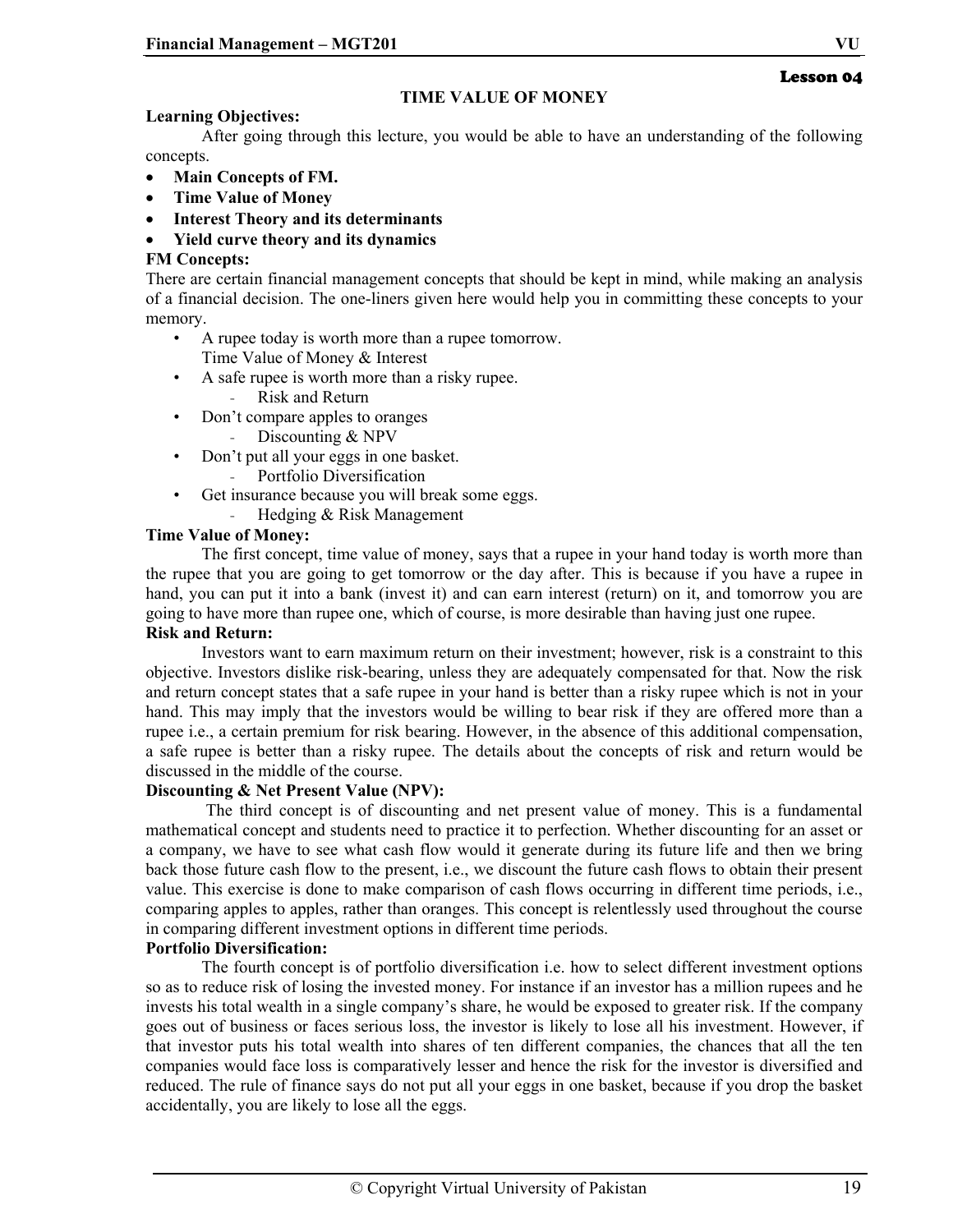Lesson 04

# TIME VALUE OF MONEY

**Learning Objectives:**

After going through this lecture, you would be able to have an understanding of the following concepts.

- **Main Concepts of FM.**
- **Time Value of Money**
- **Interest Theory and its determinants**
- **Yield curve theory and its dynamics**

**FM Concepts:**

There are certain financial management concepts that should be kept in mind, while making an analysis of a financial decision. The one-liners given here would help you in committing these concepts to your memory.

- A rupee today is worth more than a rupee tomorrow.
  Time Value of Money & Interest
- A safe rupee is worth more than a risky rupee.
  - Risk and Return
- Don't compare apples to oranges
  - Discounting & NPV
- Don't put all your eggs in one basket.
  - Portfolio Diversification
- Get insurance because you will break some eggs.
  - Hedging & Risk Management

**Time Value of Money:**

The first concept, time value of money, says that a rupee in your hand today is worth more than the rupee that you are going to get tomorrow or the day after. This is because if you have a rupee in hand, you can put it into a bank (invest it) and can earn interest (return) on it, and tomorrow you are going to have more than rupee one, which of course, is more desirable than having just one rupee.

**Risk and Return:**

Investors want to earn maximum return on their investment; however, risk is a constraint to this objective. Investors dislike risk-bearing, unless they are adequately compensated for that. Now the risk and return concept states that a safe rupee in your hand is better than a risky rupee which is not in your hand. This may imply that the investors would be willing to bear risk if they are offered more than a rupee i.e., a certain premium for risk bearing. However, in the absence of this additional compensation, a safe rupee is better than a risky rupee. The details about the concepts of risk and return would be discussed in the middle of the course.

**Discounting & Net Present Value (NPV):**

The third concept is of discounting and net present value of money. This is a fundamental mathematical concept and students need to practice it to perfection. Whether discounting for an asset or a company, we have to see what cash flow would it generate during its future life and then we bring back those future cash flow to the present, i.e., we discount the future cash flows to obtain their present value. This exercise is done to make comparison of cash flows occurring in different time periods, i.e., comparing apples to apples, rather than oranges. This concept is relentlessly used throughout the course in comparing different investment options in different time periods.

**Portfolio Diversification:**

The fourth concept is of portfolio diversification i.e. how to select different investment options so as to reduce risk of losing the invested money. For instance if an investor has a million rupees and he invests his total wealth in a single company's share, he would be exposed to greater risk. If the company goes out of business or faces serious loss, the investor is likely to lose all his investment. However, if that investor puts his total wealth into shares of ten different companies, the chances that all the ten companies would face loss is comparatively lesser and hence the risk for the investor is diversified and reduced. The rule of finance says do not put all your eggs in one basket, because if you drop the basket accidentally, you are likely to lose all the eggs.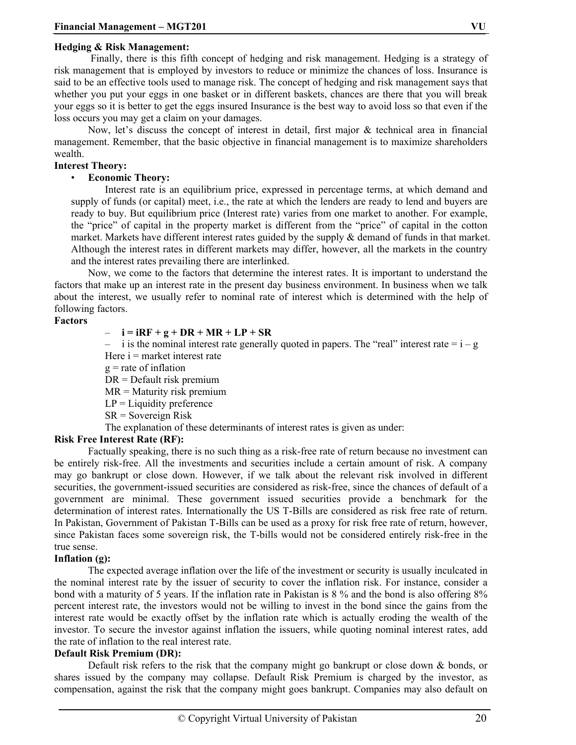**Hedging & Risk Management:**

Finally, there is this fifth concept of hedging and risk management. Hedging is a strategy of risk management that is employed by investors to reduce or minimize the chances of loss. Insurance is said to be an effective tools used to manage risk. The concept of hedging and risk management says that whether you put your eggs in one basket or in different baskets, chances are there that you will break your eggs so it is better to get the eggs insured Insurance is the best way to avoid loss so that even if the loss occurs you may get a claim on your damages.

Now, let's discuss the concept of interest in detail, first major & technical area in financial management. Remember, that the basic objective in financial management is to maximize shareholders wealth.

**Interest Theory:**

- **Economic Theory:**

  Interest rate is an equilibrium price, expressed in percentage terms, at which demand and supply of funds (or capital) meet, i.e., the rate at which the lenders are ready to lend and buyers are ready to buy. But equilibrium price (Interest rate) varies from one market to another. For example, the "price" of capital in the property market is different from the "price" of capital in the cotton market. Markets have different interest rates guided by the supply & demand of funds in that market. Although the interest rates in different markets may differ, however, all the markets in the country and the interest rates prevailing there are interlinked.

Now, we come to the factors that determine the interest rates. It is important to understand the factors that make up an interest rate in the present day business environment. In business when we talk about the interest, we usually refer to nominal rate of interest which is determined with the help of following factors.

**Factors**

- **$i = iRF + g + DR + MR + LP + SR$**
- $i$ is the nominal interest rate generally quoted in papers. The "real" interest rate = $i - g$

Here $i$ = market interest rate

$g$ = rate of inflation

DR = Default risk premium

MR = Maturity risk premium

LP = Liquidity preference

SR = Sovereign Risk

The explanation of these determinants of interest rates is given as under:

**Risk Free Interest Rate (RF):**

Factually speaking, there is no such thing as a risk-free rate of return because no investment can be entirely risk-free. All the investments and securities include a certain amount of risk. A company may go bankrupt or close down. However, if we talk about the relevant risk involved in different securities, the government-issued securities are considered as risk-free, since the chances of default of a government are minimal. These government issued securities provide a benchmark for the determination of interest rates. Internationally the US T-Bills are considered as risk free rate of return. In Pakistan, Government of Pakistan T-Bills can be used as a proxy for risk free rate of return, however, since Pakistan faces some sovereign risk, the T-bills would not be considered entirely risk-free in the true sense.

**Inflation (g):**

The expected average inflation over the life of the investment or security is usually inculcated in the nominal interest rate by the issuer of security to cover the inflation risk. For instance, consider a bond with a maturity of 5 years. If the inflation rate in Pakistan is 8 % and the bond is also offering 8% percent interest rate, the investors would not be willing to invest in the bond since the gains from the interest rate would be exactly offset by the inflation rate which is actually eroding the wealth of the investor. To secure the investor against inflation the issuers, while quoting nominal interest rates, add the rate of inflation to the real interest rate.

**Default Risk Premium (DR):**

Default risk refers to the risk that the company might go bankrupt or close down & bonds, or shares issued by the company may collapse. Default Risk Premium is charged by the investor, as compensation, against the risk that the company might goes bankrupt. Companies may also default on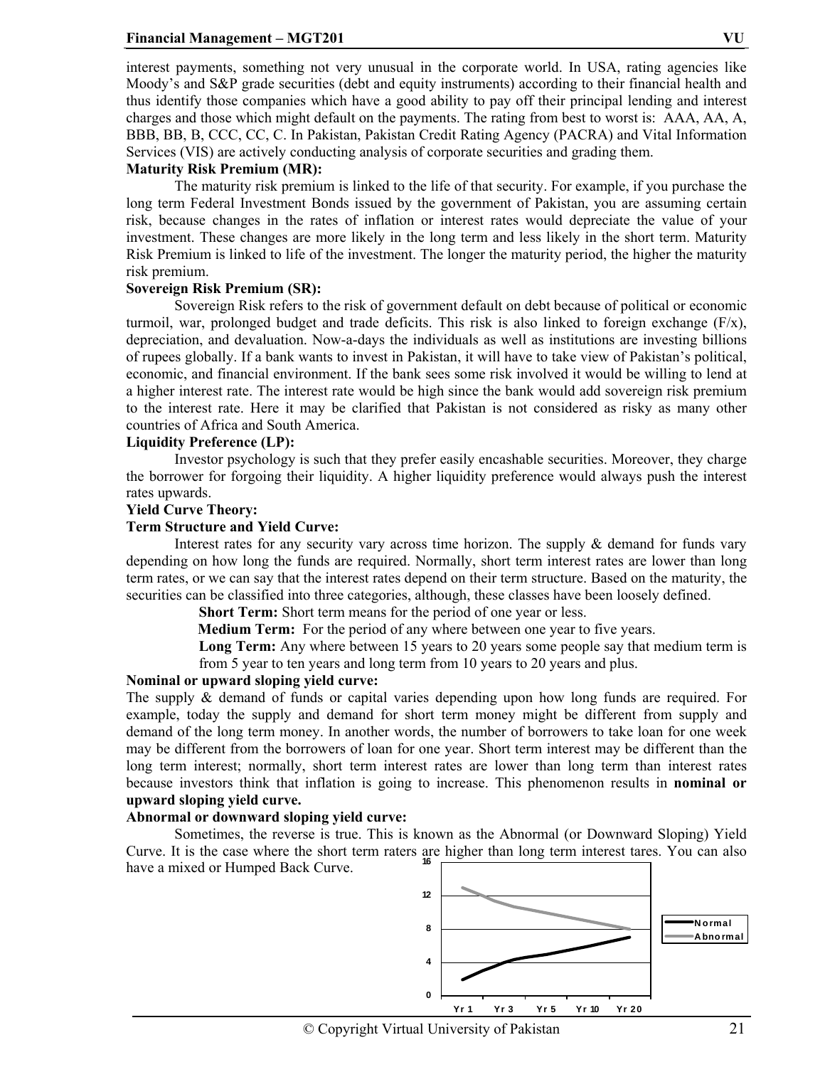interest payments, something not very unusual in the corporate world. In USA, rating agencies like Moody's and S&P grade securities (debt and equity instruments) according to their financial health and thus identify those companies which have a good ability to pay off their principal lending and interest charges and those which might default on the payments. The rating from best to worst is: AAA, AA, A, BBB, BB, B, CCC, CC, C. In Pakistan, Pakistan Credit Rating Agency (PACRA) and Vital Information Services (VIS) are actively conducting analysis of corporate securities and grading them.

**Maturity Risk Premium (MR):**

The maturity risk premium is linked to the life of that security. For example, if you purchase the long term Federal Investment Bonds issued by the government of Pakistan, you are assuming certain risk, because changes in the rates of inflation or interest rates would depreciate the value of your investment. These changes are more likely in the long term and less likely in the short term. Maturity Risk Premium is linked to life of the investment. The longer the maturity period, the higher the maturity risk premium.

**Sovereign Risk Premium (SR):**

Sovereign Risk refers to the risk of government default on debt because of political or economic turmoil, war, prolonged budget and trade deficits. This risk is also linked to foreign exchange (F/x), depreciation, and devaluation. Now-a-days the individuals as well as institutions are investing billions of rupees globally. If a bank wants to invest in Pakistan, it will have to take view of Pakistan's political, economic, and financial environment. If the bank sees some risk involved it would be willing to lend at a higher interest rate. The interest rate would be high since the bank would add sovereign risk premium to the interest rate. Here it may be clarified that Pakistan is not considered as risky as many other countries of Africa and South America.

**Liquidity Preference (LP):**

Investor psychology is such that they prefer easily encashable securities. Moreover, they charge the borrower for forgoing their liquidity. A higher liquidity preference would always push the interest rates upwards.

**Yield Curve Theory:**

**Term Structure and Yield Curve:**

Interest rates for any security vary across time horizon. The supply & demand for funds vary depending on how long the funds are required. Normally, short term interest rates are lower than long term rates, or we can say that the interest rates depend on their term structure. Based on the maturity, the securities can be classified into three categories, although, these classes have been loosely defined.

**Short Term:** Short term means for the period of one year or less.

**Medium Term:** For the period of any where between one year to five years.

**Long Term:** Any where between 15 years to 20 years some people say that medium term is from 5 year to ten years and long term from 10 years to 20 years and plus.

**Nominal or upward sloping yield curve:**

The supply & demand of funds or capital varies depending upon how long funds are required. For example, today the supply and demand for short term money might be different from supply and demand of the long term money. In another words, the number of borrowers to take loan for one week may be different from the borrowers of loan for one year. Short term interest may be different than the long term interest; normally, short term interest rates are lower than long term than interest rates because investors think that inflation is going to increase. This phenomenon results in **nominal or upward sloping yield curve.**

**Abnormal or downward sloping yield curve:**

Sometimes, the reverse is true. This is known as the Abnormal (or Downward Sloping) Yield Curve. It is the case where the short term raters are higher than long term interest tares. You can also have a mixed or Humped Back Curve.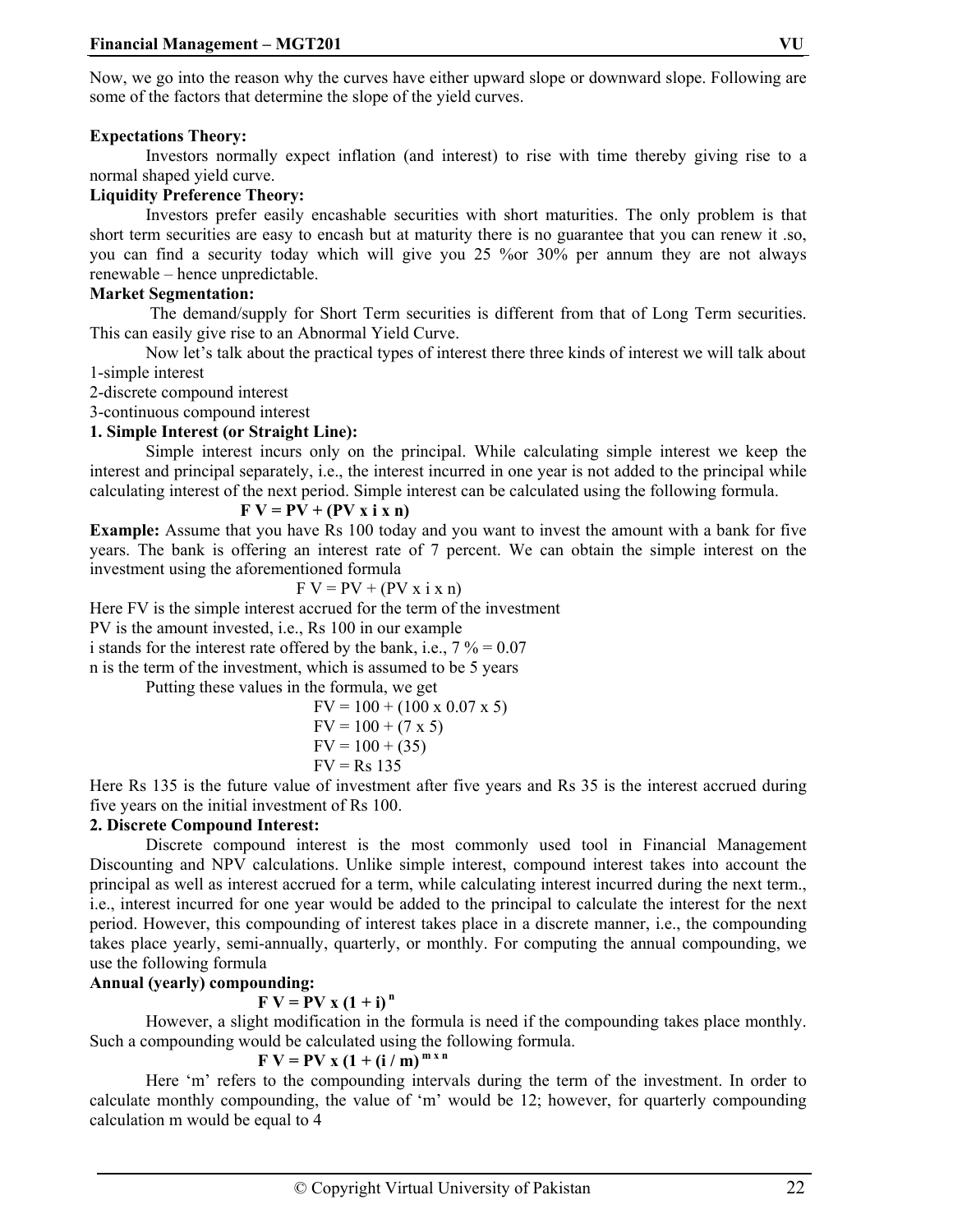Now, we go into the reason why the curves have either upward slope or downward slope. Following are some of the factors that determine the slope of the yield curves.

**Expectations Theory:**

Investors normally expect inflation (and interest) to rise with time thereby giving rise to a normal shaped yield curve.

**Liquidity Preference Theory:**

Investors prefer easily encashable securities with short maturities. The only problem is that short term securities are easy to encash but at maturity there is no guarantee that you can renew it .so, you can find a security today which will give you 25 %or 30% per annum they are not always renewable – hence unpredictable.

**Market Segmentation:**

The demand/supply for Short Term securities is different from that of Long Term securities. This can easily give rise to an Abnormal Yield Curve.

Now let's talk about the practical types of interest there three kinds of interest we will talk about

1-simple interest

2-discrete compound interest

3-continuous compound interest

**1. Simple Interest (or Straight Line):**

Simple interest incurs only on the principal. While calculating simple interest we keep the interest and principal separately, i.e., the interest incurred in one year is not added to the principal while calculating interest of the next period. Simple interest can be calculated using the following formula.

$$FV = PV + (PV \times i \times n)$$

**Example:** Assume that you have Rs 100 today and you want to invest the amount with a bank for five years. The bank is offering an interest rate of 7 percent. We can obtain the simple interest on the investment using the aforementioned formula

$$FV = PV + (PV \times i \times n)$$

Here FV is the simple interest accrued for the term of the investment

PV is the amount invested, i.e., Rs 100 in our example

i stands for the interest rate offered by the bank, i.e., 7 % = 0.07

n is the term of the investment, which is assumed to be 5 years

Putting these values in the formula, we get

$$FV = 100 + (100 \times 0.07 \times 5)$$

$$FV = 100 + (7 \times 5)$$

$$FV = 100 + (35)$$

$$FV = \text{Rs } 135$$

Here Rs 135 is the future value of investment after five years and Rs 35 is the interest accrued during five years on the initial investment of Rs 100.

**2. Discrete Compound Interest:**

Discrete compound interest is the most commonly used tool in Financial Management Discounting and NPV calculations. Unlike simple interest, compound interest takes into account the principal as well as interest accrued for a term, while calculating interest incurred during the next term., i.e., interest incurred for one year would be added to the principal to calculate the interest for the next period. However, this compounding of interest takes place in a discrete manner, i.e., the compounding takes place yearly, semi-annually, quarterly, or monthly. For computing the annual compounding, we use the following formula

**Annual (yearly) compounding:**

$$FV = PV \times (1 + i)^{n}$$

However, a slight modification in the formula is need if the compounding takes place monthly. Such a compounding would be calculated using the following formula.

$$FV = PV \times (1 + (i / m))^{m \times n}$$

Here 'm' refers to the compounding intervals during the term of the investment. In order to calculate monthly compounding, the value of 'm' would be 12; however, for quarterly compounding calculation m would be equal to 4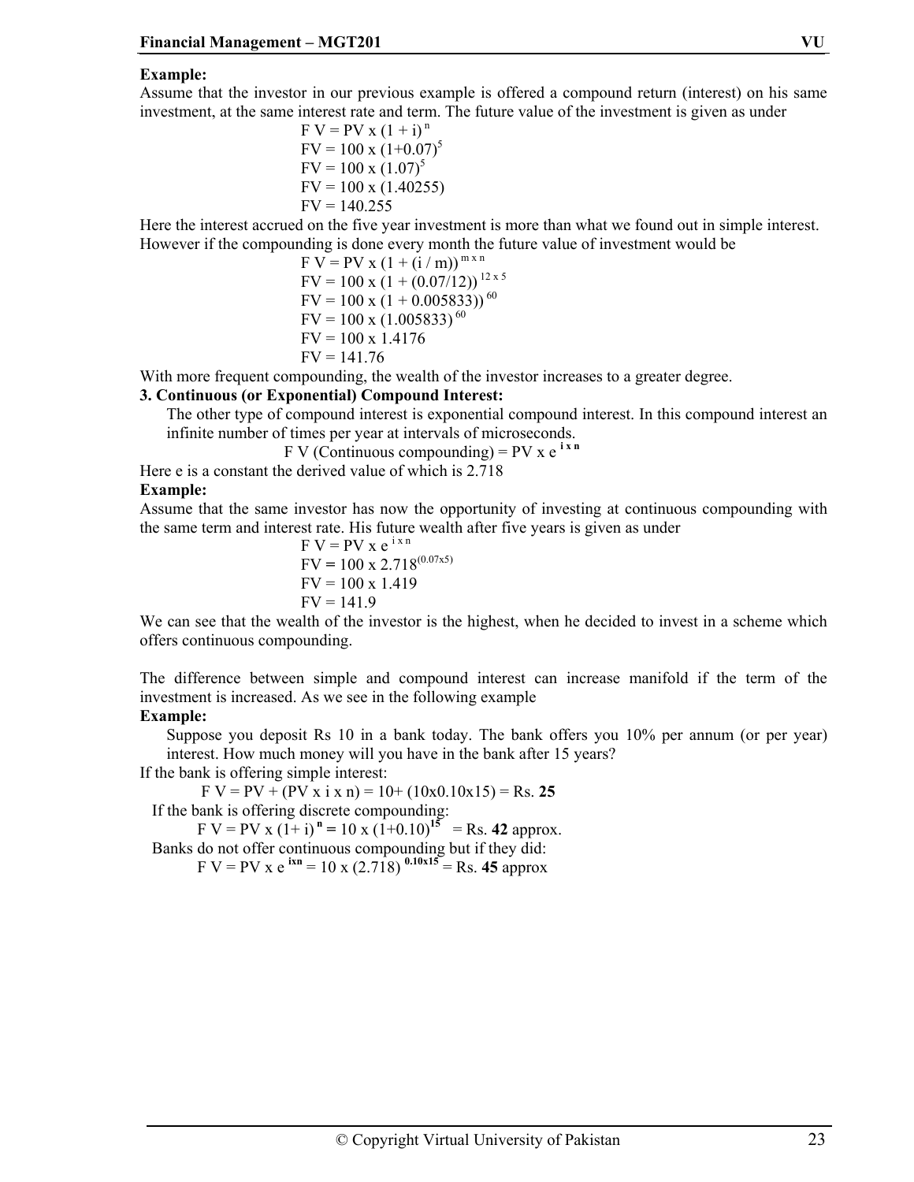**Example:**

Assume that the investor in our previous example is offered a compound return (interest) on his same investment, at the same interest rate and term. The future value of the investment is given as under

$$F\,V = PV \times (1 + i)^{n}$$
$$FV = 100 \times (1+0.07)^{5}$$
$$FV = 100 \times (1.07)^{5}$$
$$FV = 100 \times (1.40255)$$
$$FV = 140.255$$

Here the interest accrued on the five year investment is more than what we found out in simple interest. However if the compounding is done every month the future value of investment would be

$$F\,V = PV \times (1 + (i / m))^{m \times n}$$
$$FV = 100 \times (1 + (0.07/12))^{12 \times 5}$$
$$FV = 100 \times (1 + 0.005833))^{60}$$
$$FV = 100 \times (1.005833)^{60}$$
$$FV = 100 \times 1.4176$$
$$FV = 141.76$$

With more frequent compounding, the wealth of the investor increases to a greater degree.

**3. Continuous (or Exponential) Compound Interest:**

The other type of compound interest is exponential compound interest. In this compound interest an infinite number of times per year at intervals of microseconds.

$$F\,V \text{ (Continuous compounding)} = PV \times e^{\mathbf{i \times n}}$$

Here e is a constant the derived value of which is 2.718

**Example:**

Assume that the same investor has now the opportunity of investing at continuous compounding with the same term and interest rate. His future wealth after five years is given as under

$$F\,V = PV \times e^{i \times n}$$
$$FV = 100 \times 2.718^{(0.07 \times 5)}$$
$$FV = 100 \times 1.419$$
$$FV = 141.9$$

We can see that the wealth of the investor is the highest, when he decided to invest in a scheme which offers continuous compounding.

The difference between simple and compound interest can increase manifold if the term of the investment is increased. As we see in the following example

**Example:**

Suppose you deposit Rs 10 in a bank today. The bank offers you 10% per annum (or per year) interest. How much money will you have in the bank after 15 years?

If the bank is offering simple interest:

$F\,V = PV + (PV \times i \times n) = 10+ (10 \times 0.10 \times 15) =$ Rs. **25**

If the bank is offering discrete compounding:

$F\,V = PV \times (1+ i)^{\mathbf{n}} = 10 \times (1+0.10)^{\mathbf{15}} =$ Rs. **42** approx.

Banks do not offer continuous compounding but if they did:

$F\,V = PV \times e^{\mathbf{ixn}} = 10 \times (2.718)^{\mathbf{0.10 \times 15}} =$ Rs. **45** approx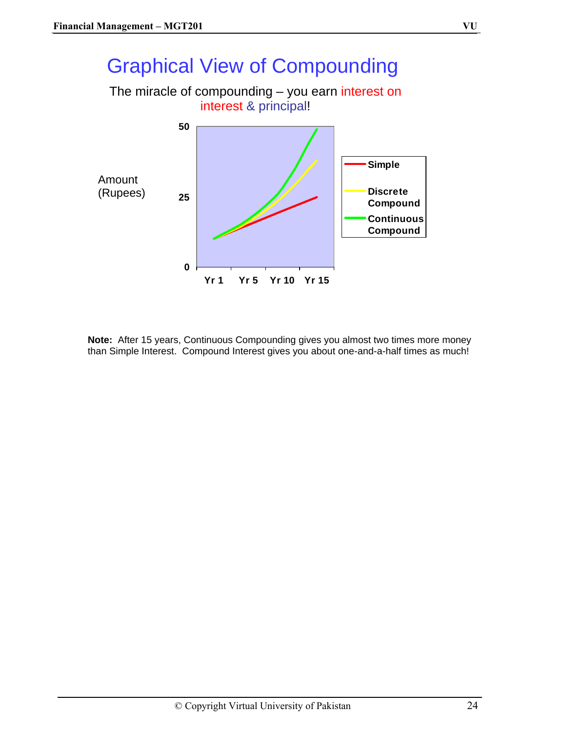# Graphical View of Compounding

The miracle of compounding – you earn interest on interest & principal!

Amount (Rupees)

50

25

0

Yr 1 Yr 5 Yr 10 Yr 15

Simple

Discrete Compound

Continuous Compound

**Note:** After 15 years, Continuous Compounding gives you almost two times more money than Simple Interest. Compound Interest gives you about one-and-a-half times as much!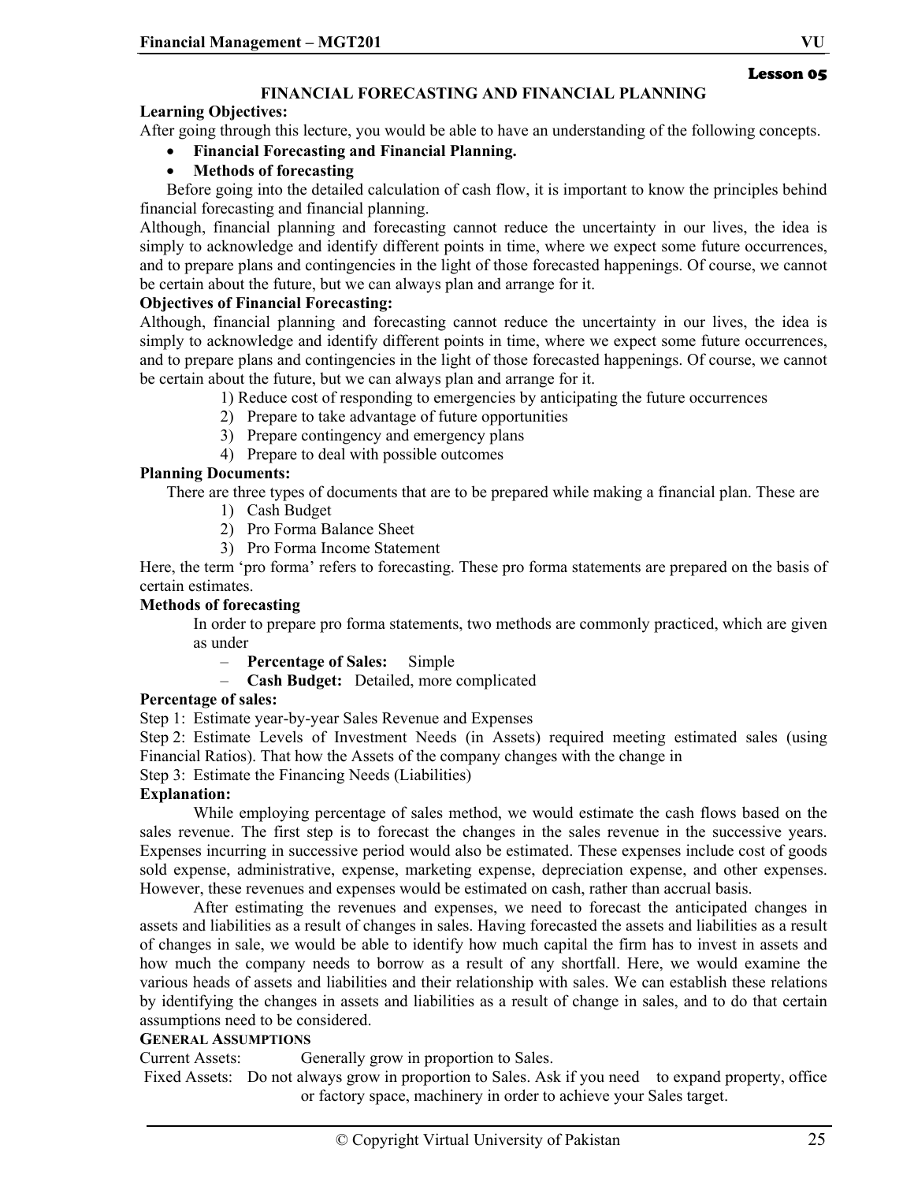Lesson 05

# FINANCIAL FORECASTING AND FINANCIAL PLANNING

**Learning Objectives:**

After going through this lecture, you would be able to have an understanding of the following concepts.

- **Financial Forecasting and Financial Planning.**
- **Methods of forecasting**

Before going into the detailed calculation of cash flow, it is important to know the principles behind financial forecasting and financial planning.

Although, financial planning and forecasting cannot reduce the uncertainty in our lives, the idea is simply to acknowledge and identify different points in time, where we expect some future occurrences, and to prepare plans and contingencies in the light of those forecasted happenings. Of course, we cannot be certain about the future, but we can always plan and arrange for it.

**Objectives of Financial Forecasting:**

Although, financial planning and forecasting cannot reduce the uncertainty in our lives, the idea is simply to acknowledge and identify different points in time, where we expect some future occurrences, and to prepare plans and contingencies in the light of those forecasted happenings. Of course, we cannot be certain about the future, but we can always plan and arrange for it.

1) Reduce cost of responding to emergencies by anticipating the future occurrences
2) Prepare to take advantage of future opportunities
3) Prepare contingency and emergency plans
4) Prepare to deal with possible outcomes

**Planning Documents:**

There are three types of documents that are to be prepared while making a financial plan. These are

1) Cash Budget
2) Pro Forma Balance Sheet
3) Pro Forma Income Statement

Here, the term 'pro forma' refers to forecasting. These pro forma statements are prepared on the basis of certain estimates.

**Methods of forecasting**

In order to prepare pro forma statements, two methods are commonly practiced, which are given as under

- **Percentage of Sales:** Simple
- **Cash Budget:** Detailed, more complicated

**Percentage of sales:**

Step 1: Estimate year-by-year Sales Revenue and Expenses

Step 2: Estimate Levels of Investment Needs (in Assets) required meeting estimated sales (using Financial Ratios). That how the Assets of the company changes with the change in

Step 3: Estimate the Financing Needs (Liabilities)

**Explanation:**

While employing percentage of sales method, we would estimate the cash flows based on the sales revenue. The first step is to forecast the changes in the sales revenue in the successive years. Expenses incurring in successive period would also be estimated. These expenses include cost of goods sold expense, administrative, expense, marketing expense, depreciation expense, and other expenses. However, these revenues and expenses would be estimated on cash, rather than accrual basis.

After estimating the revenues and expenses, we need to forecast the anticipated changes in assets and liabilities as a result of changes in sales. Having forecasted the assets and liabilities as a result of changes in sale, we would be able to identify how much capital the firm has to invest in assets and how much the company needs to borrow as a result of any shortfall. Here, we would examine the various heads of assets and liabilities and their relationship with sales. We can establish these relations by identifying the changes in assets and liabilities as a result of change in sales, and to do that certain assumptions need to be considered.

**GENERAL ASSUMPTIONS**

Current Assets: Generally grow in proportion to Sales.

Fixed Assets: Do not always grow in proportion to Sales. Ask if you need to expand property, office or factory space, machinery in order to achieve your Sales target.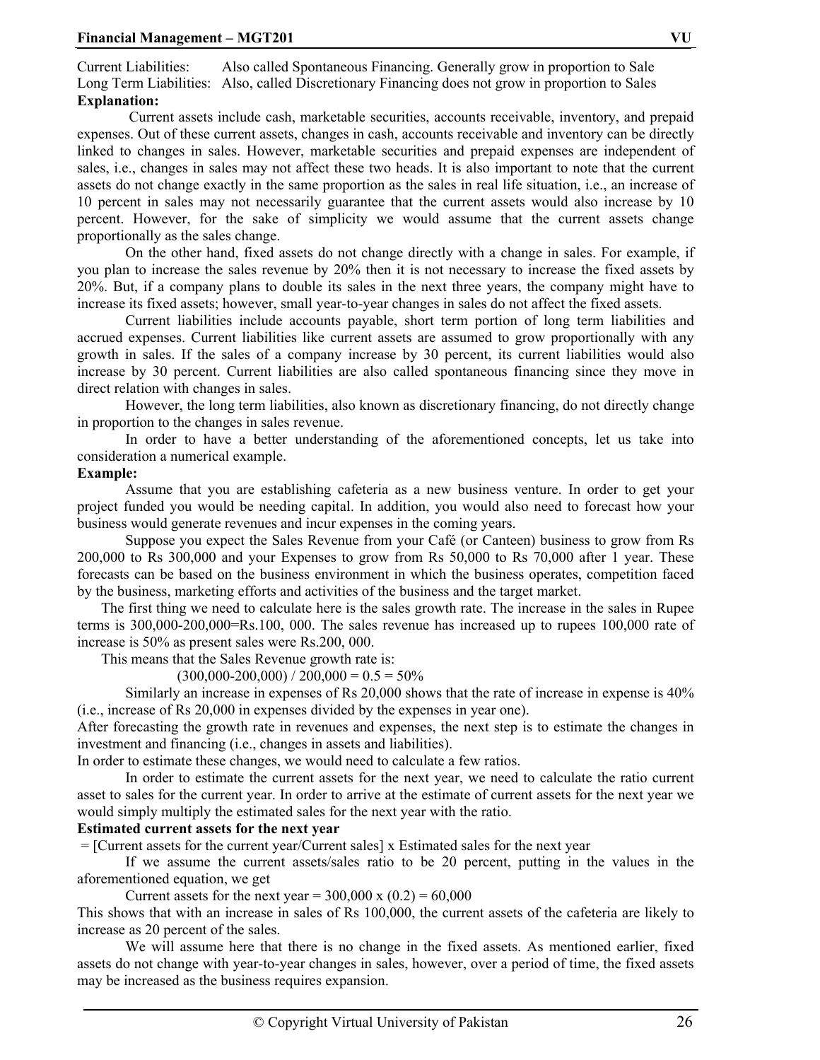Current Liabilities: Also called Spontaneous Financing. Generally grow in proportion to Sale
Long Term Liabilities: Also, called Discretionary Financing does not grow in proportion to Sales

**Explanation:**

Current assets include cash, marketable securities, accounts receivable, inventory, and prepaid expenses. Out of these current assets, changes in cash, accounts receivable and inventory can be directly linked to changes in sales. However, marketable securities and prepaid expenses are independent of sales, i.e., changes in sales may not affect these two heads. It is also important to note that the current assets do not change exactly in the same proportion as the sales in real life situation, i.e., an increase of 10 percent in sales may not necessarily guarantee that the current assets would also increase by 10 percent. However, for the sake of simplicity we would assume that the current assets change proportionally as the sales change.

On the other hand, fixed assets do not change directly with a change in sales. For example, if you plan to increase the sales revenue by 20% then it is not necessary to increase the fixed assets by 20%. But, if a company plans to double its sales in the next three years, the company might have to increase its fixed assets; however, small year-to-year changes in sales do not affect the fixed assets.

Current liabilities include accounts payable, short term portion of long term liabilities and accrued expenses. Current liabilities like current assets are assumed to grow proportionally with any growth in sales. If the sales of a company increase by 30 percent, its current liabilities would also increase by 30 percent. Current liabilities are also called spontaneous financing since they move in direct relation with changes in sales.

However, the long term liabilities, also known as discretionary financing, do not directly change in proportion to the changes in sales revenue.

In order to have a better understanding of the aforementioned concepts, let us take into consideration a numerical example.

**Example:**

Assume that you are establishing cafeteria as a new business venture. In order to get your project funded you would be needing capital. In addition, you would also need to forecast how your business would generate revenues and incur expenses in the coming years.

Suppose you expect the Sales Revenue from your Café (or Canteen) business to grow from Rs 200,000 to Rs 300,000 and your Expenses to grow from Rs 50,000 to Rs 70,000 after 1 year. These forecasts can be based on the business environment in which the business operates, competition faced by the business, marketing efforts and activities of the business and the target market.

The first thing we need to calculate here is the sales growth rate. The increase in the sales in Rupee terms is 300,000-200,000=Rs.100, 000. The sales revenue has increased up to rupees 100,000 rate of increase is 50% as present sales were Rs.200, 000.

This means that the Sales Revenue growth rate is:

$$(300{,}000-200{,}000) / 200{,}000 = 0.5 = 50\%$$

Similarly an increase in expenses of Rs 20,000 shows that the rate of increase in expense is 40% (i.e., increase of Rs 20,000 in expenses divided by the expenses in year one).

After forecasting the growth rate in revenues and expenses, the next step is to estimate the changes in investment and financing (i.e., changes in assets and liabilities).

In order to estimate these changes, we would need to calculate a few ratios.

In order to estimate the current assets for the next year, we need to calculate the ratio current asset to sales for the current year. In order to arrive at the estimate of current assets for the next year we would simply multiply the estimated sales for the next year with the ratio.

**Estimated current assets for the next year**

= [Current assets for the current year/Current sales] x Estimated sales for the next year

If we assume the current assets/sales ratio to be 20 percent, putting in the values in the aforementioned equation, we get

Current assets for the next year = 300,000 x (0.2) = 60,000

This shows that with an increase in sales of Rs 100,000, the current assets of the cafeteria are likely to increase as 20 percent of the sales.

We will assume here that there is no change in the fixed assets. As mentioned earlier, fixed assets do not change with year-to-year changes in sales, however, over a period of time, the fixed assets may be increased as the business requires expansion.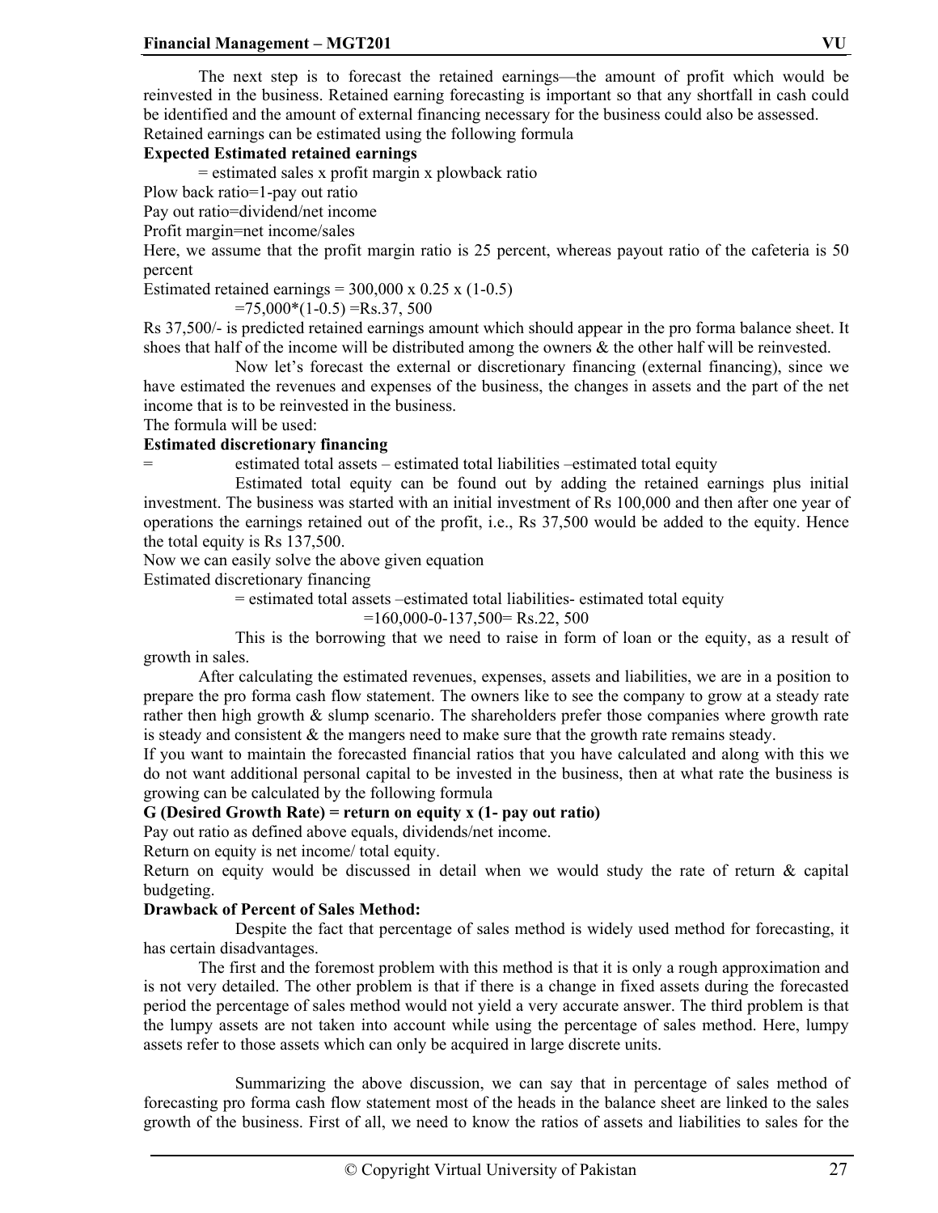The next step is to forecast the retained earnings—the amount of profit which would be reinvested in the business. Retained earning forecasting is important so that any shortfall in cash could be identified and the amount of external financing necessary for the business could also be assessed.
Retained earnings can be estimated using the following formula

**Expected Estimated retained earnings**

= estimated sales x profit margin x plowback ratio

Plow back ratio=1-pay out ratio

Pay out ratio=dividend/net income

Profit margin=net income/sales

Here, we assume that the profit margin ratio is 25 percent, whereas payout ratio of the cafeteria is 50 percent

Estimated retained earnings = 300,000 x 0.25 x (1-0.5)

=75,000*(1-0.5) =Rs.37, 500

Rs 37,500/- is predicted retained earnings amount which should appear in the pro forma balance sheet. It shoes that half of the income will be distributed among the owners & the other half will be reinvested.

Now let's forecast the external or discretionary financing (external financing), since we have estimated the revenues and expenses of the business, the changes in assets and the part of the net income that is to be reinvested in the business.

The formula will be used:

**Estimated discretionary financing**

= estimated total assets – estimated total liabilities –estimated total equity

Estimated total equity can be found out by adding the retained earnings plus initial investment. The business was started with an initial investment of Rs 100,000 and then after one year of operations the earnings retained out of the profit, i.e., Rs 37,500 would be added to the equity. Hence the total equity is Rs 137,500.

Now we can easily solve the above given equation

Estimated discretionary financing

= estimated total assets –estimated total liabilities- estimated total equity

=160,000-0-137,500= Rs.22, 500

This is the borrowing that we need to raise in form of loan or the equity, as a result of growth in sales.

After calculating the estimated revenues, expenses, assets and liabilities, we are in a position to prepare the pro forma cash flow statement. The owners like to see the company to grow at a steady rate rather then high growth & slump scenario. The shareholders prefer those companies where growth rate is steady and consistent & the mangers need to make sure that the growth rate remains steady.

If you want to maintain the forecasted financial ratios that you have calculated and along with this we do not want additional personal capital to be invested in the business, then at what rate the business is growing can be calculated by the following formula

**G (Desired Growth Rate) = return on equity x (1- pay out ratio)**

Pay out ratio as defined above equals, dividends/net income.

Return on equity is net income/ total equity.

Return on equity would be discussed in detail when we would study the rate of return & capital budgeting.

**Drawback of Percent of Sales Method:**

Despite the fact that percentage of sales method is widely used method for forecasting, it has certain disadvantages.

The first and the foremost problem with this method is that it is only a rough approximation and is not very detailed. The other problem is that if there is a change in fixed assets during the forecasted period the percentage of sales method would not yield a very accurate answer. The third problem is that the lumpy assets are not taken into account while using the percentage of sales method. Here, lumpy assets refer to those assets which can only be acquired in large discrete units.

Summarizing the above discussion, we can say that in percentage of sales method of forecasting pro forma cash flow statement most of the heads in the balance sheet are linked to the sales growth of the business. First of all, we need to know the ratios of assets and liabilities to sales for the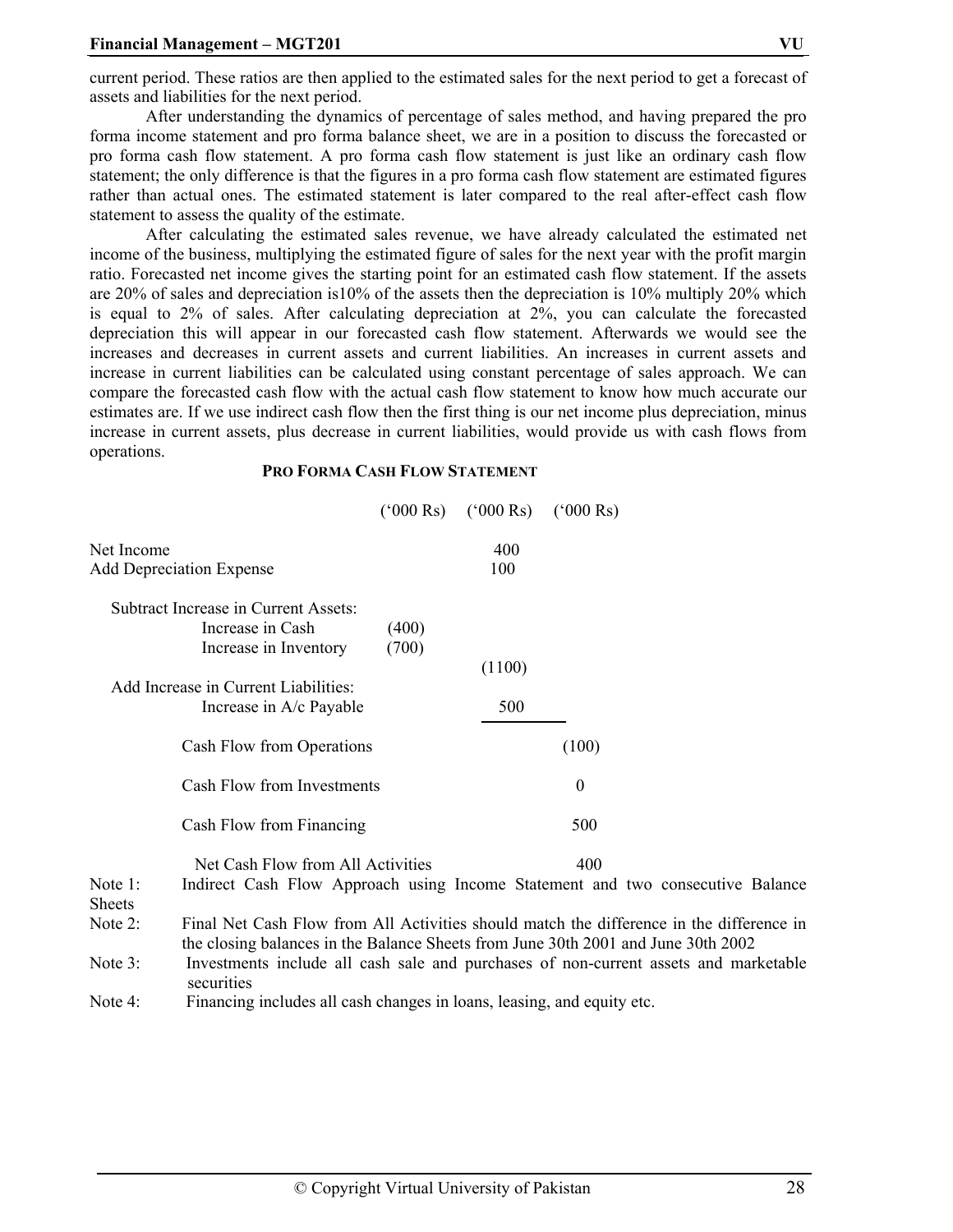current period. These ratios are then applied to the estimated sales for the next period to get a forecast of assets and liabilities for the next period.

After understanding the dynamics of percentage of sales method, and having prepared the pro forma income statement and pro forma balance sheet, we are in a position to discuss the forecasted or pro forma cash flow statement. A pro forma cash flow statement is just like an ordinary cash flow statement; the only difference is that the figures in a pro forma cash flow statement are estimated figures rather than actual ones. The estimated statement is later compared to the real after-effect cash flow statement to assess the quality of the estimate.

After calculating the estimated sales revenue, we have already calculated the estimated net income of the business, multiplying the estimated figure of sales for the next year with the profit margin ratio. Forecasted net income gives the starting point for an estimated cash flow statement. If the assets are 20% of sales and depreciation is10% of the assets then the depreciation is 10% multiply 20% which is equal to 2% of sales. After calculating depreciation at 2%, you can calculate the forecasted depreciation this will appear in our forecasted cash flow statement. Afterwards we would see the increases and decreases in current assets and current liabilities. An increases in current assets and increase in current liabilities can be calculated using constant percentage of sales approach. We can compare the forecasted cash flow with the actual cash flow statement to know how much accurate our estimates are. If we use indirect cash flow then the first thing is our net income plus depreciation, minus increase in current assets, plus decrease in current liabilities, would provide us with cash flows from operations.

**PRO FORMA CASH FLOW STATEMENT**

| | ('000 Rs) | ('000 Rs) | ('000 Rs) |
|---|---|---|---|
| Net Income | | 400 | |
| Add Depreciation Expense | | 100 | |
| Subtract Increase in Current Assets: | | | |
| Increase in Cash | (400) | | |
| Increase in Inventory | (700) | | |
| | | (1100) | |
| Add Increase in Current Liabilities: | | | |
| Increase in A/c Payable | | 500 | |
| Cash Flow from Operations | | | (100) |
| Cash Flow from Investments | | | 0 |
| Cash Flow from Financing | | | 500 |
| Net Cash Flow from All Activities | | | 400 |

Note 1: Indirect Cash Flow Approach using Income Statement and two consecutive Balance Sheets

Note 2: Final Net Cash Flow from All Activities should match the difference in the difference in the closing balances in the Balance Sheets from June 30th 2001 and June 30th 2002

Note 3: Investments include all cash sale and purchases of non-current assets and marketable securities

Note 4: Financing includes all cash changes in loans, leasing, and equity etc.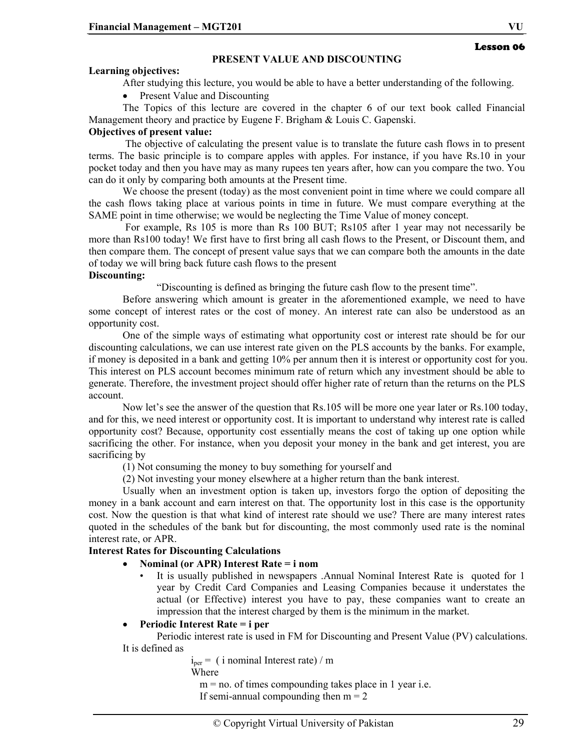**Lesson 06**

## PRESENT VALUE AND DISCOUNTING

**Learning objectives:**

After studying this lecture, you would be able to have a better understanding of the following.

- Present Value and Discounting

The Topics of this lecture are covered in the chapter 6 of our text book called Financial Management theory and practice by Eugene F. Brigham & Louis C. Gapenski.

**Objectives of present value:**

The objective of calculating the present value is to translate the future cash flows in to present terms. The basic principle is to compare apples with apples. For instance, if you have Rs.10 in your pocket today and then you have may as many rupees ten years after, how can you compare the two. You can do it only by comparing both amounts at the Present time.

We choose the present (today) as the most convenient point in time where we could compare all the cash flows taking place at various points in time in future. We must compare everything at the SAME point in time otherwise; we would be neglecting the Time Value of money concept.

For example, Rs 105 is more than Rs 100 BUT; Rs105 after 1 year may not necessarily be more than Rs100 today! We first have to first bring all cash flows to the Present, or Discount them, and then compare them. The concept of present value says that we can compare both the amounts in the date of today we will bring back future cash flows to the present

**Discounting:**

"Discounting is defined as bringing the future cash flow to the present time".

Before answering which amount is greater in the aforementioned example, we need to have some concept of interest rates or the cost of money. An interest rate can also be understood as an opportunity cost.

One of the simple ways of estimating what opportunity cost or interest rate should be for our discounting calculations, we can use interest rate given on the PLS accounts by the banks. For example, if money is deposited in a bank and getting 10% per annum then it is interest or opportunity cost for you. This interest on PLS account becomes minimum rate of return which any investment should be able to generate. Therefore, the investment project should offer higher rate of return than the returns on the PLS account.

Now let's see the answer of the question that Rs.105 will be more one year later or Rs.100 today, and for this, we need interest or opportunity cost. It is important to understand why interest rate is called opportunity cost? Because, opportunity cost essentially means the cost of taking up one option while sacrificing the other. For instance, when you deposit your money in the bank and get interest, you are sacrificing by

(1) Not consuming the money to buy something for yourself and

(2) Not investing your money elsewhere at a higher return than the bank interest.

Usually when an investment option is taken up, investors forgo the option of depositing the money in a bank account and earn interest on that. The opportunity lost in this case is the opportunity cost. Now the question is that what kind of interest rate should we use? There are many interest rates quoted in the schedules of the bank but for discounting, the most commonly used rate is the nominal interest rate, or APR.

**Interest Rates for Discounting Calculations**

- **Nominal (or APR) Interest Rate = i nom**
  - It is usually published in newspapers .Annual Nominal Interest Rate is quoted for 1 year by Credit Card Companies and Leasing Companies because it understates the actual (or Effective) interest you have to pay, these companies want to create an impression that the interest charged by them is the minimum in the market.
- **Periodic Interest Rate = i per**

  Periodic interest rate is used in FM for Discounting and Present Value (PV) calculations. It is defined as

  $i_{per}$ = ( i nominal Interest rate) / m

  Where

  m = no. of times compounding takes place in 1 year i.e.

  If semi-annual compounding then m = 2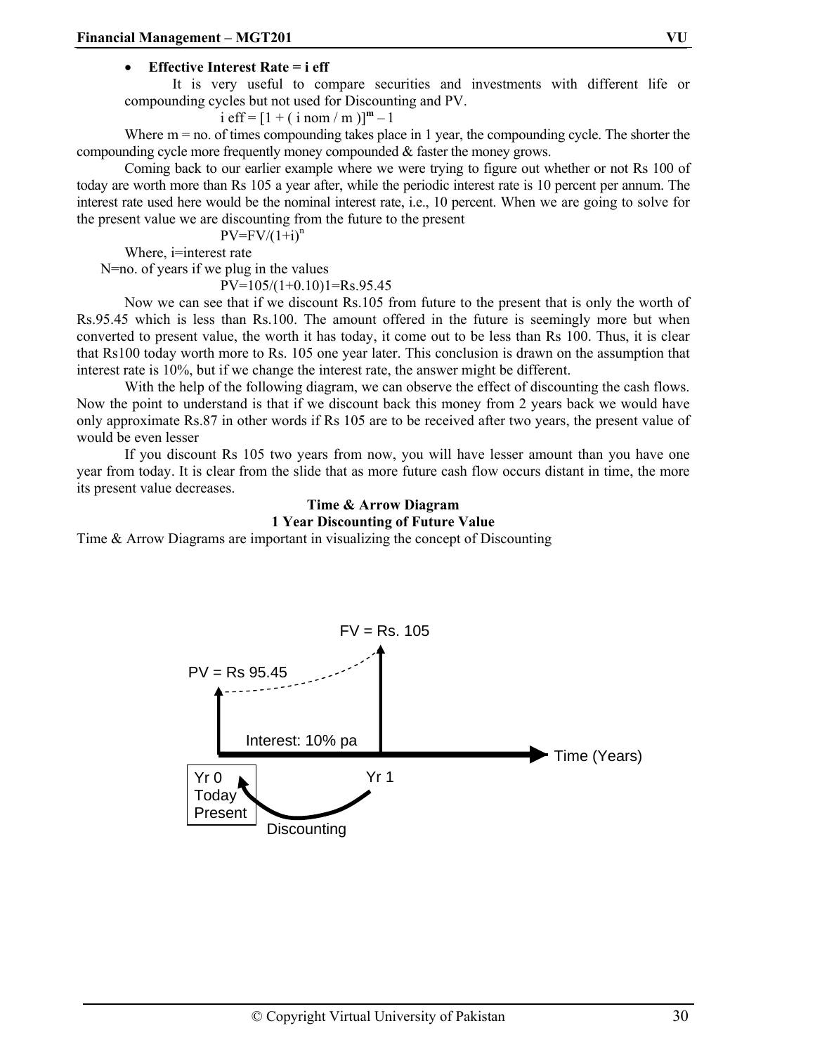- **Effective Interest Rate = i eff**

  It is very useful to compare securities and investments with different life or compounding cycles but not used for Discounting and PV.

$$i_{eff} = [1 + ( i_{nom} / m )]^m – 1$$

Where m = no. of times compounding takes place in 1 year, the compounding cycle. The shorter the compounding cycle more frequently money compounded & faster the money grows.

Coming back to our earlier example where we were trying to figure out whether or not Rs 100 of today are worth more than Rs 105 a year after, while the periodic interest rate is 10 percent per annum. The interest rate used here would be the nominal interest rate, i.e., 10 percent. When we are going to solve for the present value we are discounting from the future to the present

$$PV=FV/(1+i)^n$$

Where, i=interest rate

N=no. of years if we plug in the values

$$PV=105/(1+0.10)1=Rs.95.45$$

Now we can see that if we discount Rs.105 from future to the present that is only the worth of Rs.95.45 which is less than Rs.100. The amount offered in the future is seemingly more but when converted to present value, the worth it has today, it come out to be less than Rs 100. Thus, it is clear that Rs100 today worth more to Rs. 105 one year later. This conclusion is drawn on the assumption that interest rate is 10%, but if we change the interest rate, the answer might be different.

With the help of the following diagram, we can observe the effect of discounting the cash flows. Now the point to understand is that if we discount back this money from 2 years back we would have only approximate Rs.87 in other words if Rs 105 are to be received after two years, the present value of would be even lesser

If you discount Rs 105 two years from now, you will have lesser amount than you have one year from today. It is clear from the slide that as more future cash flow occurs distant in time, the more its present value decreases.

**Time & Arrow Diagram**

**1 Year Discounting of Future Value**

Time & Arrow Diagrams are important in visualizing the concept of Discounting

FV = Rs. 105

PV = Rs 95.45

Interest: 10% pa

Time (Years)

Yr 0 Today Present

Yr 1

Discounting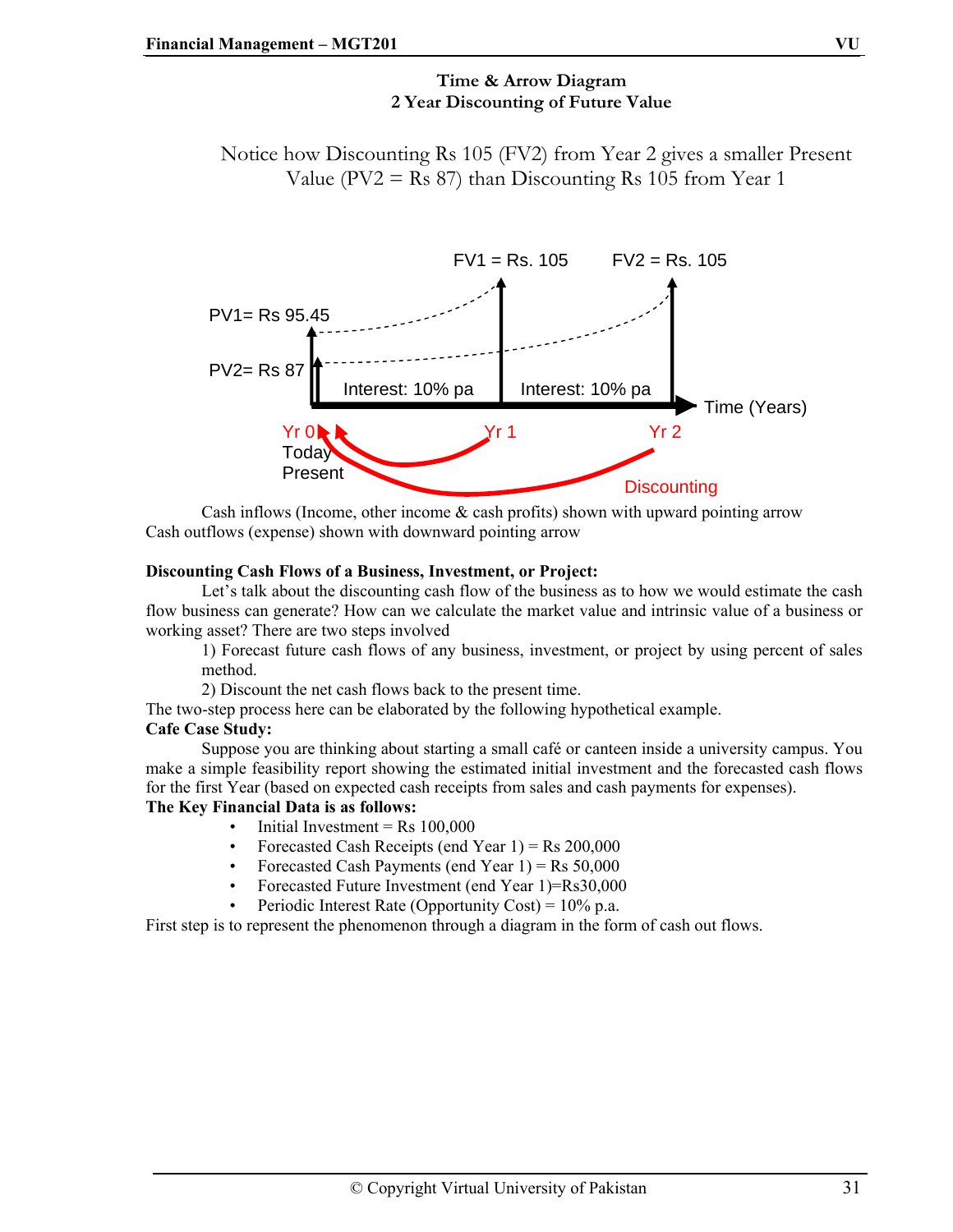**Time & Arrow Diagram**
**2 Year Discounting of Future Value**

Notice how Discounting Rs 105 (FV2) from Year 2 gives a smaller Present Value (PV2 = Rs 87) than Discounting Rs 105 from Year 1

FV1 = Rs. 105 FV2 = Rs. 105

PV1= Rs 95.45

PV2= Rs 87

Interest: 10% pa Interest: 10% pa

Time (Years)

Yr 0 Today Present Yr 1 Yr 2

Discounting

Cash inflows (Income, other income & cash profits) shown with upward pointing arrow
Cash outflows (expense) shown with downward pointing arrow

**Discounting Cash Flows of a Business, Investment, or Project:**

Let's talk about the discounting cash flow of the business as to how we would estimate the cash flow business can generate? How can we calculate the market value and intrinsic value of a business or working asset? There are two steps involved

1) Forecast future cash flows of any business, investment, or project by using percent of sales method.
2) Discount the net cash flows back to the present time.

The two-step process here can be elaborated by the following hypothetical example.

**Cafe Case Study:**

Suppose you are thinking about starting a small café or canteen inside a university campus. You make a simple feasibility report showing the estimated initial investment and the forecasted cash flows for the first Year (based on expected cash receipts from sales and cash payments for expenses).

**The Key Financial Data is as follows:**

- Initial Investment = Rs 100,000
- Forecasted Cash Receipts (end Year 1) = Rs 200,000
- Forecasted Cash Payments (end Year 1) = Rs 50,000
- Forecasted Future Investment (end Year 1)=Rs30,000
- Periodic Interest Rate (Opportunity Cost) = 10% p.a.

First step is to represent the phenomenon through a diagram in the form of cash out flows.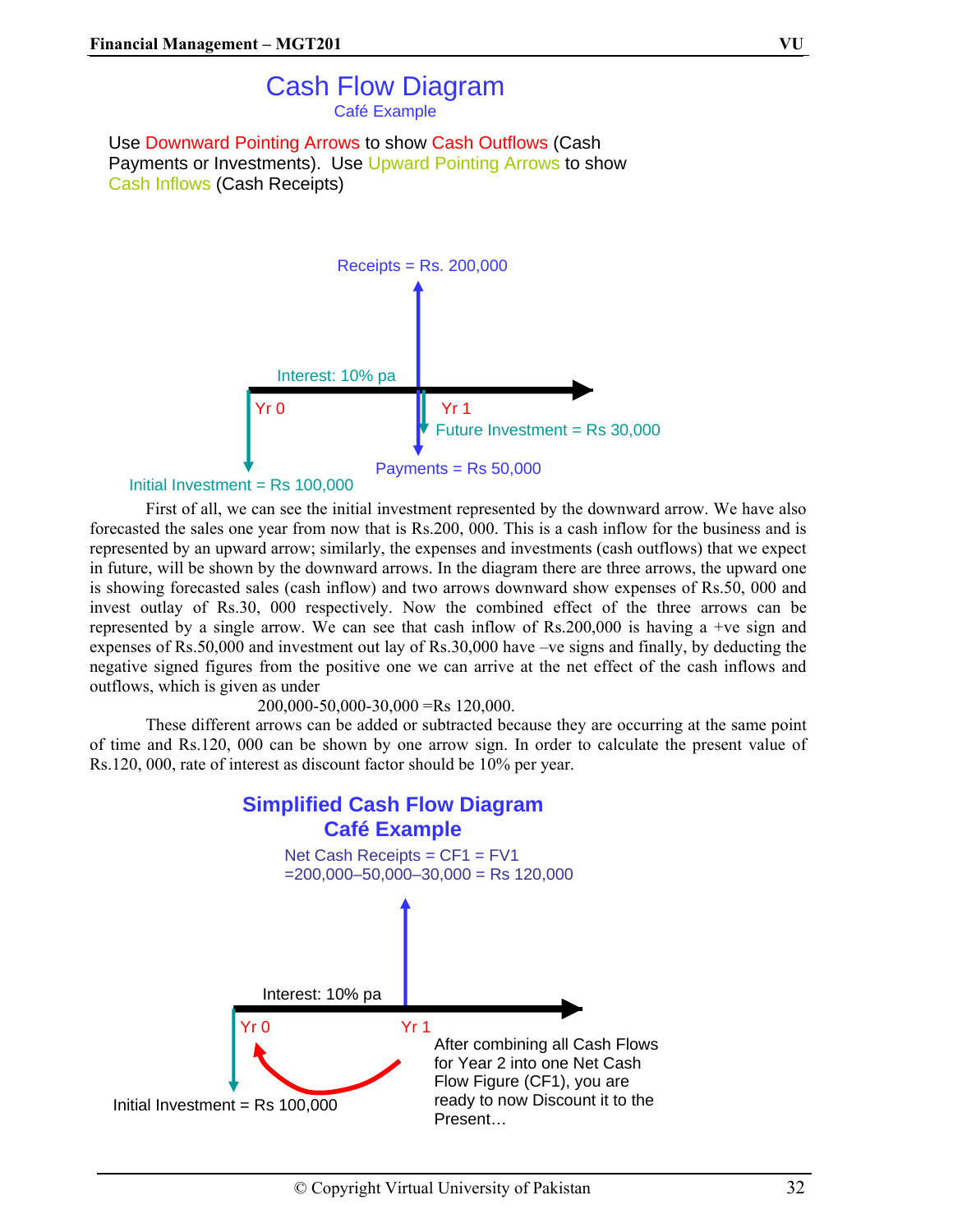## Cash Flow Diagram

Café Example

Use Downward Pointing Arrows to show Cash Outflows (Cash Payments or Investments). Use Upward Pointing Arrows to show Cash Inflows (Cash Receipts)

Receipts = Rs. 200,000

Interest: 10% pa

Yr 0

Yr 1

Future Investment = Rs 30,000

Payments = Rs 50,000

Initial Investment = Rs 100,000

First of all, we can see the initial investment represented by the downward arrow. We have also forecasted the sales one year from now that is Rs.200, 000. This is a cash inflow for the business and is represented by an upward arrow; similarly, the expenses and investments (cash outflows) that we expect in future, will be shown by the downward arrows. In the diagram there are three arrows, the upward one is showing forecasted sales (cash inflow) and two arrows downward show expenses of Rs.50, 000 and invest outlay of Rs.30, 000 respectively. Now the combined effect of the three arrows can be represented by a single arrow. We can see that cash inflow of Rs.200,000 is having a +ve sign and expenses of Rs.50,000 and investment out lay of Rs.30,000 have –ve signs and finally, by deducting the negative signed figures from the positive one we can arrive at the net effect of the cash inflows and outflows, which is given as under

200,000-50,000-30,000 =Rs 120,000.

These different arrows can be added or subtracted because they are occurring at the same point of time and Rs.120, 000 can be shown by one arrow sign. In order to calculate the present value of Rs.120, 000, rate of interest as discount factor should be 10% per year.

## Simplified Cash Flow Diagram
## Café Example

Net Cash Receipts = CF1 = FV1
=200,000–50,000–30,000 = Rs 120,000

Interest: 10% pa

Yr 0

Yr 1

Initial Investment = Rs 100,000

After combining all Cash Flows for Year 2 into one Net Cash Flow Figure (CF1), you are ready to now Discount it to the Present…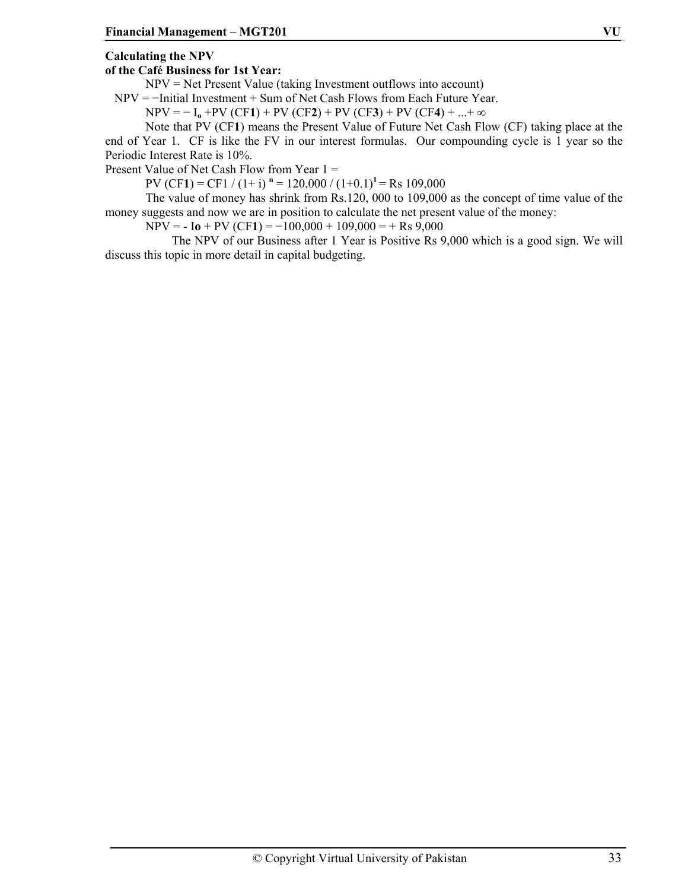**Calculating the NPV of the Café Business for 1st Year:**

NPV = Net Present Value (taking Investment outflows into account)

NPV = −Initial Investment + Sum of Net Cash Flows from Each Future Year.

$NPV = -I_o + PV(CF\mathbf{1}) + PV(CF\mathbf{2}) + PV(CF\mathbf{3}) + PV(CF\mathbf{4}) + ...+ \infty$

Note that PV (CF**1**) means the Present Value of Future Net Cash Flow (CF) taking place at the end of Year 1. CF is like the FV in our interest formulas. Our compounding cycle is 1 year so the Periodic Interest Rate is 10%.

Present Value of Net Cash Flow from Year 1 =

$PV(CF\mathbf{1}) = CF1 / (1+i)^n = 120{,}000 / (1+0.1)^1 =$ Rs 109,000

The value of money has shrink from Rs.120, 000 to 109,000 as the concept of time value of the money suggests and now we are in position to calculate the net present value of the money:

$NPV = -I\mathbf{o} + PV(CF\mathbf{1}) = -100{,}000 + 109{,}000 = +$ Rs 9,000

The NPV of our Business after 1 Year is Positive Rs 9,000 which is a good sign. We will discuss this topic in more detail in capital budgeting.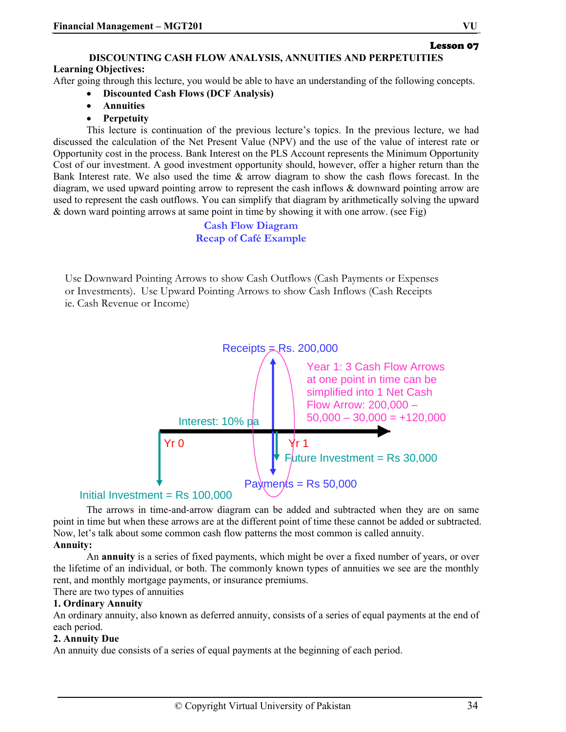**Lesson 07**

## DISCOUNTING CASH FLOW ANALYSIS, ANNUITIES AND PERPETUITIES

**Learning Objectives:**

After going through this lecture, you would be able to have an understanding of the following concepts.

- **Discounted Cash Flows (DCF Analysis)**
- **Annuities**
- **Perpetuity**

This lecture is continuation of the previous lecture's topics. In the previous lecture, we had discussed the calculation of the Net Present Value (NPV) and the use of the value of interest rate or Opportunity cost in the process. Bank Interest on the PLS Account represents the Minimum Opportunity Cost of our investment. A good investment opportunity should, however, offer a higher return than the Bank Interest rate. We also used the time & arrow diagram to show the cash flows forecast. In the diagram, we used upward pointing arrow to represent the cash inflows & downward pointing arrow are used to represent the cash outflows. You can simplify that diagram by arithmetically solving the upward & down ward pointing arrows at same point in time by showing it with one arrow. (see Fig)

Cash Flow Diagram
Recap of Café Example

Use Downward Pointing Arrows to show Cash Outflows (Cash Payments or Expenses or Investments). Use Upward Pointing Arrows to show Cash Inflows (Cash Receipts ie. Cash Revenue or Income)

Receipts = Rs. 200,000

Year 1: 3 Cash Flow Arrows at one point in time can be simplified into 1 Net Cash Flow Arrow: 200,000 – 50,000 – 30,000 = +120,000

Interest: 10% pa

Yr 0 Yr 1

Future Investment = Rs 30,000

Payments = Rs 50,000

Initial Investment = Rs 100,000

The arrows in time-and-arrow diagram can be added and subtracted when they are on same point in time but when these arrows are at the different point of time these cannot be added or subtracted. Now, let's talk about some common cash flow patterns the most common is called annuity.

**Annuity:**

An **annuity** is a series of fixed payments, which might be over a fixed number of years, or over the lifetime of an individual, or both. The commonly known types of annuities we see are the monthly rent, and monthly mortgage payments, or insurance premiums.

There are two types of annuities

**1. Ordinary Annuity**

An ordinary annuity, also known as deferred annuity, consists of a series of equal payments at the end of each period.

**2. Annuity Due**

An annuity due consists of a series of equal payments at the beginning of each period.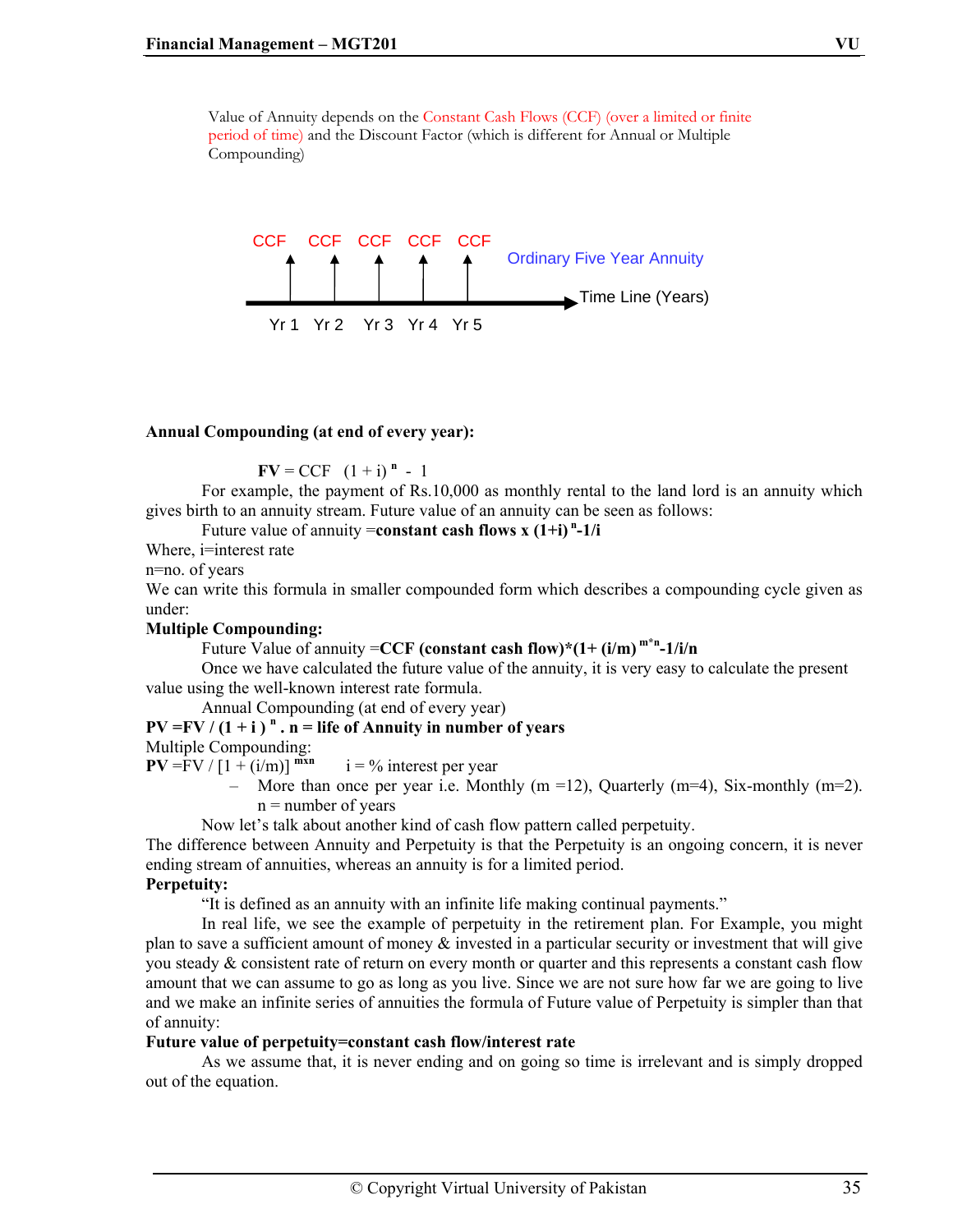Value of Annuity depends on the Constant Cash Flows (CCF) (over a limited or finite period of time) and the Discount Factor (which is different for Annual or Multiple Compounding)

CCF CCF CCF CCF CCF

Ordinary Five Year Annuity

Time Line (Years)

Yr 1 Yr 2 Yr 3 Yr 4 Yr 5

**Annual Compounding (at end of every year):**

**FV** = CCF $(1 + i)^n - 1$

For example, the payment of Rs.10,000 as monthly rental to the land lord is an annuity which gives birth to an annuity stream. Future value of an annuity can be seen as follows:

Future value of annuity =**constant cash flows x $(1+i)^n$-1/i**

Where, i=interest rate

n=no. of years

We can write this formula in smaller compounded form which describes a compounding cycle given as under:

**Multiple Compounding:**

Future Value of annuity =**CCF (constant cash flow)*$(1+ (i/m))^{m*n}$-1/i/n**

Once we have calculated the future value of the annuity, it is very easy to calculate the present value using the well-known interest rate formula.

Annual Compounding (at end of every year)

**PV =FV / $(1 + i)^n$ . n = life of Annuity in number of years**

Multiple Compounding:

**PV** =FV / $[1 + (i/m)]^{mxn}$ i = % interest per year

– More than once per year i.e. Monthly (m =12), Quarterly (m=4), Six-monthly (m=2). n = number of years

Now let's talk about another kind of cash flow pattern called perpetuity.

The difference between Annuity and Perpetuity is that the Perpetuity is an ongoing concern, it is never ending stream of annuities, whereas an annuity is for a limited period.

**Perpetuity:**

"It is defined as an annuity with an infinite life making continual payments."

In real life, we see the example of perpetuity in the retirement plan. For Example, you might plan to save a sufficient amount of money & invested in a particular security or investment that will give you steady & consistent rate of return on every month or quarter and this represents a constant cash flow amount that we can assume to go as long as you live. Since we are not sure how far we are going to live and we make an infinite series of annuities the formula of Future value of Perpetuity is simpler than that of annuity:

**Future value of perpetuity=constant cash flow/interest rate**

As we assume that, it is never ending and on going so time is irrelevant and is simply dropped out of the equation.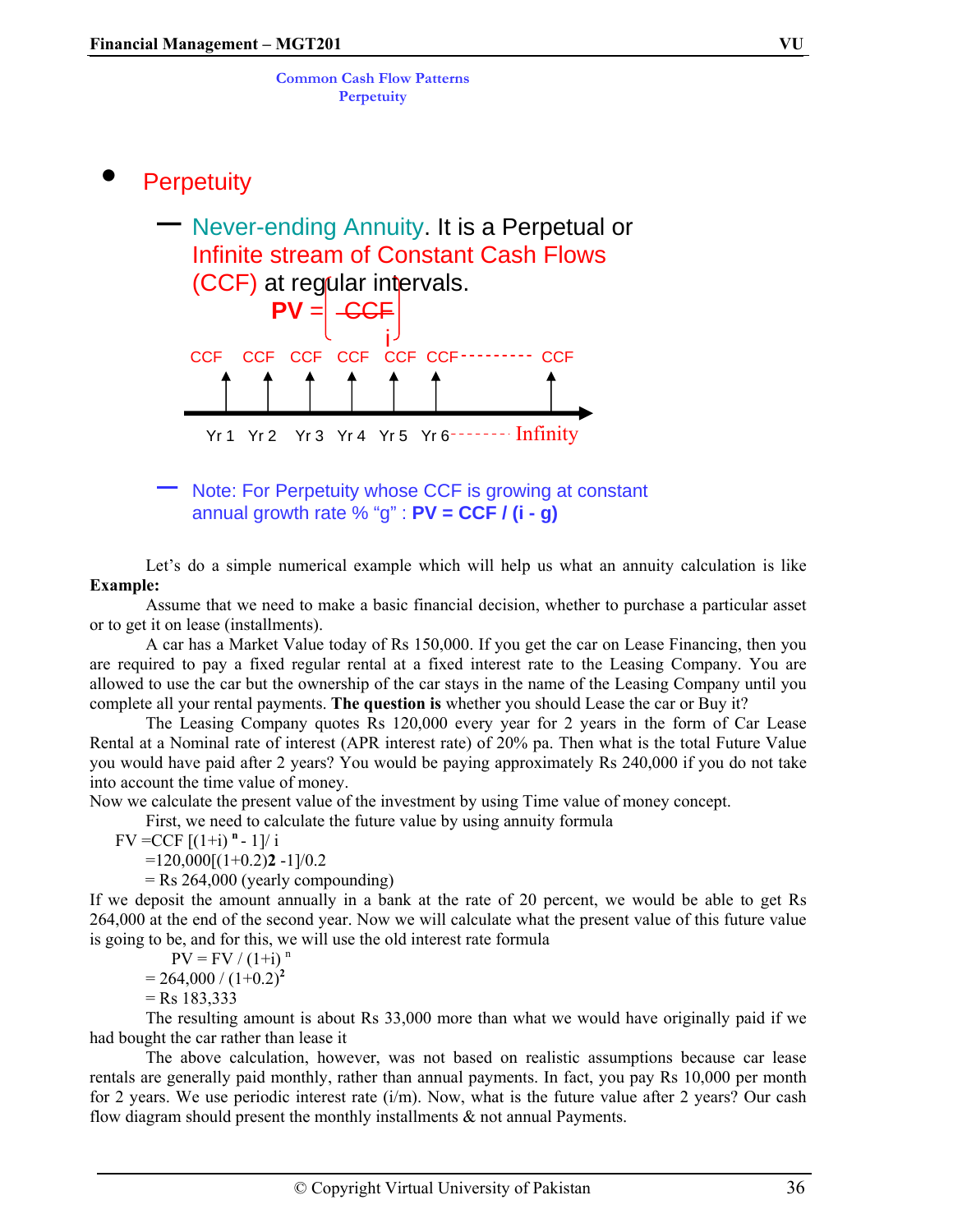### Common Cash Flow Patterns
### Perpetuity

- Perpetuity
  - Never-ending Annuity. It is a Perpetual or Infinite stream of Constant Cash Flows (CCF) at regular intervals.

$$PV = \frac{CCF}{i}$$

CCF CCF CCF CCF CCF CCF--------- CCF

Yr 1 Yr 2 Yr 3 Yr 4 Yr 5 Yr 6-------- Infinity

  - Note: For Perpetuity whose CCF is growing at constant annual growth rate % "g" : **PV = CCF / (i - g)**

Let's do a simple numerical example which will help us what an annuity calculation is like

**Example:**

Assume that we need to make a basic financial decision, whether to purchase a particular asset or to get it on lease (installments).

A car has a Market Value today of Rs 150,000. If you get the car on Lease Financing, then you are required to pay a fixed regular rental at a fixed interest rate to the Leasing Company. You are allowed to use the car but the ownership of the car stays in the name of the Leasing Company until you complete all your rental payments. **The question is** whether you should Lease the car or Buy it?

The Leasing Company quotes Rs 120,000 every year for 2 years in the form of Car Lease Rental at a Nominal rate of interest (APR interest rate) of 20% pa. Then what is the total Future Value you would have paid after 2 years? You would be paying approximately Rs 240,000 if you do not take into account the time value of money.

Now we calculate the present value of the investment by using Time value of money concept.

First, we need to calculate the future value by using annuity formula

$FV = CCF\,[(1+i)^n - 1]/\,i$

$= 120{,}000[(1+0.2)^2 - 1]/0.2$

= Rs 264,000 (yearly compounding)

If we deposit the amount annually in a bank at the rate of 20 percent, we would be able to get Rs 264,000 at the end of the second year. Now we will calculate what the present value of this future value is going to be, and for this, we will use the old interest rate formula

$PV = FV / (1+i)^n$

$= 264{,}000 / (1+0.2)^2$

= Rs 183,333

The resulting amount is about Rs 33,000 more than what we would have originally paid if we had bought the car rather than lease it

The above calculation, however, was not based on realistic assumptions because car lease rentals are generally paid monthly, rather than annual payments. In fact, you pay Rs 10,000 per month for 2 years. We use periodic interest rate (i/m). Now, what is the future value after 2 years? Our cash flow diagram should present the monthly installments & not annual Payments.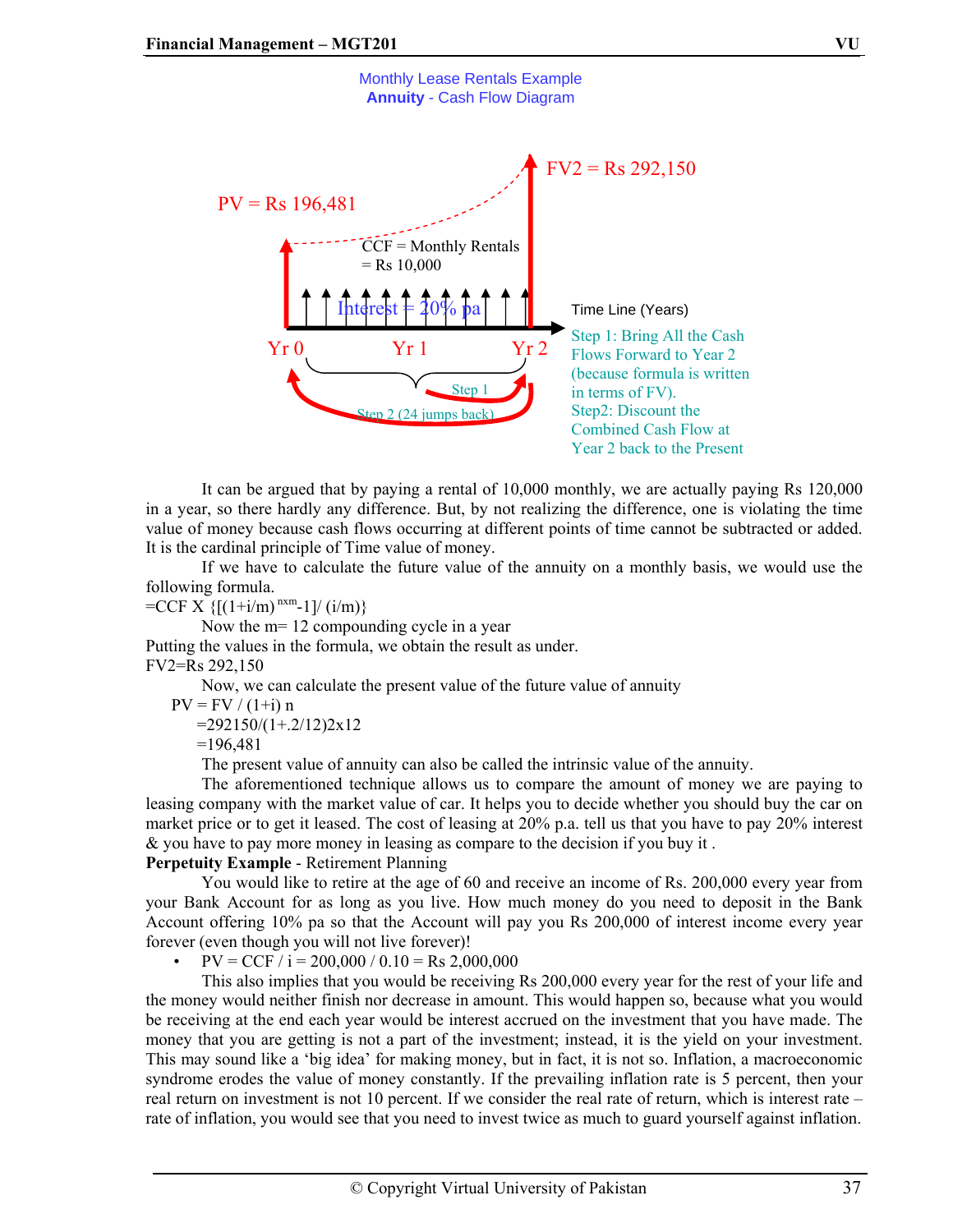Monthly Lease Rentals Example
**Annuity** - Cash Flow Diagram

PV = Rs 196,481

FV2 = Rs 292,150

CCF = Monthly Rentals
= Rs 10,000

Interest = 20% pa

Time Line (Years)

Yr 0 Yr 1 Yr 2

Step 1

Step 2 (24 jumps back)

Step 1: Bring All the Cash Flows Forward to Year 2 (because formula is written in terms of FV).
Step2: Discount the Combined Cash Flow at Year 2 back to the Present

It can be argued that by paying a rental of 10,000 monthly, we are actually paying Rs 120,000 in a year, so there hardly any difference. But, by not realizing the difference, one is violating the time value of money because cash flows occurring at different points of time cannot be subtracted or added. It is the cardinal principle of Time value of money.

If we have to calculate the future value of the annuity on a monthly basis, we would use the following formula.

$=CCF \times \{[(1+i/m)^{nxm}-1]/(i/m)\}$

Now the m= 12 compounding cycle in a year

Putting the values in the formula, we obtain the result as under.

FV2=Rs 292,150

Now, we can calculate the present value of the future value of annuity

$PV = FV / (1+i)^n$

$=292150/(1+.2/12)^{2x12}$

=196,481

The present value of annuity can also be called the intrinsic value of the annuity.

The aforementioned technique allows us to compare the amount of money we are paying to leasing company with the market value of car. It helps you to decide whether you should buy the car on market price or to get it leased. The cost of leasing at 20% p.a. tell us that you have to pay 20% interest & you have to pay more money in leasing as compare to the decision if you buy it .

**Perpetuity Example** - Retirement Planning

You would like to retire at the age of 60 and receive an income of Rs. 200,000 every year from your Bank Account for as long as you live. How much money do you need to deposit in the Bank Account offering 10% pa so that the Account will pay you Rs 200,000 of interest income every year forever (even though you will not live forever)!

- PV = CCF / i = 200,000 / 0.10 = Rs 2,000,000

This also implies that you would be receiving Rs 200,000 every year for the rest of your life and the money would neither finish nor decrease in amount. This would happen so, because what you would be receiving at the end each year would be interest accrued on the investment that you have made. The money that you are getting is not a part of the investment; instead, it is the yield on your investment. This may sound like a 'big idea' for making money, but in fact, it is not so. Inflation, a macroeconomic syndrome erodes the value of money constantly. If the prevailing inflation rate is 5 percent, then your real return on investment is not 10 percent. If we consider the real rate of return, which is interest rate – rate of inflation, you would see that you need to invest twice as much to guard yourself against inflation.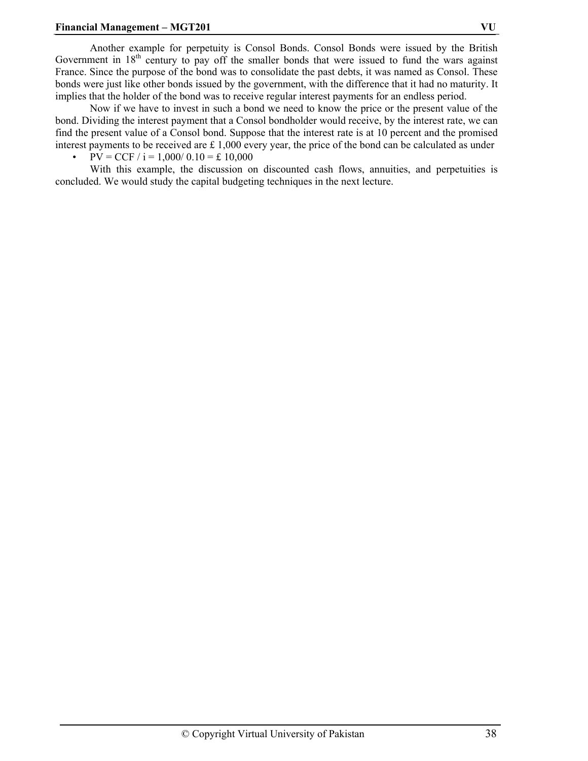Another example for perpetuity is Consol Bonds. Consol Bonds were issued by the British Government in $18^{th}$ century to pay off the smaller bonds that were issued to fund the wars against France. Since the purpose of the bond was to consolidate the past debts, it was named as Consol. These bonds were just like other bonds issued by the government, with the difference that it had no maturity. It implies that the holder of the bond was to receive regular interest payments for an endless period.

Now if we have to invest in such a bond we need to know the price or the present value of the bond. Dividing the interest payment that a Consol bondholder would receive, by the interest rate, we can find the present value of a Consol bond. Suppose that the interest rate is at 10 percent and the promised interest payments to be received are £ 1,000 every year, the price of the bond can be calculated as under

- PV = CCF / i = 1,000/ 0.10 = £ 10,000

With this example, the discussion on discounted cash flows, annuities, and perpetuities is concluded. We would study the capital budgeting techniques in the next lecture.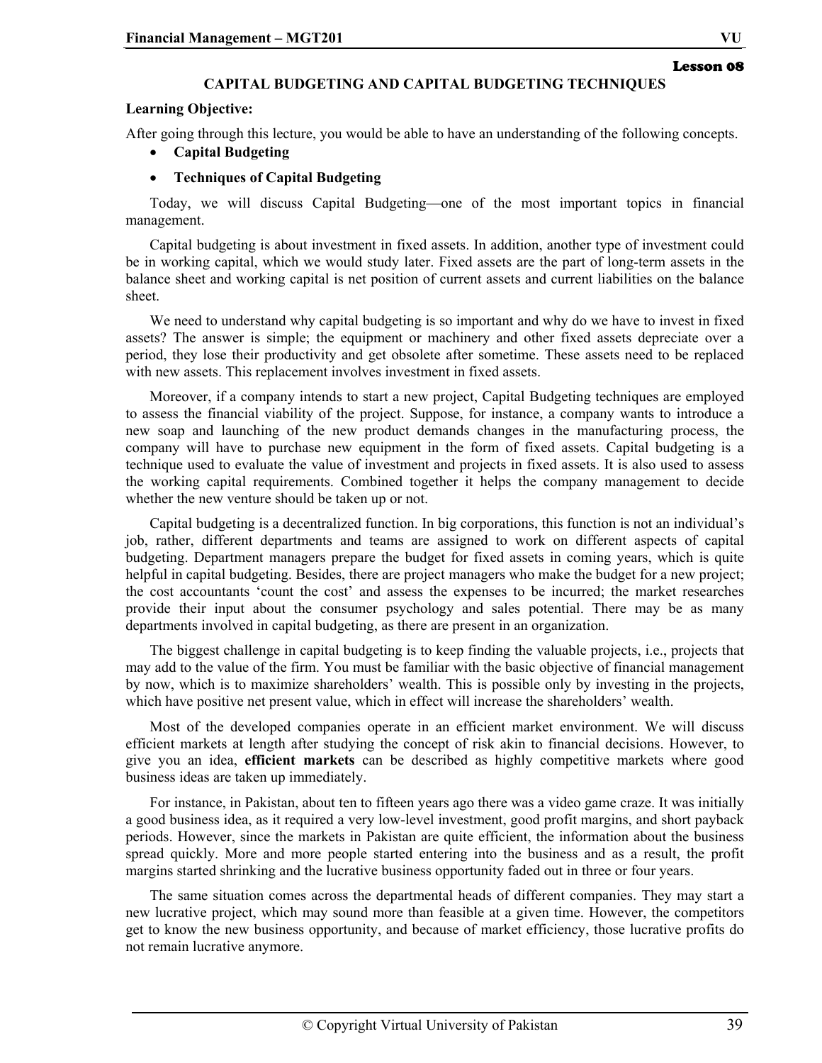**Lesson 08**

# CAPITAL BUDGETING AND CAPITAL BUDGETING TECHNIQUES

**Learning Objective:**

After going through this lecture, you would be able to have an understanding of the following concepts.

- **Capital Budgeting**
- **Techniques of Capital Budgeting**

Today, we will discuss Capital Budgeting—one of the most important topics in financial management.

Capital budgeting is about investment in fixed assets. In addition, another type of investment could be in working capital, which we would study later. Fixed assets are the part of long-term assets in the balance sheet and working capital is net position of current assets and current liabilities on the balance sheet.

We need to understand why capital budgeting is so important and why do we have to invest in fixed assets? The answer is simple; the equipment or machinery and other fixed assets depreciate over a period, they lose their productivity and get obsolete after sometime. These assets need to be replaced with new assets. This replacement involves investment in fixed assets.

Moreover, if a company intends to start a new project, Capital Budgeting techniques are employed to assess the financial viability of the project. Suppose, for instance, a company wants to introduce a new soap and launching of the new product demands changes in the manufacturing process, the company will have to purchase new equipment in the form of fixed assets. Capital budgeting is a technique used to evaluate the value of investment and projects in fixed assets. It is also used to assess the working capital requirements. Combined together it helps the company management to decide whether the new venture should be taken up or not.

Capital budgeting is a decentralized function. In big corporations, this function is not an individual's job, rather, different departments and teams are assigned to work on different aspects of capital budgeting. Department managers prepare the budget for fixed assets in coming years, which is quite helpful in capital budgeting. Besides, there are project managers who make the budget for a new project; the cost accountants 'count the cost' and assess the expenses to be incurred; the market researches provide their input about the consumer psychology and sales potential. There may be as many departments involved in capital budgeting, as there are present in an organization.

The biggest challenge in capital budgeting is to keep finding the valuable projects, i.e., projects that may add to the value of the firm. You must be familiar with the basic objective of financial management by now, which is to maximize shareholders' wealth. This is possible only by investing in the projects, which have positive net present value, which in effect will increase the shareholders' wealth.

Most of the developed companies operate in an efficient market environment. We will discuss efficient markets at length after studying the concept of risk akin to financial decisions. However, to give you an idea, **efficient markets** can be described as highly competitive markets where good business ideas are taken up immediately.

For instance, in Pakistan, about ten to fifteen years ago there was a video game craze. It was initially a good business idea, as it required a very low-level investment, good profit margins, and short payback periods. However, since the markets in Pakistan are quite efficient, the information about the business spread quickly. More and more people started entering into the business and as a result, the profit margins started shrinking and the lucrative business opportunity faded out in three or four years.

The same situation comes across the departmental heads of different companies. They may start a new lucrative project, which may sound more than feasible at a given time. However, the competitors get to know the new business opportunity, and because of market efficiency, those lucrative profits do not remain lucrative anymore.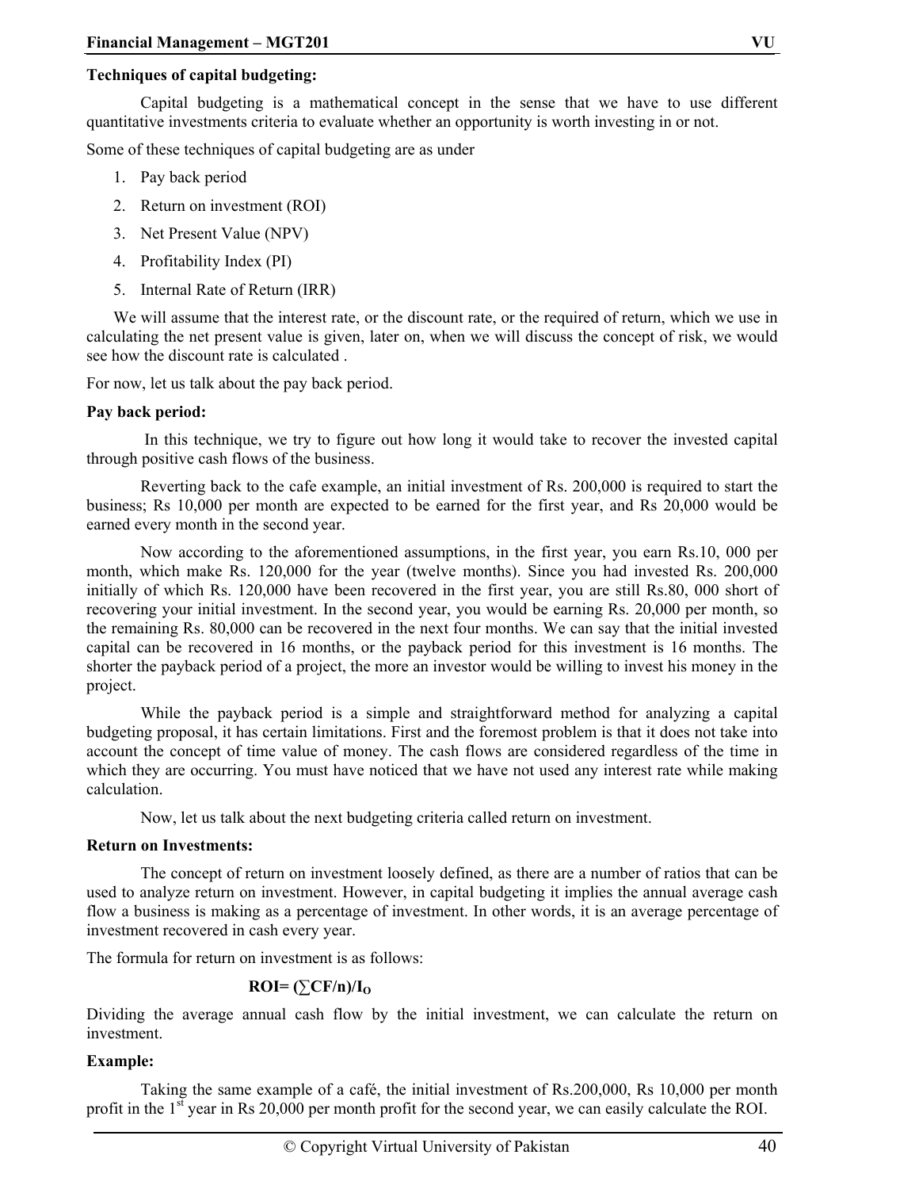**Techniques of capital budgeting:**

Capital budgeting is a mathematical concept in the sense that we have to use different quantitative investments criteria to evaluate whether an opportunity is worth investing in or not.

Some of these techniques of capital budgeting are as under

1. Pay back period
2. Return on investment (ROI)
3. Net Present Value (NPV)
4. Profitability Index (PI)
5. Internal Rate of Return (IRR)

We will assume that the interest rate, or the discount rate, or the required of return, which we use in calculating the net present value is given, later on, when we will discuss the concept of risk, we would see how the discount rate is calculated .

For now, let us talk about the pay back period.

**Pay back period:**

In this technique, we try to figure out how long it would take to recover the invested capital through positive cash flows of the business.

Reverting back to the cafe example, an initial investment of Rs. 200,000 is required to start the business; Rs 10,000 per month are expected to be earned for the first year, and Rs 20,000 would be earned every month in the second year.

Now according to the aforementioned assumptions, in the first year, you earn Rs.10, 000 per month, which make Rs. 120,000 for the year (twelve months). Since you had invested Rs. 200,000 initially of which Rs. 120,000 have been recovered in the first year, you are still Rs.80, 000 short of recovering your initial investment. In the second year, you would be earning Rs. 20,000 per month, so the remaining Rs. 80,000 can be recovered in the next four months. We can say that the initial invested capital can be recovered in 16 months, or the payback period for this investment is 16 months. The shorter the payback period of a project, the more an investor would be willing to invest his money in the project.

While the payback period is a simple and straightforward method for analyzing a capital budgeting proposal, it has certain limitations. First and the foremost problem is that it does not take into account the concept of time value of money. The cash flows are considered regardless of the time in which they are occurring. You must have noticed that we have not used any interest rate while making calculation.

Now, let us talk about the next budgeting criteria called return on investment.

**Return on Investments:**

The concept of return on investment loosely defined, as there are a number of ratios that can be used to analyze return on investment. However, in capital budgeting it implies the annual average cash flow a business is making as a percentage of investment. In other words, it is an average percentage of investment recovered in cash every year.

The formula for return on investment is as follows:

$$\mathbf{ROI = (\sum CF/n)/I_O}$$

Dividing the average annual cash flow by the initial investment, we can calculate the return on investment.

**Example:**

Taking the same example of a café, the initial investment of Rs.200,000, Rs 10,000 per month profit in the 1st year in Rs 20,000 per month profit for the second year, we can easily calculate the ROI.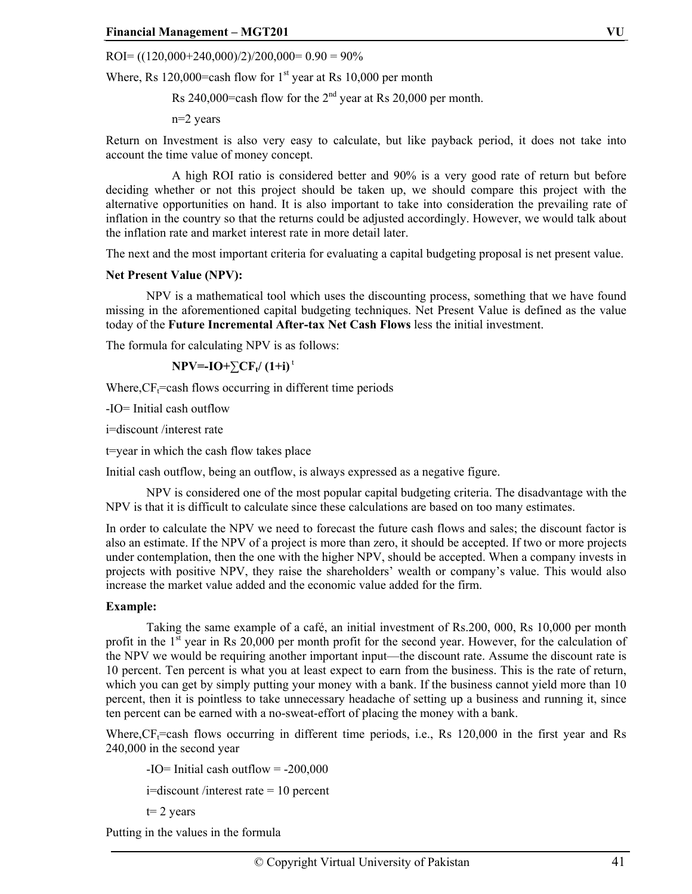ROI= ((120,000+240,000)/2)/200,000= 0.90 = 90%

Where, Rs 120,000=cash flow for 1st year at Rs 10,000 per month

Rs 240,000=cash flow for the 2nd year at Rs 20,000 per month.

n=2 years

Return on Investment is also very easy to calculate, but like payback period, it does not take into account the time value of money concept.

A high ROI ratio is considered better and 90% is a very good rate of return but before deciding whether or not this project should be taken up, we should compare this project with the alternative opportunities on hand. It is also important to take into consideration the prevailing rate of inflation in the country so that the returns could be adjusted accordingly. However, we would talk about the inflation rate and market interest rate in more detail later.

The next and the most important criteria for evaluating a capital budgeting proposal is net present value.

**Net Present Value (NPV):**

NPV is a mathematical tool which uses the discounting process, something that we have found missing in the aforementioned capital budgeting techniques. Net Present Value is defined as the value today of the **Future Incremental After-tax Net Cash Flows** less the initial investment.

The formula for calculating NPV is as follows:

$$\mathbf{NPV = -IO + \sum CF_t / (1+i)^t}$$

Where, $CF_t$=cash flows occurring in different time periods

-IO= Initial cash outflow

i=discount /interest rate

t=year in which the cash flow takes place

Initial cash outflow, being an outflow, is always expressed as a negative figure.

NPV is considered one of the most popular capital budgeting criteria. The disadvantage with the NPV is that it is difficult to calculate since these calculations are based on too many estimates.

In order to calculate the NPV we need to forecast the future cash flows and sales; the discount factor is also an estimate. If the NPV of a project is more than zero, it should be accepted. If two or more projects under contemplation, then the one with the higher NPV, should be accepted. When a company invests in projects with positive NPV, they raise the shareholders' wealth or company's value. This would also increase the market value added and the economic value added for the firm.

**Example:**

Taking the same example of a café, an initial investment of Rs.200, 000, Rs 10,000 per month profit in the 1st year in Rs 20,000 per month profit for the second year. However, for the calculation of the NPV we would be requiring another important input—the discount rate. Assume the discount rate is 10 percent. Ten percent is what you at least expect to earn from the business. This is the rate of return, which you can get by simply putting your money with a bank. If the business cannot yield more than 10 percent, then it is pointless to take unnecessary headache of setting up a business and running it, since ten percent can be earned with a no-sweat-effort of placing the money with a bank.

Where, $CF_t$=cash flows occurring in different time periods, i.e., Rs 120,000 in the first year and Rs 240,000 in the second year

-IO= Initial cash outflow = -200,000

i=discount /interest rate = 10 percent

t= 2 years

Putting in the values in the formula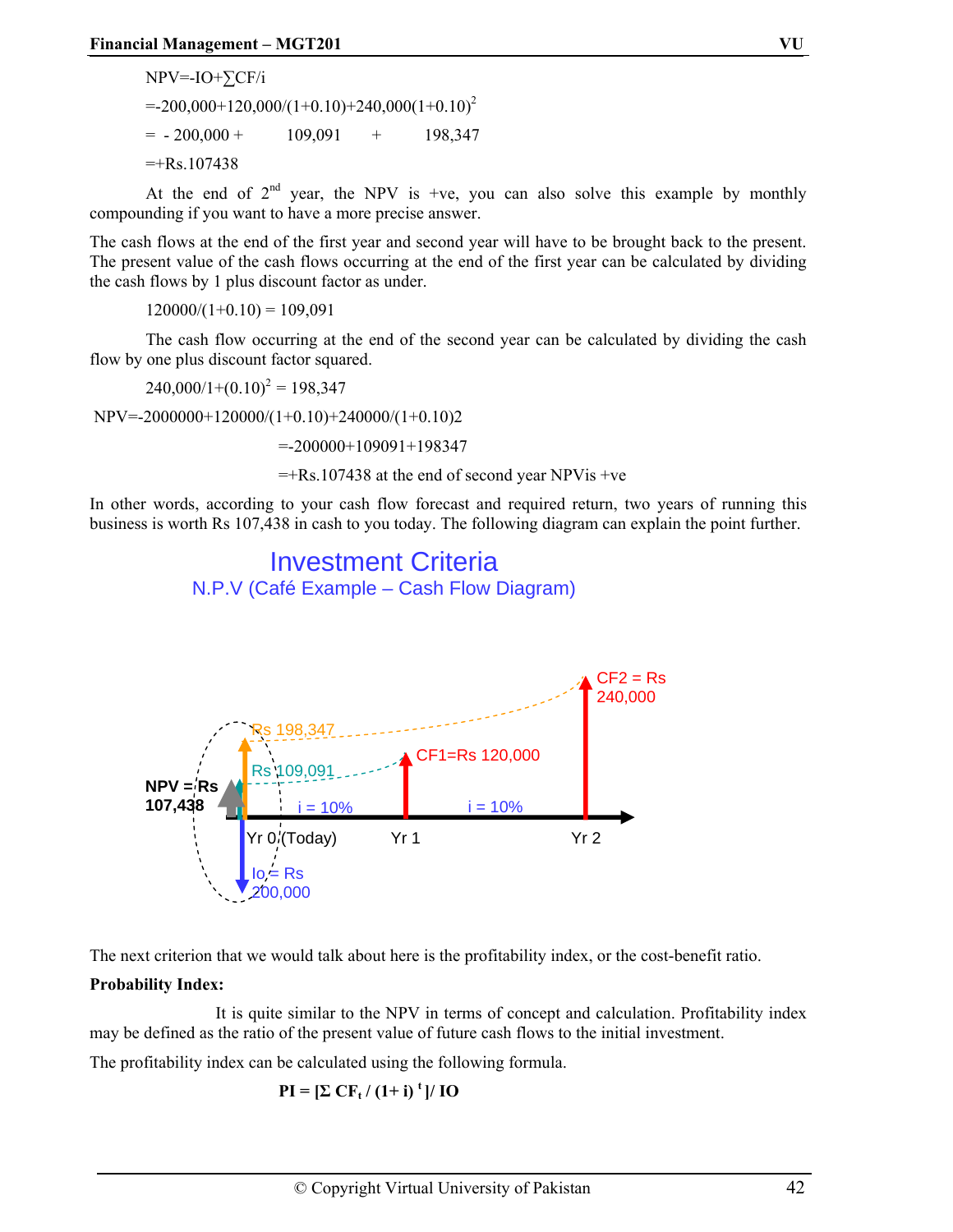NPV=-IO+∑CF/i

=-200,000+120,000/(1+0.10)+240,000(1+0.10)$^2$

= - 200,000 + 109,091 + 198,347

=+Rs.107438

At the end of 2nd year, the NPV is +ve, you can also solve this example by monthly compounding if you want to have a more precise answer.

The cash flows at the end of the first year and second year will have to be brought back to the present. The present value of the cash flows occurring at the end of the first year can be calculated by dividing the cash flows by 1 plus discount factor as under.

120000/(1+0.10) = 109,091

The cash flow occurring at the end of the second year can be calculated by dividing the cash flow by one plus discount factor squared.

240,000/1+(0.10)$^2$ = 198,347

NPV=-2000000+120000/(1+0.10)+240000/(1+0.10)2

=-200000+109091+198347

=+Rs.107438 at the end of second year NPVis +ve

In other words, according to your cash flow forecast and required return, two years of running this business is worth Rs 107,438 in cash to you today. The following diagram can explain the point further.

**Investment Criteria**

N.P.V (Café Example – Cash Flow Diagram)

NPV = Rs 107,438 | Rs 198,347 | Rs 109,091 | CF1=Rs 120,000 | CF2 = Rs 240,000 | i = 10% | i = 10% | Yr 0 (Today) | Yr 1 | Yr 2 | Io = Rs 200,000

The next criterion that we would talk about here is the profitability index, or the cost-benefit ratio.

**Probability Index:**

It is quite similar to the NPV in terms of concept and calculation. Profitability index may be defined as the ratio of the present value of future cash flows to the initial investment.

The profitability index can be calculated using the following formula.

$$PI = [\Sigma\, CF_t / (1+ i)^t ] / IO$$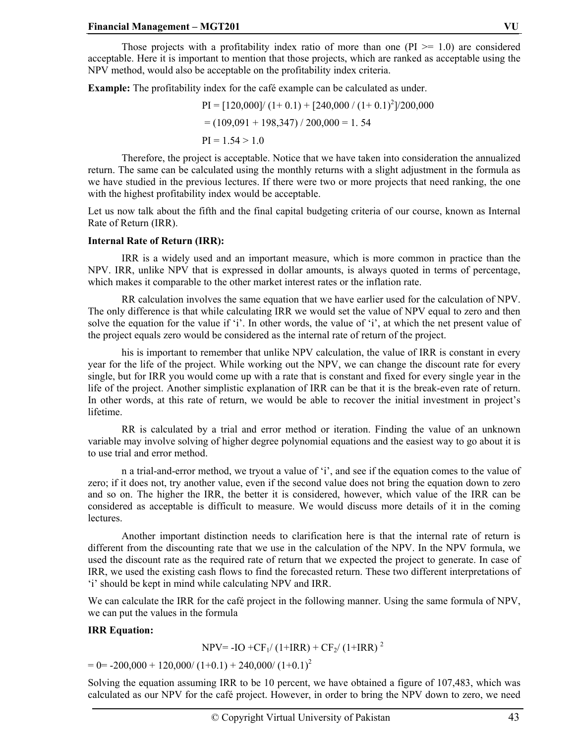Those projects with a profitability index ratio of more than one (PI >= 1.0) are considered acceptable. Here it is important to mention that those projects, which are ranked as acceptable using the NPV method, would also be acceptable on the profitability index criteria.

**Example:** The profitability index for the café example can be calculated as under.

$$PI = [120{,}000] / (1+ 0.1) + [240{,}000 / (1+ 0.1)^2] / 200{,}000$$

$$= (109{,}091 + 198{,}347) / 200{,}000 = 1.54$$

$$PI = 1.54 > 1.0$$

Therefore, the project is acceptable. Notice that we have taken into consideration the annualized return. The same can be calculated using the monthly returns with a slight adjustment in the formula as we have studied in the previous lectures. If there were two or more projects that need ranking, the one with the highest profitability index would be acceptable.

Let us now talk about the fifth and the final capital budgeting criteria of our course, known as Internal Rate of Return (IRR).

**Internal Rate of Return (IRR):**

IRR is a widely used and an important measure, which is more common in practice than the NPV. IRR, unlike NPV that is expressed in dollar amounts, is always quoted in terms of percentage, which makes it comparable to the other market interest rates or the inflation rate.

RR calculation involves the same equation that we have earlier used for the calculation of NPV. The only difference is that while calculating IRR we would set the value of NPV equal to zero and then solve the equation for the value if 'i'. In other words, the value of 'i', at which the net present value of the project equals zero would be considered as the internal rate of return of the project.

his is important to remember that unlike NPV calculation, the value of IRR is constant in every year for the life of the project. While working out the NPV, we can change the discount rate for every single, but for IRR you would come up with a rate that is constant and fixed for every single year in the life of the project. Another simplistic explanation of IRR can be that it is the break-even rate of return. In other words, at this rate of return, we would be able to recover the initial investment in project's lifetime.

RR is calculated by a trial and error method or iteration. Finding the value of an unknown variable may involve solving of higher degree polynomial equations and the easiest way to go about it is to use trial and error method.

n a trial-and-error method, we tryout a value of 'i', and see if the equation comes to the value of zero; if it does not, try another value, even if the second value does not bring the equation down to zero and so on. The higher the IRR, the better it is considered, however, which value of the IRR can be considered as acceptable is difficult to measure. We would discuss more details of it in the coming lectures.

Another important distinction needs to clarification here is that the internal rate of return is different from the discounting rate that we use in the calculation of the NPV. In the NPV formula, we used the discount rate as the required rate of return that we expected the project to generate. In case of IRR, we used the existing cash flows to find the forecasted return. These two different interpretations of 'i' should be kept in mind while calculating NPV and IRR.

We can calculate the IRR for the café project in the following manner. Using the same formula of NPV, we can put the values in the formula

**IRR Equation:**

$$NPV = -IO + CF_1 / (1+IRR) + CF_2 / (1+IRR)^2$$

$= 0 = -200{,}000 + 120{,}000 / (1+0.1) + 240{,}000 / (1+0.1)^2$

Solving the equation assuming IRR to be 10 percent, we have obtained a figure of 107,483, which was calculated as our NPV for the café project. However, in order to bring the NPV down to zero, we need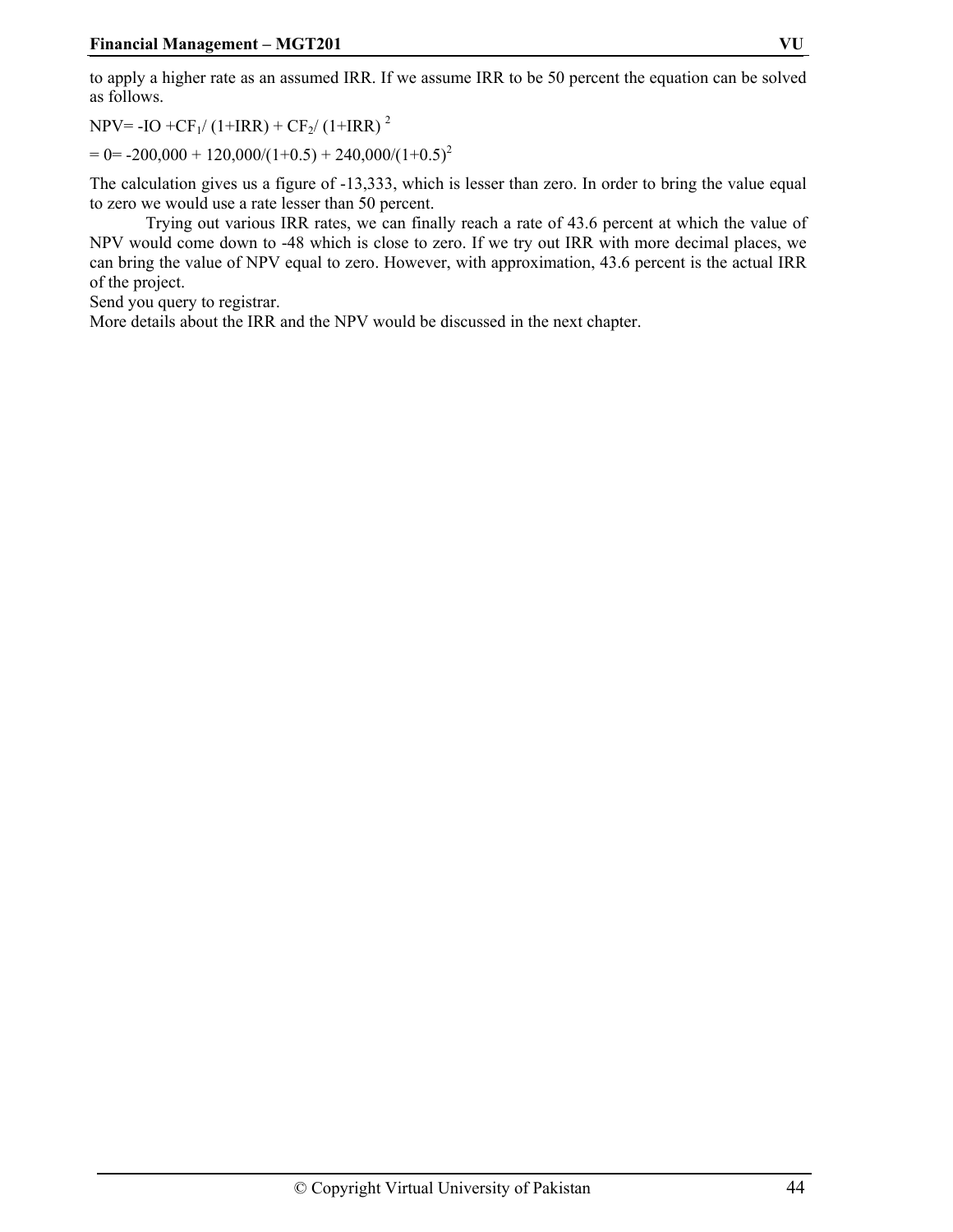to apply a higher rate as an assumed IRR. If we assume IRR to be 50 percent the equation can be solved as follows.

$NPV = -IO + CF_1/(1+IRR) + CF_2/(1+IRR)^2$

$= 0 = -200{,}000 + 120{,}000/(1+0.5) + 240{,}000/(1+0.5)^2$

The calculation gives us a figure of -13,333, which is lesser than zero. In order to bring the value equal to zero we would use a rate lesser than 50 percent.

Trying out various IRR rates, we can finally reach a rate of 43.6 percent at which the value of NPV would come down to -48 which is close to zero. If we try out IRR with more decimal places, we can bring the value of NPV equal to zero. However, with approximation, 43.6 percent is the actual IRR of the project.

Send you query to registrar.

More details about the IRR and the NPV would be discussed in the next chapter.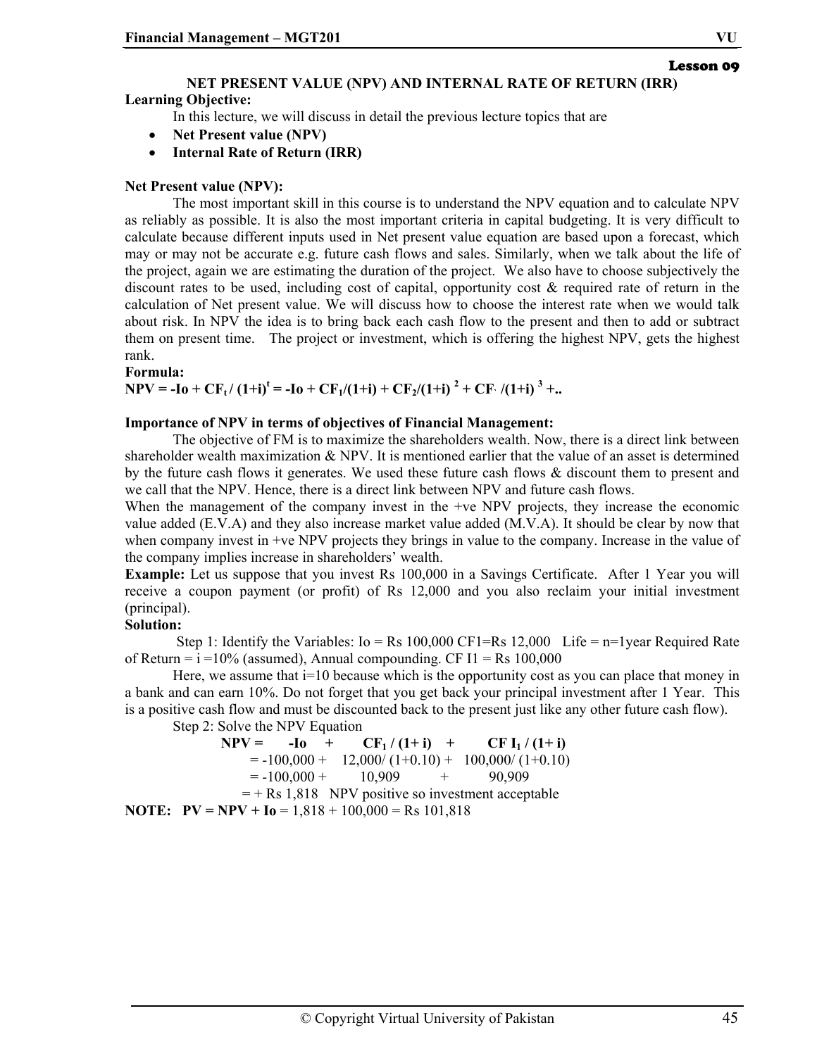**Lesson 09**

## NET PRESENT VALUE (NPV) AND INTERNAL RATE OF RETURN (IRR)

**Learning Objective:**

In this lecture, we will discuss in detail the previous lecture topics that are

- **Net Present value (NPV)**
- **Internal Rate of Return (IRR)**

**Net Present value (NPV):**

The most important skill in this course is to understand the NPV equation and to calculate NPV as reliably as possible. It is also the most important criteria in capital budgeting. It is very difficult to calculate because different inputs used in Net present value equation are based upon a forecast, which may or may not be accurate e.g. future cash flows and sales. Similarly, when we talk about the life of the project, again we are estimating the duration of the project. We also have to choose subjectively the discount rates to be used, including cost of capital, opportunity cost & required rate of return in the calculation of Net present value. We will discuss how to choose the interest rate when we would talk about risk. In NPV the idea is to bring back each cash flow to the present and then to add or subtract them on present time. The project or investment, which is offering the highest NPV, gets the highest rank.

**Formula:**

$$NPV = -Io + CF_t / (1+i)^t = -Io + CF_1/(1+i) + CF_2/(1+i)^2 + CF_{\cdot} /(1+i)^3 + ..$$

**Importance of NPV in terms of objectives of Financial Management:**

The objective of FM is to maximize the shareholders wealth. Now, there is a direct link between shareholder wealth maximization & NPV. It is mentioned earlier that the value of an asset is determined by the future cash flows it generates. We used these future cash flows & discount them to present and we call that the NPV. Hence, there is a direct link between NPV and future cash flows.

When the management of the company invest in the +ve NPV projects, they increase the economic value added (E.V.A) and they also increase market value added (M.V.A). It should be clear by now that when company invest in +ve NPV projects they brings in value to the company. Increase in the value of the company implies increase in shareholders' wealth.

**Example:** Let us suppose that you invest Rs 100,000 in a Savings Certificate. After 1 Year you will receive a coupon payment (or profit) of Rs 12,000 and you also reclaim your initial investment (principal).

**Solution:**

Step 1: Identify the Variables: Io = Rs 100,000 CF1=Rs 12,000 Life = n=1year Required Rate of Return = i =10% (assumed), Annual compounding. CF I1 = Rs 100,000

Here, we assume that i=10 because which is the opportunity cost as you can place that money in a bank and can earn 10%. Do not forget that you get back your principal investment after 1 Year. This is a positive cash flow and must be discounted back to the present just like any other future cash flow).

Step 2: Solve the NPV Equation

$$NPV = -Io + CF_1 / (1+ i) + CF\ I_1 / (1+ i)$$
$$= -100,000 + 12,000/ (1+0.10) + 100,000/ (1+0.10)$$
$$= -100,000 + 10,909 + 90,909$$
$$= + \text{Rs } 1,818$$

NPV positive so investment acceptable

**NOTE: PV = NPV + Io** = 1,818 + 100,000 = Rs 101,818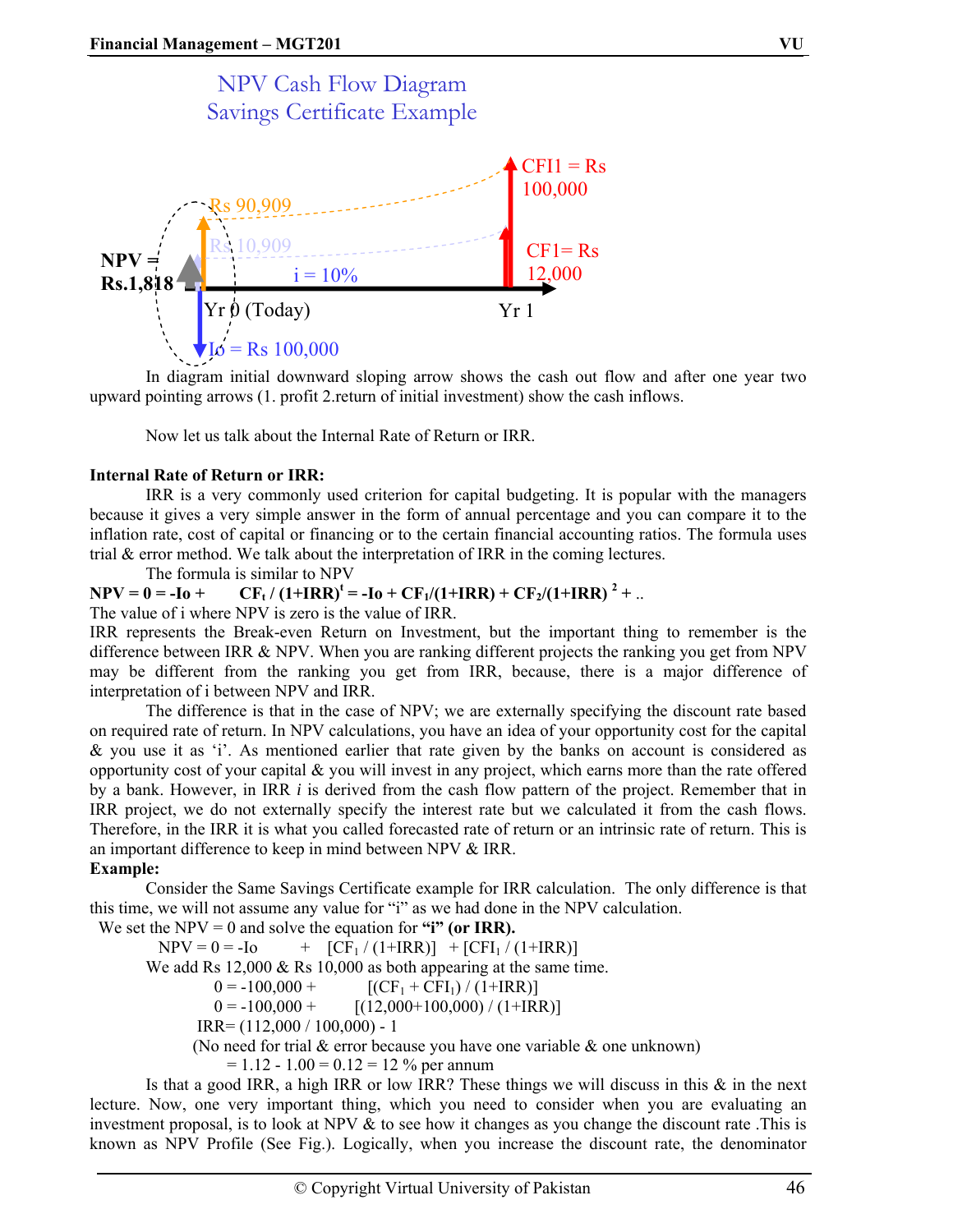NPV Cash Flow Diagram
Savings Certificate Example

CFI1 = Rs 100,000

Rs 90,909

Rs 10,909

NPV = Rs.1,818

i = 10%

CF1= Rs 12,000

Yr 0 (Today)

Yr 1

Io = Rs 100,000

In diagram initial downward sloping arrow shows the cash out flow and after one year two upward pointing arrows (1. profit 2.return of initial investment) show the cash inflows.

Now let us talk about the Internal Rate of Return or IRR.

**Internal Rate of Return or IRR:**

IRR is a very commonly used criterion for capital budgeting. It is popular with the managers because it gives a very simple answer in the form of annual percentage and you can compare it to the inflation rate, cost of capital or financing or to the certain financial accounting ratios. The formula uses trial & error method. We talk about the interpretation of IRR in the coming lectures.

The formula is similar to NPV

**$NPV = 0 = -Io + \quad CF_t / (1+IRR)^t = -Io + CF_1/(1+IRR) + CF_2/(1+IRR)^2 + ..$**

The value of i where NPV is zero is the value of IRR.

IRR represents the Break-even Return on Investment, but the important thing to remember is the difference between IRR & NPV. When you are ranking different projects the ranking you get from NPV may be different from the ranking you get from IRR, because, there is a major difference of interpretation of i between NPV and IRR.

The difference is that in the case of NPV; we are externally specifying the discount rate based on required rate of return. In NPV calculations, you have an idea of your opportunity cost for the capital & you use it as 'i'. As mentioned earlier that rate given by the banks on account is considered as opportunity cost of your capital & you will invest in any project, which earns more than the rate offered by a bank. However, in IRR *i* is derived from the cash flow pattern of the project. Remember that in IRR project, we do not externally specify the interest rate but we calculated it from the cash flows. Therefore, in the IRR it is what you called forecasted rate of return or an intrinsic rate of return. This is an important difference to keep in mind between NPV & IRR.

**Example:**

Consider the Same Savings Certificate example for IRR calculation. The only difference is that this time, we will not assume any value for "i" as we had done in the NPV calculation.

We set the NPV = 0 and solve the equation for **"i" (or IRR).**

$NPV = 0 = -Io \quad + \quad [CF_1 / (1+IRR)] \quad + [CFI_1 / (1+IRR)]$

We add Rs 12,000 & Rs 10,000 as both appearing at the same time.

$0 = -100{,}000 + \quad [(CF_1 + CFI_1) / (1+IRR)]$

$0 = -100{,}000 + \quad [(12{,}000+100{,}000) / (1+IRR)]$

$IRR = (112{,}000 / 100{,}000) - 1$

(No need for trial & error because you have one variable & one unknown)

$= 1.12 - 1.00 = 0.12 = 12\ \%$ per annum

Is that a good IRR, a high IRR or low IRR? These things we will discuss in this & in the next lecture. Now, one very important thing, which you need to consider when you are evaluating an investment proposal, is to look at NPV & to see how it changes as you change the discount rate .This is known as NPV Profile (See Fig.). Logically, when you increase the discount rate, the denominator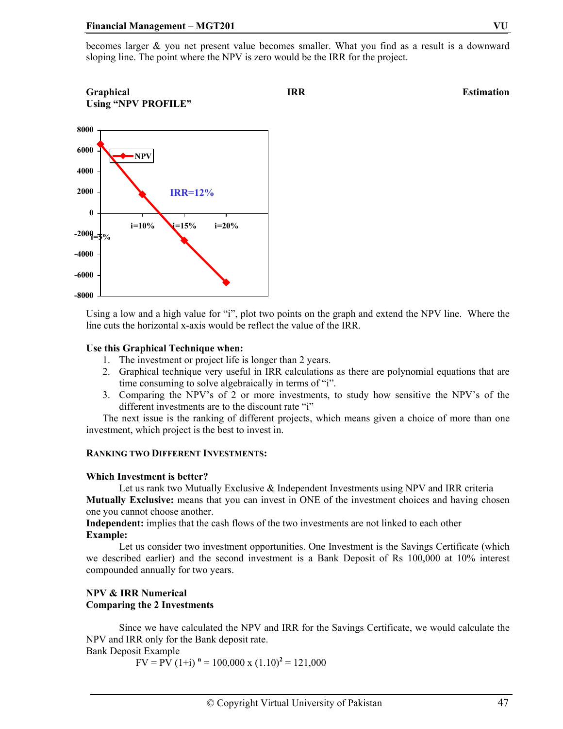becomes larger & you net present value becomes smaller. What you find as a result is a downward sloping line. The point where the NPV is zero would be the IRR for the project.

**Graphical IRR Estimation Using "NPV PROFILE"**

Using a low and a high value for "i", plot two points on the graph and extend the NPV line. Where the line cuts the horizontal x-axis would be reflect the value of the IRR.

**Use this Graphical Technique when:**

1. The investment or project life is longer than 2 years.
2. Graphical technique very useful in IRR calculations as there are polynomial equations that are time consuming to solve algebraically in terms of "i".
3. Comparing the NPV's of 2 or more investments, to study how sensitive the NPV's of the different investments are to the discount rate "i"

The next issue is the ranking of different projects, which means given a choice of more than one investment, which project is the best to invest in.

### RANKING TWO DIFFERENT INVESTMENTS:

**Which Investment is better?**

Let us rank two Mutually Exclusive & Independent Investments using NPV and IRR criteria

**Mutually Exclusive:** means that you can invest in ONE of the investment choices and having chosen one you cannot choose another.

**Independent:** implies that the cash flows of the two investments are not linked to each other

**Example:**

Let us consider two investment opportunities. One Investment is the Savings Certificate (which we described earlier) and the second investment is a Bank Deposit of Rs 100,000 at 10% interest compounded annually for two years.

**NPV & IRR Numerical**
**Comparing the 2 Investments**

Since we have calculated the NPV and IRR for the Savings Certificate, we would calculate the NPV and IRR only for the Bank deposit rate.

Bank Deposit Example

$$FV = PV (1+i)^n = 100,000 \times (1.10)^2 = 121,000$$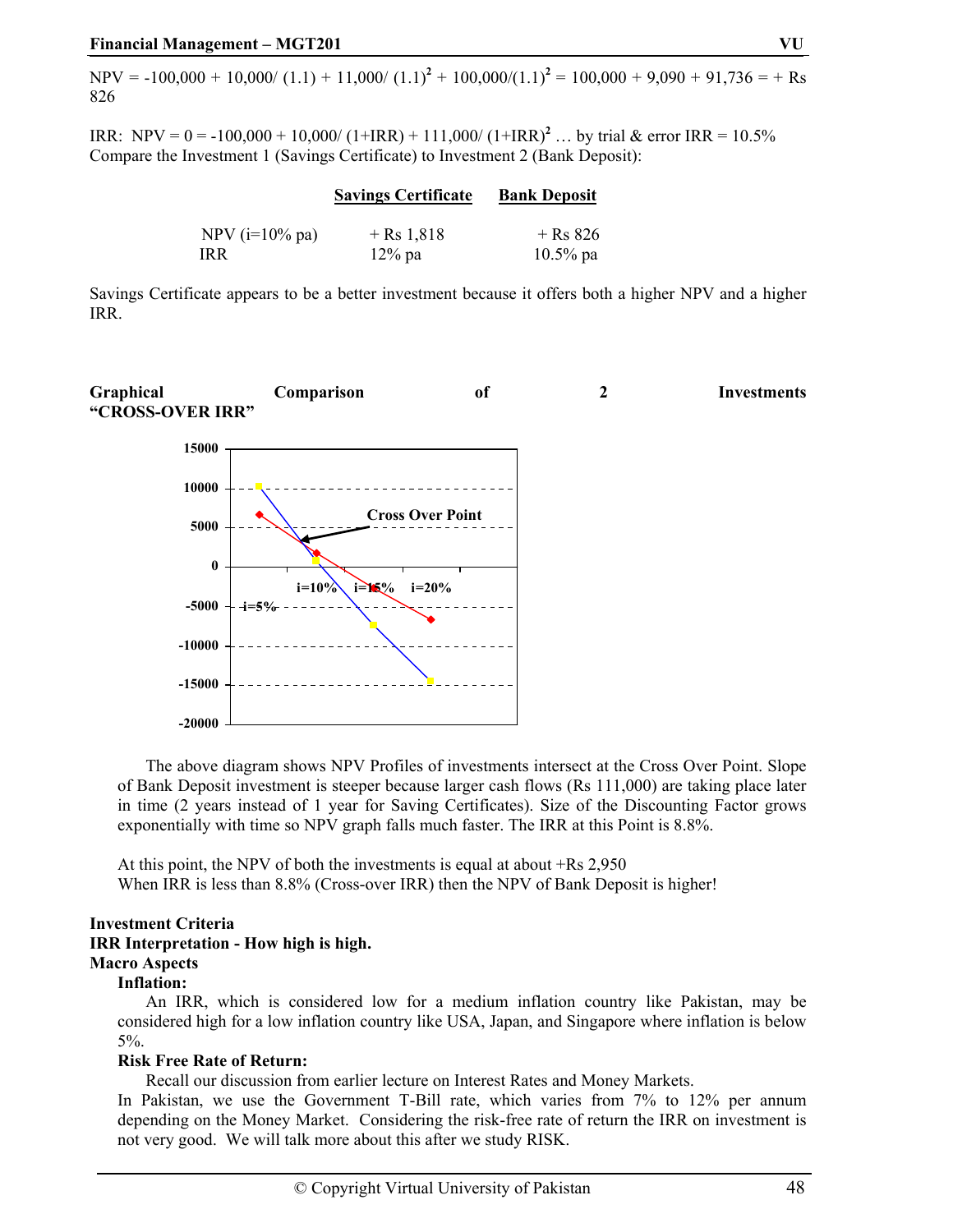NPV = $-100{,}000 + 10{,}000/(1.1) + 11{,}000/(1.1)^2 + 100{,}000/(1.1)^2 = 100{,}000 + 9{,}090 + 91{,}736 =$ + Rs 826

IRR: NPV = $0 = -100{,}000 + 10{,}000/(1+IRR) + 111{,}000/(1+IRR)^2$ … by trial & error IRR = 10.5%

Compare the Investment 1 (Savings Certificate) to Investment 2 (Bank Deposit):

| | Savings Certificate | Bank Deposit |
|---|---|---|
| NPV (i=10% pa) | + Rs 1,818 | + Rs 826 |
| IRR | 12% pa | 10.5% pa |

Savings Certificate appears to be a better investment because it offers both a higher NPV and a higher IRR.

**Graphical Comparison of 2 Investments "CROSS-OVER IRR"**

The above diagram shows NPV Profiles of investments intersect at the Cross Over Point. Slope of Bank Deposit investment is steeper because larger cash flows (Rs 111,000) are taking place later in time (2 years instead of 1 year for Saving Certificates). Size of the Discounting Factor grows exponentially with time so NPV graph falls much faster. The IRR at this Point is 8.8%.

At this point, the NPV of both the investments is equal at about +Rs 2,950

When IRR is less than 8.8% (Cross-over IRR) then the NPV of Bank Deposit is higher!

**Investment Criteria**

**IRR Interpretation - How high is high.**

**Macro Aspects**

**Inflation:**

An IRR, which is considered low for a medium inflation country like Pakistan, may be considered high for a low inflation country like USA, Japan, and Singapore where inflation is below 5%.

**Risk Free Rate of Return:**

Recall our discussion from earlier lecture on Interest Rates and Money Markets.

In Pakistan, we use the Government T-Bill rate, which varies from 7% to 12% per annum depending on the Money Market. Considering the risk-free rate of return the IRR on investment is not very good. We will talk more about this after we study RISK.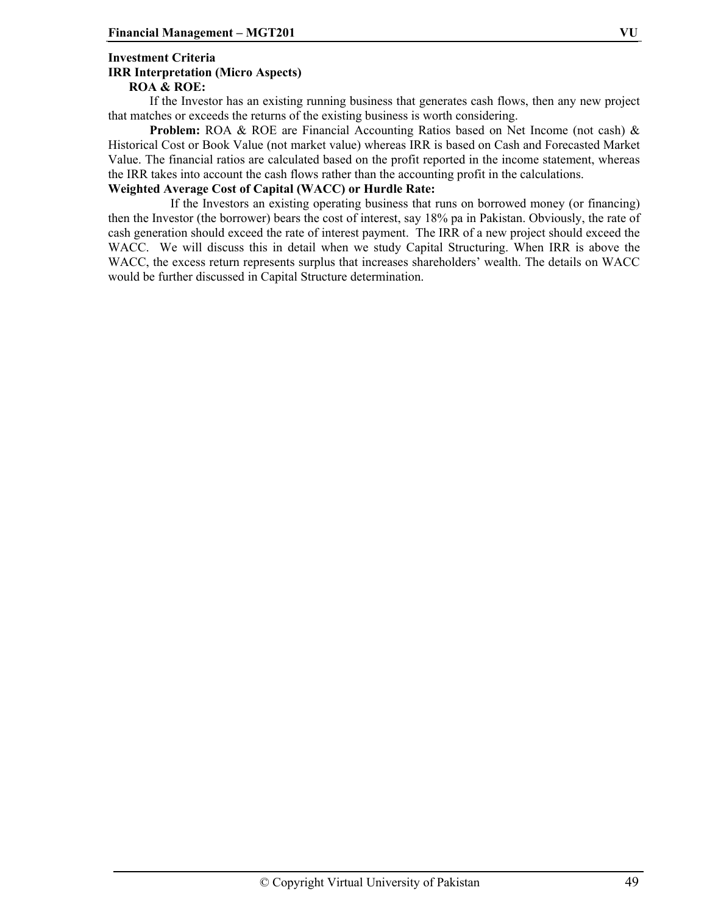**Investment Criteria**

**IRR Interpretation (Micro Aspects)**

**ROA & ROE:**

If the Investor has an existing running business that generates cash flows, then any new project that matches or exceeds the returns of the existing business is worth considering.

**Problem:** ROA & ROE are Financial Accounting Ratios based on Net Income (not cash) & Historical Cost or Book Value (not market value) whereas IRR is based on Cash and Forecasted Market Value. The financial ratios are calculated based on the profit reported in the income statement, whereas the IRR takes into account the cash flows rather than the accounting profit in the calculations.

**Weighted Average Cost of Capital (WACC) or Hurdle Rate:**

If the Investors an existing operating business that runs on borrowed money (or financing) then the Investor (the borrower) bears the cost of interest, say 18% pa in Pakistan. Obviously, the rate of cash generation should exceed the rate of interest payment. The IRR of a new project should exceed the WACC. We will discuss this in detail when we study Capital Structuring. When IRR is above the WACC, the excess return represents surplus that increases shareholders' wealth. The details on WACC would be further discussed in Capital Structure determination.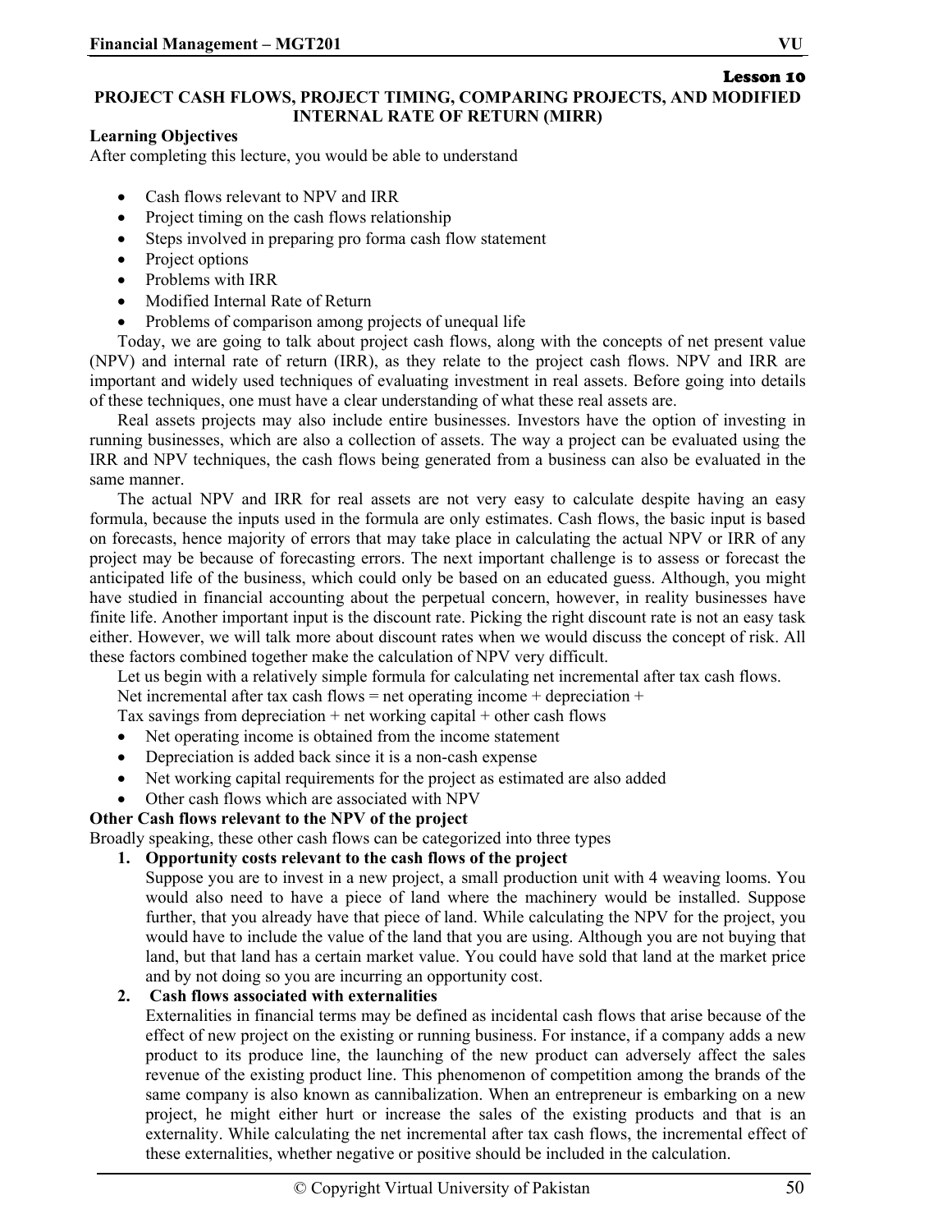Lesson 10

# PROJECT CASH FLOWS, PROJECT TIMING, COMPARING PROJECTS, AND MODIFIED INTERNAL RATE OF RETURN (MIRR)

**Learning Objectives**

After completing this lecture, you would be able to understand

- Cash flows relevant to NPV and IRR
- Project timing on the cash flows relationship
- Steps involved in preparing pro forma cash flow statement
- Project options
- Problems with IRR
- Modified Internal Rate of Return
- Problems of comparison among projects of unequal life

Today, we are going to talk about project cash flows, along with the concepts of net present value (NPV) and internal rate of return (IRR), as they relate to the project cash flows. NPV and IRR are important and widely used techniques of evaluating investment in real assets. Before going into details of these techniques, one must have a clear understanding of what these real assets are.

Real assets projects may also include entire businesses. Investors have the option of investing in running businesses, which are also a collection of assets. The way a project can be evaluated using the IRR and NPV techniques, the cash flows being generated from a business can also be evaluated in the same manner.

The actual NPV and IRR for real assets are not very easy to calculate despite having an easy formula, because the inputs used in the formula are only estimates. Cash flows, the basic input is based on forecasts, hence majority of errors that may take place in calculating the actual NPV or IRR of any project may be because of forecasting errors. The next important challenge is to assess or forecast the anticipated life of the business, which could only be based on an educated guess. Although, you might have studied in financial accounting about the perpetual concern, however, in reality businesses have finite life. Another important input is the discount rate. Picking the right discount rate is not an easy task either. However, we will talk more about discount rates when we would discuss the concept of risk. All these factors combined together make the calculation of NPV very difficult.

Let us begin with a relatively simple formula for calculating net incremental after tax cash flows.

Net incremental after tax cash flows = net operating income + depreciation +

Tax savings from depreciation + net working capital + other cash flows

- Net operating income is obtained from the income statement
- Depreciation is added back since it is a non-cash expense
- Net working capital requirements for the project as estimated are also added
- Other cash flows which are associated with NPV

**Other Cash flows relevant to the NPV of the project**

Broadly speaking, these other cash flows can be categorized into three types

1. **Opportunity costs relevant to the cash flows of the project**

   Suppose you are to invest in a new project, a small production unit with 4 weaving looms. You would also need to have a piece of land where the machinery would be installed. Suppose further, that you already have that piece of land. While calculating the NPV for the project, you would have to include the value of the land that you are using. Although you are not buying that land, but that land has a certain market value. You could have sold that land at the market price and by not doing so you are incurring an opportunity cost.

2. **Cash flows associated with externalities**

   Externalities in financial terms may be defined as incidental cash flows that arise because of the effect of new project on the existing or running business. For instance, if a company adds a new product to its produce line, the launching of the new product can adversely affect the sales revenue of the existing product line. This phenomenon of competition among the brands of the same company is also known as cannibalization. When an entrepreneur is embarking on a new project, he might either hurt or increase the sales of the existing products and that is an externality. While calculating the net incremental after tax cash flows, the incremental effect of these externalities, whether negative or positive should be included in the calculation.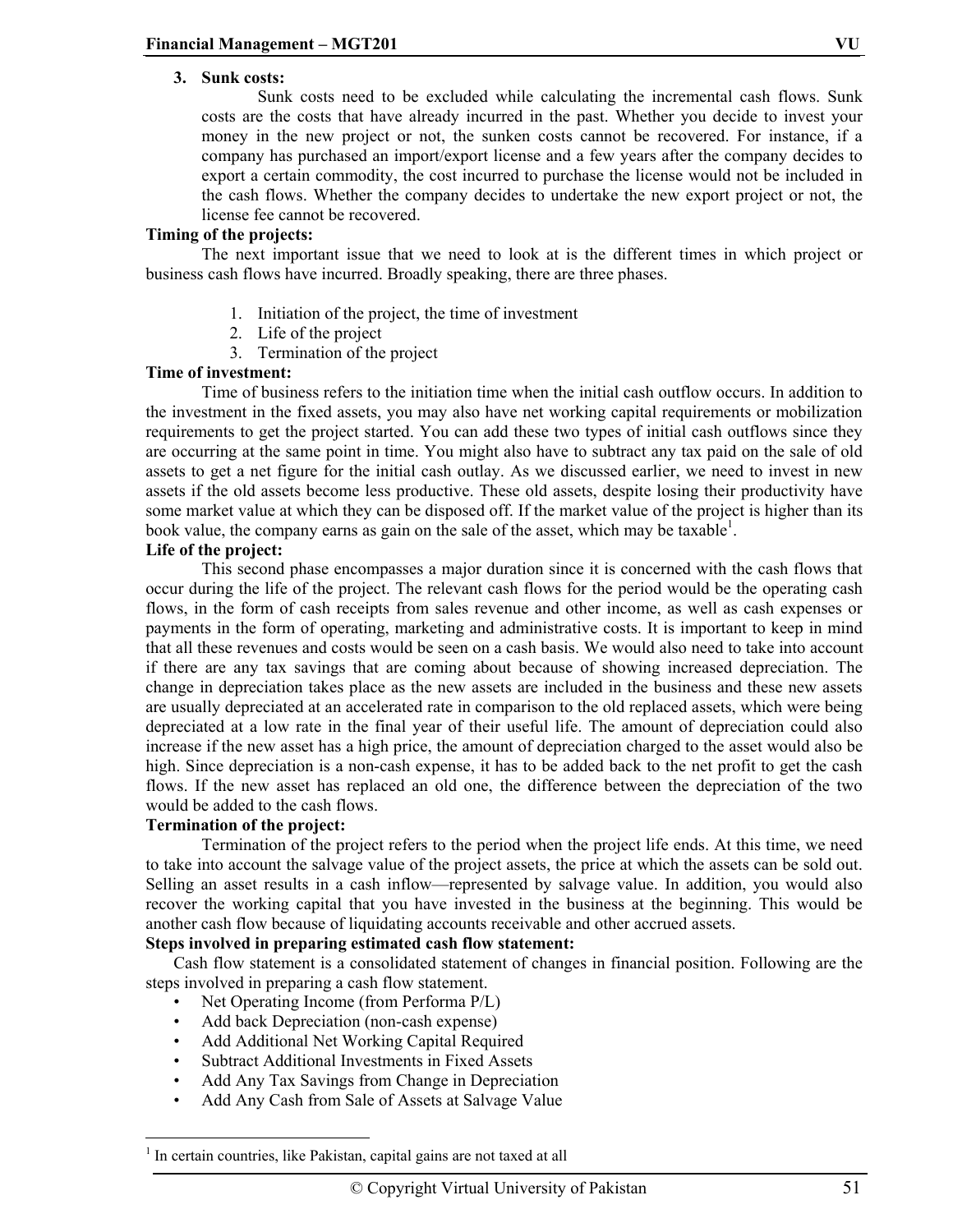3. **Sunk costs:**

    Sunk costs need to be excluded while calculating the incremental cash flows. Sunk costs are the costs that have already incurred in the past. Whether you decide to invest your money in the new project or not, the sunken costs cannot be recovered. For instance, if a company has purchased an import/export license and a few years after the company decides to export a certain commodity, the cost incurred to purchase the license would not be included in the cash flows. Whether the company decides to undertake the new export project or not, the license fee cannot be recovered.

**Timing of the projects:**

The next important issue that we need to look at is the different times in which project or business cash flows have incurred. Broadly speaking, there are three phases.

1. Initiation of the project, the time of investment
2. Life of the project
3. Termination of the project

**Time of investment:**

Time of business refers to the initiation time when the initial cash outflow occurs. In addition to the investment in the fixed assets, you may also have net working capital requirements or mobilization requirements to get the project started. You can add these two types of initial cash outflows since they are occurring at the same point in time. You might also have to subtract any tax paid on the sale of old assets to get a net figure for the initial cash outlay. As we discussed earlier, we need to invest in new assets if the old assets become less productive. These old assets, despite losing their productivity have some market value at which they can be disposed off. If the market value of the project is higher than its book value, the company earns as gain on the sale of the asset, which may be taxable[1].

**Life of the project:**

This second phase encompasses a major duration since it is concerned with the cash flows that occur during the life of the project. The relevant cash flows for the period would be the operating cash flows, in the form of cash receipts from sales revenue and other income, as well as cash expenses or payments in the form of operating, marketing and administrative costs. It is important to keep in mind that all these revenues and costs would be seen on a cash basis. We would also need to take into account if there are any tax savings that are coming about because of showing increased depreciation. The change in depreciation takes place as the new assets are included in the business and these new assets are usually depreciated at an accelerated rate in comparison to the old replaced assets, which were being depreciated at a low rate in the final year of their useful life. The amount of depreciation could also increase if the new asset has a high price, the amount of depreciation charged to the asset would also be high. Since depreciation is a non-cash expense, it has to be added back to the net profit to get the cash flows. If the new asset has replaced an old one, the difference between the depreciation of the two would be added to the cash flows.

**Termination of the project:**

Termination of the project refers to the period when the project life ends. At this time, we need to take into account the salvage value of the project assets, the price at which the assets can be sold out. Selling an asset results in a cash inflow—represented by salvage value. In addition, you would also recover the working capital that you have invested in the business at the beginning. This would be another cash flow because of liquidating accounts receivable and other accrued assets.

**Steps involved in preparing estimated cash flow statement:**

Cash flow statement is a consolidated statement of changes in financial position. Following are the steps involved in preparing a cash flow statement.

- Net Operating Income (from Performa P/L)
- Add back Depreciation (non-cash expense)
- Add Additional Net Working Capital Required
- Subtract Additional Investments in Fixed Assets
- Add Any Tax Savings from Change in Depreciation
- Add Any Cash from Sale of Assets at Salvage Value

---

[1] In certain countries, like Pakistan, capital gains are not taxed at all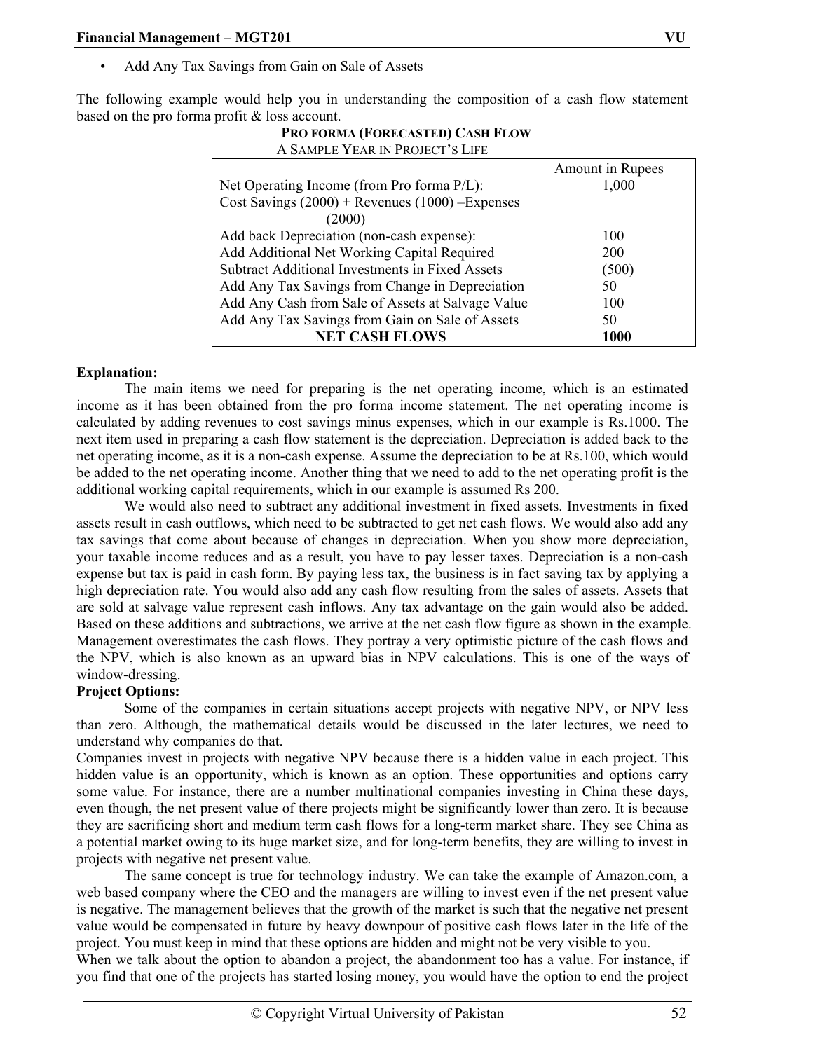- Add Any Tax Savings from Gain on Sale of Assets

The following example would help you in understanding the composition of a cash flow statement based on the pro forma profit & loss account.

**PRO FORMA (FORECASTED) CASH FLOW**

A SAMPLE YEAR IN PROJECT'S LIFE

| | Amount in Rupees |
|---|---|
| Net Operating Income (from Pro forma P/L): Cost Savings (2000) + Revenues (1000) –Expenses (2000) | 1,000 |
| Add back Depreciation (non-cash expense): | 100 |
| Add Additional Net Working Capital Required | 200 |
| Subtract Additional Investments in Fixed Assets | (500) |
| Add Any Tax Savings from Change in Depreciation | 50 |
| Add Any Cash from Sale of Assets at Salvage Value | 100 |
| Add Any Tax Savings from Gain on Sale of Assets | 50 |
| **NET CASH FLOWS** | **1000** |

**Explanation:**

The main items we need for preparing is the net operating income, which is an estimated income as it has been obtained from the pro forma income statement. The net operating income is calculated by adding revenues to cost savings minus expenses, which in our example is Rs.1000. The next item used in preparing a cash flow statement is the depreciation. Depreciation is added back to the net operating income, as it is a non-cash expense. Assume the depreciation to be at Rs.100, which would be added to the net operating income. Another thing that we need to add to the net operating profit is the additional working capital requirements, which in our example is assumed Rs 200.

We would also need to subtract any additional investment in fixed assets. Investments in fixed assets result in cash outflows, which need to be subtracted to get net cash flows. We would also add any tax savings that come about because of changes in depreciation. When you show more depreciation, your taxable income reduces and as a result, you have to pay lesser taxes. Depreciation is a non-cash expense but tax is paid in cash form. By paying less tax, the business is in fact saving tax by applying a high depreciation rate. You would also add any cash flow resulting from the sales of assets. Assets that are sold at salvage value represent cash inflows. Any tax advantage on the gain would also be added. Based on these additions and subtractions, we arrive at the net cash flow figure as shown in the example. Management overestimates the cash flows. They portray a very optimistic picture of the cash flows and the NPV, which is also known as an upward bias in NPV calculations. This is one of the ways of window-dressing.

**Project Options:**

Some of the companies in certain situations accept projects with negative NPV, or NPV less than zero. Although, the mathematical details would be discussed in the later lectures, we need to understand why companies do that.

Companies invest in projects with negative NPV because there is a hidden value in each project. This hidden value is an opportunity, which is known as an option. These opportunities and options carry some value. For instance, there are a number multinational companies investing in China these days, even though, the net present value of there projects might be significantly lower than zero. It is because they are sacrificing short and medium term cash flows for a long-term market share. They see China as a potential market owing to its huge market size, and for long-term benefits, they are willing to invest in projects with negative net present value.

The same concept is true for technology industry. We can take the example of Amazon.com, a web based company where the CEO and the managers are willing to invest even if the net present value is negative. The management believes that the growth of the market is such that the negative net present value would be compensated in future by heavy downpour of positive cash flows later in the life of the project. You must keep in mind that these options are hidden and might not be very visible to you.

When we talk about the option to abandon a project, the abandonment too has a value. For instance, if you find that one of the projects has started losing money, you would have the option to end the project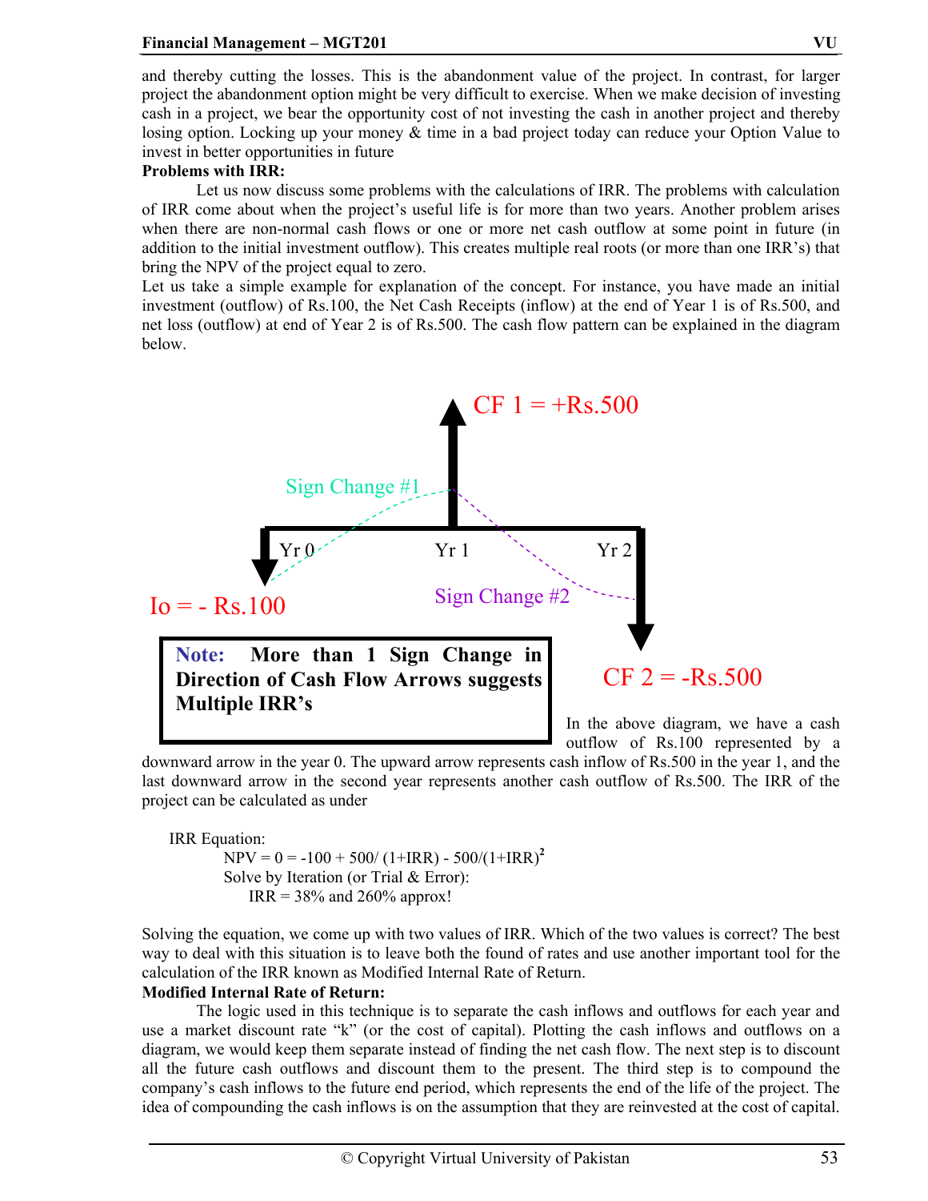and thereby cutting the losses. This is the abandonment value of the project. In contrast, for larger project the abandonment option might be very difficult to exercise. When we make decision of investing cash in a project, we bear the opportunity cost of not investing the cash in another project and thereby losing option. Locking up your money & time in a bad project today can reduce your Option Value to invest in better opportunities in future

**Problems with IRR:**

Let us now discuss some problems with the calculations of IRR. The problems with calculation of IRR come about when the project's useful life is for more than two years. Another problem arises when there are non-normal cash flows or one or more net cash outflow at some point in future (in addition to the initial investment outflow). This creates multiple real roots (or more than one IRR's) that bring the NPV of the project equal to zero.

Let us take a simple example for explanation of the concept. For instance, you have made an initial investment (outflow) of Rs.100, the Net Cash Receipts (inflow) at the end of Year 1 is of Rs.500, and net loss (outflow) at end of Year 2 is of Rs.500. The cash flow pattern can be explained in the diagram below.

CF 1 = +Rs.500

Sign Change #1

Yr 0 Yr 1 Yr 2

Io = - Rs.100

Sign Change #2

CF 2 = -Rs.500

**Note: More than 1 Sign Change in Direction of Cash Flow Arrows suggests Multiple IRR's**

In the above diagram, we have a cash outflow of Rs.100 represented by a downward arrow in the year 0. The upward arrow represents cash inflow of Rs.500 in the year 1, and the last downward arrow in the second year represents another cash outflow of Rs.500. The IRR of the project can be calculated as under

IRR Equation:

$$NPV = 0 = -100 + 500/(1+IRR) - 500/(1+IRR)^2$$

Solve by Iteration (or Trial & Error):

IRR = 38% and 260% approx!

Solving the equation, we come up with two values of IRR. Which of the two values is correct? The best way to deal with this situation is to leave both the found of rates and use another important tool for the calculation of the IRR known as Modified Internal Rate of Return.

**Modified Internal Rate of Return:**

The logic used in this technique is to separate the cash inflows and outflows for each year and use a market discount rate "k" (or the cost of capital). Plotting the cash inflows and outflows on a diagram, we would keep them separate instead of finding the net cash flow. The next step is to discount all the future cash outflows and discount them to the present. The third step is to compound the company's cash inflows to the future end period, which represents the end of the life of the project. The idea of compounding the cash inflows is on the assumption that they are reinvested at the cost of capital.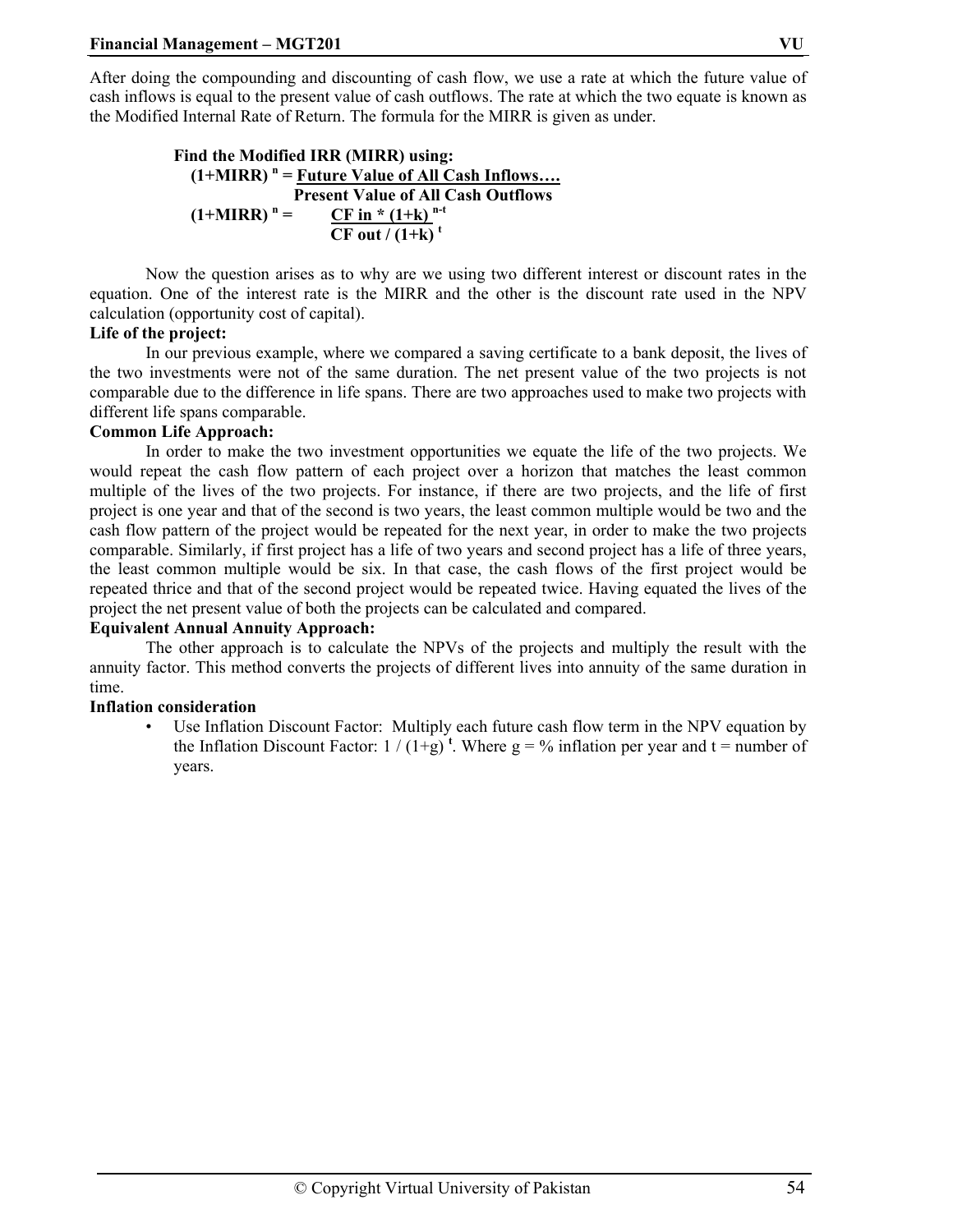After doing the compounding and discounting of cash flow, we use a rate at which the future value of cash inflows is equal to the present value of cash outflows. The rate at which the two equate is known as the Modified Internal Rate of Return. The formula for the MIRR is given as under.

**Find the Modified IRR (MIRR) using:**

$$(1+MIRR)^n = \frac{\text{Future Value of All Cash Inflows....}}{\text{Present Value of All Cash Outflows}}$$

$$(1+MIRR)^n = \frac{CF\ in * (1+k)^{n-t}}{CF\ out / (1+k)^t}$$

Now the question arises as to why are we using two different interest or discount rates in the equation. One of the interest rate is the MIRR and the other is the discount rate used in the NPV calculation (opportunity cost of capital).

**Life of the project:**

In our previous example, where we compared a saving certificate to a bank deposit, the lives of the two investments were not of the same duration. The net present value of the two projects is not comparable due to the difference in life spans. There are two approaches used to make two projects with different life spans comparable.

**Common Life Approach:**

In order to make the two investment opportunities we equate the life of the two projects. We would repeat the cash flow pattern of each project over a horizon that matches the least common multiple of the lives of the two projects. For instance, if there are two projects, and the life of first project is one year and that of the second is two years, the least common multiple would be two and the cash flow pattern of the project would be repeated for the next year, in order to make the two projects comparable. Similarly, if first project has a life of two years and second project has a life of three years, the least common multiple would be six. In that case, the cash flows of the first project would be repeated thrice and that of the second project would be repeated twice. Having equated the lives of the project the net present value of both the projects can be calculated and compared.

**Equivalent Annual Annuity Approach:**

The other approach is to calculate the NPVs of the projects and multiply the result with the annuity factor. This method converts the projects of different lives into annuity of the same duration in time.

**Inflation consideration**

- Use Inflation Discount Factor: Multiply each future cash flow term in the NPV equation by the Inflation Discount Factor: $1 / (1+g)^t$. Where g = % inflation per year and t = number of years.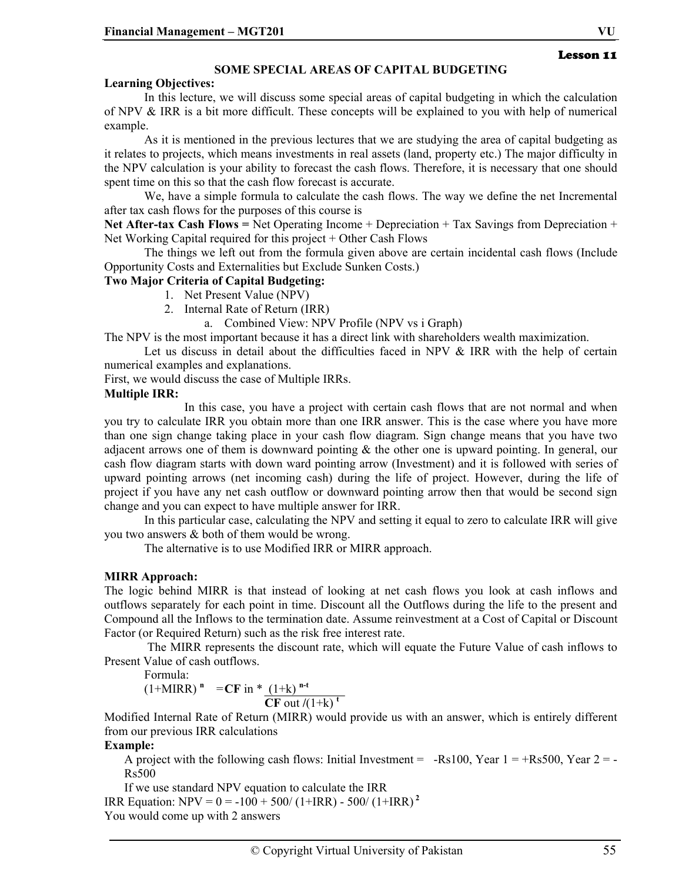Lesson 11

## SOME SPECIAL AREAS OF CAPITAL BUDGETING

**Learning Objectives:**

In this lecture, we will discuss some special areas of capital budgeting in which the calculation of NPV & IRR is a bit more difficult. These concepts will be explained to you with help of numerical example.

As it is mentioned in the previous lectures that we are studying the area of capital budgeting as it relates to projects, which means investments in real assets (land, property etc.) The major difficulty in the NPV calculation is your ability to forecast the cash flows. Therefore, it is necessary that one should spent time on this so that the cash flow forecast is accurate.

We, have a simple formula to calculate the cash flows. The way we define the net Incremental after tax cash flows for the purposes of this course is

**Net After-tax Cash Flows =** Net Operating Income + Depreciation + Tax Savings from Depreciation + Net Working Capital required for this project + Other Cash Flows

The things we left out from the formula given above are certain incidental cash flows (Include Opportunity Costs and Externalities but Exclude Sunken Costs.)

**Two Major Criteria of Capital Budgeting:**

1. Net Present Value (NPV)
2. Internal Rate of Return (IRR)
   a. Combined View: NPV Profile (NPV vs i Graph)

The NPV is the most important because it has a direct link with shareholders wealth maximization.

Let us discuss in detail about the difficulties faced in NPV & IRR with the help of certain numerical examples and explanations.

First, we would discuss the case of Multiple IRRs.

**Multiple IRR:**

In this case, you have a project with certain cash flows that are not normal and when you try to calculate IRR you obtain more than one IRR answer. This is the case where you have more than one sign change taking place in your cash flow diagram. Sign change means that you have two adjacent arrows one of them is downward pointing & the other one is upward pointing. In general, our cash flow diagram starts with down ward pointing arrow (Investment) and it is followed with series of upward pointing arrows (net incoming cash) during the life of project. However, during the life of project if you have any net cash outflow or downward pointing arrow then that would be second sign change and you can expect to have multiple answer for IRR.

In this particular case, calculating the NPV and setting it equal to zero to calculate IRR will give you two answers & both of them would be wrong.

The alternative is to use Modified IRR or MIRR approach.

**MIRR Approach:**

The logic behind MIRR is that instead of looking at net cash flows you look at cash inflows and outflows separately for each point in time. Discount all the Outflows during the life to the present and Compound all the Inflows to the termination date. Assume reinvestment at a Cost of Capital or Discount Factor (or Required Return) such as the risk free interest rate.

The MIRR represents the discount rate, which will equate the Future Value of cash inflows to Present Value of cash outflows.

Formula:

$$(1+\text{MIRR})^{n} = \frac{\textbf{CF}\text{ in} * (1+k)^{n-t}}{\textbf{CF}\text{ out} / (1+k)^{t}}$$

Modified Internal Rate of Return (MIRR) would provide us with an answer, which is entirely different from our previous IRR calculations

**Example:**

A project with the following cash flows: Initial Investment = -Rs100, Year 1 = +Rs500, Year 2 = -Rs500

If we use standard NPV equation to calculate the IRR

IRR Equation: $\text{NPV} = 0 = -100 + 500/(1+\text{IRR}) - 500/(1+\text{IRR})^{2}$

You would come up with 2 answers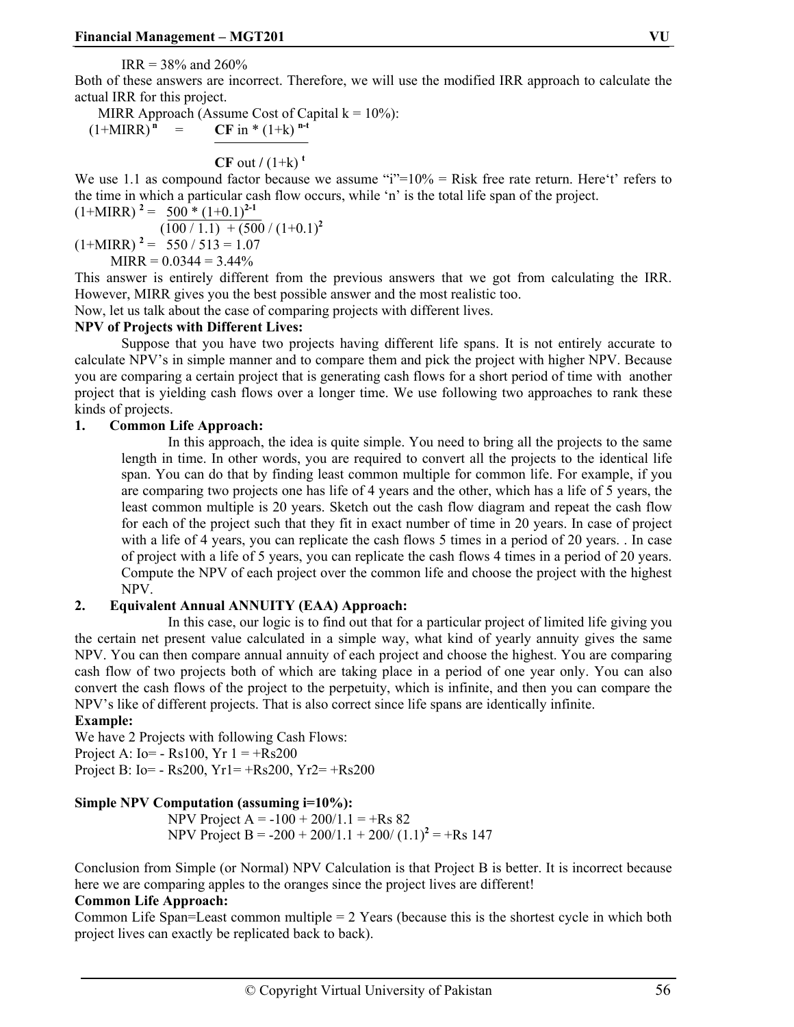IRR = 38% and 260%

Both of these answers are incorrect. Therefore, we will use the modified IRR approach to calculate the actual IRR for this project.

MIRR Approach (Assume Cost of Capital k = 10%):

$$(1+\text{MIRR})^{n} = \frac{\textbf{CF}\text{ in} * (1+k)^{n-t}}{\textbf{CF}\text{ out} / (1+k)^{t}}$$

We use 1.1 as compound factor because we assume "i"=10% = Risk free rate return. Here't' refers to the time in which a particular cash flow occurs, while 'n' is the total life span of the project.

$$(1+\text{MIRR})^{2} = \frac{500 * (1+0.1)^{2-1}}{(100 / 1.1) + (500 / (1+0.1)^{2}}$$

$$(1+\text{MIRR})^{2} = 550 / 513 = 1.07$$

MIRR = 0.0344 = 3.44%

This answer is entirely different from the previous answers that we got from calculating the IRR. However, MIRR gives you the best possible answer and the most realistic too.

Now, let us talk about the case of comparing projects with different lives.

**NPV of Projects with Different Lives:**

Suppose that you have two projects having different life spans. It is not entirely accurate to calculate NPV's in simple manner and to compare them and pick the project with higher NPV. Because you are comparing a certain project that is generating cash flows for a short period of time with another project that is yielding cash flows over a longer time. We use following two approaches to rank these kinds of projects.

1. **Common Life Approach:**

   In this approach, the idea is quite simple. You need to bring all the projects to the same length in time. In other words, you are required to convert all the projects to the identical life span. You can do that by finding least common multiple for common life. For example, if you are comparing two projects one has life of 4 years and the other, which has a life of 5 years, the least common multiple is 20 years. Sketch out the cash flow diagram and repeat the cash flow for each of the project such that they fit in exact number of time in 20 years. In case of project with a life of 4 years, you can replicate the cash flows 5 times in a period of 20 years. . In case of project with a life of 5 years, you can replicate the cash flows 4 times in a period of 20 years. Compute the NPV of each project over the common life and choose the project with the highest NPV.

2. **Equivalent Annual ANNUITY (EAA) Approach:**

   In this case, our logic is to find out that for a particular project of limited life giving you the certain net present value calculated in a simple way, what kind of yearly annuity gives the same NPV. You can then compare annual annuity of each project and choose the highest. You are comparing cash flow of two projects both of which are taking place in a period of one year only. You can also convert the cash flows of the project to the perpetuity, which is infinite, and then you can compare the NPV's like of different projects. That is also correct since life spans are identically infinite.

**Example:**

We have 2 Projects with following Cash Flows:

Project A: Io= - Rs100, Yr 1 = +Rs200

Project B: Io= - Rs200, Yr1= +Rs200, Yr2= +Rs200

**Simple NPV Computation (assuming i=10%):**

NPV Project A = -100 + 200/1.1 = +Rs 82

NPV Project B = $-200 + 200/1.1 + 200/(1.1)^{2}$ = +Rs 147

Conclusion from Simple (or Normal) NPV Calculation is that Project B is better. It is incorrect because here we are comparing apples to the oranges since the project lives are different!

**Common Life Approach:**

Common Life Span=Least common multiple = 2 Years (because this is the shortest cycle in which both project lives can exactly be replicated back to back).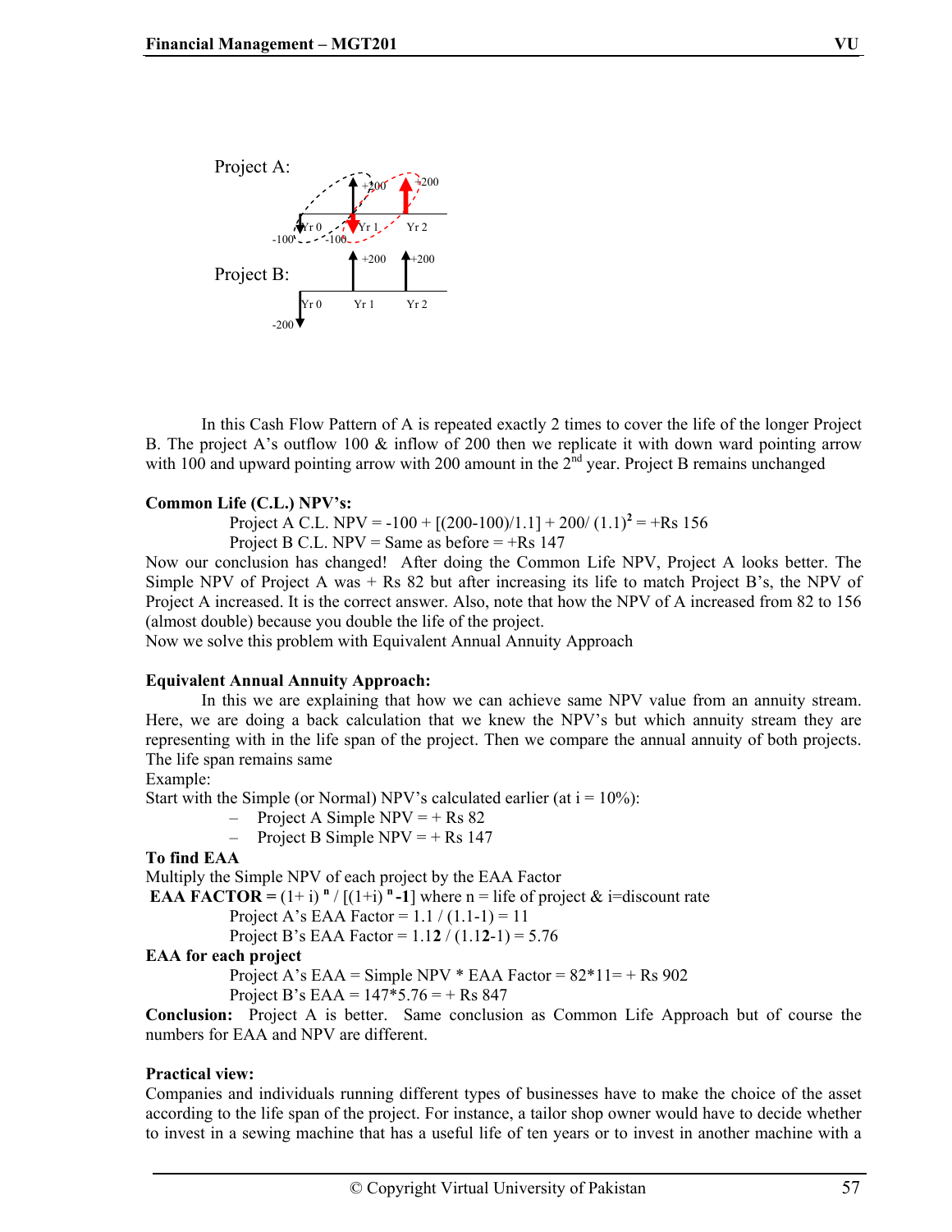Project A:

Yr 0 &nbsp;&nbsp; Yr 1 &nbsp;&nbsp; Yr 2

-100 &nbsp;&nbsp; -100 &nbsp;&nbsp; +200 &nbsp;&nbsp; +200

Project B:

+200 &nbsp;&nbsp; +200

Yr 0 &nbsp;&nbsp; Yr 1 &nbsp;&nbsp; Yr 2

-200

In this Cash Flow Pattern of A is repeated exactly 2 times to cover the life of the longer Project B. The project A's outflow 100 & inflow of 200 then we replicate it with down ward pointing arrow with 100 and upward pointing arrow with 200 amount in the 2nd year. Project B remains unchanged

**Common Life (C.L.) NPV's:**

Project A C.L. NPV = -100 + [(200-100)/1.1] + 200/ $(1.1)^2$ = +Rs 156

Project B C.L. NPV = Same as before = +Rs 147

Now our conclusion has changed! After doing the Common Life NPV, Project A looks better. The Simple NPV of Project A was + Rs 82 but after increasing its life to match Project B's, the NPV of Project A increased. It is the correct answer. Also, note that how the NPV of A increased from 82 to 156 (almost double) because you double the life of the project.

Now we solve this problem with Equivalent Annual Annuity Approach

**Equivalent Annual Annuity Approach:**

In this we are explaining that how we can achieve same NPV value from an annuity stream. Here, we are doing a back calculation that we knew the NPV's but which annuity stream they are representing with in the life span of the project. Then we compare the annual annuity of both projects. The life span remains same

Example:

Start with the Simple (or Normal) NPV's calculated earlier (at i = 10%):

- Project A Simple NPV = + Rs 82
- Project B Simple NPV = + Rs 147

**To find EAA**

Multiply the Simple NPV of each project by the EAA Factor

**EAA FACTOR =** $(1+i)^n / [(1+i)^n - 1]$ where n = life of project & i=discount rate

Project A's EAA Factor = 1.1 / (1.1-1) = 11

Project B's EAA Factor = 1.1**2** / (1.1**2**-1) = 5.76

**EAA for each project**

Project A's EAA = Simple NPV * EAA Factor = 82*11= + Rs 902

Project B's EAA = 147*5.76 = + Rs 847

**Conclusion:** Project A is better. Same conclusion as Common Life Approach but of course the numbers for EAA and NPV are different.

**Practical view:**

Companies and individuals running different types of businesses have to make the choice of the asset according to the life span of the project. For instance, a tailor shop owner would have to decide whether to invest in a sewing machine that has a useful life of ten years or to invest in another machine with a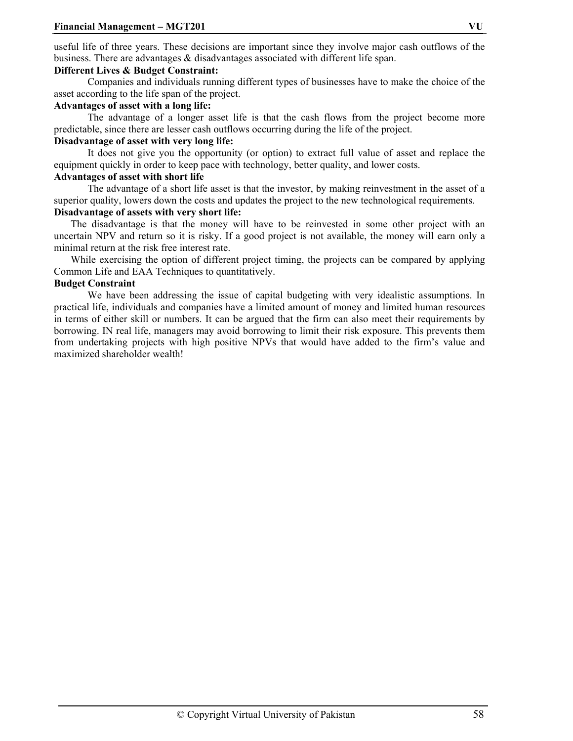useful life of three years. These decisions are important since they involve major cash outflows of the business. There are advantages & disadvantages associated with different life span.

**Different Lives & Budget Constraint:**

Companies and individuals running different types of businesses have to make the choice of the asset according to the life span of the project.

**Advantages of asset with a long life:**

The advantage of a longer asset life is that the cash flows from the project become more predictable, since there are lesser cash outflows occurring during the life of the project.

**Disadvantage of asset with very long life:**

It does not give you the opportunity (or option) to extract full value of asset and replace the equipment quickly in order to keep pace with technology, better quality, and lower costs.

**Advantages of asset with short life**

The advantage of a short life asset is that the investor, by making reinvestment in the asset of a superior quality, lowers down the costs and updates the project to the new technological requirements.

**Disadvantage of assets with very short life:**

The disadvantage is that the money will have to be reinvested in some other project with an uncertain NPV and return so it is risky. If a good project is not available, the money will earn only a minimal return at the risk free interest rate.

While exercising the option of different project timing, the projects can be compared by applying Common Life and EAA Techniques to quantitatively.

**Budget Constraint**

We have been addressing the issue of capital budgeting with very idealistic assumptions. In practical life, individuals and companies have a limited amount of money and limited human resources in terms of either skill or numbers. It can be argued that the firm can also meet their requirements by borrowing. IN real life, managers may avoid borrowing to limit their risk exposure. This prevents them from undertaking projects with high positive NPVs that would have added to the firm's value and maximized shareholder wealth!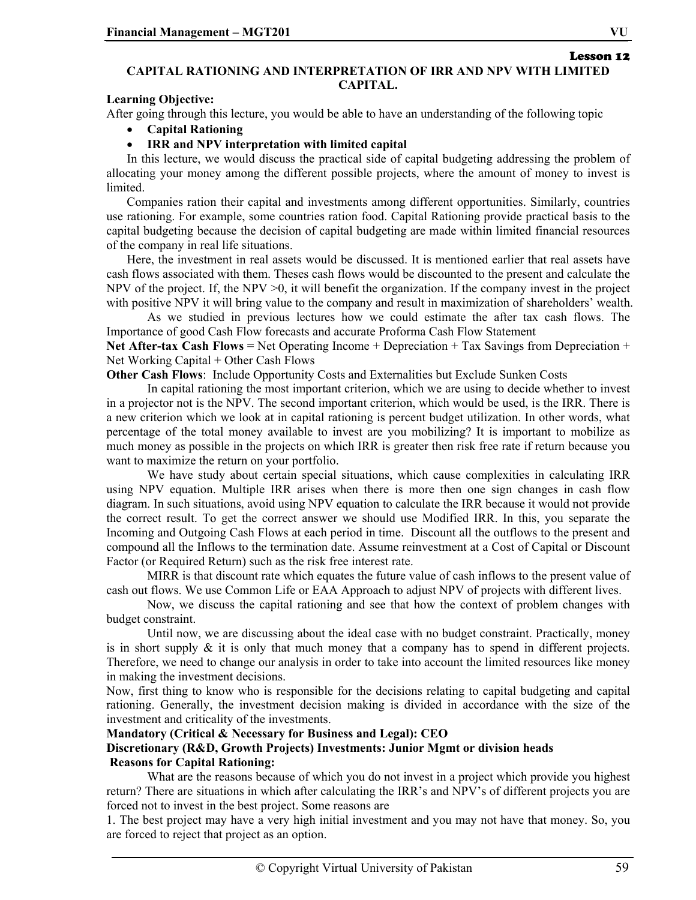**Lesson 12**

## CAPITAL RATIONING AND INTERPRETATION OF IRR AND NPV WITH LIMITED CAPITAL.

**Learning Objective:**

After going through this lecture, you would be able to have an understanding of the following topic

- **Capital Rationing**
- **IRR and NPV interpretation with limited capital**

In this lecture, we would discuss the practical side of capital budgeting addressing the problem of allocating your money among the different possible projects, where the amount of money to invest is limited.

Companies ration their capital and investments among different opportunities. Similarly, countries use rationing. For example, some countries ration food. Capital Rationing provide practical basis to the capital budgeting because the decision of capital budgeting are made within limited financial resources of the company in real life situations.

Here, the investment in real assets would be discussed. It is mentioned earlier that real assets have cash flows associated with them. Theses cash flows would be discounted to the present and calculate the NPV of the project. If, the NPV >0, it will benefit the organization. If the company invest in the project with positive NPV it will bring value to the company and result in maximization of shareholders' wealth.

As we studied in previous lectures how we could estimate the after tax cash flows. The Importance of good Cash Flow forecasts and accurate Proforma Cash Flow Statement

**Net After-tax Cash Flows** = Net Operating Income + Depreciation + Tax Savings from Depreciation + Net Working Capital + Other Cash Flows

**Other Cash Flows**: Include Opportunity Costs and Externalities but Exclude Sunken Costs

In capital rationing the most important criterion, which we are using to decide whether to invest in a projector not is the NPV. The second important criterion, which would be used, is the IRR. There is a new criterion which we look at in capital rationing is percent budget utilization. In other words, what percentage of the total money available to invest are you mobilizing? It is important to mobilize as much money as possible in the projects on which IRR is greater then risk free rate if return because you want to maximize the return on your portfolio.

We have study about certain special situations, which cause complexities in calculating IRR using NPV equation. Multiple IRR arises when there is more then one sign changes in cash flow diagram. In such situations, avoid using NPV equation to calculate the IRR because it would not provide the correct result. To get the correct answer we should use Modified IRR. In this, you separate the Incoming and Outgoing Cash Flows at each period in time. Discount all the outflows to the present and compound all the Inflows to the termination date. Assume reinvestment at a Cost of Capital or Discount Factor (or Required Return) such as the risk free interest rate.

MIRR is that discount rate which equates the future value of cash inflows to the present value of cash out flows. We use Common Life or EAA Approach to adjust NPV of projects with different lives.

Now, we discuss the capital rationing and see that how the context of problem changes with budget constraint.

Until now, we are discussing about the ideal case with no budget constraint. Practically, money is in short supply & it is only that much money that a company has to spend in different projects. Therefore, we need to change our analysis in order to take into account the limited resources like money in making the investment decisions.

Now, first thing to know who is responsible for the decisions relating to capital budgeting and capital rationing. Generally, the investment decision making is divided in accordance with the size of the investment and criticality of the investments.

**Mandatory (Critical & Necessary for Business and Legal): CEO**

**Discretionary (R&D, Growth Projects) Investments: Junior Mgmt or division heads**

**Reasons for Capital Rationing:**

What are the reasons because of which you do not invest in a project which provide you highest return? There are situations in which after calculating the IRR's and NPV's of different projects you are forced not to invest in the best project. Some reasons are

1. The best project may have a very high initial investment and you may not have that money. So, you are forced to reject that project as an option.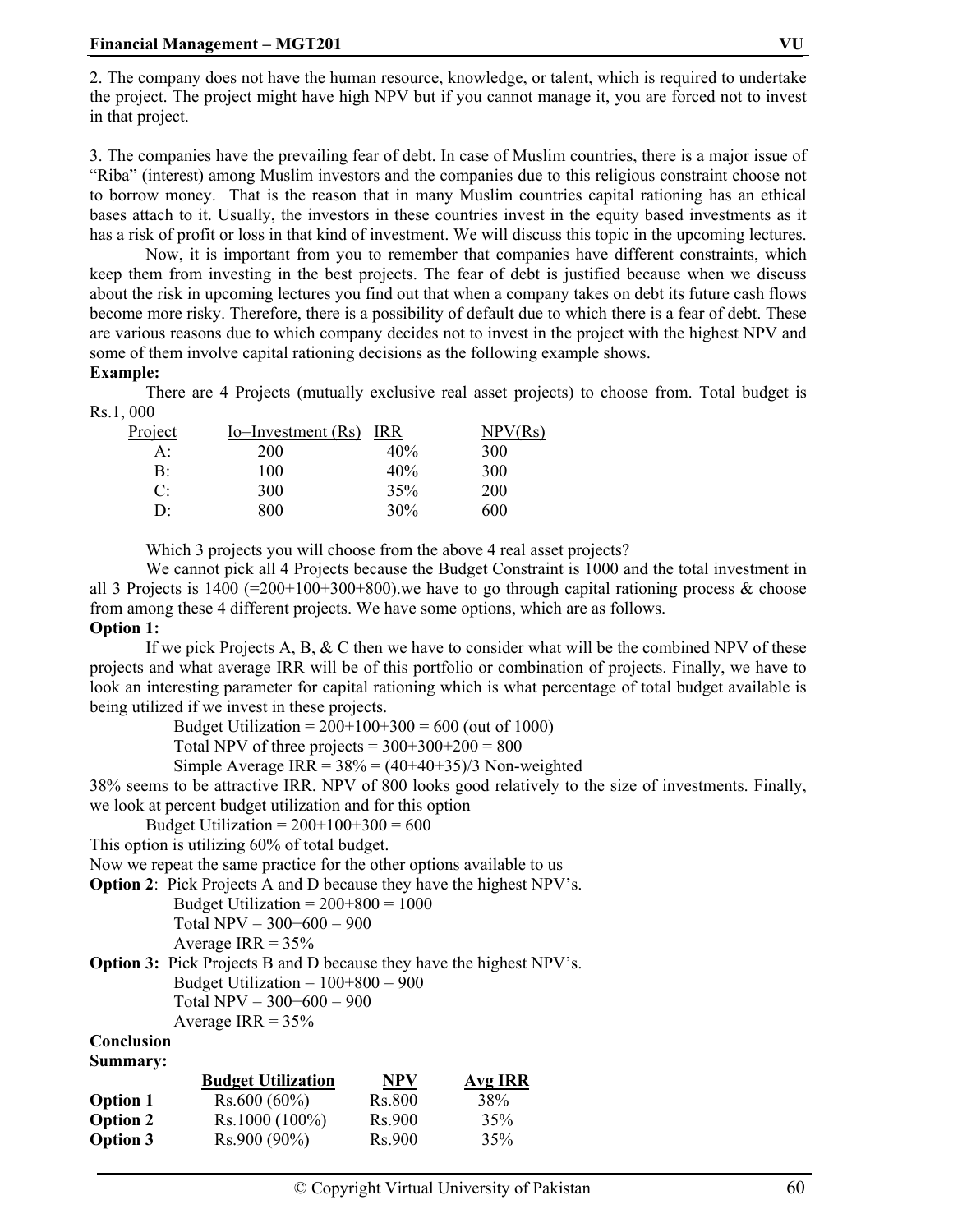2. The company does not have the human resource, knowledge, or talent, which is required to undertake the project. The project might have high NPV but if you cannot manage it, you are forced not to invest in that project.

3. The companies have the prevailing fear of debt. In case of Muslim countries, there is a major issue of "Riba" (interest) among Muslim investors and the companies due to this religious constraint choose not to borrow money. That is the reason that in many Muslim countries capital rationing has an ethical bases attach to it. Usually, the investors in these countries invest in the equity based investments as it has a risk of profit or loss in that kind of investment. We will discuss this topic in the upcoming lectures.

Now, it is important from you to remember that companies have different constraints, which keep them from investing in the best projects. The fear of debt is justified because when we discuss about the risk in upcoming lectures you find out that when a company takes on debt its future cash flows become more risky. Therefore, there is a possibility of default due to which there is a fear of debt. These are various reasons due to which company decides not to invest in the project with the highest NPV and some of them involve capital rationing decisions as the following example shows.

**Example:**

There are 4 Projects (mutually exclusive real asset projects) to choose from. Total budget is Rs.1, 000

| Project | Io=Investment (Rs) | IRR | NPV(Rs) |
|---|---|---|---|
| A: | 200 | 40% | 300 |
| B: | 100 | 40% | 300 |
| C: | 300 | 35% | 200 |
| D: | 800 | 30% | 600 |

Which 3 projects you will choose from the above 4 real asset projects?

We cannot pick all 4 Projects because the Budget Constraint is 1000 and the total investment in all 3 Projects is 1400 (=200+100+300+800).we have to go through capital rationing process & choose from among these 4 different projects. We have some options, which are as follows.

**Option 1:**

If we pick Projects A, B, & C then we have to consider what will be the combined NPV of these projects and what average IRR will be of this portfolio or combination of projects. Finally, we have to look an interesting parameter for capital rationing which is what percentage of total budget available is being utilized if we invest in these projects.

Budget Utilization = 200+100+300 = 600 (out of 1000)
Total NPV of three projects = 300+300+200 = 800
Simple Average IRR = 38% = (40+40+35)/3 Non-weighted

38% seems to be attractive IRR. NPV of 800 looks good relatively to the size of investments. Finally, we look at percent budget utilization and for this option

Budget Utilization = 200+100+300 = 600

This option is utilizing 60% of total budget.

Now we repeat the same practice for the other options available to us

**Option 2**: Pick Projects A and D because they have the highest NPV's.

Budget Utilization = 200+800 = 1000
Total NPV = 300+600 = 900
Average IRR = 35%

**Option 3:** Pick Projects B and D because they have the highest NPV's.

Budget Utilization = 100+800 = 900
Total NPV = 300+600 = 900
Average IRR = 35%

**Conclusion**

**Summary:**

| | Budget Utilization | NPV | Avg IRR |
|---|---|---|---|
| **Option 1** | Rs.600 (60%) | Rs.800 | 38% |
| **Option 2** | Rs.1000 (100%) | Rs.900 | 35% |
| **Option 3** | Rs.900 (90%) | Rs.900 | 35% |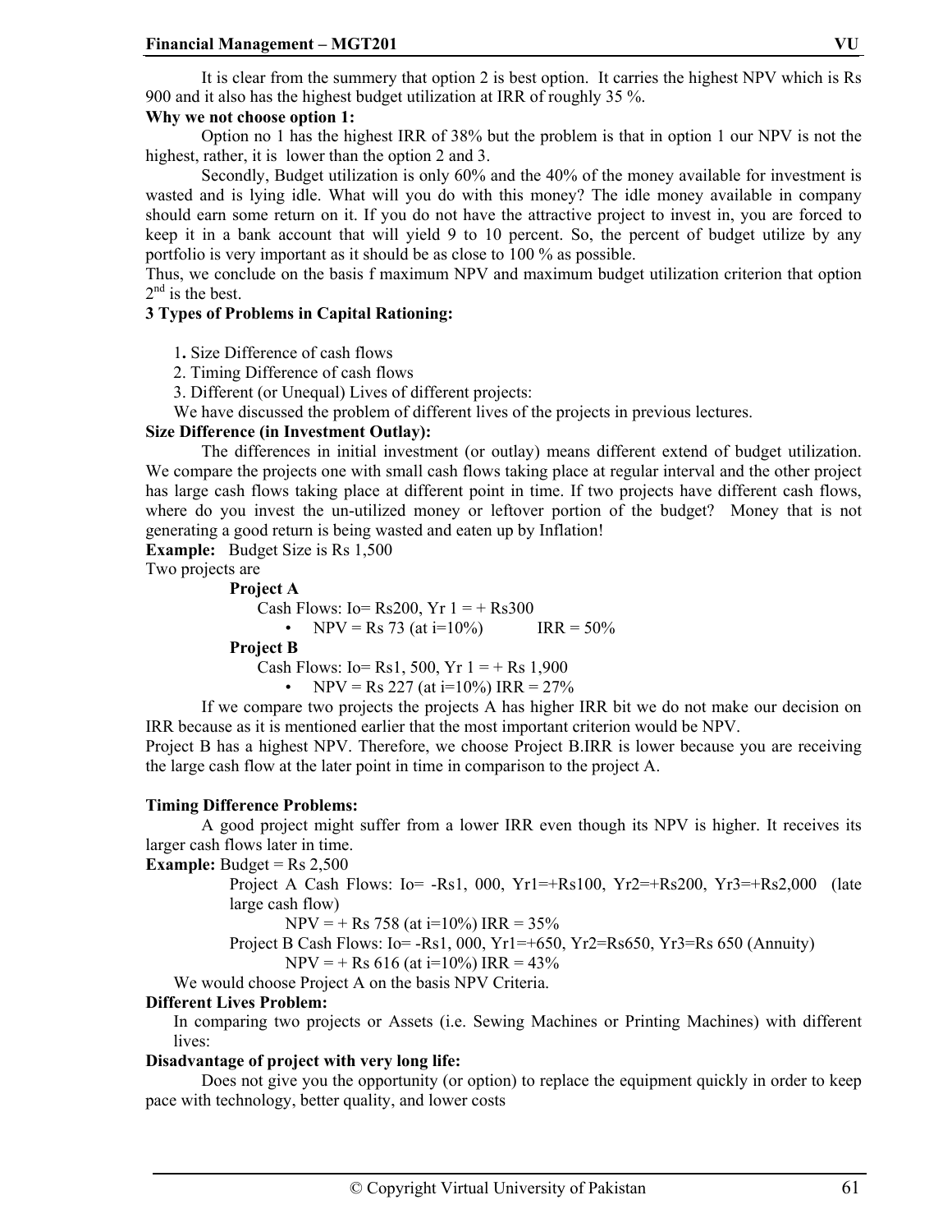It is clear from the summery that option 2 is best option. It carries the highest NPV which is Rs 900 and it also has the highest budget utilization at IRR of roughly 35 %.

**Why we not choose option 1:**

Option no 1 has the highest IRR of 38% but the problem is that in option 1 our NPV is not the highest, rather, it is lower than the option 2 and 3.

Secondly, Budget utilization is only 60% and the 40% of the money available for investment is wasted and is lying idle. What will you do with this money? The idle money available in company should earn some return on it. If you do not have the attractive project to invest in, you are forced to keep it in a bank account that will yield 9 to 10 percent. So, the percent of budget utilize by any portfolio is very important as it should be as close to 100 % as possible.

Thus, we conclude on the basis f maximum NPV and maximum budget utilization criterion that option 2nd is the best.

**3 Types of Problems in Capital Rationing:**

1. Size Difference of cash flows
2. Timing Difference of cash flows
3. Different (or Unequal) Lives of different projects:

We have discussed the problem of different lives of the projects in previous lectures.

**Size Difference (in Investment Outlay):**

The differences in initial investment (or outlay) means different extend of budget utilization. We compare the projects one with small cash flows taking place at regular interval and the other project has large cash flows taking place at different point in time. If two projects have different cash flows, where do you invest the un-utilized money or leftover portion of the budget? Money that is not generating a good return is being wasted and eaten up by Inflation!

**Example:** Budget Size is Rs 1,500

Two projects are

**Project A**

Cash Flows: Io= Rs200, Yr 1 = + Rs300

- NPV = Rs 73 (at i=10%) IRR = 50%

**Project B**

Cash Flows: Io= Rs1, 500, Yr 1 = + Rs 1,900

- NPV = Rs 227 (at i=10%) IRR = 27%

If we compare two projects the projects A has higher IRR bit we do not make our decision on IRR because as it is mentioned earlier that the most important criterion would be NPV.

Project B has a highest NPV. Therefore, we choose Project B.IRR is lower because you are receiving the large cash flow at the later point in time in comparison to the project A.

**Timing Difference Problems:**

A good project might suffer from a lower IRR even though its NPV is higher. It receives its larger cash flows later in time.

**Example:** Budget = Rs 2,500

Project A Cash Flows: Io= -Rs1, 000, Yr1=+Rs100, Yr2=+Rs200, Yr3=+Rs2,000 (late large cash flow)

NPV = + Rs 758 (at i=10%) IRR = 35%

Project B Cash Flows: Io= -Rs1, 000, Yr1=+650, Yr2=Rs650, Yr3=Rs 650 (Annuity)

NPV = + Rs 616 (at i=10%) IRR = 43%

We would choose Project A on the basis NPV Criteria.

**Different Lives Problem:**

In comparing two projects or Assets (i.e. Sewing Machines or Printing Machines) with different lives:

**Disadvantage of project with very long life:**

Does not give you the opportunity (or option) to replace the equipment quickly in order to keep pace with technology, better quality, and lower costs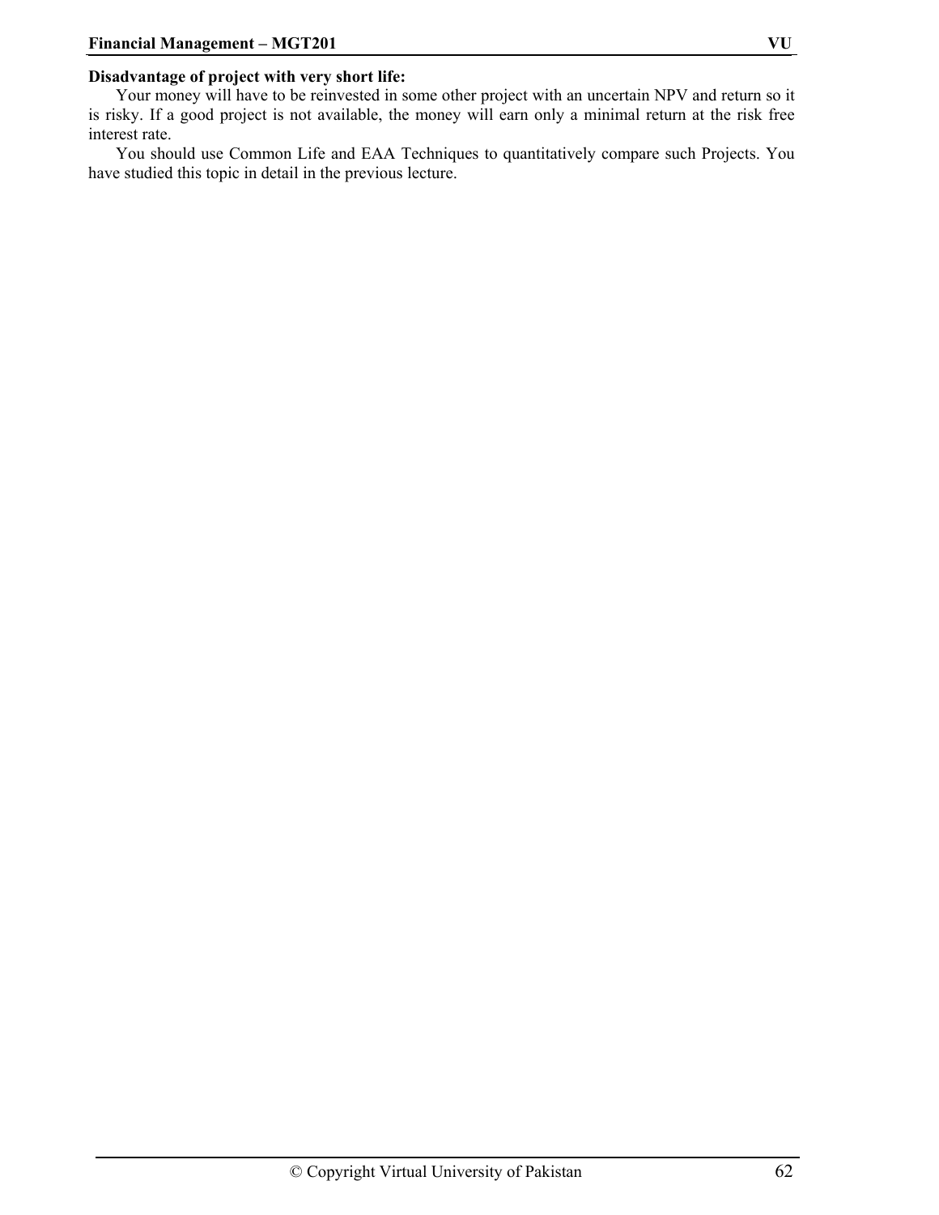**Disadvantage of project with very short life:**

Your money will have to be reinvested in some other project with an uncertain NPV and return so it is risky. If a good project is not available, the money will earn only a minimal return at the risk free interest rate.

You should use Common Life and EAA Techniques to quantitatively compare such Projects. You have studied this topic in detail in the previous lecture.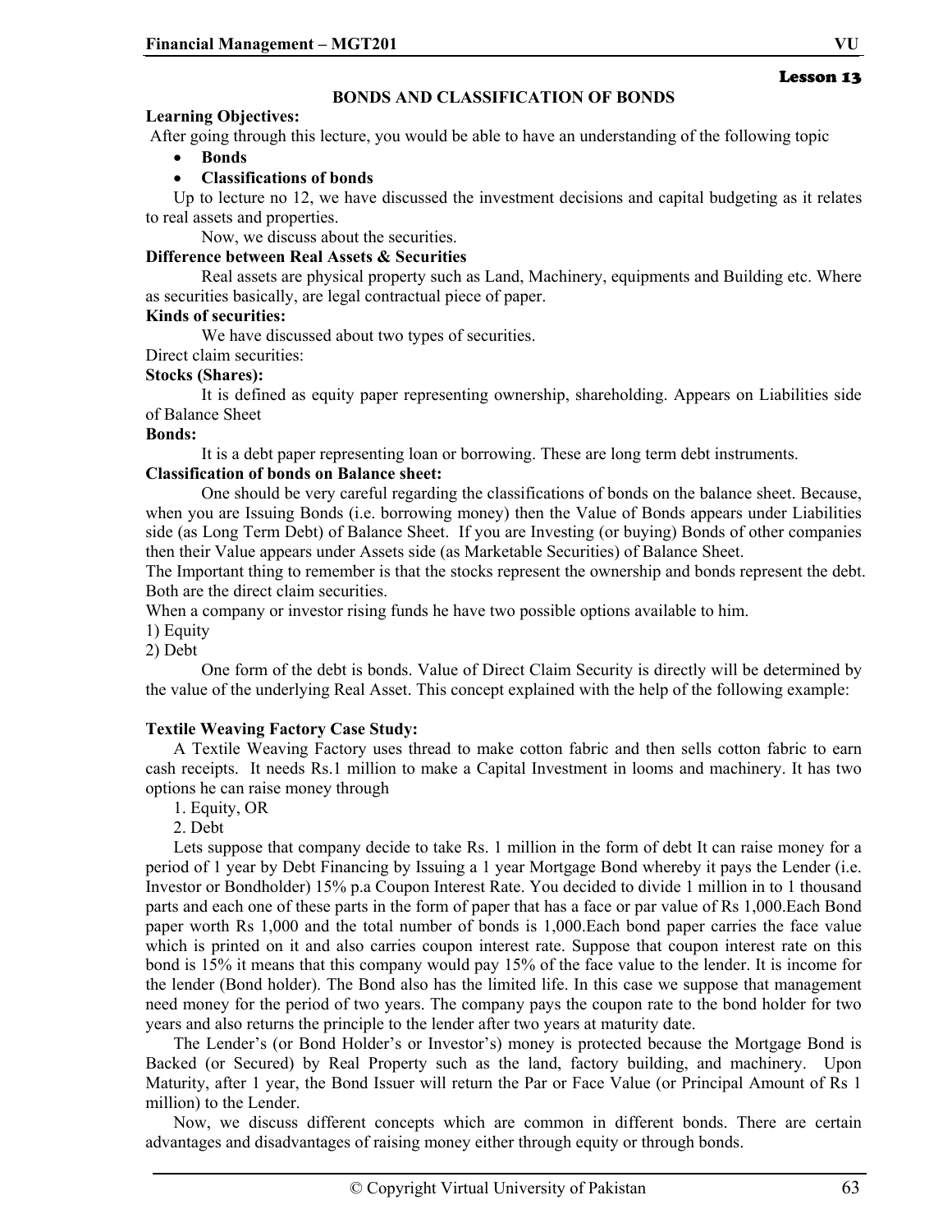**Lesson 13**

## BONDS AND CLASSIFICATION OF BONDS

**Learning Objectives:**

After going through this lecture, you would be able to have an understanding of the following topic

- **Bonds**
- **Classifications of bonds**

Up to lecture no 12, we have discussed the investment decisions and capital budgeting as it relates to real assets and properties.

Now, we discuss about the securities.

**Difference between Real Assets & Securities**

Real assets are physical property such as Land, Machinery, equipments and Building etc. Where as securities basically, are legal contractual piece of paper.

**Kinds of securities:**

We have discussed about two types of securities.

Direct claim securities:

**Stocks (Shares):**

It is defined as equity paper representing ownership, shareholding. Appears on Liabilities side of Balance Sheet

**Bonds:**

It is a debt paper representing loan or borrowing. These are long term debt instruments.

**Classification of bonds on Balance sheet:**

One should be very careful regarding the classifications of bonds on the balance sheet. Because, when you are Issuing Bonds (i.e. borrowing money) then the Value of Bonds appears under Liabilities side (as Long Term Debt) of Balance Sheet. If you are Investing (or buying) Bonds of other companies then their Value appears under Assets side (as Marketable Securities) of Balance Sheet.

The Important thing to remember is that the stocks represent the ownership and bonds represent the debt. Both are the direct claim securities.

When a company or investor rising funds he have two possible options available to him.

1) Equity
2) Debt

One form of the debt is bonds. Value of Direct Claim Security is directly will be determined by the value of the underlying Real Asset. This concept explained with the help of the following example:

**Textile Weaving Factory Case Study:**

A Textile Weaving Factory uses thread to make cotton fabric and then sells cotton fabric to earn cash receipts. It needs Rs.1 million to make a Capital Investment in looms and machinery. It has two options he can raise money through

1. Equity, OR
2. Debt

Lets suppose that company decide to take Rs. 1 million in the form of debt It can raise money for a period of 1 year by Debt Financing by Issuing a 1 year Mortgage Bond whereby it pays the Lender (i.e. Investor or Bondholder) 15% p.a Coupon Interest Rate. You decided to divide 1 million in to 1 thousand parts and each one of these parts in the form of paper that has a face or par value of Rs 1,000.Each Bond paper worth Rs 1,000 and the total number of bonds is 1,000.Each bond paper carries the face value which is printed on it and also carries coupon interest rate. Suppose that coupon interest rate on this bond is 15% it means that this company would pay 15% of the face value to the lender. It is income for the lender (Bond holder). The Bond also has the limited life. In this case we suppose that management need money for the period of two years. The company pays the coupon rate to the bond holder for two years and also returns the principle to the lender after two years at maturity date.

The Lender's (or Bond Holder's or Investor's) money is protected because the Mortgage Bond is Backed (or Secured) by Real Property such as the land, factory building, and machinery. Upon Maturity, after 1 year, the Bond Issuer will return the Par or Face Value (or Principal Amount of Rs 1 million) to the Lender.

Now, we discuss different concepts which are common in different bonds. There are certain advantages and disadvantages of raising money either through equity or through bonds.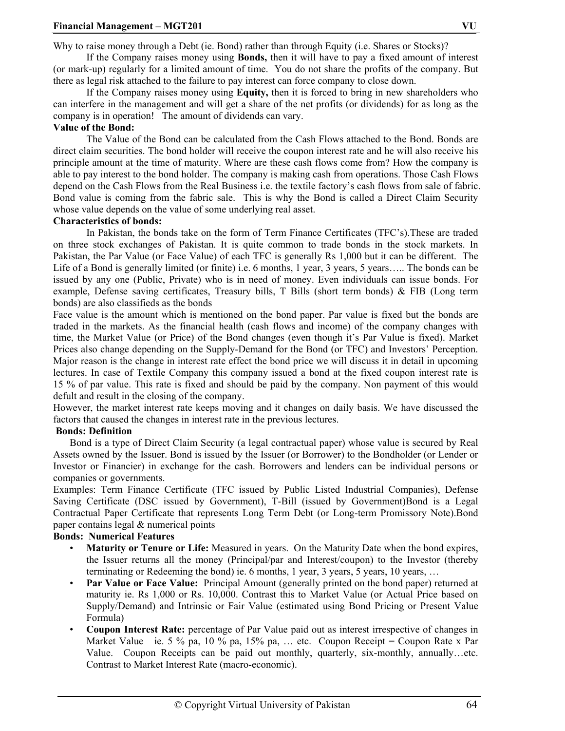Why to raise money through a Debt (ie. Bond) rather than through Equity (i.e. Shares or Stocks)?

If the Company raises money using **Bonds,** then it will have to pay a fixed amount of interest (or mark-up) regularly for a limited amount of time. You do not share the profits of the company. But there as legal risk attached to the failure to pay interest can force company to close down.

If the Company raises money using **Equity,** then it is forced to bring in new shareholders who can interfere in the management and will get a share of the net profits (or dividends) for as long as the company is in operation! The amount of dividends can vary.

**Value of the Bond:**

The Value of the Bond can be calculated from the Cash Flows attached to the Bond. Bonds are direct claim securities. The bond holder will receive the coupon interest rate and he will also receive his principle amount at the time of maturity. Where are these cash flows come from? How the company is able to pay interest to the bond holder. The company is making cash from operations. Those Cash Flows depend on the Cash Flows from the Real Business i.e. the textile factory's cash flows from sale of fabric. Bond value is coming from the fabric sale. This is why the Bond is called a Direct Claim Security whose value depends on the value of some underlying real asset.

**Characteristics of bonds:**

In Pakistan, the bonds take on the form of Term Finance Certificates (TFC's).These are traded on three stock exchanges of Pakistan. It is quite common to trade bonds in the stock markets. In Pakistan, the Par Value (or Face Value) of each TFC is generally Rs 1,000 but it can be different. The Life of a Bond is generally limited (or finite) i.e. 6 months, 1 year, 3 years, 5 years….. The bonds can be issued by any one (Public, Private) who is in need of money. Even individuals can issue bonds. For example, Defense saving certificates, Treasury bills, T Bills (short term bonds) & FIB (Long term bonds) are also classifieds as the bonds

Face value is the amount which is mentioned on the bond paper. Par value is fixed but the bonds are traded in the markets. As the financial health (cash flows and income) of the company changes with time, the Market Value (or Price) of the Bond changes (even though it's Par Value is fixed). Market Prices also change depending on the Supply-Demand for the Bond (or TFC) and Investors' Perception. Major reason is the change in interest rate effect the bond price we will discuss it in detail in upcoming lectures. In case of Textile Company this company issued a bond at the fixed coupon interest rate is 15 % of par value. This rate is fixed and should be paid by the company. Non payment of this would defult and result in the closing of the company.

However, the market interest rate keeps moving and it changes on daily basis. We have discussed the factors that caused the changes in interest rate in the previous lectures.

**Bonds: Definition**

Bond is a type of Direct Claim Security (a legal contractual paper) whose value is secured by Real Assets owned by the Issuer. Bond is issued by the Issuer (or Borrower) to the Bondholder (or Lender or Investor or Financier) in exchange for the cash. Borrowers and lenders can be individual persons or companies or governments.

Examples: Term Finance Certificate (TFC issued by Public Listed Industrial Companies), Defense Saving Certificate (DSC issued by Government), T-Bill (issued by Government)Bond is a Legal Contractual Paper Certificate that represents Long Term Debt (or Long-term Promissory Note).Bond paper contains legal & numerical points

**Bonds: Numerical Features**

- **Maturity or Tenure or Life:** Measured in years. On the Maturity Date when the bond expires, the Issuer returns all the money (Principal/par and Interest/coupon) to the Investor (thereby terminating or Redeeming the bond) ie. 6 months, 1 year, 3 years, 5 years, 10 years, …
- **Par Value or Face Value:** Principal Amount (generally printed on the bond paper) returned at maturity ie. Rs 1,000 or Rs. 10,000. Contrast this to Market Value (or Actual Price based on Supply/Demand) and Intrinsic or Fair Value (estimated using Bond Pricing or Present Value Formula)
- **Coupon Interest Rate:** percentage of Par Value paid out as interest irrespective of changes in Market Value ie. 5 % pa, 10 % pa, 15% pa, … etc. Coupon Receipt = Coupon Rate x Par Value. Coupon Receipts can be paid out monthly, quarterly, six-monthly, annually…etc. Contrast to Market Interest Rate (macro-economic).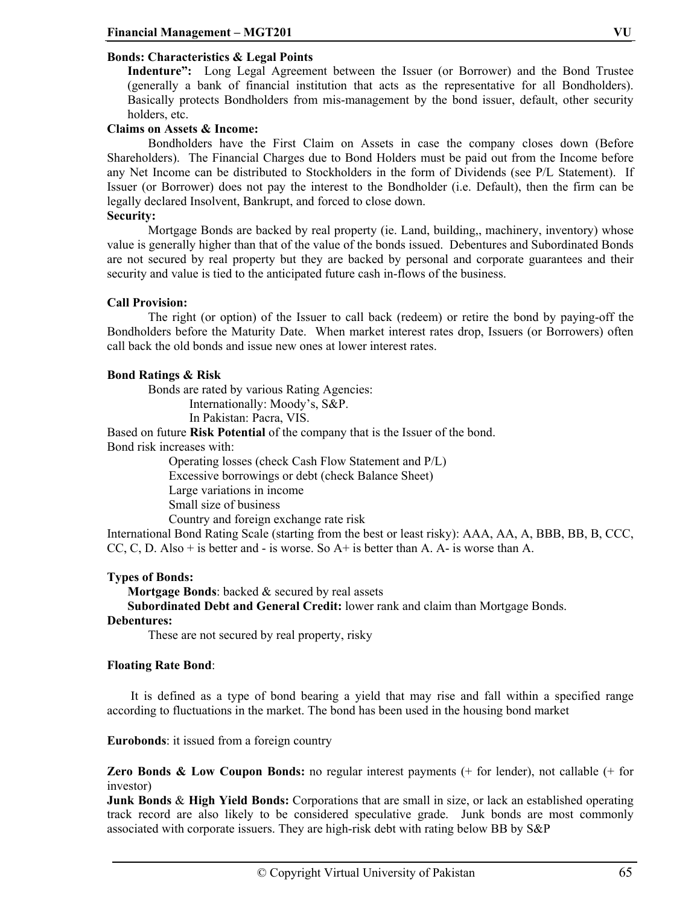**Bonds: Characteristics & Legal Points**

**Indenture":** Long Legal Agreement between the Issuer (or Borrower) and the Bond Trustee (generally a bank of financial institution that acts as the representative for all Bondholders). Basically protects Bondholders from mis-management by the bond issuer, default, other security holders, etc.

**Claims on Assets & Income:**

Bondholders have the First Claim on Assets in case the company closes down (Before Shareholders). The Financial Charges due to Bond Holders must be paid out from the Income before any Net Income can be distributed to Stockholders in the form of Dividends (see P/L Statement). If Issuer (or Borrower) does not pay the interest to the Bondholder (i.e. Default), then the firm can be legally declared Insolvent, Bankrupt, and forced to close down.

**Security:**

Mortgage Bonds are backed by real property (ie. Land, building,, machinery, inventory) whose value is generally higher than that of the value of the bonds issued. Debentures and Subordinated Bonds are not secured by real property but they are backed by personal and corporate guarantees and their security and value is tied to the anticipated future cash in-flows of the business.

**Call Provision:**

The right (or option) of the Issuer to call back (redeem) or retire the bond by paying-off the Bondholders before the Maturity Date. When market interest rates drop, Issuers (or Borrowers) often call back the old bonds and issue new ones at lower interest rates.

**Bond Ratings & Risk**

Bonds are rated by various Rating Agencies:

Internationally: Moody's, S&P.

In Pakistan: Pacra, VIS.

Based on future **Risk Potential** of the company that is the Issuer of the bond.

Bond risk increases with:

- Operating losses (check Cash Flow Statement and P/L)
- Excessive borrowings or debt (check Balance Sheet)
- Large variations in income
- Small size of business
- Country and foreign exchange rate risk

International Bond Rating Scale (starting from the best or least risky): AAA, AA, A, BBB, BB, B, CCC, CC, C, D. Also + is better and - is worse. So A+ is better than A. A- is worse than A.

**Types of Bonds:**

**Mortgage Bonds**: backed & secured by real assets

**Subordinated Debt and General Credit:** lower rank and claim than Mortgage Bonds.

**Debentures:**

These are not secured by real property, risky

**Floating Rate Bond**:

It is defined as a type of bond bearing a yield that may rise and fall within a specified range according to fluctuations in the market. The bond has been used in the housing bond market

**Eurobonds**: it issued from a foreign country

**Zero Bonds & Low Coupon Bonds:** no regular interest payments (+ for lender), not callable (+ for investor)

**Junk Bonds** & **High Yield Bonds:** Corporations that are small in size, or lack an established operating track record are also likely to be considered speculative grade. Junk bonds are most commonly associated with corporate issuers. They are high-risk debt with rating below BB by S&P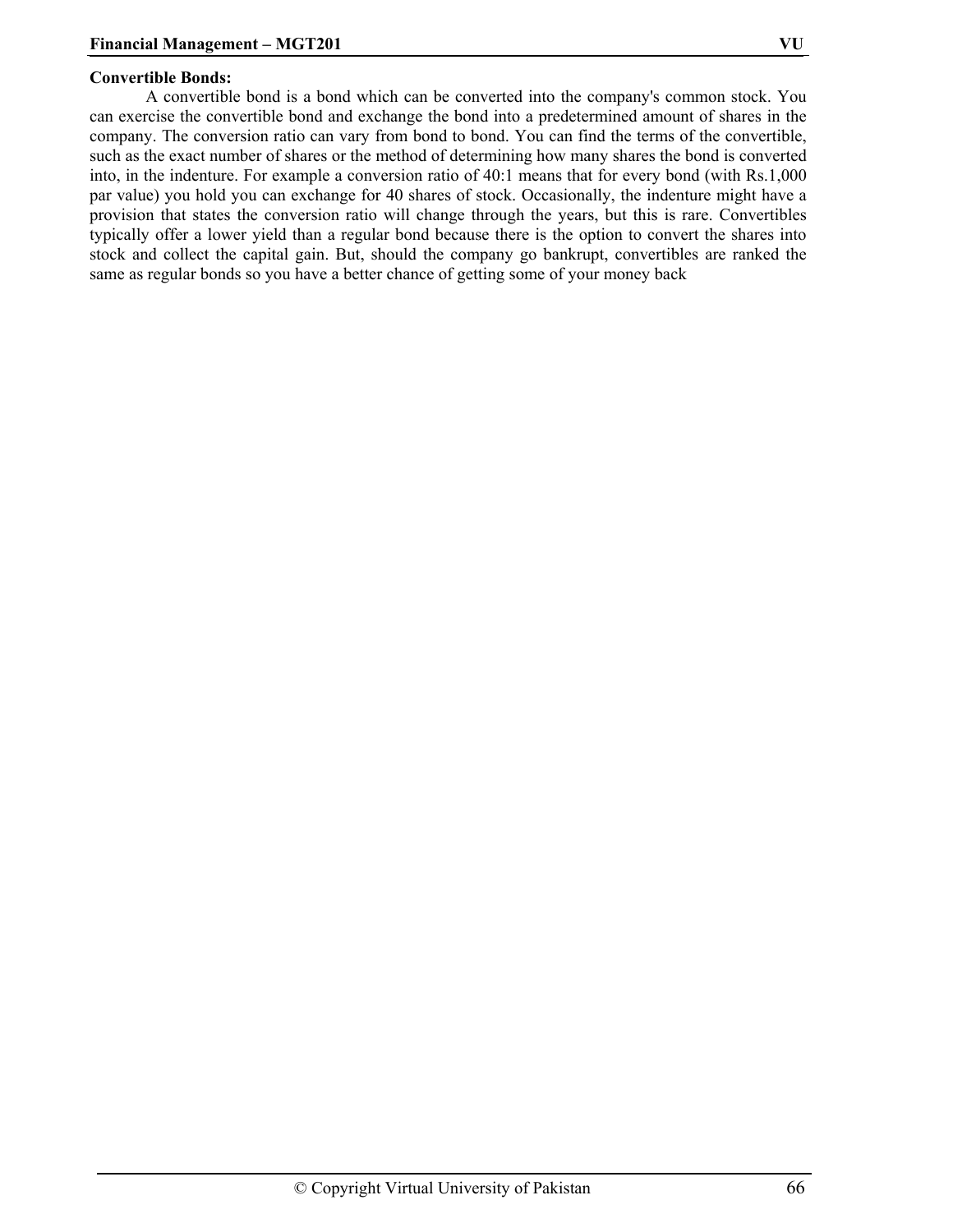**Convertible Bonds:**

A convertible bond is a bond which can be converted into the company's common stock. You can exercise the convertible bond and exchange the bond into a predetermined amount of shares in the company. The conversion ratio can vary from bond to bond. You can find the terms of the convertible, such as the exact number of shares or the method of determining how many shares the bond is converted into, in the indenture. For example a conversion ratio of 40:1 means that for every bond (with Rs.1,000 par value) you hold you can exchange for 40 shares of stock. Occasionally, the indenture might have a provision that states the conversion ratio will change through the years, but this is rare. Convertibles typically offer a lower yield than a regular bond because there is the option to convert the shares into stock and collect the capital gain. But, should the company go bankrupt, convertibles are ranked the same as regular bonds so you have a better chance of getting some of your money back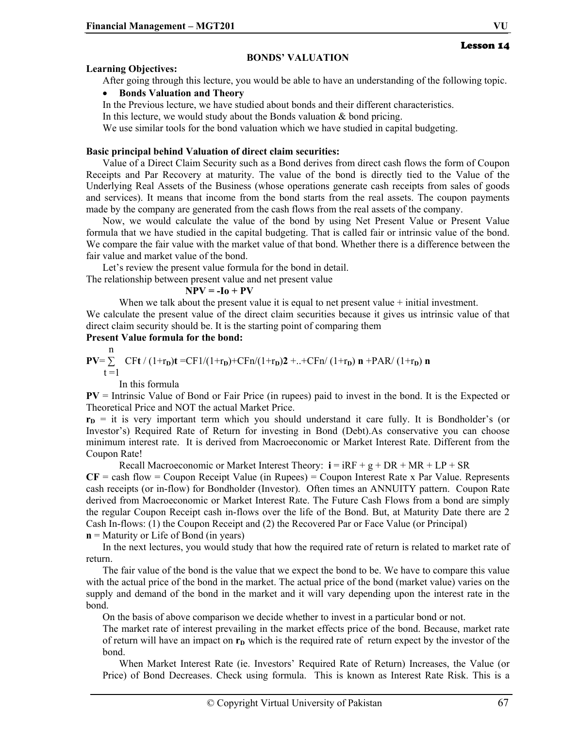Lesson 14

## BONDS' VALUATION

**Learning Objectives:**

After going through this lecture, you would be able to have an understanding of the following topic.

- **Bonds Valuation and Theory**

In the Previous lecture, we have studied about bonds and their different characteristics.
In this lecture, we would study about the Bonds valuation & bond pricing.
We use similar tools for the bond valuation which we have studied in capital budgeting.

**Basic principal behind Valuation of direct claim securities:**

Value of a Direct Claim Security such as a Bond derives from direct cash flows the form of Coupon Receipts and Par Recovery at maturity. The value of the bond is directly tied to the Value of the Underlying Real Assets of the Business (whose operations generate cash receipts from sales of goods and services). It means that income from the bond starts from the real assets. The coupon payments made by the company are generated from the cash flows from the real assets of the company.

Now, we would calculate the value of the bond by using Net Present Value or Present Value formula that we have studied in the capital budgeting. That is called fair or intrinsic value of the bond. We compare the fair value with the market value of that bond. Whether there is a difference between the fair value and market value of the bond.

Let's review the present value formula for the bond in detail.

The relationship between present value and net present value

$$\mathbf{NPV = -Io + PV}$$

When we talk about the present value it is equal to net present value + initial investment.

We calculate the present value of the direct claim securities because it gives us intrinsic value of that direct claim security should be. It is the starting point of comparing them

**Present Value formula for the bond:**

$$\mathbf{PV} = \sum_{t=1}^{n} CF\mathbf{t} / (1+r_D)\mathbf{t} = CF1/(1+r_D) + CFn/(1+r_D)\mathbf{2} + .. + CFn/(1+r_D)\,\mathbf{n} + PAR/(1+r_D)\,\mathbf{n}$$

In this formula

**PV** = Intrinsic Value of Bond or Fair Price (in rupees) paid to invest in the bond. It is the Expected or Theoretical Price and NOT the actual Market Price.

$\mathbf{r_D}$ = it is very important term which you should understand it care fully. It is Bondholder's (or Investor's) Required Rate of Return for investing in Bond (Debt).As conservative you can choose minimum interest rate. It is derived from Macroeconomic or Market Interest Rate. Different from the Coupon Rate!

Recall Macroeconomic or Market Interest Theory: **i** = iRF + g + DR + MR + LP + SR

**CF** = cash flow = Coupon Receipt Value (in Rupees) = Coupon Interest Rate x Par Value. Represents cash receipts (or in-flow) for Bondholder (Investor). Often times an ANNUITY pattern. Coupon Rate derived from Macroeconomic or Market Interest Rate. The Future Cash Flows from a bond are simply the regular Coupon Receipt cash in-flows over the life of the Bond. But, at Maturity Date there are 2 Cash In-flows: (1) the Coupon Receipt and (2) the Recovered Par or Face Value (or Principal)

**n** = Maturity or Life of Bond (in years)

In the next lectures, you would study that how the required rate of return is related to market rate of return.

The fair value of the bond is the value that we expect the bond to be. We have to compare this value with the actual price of the bond in the market. The actual price of the bond (market value) varies on the supply and demand of the bond in the market and it will vary depending upon the interest rate in the bond.

On the basis of above comparison we decide whether to invest in a particular bond or not.

The market rate of interest prevailing in the market effects price of the bond. Because, market rate of return will have an impact on $\mathbf{r_D}$ which is the required rate of return expect by the investor of the bond.

When Market Interest Rate (ie. Investors' Required Rate of Return) Increases, the Value (or Price) of Bond Decreases. Check using formula. This is known as Interest Rate Risk. This is a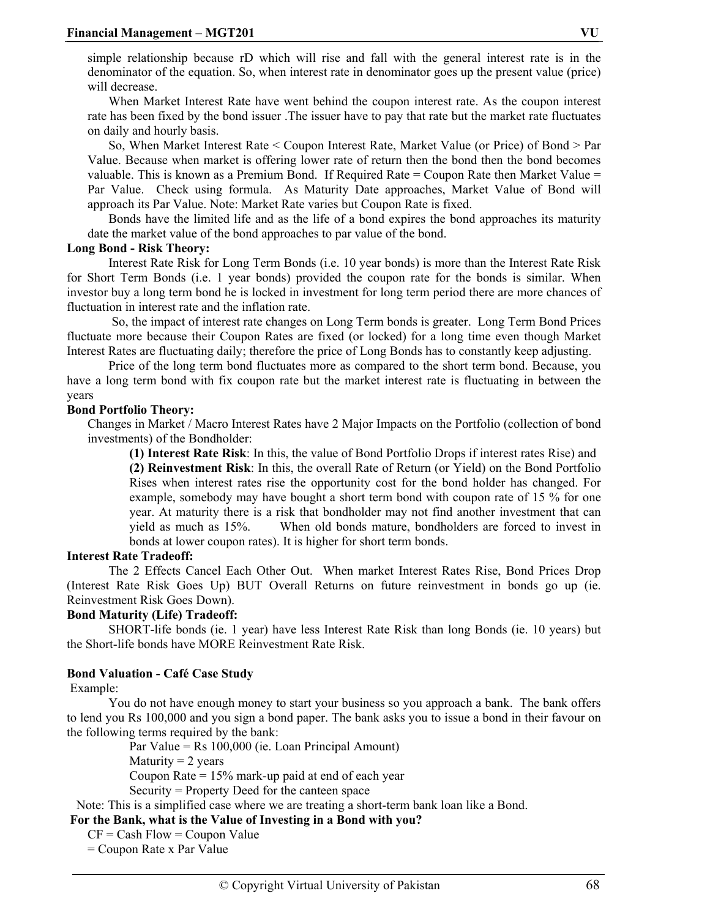simple relationship because rD which will rise and fall with the general interest rate is in the denominator of the equation. So, when interest rate in denominator goes up the present value (price) will decrease.

When Market Interest Rate have went behind the coupon interest rate. As the coupon interest rate has been fixed by the bond issuer .The issuer have to pay that rate but the market rate fluctuates on daily and hourly basis.

So, When Market Interest Rate < Coupon Interest Rate, Market Value (or Price) of Bond > Par Value. Because when market is offering lower rate of return then the bond then the bond becomes valuable. This is known as a Premium Bond. If Required Rate = Coupon Rate then Market Value = Par Value. Check using formula. As Maturity Date approaches, Market Value of Bond will approach its Par Value. Note: Market Rate varies but Coupon Rate is fixed.

Bonds have the limited life and as the life of a bond expires the bond approaches its maturity date the market value of the bond approaches to par value of the bond.

**Long Bond - Risk Theory:**

Interest Rate Risk for Long Term Bonds (i.e. 10 year bonds) is more than the Interest Rate Risk for Short Term Bonds (i.e. 1 year bonds) provided the coupon rate for the bonds is similar. When investor buy a long term bond he is locked in investment for long term period there are more chances of fluctuation in interest rate and the inflation rate.

So, the impact of interest rate changes on Long Term bonds is greater. Long Term Bond Prices fluctuate more because their Coupon Rates are fixed (or locked) for a long time even though Market Interest Rates are fluctuating daily; therefore the price of Long Bonds has to constantly keep adjusting.

Price of the long term bond fluctuates more as compared to the short term bond. Because, you have a long term bond with fix coupon rate but the market interest rate is fluctuating in between the years

**Bond Portfolio Theory:**

Changes in Market / Macro Interest Rates have 2 Major Impacts on the Portfolio (collection of bond investments) of the Bondholder:

**(1) Interest Rate Risk**: In this, the value of Bond Portfolio Drops if interest rates Rise) and

**(2) Reinvestment Risk**: In this, the overall Rate of Return (or Yield) on the Bond Portfolio Rises when interest rates rise the opportunity cost for the bond holder has changed. For example, somebody may have bought a short term bond with coupon rate of 15 % for one year. At maturity there is a risk that bondholder may not find another investment that can yield as much as 15%. When old bonds mature, bondholders are forced to invest in bonds at lower coupon rates). It is higher for short term bonds.

**Interest Rate Tradeoff:**

The 2 Effects Cancel Each Other Out. When market Interest Rates Rise, Bond Prices Drop (Interest Rate Risk Goes Up) BUT Overall Returns on future reinvestment in bonds go up (ie. Reinvestment Risk Goes Down).

**Bond Maturity (Life) Tradeoff:**

SHORT-life bonds (ie. 1 year) have less Interest Rate Risk than long Bonds (ie. 10 years) but the Short-life bonds have MORE Reinvestment Rate Risk.

**Bond Valuation - Café Case Study**

Example:

You do not have enough money to start your business so you approach a bank. The bank offers to lend you Rs 100,000 and you sign a bond paper. The bank asks you to issue a bond in their favour on the following terms required by the bank:

Par Value = Rs 100,000 (ie. Loan Principal Amount)
Maturity = 2 years
Coupon Rate = 15% mark-up paid at end of each year
Security = Property Deed for the canteen space

Note: This is a simplified case where we are treating a short-term bank loan like a Bond.

**For the Bank, what is the Value of Investing in a Bond with you?**

CF = Cash Flow = Coupon Value
= Coupon Rate x Par Value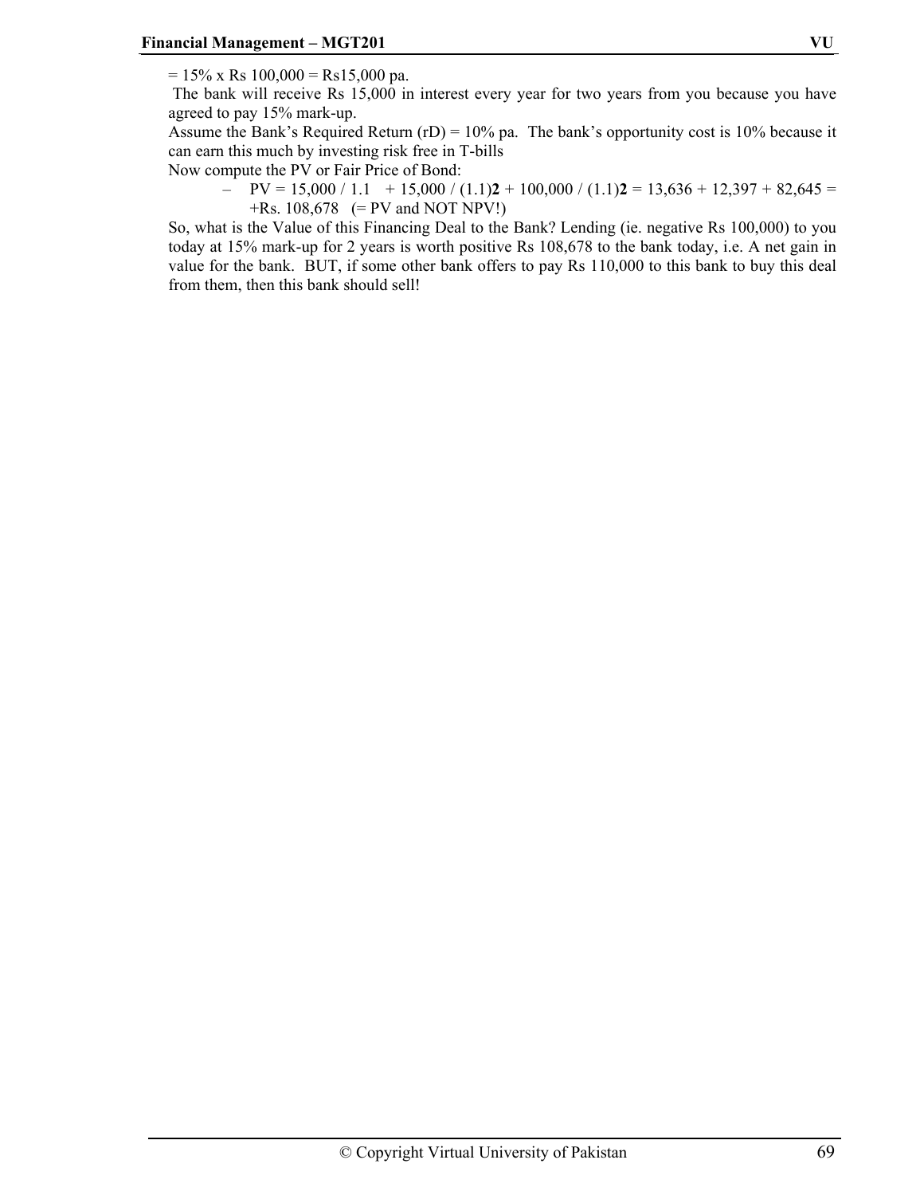= 15% x Rs 100,000 = Rs15,000 pa.

The bank will receive Rs 15,000 in interest every year for two years from you because you have agreed to pay 15% mark-up.

Assume the Bank's Required Return ($r_D$) = 10% pa. The bank's opportunity cost is 10% because it can earn this much by investing risk free in T-bills

Now compute the PV or Fair Price of Bond:

– PV = 15,000 / 1.1 + 15,000 / $(1.1)^2$ + 100,000 / $(1.1)^2$ = 13,636 + 12,397 + 82,645 = +Rs. 108,678 (= PV and NOT NPV!)

So, what is the Value of this Financing Deal to the Bank? Lending (ie. negative Rs 100,000) to you today at 15% mark-up for 2 years is worth positive Rs 108,678 to the bank today, i.e. A net gain in value for the bank. BUT, if some other bank offers to pay Rs 110,000 to this bank to buy this deal from them, then this bank should sell!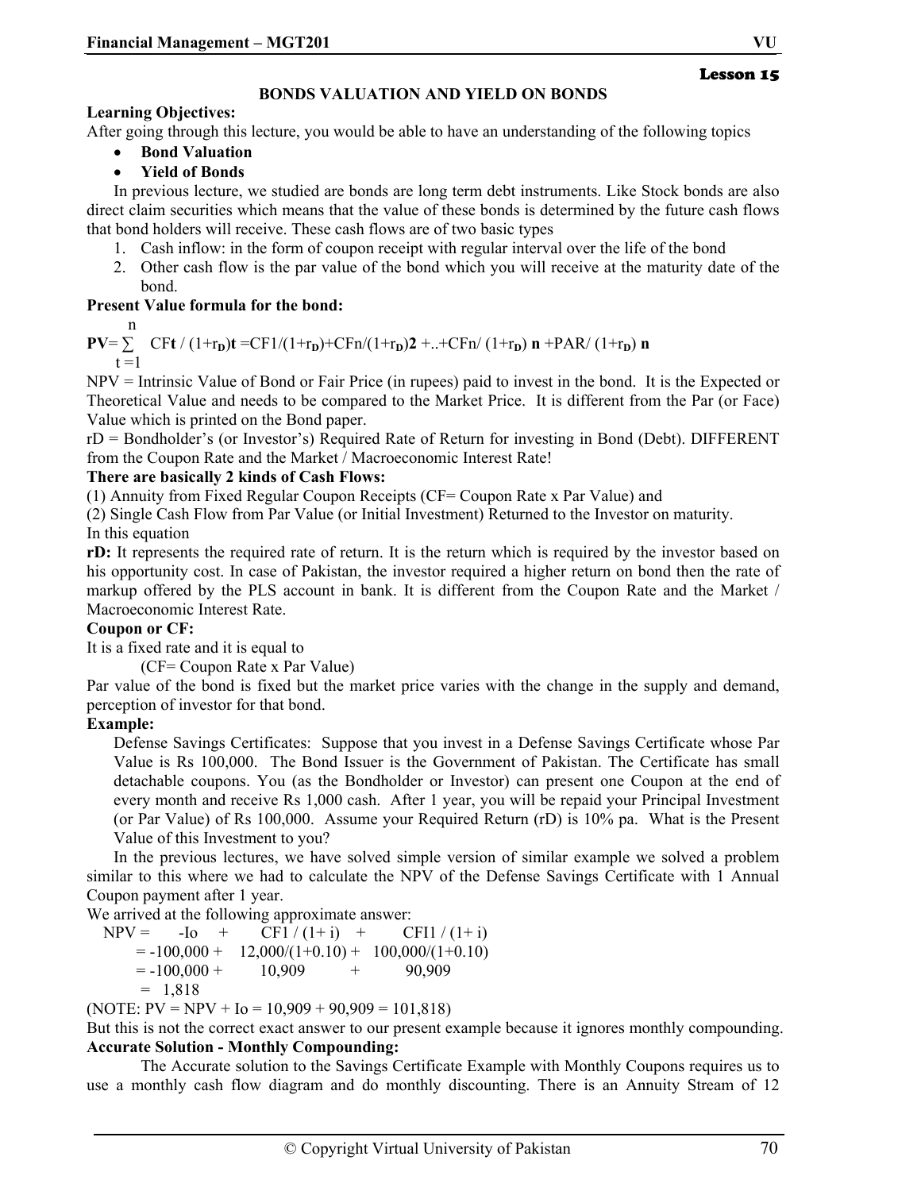**Lesson 15**

## BONDS VALUATION AND YIELD ON BONDS

**Learning Objectives:**

After going through this lecture, you would be able to have an understanding of the following topics

- **Bond Valuation**
- **Yield of Bonds**

In previous lecture, we studied are bonds are long term debt instruments. Like Stock bonds are also direct claim securities which means that the value of these bonds is determined by the future cash flows that bond holders will receive. These cash flows are of two basic types

1. Cash inflow: in the form of coupon receipt with regular interval over the life of the bond
2. Other cash flow is the par value of the bond which you will receive at the maturity date of the bond.

**Present Value formula for the bond:**

$$\mathbf{PV} = \sum_{t=1}^{n} CF\mathbf{t} / (1+r_D)^{\mathbf{t}} = CF1/(1+r_D) + CFn/(1+r_D)^{\mathbf{2}} + .. + CFn/(1+r_D)^{\mathbf{n}} + PAR/(1+r_D)^{\mathbf{n}}$$

NPV = Intrinsic Value of Bond or Fair Price (in rupees) paid to invest in the bond. It is the Expected or Theoretical Value and needs to be compared to the Market Price. It is different from the Par (or Face) Value which is printed on the Bond paper.

rD = Bondholder's (or Investor's) Required Rate of Return for investing in Bond (Debt). DIFFERENT from the Coupon Rate and the Market / Macroeconomic Interest Rate!

**There are basically 2 kinds of Cash Flows:**

(1) Annuity from Fixed Regular Coupon Receipts (CF= Coupon Rate x Par Value) and

(2) Single Cash Flow from Par Value (or Initial Investment) Returned to the Investor on maturity.

In this equation

**rD:** It represents the required rate of return. It is the return which is required by the investor based on his opportunity cost. In case of Pakistan, the investor required a higher return on bond then the rate of markup offered by the PLS account in bank. It is different from the Coupon Rate and the Market / Macroeconomic Interest Rate.

**Coupon or CF:**

It is a fixed rate and it is equal to

(CF= Coupon Rate x Par Value)

Par value of the bond is fixed but the market price varies with the change in the supply and demand, perception of investor for that bond.

**Example:**

Defense Savings Certificates: Suppose that you invest in a Defense Savings Certificate whose Par Value is Rs 100,000. The Bond Issuer is the Government of Pakistan. The Certificate has small detachable coupons. You (as the Bondholder or Investor) can present one Coupon at the end of every month and receive Rs 1,000 cash. After 1 year, you will be repaid your Principal Investment (or Par Value) of Rs 100,000. Assume your Required Return (rD) is 10% pa. What is the Present Value of this Investment to you?

In the previous lectures, we have solved simple version of similar example we solved a problem similar to this where we had to calculate the NPV of the Defense Savings Certificate with 1 Annual Coupon payment after 1 year.

We arrived at the following approximate answer:

$$\begin{aligned}
NPV &= -Io + CF1/(1+i) + CFI1/(1+i) \\
&= -100{,}000 + 12{,}000/(1+0.10) + 100{,}000/(1+0.10) \\
&= -100{,}000 + 10{,}909 + 90{,}909 \\
&= 1{,}818
\end{aligned}$$

(NOTE: PV = NPV + Io = 10,909 + 90,909 = 101,818)

But this is not the correct exact answer to our present example because it ignores monthly compounding.

**Accurate Solution - Monthly Compounding:**

The Accurate solution to the Savings Certificate Example with Monthly Coupons requires us to use a monthly cash flow diagram and do monthly discounting. There is an Annuity Stream of 12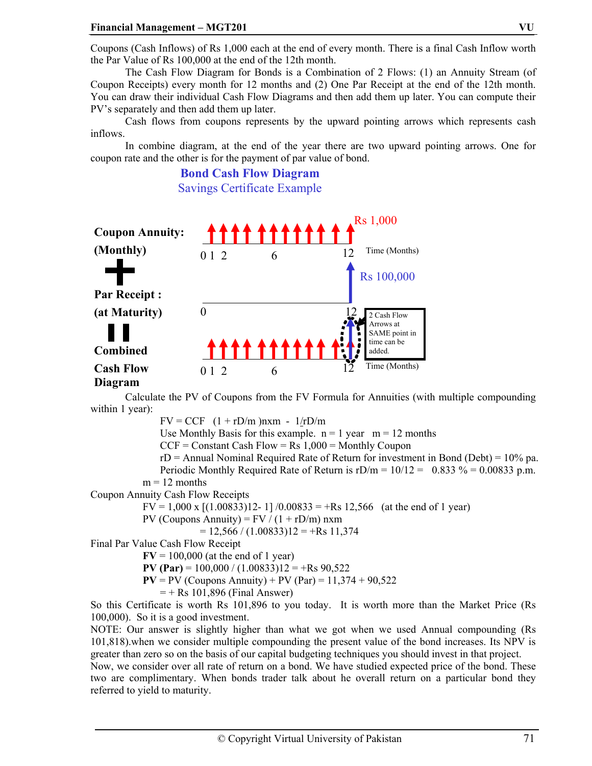Coupons (Cash Inflows) of Rs 1,000 each at the end of every month. There is a final Cash Inflow worth the Par Value of Rs 100,000 at the end of the 12th month.

The Cash Flow Diagram for Bonds is a Combination of 2 Flows: (1) an Annuity Stream (of Coupon Receipts) every month for 12 months and (2) One Par Receipt at the end of the 12th month. You can draw their individual Cash Flow Diagrams and then add them up later. You can compute their PV's separately and then add them up later.

Cash flows from coupons represents by the upward pointing arrows which represents cash inflows.

In combine diagram, at the end of the year there are two upward pointing arrows. One for coupon rate and the other is for the payment of par value of bond.

## Bond Cash Flow Diagram
Savings Certificate Example

**Coupon Annuity: (Monthly)** — Rs 1,000 each month; 0 1 2 6 12 Time (Months)

**+**

**Par Receipt : (at Maturity)** — Rs 100,000 at month 12; 0 12

**=**

**Combined Cash Flow Diagram** — 0 1 2 6 12 Time (Months)

2 Cash Flow Arrows at SAME point in time can be added.

Calculate the PV of Coupons from the FV Formula for Annuities (with multiple compounding within 1 year):

$FV = CCF \quad (1 + rD/m)^{nxm} - 1/rD/m$

Use Monthly Basis for this example. n = 1 year m = 12 months

CCF = Constant Cash Flow = Rs 1,000 = Monthly Coupon

rD = Annual Nominal Required Rate of Return for investment in Bond (Debt) = 10% pa.

Periodic Monthly Required Rate of Return is rD/m = 10/12 = 0.833 % = 0.00833 p.m.

m = 12 months

Coupon Annuity Cash Flow Receipts

$FV = 1,000 \times [(1.00833)^{12} - 1] / 0.00833 = +Rs\ 12,566$ (at the end of 1 year)

$PV\ (Coupons\ Annuity) = FV / (1 + rD/m)^{nxm}$

$= 12,566 / (1.00833)^{12} = +Rs\ 11,374$

Final Par Value Cash Flow Receipt

**FV** = 100,000 (at the end of 1 year)

**PV (Par)** = $100,000 / (1.00833)^{12}$ = +Rs 90,522

**PV** = PV (Coupons Annuity) + PV (Par) = 11,374 + 90,522

= + Rs 101,896 (Final Answer)

So this Certificate is worth Rs 101,896 to you today. It is worth more than the Market Price (Rs 100,000). So it is a good investment.

NOTE: Our answer is slightly higher than what we got when we used Annual compounding (Rs 101,818).when we consider multiple compounding the present value of the bond increases. Its NPV is greater than zero so on the basis of our capital budgeting techniques you should invest in that project.

Now, we consider over all rate of return on a bond. We have studied expected price of the bond. These two are complimentary. When bonds trader talk about he overall return on a particular bond they referred to yield to maturity.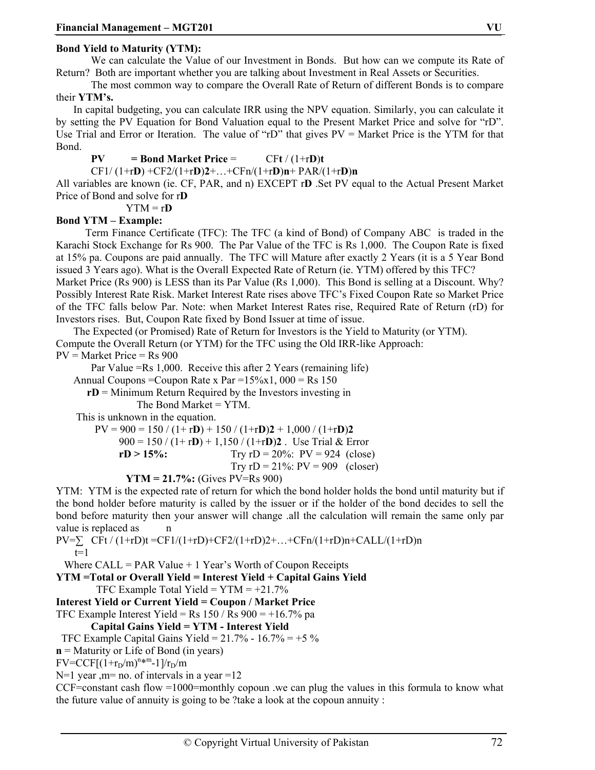**Bond Yield to Maturity (YTM):**

We can calculate the Value of our Investment in Bonds. But how can we compute its Rate of Return? Both are important whether you are talking about Investment in Real Assets or Securities.

The most common way to compare the Overall Rate of Return of different Bonds is to compare their **YTM's.**

In capital budgeting, you can calculate IRR using the NPV equation. Similarly, you can calculate it by setting the PV Equation for Bond Valuation equal to the Present Market Price and solve for "rD". Use Trial and Error or Iteration. The value of "rD" that gives PV = Market Price is the YTM for that Bond.

**PV = Bond Market Price** = $CF_t / (1+r_D)^t$

$CF_1/(1+r_D) + CF_2/(1+r_D)^2 + \ldots + CF_n/(1+r_D)^n + PAR/(1+r_D)^n$

All variables are known (ie. CF, PAR, and n) EXCEPT r**D** .Set PV equal to the Actual Present Market Price of Bond and solve for r**D**

YTM = r**D**

**Bond YTM – Example:**

Term Finance Certificate (TFC): The TFC (a kind of Bond) of Company ABC is traded in the Karachi Stock Exchange for Rs 900. The Par Value of the TFC is Rs 1,000. The Coupon Rate is fixed at 15% pa. Coupons are paid annually. The TFC will Mature after exactly 2 Years (it is a 5 Year Bond issued 3 Years ago). What is the Overall Expected Rate of Return (ie. YTM) offered by this TFC?

Market Price (Rs 900) is LESS than its Par Value (Rs 1,000). This Bond is selling at a Discount. Why? Possibly Interest Rate Risk. Market Interest Rate rises above TFC's Fixed Coupon Rate so Market Price of the TFC falls below Par. Note: when Market Interest Rates rise, Required Rate of Return (rD) for Investors rises. But, Coupon Rate fixed by Bond Issuer at time of issue.

The Expected (or Promised) Rate of Return for Investors is the Yield to Maturity (or YTM).

Compute the Overall Return (or YTM) for the TFC using the Old IRR-like Approach:

PV = Market Price = Rs 900

Par Value =Rs 1,000. Receive this after 2 Years (remaining life)

Annual Coupons =Coupon Rate x Par =15%x1, 000 = Rs 150

**rD** = Minimum Return Required by the Investors investing in The Bond Market = YTM.

This is unknown in the equation.

$PV = 900 = 150 / (1+ r_D) + 150 / (1+r_D)^2 + 1,000 / (1+r_D)^2$

$900 = 150 / (1+ r_D) + 1,150 / (1+r_D)^2$ . Use Trial & Error

**rD > 15%:** Try rD = 20%: PV = 924 (close)

Try rD = 21%: PV = 909 (closer)

**YTM = 21.7%:** (Gives PV=Rs 900)

YTM: YTM is the expected rate of return for which the bond holder holds the bond until maturity but if the bond holder before maturity is called by the issuer or if the holder of the bond decides to sell the bond before maturity then your answer will change .all the calculation will remain the same only par value is replaced as

$$PV=\sum_{t=1}^{n} CF_t / (1+r_D)^t = CF_1/(1+r_D)+CF_2/(1+r_D)^2+\ldots+CF_n/(1+r_D)^n+CALL/(1+r_D)^n$$

Where CALL = PAR Value + 1 Year's Worth of Coupon Receipts

**YTM =Total or Overall Yield = Interest Yield + Capital Gains Yield**

TFC Example Total Yield = YTM = +21.7%

**Interest Yield or Current Yield = Coupon / Market Price**

TFC Example Interest Yield = Rs 150 / Rs 900 = +16.7% pa

**Capital Gains Yield = YTM - Interest Yield**

TFC Example Capital Gains Yield = 21.7% - 16.7% = +5 %

**n** = Maturity or Life of Bond (in years)

$FV=CCF[(1+r_D/m)^{n*m}-1]/r_D/m$

N=1 year ,m= no. of intervals in a year =12

CCF=constant cash flow =1000=monthly copoun .we can plug the values in this formula to know what the future value of annuity is going to be ?take a look at the copoun annuity :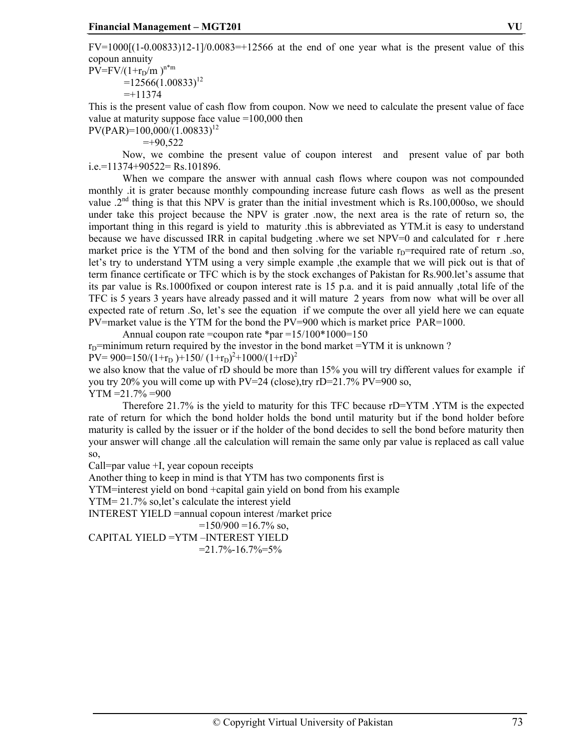FV=1000[(1-0.00833)12-1]/0.0083=+12566 at the end of one year what is the present value of this copoun annuity

$PV=FV/(1+r_D/m)^{n*m}$

$=12566(1.00833)^{12}$

$=+11374$

This is the present value of cash flow from coupon. Now we need to calculate the present value of face value at maturity suppose face value =100,000 then

$PV(PAR)=100{,}000/(1.00833)^{12}$

$=+90{,}522$

Now, we combine the present value of coupon interest and present value of par both i.e.=11374+90522= Rs.101896.

When we compare the answer with annual cash flows where coupon was not compounded monthly .it is grater because monthly compounding increase future cash flows as well as the present value .2nd thing is that this NPV is grater than the initial investment which is Rs.100,000so, we should under take this project because the NPV is grater .now, the next area is the rate of return so, the important thing in this regard is yield to maturity .this is abbreviated as YTM.it is easy to understand because we have discussed IRR in capital budgeting .where we set NPV=0 and calculated for r .here market price is the YTM of the bond and then solving for the variable $r_D$=required rate of return .so, let's try to understand YTM using a very simple example ,the example that we will pick out is that of term finance certificate or TFC which is by the stock exchanges of Pakistan for Rs.900.let's assume that its par value is Rs.1000fixed or coupon interest rate is 15 p.a. and it is paid annually ,total life of the TFC is 5 years 3 years have already passed and it will mature 2 years from now what will be over all expected rate of return .So, let's see the equation if we compute the over all yield here we can equate PV=market value is the YTM for the bond the PV=900 which is market price PAR=1000.

Annual coupon rate =coupon rate *par =15/100*1000=150

$r_D$=minimum return required by the investor in the bond market =YTM it is unknown ?

$PV= 900=150/(1+r_D)+150/(1+r_D)^2+1000/(1+rD)^2$

we also know that the value of rD should be more than 15% you will try different values for example if you try 20% you will come up with PV=24 (close),try rD=21.7% PV=900 so,

YTM =21.7% =900

Therefore 21.7% is the yield to maturity for this TFC because rD=YTM .YTM is the expected rate of return for which the bond holder holds the bond until maturity but if the bond holder before maturity is called by the issuer or if the holder of the bond decides to sell the bond before maturity then your answer will change .all the calculation will remain the same only par value is replaced as call value so,

Call=par value +I, year copoun receipts

Another thing to keep in mind is that YTM has two components first is

YTM=interest yield on bond +capital gain yield on bond from his example

YTM= 21.7% so,let's calculate the interest yield

INTEREST YIELD =annual copoun interest /market price

=150/900 =16.7% so,

CAPITAL YIELD =YTM –INTEREST YIELD

=21.7%-16.7%=5%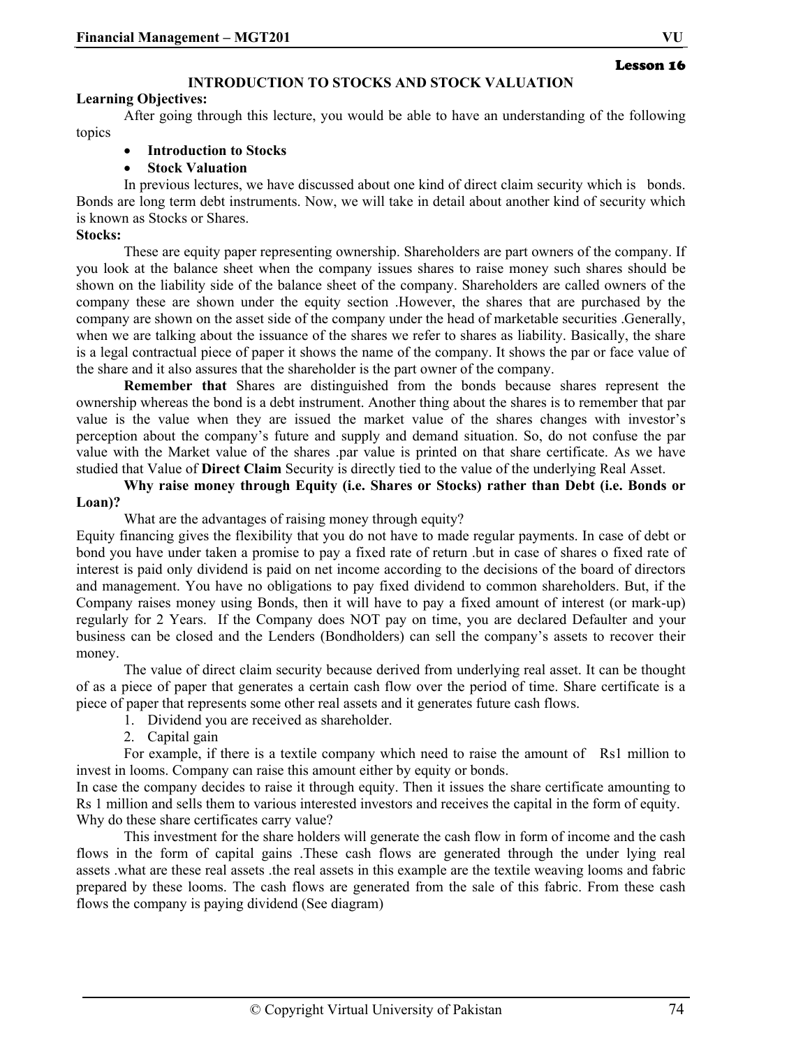Lesson 16

## INTRODUCTION TO STOCKS AND STOCK VALUATION

**Learning Objectives:**

After going through this lecture, you would be able to have an understanding of the following topics

- **Introduction to Stocks**
- **Stock Valuation**

In previous lectures, we have discussed about one kind of direct claim security which is bonds. Bonds are long term debt instruments. Now, we will take in detail about another kind of security which is known as Stocks or Shares.

**Stocks:**

These are equity paper representing ownership. Shareholders are part owners of the company. If you look at the balance sheet when the company issues shares to raise money such shares should be shown on the liability side of the balance sheet of the company. Shareholders are called owners of the company these are shown under the equity section .However, the shares that are purchased by the company are shown on the asset side of the company under the head of marketable securities .Generally, when we are talking about the issuance of the shares we refer to shares as liability. Basically, the share is a legal contractual piece of paper it shows the name of the company. It shows the par or face value of the share and it also assures that the shareholder is the part owner of the company.

**Remember that** Shares are distinguished from the bonds because shares represent the ownership whereas the bond is a debt instrument. Another thing about the shares is to remember that par value is the value when they are issued the market value of the shares changes with investor's perception about the company's future and supply and demand situation. So, do not confuse the par value with the Market value of the shares .par value is printed on that share certificate. As we have studied that Value of **Direct Claim** Security is directly tied to the value of the underlying Real Asset.

**Why raise money through Equity (i.e. Shares or Stocks) rather than Debt (i.e. Bonds or Loan)?**

What are the advantages of raising money through equity?

Equity financing gives the flexibility that you do not have to made regular payments. In case of debt or bond you have under taken a promise to pay a fixed rate of return .but in case of shares o fixed rate of interest is paid only dividend is paid on net income according to the decisions of the board of directors and management. You have no obligations to pay fixed dividend to common shareholders. But, if the Company raises money using Bonds, then it will have to pay a fixed amount of interest (or mark-up) regularly for 2 Years. If the Company does NOT pay on time, you are declared Defaulter and your business can be closed and the Lenders (Bondholders) can sell the company's assets to recover their money.

The value of direct claim security because derived from underlying real asset. It can be thought of as a piece of paper that generates a certain cash flow over the period of time. Share certificate is a piece of paper that represents some other real assets and it generates future cash flows.

1. Dividend you are received as shareholder.
2. Capital gain

For example, if there is a textile company which need to raise the amount of Rs1 million to invest in looms. Company can raise this amount either by equity or bonds.

In case the company decides to raise it through equity. Then it issues the share certificate amounting to Rs 1 million and sells them to various interested investors and receives the capital in the form of equity.

Why do these share certificates carry value?

This investment for the share holders will generate the cash flow in form of income and the cash flows in the form of capital gains .These cash flows are generated through the under lying real assets .what are these real assets .the real assets in this example are the textile weaving looms and fabric prepared by these looms. The cash flows are generated from the sale of this fabric. From these cash flows the company is paying dividend (See diagram)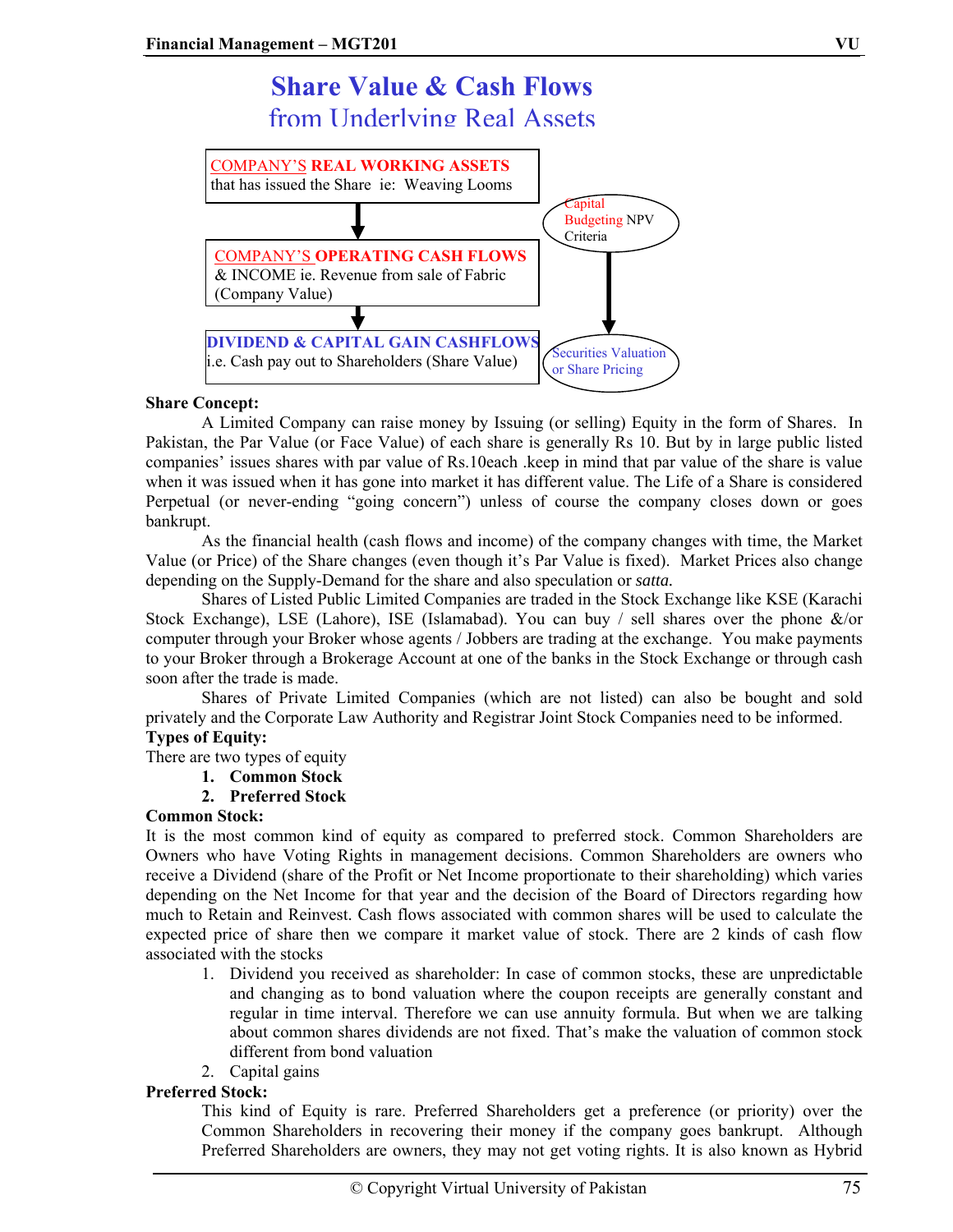# Share Value & Cash Flows
## from Underlying Real Assets

**COMPANY'S REAL WORKING ASSETS**
that has issued the Share ie: Weaving Looms

↓

**COMPANY'S OPERATING CASH FLOWS**
& INCOME ie. Revenue from sale of Fabric
(Company Value)

↓

**DIVIDEND & CAPITAL GAIN CASHFLOWS**
i.e. Cash pay out to Shareholders (Share Value)

Capital Budgeting NPV Criteria → Securities Valuation or Share Pricing

**Share Concept:**

A Limited Company can raise money by Issuing (or selling) Equity in the form of Shares. In Pakistan, the Par Value (or Face Value) of each share is generally Rs 10. But by in large public listed companies' issues shares with par value of Rs.10each .keep in mind that par value of the share is value when it was issued when it has gone into market it has different value. The Life of a Share is considered Perpetual (or never-ending "going concern") unless of course the company closes down or goes bankrupt.

As the financial health (cash flows and income) of the company changes with time, the Market Value (or Price) of the Share changes (even though it's Par Value is fixed). Market Prices also change depending on the Supply-Demand for the share and also speculation or *satta.*

Shares of Listed Public Limited Companies are traded in the Stock Exchange like KSE (Karachi Stock Exchange), LSE (Lahore), ISE (Islamabad). You can buy / sell shares over the phone &/or computer through your Broker whose agents / Jobbers are trading at the exchange. You make payments to your Broker through a Brokerage Account at one of the banks in the Stock Exchange or through cash soon after the trade is made.

Shares of Private Limited Companies (which are not listed) can also be bought and sold privately and the Corporate Law Authority and Registrar Joint Stock Companies need to be informed.

**Types of Equity:**

There are two types of equity

1. **Common Stock**
2. **Preferred Stock**

**Common Stock:**

It is the most common kind of equity as compared to preferred stock. Common Shareholders are Owners who have Voting Rights in management decisions. Common Shareholders are owners who receive a Dividend (share of the Profit or Net Income proportionate to their shareholding) which varies depending on the Net Income for that year and the decision of the Board of Directors regarding how much to Retain and Reinvest. Cash flows associated with common shares will be used to calculate the expected price of share then we compare it market value of stock. There are 2 kinds of cash flow associated with the stocks

1. Dividend you received as shareholder: In case of common stocks, these are unpredictable and changing as to bond valuation where the coupon receipts are generally constant and regular in time interval. Therefore we can use annuity formula. But when we are talking about common shares dividends are not fixed. That's make the valuation of common stock different from bond valuation
2. Capital gains

**Preferred Stock:**

This kind of Equity is rare. Preferred Shareholders get a preference (or priority) over the Common Shareholders in recovering their money if the company goes bankrupt. Although Preferred Shareholders are owners, they may not get voting rights. It is also known as Hybrid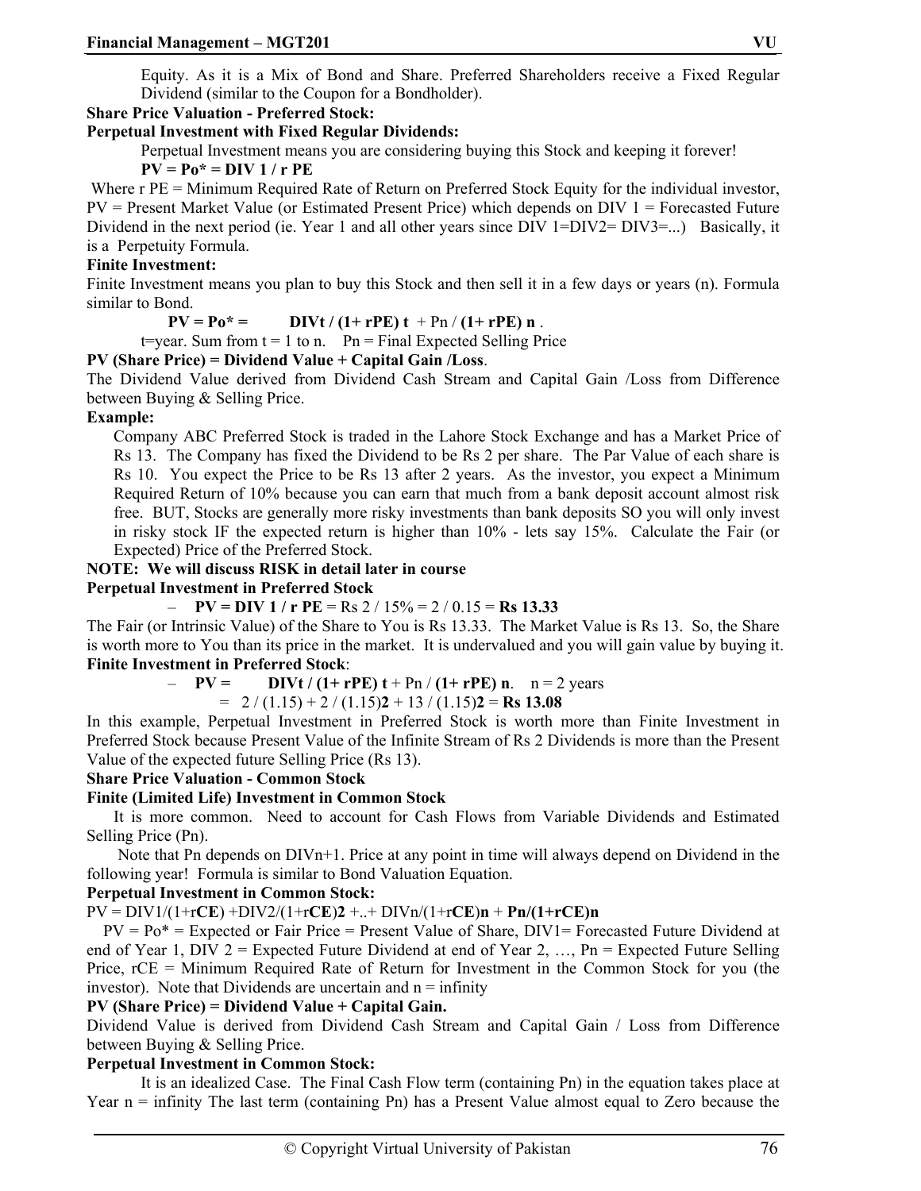Equity. As it is a Mix of Bond and Share. Preferred Shareholders receive a Fixed Regular Dividend (similar to the Coupon for a Bondholder).

**Share Price Valuation - Preferred Stock:**

**Perpetual Investment with Fixed Regular Dividends:**

Perpetual Investment means you are considering buying this Stock and keeping it forever!

$$PV = Po^* = DIV_1 / r_{PE}$$

Where $r_{PE}$ = Minimum Required Rate of Return on Preferred Stock Equity for the individual investor, PV = Present Market Value (or Estimated Present Price) which depends on $DIV_1$ = Forecasted Future Dividend in the next period (ie. Year 1 and all other years since $DIV_1=DIV_2= DIV_3=...$) Basically, it is a Perpetuity Formula.

**Finite Investment:**

Finite Investment means you plan to buy this Stock and then sell it in a few days or years (n). Formula similar to Bond.

$$PV = Po^* = \sum DIV_t / (1+ r_{PE})^t + P_n / (1+ r_{PE})^n$$

t=year. Sum from t = 1 to n. $P_n$ = Final Expected Selling Price

**PV (Share Price) = Dividend Value + Capital Gain /Loss**.

The Dividend Value derived from Dividend Cash Stream and Capital Gain /Loss from Difference between Buying & Selling Price.

**Example:**

Company ABC Preferred Stock is traded in the Lahore Stock Exchange and has a Market Price of Rs 13. The Company has fixed the Dividend to be Rs 2 per share. The Par Value of each share is Rs 10. You expect the Price to be Rs 13 after 2 years. As the investor, you expect a Minimum Required Return of 10% because you can earn that much from a bank deposit account almost risk free. BUT, Stocks are generally more risky investments than bank deposits SO you will only invest in risky stock IF the expected return is higher than 10% - lets say 15%. Calculate the Fair (or Expected) Price of the Preferred Stock.

**NOTE: We will discuss RISK in detail later in course**

**Perpetual Investment in Preferred Stock**

– $PV = DIV_1 / r_{PE}$ = Rs 2 / 15% = 2 / 0.15 = **Rs 13.33**

The Fair (or Intrinsic Value) of the Share to You is Rs 13.33. The Market Value is Rs 13. So, the Share is worth more to You than its price in the market. It is undervalued and you will gain value by buying it.

**Finite Investment in Preferred Stock**:

– $PV = \sum DIV_t / (1+ r_{PE})^t + P_n / (1+ r_{PE})^n$. n = 2 years

$= 2 / (1.15) + 2 / (1.15)^2 + 13 / (1.15)^2 =$ **Rs 13.08**

In this example, Perpetual Investment in Preferred Stock is worth more than Finite Investment in Preferred Stock because Present Value of the Infinite Stream of Rs 2 Dividends is more than the Present Value of the expected future Selling Price (Rs 13).

**Share Price Valuation - Common Stock**

**Finite (Limited Life) Investment in Common Stock**

It is more common. Need to account for Cash Flows from Variable Dividends and Estimated Selling Price ($P_n$).

Note that $P_n$ depends on $DIV_{n+1}$. Price at any point in time will always depend on Dividend in the following year! Formula is similar to Bond Valuation Equation.

**Perpetual Investment in Common Stock:**

$$PV = DIV_1/(1+r_{CE}) + DIV_2/(1+r_{CE})^2 + .. + DIV_n/(1+r_{CE})^n + P_n/(1+r_{CE})^n$$

PV = Po* = Expected or Fair Price = Present Value of Share, $DIV_1$= Forecasted Future Dividend at end of Year 1, $DIV_2$ = Expected Future Dividend at end of Year 2, …, $P_n$ = Expected Future Selling Price, $r_{CE}$ = Minimum Required Rate of Return for Investment in the Common Stock for you (the investor). Note that Dividends are uncertain and n = infinity

**PV (Share Price) = Dividend Value + Capital Gain.**

Dividend Value is derived from Dividend Cash Stream and Capital Gain / Loss from Difference between Buying & Selling Price.

**Perpetual Investment in Common Stock:**

It is an idealized Case. The Final Cash Flow term (containing $P_n$) in the equation takes place at Year n = infinity The last term (containing $P_n$) has a Present Value almost equal to Zero because the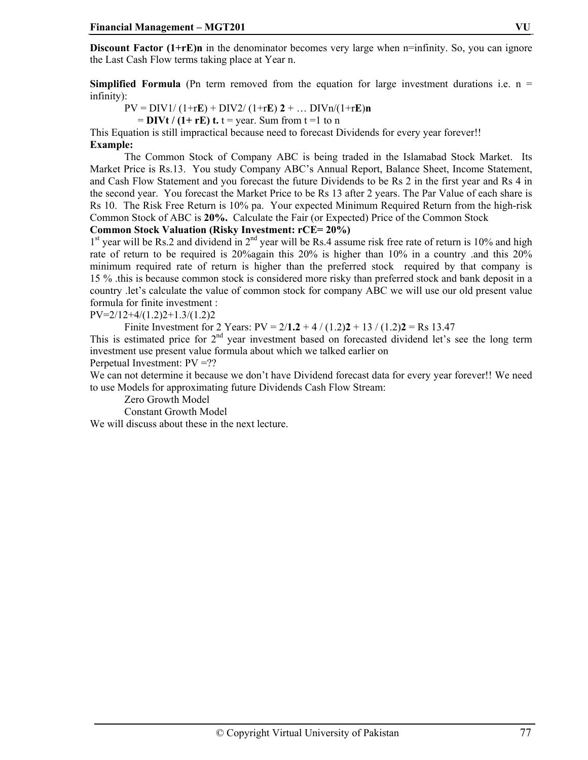**Discount Factor $(1+rE)^n$** in the denominator becomes very large when n=infinity. So, you can ignore the Last Cash Flow terms taking place at Year n.

**Simplified Formula** (Pn term removed from the equation for large investment durations i.e. n = infinity):

$$PV = DIV_1/(1+r_E) + DIV_2/(1+r_E)^2 + \ldots DIV_n/(1+r_E)^n$$

$$= \mathbf{DIV_t / (1+ r_E)^t}.$$ t = year. Sum from t =1 to n

This Equation is still impractical because need to forecast Dividends for every year forever!!

**Example:**

The Common Stock of Company ABC is being traded in the Islamabad Stock Market. Its Market Price is Rs.13. You study Company ABC's Annual Report, Balance Sheet, Income Statement, and Cash Flow Statement and you forecast the future Dividends to be Rs 2 in the first year and Rs 4 in the second year. You forecast the Market Price to be Rs 13 after 2 years. The Par Value of each share is Rs 10. The Risk Free Return is 10% pa. Your expected Minimum Required Return from the high-risk Common Stock of ABC is **20%.** Calculate the Fair (or Expected) Price of the Common Stock

**Common Stock Valuation (Risky Investment: rCE= 20%)**

1st year will be Rs.2 and dividend in 2nd year will be Rs.4 assume risk free rate of return is 10% and high rate of return to be required is 20%again this 20% is higher than 10% in a country .and this 20% minimum required rate of return is higher than the preferred stock required by that company is 15 % .this is because common stock is considered more risky than preferred stock and bank deposit in a country .let's calculate the value of common stock for company ABC we will use our old present value formula for finite investment :

PV=2/12+4/(1.2)2+1.3/(1.2)2

Finite Investment for 2 Years: $PV = 2/\mathbf{1.2} + 4/(1.2)^{\mathbf{2}} + 13/(1.2)^{\mathbf{2}}$ = Rs 13.47

This is estimated price for 2nd year investment based on forecasted dividend let's see the long term investment use present value formula about which we talked earlier on

Perpetual Investment: PV =??

We can not determine it because we don't have Dividend forecast data for every year forever!! We need to use Models for approximating future Dividends Cash Flow Stream:

Zero Growth Model

Constant Growth Model

We will discuss about these in the next lecture.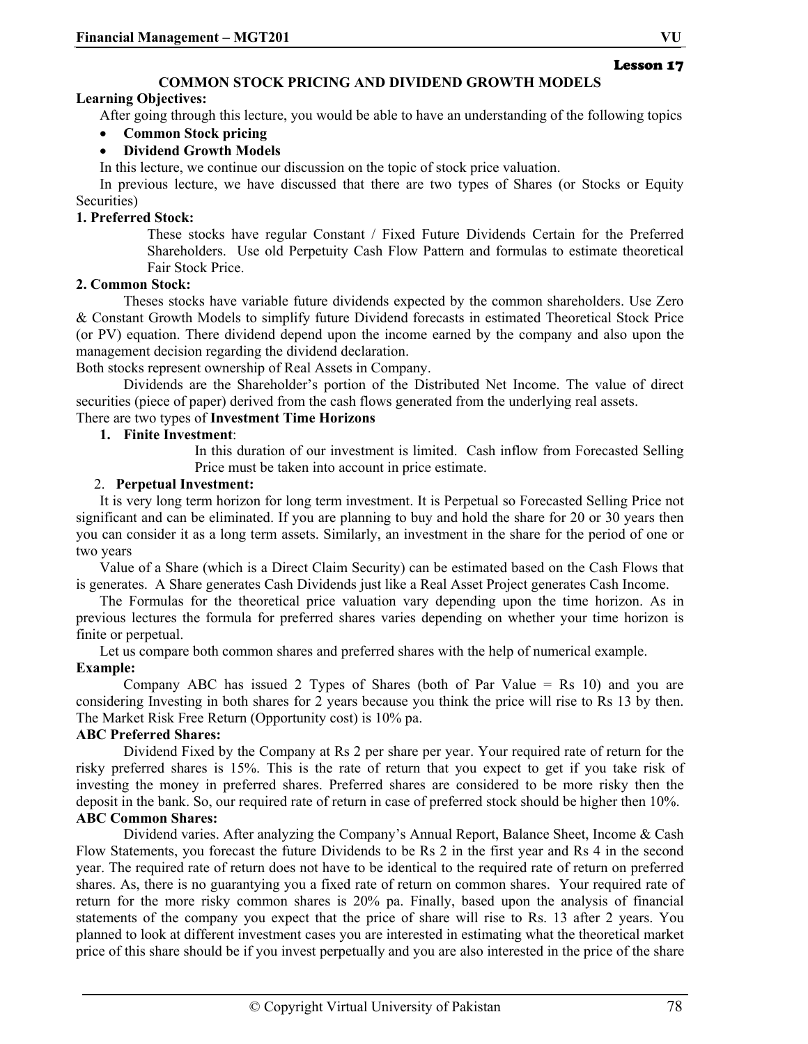**Lesson 17**

## COMMON STOCK PRICING AND DIVIDEND GROWTH MODELS

**Learning Objectives:**

After going through this lecture, you would be able to have an understanding of the following topics

- **Common Stock pricing**
- **Dividend Growth Models**

In this lecture, we continue our discussion on the topic of stock price valuation.

In previous lecture, we have discussed that there are two types of Shares (or Stocks or Equity Securities)

**1. Preferred Stock:**

These stocks have regular Constant / Fixed Future Dividends Certain for the Preferred Shareholders. Use old Perpetuity Cash Flow Pattern and formulas to estimate theoretical Fair Stock Price.

**2. Common Stock:**

Theses stocks have variable future dividends expected by the common shareholders. Use Zero & Constant Growth Models to simplify future Dividend forecasts in estimated Theoretical Stock Price (or PV) equation. There dividend depend upon the income earned by the company and also upon the management decision regarding the dividend declaration.

Both stocks represent ownership of Real Assets in Company.

Dividends are the Shareholder's portion of the Distributed Net Income. The value of direct securities (piece of paper) derived from the cash flows generated from the underlying real assets.

There are two types of **Investment Time Horizons**

1. **Finite Investment**:

   In this duration of our investment is limited. Cash inflow from Forecasted Selling Price must be taken into account in price estimate.

2. **Perpetual Investment:**

It is very long term horizon for long term investment. It is Perpetual so Forecasted Selling Price not significant and can be eliminated. If you are planning to buy and hold the share for 20 or 30 years then you can consider it as a long term assets. Similarly, an investment in the share for the period of one or two years

Value of a Share (which is a Direct Claim Security) can be estimated based on the Cash Flows that is generates. A Share generates Cash Dividends just like a Real Asset Project generates Cash Income.

The Formulas for the theoretical price valuation vary depending upon the time horizon. As in previous lectures the formula for preferred shares varies depending on whether your time horizon is finite or perpetual.

Let us compare both common shares and preferred shares with the help of numerical example.

**Example:**

Company ABC has issued 2 Types of Shares (both of Par Value = Rs 10) and you are considering Investing in both shares for 2 years because you think the price will rise to Rs 13 by then. The Market Risk Free Return (Opportunity cost) is 10% pa.

**ABC Preferred Shares:**

Dividend Fixed by the Company at Rs 2 per share per year. Your required rate of return for the risky preferred shares is 15%. This is the rate of return that you expect to get if you take risk of investing the money in preferred shares. Preferred shares are considered to be more risky then the deposit in the bank. So, our required rate of return in case of preferred stock should be higher then 10%.

**ABC Common Shares:**

Dividend varies. After analyzing the Company's Annual Report, Balance Sheet, Income & Cash Flow Statements, you forecast the future Dividends to be Rs 2 in the first year and Rs 4 in the second year. The required rate of return does not have to be identical to the required rate of return on preferred shares. As, there is no guarantying you a fixed rate of return on common shares. Your required rate of return for the more risky common shares is 20% pa. Finally, based upon the analysis of financial statements of the company you expect that the price of share will rise to Rs. 13 after 2 years. You planned to look at different investment cases you are interested in estimating what the theoretical market price of this share should be if you invest perpetually and you are also interested in the price of the share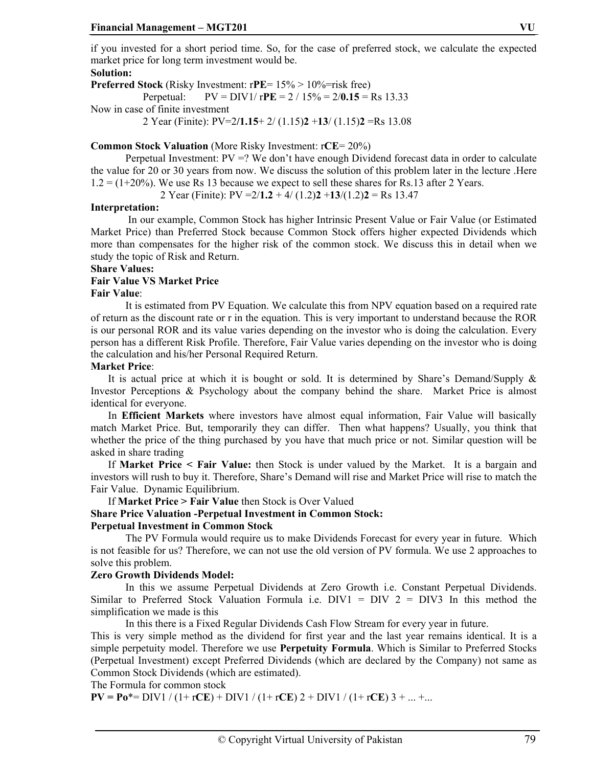if you invested for a short period time. So, for the case of preferred stock, we calculate the expected market price for long term investment would be.

**Solution:**

**Preferred Stock** (Risky Investment: $r_{PE}$= 15% > 10%=risk free)

Perpetual: $PV = DIV_1/ r_{PE} = 2 / 15\% = 2/0.15$ = Rs 13.33

Now in case of finite investment

2 Year (Finite): $PV=2/1.15+ 2/ (1.15)^2 +13/ (1.15)^2$ =Rs 13.08

**Common Stock Valuation** (More Risky Investment: $r_{CE}$= 20%)

Perpetual Investment: PV =? We don't have enough Dividend forecast data in order to calculate the value for 20 or 30 years from now. We discuss the solution of this problem later in the lecture .Here 1.2 = (1+20%). We use Rs 13 because we expect to sell these shares for Rs.13 after 2 Years.

2 Year (Finite): $PV =2/1.2 + 4/ (1.2)^2 +13/(1.2)^2$ = Rs 13.47

**Interpretation:**

In our example, Common Stock has higher Intrinsic Present Value or Fair Value (or Estimated Market Price) than Preferred Stock because Common Stock offers higher expected Dividends which more than compensates for the higher risk of the common stock. We discuss this in detail when we study the topic of Risk and Return.

**Share Values:**

**Fair Value VS Market Price**

**Fair Value**:

It is estimated from PV Equation. We calculate this from NPV equation based on a required rate of return as the discount rate or r in the equation. This is very important to understand because the ROR is our personal ROR and its value varies depending on the investor who is doing the calculation. Every person has a different Risk Profile. Therefore, Fair Value varies depending on the investor who is doing the calculation and his/her Personal Required Return.

**Market Price**:

It is actual price at which it is bought or sold. It is determined by Share's Demand/Supply & Investor Perceptions & Psychology about the company behind the share. Market Price is almost identical for everyone.

In **Efficient Markets** where investors have almost equal information, Fair Value will basically match Market Price. But, temporarily they can differ. Then what happens? Usually, you think that whether the price of the thing purchased by you have that much price or not. Similar question will be asked in share trading

If **Market Price < Fair Value:** then Stock is under valued by the Market. It is a bargain and investors will rush to buy it. Therefore, Share's Demand will rise and Market Price will rise to match the Fair Value. Dynamic Equilibrium.

If **Market Price > Fair Value** then Stock is Over Valued

**Share Price Valuation -Perpetual Investment in Common Stock:**

**Perpetual Investment in Common Stock**

The PV Formula would require us to make Dividends Forecast for every year in future. Which is not feasible for us? Therefore, we can not use the old version of PV formula. We use 2 approaches to solve this problem.

**Zero Growth Dividends Model:**

In this we assume Perpetual Dividends at Zero Growth i.e. Constant Perpetual Dividends. Similar to Preferred Stock Valuation Formula i.e. $DIV_1 = DIV_2 = DIV_3$ In this method the simplification we made is this

In this there is a Fixed Regular Dividends Cash Flow Stream for every year in future.

This is very simple method as the dividend for first year and the last year remains identical. It is a simple perpetuity model. Therefore we use **Perpetuity Formula**. Which is Similar to Preferred Stocks (Perpetual Investment) except Preferred Dividends (which are declared by the Company) not same as Common Stock Dividends (which are estimated).

The Formula for common stock

$\mathbf{PV = P_0^*}= DIV_1 / (1+ r_{CE}) + DIV_1 / (1+ r_{CE})^2 + DIV_1 / (1+ r_{CE})^3 + ... +...$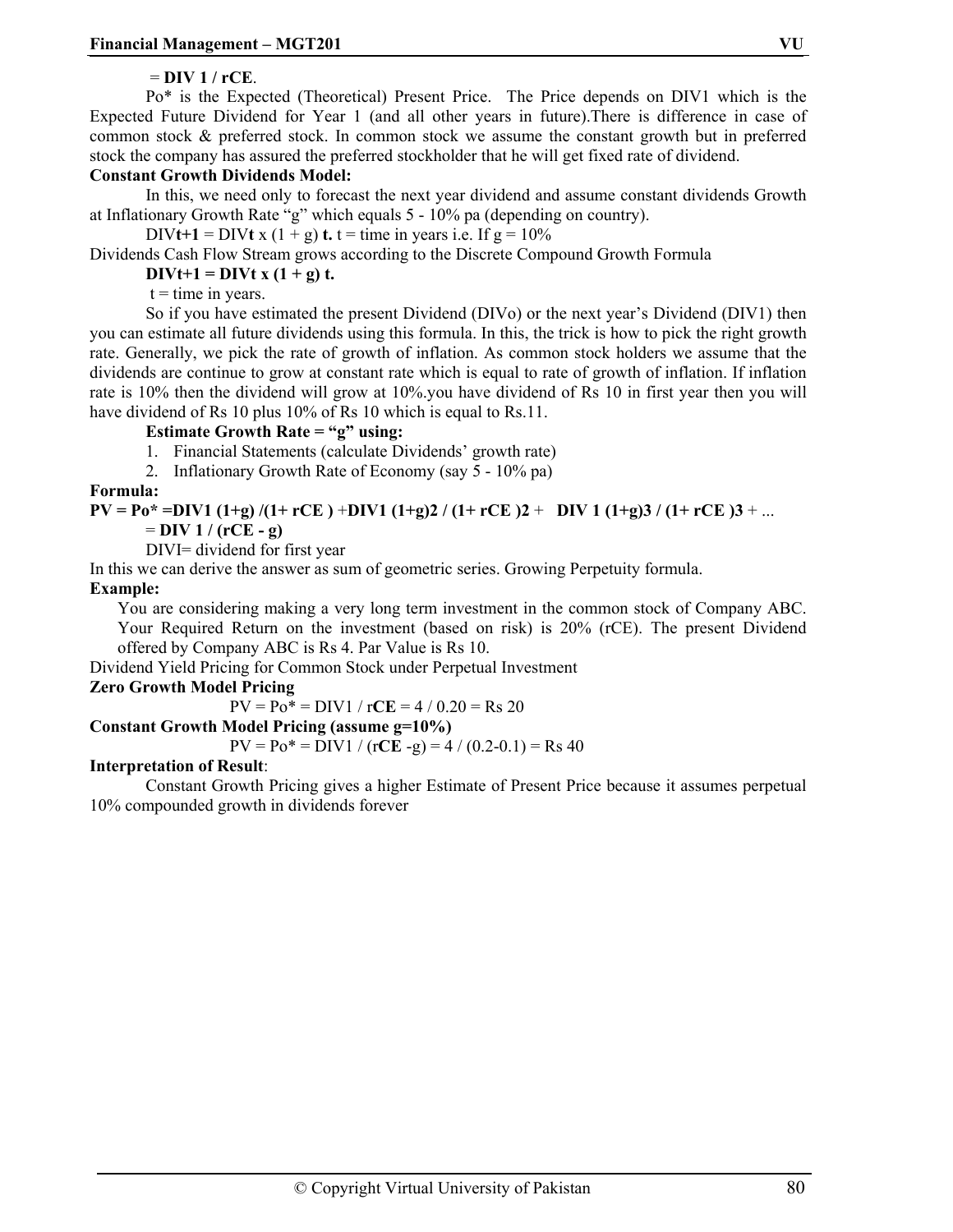$= \mathbf{DIV\ 1 / rCE}$.

Po* is the Expected (Theoretical) Present Price. The Price depends on DIV1 which is the Expected Future Dividend for Year 1 (and all other years in future).There is difference in case of common stock & preferred stock. In common stock we assume the constant growth but in preferred stock the company has assured the preferred stockholder that he will get fixed rate of dividend.

**Constant Growth Dividends Model:**

In this, we need only to forecast the next year dividend and assume constant dividends Growth at Inflationary Growth Rate "g" which equals 5 - 10% pa (depending on country).

$DIV_{t+1} = DIV_t \times (1 + g)^t$. t = time in years i.e. If g = 10%

Dividends Cash Flow Stream grows according to the Discrete Compound Growth Formula

$$\mathbf{DIV_{t+1} = DIV_t \times (1 + g)^t}$$

t = time in years.

So if you have estimated the present Dividend (DIVo) or the next year's Dividend (DIV1) then you can estimate all future dividends using this formula. In this, the trick is how to pick the right growth rate. Generally, we pick the rate of growth of inflation. As common stock holders we assume that the dividends are continue to grow at constant rate which is equal to rate of growth of inflation. If inflation rate is 10% then the dividend will grow at 10%.you have dividend of Rs 10 in first year then you will have dividend of Rs 10 plus 10% of Rs 10 which is equal to Rs.11.

**Estimate Growth Rate = "g" using:**

1. Financial Statements (calculate Dividends' growth rate)
2. Inflationary Growth Rate of Economy (say 5 - 10% pa)

**Formula:**

$$\mathbf{PV = Po^* = DIV1\,(1+g) / (1+ rCE) + DIV1\,(1+g)^2 / (1+ rCE)^2 + DIV1\,(1+g)^3 / (1+ rCE)^3 + \ldots}$$

$$= \mathbf{DIV\ 1 / (rCE - g)}$$

DIVI= dividend for first year

In this we can derive the answer as sum of geometric series. Growing Perpetuity formula.

**Example:**

You are considering making a very long term investment in the common stock of Company ABC. Your Required Return on the investment (based on risk) is 20% (rCE). The present Dividend offered by Company ABC is Rs 4. Par Value is Rs 10.

Dividend Yield Pricing for Common Stock under Perpetual Investment

**Zero Growth Model Pricing**

$$PV = Po^* = DIV1 / r\mathbf{CE} = 4 / 0.20 = \text{Rs } 20$$

**Constant Growth Model Pricing (assume g=10%)**

$$PV = Po^* = DIV1 / (r\mathbf{CE} - g) = 4 / (0.2-0.1) = \text{Rs } 40$$

**Interpretation of Result**:

Constant Growth Pricing gives a higher Estimate of Present Price because it assumes perpetual 10% compounded growth in dividends forever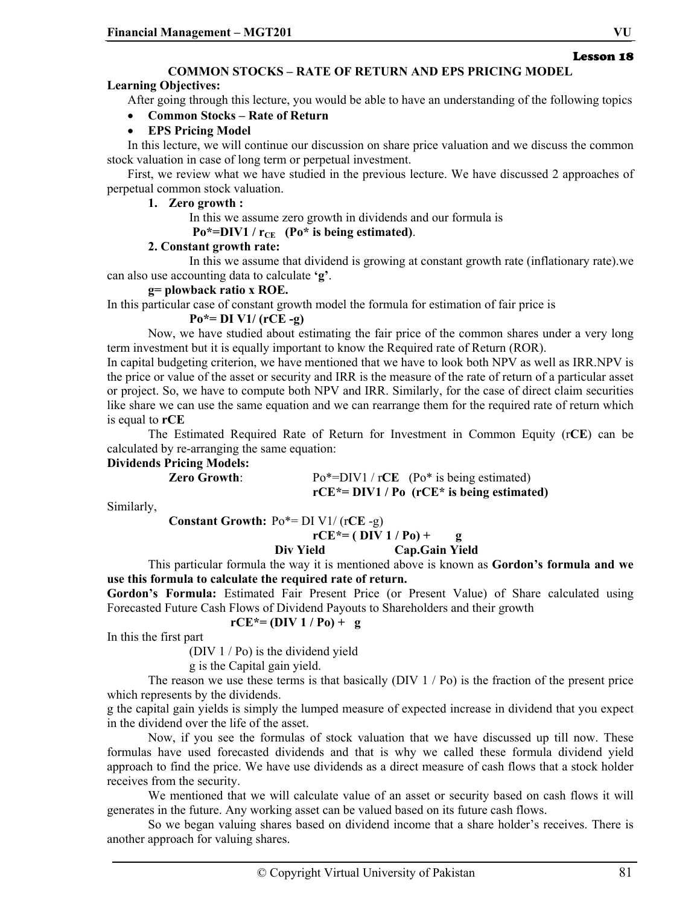**Lesson 18**

## COMMON STOCKS – RATE OF RETURN AND EPS PRICING MODEL

**Learning Objectives:**

After going through this lecture, you would be able to have an understanding of the following topics

- **Common Stocks – Rate of Return**
- **EPS Pricing Model**

In this lecture, we will continue our discussion on share price valuation and we discuss the common stock valuation in case of long term or perpetual investment.

First, we review what we have studied in the previous lecture. We have discussed 2 approaches of perpetual common stock valuation.

1. **Zero growth :**

   In this we assume zero growth in dividends and our formula is

   **$Po^* = DIV1 / r_{CE}$ (Po* is being estimated)**.

2. **Constant growth rate:**

   In this we assume that dividend is growing at constant growth rate (inflationary rate).we can also use accounting data to calculate **'g'**.

   **g= plowback ratio x ROE.**

In this particular case of constant growth model the formula for estimation of fair price is

**$Po^* = DIV1 / (rCE - g)$**

Now, we have studied about estimating the fair price of the common shares under a very long term investment but it is equally important to know the Required rate of Return (ROR).

In capital budgeting criterion, we have mentioned that we have to look both NPV as well as IRR.NPV is the price or value of the asset or security and IRR is the measure of the rate of return of a particular asset or project. So, we have to compute both NPV and IRR. Similarly, for the case of direct claim securities like share we can use the same equation and we can rearrange them for the required rate of return which is equal to **rCE**

The Estimated Required Rate of Return for Investment in Common Equity (r**CE**) can be calculated by re-arranging the same equation:

**Dividends Pricing Models:**

**Zero Growth**: $Po^* = DIV1 / rCE$ (Po* is being estimated)

**$rCE^* = DIV1 / Po$ (rCE* is being estimated)**

Similarly,

**Constant Growth:** $Po^* = DIV1 / (rCE - g)$

**$rCE^* = (DIV1 / Po) + g$**

**Div Yield** — **Cap.Gain Yield**

This particular formula the way it is mentioned above is known as **Gordon's formula and we use this formula to calculate the required rate of return.**

**Gordon's Formula:** Estimated Fair Present Price (or Present Value) of Share calculated using Forecasted Future Cash Flows of Dividend Payouts to Shareholders and their growth

**$rCE^* = (DIV1 / Po) + g$**

In this the first part

(DIV 1 / Po) is the dividend yield

g is the Capital gain yield.

The reason we use these terms is that basically (DIV 1 / Po) is the fraction of the present price which represents by the dividends.

g the capital gain yields is simply the lumped measure of expected increase in dividend that you expect in the dividend over the life of the asset.

Now, if you see the formulas of stock valuation that we have discussed up till now. These formulas have used forecasted dividends and that is why we called these formula dividend yield approach to find the price. We have use dividends as a direct measure of cash flows that a stock holder receives from the security.

We mentioned that we will calculate value of an asset or security based on cash flows it will generates in the future. Any working asset can be valued based on its future cash flows.

So we began valuing shares based on dividend income that a share holder's receives. There is another approach for valuing shares.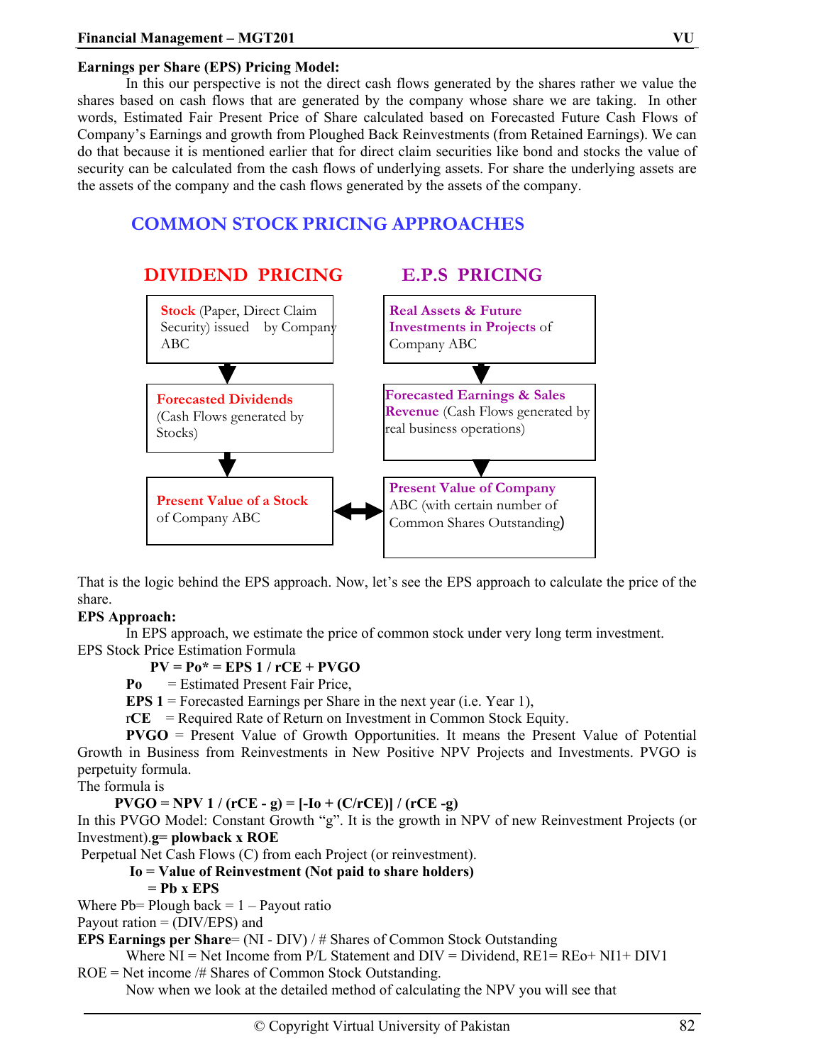**Earnings per Share (EPS) Pricing Model:**

In this our perspective is not the direct cash flows generated by the shares rather we value the shares based on cash flows that are generated by the company whose share we are taking. In other words, Estimated Fair Present Price of Share calculated based on Forecasted Future Cash Flows of Company's Earnings and growth from Ploughed Back Reinvestments (from Retained Earnings). We can do that because it is mentioned earlier that for direct claim securities like bond and stocks the value of security can be calculated from the cash flows of underlying assets. For share the underlying assets are the assets of the company and the cash flows generated by the assets of the company.

## COMMON STOCK PRICING APPROACHES

| DIVIDEND PRICING | | E.P.S PRICING |
|---|---|---|
| **Stock** (Paper, Direct Claim Security) issued by Company ABC | | **Real Assets & Future Investments in Projects** of Company ABC |
| ↓ | | ↓ |
| **Forecasted Dividends** (Cash Flows generated by Stocks) | | **Forecasted Earnings & Sales Revenue** (Cash Flows generated by real business operations) |
| ↓ | | ↓ |
| **Present Value of a Stock** of Company ABC | ↔ | **Present Value of Company** ABC (with certain number of Common Shares Outstanding) |

That is the logic behind the EPS approach. Now, let's see the EPS approach to calculate the price of the share.

**EPS Approach:**

In EPS approach, we estimate the price of common stock under very long term investment.

EPS Stock Price Estimation Formula

$$PV = Po^* = EPS\ 1 / rCE + PVGO$$

**Po** = Estimated Present Fair Price,

**EPS 1** = Forecasted Earnings per Share in the next year (i.e. Year 1),

**rCE** = Required Rate of Return on Investment in Common Stock Equity.

**PVGO** = Present Value of Growth Opportunities. It means the Present Value of Potential Growth in Business from Reinvestments in New Positive NPV Projects and Investments. PVGO is perpetuity formula.

The formula is

$$PVGO = NPV\ 1 / (rCE - g) = [-Io + (C/rCE)] / (rCE - g)$$

In this PVGO Model: Constant Growth "g". It is the growth in NPV of new Reinvestment Projects (or Investment).**g= plowback x ROE**

Perpetual Net Cash Flows (C) from each Project (or reinvestment).

**Io = Value of Reinvestment (Not paid to share holders)**

**= Pb x EPS**

Where Pb= Plough back = 1 – Payout ratio

Payout ration = (DIV/EPS) and

**EPS Earnings per Share**= (NI - DIV) / # Shares of Common Stock Outstanding

Where NI = Net Income from P/L Statement and DIV = Dividend, RE1= REo+ NI1+ DIV1

ROE = Net income /# Shares of Common Stock Outstanding.

Now when we look at the detailed method of calculating the NPV you will see that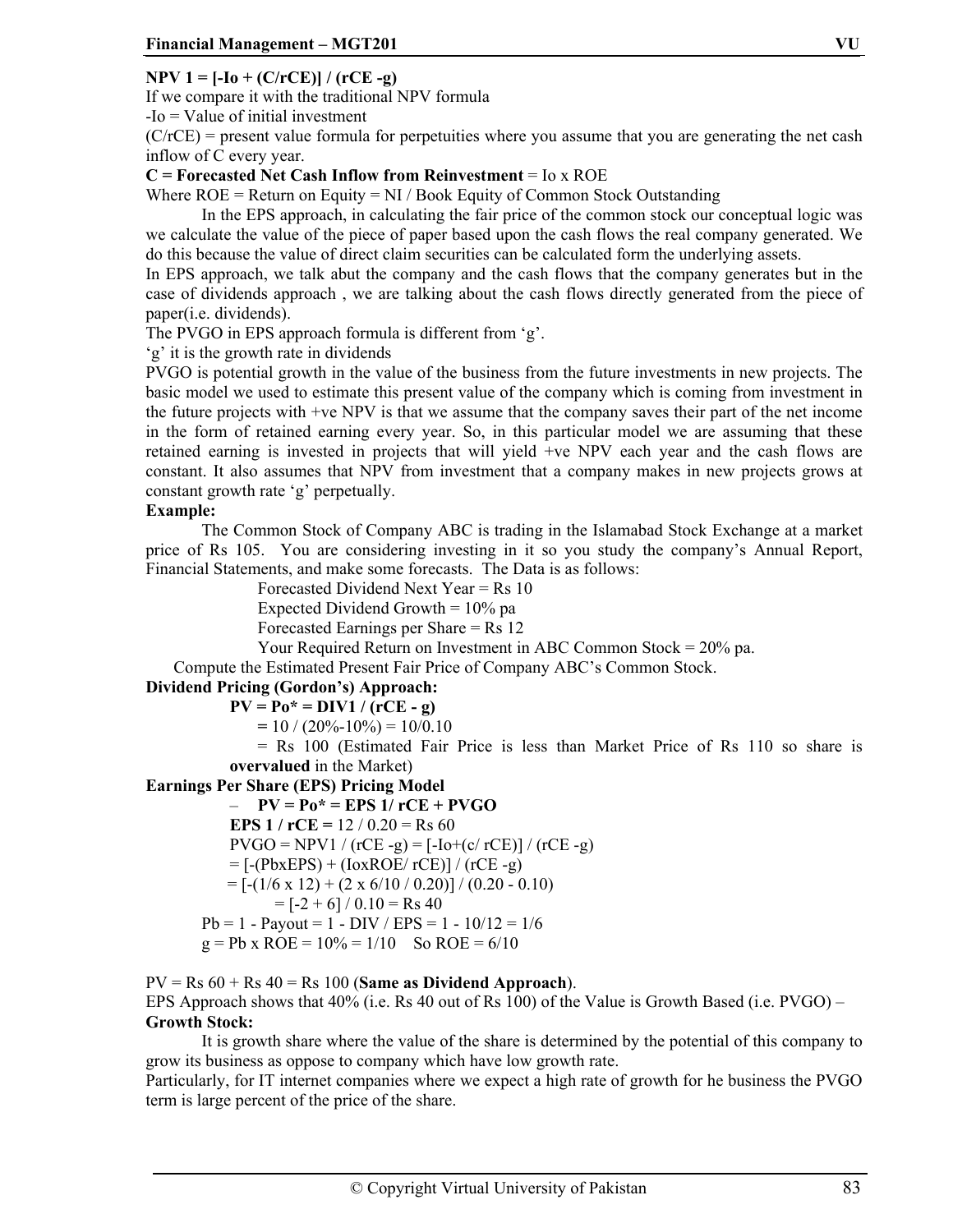**NPV 1 = [-Io + (C/rCE)] / (rCE -g)**

If we compare it with the traditional NPV formula

-Io = Value of initial investment

(C/rCE) = present value formula for perpetuities where you assume that you are generating the net cash inflow of C every year.

**C = Forecasted Net Cash Inflow from Reinvestment** = Io x ROE

Where ROE = Return on Equity = NI / Book Equity of Common Stock Outstanding

In the EPS approach, in calculating the fair price of the common stock our conceptual logic was we calculate the value of the piece of paper based upon the cash flows the real company generated. We do this because the value of direct claim securities can be calculated form the underlying assets.

In EPS approach, we talk abut the company and the cash flows that the company generates but in the case of dividends approach , we are talking about the cash flows directly generated from the piece of paper(i.e. dividends).

The PVGO in EPS approach formula is different from 'g'.

'g' it is the growth rate in dividends

PVGO is potential growth in the value of the business from the future investments in new projects. The basic model we used to estimate this present value of the company which is coming from investment in the future projects with +ve NPV is that we assume that the company saves their part of the net income in the form of retained earning every year. So, in this particular model we are assuming that these retained earning is invested in projects that will yield +ve NPV each year and the cash flows are constant. It also assumes that NPV from investment that a company makes in new projects grows at constant growth rate 'g' perpetually.

**Example:**

The Common Stock of Company ABC is trading in the Islamabad Stock Exchange at a market price of Rs 105. You are considering investing in it so you study the company's Annual Report, Financial Statements, and make some forecasts. The Data is as follows:

Forecasted Dividend Next Year = Rs 10
Expected Dividend Growth = 10% pa
Forecasted Earnings per Share = Rs 12
Your Required Return on Investment in ABC Common Stock = 20% pa.

Compute the Estimated Present Fair Price of Company ABC's Common Stock.

**Dividend Pricing (Gordon's) Approach:**

**PV = Po\* = DIV1 / (rCE - g)**

**=** 10 / (20%-10%) = 10/0.10

= Rs 100 (Estimated Fair Price is less than Market Price of Rs 110 so share is **overvalued** in the Market)

**Earnings Per Share (EPS) Pricing Model**

– **PV = Po\* = EPS 1/ rCE + PVGO**

**EPS 1 / rCE =** 12 / 0.20 = Rs 60

PVGO = NPV1 / (rCE -g) = [-Io+(c/ rCE)] / (rCE -g)

= [-(PbxEPS) + (IoxROE/ rCE)] / (rCE -g)

= [-(1/6 x 12) + (2 x 6/10 / 0.20)] / (0.20 - 0.10)

= [-2 + 6] / 0.10 = Rs 40

Pb = 1 - Payout = 1 - DIV / EPS = 1 - 10/12 = 1/6

g = Pb x ROE = 10% = 1/10 So ROE = 6/10

PV = Rs 60 + Rs 40 = Rs 100 (**Same as Dividend Approach**).

EPS Approach shows that 40% (i.e. Rs 40 out of Rs 100) of the Value is Growth Based (i.e. PVGO) – **Growth Stock:**

It is growth share where the value of the share is determined by the potential of this company to grow its business as oppose to company which have low growth rate.

Particularly, for IT internet companies where we expect a high rate of growth for he business the PVGO term is large percent of the price of the share.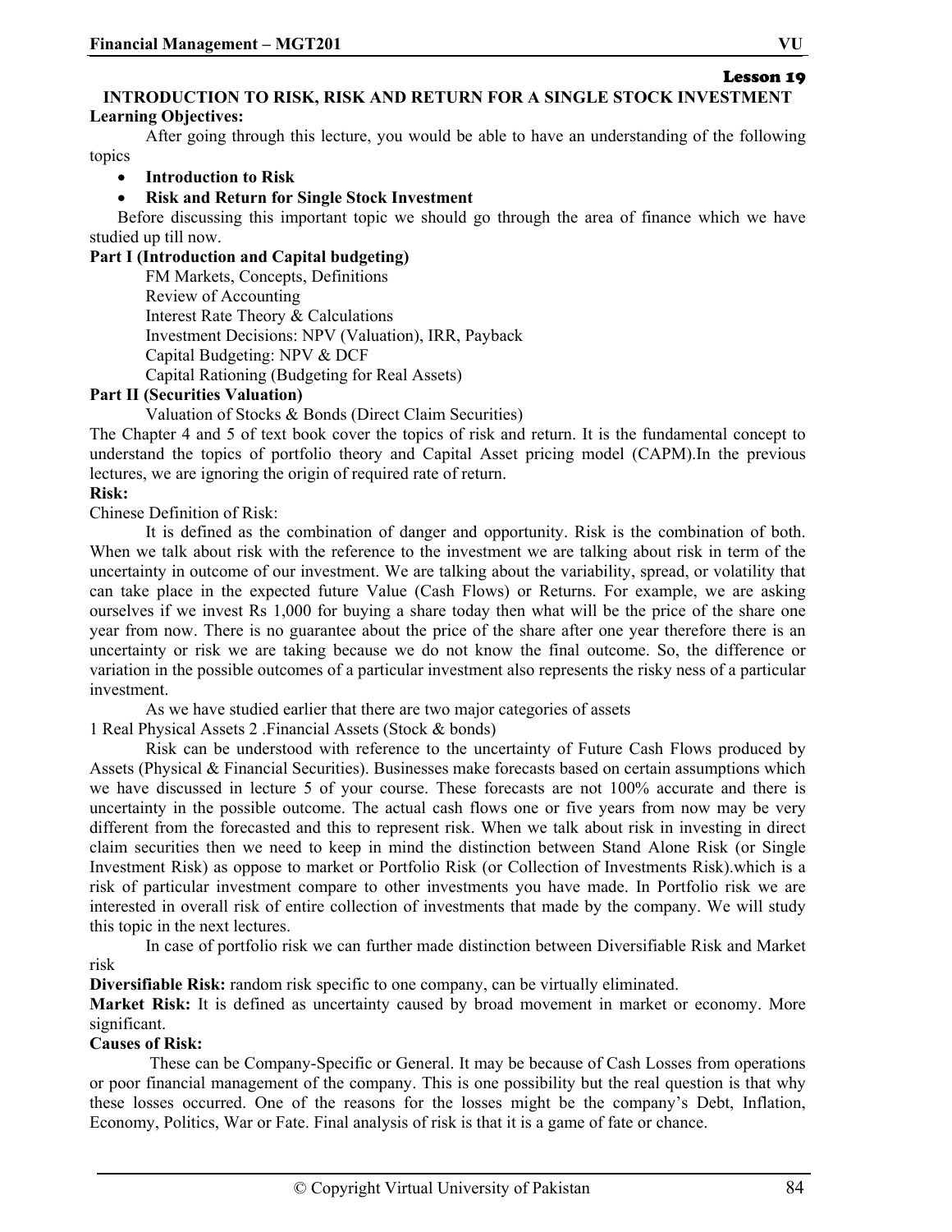**Lesson 19**

## INTRODUCTION TO RISK, RISK AND RETURN FOR A SINGLE STOCK INVESTMENT

**Learning Objectives:**

After going through this lecture, you would be able to have an understanding of the following topics

- **Introduction to Risk**
- **Risk and Return for Single Stock Investment**

Before discussing this important topic we should go through the area of finance which we have studied up till now.

**Part I (Introduction and Capital budgeting)**

FM Markets, Concepts, Definitions
Review of Accounting
Interest Rate Theory & Calculations
Investment Decisions: NPV (Valuation), IRR, Payback
Capital Budgeting: NPV & DCF
Capital Rationing (Budgeting for Real Assets)

**Part II (Securities Valuation)**

Valuation of Stocks & Bonds (Direct Claim Securities)

The Chapter 4 and 5 of text book cover the topics of risk and return. It is the fundamental concept to understand the topics of portfolio theory and Capital Asset pricing model (CAPM).In the previous lectures, we are ignoring the origin of required rate of return.

**Risk:**

Chinese Definition of Risk:

It is defined as the combination of danger and opportunity. Risk is the combination of both. When we talk about risk with the reference to the investment we are talking about risk in term of the uncertainty in outcome of our investment. We are talking about the variability, spread, or volatility that can take place in the expected future Value (Cash Flows) or Returns. For example, we are asking ourselves if we invest Rs 1,000 for buying a share today then what will be the price of the share one year from now. There is no guarantee about the price of the share after one year therefore there is an uncertainty or risk we are taking because we do not know the final outcome. So, the difference or variation in the possible outcomes of a particular investment also represents the risky ness of a particular investment.

As we have studied earlier that there are two major categories of assets

1 Real Physical Assets 2 .Financial Assets (Stock & bonds)

Risk can be understood with reference to the uncertainty of Future Cash Flows produced by Assets (Physical & Financial Securities). Businesses make forecasts based on certain assumptions which we have discussed in lecture 5 of your course. These forecasts are not 100% accurate and there is uncertainty in the possible outcome. The actual cash flows one or five years from now may be very different from the forecasted and this to represent risk. When we talk about risk in investing in direct claim securities then we need to keep in mind the distinction between Stand Alone Risk (or Single Investment Risk) as oppose to market or Portfolio Risk (or Collection of Investments Risk).which is a risk of particular investment compare to other investments you have made. In Portfolio risk we are interested in overall risk of entire collection of investments that made by the company. We will study this topic in the next lectures.

In case of portfolio risk we can further made distinction between Diversifiable Risk and Market risk

**Diversifiable Risk:** random risk specific to one company, can be virtually eliminated.

**Market Risk:** It is defined as uncertainty caused by broad movement in market or economy. More significant.

**Causes of Risk:**

These can be Company-Specific or General. It may be because of Cash Losses from operations or poor financial management of the company. This is one possibility but the real question is that why these losses occurred. One of the reasons for the losses might be the company's Debt, Inflation, Economy, Politics, War or Fate. Final analysis of risk is that it is a game of fate or chance.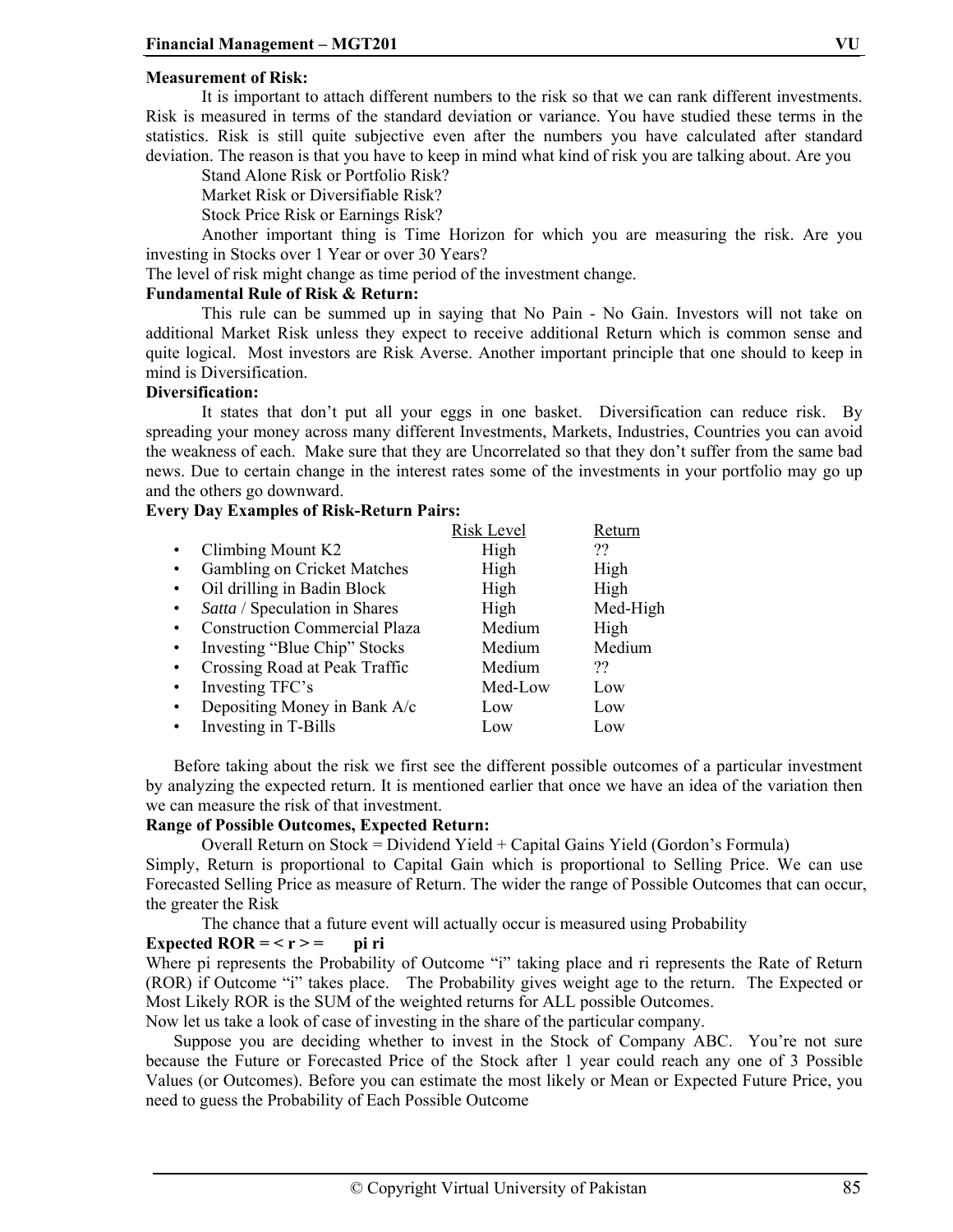**Measurement of Risk:**

It is important to attach different numbers to the risk so that we can rank different investments. Risk is measured in terms of the standard deviation or variance. You have studied these terms in the statistics. Risk is still quite subjective even after the numbers you have calculated after standard deviation. The reason is that you have to keep in mind what kind of risk you are talking about. Are you

Stand Alone Risk or Portfolio Risk?
Market Risk or Diversifiable Risk?
Stock Price Risk or Earnings Risk?

Another important thing is Time Horizon for which you are measuring the risk. Are you investing in Stocks over 1 Year or over 30 Years?

The level of risk might change as time period of the investment change.

**Fundamental Rule of Risk & Return:**

This rule can be summed up in saying that No Pain - No Gain. Investors will not take on additional Market Risk unless they expect to receive additional Return which is common sense and quite logical. Most investors are Risk Averse. Another important principle that one should to keep in mind is Diversification.

**Diversification:**

It states that don't put all your eggs in one basket. Diversification can reduce risk. By spreading your money across many different Investments, Markets, Industries, Countries you can avoid the weakness of each. Make sure that they are Uncorrelated so that they don't suffer from the same bad news. Due to certain change in the interest rates some of the investments in your portfolio may go up and the others go downward.

**Every Day Examples of Risk-Return Pairs:**

| | Risk Level | Return |
|---|---|---|
| • Climbing Mount K2 | High | ?? |
| • Gambling on Cricket Matches | High | High |
| • Oil drilling in Badin Block | High | High |
| • *Satta* / Speculation in Shares | High | Med-High |
| • Construction Commercial Plaza | Medium | High |
| • Investing "Blue Chip" Stocks | Medium | Medium |
| • Crossing Road at Peak Traffic | Medium | ?? |
| • Investing TFC's | Med-Low | Low |
| • Depositing Money in Bank A/c | Low | Low |
| • Investing in T-Bills | Low | Low |

Before taking about the risk we first see the different possible outcomes of a particular investment by analyzing the expected return. It is mentioned earlier that once we have an idea of the variation then we can measure the risk of that investment.

**Range of Possible Outcomes, Expected Return:**

Overall Return on Stock = Dividend Yield + Capital Gains Yield (Gordon's Formula)

Simply, Return is proportional to Capital Gain which is proportional to Selling Price. We can use Forecasted Selling Price as measure of Return. The wider the range of Possible Outcomes that can occur, the greater the Risk

The chance that a future event will actually occur is measured using Probability

**Expected ROR = < r > = pi ri**

Where pi represents the Probability of Outcome "i" taking place and ri represents the Rate of Return (ROR) if Outcome "i" takes place. The Probability gives weight age to the return. The Expected or Most Likely ROR is the SUM of the weighted returns for ALL possible Outcomes.

Now let us take a look of case of investing in the share of the particular company.

Suppose you are deciding whether to invest in the Stock of Company ABC. You're not sure because the Future or Forecasted Price of the Stock after 1 year could reach any one of 3 Possible Values (or Outcomes). Before you can estimate the most likely or Mean or Expected Future Price, you need to guess the Probability of Each Possible Outcome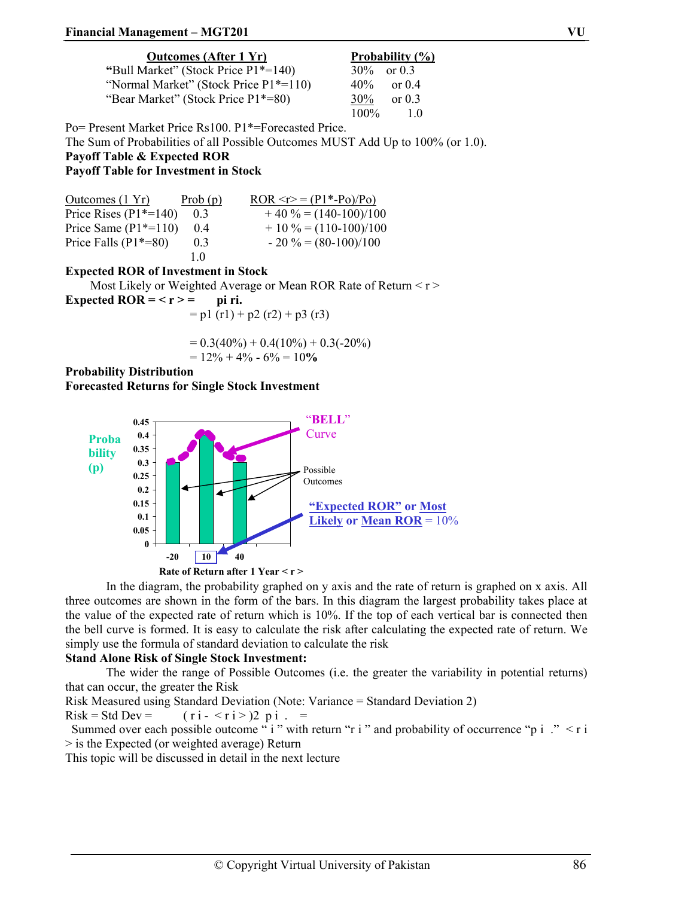| Outcomes (After 1 Yr) | Probability (%) |
|---|---|
| "Bull Market" (Stock Price P1*=140) | 30% or 0.3 |
| "Normal Market" (Stock Price P1*=110) | 40% or 0.4 |
| "Bear Market" (Stock Price P1*=80) | 30% or 0.3 |
| | 100% 1.0 |

Po= Present Market Price Rs100. P1*=Forecasted Price.

The Sum of Probabilities of all Possible Outcomes MUST Add Up to 100% (or 1.0).

**Payoff Table & Expected ROR**

**Payoff Table for Investment in Stock**

| Outcomes (1 Yr) | Prob (p) | ROR <r> = (P1*-Po)/Po) |
|---|---|---|
| Price Rises (P1*=140) | 0.3 | + 40 % = (140-100)/100 |
| Price Same (P1*=110) | 0.4 | + 10 % = (110-100)/100 |
| Price Falls (P1*=80) | 0.3 | - 20 % = (80-100)/100 |
| | 1.0 | |

**Expected ROR of Investment in Stock**

Most Likely or Weighted Average or Mean ROR Rate of Return < r >

**Expected ROR = < r > = pi ri.**

= p1 (r1) + p2 (r2) + p3 (r3)

= 0.3(40%) + 0.4(10%) + 0.3(-20%)

= 12% + 4% - 6% = 10**%**

**Probability Distribution**

**Forecasted Returns for Single Stock Investment**

In the diagram, the probability graphed on y axis and the rate of return is graphed on x axis. All three outcomes are shown in the form of the bars. In this diagram the largest probability takes place at the value of the expected rate of return which is 10%. If the top of each vertical bar is connected then the bell curve is formed. It is easy to calculate the risk after calculating the expected rate of return. We simply use the formula of standard deviation to calculate the risk

**Stand Alone Risk of Single Stock Investment:**

The wider the range of Possible Outcomes (i.e. the greater the variability in potential returns) that can occur, the greater the Risk

Risk Measured using Standard Deviation (Note: Variance = Standard Deviation 2)

Risk = Std Dev = ( r i - < r i > )2 p i . =

Summed over each possible outcome " i " with return "r i " and probability of occurrence "p i ." < r i > is the Expected (or weighted average) Return

This topic will be discussed in detail in the next lecture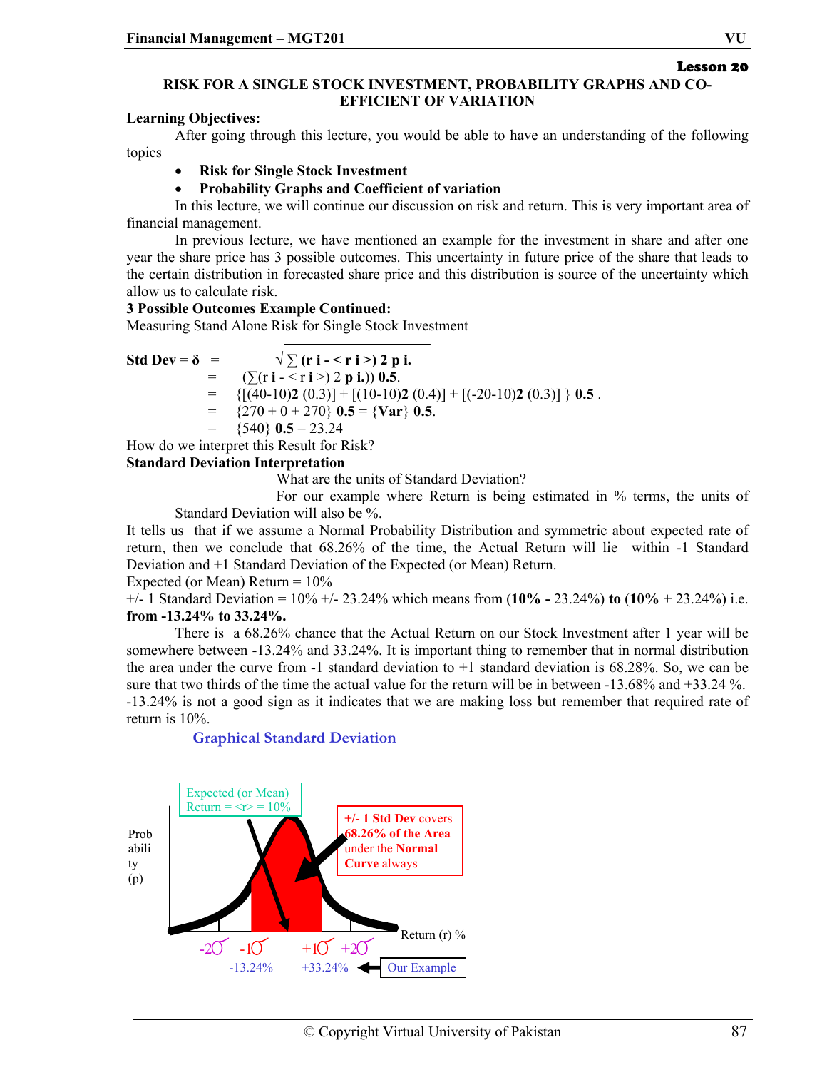**Lesson 20**

# RISK FOR A SINGLE STOCK INVESTMENT, PROBABILITY GRAPHS AND CO-EFFICIENT OF VARIATION

**Learning Objectives:**

After going through this lecture, you would be able to have an understanding of the following topics

- **Risk for Single Stock Investment**
- **Probability Graphs and Coefficient of variation**

In this lecture, we will continue our discussion on risk and return. This is very important area of financial management.

In previous lecture, we have mentioned an example for the investment in share and after one year the share price has 3 possible outcomes. This uncertainty in future price of the share that leads to the certain distribution in forecasted share price and this distribution is source of the uncertainty which allow us to calculate risk.

**3 Possible Outcomes Example Continued:**

Measuring Stand Alone Risk for Single Stock Investment

**Std Dev = δ** = $\sqrt{\sum (r_i - \langle r_i \rangle)^2 p_i}$

= $(\sum (r_i - \langle r_i \rangle)^2 p_i)^{0.5}$

= $\{[(40-10)^2 (0.3)] + [(10-10)^2 (0.4)] + [(-20-10)^2 (0.3)]\}^{0.5}$

= $\{270 + 0 + 270\}^{0.5} = \{Var\}^{0.5}$

= $\{540\}^{0.5} = 23.24$

How do we interpret this Result for Risk?

**Standard Deviation Interpretation**

What are the units of Standard Deviation?

For our example where Return is being estimated in % terms, the units of Standard Deviation will also be %.

It tells us that if we assume a Normal Probability Distribution and symmetric about expected rate of return, then we conclude that 68.26% of the time, the Actual Return will lie within -1 Standard Deviation and +1 Standard Deviation of the Expected (or Mean) Return.

Expected (or Mean) Return = 10%

+/- 1 Standard Deviation = 10% +/- 23.24% which means from (**10% -** 23.24%) **to** (**10%** + 23.24%) i.e. **from -13.24% to 33.24%.**

There is a 68.26% chance that the Actual Return on our Stock Investment after 1 year will be somewhere between -13.24% and 33.24%. It is important thing to remember that in normal distribution the area under the curve from -1 standard deviation to +1 standard deviation is 68.28%. So, we can be sure that two thirds of the time the actual value for the return will be in between -13.68% and +33.24 %. -13.24% is not a good sign as it indicates that we are making loss but remember that required rate of return is 10%.

**Graphical Standard Deviation**

Expected (or Mean) Return = <r> = 10%

+/- 1 Std Dev covers 68.26% of the Area under the Normal Curve always

Probability (p)

Return (r) %

-2σ -1σ +1σ +2σ

-13.24% +33.24% ← Our Example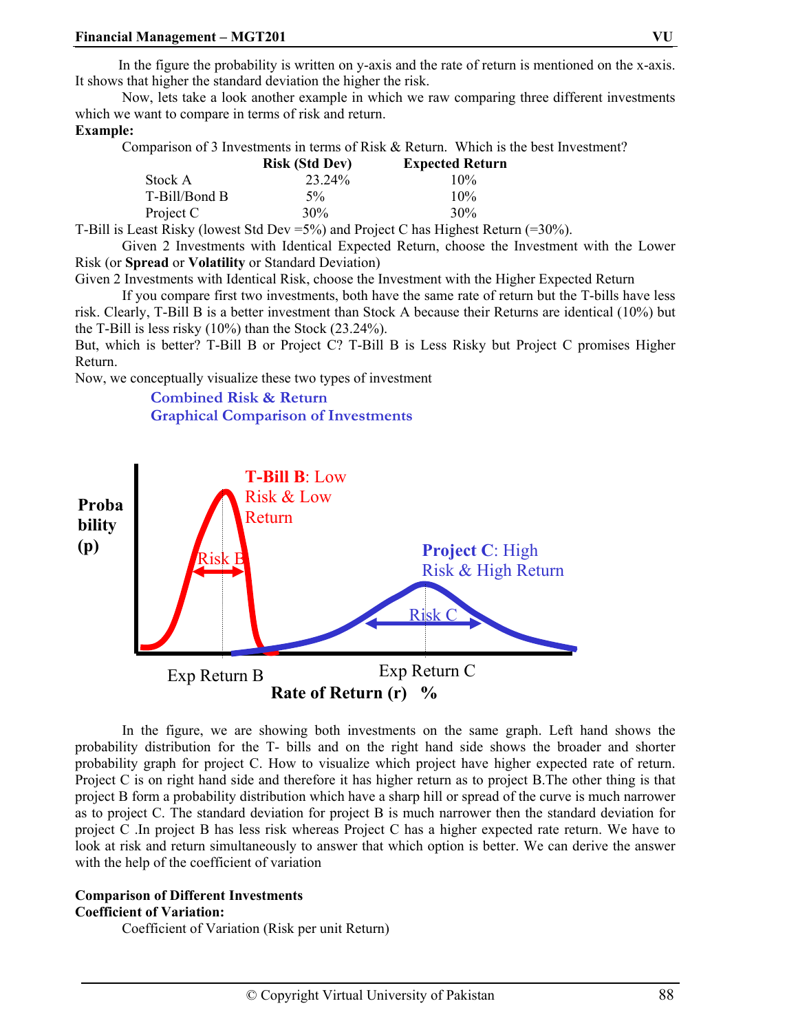In the figure the probability is written on y-axis and the rate of return is mentioned on the x-axis. It shows that higher the standard deviation the higher the risk.

Now, lets take a look another example in which we raw comparing three different investments which we want to compare in terms of risk and return.

**Example:**

Comparison of 3 Investments in terms of Risk & Return. Which is the best Investment?

| | Risk (Std Dev) | Expected Return |
|---|---|---|
| Stock A | 23.24% | 10% |
| T-Bill/Bond B | 5% | 10% |
| Project C | 30% | 30% |

T-Bill is Least Risky (lowest Std Dev =5%) and Project C has Highest Return (=30%).

Given 2 Investments with Identical Expected Return, choose the Investment with the Lower Risk (or **Spread** or **Volatility** or Standard Deviation)

Given 2 Investments with Identical Risk, choose the Investment with the Higher Expected Return

If you compare first two investments, both have the same rate of return but the T-bills have less risk. Clearly, T-Bill B is a better investment than Stock A because their Returns are identical (10%) but the T-Bill is less risky (10%) than the Stock (23.24%).

But, which is better? T-Bill B or Project C? T-Bill B is Less Risky but Project C promises Higher Return.

Now, we conceptually visualize these two types of investment

**Combined Risk & Return**
**Graphical Comparison of Investments**

**T-Bill B**: Low Risk & Low Return

**Project C**: High Risk & High Return

Probability (p)

Risk B

Risk C

Exp Return B

Exp Return C

**Rate of Return (r) %**

In the figure, we are showing both investments on the same graph. Left hand shows the probability distribution for the T- bills and on the right hand side shows the broader and shorter probability graph for project C. How to visualize which project have higher expected rate of return. Project C is on right hand side and therefore it has higher return as to project B.The other thing is that project B form a probability distribution which have a sharp hill or spread of the curve is much narrower as to project C. The standard deviation for project B is much narrower then the standard deviation for project C .In project B has less risk whereas Project C has a higher expected rate return. We have to look at risk and return simultaneously to answer that which option is better. We can derive the answer with the help of the coefficient of variation

**Comparison of Different Investments**

**Coefficient of Variation:**

Coefficient of Variation (Risk per unit Return)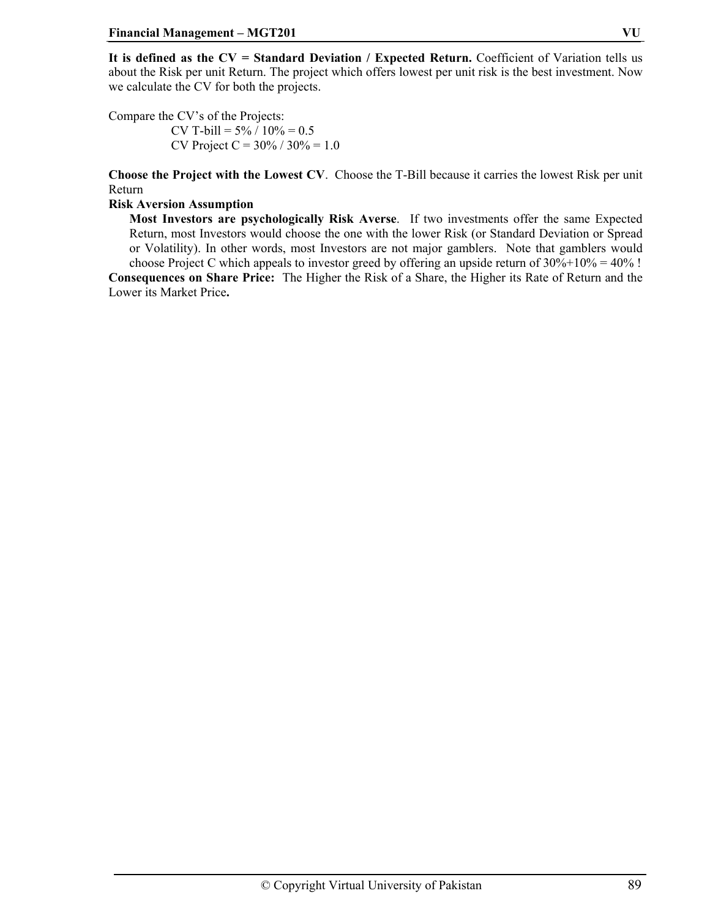**It is defined as the CV = Standard Deviation / Expected Return.** Coefficient of Variation tells us about the Risk per unit Return. The project which offers lowest per unit risk is the best investment. Now we calculate the CV for both the projects.

Compare the CV's of the Projects:

CV T-bill = 5% / 10% = 0.5
CV Project C = 30% / 30% = 1.0

**Choose the Project with the Lowest CV**. Choose the T-Bill because it carries the lowest Risk per unit Return

**Risk Aversion Assumption**

**Most Investors are psychologically Risk Averse**. If two investments offer the same Expected Return, most Investors would choose the one with the lower Risk (or Standard Deviation or Spread or Volatility). In other words, most Investors are not major gamblers. Note that gamblers would choose Project C which appeals to investor greed by offering an upside return of 30%+10% = 40% !

**Consequences on Share Price:** The Higher the Risk of a Share, the Higher its Rate of Return and the Lower its Market Price**.**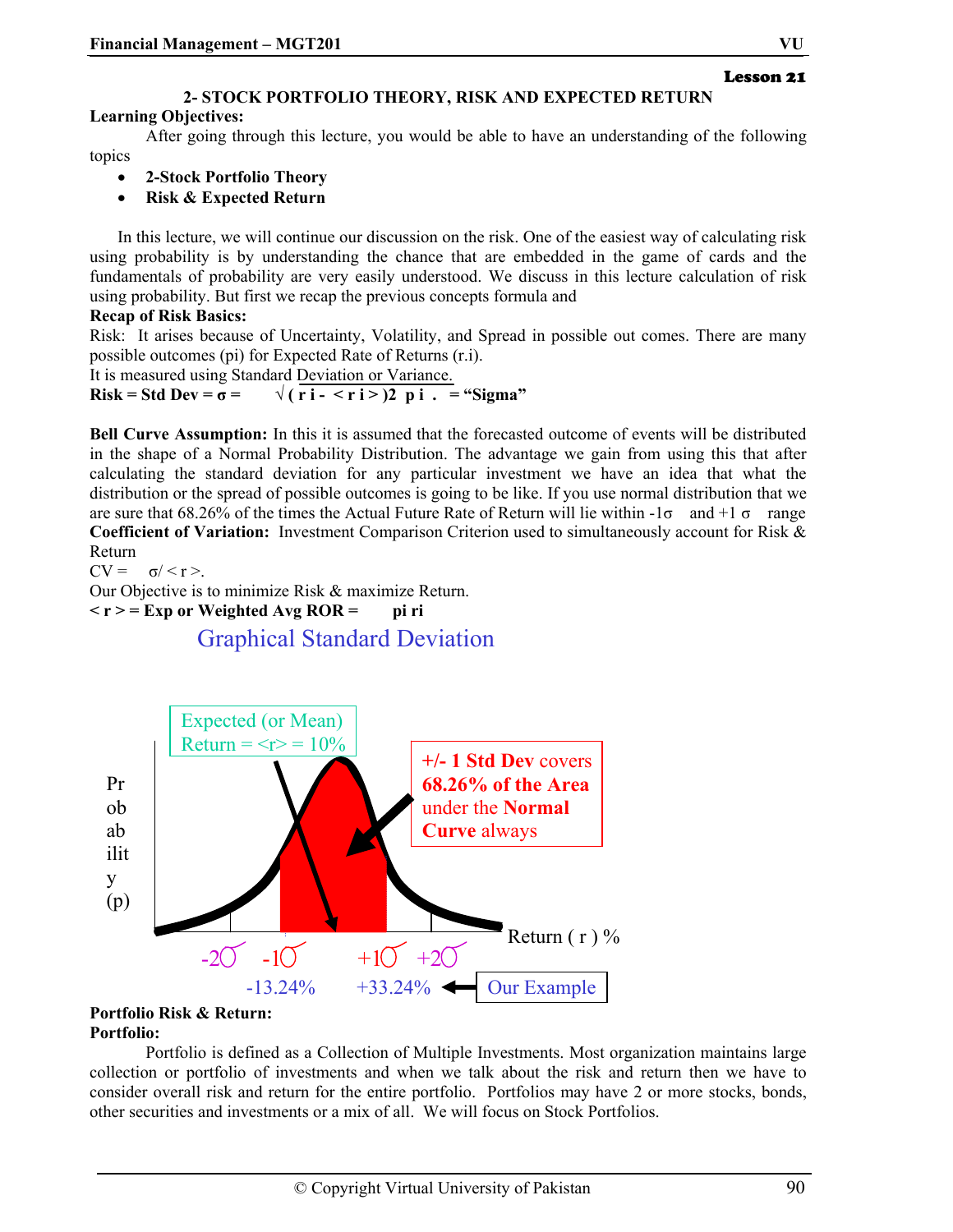**Lesson 21**

## 2- STOCK PORTFOLIO THEORY, RISK AND EXPECTED RETURN

**Learning Objectives:**

After going through this lecture, you would be able to have an understanding of the following topics

- **2-Stock Portfolio Theory**
- **Risk & Expected Return**

In this lecture, we will continue our discussion on the risk. One of the easiest way of calculating risk using probability is by understanding the chance that are embedded in the game of cards and the fundamentals of probability are very easily understood. We discuss in this lecture calculation of risk using probability. But first we recap the previous concepts formula and

**Recap of Risk Basics:**

Risk: It arises because of Uncertainty, Volatility, and Spread in possible out comes. There are many possible outcomes (pi) for Expected Rate of Returns (r.i).

It is measured using Standard Deviation or Variance.

**Risk = Std Dev = σ = $\sqrt{(r_i - \langle r_i \rangle)^2 \; p_i}$ . = "Sigma"**

**Bell Curve Assumption:** In this it is assumed that the forecasted outcome of events will be distributed in the shape of a Normal Probability Distribution. The advantage we gain from using this that after calculating the standard deviation for any particular investment we have an idea that what the distribution or the spread of possible outcomes is going to be like. If you use normal distribution that we are sure that 68.26% of the times the Actual Future Rate of Return will lie within -1σ and +1 σ range

**Coefficient of Variation:** Investment Comparison Criterion used to simultaneously account for Risk & Return

CV = $\sigma / \langle r \rangle$.

Our Objective is to minimize Risk & maximize Return.

**< r > = Exp or Weighted Avg ROR = pi ri**

### Graphical Standard Deviation

Expected (or Mean) Return = <r> = 10%

+/- 1 Std Dev covers 68.26% of the Area under the Normal Curve always

Probability (p)

Return ( r ) %

-2σ -1σ +1σ +2σ

-13.24% +33.24% ← Our Example

**Portfolio Risk & Return:**

**Portfolio:**

Portfolio is defined as a Collection of Multiple Investments. Most organization maintains large collection or portfolio of investments and when we talk about the risk and return then we have to consider overall risk and return for the entire portfolio. Portfolios may have 2 or more stocks, bonds, other securities and investments or a mix of all. We will focus on Stock Portfolios.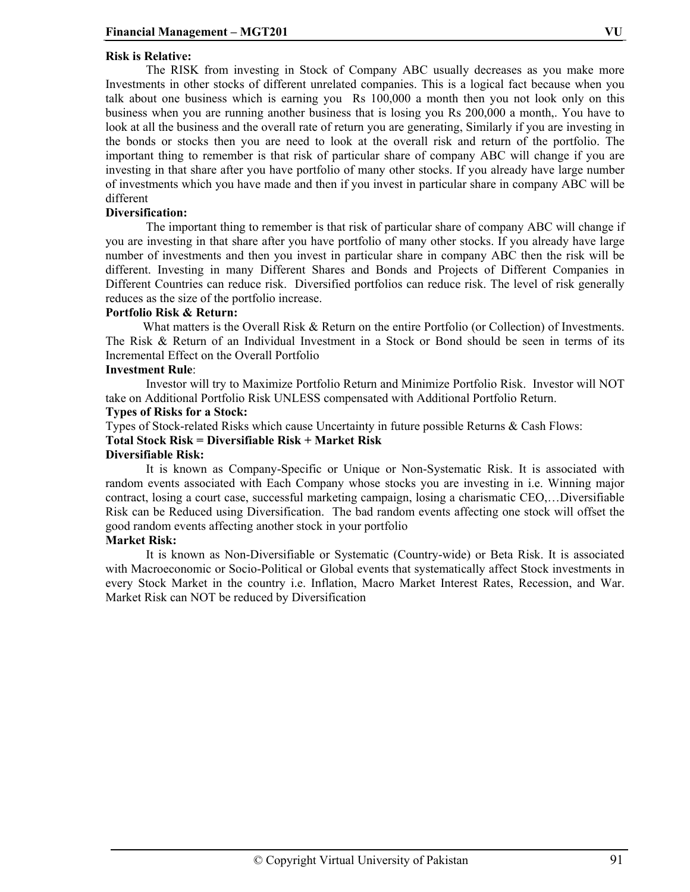**Risk is Relative:**

The RISK from investing in Stock of Company ABC usually decreases as you make more Investments in other stocks of different unrelated companies. This is a logical fact because when you talk about one business which is earning you Rs 100,000 a month then you not look only on this business when you are running another business that is losing you Rs 200,000 a month,. You have to look at all the business and the overall rate of return you are generating, Similarly if you are investing in the bonds or stocks then you are need to look at the overall risk and return of the portfolio. The important thing to remember is that risk of particular share of company ABC will change if you are investing in that share after you have portfolio of many other stocks. If you already have large number of investments which you have made and then if you invest in particular share in company ABC will be different

**Diversification:**

The important thing to remember is that risk of particular share of company ABC will change if you are investing in that share after you have portfolio of many other stocks. If you already have large number of investments and then you invest in particular share in company ABC then the risk will be different. Investing in many Different Shares and Bonds and Projects of Different Companies in Different Countries can reduce risk. Diversified portfolios can reduce risk. The level of risk generally reduces as the size of the portfolio increase.

**Portfolio Risk & Return:**

What matters is the Overall Risk & Return on the entire Portfolio (or Collection) of Investments. The Risk & Return of an Individual Investment in a Stock or Bond should be seen in terms of its Incremental Effect on the Overall Portfolio

**Investment Rule**:

Investor will try to Maximize Portfolio Return and Minimize Portfolio Risk. Investor will NOT take on Additional Portfolio Risk UNLESS compensated with Additional Portfolio Return.

**Types of Risks for a Stock:**

Types of Stock-related Risks which cause Uncertainty in future possible Returns & Cash Flows:

**Total Stock Risk = Diversifiable Risk + Market Risk**

**Diversifiable Risk:**

It is known as Company-Specific or Unique or Non-Systematic Risk. It is associated with random events associated with Each Company whose stocks you are investing in i.e. Winning major contract, losing a court case, successful marketing campaign, losing a charismatic CEO,…Diversifiable Risk can be Reduced using Diversification. The bad random events affecting one stock will offset the good random events affecting another stock in your portfolio

**Market Risk:**

It is known as Non-Diversifiable or Systematic (Country-wide) or Beta Risk. It is associated with Macroeconomic or Socio-Political or Global events that systematically affect Stock investments in every Stock Market in the country i.e. Inflation, Macro Market Interest Rates, Recession, and War. Market Risk can NOT be reduced by Diversification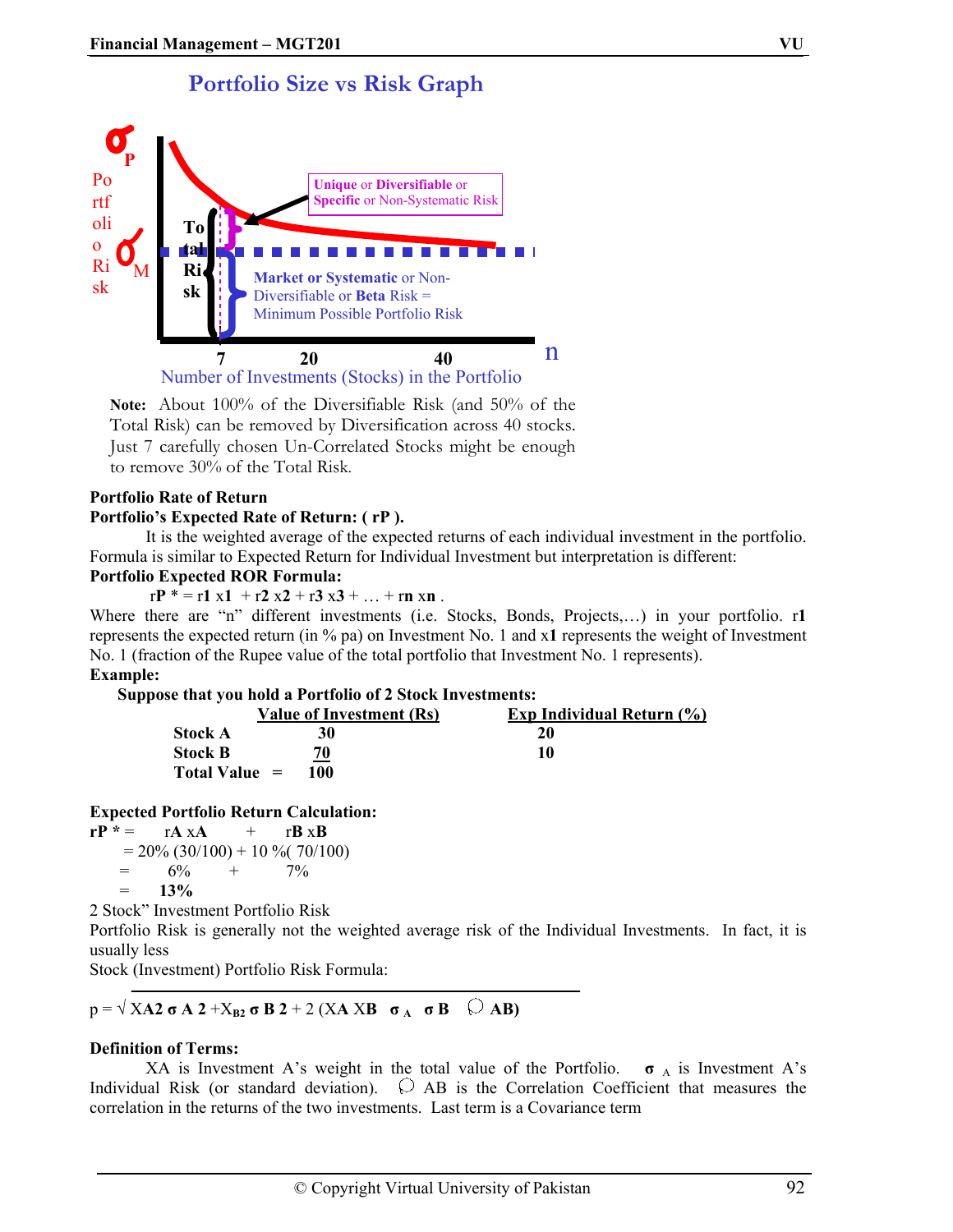## Portfolio Size vs Risk Graph

$\sigma_P$ Portfolio Risk

$\sigma_M$

Total Risk

Unique or Diversifiable or Specific or Non-Systematic Risk

Market or Systematic or Non-Diversifiable or Beta Risk = Minimum Possible Portfolio Risk

7 20 40 n

Number of Investments (Stocks) in the Portfolio

**Note:** About 100% of the Diversifiable Risk (and 50% of the Total Risk) can be removed by Diversification across 40 stocks. Just 7 carefully chosen Un-Correlated Stocks might be enough to remove 30% of the Total Risk.

**Portfolio Rate of Return**

**Portfolio's Expected Rate of Return: ( rP ).**

It is the weighted average of the expected returns of each individual investment in the portfolio. Formula is similar to Expected Return for Individual Investment but interpretation is different:

**Portfolio Expected ROR Formula:**

$$r_P^* = r_1 x_1 + r_2 x_2 + r_3 x_3 + \ldots + r_n x_n .$$

Where there are "n" different investments (i.e. Stocks, Bonds, Projects,…) in your portfolio. $r_1$ represents the expected return (in % pa) on Investment No. 1 and $x_1$ represents the weight of Investment No. 1 (fraction of the Rupee value of the total portfolio that Investment No. 1 represents).

**Example:**

**Suppose that you hold a Portfolio of 2 Stock Investments:**

| | Value of Investment (Rs) | Exp Individual Return (%) |
|---|---|---|
| **Stock A** | **30** | **20** |
| **Stock B** | **70** | **10** |
| **Total Value =** | **100** | |

**Expected Portfolio Return Calculation:**

$$r_P^* = r_A x_A + r_B x_B$$

$$= 20\% (30/100) + 10\% (70/100)$$

$$= 6\% + 7\%$$

$$= \mathbf{13\%}$$

2 Stock" Investment Portfolio Risk

Portfolio Risk is generally not the weighted average risk of the Individual Investments. In fact, it is usually less

Stock (Investment) Portfolio Risk Formula:

$$\sigma_p = \sqrt{X_A^2 \sigma_A^2 + X_B^2 \sigma_B^2 + 2 (X_A X_B \sigma_A \sigma_B \rho_{AB})}$$

**Definition of Terms:**

$X_A$ is Investment A's weight in the total value of the Portfolio. $\sigma_A$ is Investment A's Individual Risk (or standard deviation). $\rho_{AB}$ is the Correlation Coefficient that measures the correlation in the returns of the two investments. Last term is a Covariance term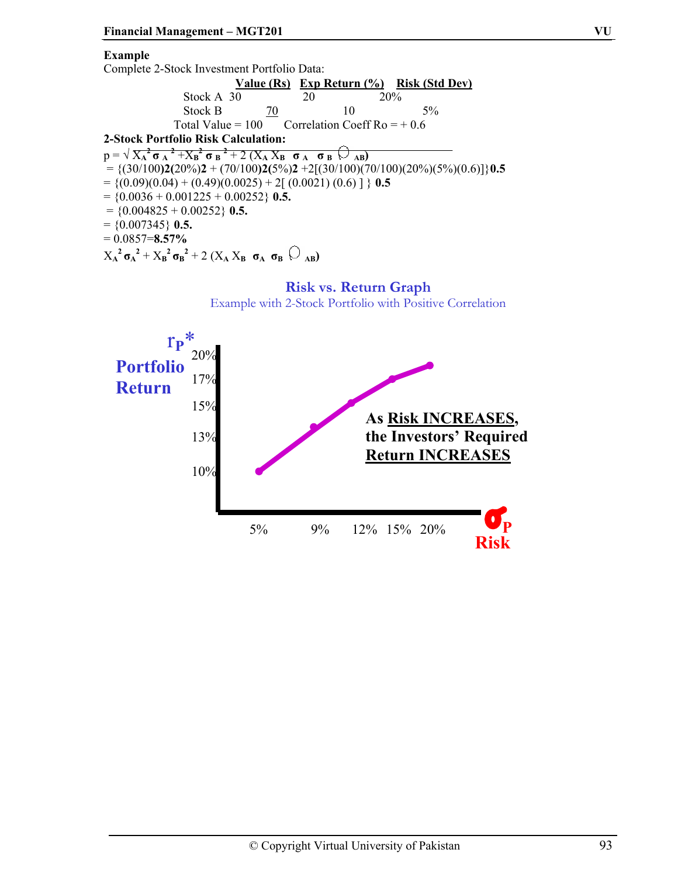**Example**

Complete 2-Stock Investment Portfolio Data:

| | Value (Rs) | Exp Return (%) | Risk (Std Dev) |
|---|---|---|---|
| Stock A | 30 | 20 | 20% |
| Stock B | 70 | 10 | 5% |
| Total Value = 100 | | Correlation Coeff Ro = + 0.6 | |

**2-Stock Portfolio Risk Calculation:**

$p = \sqrt{X_A^2 \sigma_A^2 + X_B^2 \sigma_B^2 + 2 (X_A X_B \sigma_A \sigma_B \rho_{AB})}$

$= \{(30/100)2(20\%)2 + (70/100)2(5\%)2 + 2[(30/100)(70/100)(20\%)(5\%)(0.6)]\}0.5$

$= \{(0.09)(0.04) + (0.49)(0.0025) + 2[(0.0021)(0.6)]\}$ **0.5**

$= \{0.0036 + 0.001225 + 0.00252\}$ **0.5.**

$= \{0.004825 + 0.00252\}$ **0.5.**

$= \{0.007345\}$ **0.5.**

$= 0.0857 =$ **8.57%**

$X_A^2 \sigma_A^2 + X_B^2 \sigma_B^2 + 2 (X_A X_B \sigma_A \sigma_B \rho_{AB})$

**Risk vs. Return Graph**

Example with 2-Stock Portfolio with Positive Correlation

$r_P$* Portfolio Return: 20%, 17%, 15%, 13%, 10%

$\sigma_P$ Risk: 5%, 9%, 12%, 15%, 20%

**As Risk INCREASES, the Investors' Required Return INCREASES**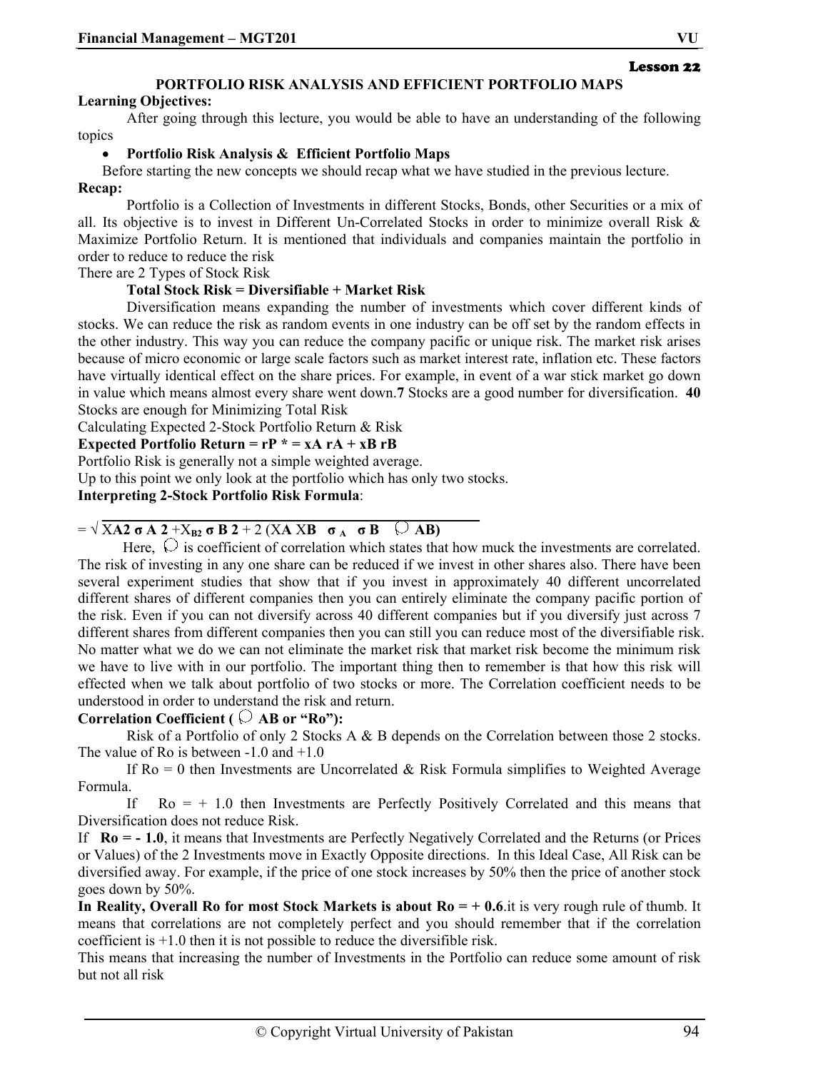**Lesson 22**

## PORTFOLIO RISK ANALYSIS AND EFFICIENT PORTFOLIO MAPS

**Learning Objectives:**

After going through this lecture, you would be able to have an understanding of the following topics

- **Portfolio Risk Analysis & Efficient Portfolio Maps**

Before starting the new concepts we should recap what we have studied in the previous lecture.

**Recap:**

Portfolio is a Collection of Investments in different Stocks, Bonds, other Securities or a mix of all. Its objective is to invest in Different Un-Correlated Stocks in order to minimize overall Risk & Maximize Portfolio Return. It is mentioned that individuals and companies maintain the portfolio in order to reduce to reduce the risk

There are 2 Types of Stock Risk

**Total Stock Risk = Diversifiable + Market Risk**

Diversification means expanding the number of investments which cover different kinds of stocks. We can reduce the risk as random events in one industry can be off set by the random effects in the other industry. This way you can reduce the company pacific or unique risk. The market risk arises because of micro economic or large scale factors such as market interest rate, inflation etc. These factors have virtually identical effect on the share prices. For example, in event of a war stick market go down in value which means almost every share went down.**7** Stocks are a good number for diversification. **40** Stocks are enough for Minimizing Total Risk

Calculating Expected 2-Stock Portfolio Return & Risk

**Expected Portfolio Return =** $r_P^* = x_A r_A + x_B r_B$

Portfolio Risk is generally not a simple weighted average.

Up to this point we only look at the portfolio which has only two stocks.

**Interpreting 2-Stock Portfolio Risk Formula**:

$$= \sqrt{X_A^2 \sigma_A^2 + X_B^2 \sigma_B^2 + 2 (X_A X_B \sigma_A \sigma_B \rho_{AB})}$$

Here, $\rho$ is coefficient of correlation which states that how muck the investments are correlated. The risk of investing in any one share can be reduced if we invest in other shares also. There have been several experiment studies that show that if you invest in approximately 40 different uncorrelated different shares of different companies then you can entirely eliminate the company pacific portion of the risk. Even if you can not diversify across 40 different companies but if you diversify just across 7 different shares from different companies then you can still you can reduce most of the diversifiable risk. No matter what we do we can not eliminate the market risk that market risk become the minimum risk we have to live with in our portfolio. The important thing then to remember is that how this risk will effected when we talk about portfolio of two stocks or more. The Correlation coefficient needs to be understood in order to understand the risk and return.

**Correlation Coefficient ( $\rho_{AB}$ or "Ro"):**

Risk of a Portfolio of only 2 Stocks A & B depends on the Correlation between those 2 stocks. The value of Ro is between -1.0 and +1.0

If Ro = 0 then Investments are Uncorrelated & Risk Formula simplifies to Weighted Average Formula.

If Ro = + 1.0 then Investments are Perfectly Positively Correlated and this means that Diversification does not reduce Risk.

If **Ro = - 1.0**, it means that Investments are Perfectly Negatively Correlated and the Returns (or Prices or Values) of the 2 Investments move in Exactly Opposite directions. In this Ideal Case, All Risk can be diversified away. For example, if the price of one stock increases by 50% then the price of another stock goes down by 50%.

**In Reality, Overall Ro for most Stock Markets is about Ro = + 0.6**.it is very rough rule of thumb. It means that correlations are not completely perfect and you should remember that if the correlation coefficient is +1.0 then it is not possible to reduce the diversifible risk.

This means that increasing the number of Investments in the Portfolio can reduce some amount of risk but not all risk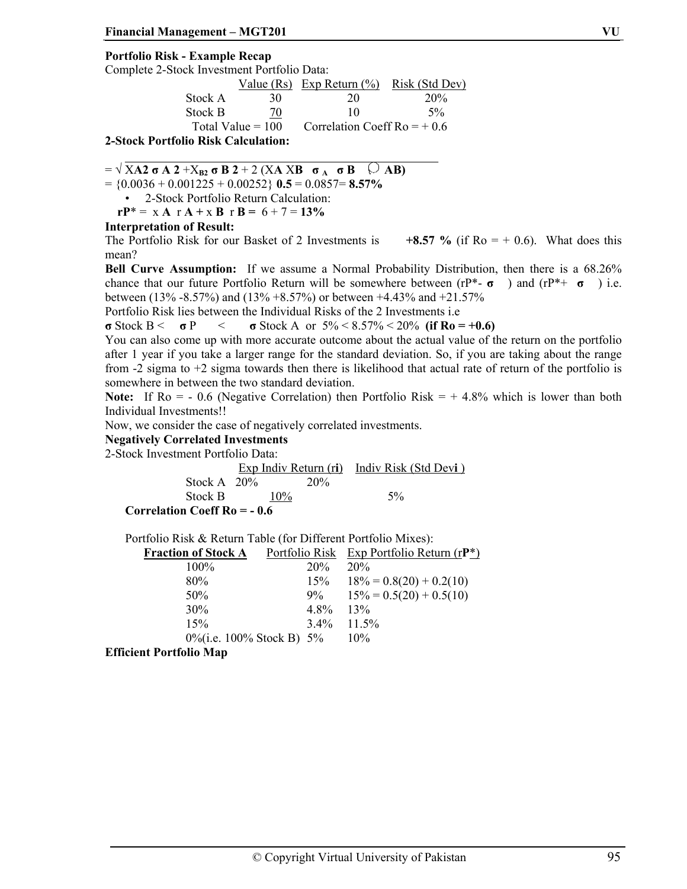**Portfolio Risk - Example Recap**

Complete 2-Stock Investment Portfolio Data:

| | Value (Rs) | Exp Return (%) | Risk (Std Dev) |
|---|---|---|---|
| Stock A | 30 | 20 | 20% |
| Stock B | 70 | 10 | 5% |
| Total Value = 100 | | Correlation Coeff Ro = + 0.6 | |

**2-Stock Portfolio Risk Calculation:**

$= \sqrt{X_A^2 \sigma_A^2 + X_B^2 \sigma_B^2 + 2 (X_A X_B \sigma_A \sigma_B \rho_{AB})}$

$= \{0.0036 + 0.001225 + 0.00252\}^{0.5} = 0.0857 =$ **8.57%**

- 2-Stock Portfolio Return Calculation:

**$r_P^* = x_A r_A + x_B r_B = 6 + 7 =$ 13%**

**Interpretation of Result:**

The Portfolio Risk for our Basket of 2 Investments is **+8.57 %** (if Ro = + 0.6). What does this mean?

**Bell Curve Assumption:** If we assume a Normal Probability Distribution, then there is a 68.26% chance that our future Portfolio Return will be somewhere between ($r_P^*$- **σ** ) and ($r_P^*$+ **σ** ) i.e. between (13% -8.57%) and (13% +8.57%) or between +4.43% and +21.57%

Portfolio Risk lies between the Individual Risks of the 2 Investments i.e

**σ** Stock B < **σ** P < **σ** Stock A or 5% < 8.57% < 20% **(if Ro = +0.6)**

You can also come up with more accurate outcome about the actual value of the return on the portfolio after 1 year if you take a larger range for the standard deviation. So, if you are taking about the range from -2 sigma to +2 sigma towards then there is likelihood that actual rate of return of the portfolio is somewhere in between the two standard deviation.

**Note:** If Ro = - 0.6 (Negative Correlation) then Portfolio Risk = + 4.8% which is lower than both Individual Investments!!

Now, we consider the case of negatively correlated investments.

**Negatively Correlated Investments**

2-Stock Investment Portfolio Data:

| | Exp Indiv Return ($r_i$) | Indiv Risk (Std Dev$_i$) |
|---|---|---|
| Stock A | 20% | 20% |
| Stock B | 10% | 5% |

**Correlation Coeff Ro = - 0.6**

Portfolio Risk & Return Table (for Different Portfolio Mixes):

| Fraction of Stock A | Portfolio Risk | Exp Portfolio Return ($r_P^*$) |
|---|---|---|
| 100% | 20% | 20% |
| 80% | 15% | 18% = 0.8(20) + 0.2(10) |
| 50% | 9% | 15% = 0.5(20) + 0.5(10) |
| 30% | 4.8% | 13% |
| 15% | 3.4% | 11.5% |
| 0%(i.e. 100% Stock B) | 5% | 10% |

**Efficient Portfolio Map**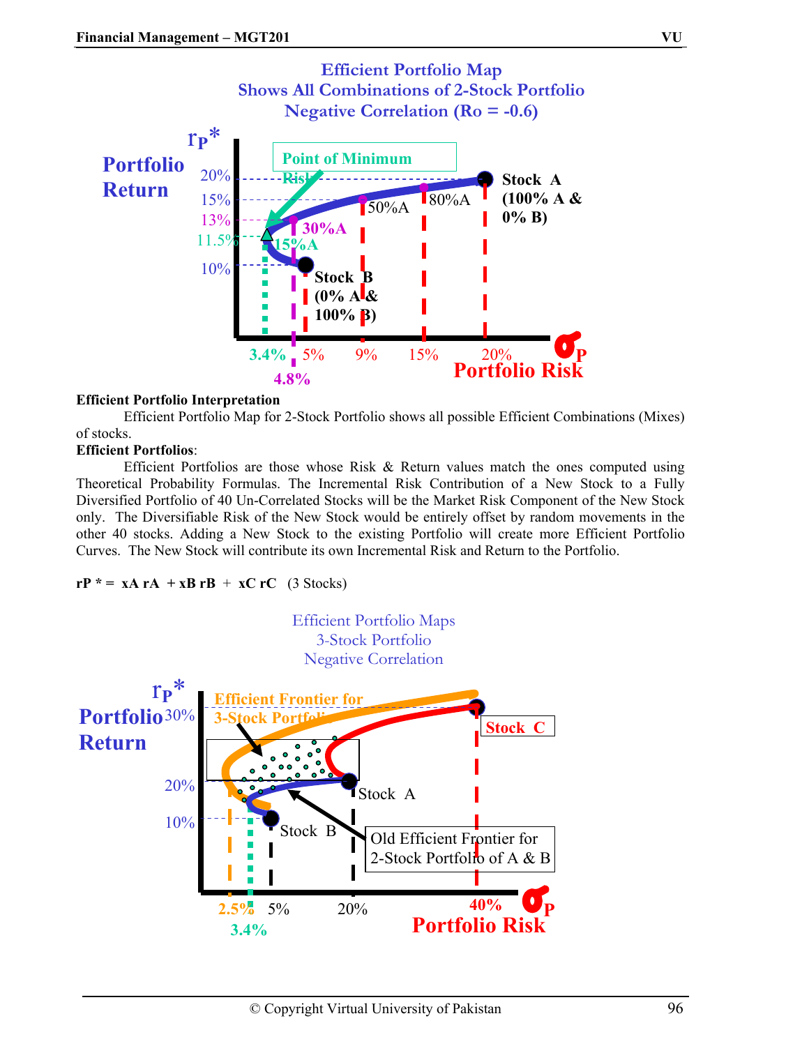Efficient Portfolio Map
Shows All Combinations of 2-Stock Portfolio
Negative Correlation (Ro = -0.6)

$r_P$*

Portfolio Return

20%
15%
13%
11.5%
10%

Point of Minimum Risk

Stock A (100% A & 0% B)

50%A

80%A

30%A

15%A

Stock B (0% A & 100% B)

3.4% 5% 9% 15% 20%

4.8%

$\sigma_P$ Portfolio Risk

**Efficient Portfolio Interpretation**

Efficient Portfolio Map for 2-Stock Portfolio shows all possible Efficient Combinations (Mixes) of stocks.

**Efficient Portfolios**:

Efficient Portfolios are those whose Risk & Return values match the ones computed using Theoretical Probability Formulas. The Incremental Risk Contribution of a New Stock to a Fully Diversified Portfolio of 40 Un-Correlated Stocks will be the Market Risk Component of the New Stock only. The Diversifiable Risk of the New Stock would be entirely offset by random movements in the other 40 stocks. Adding a New Stock to the existing Portfolio will create more Efficient Portfolio Curves. The New Stock will contribute its own Incremental Risk and Return to the Portfolio.

**rP * = xA rA + xB rB + xC rC** (3 Stocks)

Efficient Portfolio Maps
3-Stock Portfolio
Negative Correlation

$r_P$*

Portfolio Return

30%
20%
10%

Efficient Frontier for 3-Stock Portfolio

Stock C

Stock A

Stock B

Old Efficient Frontier for 2-Stock Portfolio of A & B

2.5% 5% 20% 40%

3.4%

$\sigma_P$ Portfolio Risk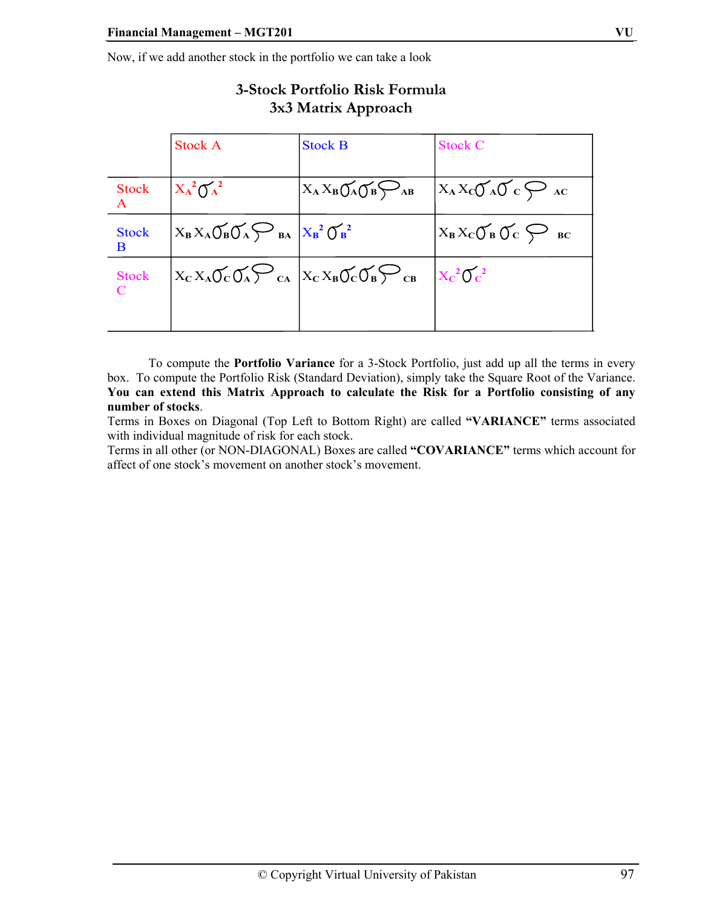Now, if we add another stock in the portfolio we can take a look

## 3-Stock Portfolio Risk Formula
## 3x3 Matrix Approach

| | Stock A | Stock B | Stock C |
|---|---|---|---|
| Stock A | $X_A^2 \sigma_A^2$ | $X_A X_B \sigma_A \sigma_B \rho_{AB}$ | $X_A X_C \sigma_A \sigma_C \rho_{AC}$ |
| Stock B | $X_B X_A \sigma_B \sigma_A \rho_{BA}$ | $X_B^2 \sigma_B^2$ | $X_B X_C \sigma_B \sigma_C \rho_{BC}$ |
| Stock C | $X_C X_A \sigma_C \sigma_A \rho_{CA}$ | $X_C X_B \sigma_C \sigma_B \rho_{CB}$ | $X_C^2 \sigma_C^2$ |

To compute the **Portfolio Variance** for a 3-Stock Portfolio, just add up all the terms in every box. To compute the Portfolio Risk (Standard Deviation), simply take the Square Root of the Variance. **You can extend this Matrix Approach to calculate the Risk for a Portfolio consisting of any number of stocks**.

Terms in Boxes on Diagonal (Top Left to Bottom Right) are called **"VARIANCE"** terms associated with individual magnitude of risk for each stock.

Terms in all other (or NON-DIAGONAL) Boxes are called **"COVARIANCE"** terms which account for affect of one stock's movement on another stock's movement.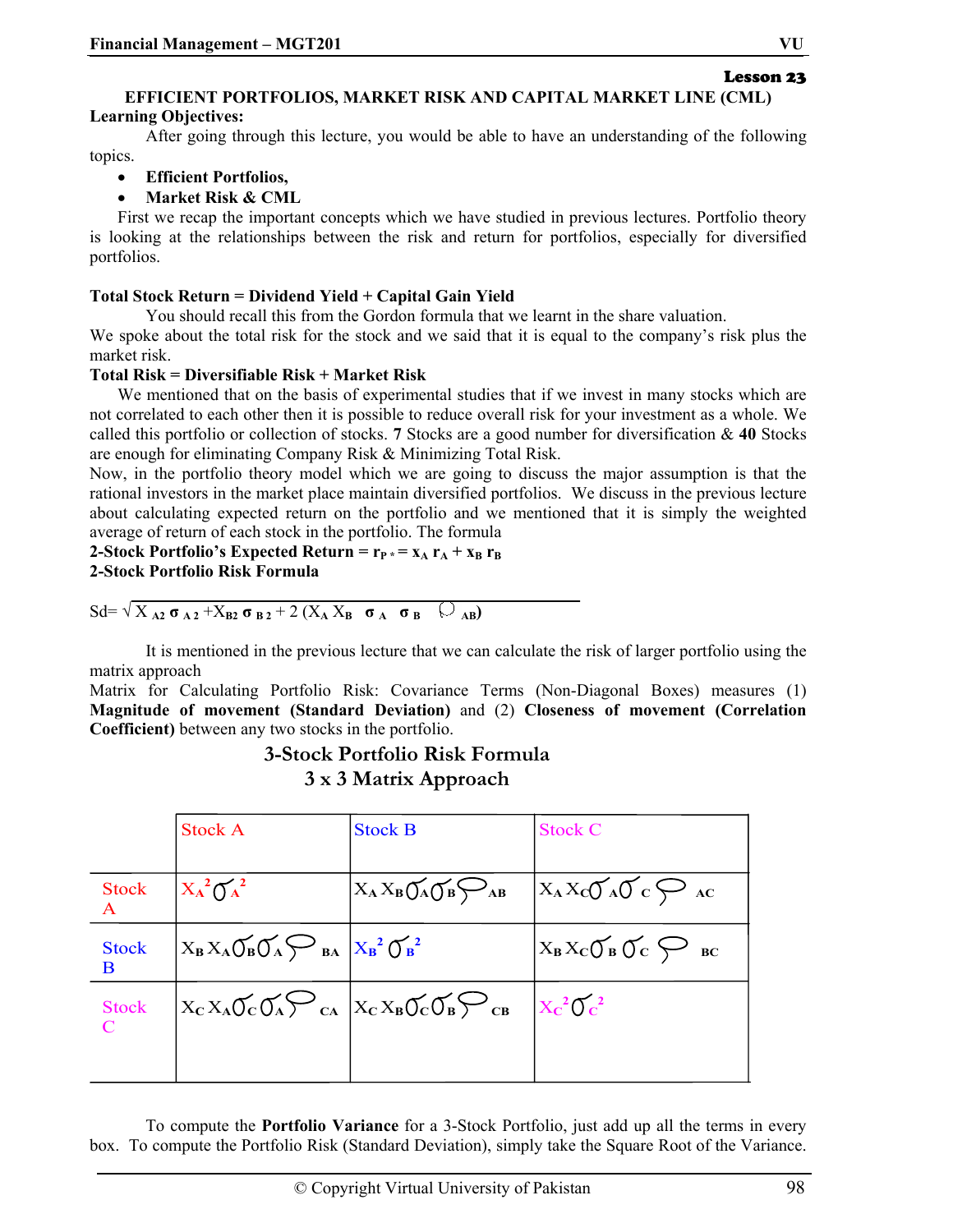**Lesson 23**

## EFFICIENT PORTFOLIOS, MARKET RISK AND CAPITAL MARKET LINE (CML)

**Learning Objectives:**

After going through this lecture, you would be able to have an understanding of the following topics.

- **Efficient Portfolios,**
- **Market Risk & CML**

First we recap the important concepts which we have studied in previous lectures. Portfolio theory is looking at the relationships between the risk and return for portfolios, especially for diversified portfolios.

**Total Stock Return = Dividend Yield + Capital Gain Yield**

You should recall this from the Gordon formula that we learnt in the share valuation.

We spoke about the total risk for the stock and we said that it is equal to the company's risk plus the market risk.

**Total Risk = Diversifiable Risk + Market Risk**

We mentioned that on the basis of experimental studies that if we invest in many stocks which are not correlated to each other then it is possible to reduce overall risk for your investment as a whole. We called this portfolio or collection of stocks. **7** Stocks are a good number for diversification & **40** Stocks are enough for eliminating Company Risk & Minimizing Total Risk.

Now, in the portfolio theory model which we are going to discuss the major assumption is that the rational investors in the market place maintain diversified portfolios. We discuss in the previous lecture about calculating expected return on the portfolio and we mentioned that it is simply the weighted average of return of each stock in the portfolio. The formula

**2-Stock Portfolio's Expected Return =** $r_{P*} = x_A r_A + x_B r_B$

**2-Stock Portfolio Risk Formula**

$$Sd = \sqrt{X_A^2 \sigma_A^2 + X_B^2 \sigma_B^2 + 2(X_A X_B \sigma_A \sigma_B \rho_{AB})}$$

It is mentioned in the previous lecture that we can calculate the risk of larger portfolio using the matrix approach

Matrix for Calculating Portfolio Risk: Covariance Terms (Non-Diagonal Boxes) measures (1) **Magnitude of movement (Standard Deviation)** and (2) **Closeness of movement (Correlation Coefficient)** between any two stocks in the portfolio.

### 3-Stock Portfolio Risk Formula
### 3 x 3 Matrix Approach

| | Stock A | Stock B | Stock C |
|---|---|---|---|
| Stock A | $X_A^2 \sigma_A^2$ | $X_A X_B \sigma_A \sigma_B \rho_{AB}$ | $X_A X_C \sigma_A \sigma_C \rho_{AC}$ |
| Stock B | $X_B X_A \sigma_B \sigma_A \rho_{BA}$ | $X_B^2 \sigma_B^2$ | $X_B X_C \sigma_B \sigma_C \rho_{BC}$ |
| Stock C | $X_C X_A \sigma_C \sigma_A \rho_{CA}$ | $X_C X_B \sigma_C \sigma_B \rho_{CB}$ | $X_C^2 \sigma_C^2$ |

To compute the **Portfolio Variance** for a 3-Stock Portfolio, just add up all the terms in every box. To compute the Portfolio Risk (Standard Deviation), simply take the Square Root of the Variance.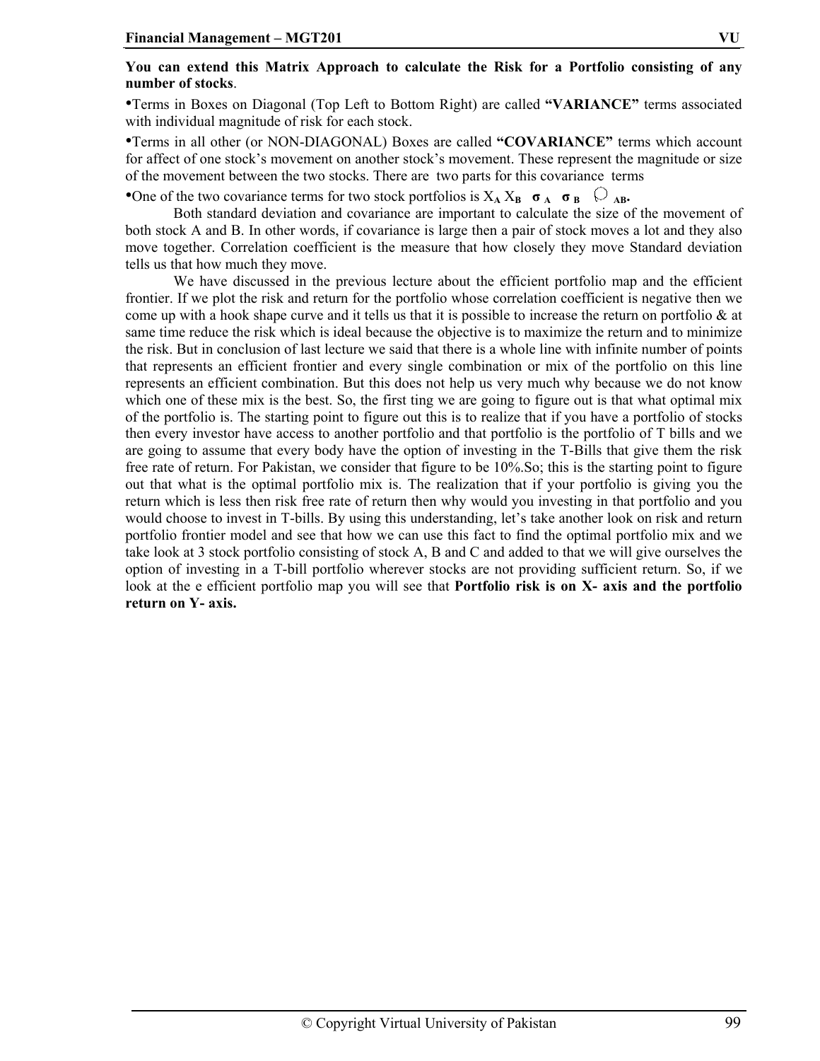**You can extend this Matrix Approach to calculate the Risk for a Portfolio consisting of any number of stocks**.

•Terms in Boxes on Diagonal (Top Left to Bottom Right) are called **"VARIANCE"** terms associated with individual magnitude of risk for each stock.

•Terms in all other (or NON-DIAGONAL) Boxes are called **"COVARIANCE"** terms which account for affect of one stock's movement on another stock's movement. These represent the magnitude or size of the movement between the two stocks. There are two parts for this covariance terms

•One of the two covariance terms for two stock portfolios is $X_A X_B \sigma_A \sigma_B \rho_{AB}$.

Both standard deviation and covariance are important to calculate the size of the movement of both stock A and B. In other words, if covariance is large then a pair of stock moves a lot and they also move together. Correlation coefficient is the measure that how closely they move Standard deviation tells us that how much they move.

We have discussed in the previous lecture about the efficient portfolio map and the efficient frontier. If we plot the risk and return for the portfolio whose correlation coefficient is negative then we come up with a hook shape curve and it tells us that it is possible to increase the return on portfolio & at same time reduce the risk which is ideal because the objective is to maximize the return and to minimize the risk. But in conclusion of last lecture we said that there is a whole line with infinite number of points that represents an efficient frontier and every single combination or mix of the portfolio on this line represents an efficient combination. But this does not help us very much why because we do not know which one of these mix is the best. So, the first ting we are going to figure out is that what optimal mix of the portfolio is. The starting point to figure out this is to realize that if you have a portfolio of stocks then every investor have access to another portfolio and that portfolio is the portfolio of T bills and we are going to assume that every body have the option of investing in the T-Bills that give them the risk free rate of return. For Pakistan, we consider that figure to be 10%.So; this is the starting point to figure out that what is the optimal portfolio mix is. The realization that if your portfolio is giving you the return which is less then risk free rate of return then why would you investing in that portfolio and you would choose to invest in T-bills. By using this understanding, let's take another look on risk and return portfolio frontier model and see that how we can use this fact to find the optimal portfolio mix and we take look at 3 stock portfolio consisting of stock A, B and C and added to that we will give ourselves the option of investing in a T-bill portfolio wherever stocks are not providing sufficient return. So, if we look at the e efficient portfolio map you will see that **Portfolio risk is on X- axis and the portfolio return on Y- axis.**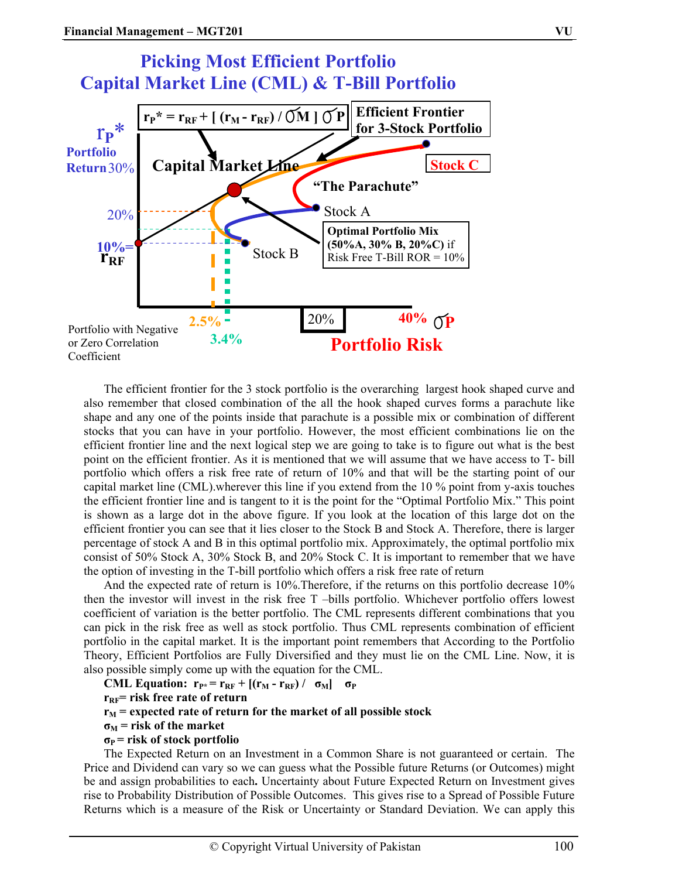## Picking Most Efficient Portfolio
## Capital Market Line (CML) & T-Bill Portfolio

$r_P^* = r_{RF} + [ (r_M - r_{RF}) / \sigma_M ] \sigma_P$

Efficient Frontier for 3-Stock Portfolio

$r_P$* Portfolio Return

30%

Capital Market Line

Stock C

"The Parachute"

20%

Stock A

Optimal Portfolio Mix (50%A, 30% B, 20%C) if Risk Free T-Bill ROR = 10%

10%= $r_{RF}$

Stock B

Portfolio with Negative or Zero Correlation Coefficient

2.5%

3.4%

20%

40% $\sigma_P$

Portfolio Risk

The efficient frontier for the 3 stock portfolio is the overarching largest hook shaped curve and also remember that closed combination of the all the hook shaped curves forms a parachute like shape and any one of the points inside that parachute is a possible mix or combination of different stocks that you can have in your portfolio. However, the most efficient combinations lie on the efficient frontier line and the next logical step we are going to take is to figure out what is the best point on the efficient frontier. As it is mentioned that we will assume that we have access to T- bill portfolio which offers a risk free rate of return of 10% and that will be the starting point of our capital market line (CML).wherever this line if you extend from the 10 % point from y-axis touches the efficient frontier line and is tangent to it is the point for the "Optimal Portfolio Mix." This point is shown as a large dot in the above figure. If you look at the location of this large dot on the efficient frontier you can see that it lies closer to the Stock B and Stock A. Therefore, there is larger percentage of stock A and B in this optimal portfolio mix. Approximately, the optimal portfolio mix consist of 50% Stock A, 30% Stock B, and 20% Stock C. It is important to remember that we have the option of investing in the T-bill portfolio which offers a risk free rate of return

And the expected rate of return is 10%.Therefore, if the returns on this portfolio decrease 10% then the investor will invest in the risk free T –bills portfolio. Whichever portfolio offers lowest coefficient of variation is the better portfolio. The CML represents different combinations that you can pick in the risk free as well as stock portfolio. Thus CML represents combination of efficient portfolio in the capital market. It is the important point remembers that According to the Portfolio Theory, Efficient Portfolios are Fully Diversified and they must lie on the CML Line. Now, it is also possible simply come up with the equation for the CML.

**CML Equation:** $r_{P^*} = r_{RF} + [(r_M - r_{RF}) / \sigma_M] \quad \sigma_P$

**$r_{RF}$= risk free rate of return**

**$r_M$ = expected rate of return for the market of all possible stock**

**$\sigma_M$ = risk of the market**

**$\sigma_P$ = risk of stock portfolio**

The Expected Return on an Investment in a Common Share is not guaranteed or certain. The Price and Dividend can vary so we can guess what the Possible future Returns (or Outcomes) might be and assign probabilities to each**.** Uncertainty about Future Expected Return on Investment gives rise to Probability Distribution of Possible Outcomes. This gives rise to a Spread of Possible Future Returns which is a measure of the Risk or Uncertainty or Standard Deviation. We can apply this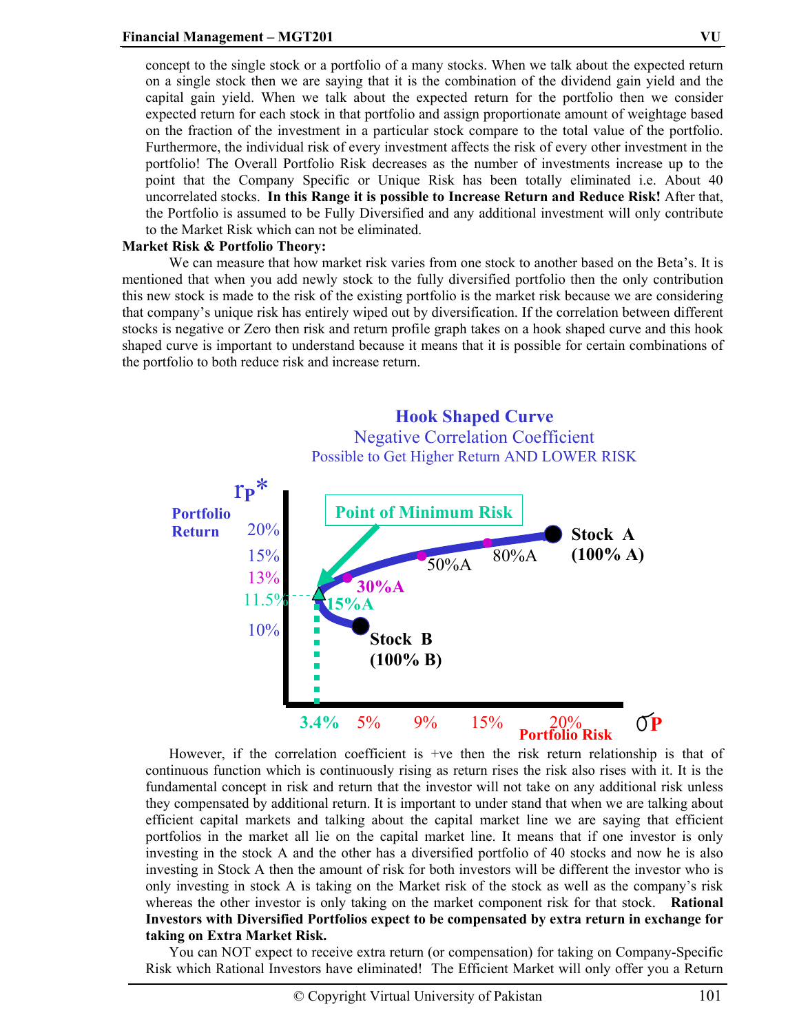concept to the single stock or a portfolio of a many stocks. When we talk about the expected return on a single stock then we are saying that it is the combination of the dividend gain yield and the capital gain yield. When we talk about the expected return for the portfolio then we consider expected return for each stock in that portfolio and assign proportionate amount of weightage based on the fraction of the investment in a particular stock compare to the total value of the portfolio. Furthermore, the individual risk of every investment affects the risk of every other investment in the portfolio! The Overall Portfolio Risk decreases as the number of investments increase up to the point that the Company Specific or Unique Risk has been totally eliminated i.e. About 40 uncorrelated stocks. **In this Range it is possible to Increase Return and Reduce Risk!** After that, the Portfolio is assumed to be Fully Diversified and any additional investment will only contribute to the Market Risk which can not be eliminated.

**Market Risk & Portfolio Theory:**

We can measure that how market risk varies from one stock to another based on the Beta's. It is mentioned that when you add newly stock to the fully diversified portfolio then the only contribution this new stock is made to the risk of the existing portfolio is the market risk because we are considering that company's unique risk has entirely wiped out by diversification. If the correlation between different stocks is negative or Zero then risk and return profile graph takes on a hook shaped curve and this hook shaped curve is important to understand because it means that it is possible for certain combinations of the portfolio to both reduce risk and increase return.

**Hook Shaped Curve**
Negative Correlation Coefficient
Possible to Get Higher Return AND LOWER RISK

$r_P$* Portfolio Return: 20%, 15%, 13%, 11.5%, 10%

Point of Minimum Risk

Stock A (100% A); 80%A; 50%A; 30%A; 15%A; Stock B (100% B)

$\sigma_P$ Portfolio Risk: 3.4%, 5%, 9%, 15%, 20%

However, if the correlation coefficient is +ve then the risk return relationship is that of continuous function which is continuously rising as return rises the risk also rises with it. It is the fundamental concept in risk and return that the investor will not take on any additional risk unless they compensated by additional return. It is important to under stand that when we are talking about efficient capital markets and talking about the capital market line we are saying that efficient portfolios in the market all lie on the capital market line. It means that if one investor is only investing in the stock A and the other has a diversified portfolio of 40 stocks and now he is also investing in Stock A then the amount of risk for both investors will be different the investor who is only investing in stock A is taking on the Market risk of the stock as well as the company's risk whereas the other investor is only taking on the market component risk for that stock. **Rational Investors with Diversified Portfolios expect to be compensated by extra return in exchange for taking on Extra Market Risk.**

You can NOT expect to receive extra return (or compensation) for taking on Company-Specific Risk which Rational Investors have eliminated! The Efficient Market will only offer you a Return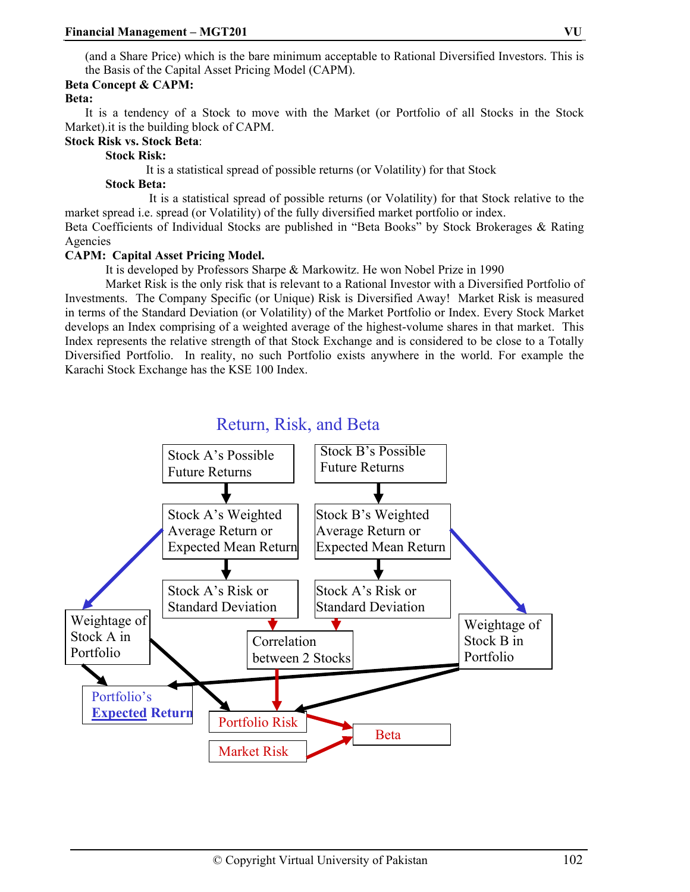(and a Share Price) which is the bare minimum acceptable to Rational Diversified Investors. This is the Basis of the Capital Asset Pricing Model (CAPM).

**Beta Concept & CAPM:**

**Beta:**

It is a tendency of a Stock to move with the Market (or Portfolio of all Stocks in the Stock Market).it is the building block of CAPM.

**Stock Risk vs. Stock Beta**:

**Stock Risk:**

It is a statistical spread of possible returns (or Volatility) for that Stock

**Stock Beta:**

It is a statistical spread of possible returns (or Volatility) for that Stock relative to the market spread i.e. spread (or Volatility) of the fully diversified market portfolio or index.

Beta Coefficients of Individual Stocks are published in "Beta Books" by Stock Brokerages & Rating Agencies

**CAPM: Capital Asset Pricing Model.**

It is developed by Professors Sharpe & Markowitz. He won Nobel Prize in 1990

Market Risk is the only risk that is relevant to a Rational Investor with a Diversified Portfolio of Investments. The Company Specific (or Unique) Risk is Diversified Away! Market Risk is measured in terms of the Standard Deviation (or Volatility) of the Market Portfolio or Index. Every Stock Market develops an Index comprising of a weighted average of the highest-volume shares in that market. This Index represents the relative strength of that Stock Exchange and is considered to be close to a Totally Diversified Portfolio. In reality, no such Portfolio exists anywhere in the world. For example the Karachi Stock Exchange has the KSE 100 Index.

## Return, Risk, and Beta

- Stock A's Possible Future Returns → Stock A's Weighted Average Return or Expected Mean Return → Stock A's Risk or Standard Deviation
- Stock B's Possible Future Returns → Stock B's Weighted Average Return or Expected Mean Return → Stock A's Risk or Standard Deviation
- Stock A's Weighted Average Return or Expected Mean Return → Weightage of Stock A in Portfolio
- Stock B's Weighted Average Return or Expected Mean Return → Weightage of Stock B in Portfolio
- Stock A's Risk or Standard Deviation and Stock A's Risk or Standard Deviation → Correlation between 2 Stocks
- Weightage of Stock A in Portfolio and Weightage of Stock B in Portfolio → Portfolio's **Expected Return**
- Weightage of Stock A in Portfolio, Correlation between 2 Stocks and Weightage of Stock B in Portfolio → Portfolio Risk
- Portfolio Risk and Market Risk → Beta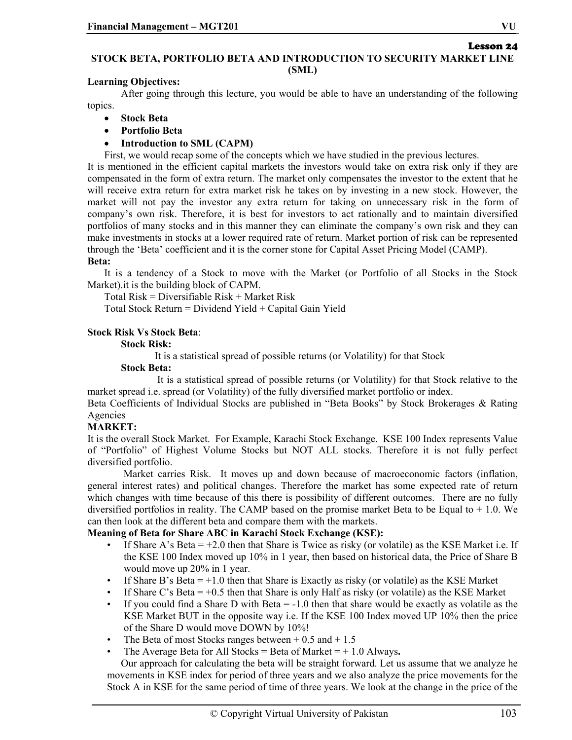**Lesson 24**

## STOCK BETA, PORTFOLIO BETA AND INTRODUCTION TO SECURITY MARKET LINE (SML)

**Learning Objectives:**

After going through this lecture, you would be able to have an understanding of the following topics.

- **Stock Beta**
- **Portfolio Beta**
- **Introduction to SML (CAPM)**

First, we would recap some of the concepts which we have studied in the previous lectures.

It is mentioned in the efficient capital markets the investors would take on extra risk only if they are compensated in the form of extra return. The market only compensates the investor to the extent that he will receive extra return for extra market risk he takes on by investing in a new stock. However, the market will not pay the investor any extra return for taking on unnecessary risk in the form of company's own risk. Therefore, it is best for investors to act rationally and to maintain diversified portfolios of many stocks and in this manner they can eliminate the company's own risk and they can make investments in stocks at a lower required rate of return. Market portion of risk can be represented through the 'Beta' coefficient and it is the corner stone for Capital Asset Pricing Model (CAMP).

**Beta:**

It is a tendency of a Stock to move with the Market (or Portfolio of all Stocks in the Stock Market).it is the building block of CAPM.

Total Risk = Diversifiable Risk + Market Risk

Total Stock Return = Dividend Yield + Capital Gain Yield

**Stock Risk Vs Stock Beta**:

**Stock Risk:**

It is a statistical spread of possible returns (or Volatility) for that Stock

**Stock Beta:**

It is a statistical spread of possible returns (or Volatility) for that Stock relative to the market spread i.e. spread (or Volatility) of the fully diversified market portfolio or index.

Beta Coefficients of Individual Stocks are published in "Beta Books" by Stock Brokerages & Rating Agencies

**MARKET:**

It is the overall Stock Market. For Example, Karachi Stock Exchange. KSE 100 Index represents Value of "Portfolio" of Highest Volume Stocks but NOT ALL stocks. Therefore it is not fully perfect diversified portfolio.

Market carries Risk. It moves up and down because of macroeconomic factors (inflation, general interest rates) and political changes. Therefore the market has some expected rate of return which changes with time because of this there is possibility of different outcomes. There are no fully diversified portfolios in reality. The CAMP based on the promise market Beta to be Equal to + 1.0. We can then look at the different beta and compare them with the markets.

**Meaning of Beta for Share ABC in Karachi Stock Exchange (KSE):**

- If Share A's Beta = +2.0 then that Share is Twice as risky (or volatile) as the KSE Market i.e. If the KSE 100 Index moved up 10% in 1 year, then based on historical data, the Price of Share B would move up 20% in 1 year.
- If Share B's Beta = +1.0 then that Share is Exactly as risky (or volatile) as the KSE Market
- If Share C's Beta = +0.5 then that Share is only Half as risky (or volatile) as the KSE Market
- If you could find a Share D with Beta = -1.0 then that share would be exactly as volatile as the KSE Market BUT in the opposite way i.e. If the KSE 100 Index moved UP 10% then the price of the Share D would move DOWN by 10%!
- The Beta of most Stocks ranges between + 0.5 and + 1.5
- The Average Beta for All Stocks = Beta of Market = + 1.0 Always**.**

Our approach for calculating the beta will be straight forward. Let us assume that we analyze he movements in KSE index for period of three years and we also analyze the price movements for the Stock A in KSE for the same period of time of three years. We look at the change in the price of the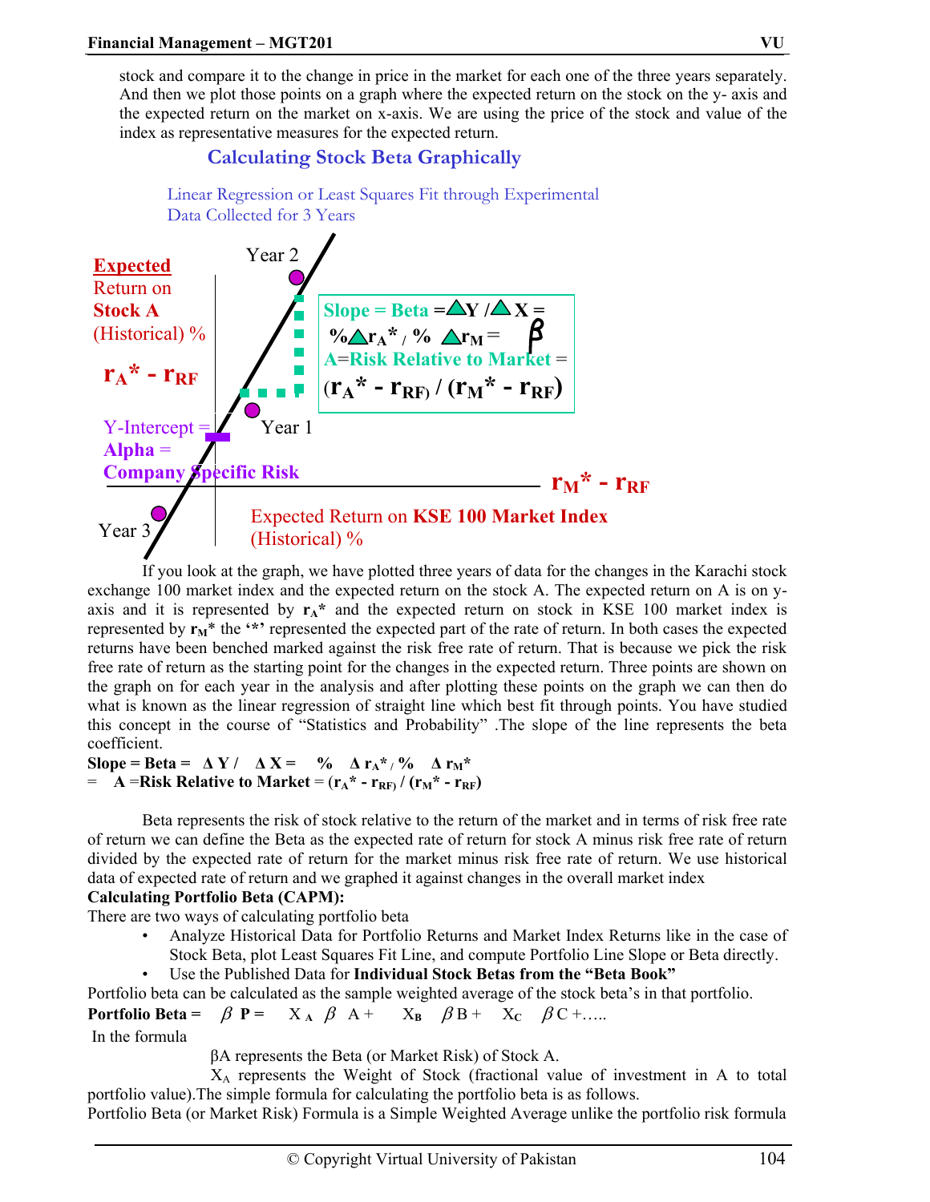stock and compare it to the change in price in the market for each one of the three years separately. And then we plot those points on a graph where the expected return on the stock on the y- axis and the expected return on the market on x-axis. We are using the price of the stock and value of the index as representative measures for the expected return.

## Calculating Stock Beta Graphically

Linear Regression or Least Squares Fit through Experimental Data Collected for 3 Years

Expected Return on Stock A (Historical) %

$r_A^* - r_{RF}$

Year 2

Year 1

Year 3

Slope = Beta = $\Delta Y / \Delta X$ = $\% \Delta r_A^* / \% \Delta r_M$ = $\beta$ A=Risk Relative to Market = $(r_A^* - r_{RF}) / (r_M^* - r_{RF})$

Y-Intercept = Alpha = Company Specific Risk

$r_M^* - r_{RF}$

Expected Return on KSE 100 Market Index (Historical) %

If you look at the graph, we have plotted three years of data for the changes in the Karachi stock exchange 100 market index and the expected return on the stock A. The expected return on A is on y-axis and it is represented by $r_A^*$ and the expected return on stock in KSE 100 market index is represented by $r_M^*$ the '*' represented the expected part of the rate of return. In both cases the expected returns have been benched marked against the risk free rate of return. That is because we pick the risk free rate of return as the starting point for the changes in the expected return. Three points are shown on the graph on for each year in the analysis and after plotting these points on the graph we can then do what is known as the linear regression of straight line which best fit through points. You have studied this concept in the course of "Statistics and Probability" .The slope of the line represents the beta coefficient.

**Slope = Beta =** $\Delta Y / \Delta X = \% \Delta r_A^* / \% \Delta r_M^*$

= A =**Risk Relative to Market** = $(r_A^* - r_{RF}) / (r_M^* - r_{RF})$

Beta represents the risk of stock relative to the return of the market and in terms of risk free rate of return we can define the Beta as the expected rate of return for stock A minus risk free rate of return divided by the expected rate of return for the market minus risk free rate of return. We use historical data of expected rate of return and we graphed it against changes in the overall market index

**Calculating Portfolio Beta (CAPM):**

There are two ways of calculating portfolio beta

- Analyze Historical Data for Portfolio Returns and Market Index Returns like in the case of Stock Beta, plot Least Squares Fit Line, and compute Portfolio Line Slope or Beta directly.
- Use the Published Data for **Individual Stock Betas from the "Beta Book"**

Portfolio beta can be calculated as the sample weighted average of the stock beta's in that portfolio.

**Portfolio Beta =** $\beta P = X_A \beta A + X_B \beta B + X_C \beta C + \ldots$

In the formula

$\beta$A represents the Beta (or Market Risk) of Stock A.

$X_A$ represents the Weight of Stock (fractional value of investment in A to total portfolio value).The simple formula for calculating the portfolio beta is as follows.

Portfolio Beta (or Market Risk) Formula is a Simple Weighted Average unlike the portfolio risk formula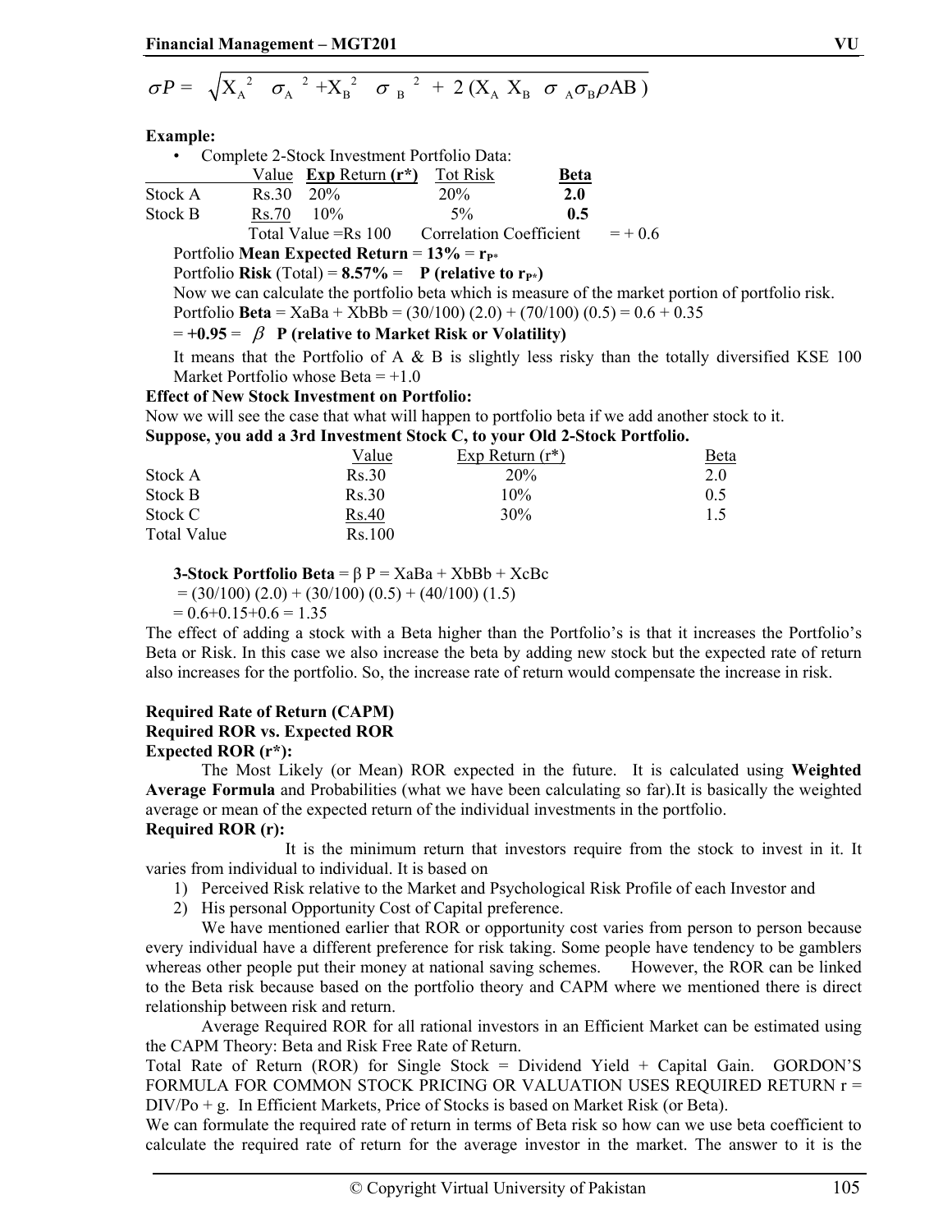$$\sigma P = \sqrt{X_A^{\ 2} \quad \sigma_A^{\ 2} + X_B^{\ 2} \quad \sigma_B^{\ 2} + 2\,(X_A\ X_B\ \ \sigma_A \sigma_B \rho AB\,)}$$

**Example:**

- Complete 2-Stock Investment Portfolio Data:

| | Value | **Exp** Return **(r\*)** | Tot Risk | **Beta** |
|---|---|---|---|---|
| Stock A | Rs.30 | 20% | 20% | **2.0** |
| Stock B | Rs.70 | 10% | 5% | **0.5** |
| | Total Value =Rs 100 | Correlation Coefficient | | = + 0.6 |

Portfolio **Mean Expected Return** = **13%** = $r_{P*}$

Portfolio **Risk** (Total) = **8.57%** = **P (relative to $r_{P*}$)**

Now we can calculate the portfolio beta which is measure of the market portion of portfolio risk.

Portfolio **Beta** = XaBa + XbBb = (30/100) (2.0) + (70/100) (0.5) = 0.6 + 0.35

= **+0.95** = $\beta$ **P (relative to Market Risk or Volatility)**

It means that the Portfolio of A & B is slightly less risky than the totally diversified KSE 100 Market Portfolio whose Beta = +1.0

**Effect of New Stock Investment on Portfolio:**

Now we will see the case that what will happen to portfolio beta if we add another stock to it.

**Suppose, you add a 3rd Investment Stock C, to your Old 2-Stock Portfolio.**

| | Value | Exp Return (r\*) | Beta |
|---|---|---|---|
| Stock A | Rs.30 | 20% | 2.0 |
| Stock B | Rs.30 | 10% | 0.5 |
| Stock C | Rs.40 | 30% | 1.5 |
| Total Value | Rs.100 | | |

**3-Stock Portfolio Beta** = β P = XaBa + XbBb + XcBc

= (30/100) (2.0) + (30/100) (0.5) + (40/100) (1.5)

= 0.6+0.15+0.6 = 1.35

The effect of adding a stock with a Beta higher than the Portfolio's is that it increases the Portfolio's Beta or Risk. In this case we also increase the beta by adding new stock but the expected rate of return also increases for the portfolio. So, the increase rate of return would compensate the increase in risk.

**Required Rate of Return (CAPM)**

**Required ROR vs. Expected ROR**

**Expected ROR (r\*):**

The Most Likely (or Mean) ROR expected in the future. It is calculated using **Weighted Average Formula** and Probabilities (what we have been calculating so far).It is basically the weighted average or mean of the expected return of the individual investments in the portfolio.

**Required ROR (r):**

It is the minimum return that investors require from the stock to invest in it. It varies from individual to individual. It is based on

1) Perceived Risk relative to the Market and Psychological Risk Profile of each Investor and
2) His personal Opportunity Cost of Capital preference.

We have mentioned earlier that ROR or opportunity cost varies from person to person because every individual have a different preference for risk taking. Some people have tendency to be gamblers whereas other people put their money at national saving schemes. However, the ROR can be linked to the Beta risk because based on the portfolio theory and CAPM where we mentioned there is direct relationship between risk and return.

Average Required ROR for all rational investors in an Efficient Market can be estimated using the CAPM Theory: Beta and Risk Free Rate of Return.

Total Rate of Return (ROR) for Single Stock = Dividend Yield + Capital Gain. GORDON'S FORMULA FOR COMMON STOCK PRICING OR VALUATION USES REQUIRED RETURN r = DIV/Po + g. In Efficient Markets, Price of Stocks is based on Market Risk (or Beta).

We can formulate the required rate of return in terms of Beta risk so how can we use beta coefficient to calculate the required rate of return for the average investor in the market. The answer to it is the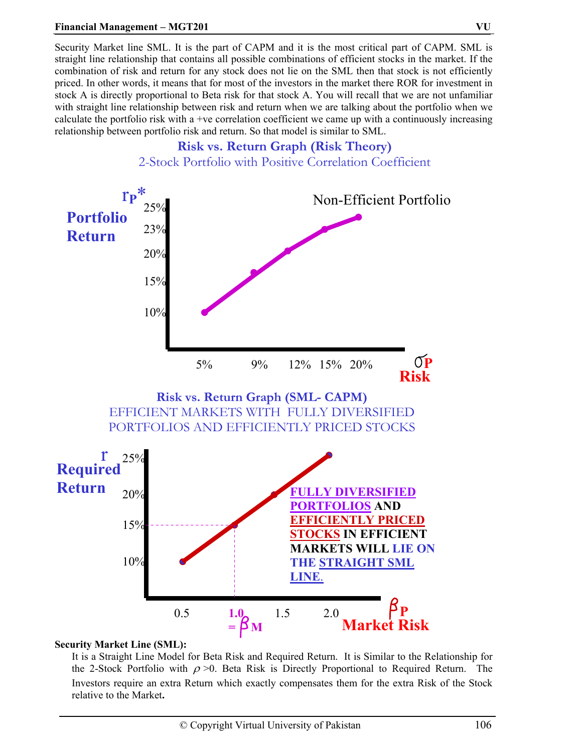Security Market line SML. It is the part of CAPM and it is the most critical part of CAPM. SML is straight line relationship that contains all possible combinations of efficient stocks in the market. If the combination of risk and return for any stock does not lie on the SML then that stock is not efficiently priced. In other words, it means that for most of the investors in the market there ROR for investment in stock A is directly proportional to Beta risk for that stock A. You will recall that we are not unfamiliar with straight line relationship between risk and return when we are talking about the portfolio when we calculate the portfolio risk with a +ve correlation coefficient we came up with a continuously increasing relationship between portfolio risk and return. So that model is similar to SML.

**Risk vs. Return Graph (Risk Theory)**

2-Stock Portfolio with Positive Correlation Coefficient

$r_P$* Portfolio Return: 25%, 23%, 20%, 15%, 10%

Non-Efficient Portfolio

$\sigma_P$ Risk: 5%, 9%, 12%, 15%, 20%

**Risk vs. Return Graph (SML- CAPM)**

EFFICIENT MARKETS WITH FULLY DIVERSIFIED PORTFOLIOS AND EFFICIENTLY PRICED STOCKS

$r$ Required Return: 25%, 20%, 15%, 10%

**FULLY DIVERSIFIED PORTFOLIOS AND EFFICIENTLY PRICED STOCKS IN EFFICIENT MARKETS WILL LIE ON THE STRAIGHT SML LINE.**

$\beta_P$ Market Risk: 0.5, 1.0 $= \beta_M$, 1.5, 2.0

**Security Market Line (SML):**

It is a Straight Line Model for Beta Risk and Required Return. It is Similar to the Relationship for the 2-Stock Portfolio with $\rho > 0$. Beta Risk is Directly Proportional to Required Return. The Investors require an extra Return which exactly compensates them for the extra Risk of the Stock relative to the Market.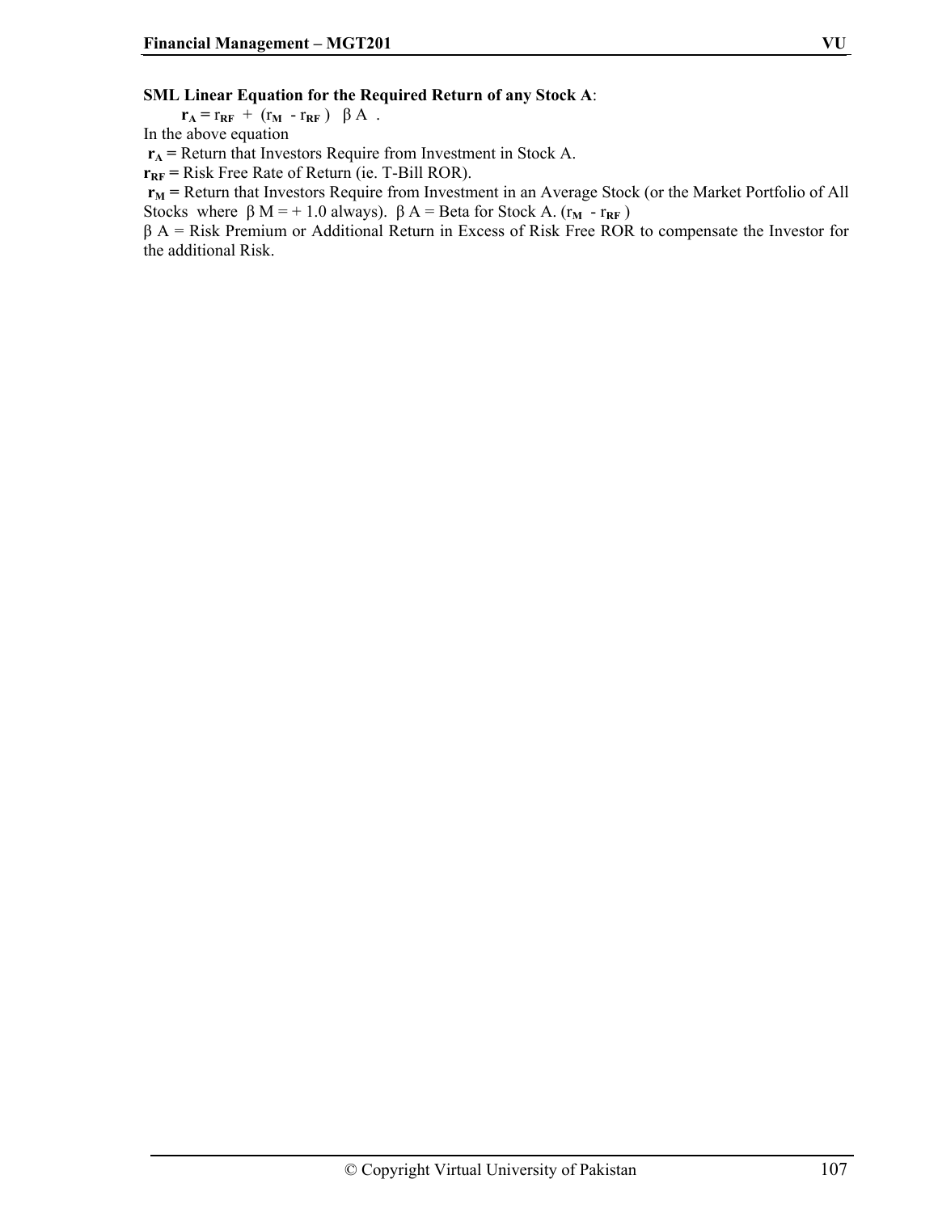**SML Linear Equation for the Required Return of any Stock A**:

$\mathbf{r_A} = r_{RF} + (r_M - r_{RF})\ \beta A$ .

In the above equation

$\mathbf{r_A}$ **=** Return that Investors Require from Investment in Stock A.

$\mathbf{r_{RF}}$ **=** Risk Free Rate of Return (ie. T-Bill ROR).

$\mathbf{r_M}$ **=** Return that Investors Require from Investment in an Average Stock (or the Market Portfolio of All Stocks where $\beta M = +1.0$ always). $\beta A$ = Beta for Stock A. $(r_M - r_{RF})$

$\beta A$ = Risk Premium or Additional Return in Excess of Risk Free ROR to compensate the Investor for the additional Risk.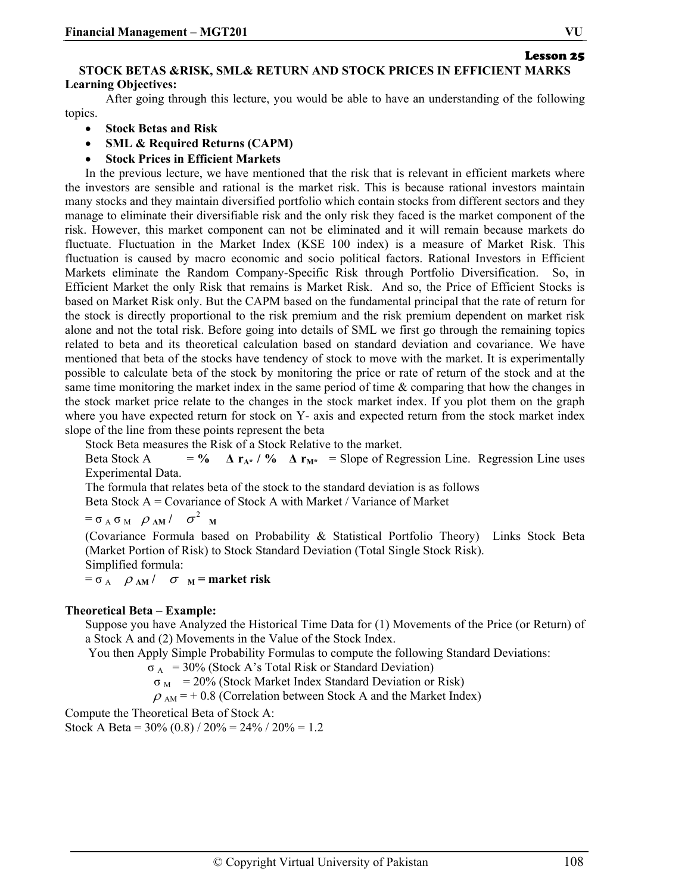**Lesson 25**

## STOCK BETAS &RISK, SML& RETURN AND STOCK PRICES IN EFFICIENT MARKS

**Learning Objectives:**

After going through this lecture, you would be able to have an understanding of the following topics.

- **Stock Betas and Risk**
- **SML & Required Returns (CAPM)**
- **Stock Prices in Efficient Markets**

In the previous lecture, we have mentioned that the risk that is relevant in efficient markets where the investors are sensible and rational is the market risk. This is because rational investors maintain many stocks and they maintain diversified portfolio which contain stocks from different sectors and they manage to eliminate their diversifiable risk and the only risk they faced is the market component of the risk. However, this market component can not be eliminated and it will remain because markets do fluctuate. Fluctuation in the Market Index (KSE 100 index) is a measure of Market Risk. This fluctuation is caused by macro economic and socio political factors. Rational Investors in Efficient Markets eliminate the Random Company-Specific Risk through Portfolio Diversification. So, in Efficient Market the only Risk that remains is Market Risk. And so, the Price of Efficient Stocks is based on Market Risk only. But the CAPM based on the fundamental principal that the rate of return for the stock is directly proportional to the risk premium and the risk premium dependent on market risk alone and not the total risk. Before going into details of SML we first go through the remaining topics related to beta and its theoretical calculation based on standard deviation and covariance. We have mentioned that beta of the stocks have tendency of stock to move with the market. It is experimentally possible to calculate beta of the stock by monitoring the price or rate of return of the stock and at the same time monitoring the market index in the same period of time & comparing that how the changes in the stock market price relate to the changes in the stock market index. If you plot them on the graph where you have expected return for stock on Y- axis and expected return from the stock market index slope of the line from these points represent the beta

Stock Beta measures the Risk of a Stock Relative to the market.

Beta Stock A = **%** $\Delta r_{A*}$ **/ %** $\Delta r_{M*}$ = Slope of Regression Line. Regression Line uses Experimental Data.

The formula that relates beta of the stock to the standard deviation is as follows

Beta Stock A = Covariance of Stock A with Market / Variance of Market

$= \sigma_A \sigma_M \rho_{AM} / \sigma^2_M$

(Covariance Formula based on Probability & Statistical Portfolio Theory) Links Stock Beta (Market Portion of Risk) to Stock Standard Deviation (Total Single Stock Risk).

Simplified formula:

$= \sigma_A \rho_{AM} / \sigma_M$ **= market risk**

**Theoretical Beta – Example:**

Suppose you have Analyzed the Historical Time Data for (1) Movements of the Price (or Return) of a Stock A and (2) Movements in the Value of the Stock Index.

You then Apply Simple Probability Formulas to compute the following Standard Deviations:

$\sigma_A$ = 30% (Stock A's Total Risk or Standard Deviation)

$\sigma_M$ = 20% (Stock Market Index Standard Deviation or Risk)

$\rho_{AM}$ = + 0.8 (Correlation between Stock A and the Market Index)

Compute the Theoretical Beta of Stock A:

Stock A Beta = 30% (0.8) / 20% = 24% / 20% = 1.2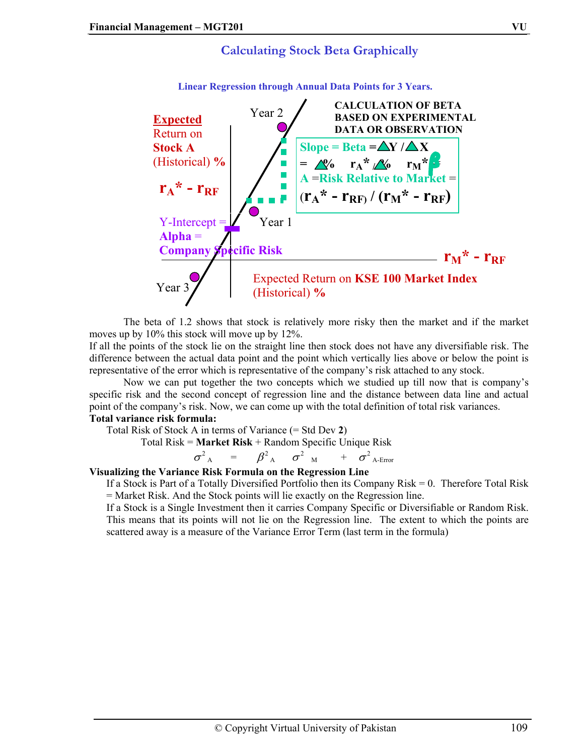## Calculating Stock Beta Graphically

**Linear Regression through Annual Data Points for 3 Years.**

**CALCULATION OF BETA BASED ON EXPERIMENTAL DATA OR OBSERVATION**

Slope = Beta = ΔY / ΔX = Δ% $r_A^*$ / Δ% $r_M^*$ = β

A = Risk Relative to Market = $(r_A^* - r_{RF}) / (r_M^* - r_{RF})$

Expected Return on Stock A (Historical) %

$r_A^* - r_{RF}$

Y-Intercept = Alpha = Company Specific Risk

$r_M^* - r_{RF}$

Expected Return on KSE 100 Market Index (Historical) %

Year 1, Year 2, Year 3

The beta of 1.2 shows that stock is relatively more risky then the market and if the market moves up by 10% this stock will move up by 12%.

If all the points of the stock lie on the straight line then stock does not have any diversifiable risk. The difference between the actual data point and the point which vertically lies above or below the point is representative of the error which is representative of the company's risk attached to any stock.

Now we can put together the two concepts which we studied up till now that is company's specific risk and the second concept of regression line and the distance between data line and actual point of the company's risk. Now, we can come up with the total definition of total risk variances.

**Total variance risk formula:**

Total Risk of Stock A in terms of Variance (= Std Dev **2**)

Total Risk = **Market Risk** + Random Specific Unique Risk

$$\sigma^2_A = \beta^2_A \sigma^2_M + \sigma^2_{A\text{-Error}}$$

**Visualizing the Variance Risk Formula on the Regression Line**

If a Stock is Part of a Totally Diversified Portfolio then its Company Risk = 0. Therefore Total Risk = Market Risk. And the Stock points will lie exactly on the Regression line.

If a Stock is a Single Investment then it carries Company Specific or Diversifiable or Random Risk. This means that its points will not lie on the Regression line. The extent to which the points are scattered away is a measure of the Variance Error Term (last term in the formula)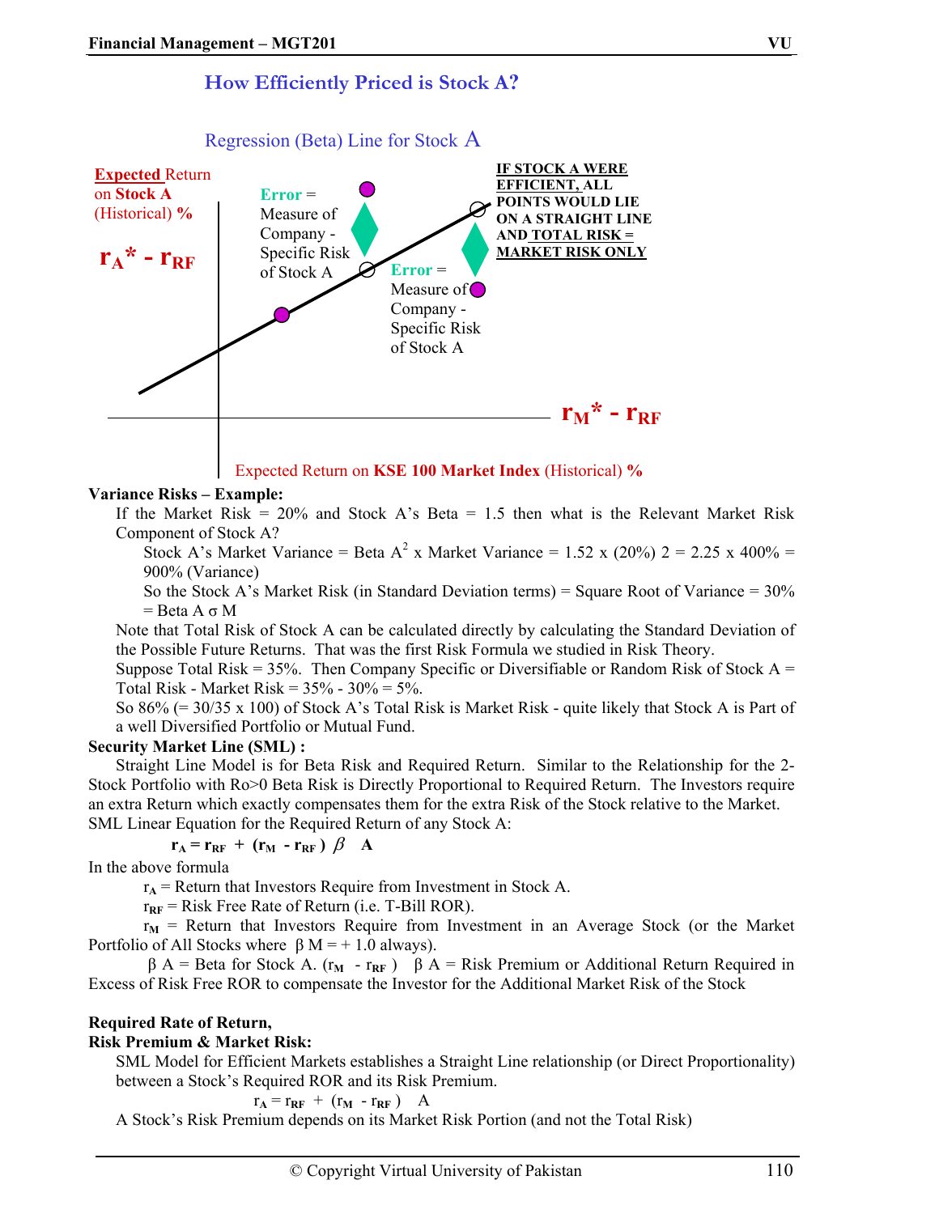## How Efficiently Priced is Stock A?

Regression (Beta) Line for Stock A

**Expected** Return on **Stock A** (Historical) **%**

$r_A^* - r_{RF}$

**Error** = Measure of Company - Specific Risk of Stock A

**Error** = Measure of Company - Specific Risk of Stock A

**IF STOCK A WERE EFFICIENT, ALL POINTS WOULD LIE ON A STRAIGHT LINE AND TOTAL RISK = MARKET RISK ONLY**

$r_M^* - r_{RF}$

Expected Return on **KSE 100 Market Index** (Historical) **%**

**Variance Risks – Example:**

If the Market Risk = 20% and Stock A's Beta = 1.5 then what is the Relevant Market Risk Component of Stock A?

Stock A's Market Variance = Beta $A^2$ x Market Variance = 1.52 x (20%) 2 = 2.25 x 400% = 900% (Variance)

So the Stock A's Market Risk (in Standard Deviation terms) = Square Root of Variance = 30% = Beta A σ M

Note that Total Risk of Stock A can be calculated directly by calculating the Standard Deviation of the Possible Future Returns. That was the first Risk Formula we studied in Risk Theory.

Suppose Total Risk = 35%. Then Company Specific or Diversifiable or Random Risk of Stock A = Total Risk - Market Risk = 35% - 30% = 5%.

So 86% (= 30/35 x 100) of Stock A's Total Risk is Market Risk - quite likely that Stock A is Part of a well Diversified Portfolio or Mutual Fund.

**Security Market Line (SML) :**

Straight Line Model is for Beta Risk and Required Return. Similar to the Relationship for the 2-Stock Portfolio with Ro>0 Beta Risk is Directly Proportional to Required Return. The Investors require an extra Return which exactly compensates them for the extra Risk of the Stock relative to the Market. SML Linear Equation for the Required Return of any Stock A:

$$r_A = r_{RF} + (r_M - r_{RF})\ \beta\ A$$

In the above formula

$r_A$ = Return that Investors Require from Investment in Stock A.

$r_{RF}$ = Risk Free Rate of Return (i.e. T-Bill ROR).

$r_M$ = Return that Investors Require from Investment in an Average Stock (or the Market Portfolio of All Stocks where β M = + 1.0 always).

β A = Beta for Stock A. $(r_M - r_{RF})$ β A = Risk Premium or Additional Return Required in Excess of Risk Free ROR to compensate the Investor for the Additional Market Risk of the Stock

**Required Rate of Return,**
**Risk Premium & Market Risk:**

SML Model for Efficient Markets establishes a Straight Line relationship (or Direct Proportionality) between a Stock's Required ROR and its Risk Premium.

$$r_A = r_{RF} + (r_M - r_{RF})\ \ A$$

A Stock's Risk Premium depends on its Market Risk Portion (and not the Total Risk)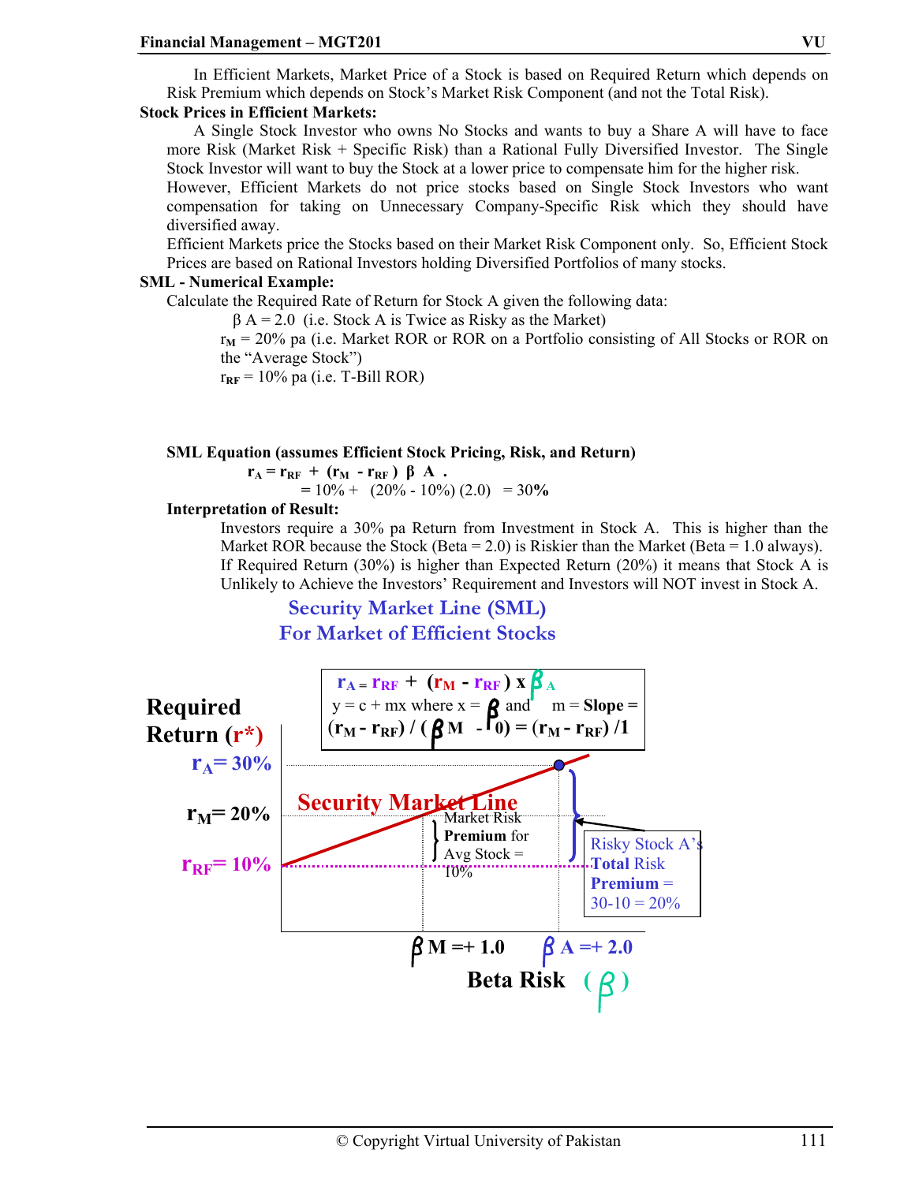In Efficient Markets, Market Price of a Stock is based on Required Return which depends on Risk Premium which depends on Stock's Market Risk Component (and not the Total Risk).

**Stock Prices in Efficient Markets:**

A Single Stock Investor who owns No Stocks and wants to buy a Share A will have to face more Risk (Market Risk + Specific Risk) than a Rational Fully Diversified Investor. The Single Stock Investor will want to buy the Stock at a lower price to compensate him for the higher risk.

However, Efficient Markets do not price stocks based on Single Stock Investors who want compensation for taking on Unnecessary Company-Specific Risk which they should have diversified away.

Efficient Markets price the Stocks based on their Market Risk Component only. So, Efficient Stock Prices are based on Rational Investors holding Diversified Portfolios of many stocks.

**SML - Numerical Example:**

Calculate the Required Rate of Return for Stock A given the following data:

$\beta_A = 2.0$ (i.e. Stock A is Twice as Risky as the Market)

$r_M = 20\%$ pa (i.e. Market ROR or ROR on a Portfolio consisting of All Stocks or ROR on the "Average Stock")

$r_{RF} = 10\%$ pa (i.e. T-Bill ROR)

**SML Equation (assumes Efficient Stock Pricing, Risk, and Return)**

$$r_A = r_{RF} + (r_M - r_{RF})\,\beta_A$$

$$= 10\% + (20\% - 10\%)(2.0) = 30\%$$

**Interpretation of Result:**

Investors require a 30% pa Return from Investment in Stock A. This is higher than the Market ROR because the Stock (Beta = 2.0) is Riskier than the Market (Beta = 1.0 always). If Required Return (30%) is higher than Expected Return (20%) it means that Stock A is Unlikely to Achieve the Investors' Requirement and Investors will NOT invest in Stock A.

**Security Market Line (SML)**
**For Market of Efficient Stocks**

$r_A = r_{RF} + (r_M - r_{RF}) \times \beta_A$

$y = c + mx$ where $x = \beta$ and $m$ = **Slope** = $(r_M - r_{RF}) / (\beta_M - 0) = (r_M - r_{RF}) / 1$

Required Return ($r^*$)

$r_A = 30\%$

$r_M = 20\%$

$r_{RF} = 10\%$

Security Market Line

Market Risk **Premium** for Avg Stock = 10%

Risky Stock A's **Total** Risk **Premium** = 30-10 = 20%

$\beta_M = +1.0$ $\quad \beta_A = +2.0$

**Beta Risk** ($\beta$)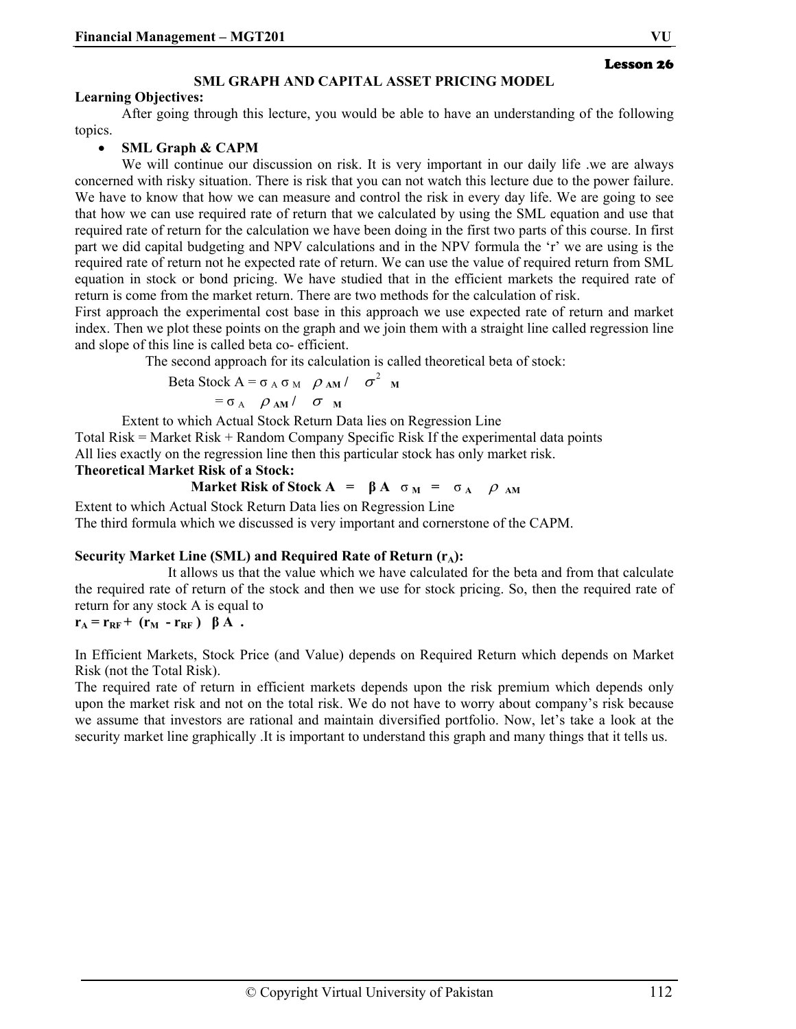**Lesson 26**

## SML GRAPH AND CAPITAL ASSET PRICING MODEL

**Learning Objectives:**

After going through this lecture, you would be able to have an understanding of the following topics.

- **SML Graph & CAPM**

We will continue our discussion on risk. It is very important in our daily life .we are always concerned with risky situation. There is risk that you can not watch this lecture due to the power failure. We have to know that how we can measure and control the risk in every day life. We are going to see that how we can use required rate of return that we calculated by using the SML equation and use that required rate of return for the calculation we have been doing in the first two parts of this course. In first part we did capital budgeting and NPV calculations and in the NPV formula the 'r' we are using is the required rate of return not he expected rate of return. We can use the value of required return from SML equation in stock or bond pricing. We have studied that in the efficient markets the required rate of return is come from the market return. There are two methods for the calculation of risk.

First approach the experimental cost base in this approach we use expected rate of return and market index. Then we plot these points on the graph and we join them with a straight line called regression line and slope of this line is called beta co- efficient.

The second approach for its calculation is called theoretical beta of stock:

$$\text{Beta Stock A} = \sigma_A \, \sigma_M \, \rho_{AM} / \sigma^2_M$$

$$= \sigma_A \, \rho_{AM} / \sigma_M$$

Extent to which Actual Stock Return Data lies on Regression Line

Total Risk = Market Risk + Random Company Specific Risk If the experimental data points All lies exactly on the regression line then this particular stock has only market risk.

**Theoretical Market Risk of a Stock:**

$$\textbf{Market Risk of Stock A} = \beta_A \, \sigma_M = \sigma_A \, \rho_{AM}$$

Extent to which Actual Stock Return Data lies on Regression Line

The third formula which we discussed is very important and cornerstone of the CAPM.

**Security Market Line (SML) and Required Rate of Return ($r_A$):**

It allows us that the value which we have calculated for the beta and from that calculate the required rate of return of the stock and then we use for stock pricing. So, then the required rate of return for any stock A is equal to

$$r_A = r_{RF} + (r_M - r_{RF}) \, \beta_A .$$

In Efficient Markets, Stock Price (and Value) depends on Required Return which depends on Market Risk (not the Total Risk).

The required rate of return in efficient markets depends upon the risk premium which depends only upon the market risk and not on the total risk. We do not have to worry about company's risk because we assume that investors are rational and maintain diversified portfolio. Now, let's take a look at the security market line graphically .It is important to understand this graph and many things that it tells us.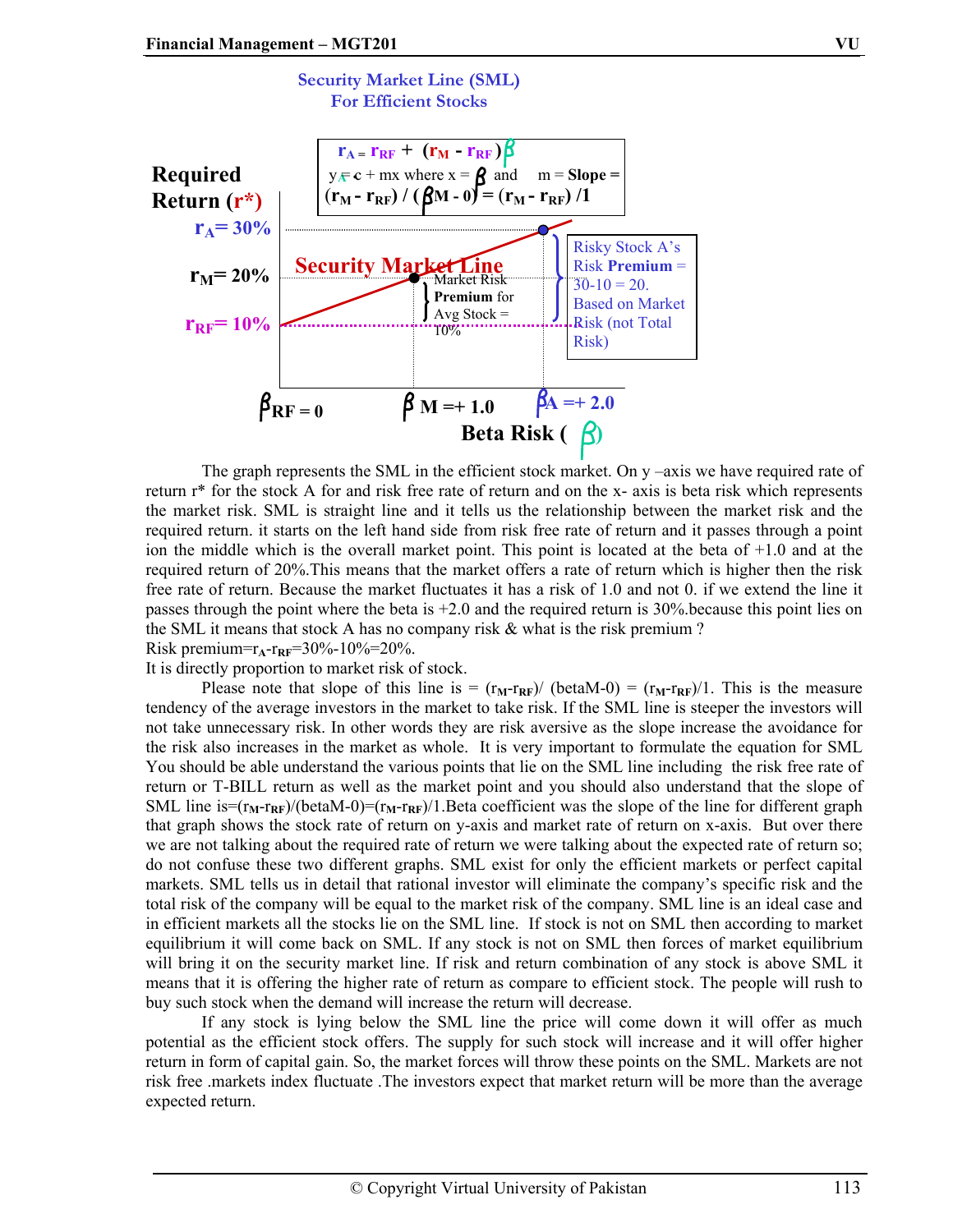## Security Market Line (SML)
### For Efficient Stocks

$r_A = r_{RF} + (r_M - r_{RF})\beta$

$y = c + mx$ where $x = \beta$ and $m$ = Slope = $(r_M - r_{RF}) / (\beta M - 0) = (r_M - r_{RF}) / 1$

Required Return ($r^*$)

$r_A = 30\%$

$r_M = 20\%$

$r_{RF} = 10\%$

Security Market Line

Market Risk Premium for Avg Stock = 10%

Risky Stock A's Risk Premium = 30-10 = 20. Based on Market Risk (not Total Risk)

$\beta_{RF} = 0$ $\quad \beta_M = +1.0$ $\quad \beta_A = +2.0$

Beta Risk ($\beta$)

The graph represents the SML in the efficient stock market. On y –axis we have required rate of return r* for the stock A for and risk free rate of return and on the x- axis is beta risk which represents the market risk. SML is straight line and it tells us the relationship between the market risk and the required return. it starts on the left hand side from risk free rate of return and it passes through a point ion the middle which is the overall market point. This point is located at the beta of +1.0 and at the required return of 20%.This means that the market offers a rate of return which is higher then the risk free rate of return. Because the market fluctuates it has a risk of 1.0 and not 0. if we extend the line it passes through the point where the beta is +2.0 and the required return is 30%.because this point lies on the SML it means that stock A has no company risk & what is the risk premium ?

Risk premium=$r_A$-$r_{RF}$=30%-10%=20%.

It is directly proportion to market risk of stock.

Please note that slope of this line is = ($r_M$-$r_{RF}$)/ (betaM-0) = ($r_M$-$r_{RF}$)/1. This is the measure tendency of the average investors in the market to take risk. If the SML line is steeper the investors will not take unnecessary risk. In other words they are risk aversive as the slope increase the avoidance for the risk also increases in the market as whole. It is very important to formulate the equation for SML You should be able understand the various points that lie on the SML line including the risk free rate of return or T-BILL return as well as the market point and you should also understand that the slope of SML line is=($r_M$-$r_{RF}$)/(betaM-0)=($r_M$-$r_{RF}$)/1.Beta coefficient was the slope of the line for different graph that graph shows the stock rate of return on y-axis and market rate of return on x-axis. But over there we are not talking about the required rate of return we were talking about the expected rate of return so; do not confuse these two different graphs. SML exist for only the efficient markets or perfect capital markets. SML tells us in detail that rational investor will eliminate the company's specific risk and the total risk of the company will be equal to the market risk of the company. SML line is an ideal case and in efficient markets all the stocks lie on the SML line. If stock is not on SML then according to market equilibrium it will come back on SML. If any stock is not on SML then forces of market equilibrium will bring it on the security market line. If risk and return combination of any stock is above SML it means that it is offering the higher rate of return as compare to efficient stock. The people will rush to buy such stock when the demand will increase the return will decrease.

If any stock is lying below the SML line the price will come down it will offer as much potential as the efficient stock offers. The supply for such stock will increase and it will offer higher return in form of capital gain. So, the market forces will throw these points on the SML. Markets are not risk free .markets index fluctuate .The investors expect that market return will be more than the average expected return.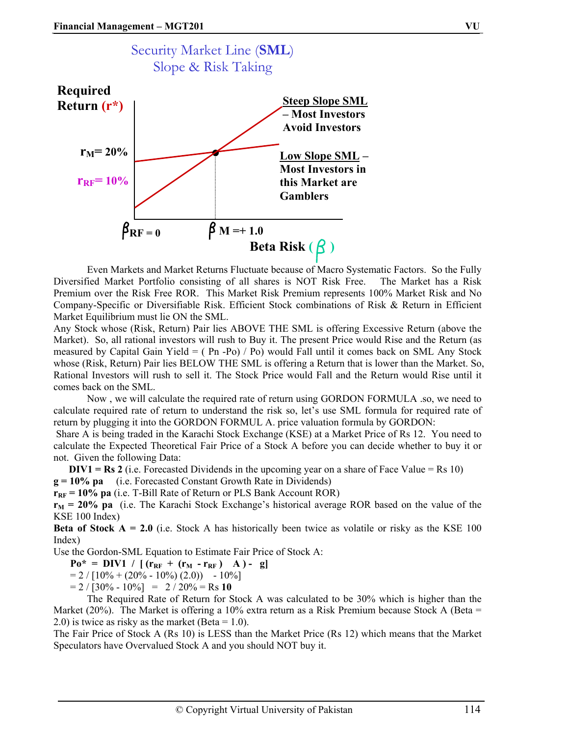## Security Market Line (SML)
## Slope & Risk Taking

Required Return (r*)

$r_M$ = 20%

$r_{RF}$ = 10%

$\beta_{RF} = 0$ $\beta_M = +1.0$

Beta Risk ($\beta$)

**Steep Slope SML – Most Investors Avoid Investors**

**Low Slope SML – Most Investors in this Market are Gamblers**

Even Markets and Market Returns Fluctuate because of Macro Systematic Factors. So the Fully Diversified Market Portfolio consisting of all shares is NOT Risk Free. The Market has a Risk Premium over the Risk Free ROR. This Market Risk Premium represents 100% Market Risk and No Company-Specific or Diversifiable Risk. Efficient Stock combinations of Risk & Return in Efficient Market Equilibrium must lie ON the SML.

Any Stock whose (Risk, Return) Pair lies ABOVE THE SML is offering Excessive Return (above the Market). So, all rational investors will rush to Buy it. The present Price would Rise and the Return (as measured by Capital Gain Yield = ( Pn -Po) / Po) would Fall until it comes back on SML Any Stock whose (Risk, Return) Pair lies BELOW THE SML is offering a Return that is lower than the Market. So, Rational Investors will rush to sell it. The Stock Price would Fall and the Return would Rise until it comes back on the SML.

Now , we will calculate the required rate of return using GORDON FORMULA .so, we need to calculate required rate of return to understand the risk so, let's use SML formula for required rate of return by plugging it into the GORDON FORMUL A. price valuation formula by GORDON:

Share A is being traded in the Karachi Stock Exchange (KSE) at a Market Price of Rs 12. You need to calculate the Expected Theoretical Fair Price of a Stock A before you can decide whether to buy it or not. Given the following Data:

**DIV1 = Rs 2** (i.e. Forecasted Dividends in the upcoming year on a share of Face Value = Rs 10)

**g = 10% pa** (i.e. Forecasted Constant Growth Rate in Dividends)

**$r_{RF}$ = 10% pa** (i.e. T-Bill Rate of Return or PLS Bank Account ROR)

**$r_M$ = 20% pa** (i.e. The Karachi Stock Exchange's historical average ROR based on the value of the KSE 100 Index)

**Beta of Stock A = 2.0** (i.e. Stock A has historically been twice as volatile or risky as the KSE 100 Index)

Use the Gordon-SML Equation to Estimate Fair Price of Stock A:

$$Po^* = DIV1 \,/\, [\,(r_{RF} + (r_M - r_{RF})\ \ A) - g]$$

$$= 2 \,/\, [10\% + (20\% - 10\%)\,(2.0)) - 10\%]$$

$$= 2 \,/\, [30\% - 10\%] = 2 \,/\, 20\% = \text{Rs } \mathbf{10}$$

The Required Rate of Return for Stock A was calculated to be 30% which is higher than the Market (20%). The Market is offering a 10% extra return as a Risk Premium because Stock A (Beta = 2.0) is twice as risky as the market (Beta = 1.0).

The Fair Price of Stock A (Rs 10) is LESS than the Market Price (Rs 12) which means that the Market Speculators have Overvalued Stock A and you should NOT buy it.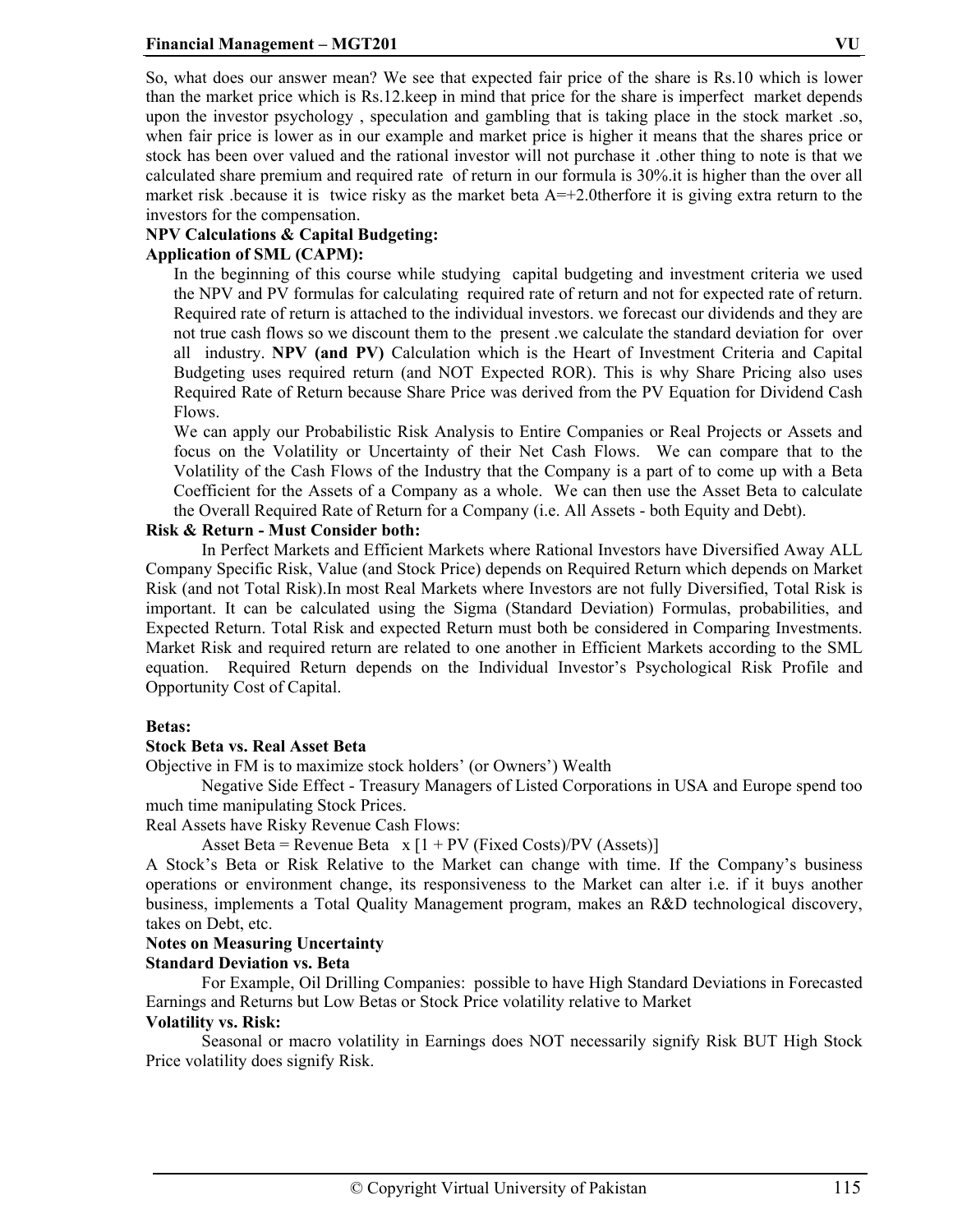So, what does our answer mean? We see that expected fair price of the share is Rs.10 which is lower than the market price which is Rs.12.keep in mind that price for the share is imperfect market depends upon the investor psychology , speculation and gambling that is taking place in the stock market .so, when fair price is lower as in our example and market price is higher it means that the shares price or stock has been over valued and the rational investor will not purchase it .other thing to note is that we calculated share premium and required rate of return in our formula is 30%.it is higher than the over all market risk .because it is twice risky as the market beta A=+2.0therfore it is giving extra return to the investors for the compensation.

**NPV Calculations & Capital Budgeting:**

**Application of SML (CAPM):**

In the beginning of this course while studying capital budgeting and investment criteria we used the NPV and PV formulas for calculating required rate of return and not for expected rate of return. Required rate of return is attached to the individual investors. we forecast our dividends and they are not true cash flows so we discount them to the present .we calculate the standard deviation for over all industry. **NPV (and PV)** Calculation which is the Heart of Investment Criteria and Capital Budgeting uses required return (and NOT Expected ROR). This is why Share Pricing also uses Required Rate of Return because Share Price was derived from the PV Equation for Dividend Cash Flows.

We can apply our Probabilistic Risk Analysis to Entire Companies or Real Projects or Assets and focus on the Volatility or Uncertainty of their Net Cash Flows. We can compare that to the Volatility of the Cash Flows of the Industry that the Company is a part of to come up with a Beta Coefficient for the Assets of a Company as a whole. We can then use the Asset Beta to calculate the Overall Required Rate of Return for a Company (i.e. All Assets - both Equity and Debt).

**Risk & Return - Must Consider both:**

In Perfect Markets and Efficient Markets where Rational Investors have Diversified Away ALL Company Specific Risk, Value (and Stock Price) depends on Required Return which depends on Market Risk (and not Total Risk).In most Real Markets where Investors are not fully Diversified, Total Risk is important. It can be calculated using the Sigma (Standard Deviation) Formulas, probabilities, and Expected Return. Total Risk and expected Return must both be considered in Comparing Investments. Market Risk and required return are related to one another in Efficient Markets according to the SML equation. Required Return depends on the Individual Investor's Psychological Risk Profile and Opportunity Cost of Capital.

**Betas:**

**Stock Beta vs. Real Asset Beta**

Objective in FM is to maximize stock holders' (or Owners') Wealth

Negative Side Effect - Treasury Managers of Listed Corporations in USA and Europe spend too much time manipulating Stock Prices.

Real Assets have Risky Revenue Cash Flows:

Asset Beta = Revenue Beta x [1 + PV (Fixed Costs)/PV (Assets)]

A Stock's Beta or Risk Relative to the Market can change with time. If the Company's business operations or environment change, its responsiveness to the Market can alter i.e. if it buys another business, implements a Total Quality Management program, makes an R&D technological discovery, takes on Debt, etc.

**Notes on Measuring Uncertainty**

**Standard Deviation vs. Beta**

For Example, Oil Drilling Companies: possible to have High Standard Deviations in Forecasted Earnings and Returns but Low Betas or Stock Price volatility relative to Market

**Volatility vs. Risk:**

Seasonal or macro volatility in Earnings does NOT necessarily signify Risk BUT High Stock Price volatility does signify Risk.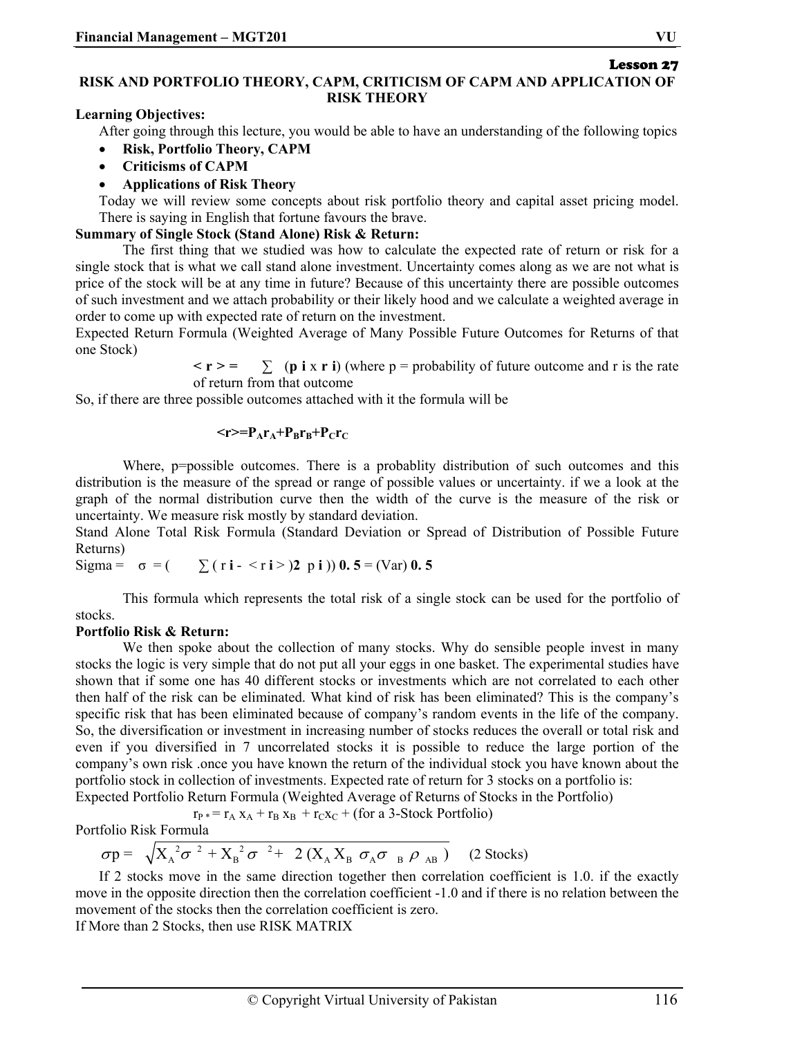**Lesson 27**

# RISK AND PORTFOLIO THEORY, CAPM, CRITICISM OF CAPM AND APPLICATION OF RISK THEORY

**Learning Objectives:**

After going through this lecture, you would be able to have an understanding of the following topics

- **Risk, Portfolio Theory, CAPM**
- **Criticisms of CAPM**
- **Applications of Risk Theory**

Today we will review some concepts about risk portfolio theory and capital asset pricing model. There is saying in English that fortune favours the brave.

**Summary of Single Stock (Stand Alone) Risk & Return:**

The first thing that we studied was how to calculate the expected rate of return or risk for a single stock that is what we call stand alone investment. Uncertainty comes along as we are not what is price of the stock will be at any time in future? Because of this uncertainty there are possible outcomes of such investment and we attach probability or their likely hood and we calculate a weighted average in order to come up with expected rate of return on the investment.

Expected Return Formula (Weighted Average of Many Possible Future Outcomes for Returns of that one Stock)

$< r > = \sum (p_i \times r_i)$ (where p = probability of future outcome and r is the rate of return from that outcome

So, if there are three possible outcomes attached with it the formula will be

$$<r>=P_A r_A+P_B r_B+P_C r_C$$

Where, p=possible outcomes. There is a probablity distribution of such outcomes and this distribution is the measure of the spread or range of possible values or uncertainty. if we a look at the graph of the normal distribution curve then the width of the curve is the measure of the risk or uncertainty. We measure risk mostly by standard deviation.

Stand Alone Total Risk Formula (Standard Deviation or Spread of Distribution of Possible Future Returns)

Sigma = $\sigma = (\sum (r_i - <r_i>)^2 \; p_i))^{0.5} = (\text{Var})^{0.5}$

This formula which represents the total risk of a single stock can be used for the portfolio of stocks.

**Portfolio Risk & Return:**

We then spoke about the collection of many stocks. Why do sensible people invest in many stocks the logic is very simple that do not put all your eggs in one basket. The experimental studies have shown that if some one has 40 different stocks or investments which are not correlated to each other then half of the risk can be eliminated. What kind of risk has been eliminated? This is the company's specific risk that has been eliminated because of company's random events in the life of the company. So, the diversification or investment in increasing number of stocks reduces the overall or total risk and even if you diversified in 7 uncorrelated stocks it is possible to reduce the large portion of the company's own risk .once you have known the return of the individual stock you have known about the portfolio stock in collection of investments. Expected rate of return for 3 stocks on a portfolio is:

Expected Portfolio Return Formula (Weighted Average of Returns of Stocks in the Portfolio)

$r_{P*} = r_A x_A + r_B x_B + r_C x_C +$ (for a 3-Stock Portfolio)

Portfolio Risk Formula

$$\sigma p = \sqrt{X_A^2 \sigma^2 + X_B^2 \sigma^2 + 2 (X_A X_B \sigma_A \sigma_B \rho_{AB})} \quad \text{(2 Stocks)}$$

If 2 stocks move in the same direction together then correlation coefficient is 1.0. if the exactly move in the opposite direction then the correlation coefficient -1.0 and if there is no relation between the movement of the stocks then the correlation coefficient is zero.

If More than 2 Stocks, then use RISK MATRIX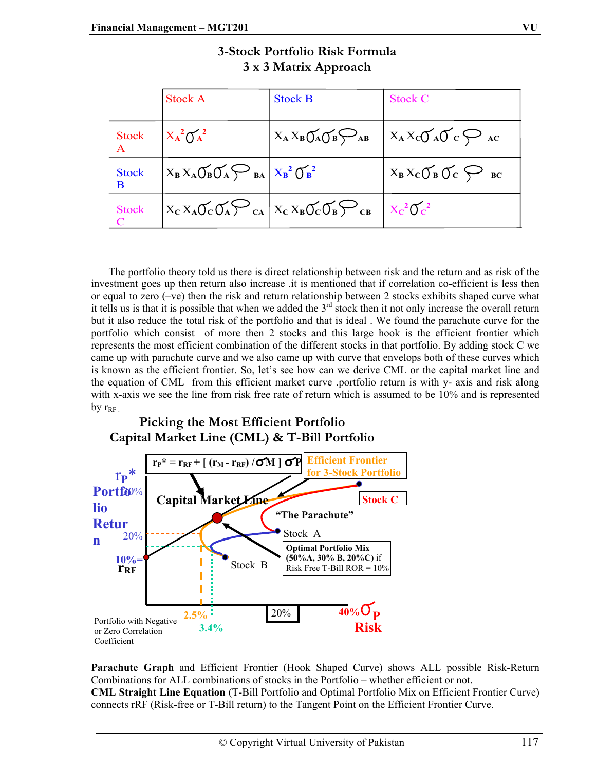## 3-Stock Portfolio Risk Formula
## 3 x 3 Matrix Approach

| | Stock A | Stock B | Stock C |
|---|---|---|---|
| Stock A | $X_A^2 \sigma_A^2$ | $X_A X_B \sigma_A \sigma_B \rho_{AB}$ | $X_A X_C \sigma_A \sigma_C \rho_{AC}$ |
| Stock B | $X_B X_A \sigma_B \sigma_A \rho_{BA}$ | $X_B^2 \sigma_B^2$ | $X_B X_C \sigma_B \sigma_C \rho_{BC}$ |
| Stock C | $X_C X_A \sigma_C \sigma_A \rho_{CA}$ | $X_C X_B \sigma_C \sigma_B \rho_{CB}$ | $X_C^2 \sigma_C^2$ |

The portfolio theory told us there is direct relationship between risk and the return and as risk of the investment goes up then return also increase .it is mentioned that if correlation co-efficient is less then or equal to zero (–ve) then the risk and return relationship between 2 stocks exhibits shaped curve what it tells us is that it is possible that when we added the 3rd stock then it not only increase the overall return but it also reduce the total risk of the portfolio and that is ideal . We found the parachute curve for the portfolio which consist of more then 2 stocks and this large hook is the efficient frontier which represents the most efficient combination of the different stocks in that portfolio. By adding stock C we came up with parachute curve and we also came up with curve that envelops both of these curves which is known as the efficient frontier. So, let's see how can we derive CML or the capital market line and the equation of CML from this efficient market curve .portfolio return is with y- axis and risk along with x-axis we see the line from risk free rate of return which is assumed to be 10% and is represented by $r_{RF}$.

### Picking the Most Efficient Portfolio
### Capital Market Line (CML) & T-Bill Portfolio

$$r_P^* = r_{RF} + [(r_M - r_{RF}) / \sigma_M] \sigma_P$$

(Figure labels: $r_P^*$ Portfolio Return; 30%; 20%; 10% = $r_{RF}$; Capital Market Line; Efficient Frontier for 3-Stock Portfolio; Stock C; "The Parachute"; Stock A; Stock B; Optimal Portfolio Mix (50%A, 30% B, 20%C) if Risk Free T-Bill ROR = 10%; 2.5%; 3.4%; 20%; 40% $\sigma_P$ Risk; Portfolio with Negative or Zero Correlation Coefficient)

**Parachute Graph** and Efficient Frontier (Hook Shaped Curve) shows ALL possible Risk-Return Combinations for ALL combinations of stocks in the Portfolio – whether efficient or not.

**CML Straight Line Equation** (T-Bill Portfolio and Optimal Portfolio Mix on Efficient Frontier Curve) connects rRF (Risk-free or T-Bill return) to the Tangent Point on the Efficient Frontier Curve.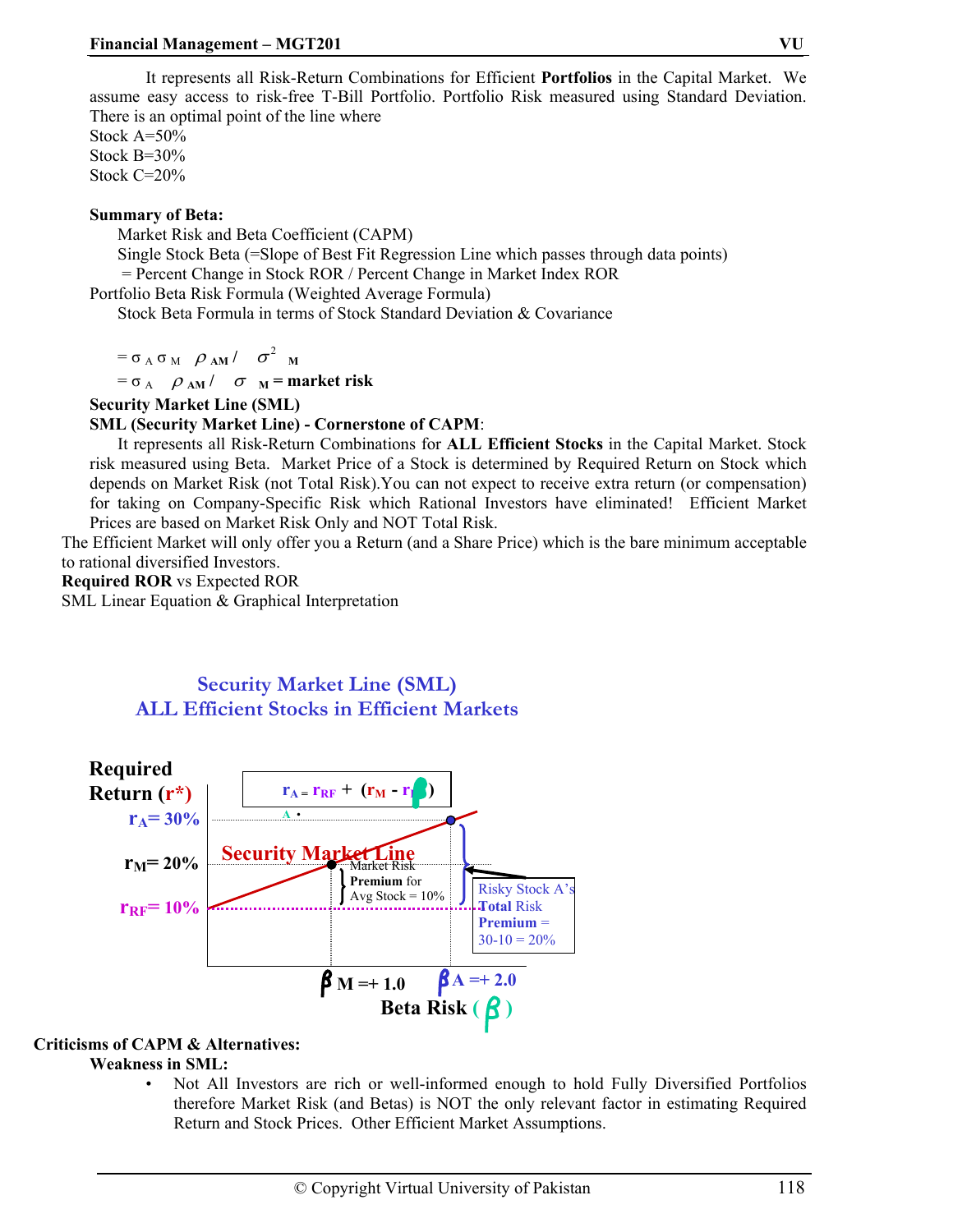It represents all Risk-Return Combinations for Efficient **Portfolios** in the Capital Market. We assume easy access to risk-free T-Bill Portfolio. Portfolio Risk measured using Standard Deviation. There is an optimal point of the line where
Stock A=50%
Stock B=30%
Stock C=20%

**Summary of Beta:**

Market Risk and Beta Coefficient (CAPM)
Single Stock Beta (=Slope of Best Fit Regression Line which passes through data points)
= Percent Change in Stock ROR / Percent Change in Market Index ROR
Portfolio Beta Risk Formula (Weighted Average Formula)
Stock Beta Formula in terms of Stock Standard Deviation & Covariance

$= \sigma_A \sigma_M \ \rho_{AM} / \ \sigma^2_M$

$= \sigma_A \ \rho_{AM} / \ \sigma_M$ **= market risk**

**Security Market Line (SML)**

**SML (Security Market Line) - Cornerstone of CAPM**:

It represents all Risk-Return Combinations for **ALL Efficient Stocks** in the Capital Market. Stock risk measured using Beta. Market Price of a Stock is determined by Required Return on Stock which depends on Market Risk (not Total Risk).You can not expect to receive extra return (or compensation) for taking on Company-Specific Risk which Rational Investors have eliminated! Efficient Market Prices are based on Market Risk Only and NOT Total Risk.

The Efficient Market will only offer you a Return (and a Share Price) which is the bare minimum acceptable to rational diversified Investors.

**Required ROR** vs Expected ROR

SML Linear Equation & Graphical Interpretation

**Security Market Line (SML)**
**ALL Efficient Stocks in Efficient Markets**

$r_A = r_{RF} + (r_M - r_{RF})\beta_A$

Required Return ($r^*$): $r_A = 30\%$, $r_M = 20\%$, $r_{RF} = 10\%$

Security Market Line

Market Risk Premium for Avg Stock = 10%

Risky Stock A's Total Risk Premium = 30-10 = 20%

$\beta_M = +1.0$ $\beta_A = +2.0$

Beta Risk ($\beta$)

**Criticisms of CAPM & Alternatives:**

**Weakness in SML:**

- Not All Investors are rich or well-informed enough to hold Fully Diversified Portfolios therefore Market Risk (and Betas) is NOT the only relevant factor in estimating Required Return and Stock Prices. Other Efficient Market Assumptions.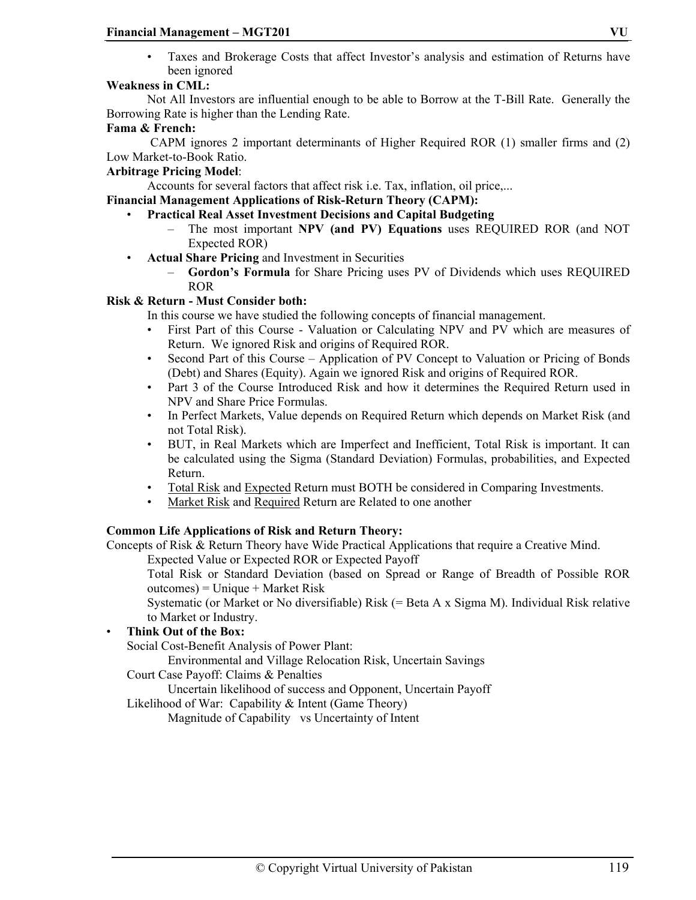- Taxes and Brokerage Costs that affect Investor's analysis and estimation of Returns have been ignored

**Weakness in CML:**

Not All Investors are influential enough to be able to Borrow at the T-Bill Rate. Generally the Borrowing Rate is higher than the Lending Rate.

**Fama & French:**

CAPM ignores 2 important determinants of Higher Required ROR (1) smaller firms and (2) Low Market-to-Book Ratio.

**Arbitrage Pricing Model**:

Accounts for several factors that affect risk i.e. Tax, inflation, oil price,...

**Financial Management Applications of Risk-Return Theory (CAPM):**

- **Practical Real Asset Investment Decisions and Capital Budgeting**
  - The most important **NPV (and PV) Equations** uses REQUIRED ROR (and NOT Expected ROR)
- **Actual Share Pricing** and Investment in Securities
  - **Gordon's Formula** for Share Pricing uses PV of Dividends which uses REQUIRED ROR

**Risk & Return - Must Consider both:**

In this course we have studied the following concepts of financial management.

- First Part of this Course - Valuation or Calculating NPV and PV which are measures of Return. We ignored Risk and origins of Required ROR.
- Second Part of this Course – Application of PV Concept to Valuation or Pricing of Bonds (Debt) and Shares (Equity). Again we ignored Risk and origins of Required ROR.
- Part 3 of the Course Introduced Risk and how it determines the Required Return used in NPV and Share Price Formulas.
- In Perfect Markets, Value depends on Required Return which depends on Market Risk (and not Total Risk).
- BUT, in Real Markets which are Imperfect and Inefficient, Total Risk is important. It can be calculated using the Sigma (Standard Deviation) Formulas, probabilities, and Expected Return.
- Total Risk and Expected Return must BOTH be considered in Comparing Investments.
- Market Risk and Required Return are Related to one another

**Common Life Applications of Risk and Return Theory:**

Concepts of Risk & Return Theory have Wide Practical Applications that require a Creative Mind.

Expected Value or Expected ROR or Expected Payoff

Total Risk or Standard Deviation (based on Spread or Range of Breadth of Possible ROR outcomes) = Unique + Market Risk

Systematic (or Market or No diversifiable) Risk (= Beta A x Sigma M). Individual Risk relative to Market or Industry.

- **Think Out of the Box:**

  Social Cost-Benefit Analysis of Power Plant:

  Environmental and Village Relocation Risk, Uncertain Savings

  Court Case Payoff: Claims & Penalties

  Uncertain likelihood of success and Opponent, Uncertain Payoff

  Likelihood of War: Capability & Intent (Game Theory)

  Magnitude of Capability vs Uncertainty of Intent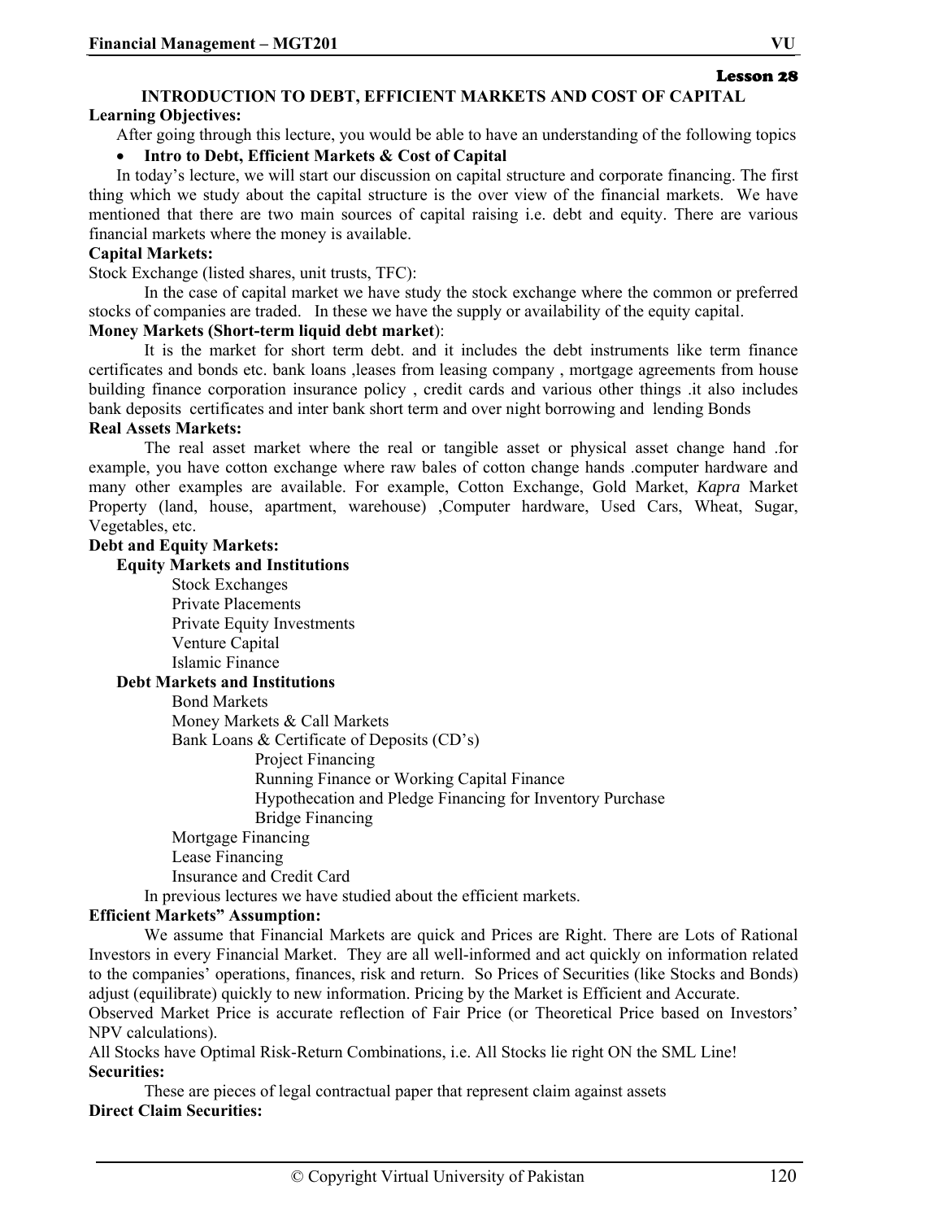Lesson 28

## INTRODUCTION TO DEBT, EFFICIENT MARKETS AND COST OF CAPITAL

**Learning Objectives:**

After going through this lecture, you would be able to have an understanding of the following topics

- **Intro to Debt, Efficient Markets & Cost of Capital**

In today's lecture, we will start our discussion on capital structure and corporate financing. The first thing which we study about the capital structure is the over view of the financial markets. We have mentioned that there are two main sources of capital raising i.e. debt and equity. There are various financial markets where the money is available.

**Capital Markets:**

Stock Exchange (listed shares, unit trusts, TFC):

In the case of capital market we have study the stock exchange where the common or preferred stocks of companies are traded. In these we have the supply or availability of the equity capital.

**Money Markets (Short-term liquid debt market**):

It is the market for short term debt. and it includes the debt instruments like term finance certificates and bonds etc. bank loans ,leases from leasing company , mortgage agreements from house building finance corporation insurance policy , credit cards and various other things .it also includes bank deposits certificates and inter bank short term and over night borrowing and lending Bonds

**Real Assets Markets:**

The real asset market where the real or tangible asset or physical asset change hand .for example, you have cotton exchange where raw bales of cotton change hands .computer hardware and many other examples are available. For example, Cotton Exchange, Gold Market, *Kapra* Market Property (land, house, apartment, warehouse) ,Computer hardware, Used Cars, Wheat, Sugar, Vegetables, etc.

**Debt and Equity Markets:**

**Equity Markets and Institutions**

- Stock Exchanges
- Private Placements
- Private Equity Investments
- Venture Capital
- Islamic Finance

**Debt Markets and Institutions**

- Bond Markets
- Money Markets & Call Markets
- Bank Loans & Certificate of Deposits (CD's)
  - Project Financing
  - Running Finance or Working Capital Finance
  - Hypothecation and Pledge Financing for Inventory Purchase
  - Bridge Financing
- Mortgage Financing
- Lease Financing
- Insurance and Credit Card

In previous lectures we have studied about the efficient markets.

**Efficient Markets" Assumption:**

We assume that Financial Markets are quick and Prices are Right. There are Lots of Rational Investors in every Financial Market. They are all well-informed and act quickly on information related to the companies' operations, finances, risk and return. So Prices of Securities (like Stocks and Bonds) adjust (equilibrate) quickly to new information. Pricing by the Market is Efficient and Accurate.

Observed Market Price is accurate reflection of Fair Price (or Theoretical Price based on Investors' NPV calculations).

All Stocks have Optimal Risk-Return Combinations, i.e. All Stocks lie right ON the SML Line!

**Securities:**

These are pieces of legal contractual paper that represent claim against assets

**Direct Claim Securities:**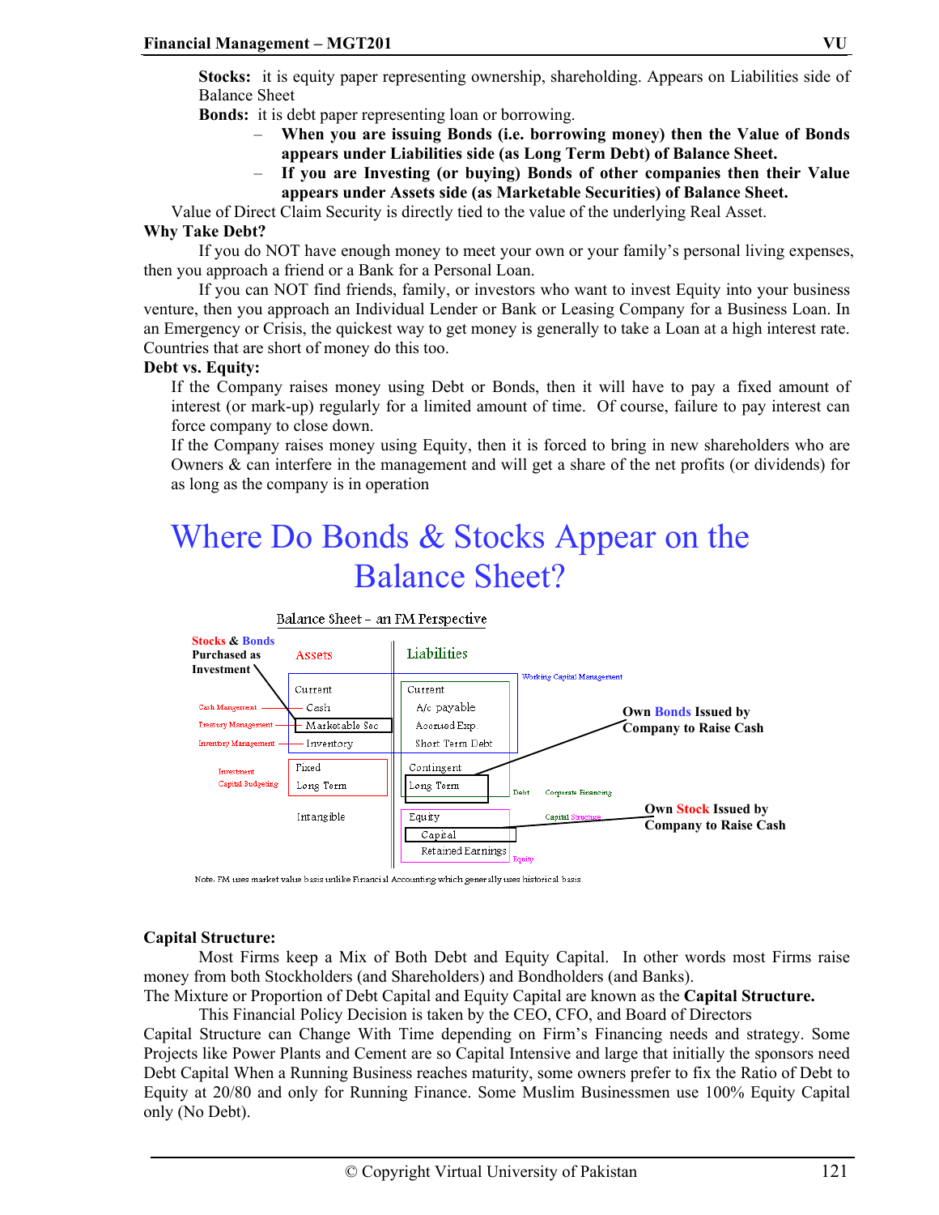**Stocks:** it is equity paper representing ownership, shareholding. Appears on Liabilities side of Balance Sheet

**Bonds:** it is debt paper representing loan or borrowing.

- **When you are issuing Bonds (i.e. borrowing money) then the Value of Bonds appears under Liabilities side (as Long Term Debt) of Balance Sheet.**
- **If you are Investing (or buying) Bonds of other companies then their Value appears under Assets side (as Marketable Securities) of Balance Sheet.**

Value of Direct Claim Security is directly tied to the value of the underlying Real Asset.

**Why Take Debt?**

If you do NOT have enough money to meet your own or your family's personal living expenses, then you approach a friend or a Bank for a Personal Loan.

If you can NOT find friends, family, or investors who want to invest Equity into your business venture, then you approach an Individual Lender or Bank or Leasing Company for a Business Loan. In an Emergency or Crisis, the quickest way to get money is generally to take a Loan at a high interest rate. Countries that are short of money do this too.

**Debt vs. Equity:**

If the Company raises money using Debt or Bonds, then it will have to pay a fixed amount of interest (or mark-up) regularly for a limited amount of time. Of course, failure to pay interest can force company to close down.

If the Company raises money using Equity, then it is forced to bring in new shareholders who are Owners & can interfere in the management and will get a share of the net profits (or dividends) for as long as the company is in operation

# Where Do Bonds & Stocks Appear on the Balance Sheet?

Balance Sheet – an FM Perspective

| Assets | Liabilities |
|---|---|
| **Current** | **Current** (Working Capital Management) |
| Cash (Cash Management) | A/c payable |
| Marketable Sec (Treasury Management) ← Stocks & Bonds Purchased as Investment | Accrued Exp. |
| Inventory (Inventory Management) | Short Term Debt |
| **Fixed** (Investment, Capital Budgeting) | Contingent |
| Long Term | Long Term (Debt, Corporate Financing) ← Own Bonds Issued by Company to Raise Cash |
| Intangible | **Equity** (Capital Structure) |
| | Capital ← Own Stock Issued by Company to Raise Cash |
| | Retained Earnings (Equity) |

Note: FM uses market value basis unlike Financial Accounting which generally uses historical basis

**Capital Structure:**

Most Firms keep a Mix of Both Debt and Equity Capital. In other words most Firms raise money from both Stockholders (and Shareholders) and Bondholders (and Banks).

The Mixture or Proportion of Debt Capital and Equity Capital are known as the **Capital Structure.**

This Financial Policy Decision is taken by the CEO, CFO, and Board of Directors

Capital Structure can Change With Time depending on Firm's Financing needs and strategy. Some Projects like Power Plants and Cement are so Capital Intensive and large that initially the sponsors need Debt Capital When a Running Business reaches maturity, some owners prefer to fix the Ratio of Debt to Equity at 20/80 and only for Running Finance. Some Muslim Businessmen use 100% Equity Capital only (No Debt).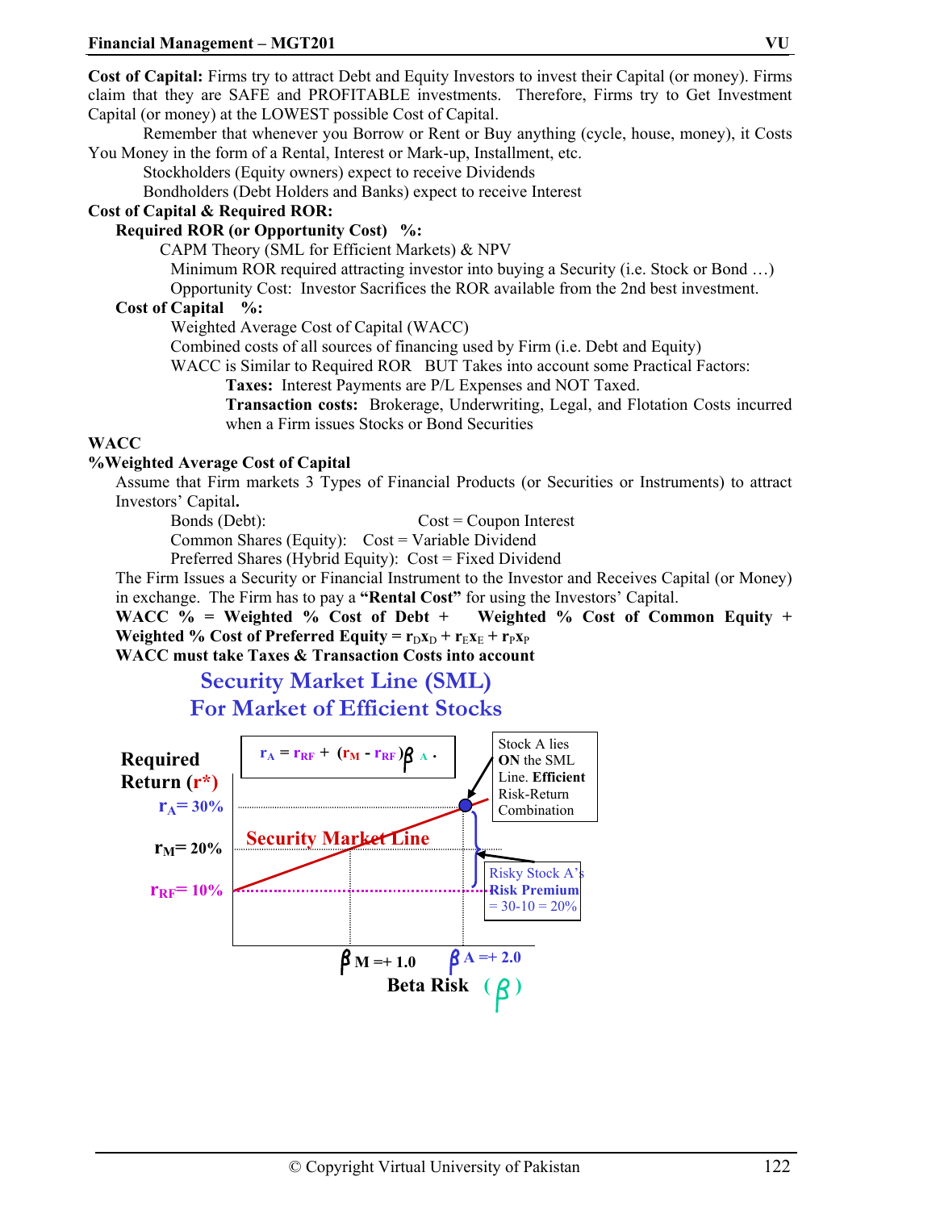**Cost of Capital:** Firms try to attract Debt and Equity Investors to invest their Capital (or money). Firms claim that they are SAFE and PROFITABLE investments. Therefore, Firms try to Get Investment Capital (or money) at the LOWEST possible Cost of Capital.

Remember that whenever you Borrow or Rent or Buy anything (cycle, house, money), it Costs You Money in the form of a Rental, Interest or Mark-up, Installment, etc.

Stockholders (Equity owners) expect to receive Dividends

Bondholders (Debt Holders and Banks) expect to receive Interest

**Cost of Capital & Required ROR:**

**Required ROR (or Opportunity Cost) %:**

CAPM Theory (SML for Efficient Markets) & NPV

Minimum ROR required attracting investor into buying a Security (i.e. Stock or Bond …)

Opportunity Cost: Investor Sacrifices the ROR available from the 2nd best investment.

**Cost of Capital %:**

Weighted Average Cost of Capital (WACC)

Combined costs of all sources of financing used by Firm (i.e. Debt and Equity)

WACC is Similar to Required ROR BUT Takes into account some Practical Factors:

**Taxes:** Interest Payments are P/L Expenses and NOT Taxed.

**Transaction costs:** Brokerage, Underwriting, Legal, and Flotation Costs incurred when a Firm issues Stocks or Bond Securities

**WACC**

**%Weighted Average Cost of Capital**

Assume that Firm markets 3 Types of Financial Products (or Securities or Instruments) to attract Investors' Capital**.**

Bonds (Debt): Cost = Coupon Interest

Common Shares (Equity): Cost = Variable Dividend

Preferred Shares (Hybrid Equity): Cost = Fixed Dividend

The Firm Issues a Security or Financial Instrument to the Investor and Receives Capital (or Money) in exchange. The Firm has to pay a **"Rental Cost"** for using the Investors' Capital.

**WACC % = Weighted % Cost of Debt + Weighted % Cost of Common Equity + Weighted % Cost of Preferred Equity =** $r_D x_D + r_E x_E + r_P x_P$

**WACC must take Taxes & Transaction Costs into account**

## Security Market Line (SML)
## For Market of Efficient Stocks

$$r_A = r_{RF} + (r_M - r_{RF})\beta_A$$

Required Return ($r^*$)

$r_A = 30\%$

$r_M = 20\%$

$r_{RF} = 10\%$

Security Market Line

Stock A lies **ON** the SML Line. **Efficient** Risk-Return Combination

Risky Stock A's **Risk Premium** = 30-10 = 20%

$\beta_M = +1.0$ $\beta_A = +2.0$

Beta Risk ($\beta$)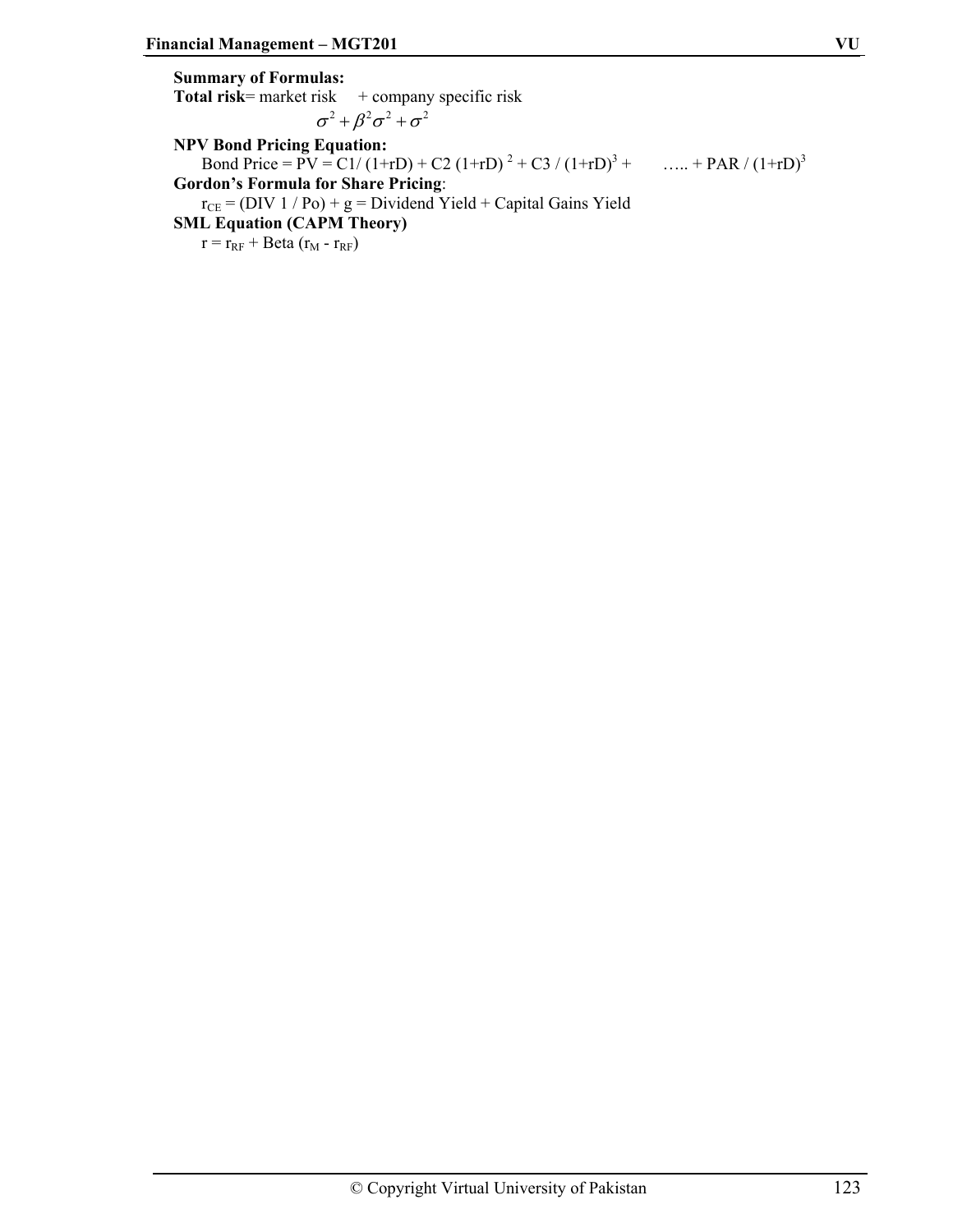**Summary of Formulas:**

**Total risk**= market risk + company specific risk

$$\sigma^2 + \beta^2\sigma^2 + \sigma^2$$

**NPV Bond Pricing Equation:**

Bond Price = PV = C1/ (1+rD) + C2 (1+rD) $^2$ + C3 / (1+rD)$^3$ + ….. + PAR / (1+rD)$^3$

**Gordon's Formula for Share Pricing**:

$r_{CE}$ = (DIV 1 / Po) + g = Dividend Yield + Capital Gains Yield

**SML Equation (CAPM Theory)**

r = $r_{RF}$ + Beta ($r_M$ - $r_{RF}$)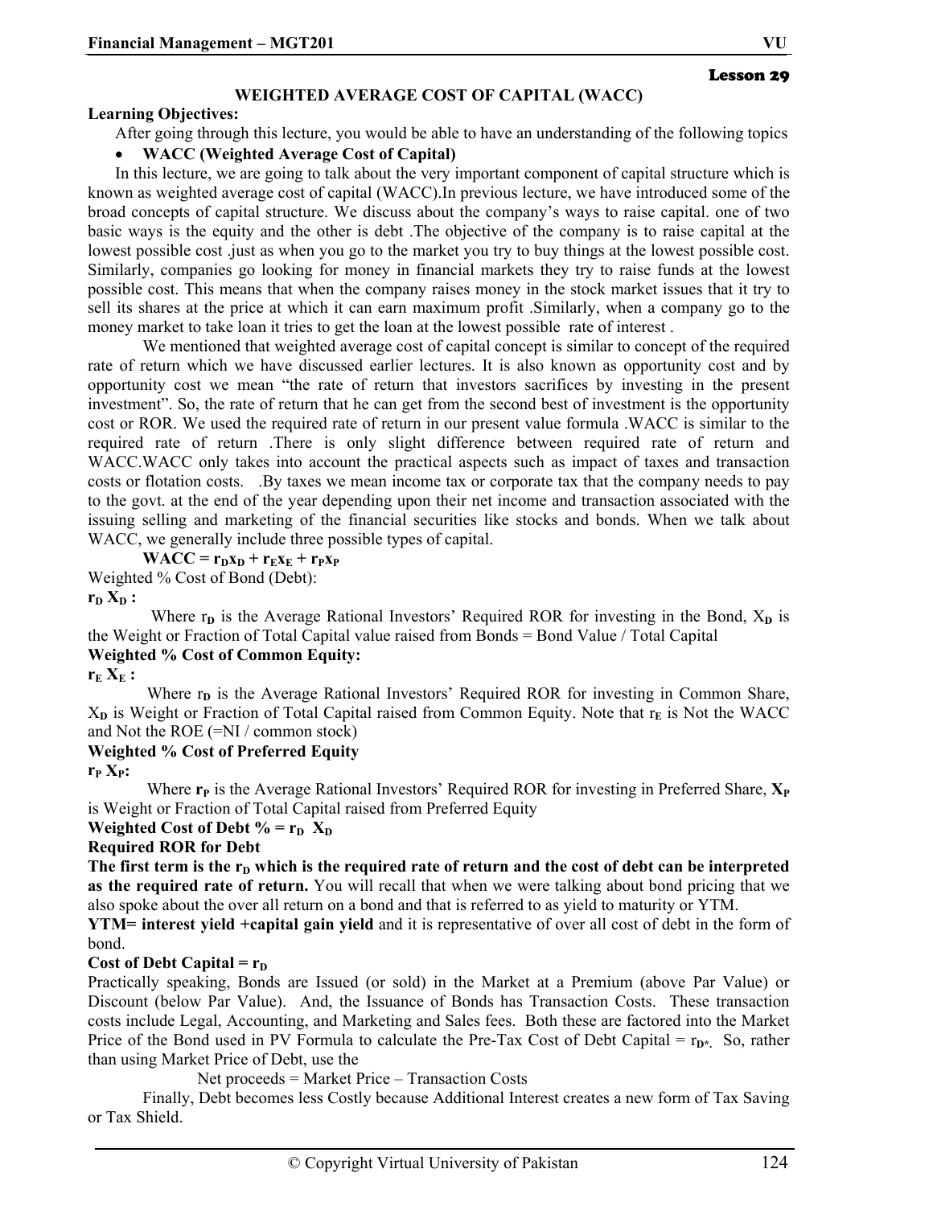Lesson 29

## WEIGHTED AVERAGE COST OF CAPITAL (WACC)

**Learning Objectives:**

After going through this lecture, you would be able to have an understanding of the following topics

- **WACC (Weighted Average Cost of Capital)**

In this lecture, we are going to talk about the very important component of capital structure which is known as weighted average cost of capital (WACC).In previous lecture, we have introduced some of the broad concepts of capital structure. We discuss about the company's ways to raise capital. one of two basic ways is the equity and the other is debt .The objective of the company is to raise capital at the lowest possible cost .just as when you go to the market you try to buy things at the lowest possible cost. Similarly, companies go looking for money in financial markets they try to raise funds at the lowest possible cost. This means that when the company raises money in the stock market issues that it try to sell its shares at the price at which it can earn maximum profit .Similarly, when a company go to the money market to take loan it tries to get the loan at the lowest possible rate of interest .

We mentioned that weighted average cost of capital concept is similar to concept of the required rate of return which we have discussed earlier lectures. It is also known as opportunity cost and by opportunity cost we mean "the rate of return that investors sacrifices by investing in the present investment". So, the rate of return that he can get from the second best of investment is the opportunity cost or ROR. We used the required rate of return in our present value formula .WACC is similar to the required rate of return .There is only slight difference between required rate of return and WACC.WACC only takes into account the practical aspects such as impact of taxes and transaction costs or flotation costs. .By taxes we mean income tax or corporate tax that the company needs to pay to the govt. at the end of the year depending upon their net income and transaction associated with the issuing selling and marketing of the financial securities like stocks and bonds. When we talk about WACC, we generally include three possible types of capital.

$$\textbf{WACC} = r_D x_D + r_E x_E + r_P x_P$$

Weighted % Cost of Bond (Debt):

$\mathbf{r_D\ X_D}$ **:**

Where $r_D$ is the Average Rational Investors' Required ROR for investing in the Bond, $X_D$ is the Weight or Fraction of Total Capital value raised from Bonds = Bond Value / Total Capital

**Weighted % Cost of Common Equity:**

$\mathbf{r_E\ X_E}$ **:**

Where $r_D$ is the Average Rational Investors' Required ROR for investing in Common Share, $X_D$ is Weight or Fraction of Total Capital raised from Common Equity. Note that $r_E$ is Not the WACC and Not the ROE (=NI / common stock)

**Weighted % Cost of Preferred Equity**

$\mathbf{r_P\ X_P}$**:**

Where $r_P$ is the Average Rational Investors' Required ROR for investing in Preferred Share, $X_P$ is Weight or Fraction of Total Capital raised from Preferred Equity

**Weighted Cost of Debt % =** $\mathbf{r_D\ X_D}$

**Required ROR for Debt**

**The first term is the $r_D$ which is the required rate of return and the cost of debt can be interpreted as the required rate of return.** You will recall that when we were talking about bond pricing that we also spoke about the over all return on a bond and that is referred to as yield to maturity or YTM.

**YTM= interest yield +capital gain yield** and it is representative of over all cost of debt in the form of bond.

**Cost of Debt Capital =** $\mathbf{r_D}$

Practically speaking, Bonds are Issued (or sold) in the Market at a Premium (above Par Value) or Discount (below Par Value). And, the Issuance of Bonds has Transaction Costs. These transaction costs include Legal, Accounting, and Marketing and Sales fees. Both these are factored into the Market Price of the Bond used in PV Formula to calculate the Pre-Tax Cost of Debt Capital = $r_{D^*}$. So, rather than using Market Price of Debt, use the

Net proceeds = Market Price – Transaction Costs

Finally, Debt becomes less Costly because Additional Interest creates a new form of Tax Saving or Tax Shield.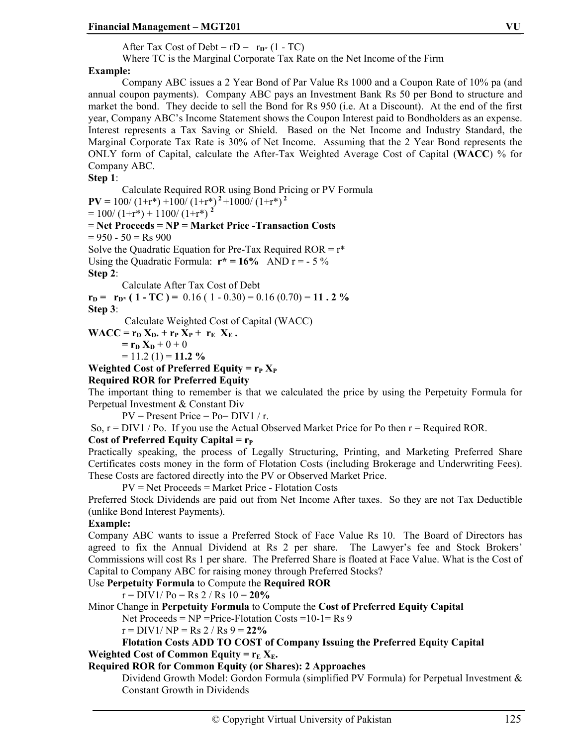After Tax Cost of Debt = $r_D = r_{D^*}(1 - TC)$

Where TC is the Marginal Corporate Tax Rate on the Net Income of the Firm

**Example:**

Company ABC issues a 2 Year Bond of Par Value Rs 1000 and a Coupon Rate of 10% pa (and annual coupon payments). Company ABC pays an Investment Bank Rs 50 per Bond to structure and market the bond. They decide to sell the Bond for Rs 950 (i.e. At a Discount). At the end of the first year, Company ABC's Income Statement shows the Coupon Interest paid to Bondholders as an expense. Interest represents a Tax Saving or Shield. Based on the Net Income and Industry Standard, the Marginal Corporate Tax Rate is 30% of Net Income. Assuming that the 2 Year Bond represents the ONLY form of Capital, calculate the After-Tax Weighted Average Cost of Capital (**WACC**) % for Company ABC.

**Step 1**:

Calculate Required ROR using Bond Pricing or PV Formula

**PV =** $100/(1+r^*) + 100/(1+r^*)^2 + 1000/(1+r^*)^2$

$= 100/(1+r^*) + 1100/(1+r^*)^2$

= **Net Proceeds = NP = Market Price -Transaction Costs**

= 950 - 50 = Rs 900

Solve the Quadratic Equation for Pre-Tax Required ROR = r*

Using the Quadratic Formula: **r* = 16%** AND r = - 5 %

**Step 2**:

Calculate After Tax Cost of Debt

$r_D = r_{D^*}(1 - TC) =$ 0.16 ( 1 - 0.30) = 0.16 (0.70) = **11 . 2 %**

**Step 3**:

Calculate Weighted Cost of Capital (WACC)

**WACC** = $r_D X_D + r_P X_P + r_E X_E$.

$= r_D X_D + 0 + 0$

= 11.2 (1) = **11.2 %**

**Weighted Cost of Preferred Equity = $r_P X_P$**

**Required ROR for Preferred Equity**

The important thing to remember is that we calculated the price by using the Perpetuity Formula for Perpetual Investment & Constant Div

PV = Present Price = Po= DIV1 / r.

So, r = DIV1 / Po. If you use the Actual Observed Market Price for Po then r = Required ROR.

**Cost of Preferred Equity Capital = $r_P$**

Practically speaking, the process of Legally Structuring, Printing, and Marketing Preferred Share Certificates costs money in the form of Flotation Costs (including Brokerage and Underwriting Fees). These Costs are factored directly into the PV or Observed Market Price.

PV = Net Proceeds = Market Price - Flotation Costs

Preferred Stock Dividends are paid out from Net Income After taxes. So they are not Tax Deductible (unlike Bond Interest Payments).

**Example:**

Company ABC wants to issue a Preferred Stock of Face Value Rs 10. The Board of Directors has agreed to fix the Annual Dividend at Rs 2 per share. The Lawyer's fee and Stock Brokers' Commissions will cost Rs 1 per share. The Preferred Share is floated at Face Value. What is the Cost of Capital to Company ABC for raising money through Preferred Stocks?

Use **Perpetuity Formula** to Compute the **Required ROR**

r = DIV1/ Po = Rs 2 / Rs 10 = **20%**

Minor Change in **Perpetuity Formula** to Compute the **Cost of Preferred Equity Capital**

Net Proceeds = NP =Price-Flotation Costs =10-1= Rs 9

r = DIV1/ NP = Rs 2 / Rs 9 = **22%**

**Flotation Costs ADD TO COST of Company Issuing the Preferred Equity Capital**

**Weighted Cost of Common Equity = $r_E X_E$.**

**Required ROR for Common Equity (or Shares): 2 Approaches**

Dividend Growth Model: Gordon Formula (simplified PV Formula) for Perpetual Investment & Constant Growth in Dividends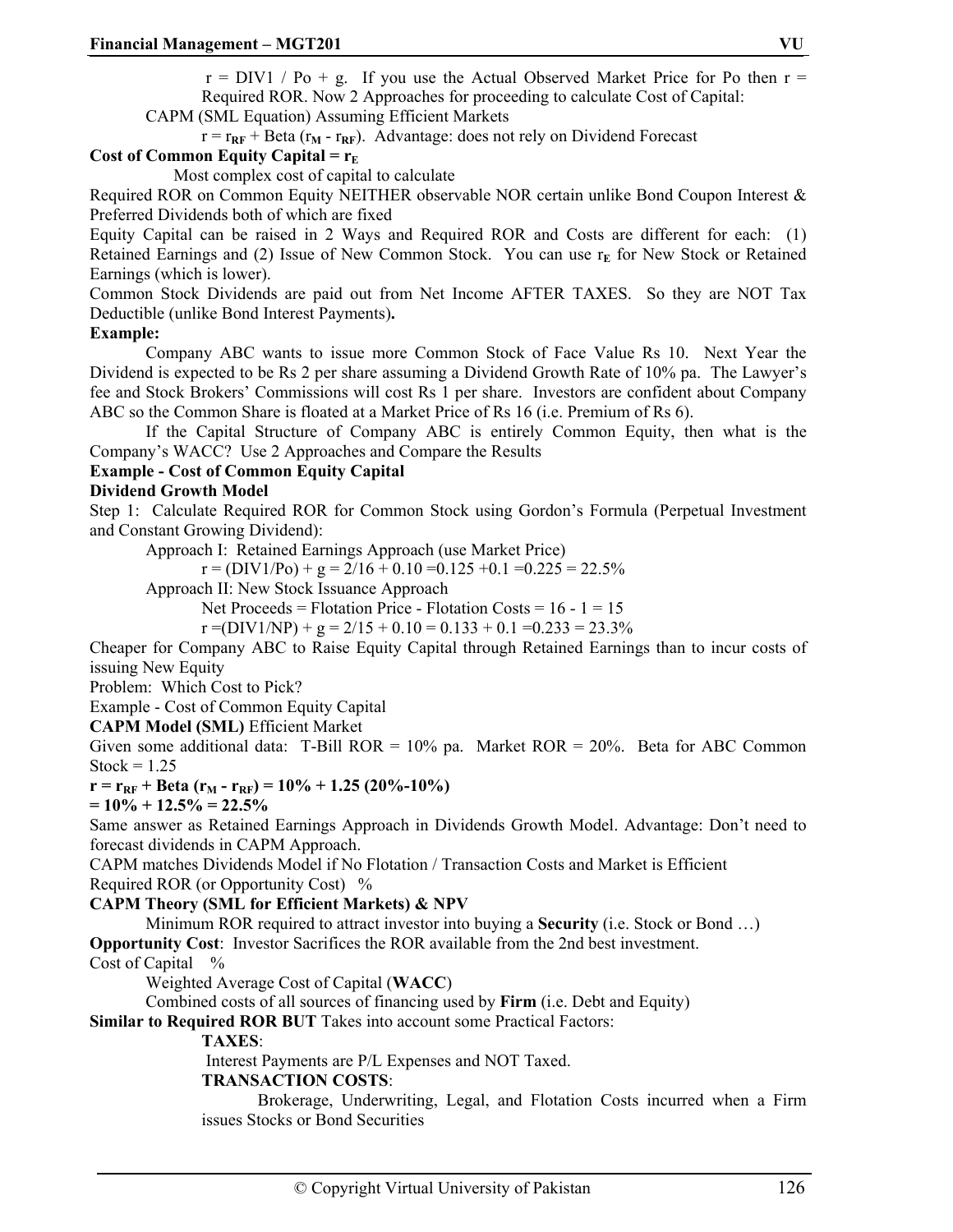$r = DIV1 / Po + g$. If you use the Actual Observed Market Price for Po then r = Required ROR. Now 2 Approaches for proceeding to calculate Cost of Capital:

CAPM (SML Equation) Assuming Efficient Markets

$r = r_{RF} + Beta\ (r_M - r_{RF})$. Advantage: does not rely on Dividend Forecast

**Cost of Common Equity Capital = $r_E$**

Most complex cost of capital to calculate

Required ROR on Common Equity NEITHER observable NOR certain unlike Bond Coupon Interest & Preferred Dividends both of which are fixed

Equity Capital can be raised in 2 Ways and Required ROR and Costs are different for each: (1) Retained Earnings and (2) Issue of New Common Stock. You can use $r_E$ for New Stock or Retained Earnings (which is lower).

Common Stock Dividends are paid out from Net Income AFTER TAXES. So they are NOT Tax Deductible (unlike Bond Interest Payments)**.**

**Example:**

Company ABC wants to issue more Common Stock of Face Value Rs 10. Next Year the Dividend is expected to be Rs 2 per share assuming a Dividend Growth Rate of 10% pa. The Lawyer's fee and Stock Brokers' Commissions will cost Rs 1 per share. Investors are confident about Company ABC so the Common Share is floated at a Market Price of Rs 16 (i.e. Premium of Rs 6).

If the Capital Structure of Company ABC is entirely Common Equity, then what is the Company's WACC? Use 2 Approaches and Compare the Results

**Example - Cost of Common Equity Capital**

**Dividend Growth Model**

Step 1: Calculate Required ROR for Common Stock using Gordon's Formula (Perpetual Investment and Constant Growing Dividend):

Approach I: Retained Earnings Approach (use Market Price)

$r = (DIV1/Po) + g = 2/16 + 0.10 = 0.125 + 0.1 = 0.225 = 22.5\%$

Approach II: New Stock Issuance Approach

Net Proceeds = Flotation Price - Flotation Costs = 16 - 1 = 15

$r = (DIV1/NP) + g = 2/15 + 0.10 = 0.133 + 0.1 = 0.233 = 23.3\%$

Cheaper for Company ABC to Raise Equity Capital through Retained Earnings than to incur costs of issuing New Equity

Problem: Which Cost to Pick?

Example - Cost of Common Equity Capital

**CAPM Model (SML)** Efficient Market

Given some additional data: T-Bill ROR = 10% pa. Market ROR = 20%. Beta for ABC Common Stock = 1.25

**$r = r_{RF} + Beta\ (r_M - r_{RF}) = 10\% + 1.25\ (20\% - 10\%)$**

**$= 10\% + 12.5\% = 22.5\%$**

Same answer as Retained Earnings Approach in Dividends Growth Model. Advantage: Don't need to forecast dividends in CAPM Approach.

CAPM matches Dividends Model if No Flotation / Transaction Costs and Market is Efficient

Required ROR (or Opportunity Cost) %

**CAPM Theory (SML for Efficient Markets) & NPV**

Minimum ROR required to attract investor into buying a **Security** (i.e. Stock or Bond …)

**Opportunity Cost**: Investor Sacrifices the ROR available from the 2nd best investment.

Cost of Capital %

Weighted Average Cost of Capital (**WACC**)

Combined costs of all sources of financing used by **Firm** (i.e. Debt and Equity)

**Similar to Required ROR BUT** Takes into account some Practical Factors:

**TAXES**:

Interest Payments are P/L Expenses and NOT Taxed.

**TRANSACTION COSTS**:

Brokerage, Underwriting, Legal, and Flotation Costs incurred when a Firm issues Stocks or Bond Securities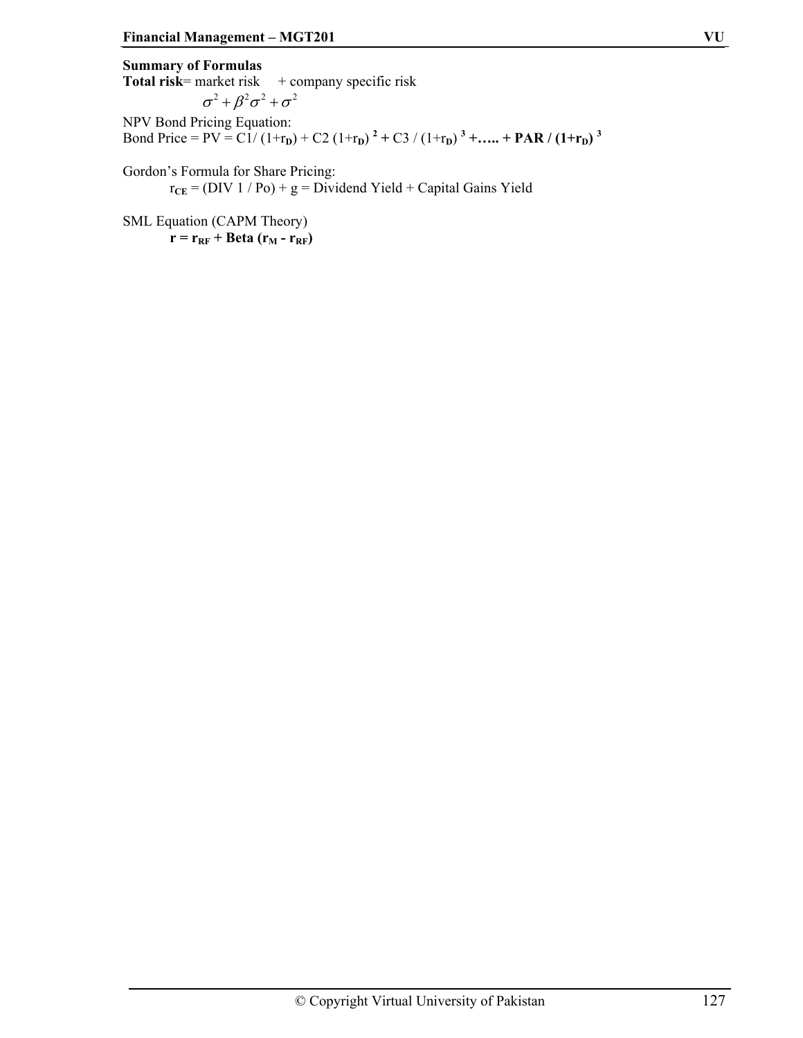**Summary of Formulas**

**Total risk**= market risk + company specific risk

$$\sigma^2 + \beta^2\sigma^2 + \sigma^2$$

NPV Bond Pricing Equation:

Bond Price = PV = C1/ $(1+r_D)$ + C2 $(1+r_D)^2$ + C3 / $(1+r_D)^3$ **+….. + PAR /** $(1+r_D)^3$

Gordon's Formula for Share Pricing:

$r_{CE}$ = (DIV 1 / Po) + g = Dividend Yield + Capital Gains Yield

SML Equation (CAPM Theory)

**r =** $r_{RF}$ **+ Beta (**$r_M - r_{RF}$**)**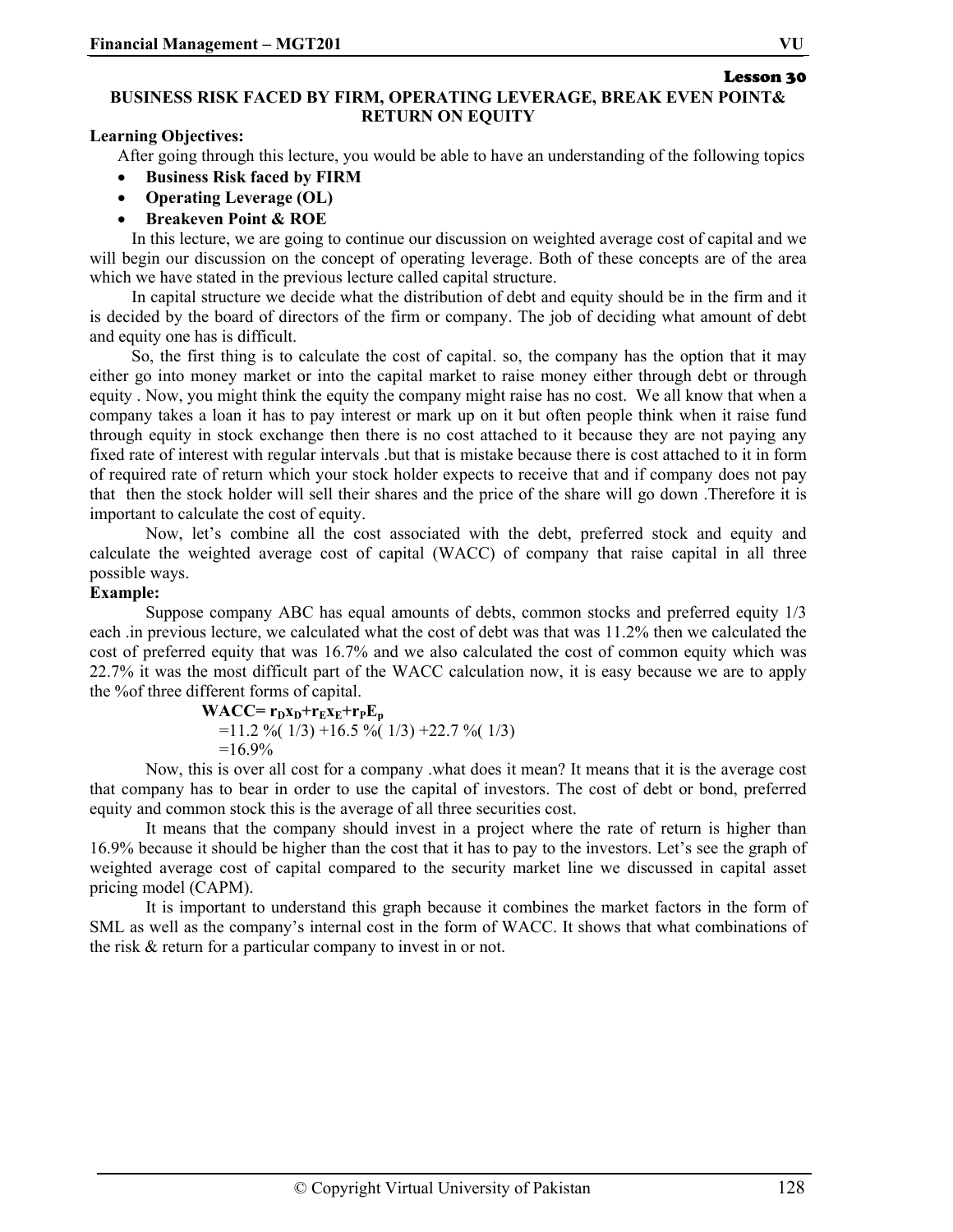**Lesson 30**

## BUSINESS RISK FACED BY FIRM, OPERATING LEVERAGE, BREAK EVEN POINT& RETURN ON EQUITY

**Learning Objectives:**

After going through this lecture, you would be able to have an understanding of the following topics

- **Business Risk faced by FIRM**
- **Operating Leverage (OL)**
- **Breakeven Point & ROE**

In this lecture, we are going to continue our discussion on weighted average cost of capital and we will begin our discussion on the concept of operating leverage. Both of these concepts are of the area which we have stated in the previous lecture called capital structure.

In capital structure we decide what the distribution of debt and equity should be in the firm and it is decided by the board of directors of the firm or company. The job of deciding what amount of debt and equity one has is difficult.

So, the first thing is to calculate the cost of capital. so, the company has the option that it may either go into money market or into the capital market to raise money either through debt or through equity . Now, you might think the equity the company might raise has no cost. We all know that when a company takes a loan it has to pay interest or mark up on it but often people think when it raise fund through equity in stock exchange then there is no cost attached to it because they are not paying any fixed rate of interest with regular intervals .but that is mistake because there is cost attached to it in form of required rate of return which your stock holder expects to receive that and if company does not pay that then the stock holder will sell their shares and the price of the share will go down .Therefore it is important to calculate the cost of equity.

Now, let's combine all the cost associated with the debt, preferred stock and equity and calculate the weighted average cost of capital (WACC) of company that raise capital in all three possible ways.

**Example:**

Suppose company ABC has equal amounts of debts, common stocks and preferred equity 1/3 each .in previous lecture, we calculated what the cost of debt was that was 11.2% then we calculated the cost of preferred equity that was 16.7% and we also calculated the cost of common equity which was 22.7% it was the most difficult part of the WACC calculation now, it is easy because we are to apply the %of three different forms of capital.

$$\textbf{WACC} = r_D x_D + r_E x_E + r_P E_p$$

$$= 11.2\,\%(1/3) + 16.5\,\%(1/3) + 22.7\,\%(1/3)$$

$$= 16.9\%$$

Now, this is over all cost for a company .what does it mean? It means that it is the average cost that company has to bear in order to use the capital of investors. The cost of debt or bond, preferred equity and common stock this is the average of all three securities cost.

It means that the company should invest in a project where the rate of return is higher than 16.9% because it should be higher than the cost that it has to pay to the investors. Let's see the graph of weighted average cost of capital compared to the security market line we discussed in capital asset pricing model (CAPM).

It is important to understand this graph because it combines the market factors in the form of SML as well as the company's internal cost in the form of WACC. It shows that what combinations of the risk & return for a particular company to invest in or not.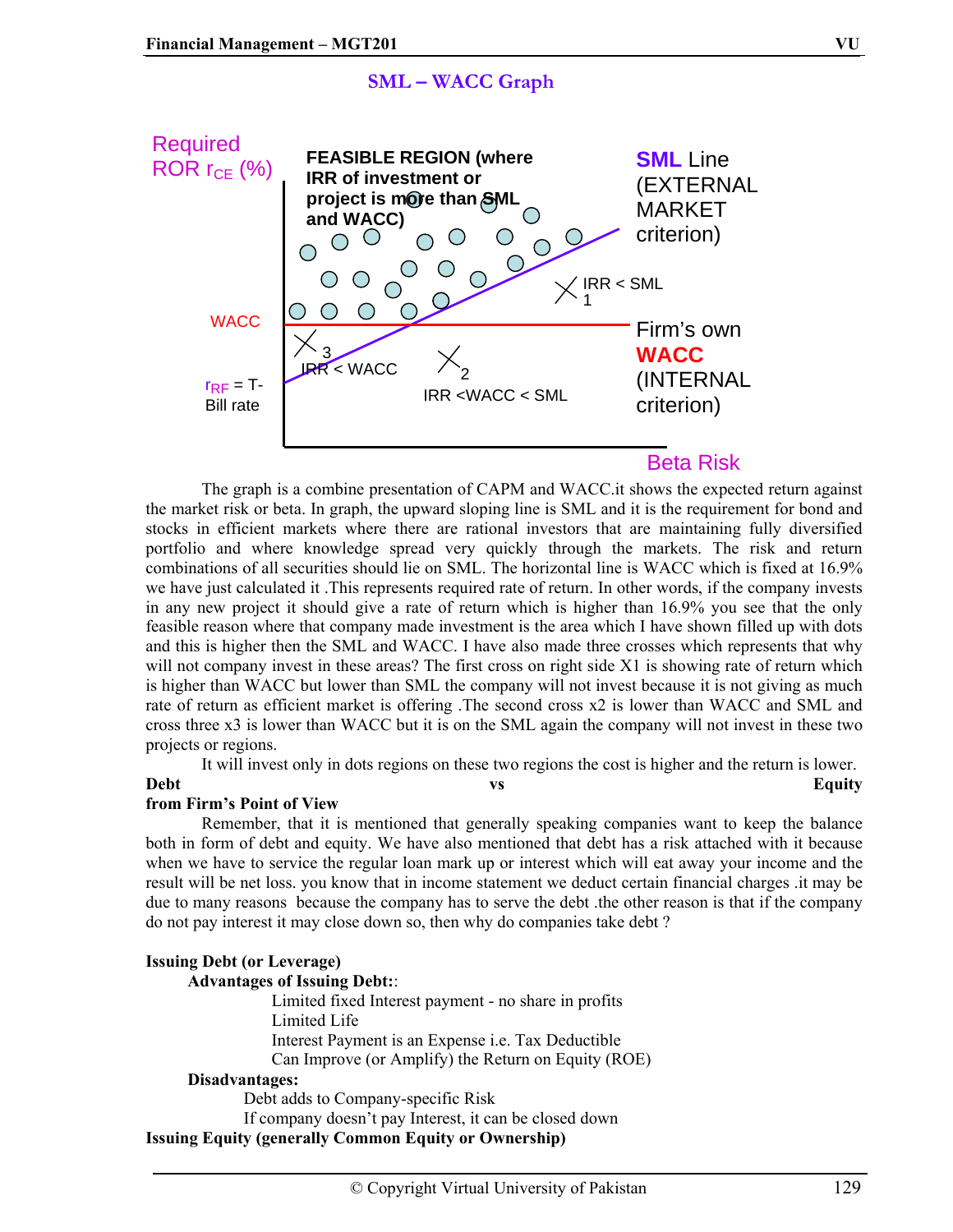## SML – WACC Graph

Required ROR $r_{CE}$ (%)

FEASIBLE REGION (where IRR of investment or project is more than SML and WACC)

SML Line (EXTERNAL MARKET criterion)

IRR < SML 1

WACC

Firm's own WACC (INTERNAL criterion)

3 IRR < WACC

2 IRR <WACC < SML

$r_{RF}$ = T-Bill rate

Beta Risk

The graph is a combine presentation of CAPM and WACC.it shows the expected return against the market risk or beta. In graph, the upward sloping line is SML and it is the requirement for bond and stocks in efficient markets where there are rational investors that are maintaining fully diversified portfolio and where knowledge spread very quickly through the markets. The risk and return combinations of all securities should lie on SML. The horizontal line is WACC which is fixed at 16.9% we have just calculated it .This represents required rate of return. In other words, if the company invests in any new project it should give a rate of return which is higher than 16.9% you see that the only feasible reason where that company made investment is the area which I have shown filled up with dots and this is higher then the SML and WACC. I have also made three crosses which represents that why will not company invest in these areas? The first cross on right side X1 is showing rate of return which is higher than WACC but lower than SML the company will not invest because it is not giving as much rate of return as efficient market is offering .The second cross x2 is lower than WACC and SML and cross three x3 is lower than WACC but it is on the SML again the company will not invest in these two projects or regions.

It will invest only in dots regions on these two regions the cost is higher and the return is lower.

**Debt vs Equity from Firm's Point of View**

Remember, that it is mentioned that generally speaking companies want to keep the balance both in form of debt and equity. We have also mentioned that debt has a risk attached with it because when we have to service the regular loan mark up or interest which will eat away your income and the result will be net loss. you know that in income statement we deduct certain financial charges .it may be due to many reasons because the company has to serve the debt .the other reason is that if the company do not pay interest it may close down so, then why do companies take debt ?

**Issuing Debt (or Leverage)**

**Advantages of Issuing Debt:**:

- Limited fixed Interest payment - no share in profits
- Limited Life
- Interest Payment is an Expense i.e. Tax Deductible
- Can Improve (or Amplify) the Return on Equity (ROE)

**Disadvantages:**

- Debt adds to Company-specific Risk
- If company doesn't pay Interest, it can be closed down

**Issuing Equity (generally Common Equity or Ownership)**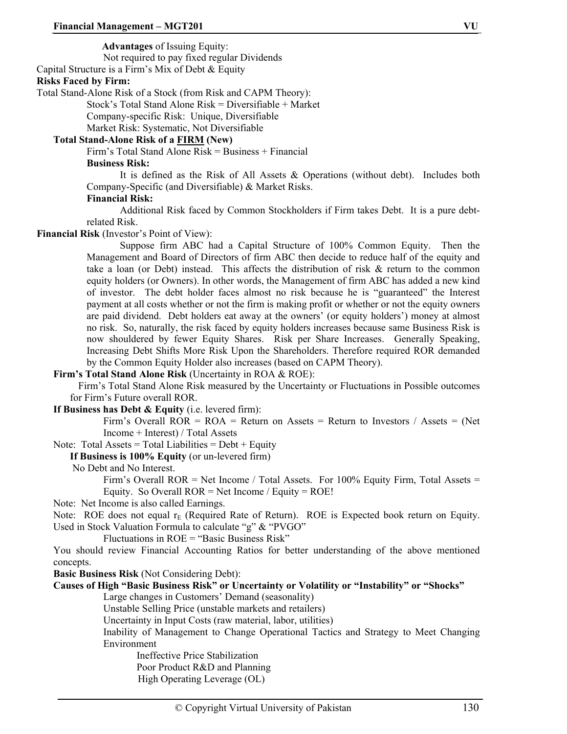**Advantages** of Issuing Equity:

Not required to pay fixed regular Dividends

Capital Structure is a Firm's Mix of Debt & Equity

**Risks Faced by Firm:**

Total Stand-Alone Risk of a Stock (from Risk and CAPM Theory):

Stock's Total Stand Alone Risk = Diversifiable + Market

Company-specific Risk: Unique, Diversifiable

Market Risk: Systematic, Not Diversifiable

**Total Stand-Alone Risk of a FIRM (New)**

Firm's Total Stand Alone Risk = Business + Financial

**Business Risk:**

It is defined as the Risk of All Assets & Operations (without debt). Includes both Company-Specific (and Diversifiable) & Market Risks.

**Financial Risk:**

Additional Risk faced by Common Stockholders if Firm takes Debt. It is a pure debt-related Risk.

**Financial Risk** (Investor's Point of View):

Suppose firm ABC had a Capital Structure of 100% Common Equity. Then the Management and Board of Directors of firm ABC then decide to reduce half of the equity and take a loan (or Debt) instead. This affects the distribution of risk & return to the common equity holders (or Owners). In other words, the Management of firm ABC has added a new kind of investor. The debt holder faces almost no risk because he is "guaranteed" the Interest payment at all costs whether or not the firm is making profit or whether or not the equity owners are paid dividend. Debt holders eat away at the owners' (or equity holders') money at almost no risk. So, naturally, the risk faced by equity holders increases because same Business Risk is now shouldered by fewer Equity Shares. Risk per Share Increases. Generally Speaking, Increasing Debt Shifts More Risk Upon the Shareholders. Therefore required ROR demanded by the Common Equity Holder also increases (based on CAPM Theory).

**Firm's Total Stand Alone Risk** (Uncertainty in ROA & ROE):

Firm's Total Stand Alone Risk measured by the Uncertainty or Fluctuations in Possible outcomes for Firm's Future overall ROR.

**If Business has Debt & Equity** (i.e. levered firm):

Firm's Overall ROR = ROA = Return on Assets = Return to Investors / Assets = (Net Income + Interest) / Total Assets

Note: Total Assets = Total Liabilities = Debt + Equity

**If Business is 100% Equity** (or un-levered firm)

No Debt and No Interest.

Firm's Overall ROR = Net Income / Total Assets. For 100% Equity Firm, Total Assets = Equity. So Overall ROR = Net Income / Equity = ROE!

Note: Net Income is also called Earnings.

Note: ROE does not equal $r_E$ (Required Rate of Return). ROE is Expected book return on Equity. Used in Stock Valuation Formula to calculate "g" & "PVGO"

Fluctuations in ROE = "Basic Business Risk"

You should review Financial Accounting Ratios for better understanding of the above mentioned concepts.

**Basic Business Risk** (Not Considering Debt):

**Causes of High "Basic Business Risk" or Uncertainty or Volatility or "Instability" or "Shocks"**

- Large changes in Customers' Demand (seasonality)
- Unstable Selling Price (unstable markets and retailers)
- Uncertainty in Input Costs (raw material, labor, utilities)
- Inability of Management to Change Operational Tactics and Strategy to Meet Changing Environment
  - Ineffective Price Stabilization
  - Poor Product R&D and Planning
  - High Operating Leverage (OL)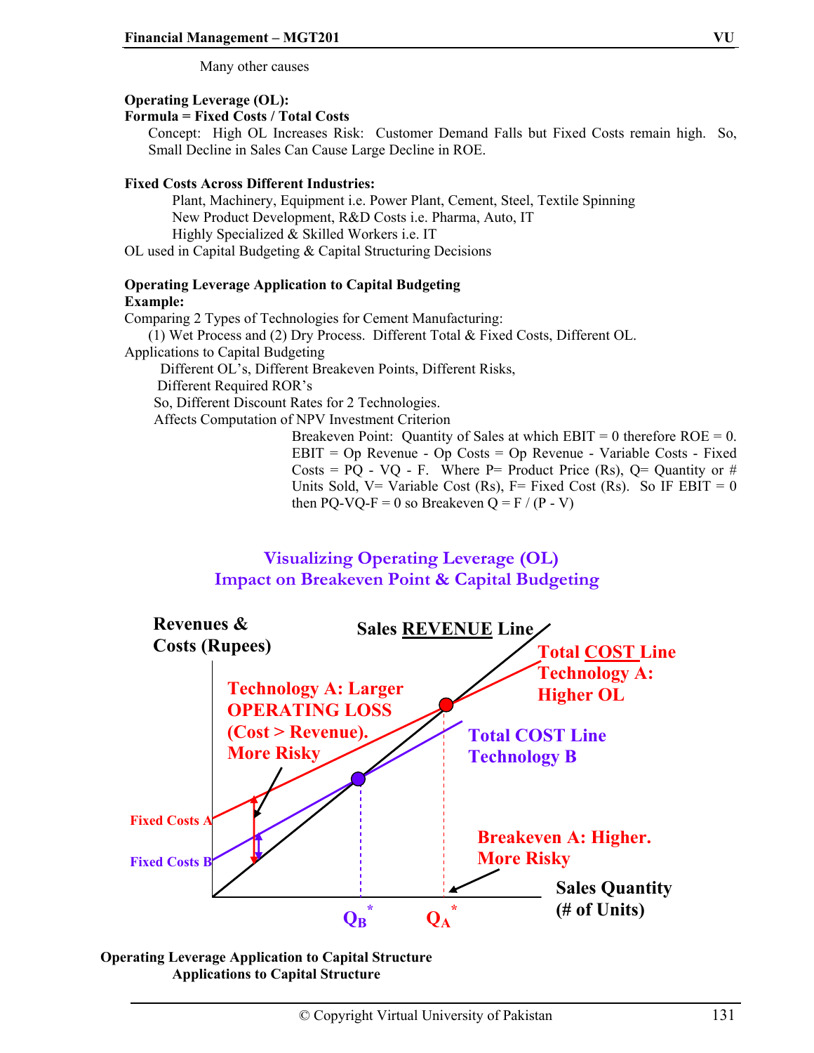Many other causes

**Operating Leverage (OL):**
**Formula = Fixed Costs / Total Costs**

Concept: High OL Increases Risk: Customer Demand Falls but Fixed Costs remain high. So, Small Decline in Sales Can Cause Large Decline in ROE.

**Fixed Costs Across Different Industries:**

Plant, Machinery, Equipment i.e. Power Plant, Cement, Steel, Textile Spinning
New Product Development, R&D Costs i.e. Pharma, Auto, IT
Highly Specialized & Skilled Workers i.e. IT

OL used in Capital Budgeting & Capital Structuring Decisions

**Operating Leverage Application to Capital Budgeting**
**Example:**

Comparing 2 Types of Technologies for Cement Manufacturing:
(1) Wet Process and (2) Dry Process. Different Total & Fixed Costs, Different OL.

Applications to Capital Budgeting

Different OL's, Different Breakeven Points, Different Risks,
Different Required ROR's
So, Different Discount Rates for 2 Technologies.
Affects Computation of NPV Investment Criterion

Breakeven Point: Quantity of Sales at which EBIT = 0 therefore ROE = 0. EBIT = Op Revenue - Op Costs = Op Revenue - Variable Costs - Fixed Costs = PQ - VQ - F. Where P= Product Price (Rs), Q= Quantity or # Units Sold, V= Variable Cost (Rs), F= Fixed Cost (Rs). So IF EBIT = 0 then PQ-VQ-F = 0 so Breakeven Q = F / (P - V)

**Visualizing Operating Leverage (OL)**
**Impact on Breakeven Point & Capital Budgeting**

Revenues & Costs (Rupees) | Sales REVENUE Line | Total COST Line Technology A: Higher OL | Total COST Line Technology B | Technology A: Larger OPERATING LOSS (Cost > Revenue). More Risky | Fixed Costs A | Fixed Costs B | Breakeven A: Higher. More Risky | Sales Quantity (# of Units) | $Q_B^*$ | $Q_A^*$

**Operating Leverage Application to Capital Structure**
**Applications to Capital Structure**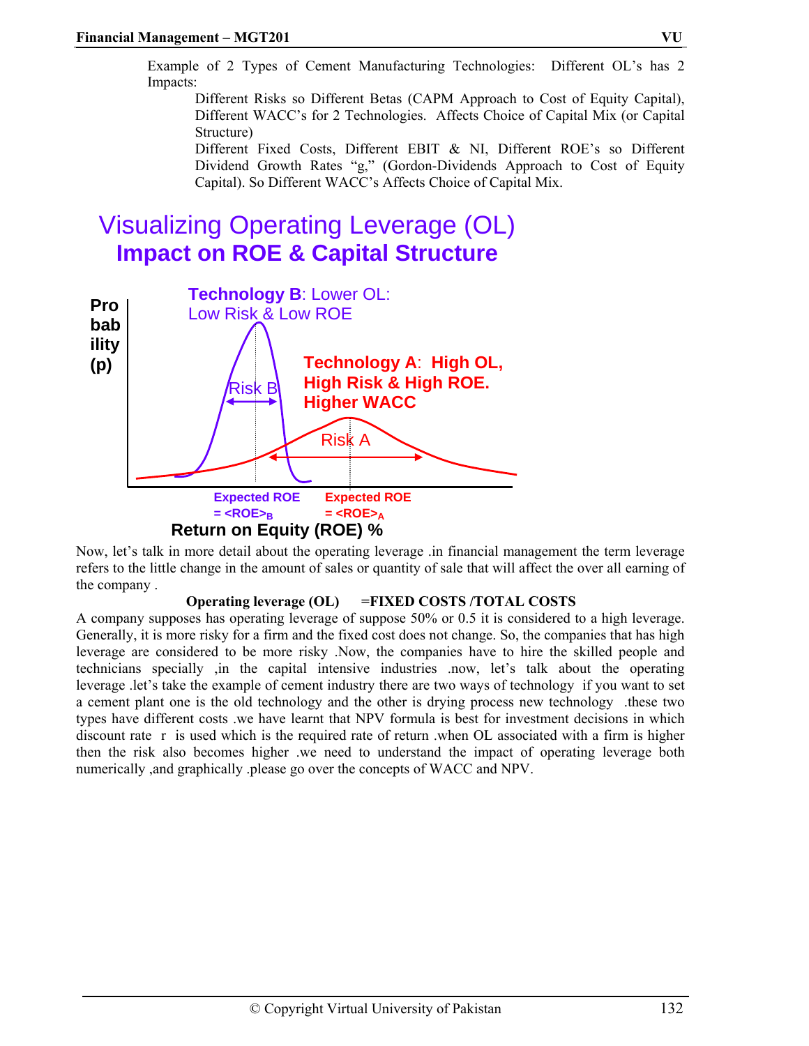Example of 2 Types of Cement Manufacturing Technologies: Different OL's has 2 Impacts:

Different Risks so Different Betas (CAPM Approach to Cost of Equity Capital), Different WACC's for 2 Technologies. Affects Choice of Capital Mix (or Capital Structure)

Different Fixed Costs, Different EBIT & NI, Different ROE's so Different Dividend Growth Rates "g," (Gordon-Dividends Approach to Cost of Equity Capital). So Different WACC's Affects Choice of Capital Mix.

## Visualizing Operating Leverage (OL)
### Impact on ROE & Capital Structure

Probability (p)

**Technology B**: Lower OL: Low Risk & Low ROE

**Technology A**: **High OL, High Risk & High ROE. Higher WACC**

Risk B

Risk A

Expected ROE = $<ROE>_B$

Expected ROE = $<ROE>_A$

**Return on Equity (ROE) %**

Now, let's talk in more detail about the operating leverage .in financial management the term leverage refers to the little change in the amount of sales or quantity of sale that will affect the over all earning of the company .

**Operating leverage (OL) =FIXED COSTS /TOTAL COSTS**

A company supposes has operating leverage of suppose 50% or 0.5 it is considered to a high leverage. Generally, it is more risky for a firm and the fixed cost does not change. So, the companies that has high leverage are considered to be more risky .Now, the companies have to hire the skilled people and technicians specially ,in the capital intensive industries .now, let's talk about the operating leverage .let's take the example of cement industry there are two ways of technology if you want to set a cement plant one is the old technology and the other is drying process new technology .these two types have different costs .we have learnt that NPV formula is best for investment decisions in which discount rate r is used which is the required rate of return .when OL associated with a firm is higher then the risk also becomes higher .we need to understand the impact of operating leverage both numerically ,and graphically .please go over the concepts of WACC and NPV.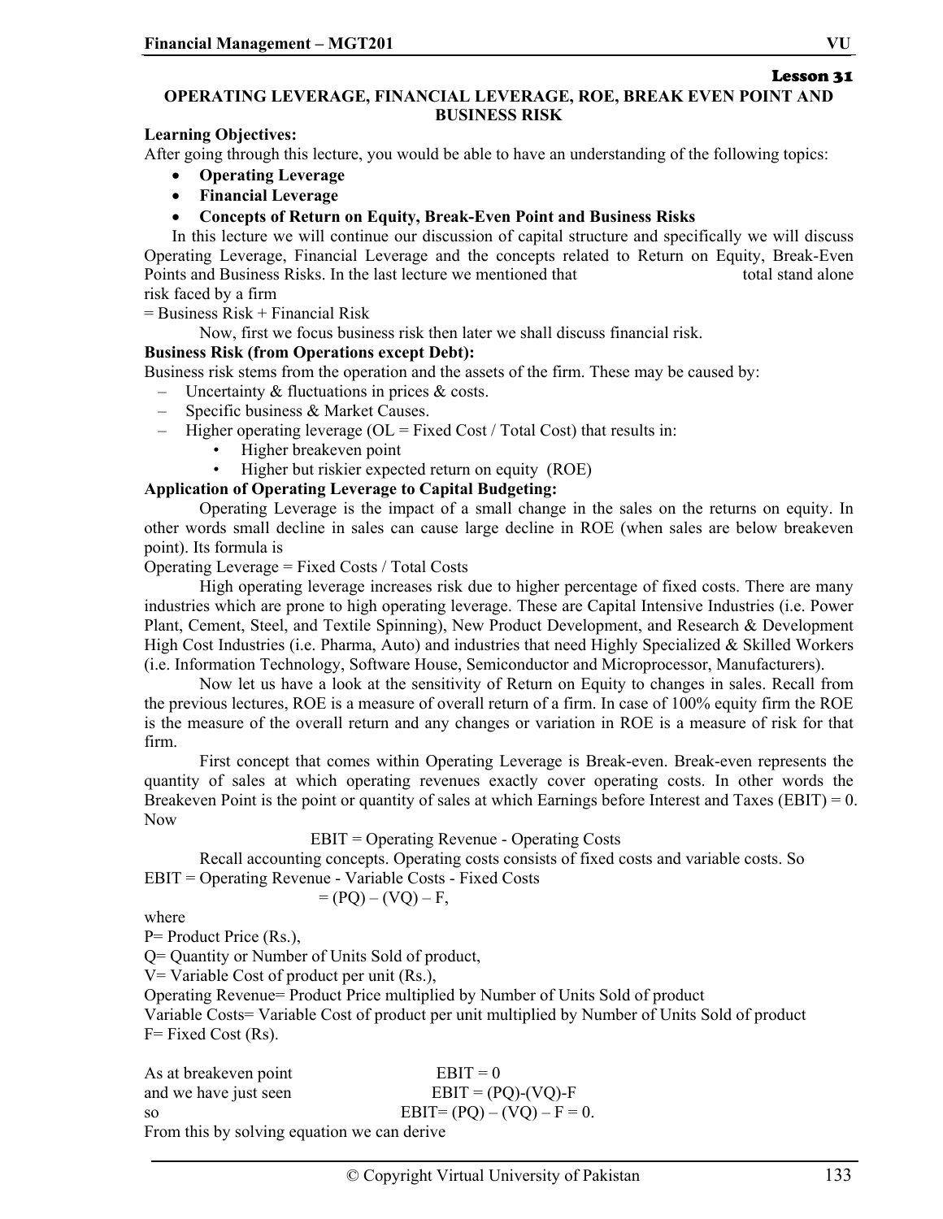Lesson 31

## OPERATING LEVERAGE, FINANCIAL LEVERAGE, ROE, BREAK EVEN POINT AND BUSINESS RISK

**Learning Objectives:**

After going through this lecture, you would be able to have an understanding of the following topics:

- **Operating Leverage**
- **Financial Leverage**
- **Concepts of Return on Equity, Break-Even Point and Business Risks**

In this lecture we will continue our discussion of capital structure and specifically we will discuss Operating Leverage, Financial Leverage and the concepts related to Return on Equity, Break-Even Points and Business Risks. In the last lecture we mentioned that total stand alone risk faced by a firm

= Business Risk + Financial Risk

Now, first we focus business risk then later we shall discuss financial risk.

**Business Risk (from Operations except Debt):**

Business risk stems from the operation and the assets of the firm. These may be caused by:

- Uncertainty & fluctuations in prices & costs.
- Specific business & Market Causes.
- Higher operating leverage (OL = Fixed Cost / Total Cost) that results in:
  - Higher breakeven point
  - Higher but riskier expected return on equity (ROE)

**Application of Operating Leverage to Capital Budgeting:**

Operating Leverage is the impact of a small change in the sales on the returns on equity. In other words small decline in sales can cause large decline in ROE (when sales are below breakeven point). Its formula is

Operating Leverage = Fixed Costs / Total Costs

High operating leverage increases risk due to higher percentage of fixed costs. There are many industries which are prone to high operating leverage. These are Capital Intensive Industries (i.e. Power Plant, Cement, Steel, and Textile Spinning), New Product Development, and Research & Development High Cost Industries (i.e. Pharma, Auto) and industries that need Highly Specialized & Skilled Workers (i.e. Information Technology, Software House, Semiconductor and Microprocessor, Manufacturers).

Now let us have a look at the sensitivity of Return on Equity to changes in sales. Recall from the previous lectures, ROE is a measure of overall return of a firm. In case of 100% equity firm the ROE is the measure of the overall return and any changes or variation in ROE is a measure of risk for that firm.

First concept that comes within Operating Leverage is Break-even. Break-even represents the quantity of sales at which operating revenues exactly cover operating costs. In other words the Breakeven Point is the point or quantity of sales at which Earnings before Interest and Taxes (EBIT) = 0. Now

EBIT = Operating Revenue - Operating Costs

Recall accounting concepts. Operating costs consists of fixed costs and variable costs. So

EBIT = Operating Revenue - Variable Costs - Fixed Costs

$= (PQ) – (VQ) – F$,

where

P= Product Price (Rs.),

Q= Quantity or Number of Units Sold of product,

V= Variable Cost of product per unit (Rs.),

Operating Revenue= Product Price multiplied by Number of Units Sold of product

Variable Costs= Variable Cost of product per unit multiplied by Number of Units Sold of product

F= Fixed Cost (Rs).

As at breakeven point $EBIT = 0$

and we have just seen $EBIT = (PQ)-(VQ)-F$

so $EBIT= (PQ) – (VQ) – F = 0.$

From this by solving equation we can derive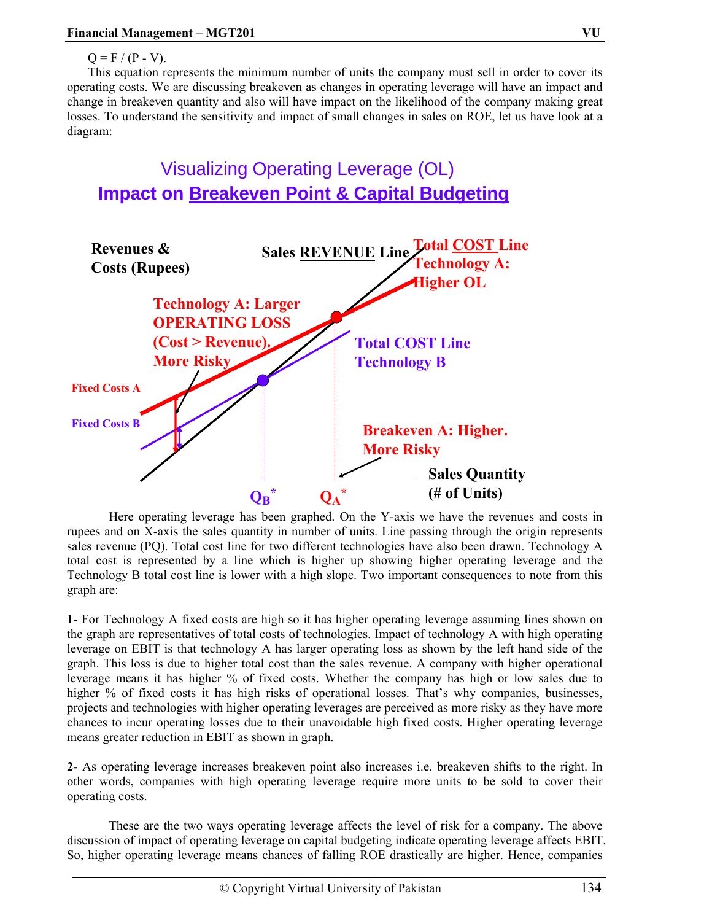$Q = F / (P - V)$.

This equation represents the minimum number of units the company must sell in order to cover its operating costs. We are discussing breakeven as changes in operating leverage will have an impact and change in breakeven quantity and also will have impact on the likelihood of the company making great losses. To understand the sensitivity and impact of small changes in sales on ROE, let us have look at a diagram:

Visualizing Operating Leverage (OL)

**Impact on Breakeven Point & Capital Budgeting**

Revenues & Costs (Rupees) | Sales REVENUE Line | Total COST Line Technology A: Higher OL | Technology A: Larger OPERATING LOSS (Cost > Revenue). More Risky | Total COST Line Technology B | Fixed Costs A | Fixed Costs B | Breakeven A: Higher. More Risky | Sales Quantity (# of Units) | $Q_B^*$ | $Q_A^*$

Here operating leverage has been graphed. On the Y-axis we have the revenues and costs in rupees and on X-axis the sales quantity in number of units. Line passing through the origin represents sales revenue (PQ). Total cost line for two different technologies have also been drawn. Technology A total cost is represented by a line which is higher up showing higher operating leverage and the Technology B total cost line is lower with a high slope. Two important consequences to note from this graph are:

**1-** For Technology A fixed costs are high so it has higher operating leverage assuming lines shown on the graph are representatives of total costs of technologies. Impact of technology A with high operating leverage on EBIT is that technology A has larger operating loss as shown by the left hand side of the graph. This loss is due to higher total cost than the sales revenue. A company with higher operational leverage means it has higher % of fixed costs. Whether the company has high or low sales due to higher % of fixed costs it has high risks of operational losses. That's why companies, businesses, projects and technologies with higher operating leverages are perceived as more risky as they have more chances to incur operating losses due to their unavoidable high fixed costs. Higher operating leverage means greater reduction in EBIT as shown in graph.

**2-** As operating leverage increases breakeven point also increases i.e. breakeven shifts to the right. In other words, companies with high operating leverage require more units to be sold to cover their operating costs.

These are the two ways operating leverage affects the level of risk for a company. The above discussion of impact of operating leverage on capital budgeting indicate operating leverage affects EBIT. So, higher operating leverage means chances of falling ROE drastically are higher. Hence, companies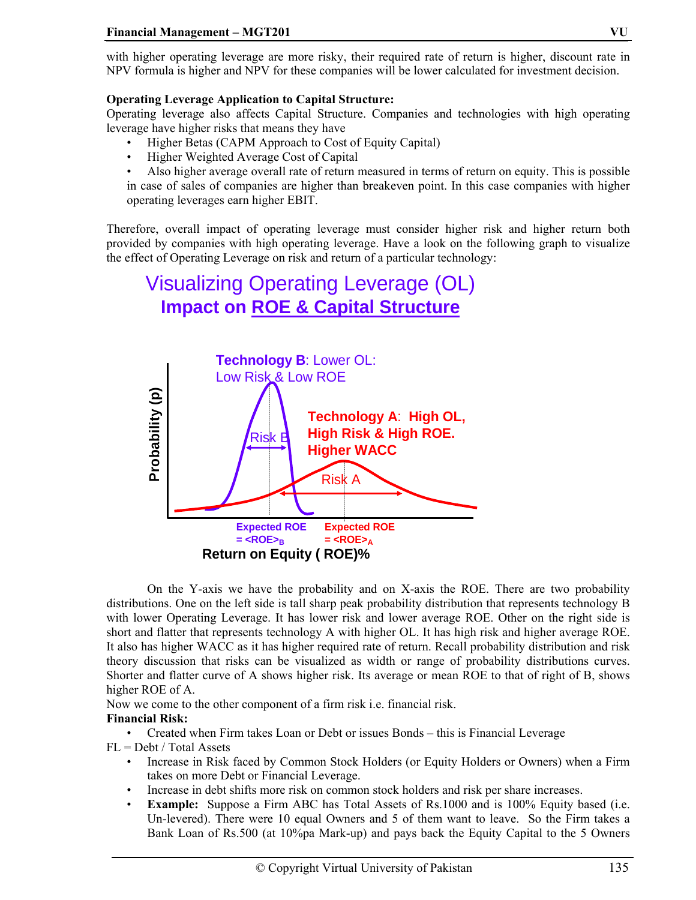with higher operating leverage are more risky, their required rate of return is higher, discount rate in NPV formula is higher and NPV for these companies will be lower calculated for investment decision.

**Operating Leverage Application to Capital Structure:**

Operating leverage also affects Capital Structure. Companies and technologies with high operating leverage have higher risks that means they have

- Higher Betas (CAPM Approach to Cost of Equity Capital)
- Higher Weighted Average Cost of Capital
- Also higher average overall rate of return measured in terms of return on equity. This is possible in case of sales of companies are higher than breakeven point. In this case companies with higher operating leverages earn higher EBIT.

Therefore, overall impact of operating leverage must consider higher risk and higher return both provided by companies with high operating leverage. Have a look on the following graph to visualize the effect of Operating Leverage on risk and return of a particular technology:

**Visualizing Operating Leverage (OL)**
**Impact on ROE & Capital Structure**

Technology B: Lower OL: Low Risk & Low ROE

Technology A: High OL, High Risk & High ROE. Higher WACC

Risk B

Risk A

Probability (p)

Expected ROE = $\langle ROE \rangle_B$

Expected ROE = $\langle ROE \rangle_A$

Return on Equity ( ROE)%

On the Y-axis we have the probability and on X-axis the ROE. There are two probability distributions. One on the left side is tall sharp peak probability distribution that represents technology B with lower Operating Leverage. It has lower risk and lower average ROE. Other on the right side is short and flatter that represents technology A with higher OL. It has high risk and higher average ROE. It also has higher WACC as it has higher required rate of return. Recall probability distribution and risk theory discussion that risks can be visualized as width or range of probability distributions curves. Shorter and flatter curve of A shows higher risk. Its average or mean ROE to that of right of B, shows higher ROE of A.

Now we come to the other component of a firm risk i.e. financial risk.

**Financial Risk:**

- Created when Firm takes Loan or Debt or issues Bonds – this is Financial Leverage

FL = Debt / Total Assets

- Increase in Risk faced by Common Stock Holders (or Equity Holders or Owners) when a Firm takes on more Debt or Financial Leverage.
- Increase in debt shifts more risk on common stock holders and risk per share increases.
- **Example:** Suppose a Firm ABC has Total Assets of Rs.1000 and is 100% Equity based (i.e. Un-levered). There were 10 equal Owners and 5 of them want to leave. So the Firm takes a Bank Loan of Rs.500 (at 10%pa Mark-up) and pays back the Equity Capital to the 5 Owners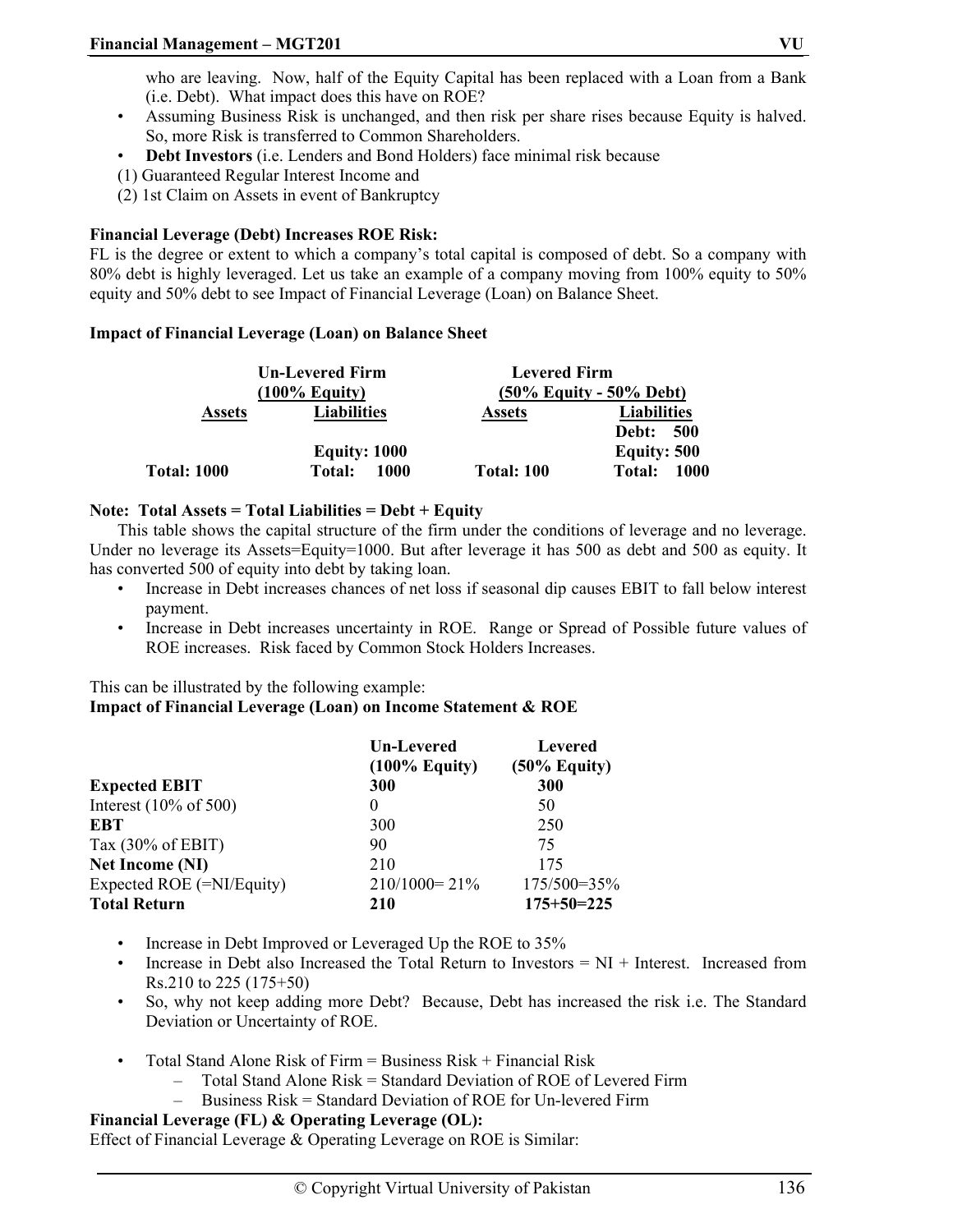who are leaving. Now, half of the Equity Capital has been replaced with a Loan from a Bank (i.e. Debt). What impact does this have on ROE?

- Assuming Business Risk is unchanged, and then risk per share rises because Equity is halved. So, more Risk is transferred to Common Shareholders.
- **Debt Investors** (i.e. Lenders and Bond Holders) face minimal risk because

(1) Guaranteed Regular Interest Income and
(2) 1st Claim on Assets in event of Bankruptcy

**Financial Leverage (Debt) Increases ROE Risk:**
FL is the degree or extent to which a company's total capital is composed of debt. So a company with 80% debt is highly leveraged. Let us take an example of a company moving from 100% equity to 50% equity and 50% debt to see Impact of Financial Leverage (Loan) on Balance Sheet.

**Impact of Financial Leverage (Loan) on Balance Sheet**

| Un-Levered Firm (100% Equity) | | Levered Firm (50% Equity - 50% Debt) | |
|---|---|---|---|
| **Assets** | **Liabilities** | **Assets** | **Liabilities** |
| | | | **Debt: 500** |
| | **Equity: 1000** | | **Equity: 500** |
| **Total: 1000** | **Total: 1000** | **Total: 100** | **Total: 1000** |

**Note: Total Assets = Total Liabilities = Debt + Equity**

This table shows the capital structure of the firm under the conditions of leverage and no leverage. Under no leverage its Assets=Equity=1000. But after leverage it has 500 as debt and 500 as equity. It has converted 500 of equity into debt by taking loan.

- Increase in Debt increases chances of net loss if seasonal dip causes EBIT to fall below interest payment.
- Increase in Debt increases uncertainty in ROE. Range or Spread of Possible future values of ROE increases. Risk faced by Common Stock Holders Increases.

This can be illustrated by the following example:
**Impact of Financial Leverage (Loan) on Income Statement & ROE**

| | **Un-Levered (100% Equity)** | **Levered (50% Equity)** |
|---|---|---|
| **Expected EBIT** | **300** | **300** |
| Interest (10% of 500) | 0 | 50 |
| **EBT** | 300 | 250 |
| Tax (30% of EBIT) | 90 | 75 |
| **Net Income (NI)** | 210 | 175 |
| Expected ROE (=NI/Equity) | 210/1000= 21% | 175/500=35% |
| **Total Return** | **210** | **175+50=225** |

- Increase in Debt Improved or Leveraged Up the ROE to 35%
- Increase in Debt also Increased the Total Return to Investors = NI + Interest. Increased from Rs.210 to 225 (175+50)
- So, why not keep adding more Debt? Because, Debt has increased the risk i.e. The Standard Deviation or Uncertainty of ROE.

- Total Stand Alone Risk of Firm = Business Risk + Financial Risk
  - Total Stand Alone Risk = Standard Deviation of ROE of Levered Firm
  - Business Risk = Standard Deviation of ROE for Un-levered Firm

**Financial Leverage (FL) & Operating Leverage (OL):**
Effect of Financial Leverage & Operating Leverage on ROE is Similar: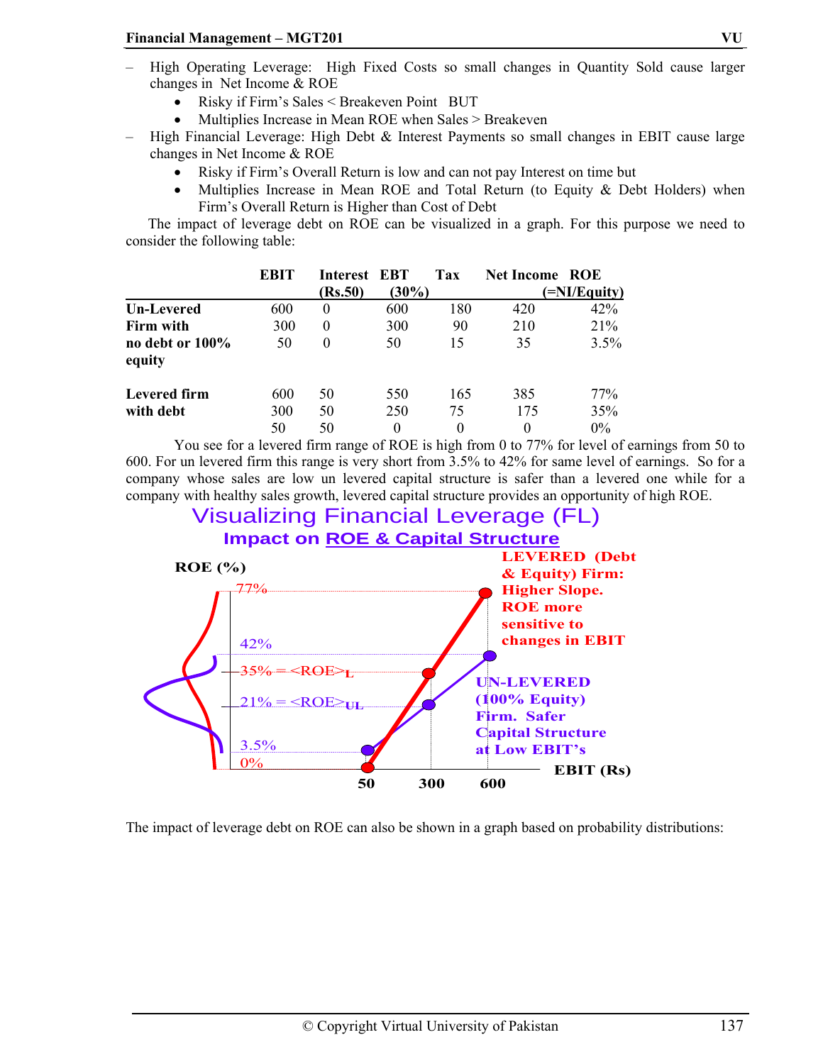- High Operating Leverage: High Fixed Costs so small changes in Quantity Sold cause larger changes in Net Income & ROE
  - Risky if Firm's Sales < Breakeven Point BUT
  - Multiplies Increase in Mean ROE when Sales > Breakeven
- High Financial Leverage: High Debt & Interest Payments so small changes in EBIT cause large changes in Net Income & ROE
  - Risky if Firm's Overall Return is low and can not pay Interest on time but
  - Multiplies Increase in Mean ROE and Total Return (to Equity & Debt Holders) when Firm's Overall Return is Higher than Cost of Debt

The impact of leverage debt on ROE can be visualized in a graph. For this purpose we need to consider the following table:

| | EBIT | Interest (Rs.50) | EBT | Tax (30%) | Net Income | ROE (=NI/Equity) |
|---|---|---|---|---|---|---|
| **Un-Levered Firm with no debt or 100% equity** | 600 | 0 | 600 | 180 | 420 | 42% |
| | 300 | 0 | 300 | 90 | 210 | 21% |
| | 50 | 0 | 50 | 15 | 35 | 3.5% |
| **Levered firm with debt** | 600 | 50 | 550 | 165 | 385 | 77% |
| | 300 | 50 | 250 | 75 | 175 | 35% |
| | 50 | 50 | 0 | 0 | 0 | 0% |

You see for a levered firm range of ROE is high from 0 to 77% for level of earnings from 50 to 600. For un levered firm this range is very short from 3.5% to 42% for same level of earnings. So for a company whose sales are low un levered capital structure is safer than a levered one while for a company with healthy sales growth, levered capital structure provides an opportunity of high ROE.

## Visualizing Financial Leverage (FL)

### Impact on ROE & Capital Structure

ROE (%)

77%

42%

35% = $\langle ROE \rangle_L$

21% = $\langle ROE \rangle_{UL}$

3.5%

0%

LEVERED (Debt & Equity) Firm: Higher Slope. ROE more sensitive to changes in EBIT

UN-LEVERED (100% Equity) Firm. Safer Capital Structure at Low EBIT's

EBIT (Rs)

50 300 600

The impact of leverage debt on ROE can also be shown in a graph based on probability distributions: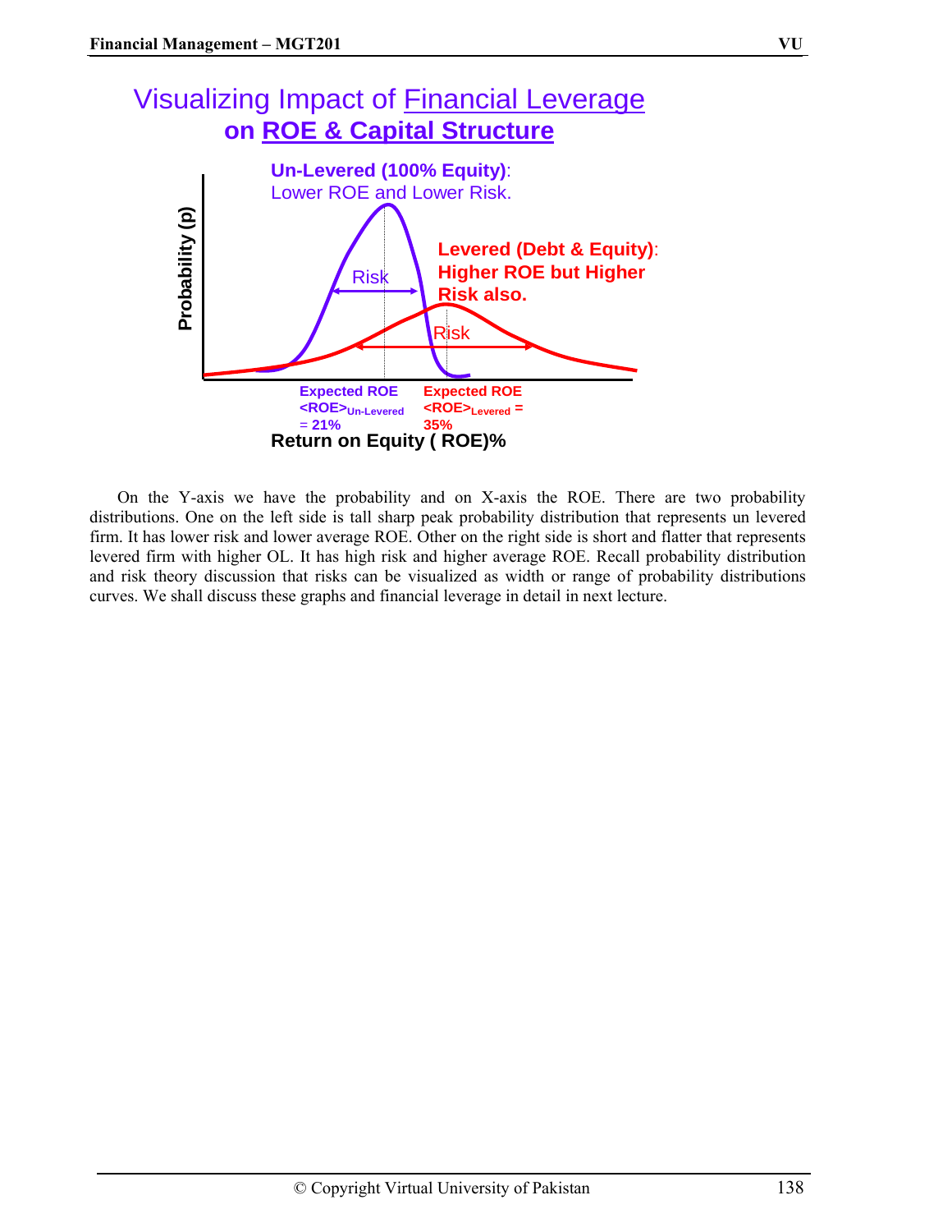## Visualizing Impact of Financial Leverage on ROE & Capital Structure

**Un-Levered (100% Equity)**: Lower ROE and Lower Risk.

**Levered (Debt & Equity)**: Higher ROE but Higher Risk also.

Probability (p)

Risk

Risk

**Expected ROE $<ROE>_{Un\text{-}Levered}$ = 21%**

**Expected ROE $<ROE>_{Levered}$ = 35%**

**Return on Equity ( ROE)%**

On the Y-axis we have the probability and on X-axis the ROE. There are two probability distributions. One on the left side is tall sharp peak probability distribution that represents un levered firm. It has lower risk and lower average ROE. Other on the right side is short and flatter that represents levered firm with higher OL. It has high risk and higher average ROE. Recall probability distribution and risk theory discussion that risks can be visualized as width or range of probability distributions curves. We shall discuss these graphs and financial leverage in detail in next lecture.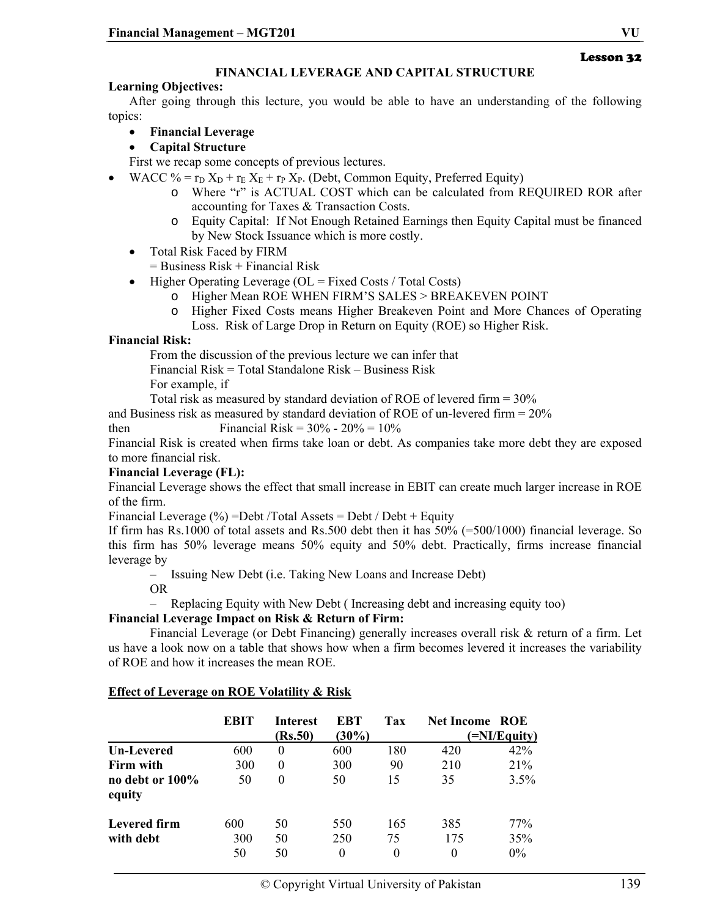**Lesson 32**

## FINANCIAL LEVERAGE AND CAPITAL STRUCTURE

**Learning Objectives:**

After going through this lecture, you would be able to have an understanding of the following topics:

- **Financial Leverage**
- **Capital Structure**

First we recap some concepts of previous lectures.

- WACC % = $r_D X_D + r_E X_E + r_P X_P$. (Debt, Common Equity, Preferred Equity)
  - Where "r" is ACTUAL COST which can be calculated from REQUIRED ROR after accounting for Taxes & Transaction Costs.
  - Equity Capital: If Not Enough Retained Earnings then Equity Capital must be financed by New Stock Issuance which is more costly.
- Total Risk Faced by FIRM
  = Business Risk + Financial Risk
- Higher Operating Leverage (OL = Fixed Costs / Total Costs)
  - Higher Mean ROE WHEN FIRM'S SALES > BREAKEVEN POINT
  - Higher Fixed Costs means Higher Breakeven Point and More Chances of Operating Loss. Risk of Large Drop in Return on Equity (ROE) so Higher Risk.

**Financial Risk:**

From the discussion of the previous lecture we can infer that

Financial Risk = Total Standalone Risk – Business Risk

For example, if

Total risk as measured by standard deviation of ROE of levered firm = 30%

and Business risk as measured by standard deviation of ROE of un-levered firm = 20%

then Financial Risk = 30% - 20% = 10%

Financial Risk is created when firms take loan or debt. As companies take more debt they are exposed to more financial risk.

**Financial Leverage (FL):**

Financial Leverage shows the effect that small increase in EBIT can create much larger increase in ROE of the firm.

Financial Leverage (%) =Debt /Total Assets = Debt / Debt + Equity

If firm has Rs.1000 of total assets and Rs.500 debt then it has 50% (=500/1000) financial leverage. So this firm has 50% leverage means 50% equity and 50% debt. Practically, firms increase financial leverage by

– Issuing New Debt (i.e. Taking New Loans and Increase Debt)

OR

– Replacing Equity with New Debt ( Increasing debt and increasing equity too)

**Financial Leverage Impact on Risk & Return of Firm:**

Financial Leverage (or Debt Financing) generally increases overall risk & return of a firm. Let us have a look now on a table that shows how when a firm becomes levered it increases the variability of ROE and how it increases the mean ROE.

**Effect of Leverage on ROE Volatility & Risk**

| | EBIT | Interest (Rs.50) | EBT (30%) | Tax | Net Income | ROE (=NI/Equity) |
|---|---|---|---|---|---|---|
| **Un-Levered** | 600 | 0 | 600 | 180 | 420 | 42% |
| **Firm with** | 300 | 0 | 300 | 90 | 210 | 21% |
| **no debt or 100% equity** | 50 | 0 | 50 | 15 | 35 | 3.5% |
| **Levered firm** | 600 | 50 | 550 | 165 | 385 | 77% |
| **with debt** | 300 | 50 | 250 | 75 | 175 | 35% |
| | 50 | 50 | 0 | 0 | 0 | 0% |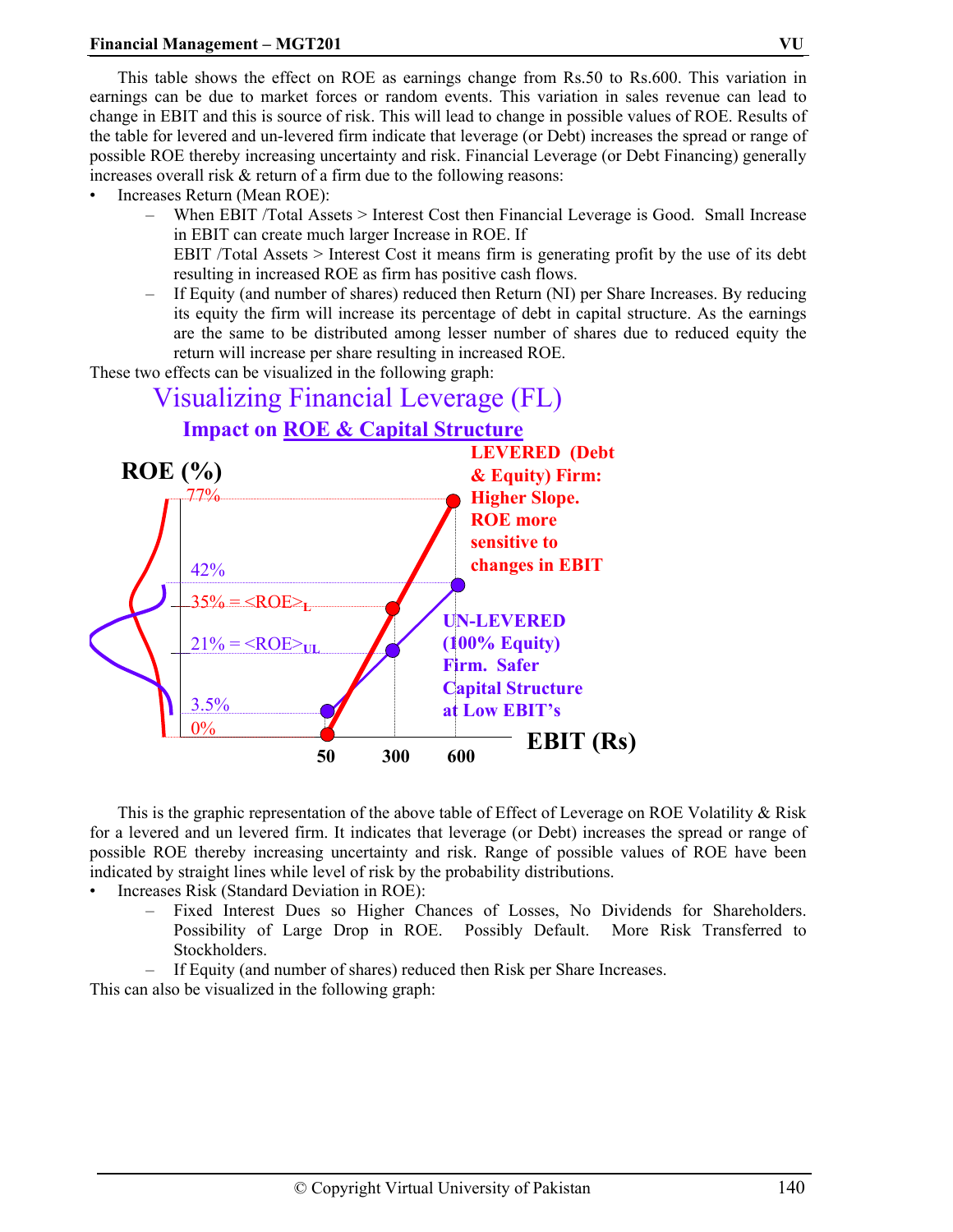This table shows the effect on ROE as earnings change from Rs.50 to Rs.600. This variation in earnings can be due to market forces or random events. This variation in sales revenue can lead to change in EBIT and this is source of risk. This will lead to change in possible values of ROE. Results of the table for levered and un-levered firm indicate that leverage (or Debt) increases the spread or range of possible ROE thereby increasing uncertainty and risk. Financial Leverage (or Debt Financing) generally increases overall risk & return of a firm due to the following reasons:

- Increases Return (Mean ROE):
  - When EBIT /Total Assets > Interest Cost then Financial Leverage is Good. Small Increase in EBIT can create much larger Increase in ROE. If EBIT /Total Assets > Interest Cost it means firm is generating profit by the use of its debt resulting in increased ROE as firm has positive cash flows.
  - If Equity (and number of shares) reduced then Return (NI) per Share Increases. By reducing its equity the firm will increase its percentage of debt in capital structure. As the earnings are the same to be distributed among lesser number of shares due to reduced equity the return will increase per share resulting in increased ROE.

These two effects can be visualized in the following graph:

## Visualizing Financial Leverage (FL)

### Impact on ROE & Capital Structure

ROE (%)

77%

42%

$35\% = \langle ROE \rangle_L$

$21\% = \langle ROE \rangle_{UL}$

3.5%

0%

50 300 600

EBIT (Rs)

**LEVERED (Debt & Equity) Firm: Higher Slope. ROE more sensitive to changes in EBIT**

**UN-LEVERED (100% Equity) Firm. Safer Capital Structure at Low EBIT's**

This is the graphic representation of the above table of Effect of Leverage on ROE Volatility & Risk for a levered and un levered firm. It indicates that leverage (or Debt) increases the spread or range of possible ROE thereby increasing uncertainty and risk. Range of possible values of ROE have been indicated by straight lines while level of risk by the probability distributions.

- Increases Risk (Standard Deviation in ROE):
  - Fixed Interest Dues so Higher Chances of Losses, No Dividends for Shareholders. Possibility of Large Drop in ROE. Possibly Default. More Risk Transferred to Stockholders.
  - If Equity (and number of shares) reduced then Risk per Share Increases.

This can also be visualized in the following graph: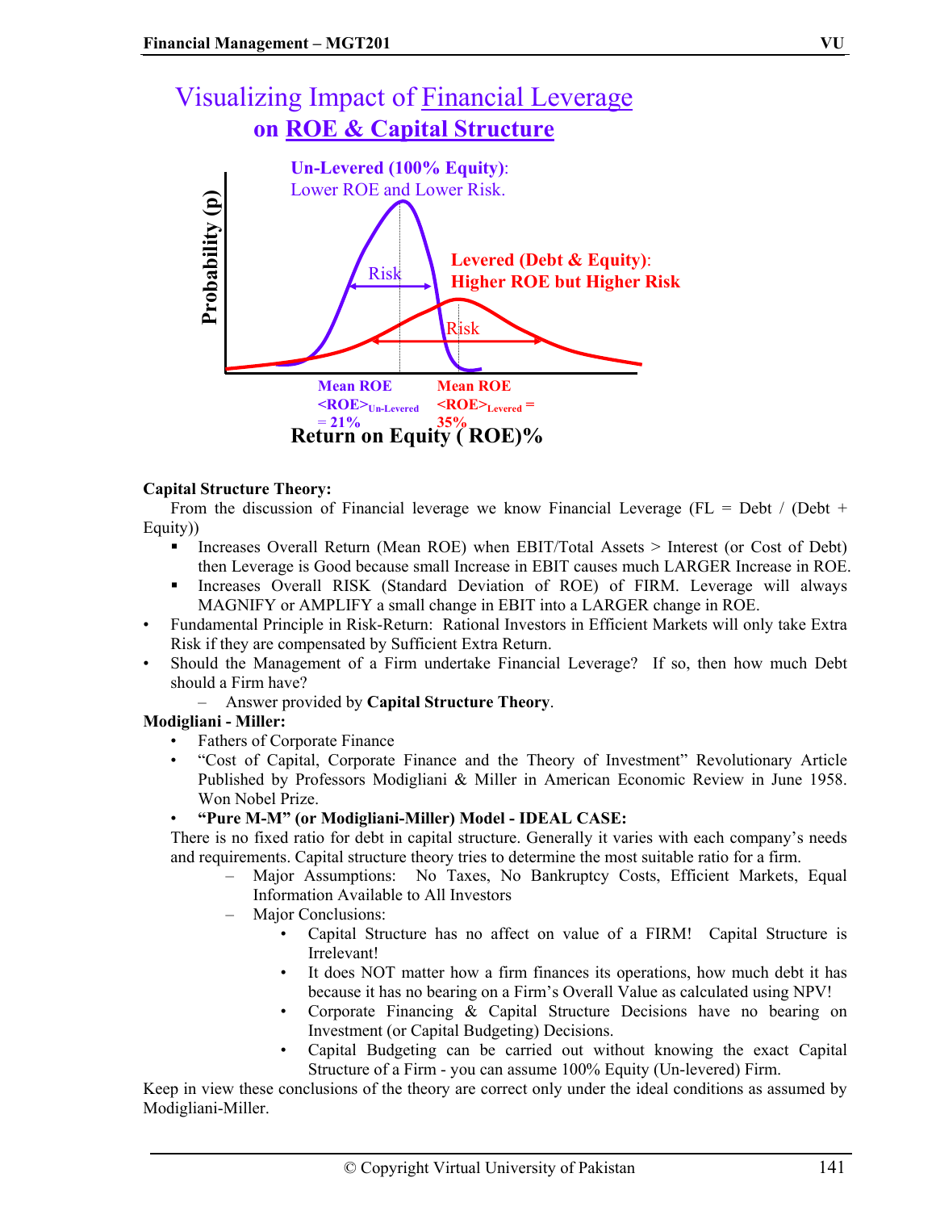## Visualizing Impact of Financial Leverage on ROE & Capital Structure

**Un-Levered (100% Equity):** Lower ROE and Lower Risk.

**Levered (Debt & Equity):** Higher ROE but Higher Risk

Probability (p)

Risk

Risk

Mean ROE $<ROE>_{Un\text{-}Levered} = 21\%$

Mean ROE $<ROE>_{Levered} = 35\%$

**Return on Equity ( ROE)%**

**Capital Structure Theory:**

From the discussion of Financial leverage we know Financial Leverage (FL = Debt / (Debt + Equity))

- Increases Overall Return (Mean ROE) when EBIT/Total Assets > Interest (or Cost of Debt) then Leverage is Good because small Increase in EBIT causes much LARGER Increase in ROE.
- Increases Overall RISK (Standard Deviation of ROE) of FIRM. Leverage will always MAGNIFY or AMPLIFY a small change in EBIT into a LARGER change in ROE.

- Fundamental Principle in Risk-Return: Rational Investors in Efficient Markets will only take Extra Risk if they are compensated by Sufficient Extra Return.
- Should the Management of a Firm undertake Financial Leverage? If so, then how much Debt should a Firm have?
  - Answer provided by **Capital Structure Theory**.

**Modigliani - Miller:**

- Fathers of Corporate Finance
- "Cost of Capital, Corporate Finance and the Theory of Investment" Revolutionary Article Published by Professors Modigliani & Miller in American Economic Review in June 1958. Won Nobel Prize.
- **"Pure M-M" (or Modigliani-Miller) Model - IDEAL CASE:**

There is no fixed ratio for debt in capital structure. Generally it varies with each company's needs and requirements. Capital structure theory tries to determine the most suitable ratio for a firm.

- Major Assumptions: No Taxes, No Bankruptcy Costs, Efficient Markets, Equal Information Available to All Investors
- Major Conclusions:
  - Capital Structure has no affect on value of a FIRM! Capital Structure is Irrelevant!
  - It does NOT matter how a firm finances its operations, how much debt it has because it has no bearing on a Firm's Overall Value as calculated using NPV!
  - Corporate Financing & Capital Structure Decisions have no bearing on Investment (or Capital Budgeting) Decisions.
  - Capital Budgeting can be carried out without knowing the exact Capital Structure of a Firm - you can assume 100% Equity (Un-levered) Firm.

Keep in view these conclusions of the theory are correct only under the ideal conditions as assumed by Modigliani-Miller.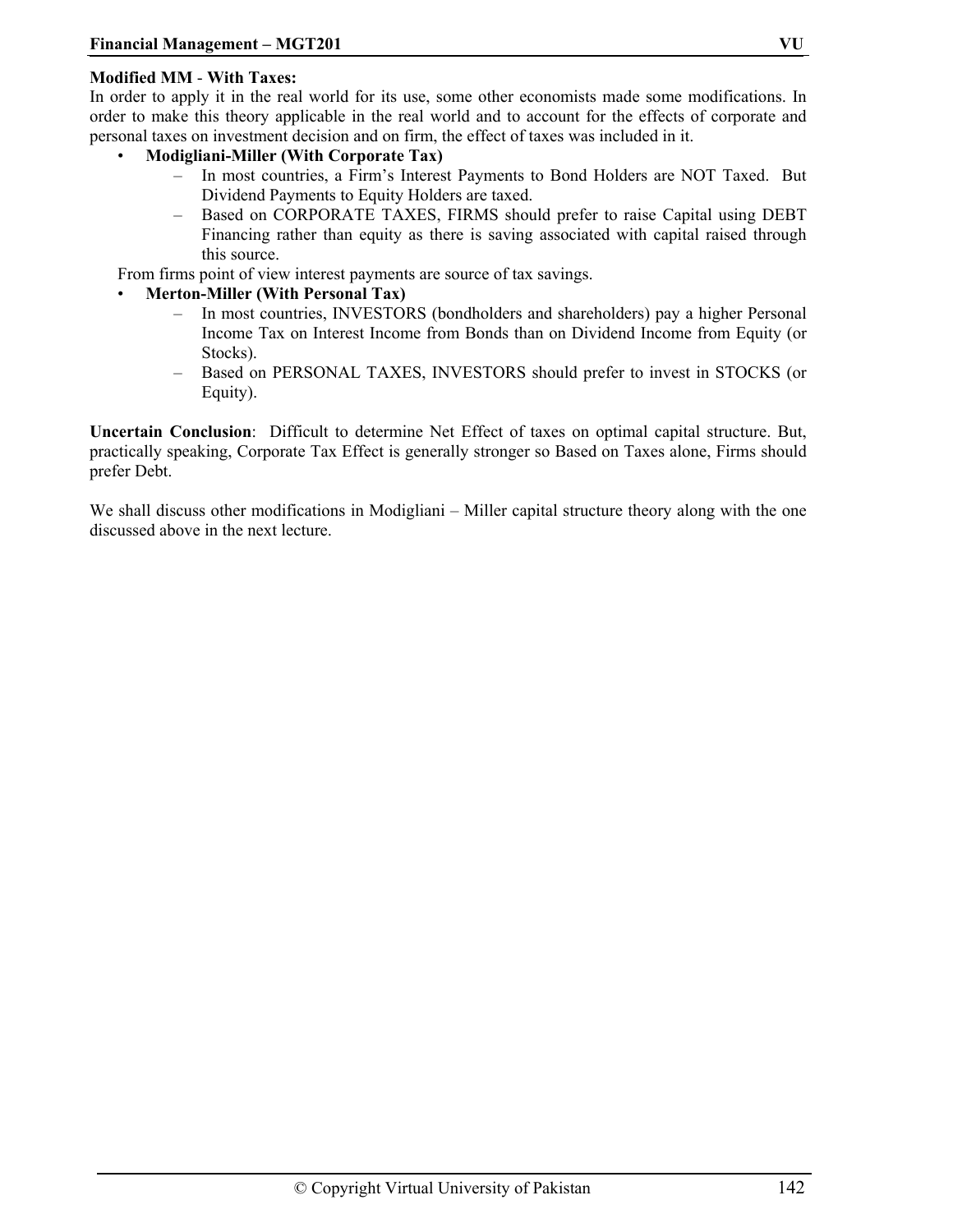**Modified MM - With Taxes:**

In order to apply it in the real world for its use, some other economists made some modifications. In order to make this theory applicable in the real world and to account for the effects of corporate and personal taxes on investment decision and on firm, the effect of taxes was included in it.

- **Modigliani-Miller (With Corporate Tax)**
  - In most countries, a Firm's Interest Payments to Bond Holders are NOT Taxed. But Dividend Payments to Equity Holders are taxed.
  - Based on CORPORATE TAXES, FIRMS should prefer to raise Capital using DEBT Financing rather than equity as there is saving associated with capital raised through this source.

From firms point of view interest payments are source of tax savings.

- **Merton-Miller (With Personal Tax)**
  - In most countries, INVESTORS (bondholders and shareholders) pay a higher Personal Income Tax on Interest Income from Bonds than on Dividend Income from Equity (or Stocks).
  - Based on PERSONAL TAXES, INVESTORS should prefer to invest in STOCKS (or Equity).

**Uncertain Conclusion**: Difficult to determine Net Effect of taxes on optimal capital structure. But, practically speaking, Corporate Tax Effect is generally stronger so Based on Taxes alone, Firms should prefer Debt.

We shall discuss other modifications in Modigliani – Miller capital structure theory along with the one discussed above in the next lecture.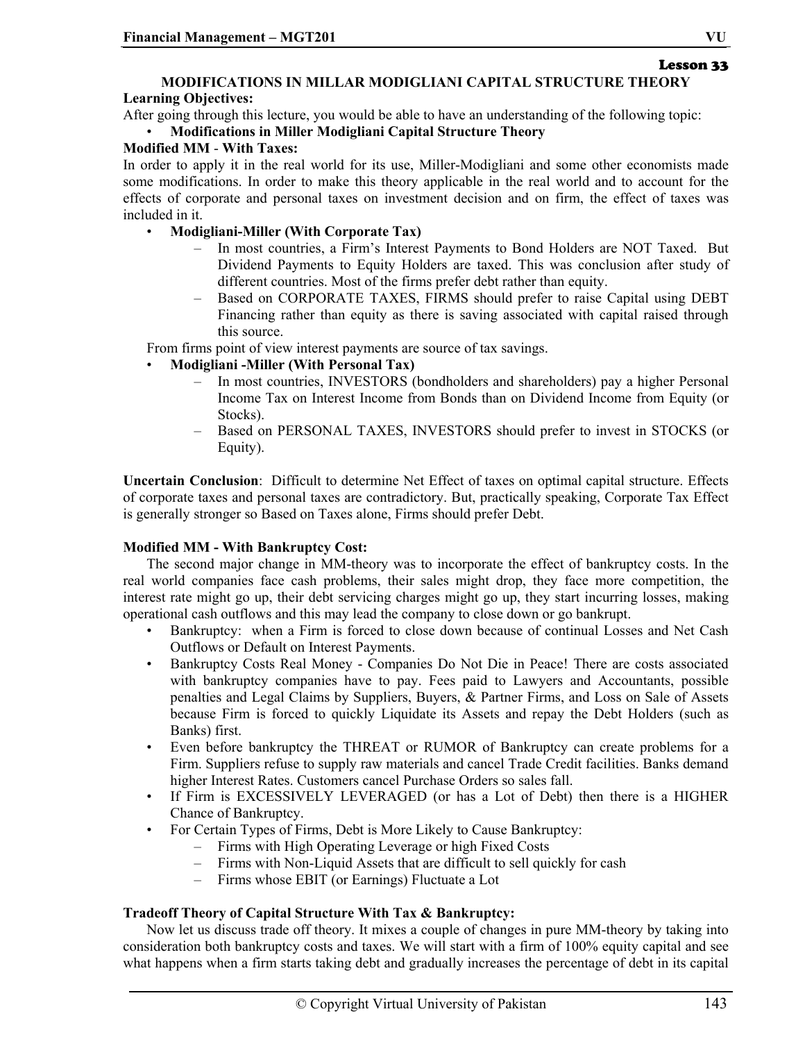Lesson 33

## MODIFICATIONS IN MILLAR MODIGLIANI CAPITAL STRUCTURE THEORY

**Learning Objectives:**

After going through this lecture, you would be able to have an understanding of the following topic:

- **Modifications in Miller Modigliani Capital Structure Theory**

**Modified MM - With Taxes:**

In order to apply it in the real world for its use, Miller-Modigliani and some other economists made some modifications. In order to make this theory applicable in the real world and to account for the effects of corporate and personal taxes on investment decision and on firm, the effect of taxes was included in it.

- **Modigliani-Miller (With Corporate Tax)**
  - In most countries, a Firm's Interest Payments to Bond Holders are NOT Taxed. But Dividend Payments to Equity Holders are taxed. This was conclusion after study of different countries. Most of the firms prefer debt rather than equity.
  - Based on CORPORATE TAXES, FIRMS should prefer to raise Capital using DEBT Financing rather than equity as there is saving associated with capital raised through this source.

From firms point of view interest payments are source of tax savings.

- **Modigliani -Miller (With Personal Tax)**
  - In most countries, INVESTORS (bondholders and shareholders) pay a higher Personal Income Tax on Interest Income from Bonds than on Dividend Income from Equity (or Stocks).
  - Based on PERSONAL TAXES, INVESTORS should prefer to invest in STOCKS (or Equity).

**Uncertain Conclusion**: Difficult to determine Net Effect of taxes on optimal capital structure. Effects of corporate taxes and personal taxes are contradictory. But, practically speaking, Corporate Tax Effect is generally stronger so Based on Taxes alone, Firms should prefer Debt.

**Modified MM - With Bankruptcy Cost:**

The second major change in MM-theory was to incorporate the effect of bankruptcy costs. In the real world companies face cash problems, their sales might drop, they face more competition, the interest rate might go up, their debt servicing charges might go up, they start incurring losses, making operational cash outflows and this may lead the company to close down or go bankrupt.

- Bankruptcy: when a Firm is forced to close down because of continual Losses and Net Cash Outflows or Default on Interest Payments.
- Bankruptcy Costs Real Money - Companies Do Not Die in Peace! There are costs associated with bankruptcy companies have to pay. Fees paid to Lawyers and Accountants, possible penalties and Legal Claims by Suppliers, Buyers, & Partner Firms, and Loss on Sale of Assets because Firm is forced to quickly Liquidate its Assets and repay the Debt Holders (such as Banks) first.
- Even before bankruptcy the THREAT or RUMOR of Bankruptcy can create problems for a Firm. Suppliers refuse to supply raw materials and cancel Trade Credit facilities. Banks demand higher Interest Rates. Customers cancel Purchase Orders so sales fall.
- If Firm is EXCESSIVELY LEVERAGED (or has a Lot of Debt) then there is a HIGHER Chance of Bankruptcy.
- For Certain Types of Firms, Debt is More Likely to Cause Bankruptcy:
  - Firms with High Operating Leverage or high Fixed Costs
  - Firms with Non-Liquid Assets that are difficult to sell quickly for cash
  - Firms whose EBIT (or Earnings) Fluctuate a Lot

**Tradeoff Theory of Capital Structure With Tax & Bankruptcy:**

Now let us discuss trade off theory. It mixes a couple of changes in pure MM-theory by taking into consideration both bankruptcy costs and taxes. We will start with a firm of 100% equity capital and see what happens when a firm starts taking debt and gradually increases the percentage of debt in its capital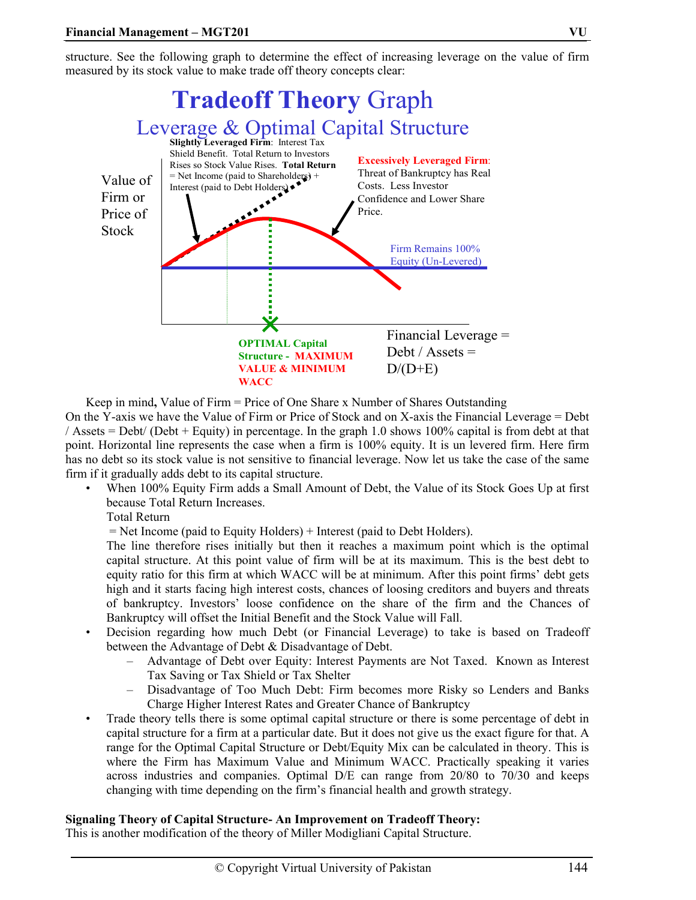structure. See the following graph to determine the effect of increasing leverage on the value of firm measured by its stock value to make trade off theory concepts clear:

**Tradeoff Theory Graph**

Leverage & Optimal Capital Structure

**Slightly Leveraged Firm**: Interest Tax Shield Benefit. Total Return to Investors Rises so Stock Value Rises. **Total Return** = Net Income (paid to Shareholders) + Interest (paid to Debt Holders)

**Excessively Leveraged Firm**: Threat of Bankruptcy has Real Costs. Less Investor Confidence and Lower Share Price.

Value of Firm or Price of Stock

Firm Remains 100% Equity (Un-Levered)

**OPTIMAL Capital Structure - MAXIMUM VALUE & MINIMUM WACC**

Financial Leverage = Debt / Assets = D/(D+E)

Keep in mind**,** Value of Firm = Price of One Share x Number of Shares Outstanding

On the Y-axis we have the Value of Firm or Price of Stock and on X-axis the Financial Leverage = Debt / Assets = Debt/ (Debt + Equity) in percentage. In the graph 1.0 shows 100% capital is from debt at that point. Horizontal line represents the case when a firm is 100% equity. It is un levered firm. Here firm has no debt so its stock value is not sensitive to financial leverage. Now let us take the case of the same firm if it gradually adds debt to its capital structure.

- When 100% Equity Firm adds a Small Amount of Debt, the Value of its Stock Goes Up at first because Total Return Increases.
  Total Return
  = Net Income (paid to Equity Holders) + Interest (paid to Debt Holders).
  The line therefore rises initially but then it reaches a maximum point which is the optimal capital structure. At this point value of firm will be at its maximum. This is the best debt to equity ratio for this firm at which WACC will be at minimum. After this point firms' debt gets high and it starts facing high interest costs, chances of loosing creditors and buyers and threats of bankruptcy. Investors' loose confidence on the share of the firm and the Chances of Bankruptcy will offset the Initial Benefit and the Stock Value will Fall.
- Decision regarding how much Debt (or Financial Leverage) to take is based on Tradeoff between the Advantage of Debt & Disadvantage of Debt.
  - Advantage of Debt over Equity: Interest Payments are Not Taxed. Known as Interest Tax Saving or Tax Shield or Tax Shelter
  - Disadvantage of Too Much Debt: Firm becomes more Risky so Lenders and Banks Charge Higher Interest Rates and Greater Chance of Bankruptcy
- Trade theory tells there is some optimal capital structure or there is some percentage of debt in capital structure for a firm at a particular date. But it does not give us the exact figure for that. A range for the Optimal Capital Structure or Debt/Equity Mix can be calculated in theory. This is where the Firm has Maximum Value and Minimum WACC. Practically speaking it varies across industries and companies. Optimal D/E can range from 20/80 to 70/30 and keeps changing with time depending on the firm's financial health and growth strategy.

**Signaling Theory of Capital Structure- An Improvement on Tradeoff Theory:**

This is another modification of the theory of Miller Modigliani Capital Structure.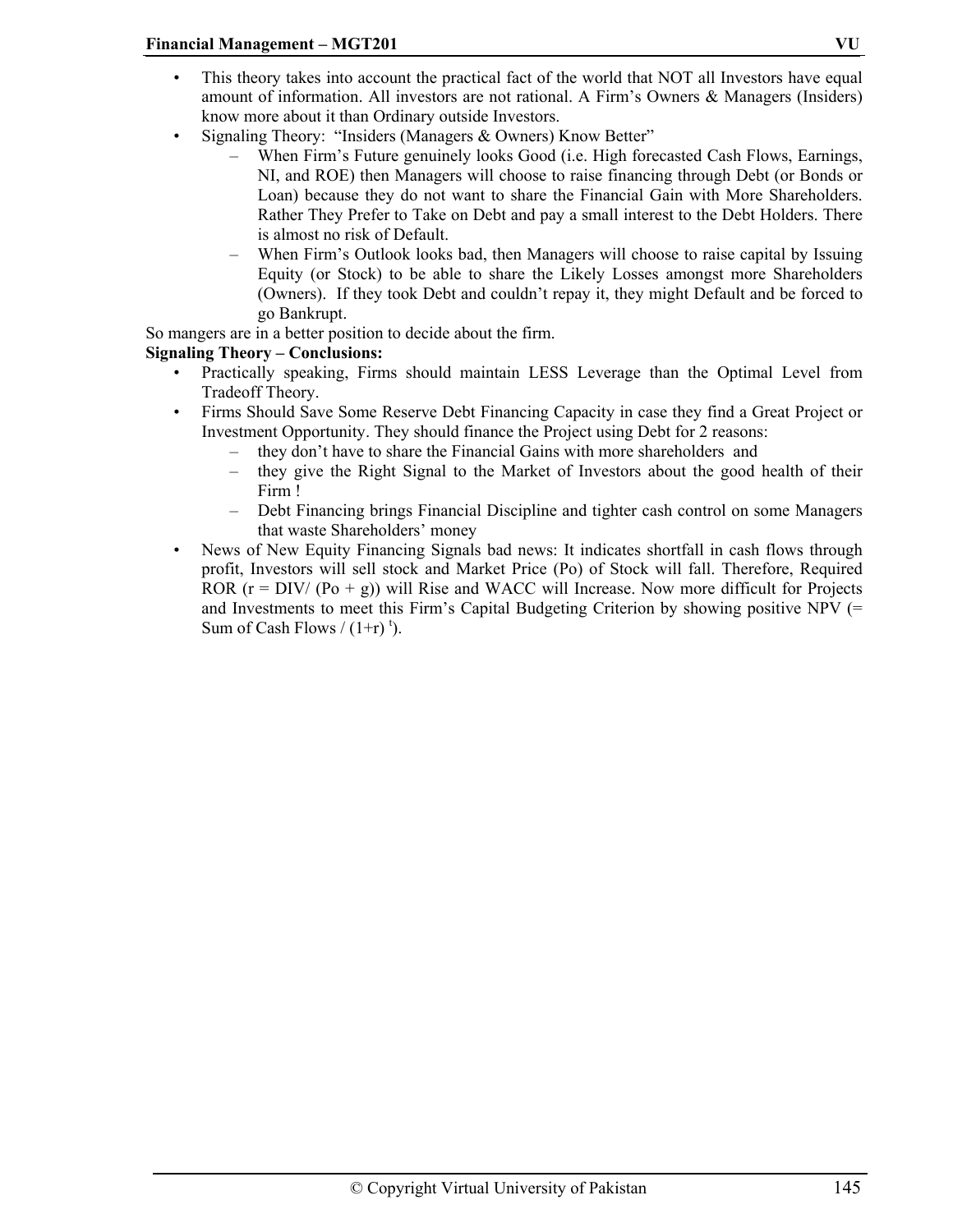- This theory takes into account the practical fact of the world that NOT all Investors have equal amount of information. All investors are not rational. A Firm's Owners & Managers (Insiders) know more about it than Ordinary outside Investors.
- Signaling Theory: "Insiders (Managers & Owners) Know Better"
  - When Firm's Future genuinely looks Good (i.e. High forecasted Cash Flows, Earnings, NI, and ROE) then Managers will choose to raise financing through Debt (or Bonds or Loan) because they do not want to share the Financial Gain with More Shareholders. Rather They Prefer to Take on Debt and pay a small interest to the Debt Holders. There is almost no risk of Default.
  - When Firm's Outlook looks bad, then Managers will choose to raise capital by Issuing Equity (or Stock) to be able to share the Likely Losses amongst more Shareholders (Owners). If they took Debt and couldn't repay it, they might Default and be forced to go Bankrupt.

So mangers are in a better position to decide about the firm.

**Signaling Theory – Conclusions:**

- Practically speaking, Firms should maintain LESS Leverage than the Optimal Level from Tradeoff Theory.
- Firms Should Save Some Reserve Debt Financing Capacity in case they find a Great Project or Investment Opportunity. They should finance the Project using Debt for 2 reasons:
  - they don't have to share the Financial Gains with more shareholders and
  - they give the Right Signal to the Market of Investors about the good health of their Firm !
  - Debt Financing brings Financial Discipline and tighter cash control on some Managers that waste Shareholders' money
- News of New Equity Financing Signals bad news: It indicates shortfall in cash flows through profit, Investors will sell stock and Market Price (Po) of Stock will fall. Therefore, Required ROR ($r = DIV/(Po + g)$) will Rise and WACC will Increase. Now more difficult for Projects and Investments to meet this Firm's Capital Budgeting Criterion by showing positive NPV (= Sum of Cash Flows / $(1+r)^t$).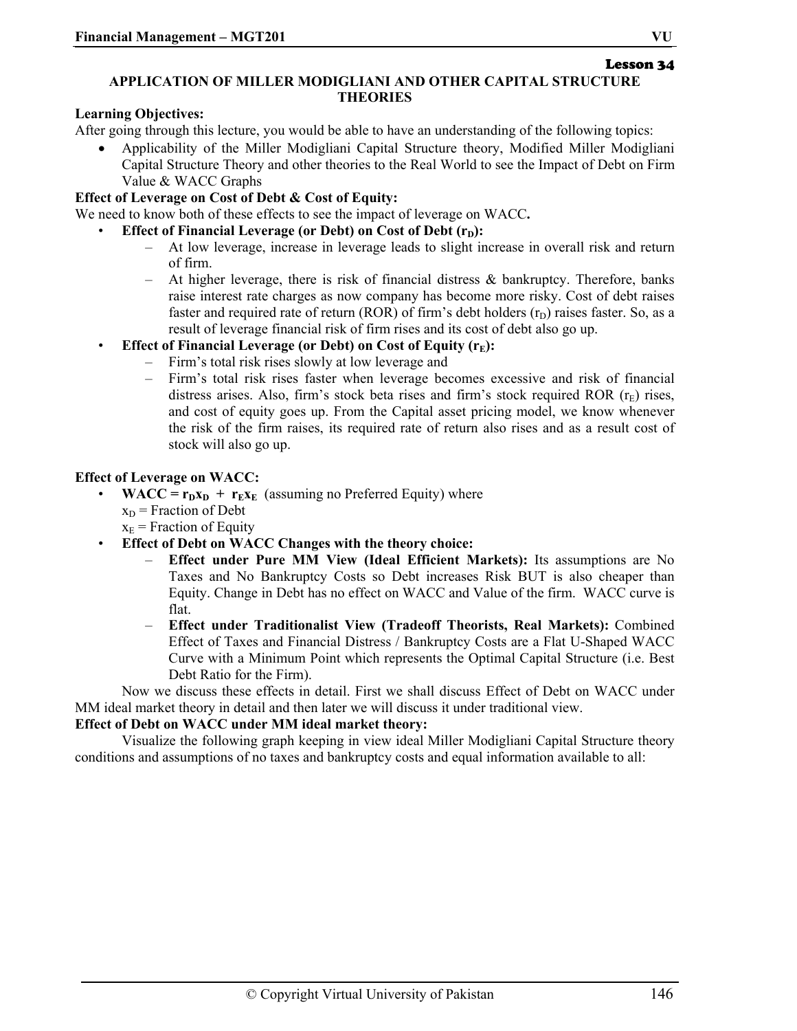**Lesson 34**

## APPLICATION OF MILLER MODIGLIANI AND OTHER CAPITAL STRUCTURE THEORIES

**Learning Objectives:**

After going through this lecture, you would be able to have an understanding of the following topics:

- Applicability of the Miller Modigliani Capital Structure theory, Modified Miller Modigliani Capital Structure Theory and other theories to the Real World to see the Impact of Debt on Firm Value & WACC Graphs

**Effect of Leverage on Cost of Debt & Cost of Equity:**

We need to know both of these effects to see the impact of leverage on WACC**.**

- **Effect of Financial Leverage (or Debt) on Cost of Debt ($r_D$):**
  - At low leverage, increase in leverage leads to slight increase in overall risk and return of firm.
  - At higher leverage, there is risk of financial distress & bankruptcy. Therefore, banks raise interest rate charges as now company has become more risky. Cost of debt raises faster and required rate of return (ROR) of firm's debt holders ($r_D$) raises faster. So, as a result of leverage financial risk of firm rises and its cost of debt also go up.
- **Effect of Financial Leverage (or Debt) on Cost of Equity ($r_E$):**
  - Firm's total risk rises slowly at low leverage and
  - Firm's total risk rises faster when leverage becomes excessive and risk of financial distress arises. Also, firm's stock beta rises and firm's stock required ROR ($r_E$) rises, and cost of equity goes up. From the Capital asset pricing model, we know whenever the risk of the firm raises, its required rate of return also rises and as a result cost of stock will also go up.

**Effect of Leverage on WACC:**

- **WACC = $r_D x_D$ + $r_E x_E$** (assuming no Preferred Equity) where
  $x_D$ = Fraction of Debt
  $x_E$ = Fraction of Equity
- **Effect of Debt on WACC Changes with the theory choice:**
  - **Effect under Pure MM View (Ideal Efficient Markets):** Its assumptions are No Taxes and No Bankruptcy Costs so Debt increases Risk BUT is also cheaper than Equity. Change in Debt has no effect on WACC and Value of the firm. WACC curve is flat.
  - **Effect under Traditionalist View (Tradeoff Theorists, Real Markets):** Combined Effect of Taxes and Financial Distress / Bankruptcy Costs are a Flat U-Shaped WACC Curve with a Minimum Point which represents the Optimal Capital Structure (i.e. Best Debt Ratio for the Firm).

Now we discuss these effects in detail. First we shall discuss Effect of Debt on WACC under MM ideal market theory in detail and then later we will discuss it under traditional view.

**Effect of Debt on WACC under MM ideal market theory:**

Visualize the following graph keeping in view ideal Miller Modigliani Capital Structure theory conditions and assumptions of no taxes and bankruptcy costs and equal information available to all: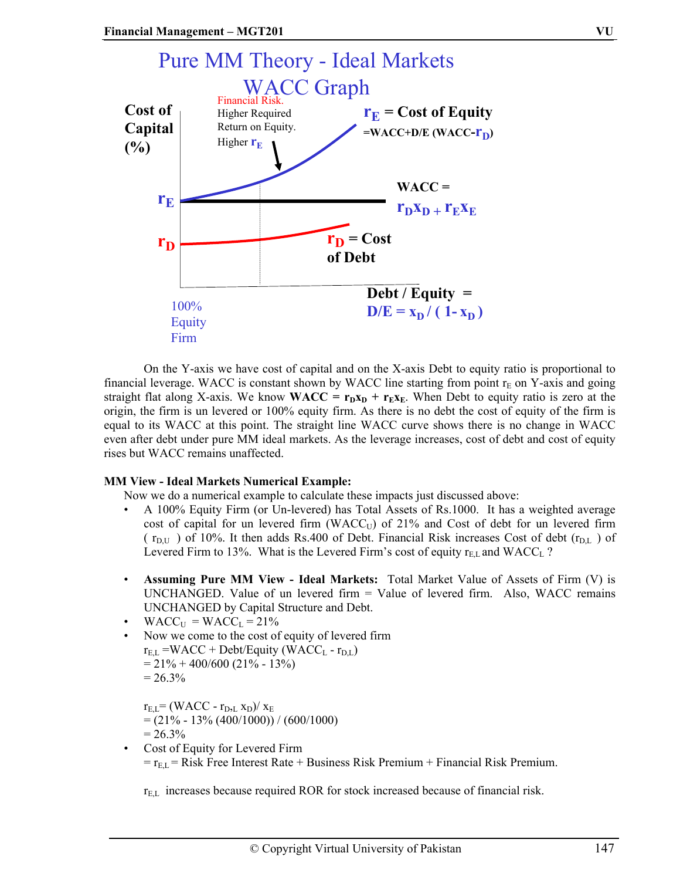# Pure MM Theory - Ideal Markets WACC Graph

Cost of Capital (%)

Financial Risk. Higher Required Return on Equity. Higher $r_E$

$r_E$ = Cost of Equity $= WACC + D/E\,(WACC - r_D)$

WACC = $r_D x_D + r_E x_E$

$r_D$ = Cost of Debt

Debt / Equity = $D/E = x_D / (1 - x_D)$

100% Equity Firm

On the Y-axis we have cost of capital and on the X-axis Debt to equity ratio is proportional to financial leverage. WACC is constant shown by WACC line starting from point $r_E$ on Y-axis and going straight flat along X-axis. We know **WACC = $r_D x_D + r_E x_E$**. When Debt to equity ratio is zero at the origin, the firm is un levered or 100% equity firm. As there is no debt the cost of equity of the firm is equal to its WACC at this point. The straight line WACC curve shows there is no change in WACC even after debt under pure MM ideal markets. As the leverage increases, cost of debt and cost of equity rises but WACC remains unaffected.

**MM View - Ideal Markets Numerical Example:**

Now we do a numerical example to calculate these impacts just discussed above:

- A 100% Equity Firm (or Un-levered) has Total Assets of Rs.1000. It has a weighted average cost of capital for un levered firm ($WACC_U$) of 21% and Cost of debt for un levered firm ( $r_{D,U}$ ) of 10%. It then adds Rs.400 of Debt. Financial Risk increases Cost of debt ($r_{D,L}$ ) of Levered Firm to 13%. What is the Levered Firm's cost of equity $r_{E,L}$ and $WACC_L$ ?

- **Assuming Pure MM View - Ideal Markets:** Total Market Value of Assets of Firm (V) is UNCHANGED. Value of un levered firm = Value of levered firm. Also, WACC remains UNCHANGED by Capital Structure and Debt.
- $WACC_U = WACC_L = 21\%$
- Now we come to the cost of equity of levered firm
  $r_{E,L} = WACC + \text{Debt/Equity}\,(WACC_L - r_{D,L})$
  $= 21\% + 400/600\,(21\% - 13\%)$
  $= 26.3\%$

  $r_{E,L} = (WACC - r_{D,L}\, x_D) / x_E$
  $= (21\% - 13\%\,(400/1000)) / (600/1000)$
  $= 26.3\%$
- Cost of Equity for Levered Firm
  $= r_{E,L}$ = Risk Free Interest Rate + Business Risk Premium + Financial Risk Premium.

  $r_{E,L}$ increases because required ROR for stock increased because of financial risk.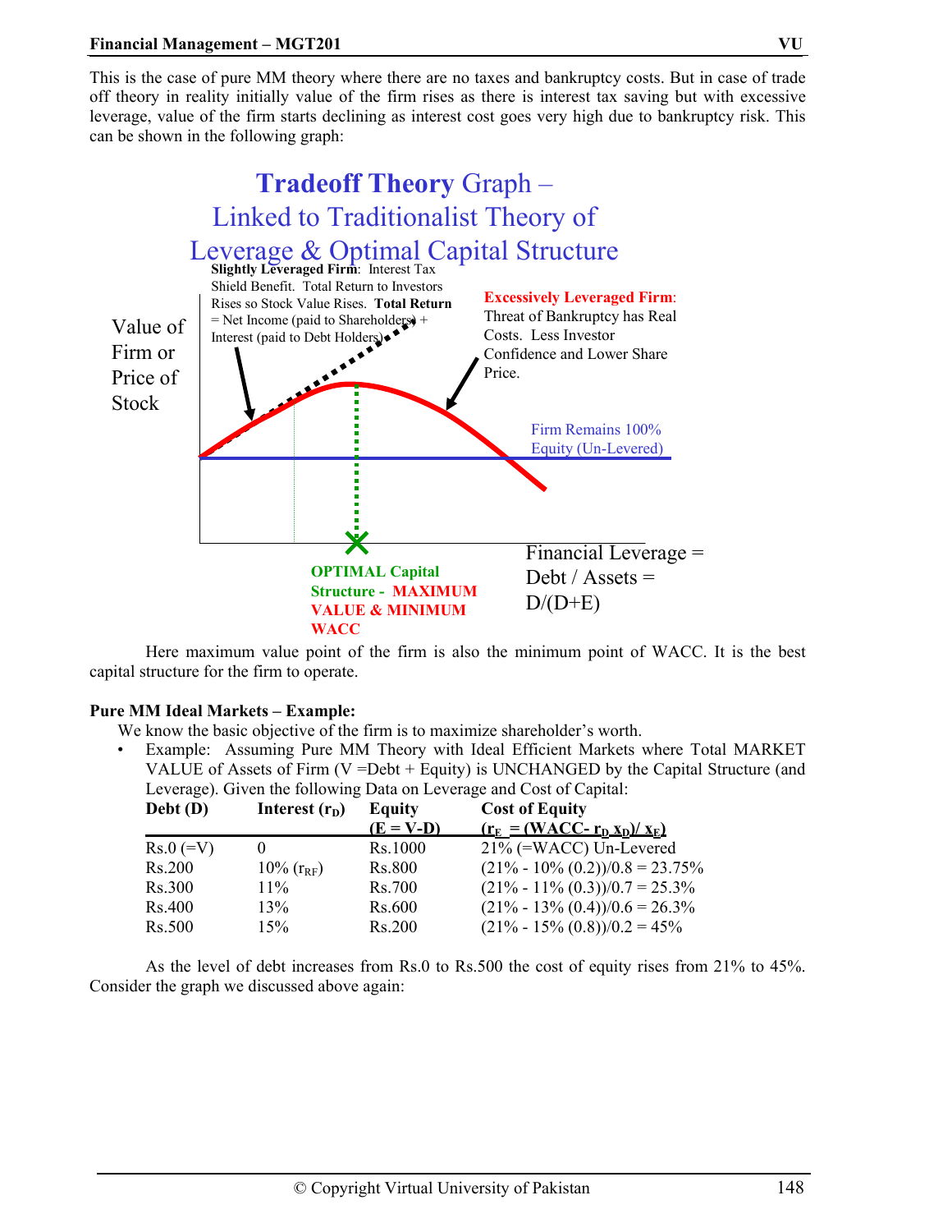This is the case of pure MM theory where there are no taxes and bankruptcy costs. But in case of trade off theory in reality initially value of the firm rises as there is interest tax saving but with excessive leverage, value of the firm starts declining as interest cost goes very high due to bankruptcy risk. This can be shown in the following graph:

**Tradeoff Theory** Graph – Linked to Traditionalist Theory of Leverage & Optimal Capital Structure

**Slightly Leveraged Firm**: Interest Tax Shield Benefit. Total Return to Investors Rises so Stock Value Rises. **Total Return** = Net Income (paid to Shareholders) + Interest (paid to Debt Holders)

**Excessively Leveraged Firm**: Threat of Bankruptcy has Real Costs. Less Investor Confidence and Lower Share Price.

Value of Firm or Price of Stock

Firm Remains 100% Equity (Un-Levered)

**OPTIMAL Capital Structure - MAXIMUM VALUE & MINIMUM WACC**

Financial Leverage = Debt / Assets = D/(D+E)

Here maximum value point of the firm is also the minimum point of WACC. It is the best capital structure for the firm to operate.

**Pure MM Ideal Markets – Example:**

We know the basic objective of the firm is to maximize shareholder's worth.

- Example: Assuming Pure MM Theory with Ideal Efficient Markets where Total MARKET VALUE of Assets of Firm (V =Debt + Equity) is UNCHANGED by the Capital Structure (and Leverage). Given the following Data on Leverage and Cost of Capital:

| Debt (D) | Interest ($r_D$) | Equity (E = V-D) | Cost of Equity ($r_E = (WACC - r_D x_D)/ x_E$) |
|---|---|---|---|
| Rs.0 (=V) | 0 | Rs.1000 | 21% (=WACC) Un-Levered |
| Rs.200 | 10% ($r_{RF}$) | Rs.800 | (21% - 10% (0.2))/0.8 = 23.75% |
| Rs.300 | 11% | Rs.700 | (21% - 11% (0.3))/0.7 = 25.3% |
| Rs.400 | 13% | Rs.600 | (21% - 13% (0.4))/0.6 = 26.3% |
| Rs.500 | 15% | Rs.200 | (21% - 15% (0.8))/0.2 = 45% |

As the level of debt increases from Rs.0 to Rs.500 the cost of equity rises from 21% to 45%. Consider the graph we discussed above again: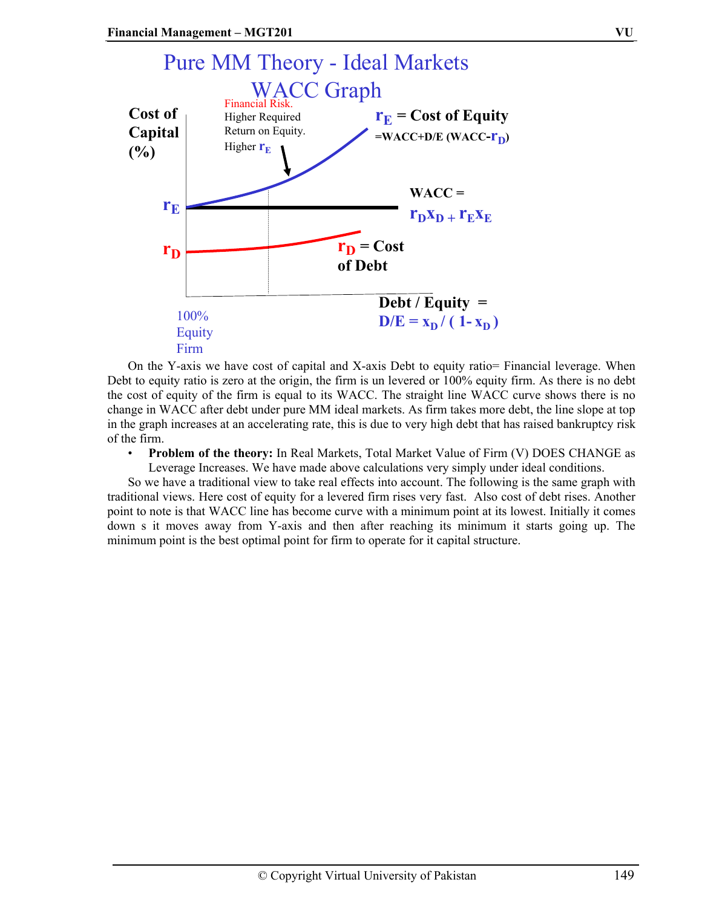## Pure MM Theory - Ideal Markets WACC Graph

Cost of Capital (%)

Financial Risk. Higher Required Return on Equity. Higher $r_E$

$r_E$ = Cost of Equity $= WACC + D/E\,(WACC - r_D)$

$r_E$

WACC = $r_D x_D + r_E x_E$

$r_D$

$r_D$ = Cost of Debt

Debt / Equity = $D/E = x_D / (1 - x_D)$

100% Equity Firm

On the Y-axis we have cost of capital and X-axis Debt to equity ratio= Financial leverage. When Debt to equity ratio is zero at the origin, the firm is un levered or 100% equity firm. As there is no debt the cost of equity of the firm is equal to its WACC. The straight line WACC curve shows there is no change in WACC after debt under pure MM ideal markets. As firm takes more debt, the line slope at top in the graph increases at an accelerating rate, this is due to very high debt that has raised bankruptcy risk of the firm.

- **Problem of the theory:** In Real Markets, Total Market Value of Firm (V) DOES CHANGE as Leverage Increases. We have made above calculations very simply under ideal conditions.

So we have a traditional view to take real effects into account. The following is the same graph with traditional views. Here cost of equity for a levered firm rises very fast. Also cost of debt rises. Another point to note is that WACC line has become curve with a minimum point at its lowest. Initially it comes down s it moves away from Y-axis and then after reaching its minimum it starts going up. The minimum point is the best optimal point for firm to operate for it capital structure.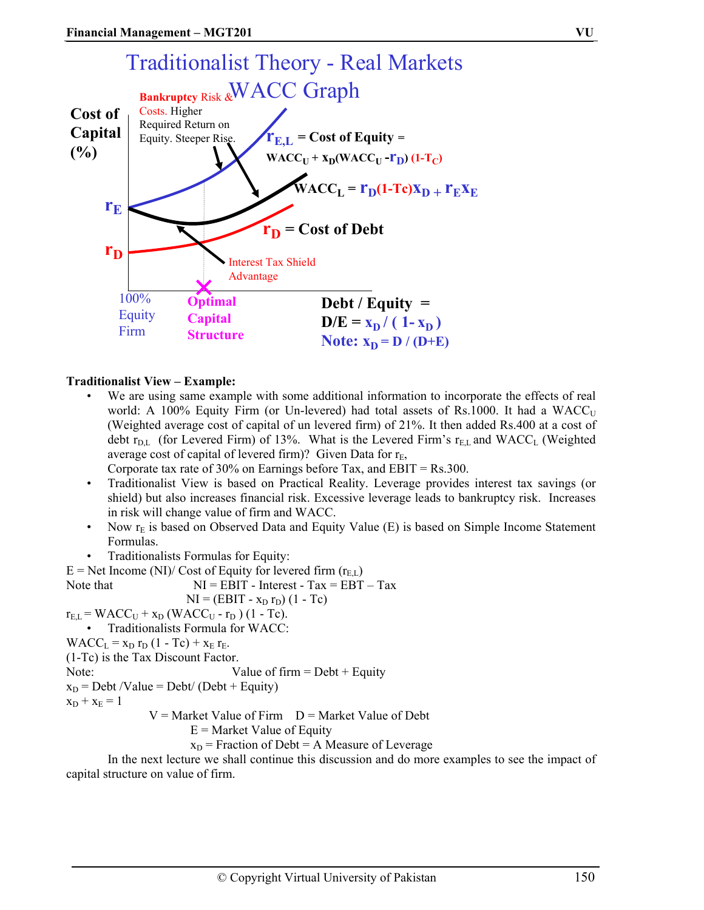# Traditionalist Theory - Real Markets WACC Graph

Cost of Capital (%)

Bankruptcy Risk & Costs. Higher Required Return on Equity. Steeper Rise.

$r_{E,L}$ = Cost of Equity = $WACC_U + x_D(WACC_U - r_D)(1-T_C)$

$WACC_L = r_D(1-Tc)x_D + r_E x_E$

$r_E$

$r_D$

$r_D$ = Cost of Debt

Interest Tax Shield Advantage

100% Equity Firm

Optimal Capital Structure

Debt / Equity = $D/E = x_D / (1 - x_D)$

Note: $x_D = D / (D+E)$

**Traditionalist View – Example:**

- We are using same example with some additional information to incorporate the effects of real world: A 100% Equity Firm (or Un-levered) had total assets of Rs.1000. It had a $WACC_U$ (Weighted average cost of capital of un levered firm) of 21%. It then added Rs.400 at a cost of debt $r_{D,L}$ (for Levered Firm) of 13%. What is the Levered Firm's $r_{E,L}$ and $WACC_L$ (Weighted average cost of capital of levered firm)? Given Data for $r_E$,
  Corporate tax rate of 30% on Earnings before Tax, and EBIT = Rs.300.
- Traditionalist View is based on Practical Reality. Leverage provides interest tax savings (or shield) but also increases financial risk. Excessive leverage leads to bankruptcy risk. Increases in risk will change value of firm and WACC.
- Now $r_E$ is based on Observed Data and Equity Value (E) is based on Simple Income Statement Formulas.
- Traditionalists Formulas for Equity:

E = Net Income (NI)/ Cost of Equity for levered firm ($r_{E,L}$)

Note that NI = EBIT - Interest - Tax = EBT – Tax

NI = (EBIT - $x_D r_D$) (1 - Tc)

$r_{E,L} = WACC_U + x_D (WACC_U - r_D)(1 - Tc)$.

- Traditionalists Formula for WACC:

$WACC_L = x_D r_D (1 - Tc) + x_E r_E$.

(1-Tc) is the Tax Discount Factor.

Note: Value of firm = Debt + Equity

$x_D$ = Debt /Value = Debt/ (Debt + Equity)

$x_D + x_E = 1$

V = Market Value of Firm D = Market Value of Debt

E = Market Value of Equity

$x_D$ = Fraction of Debt = A Measure of Leverage

In the next lecture we shall continue this discussion and do more examples to see the impact of capital structure on value of firm.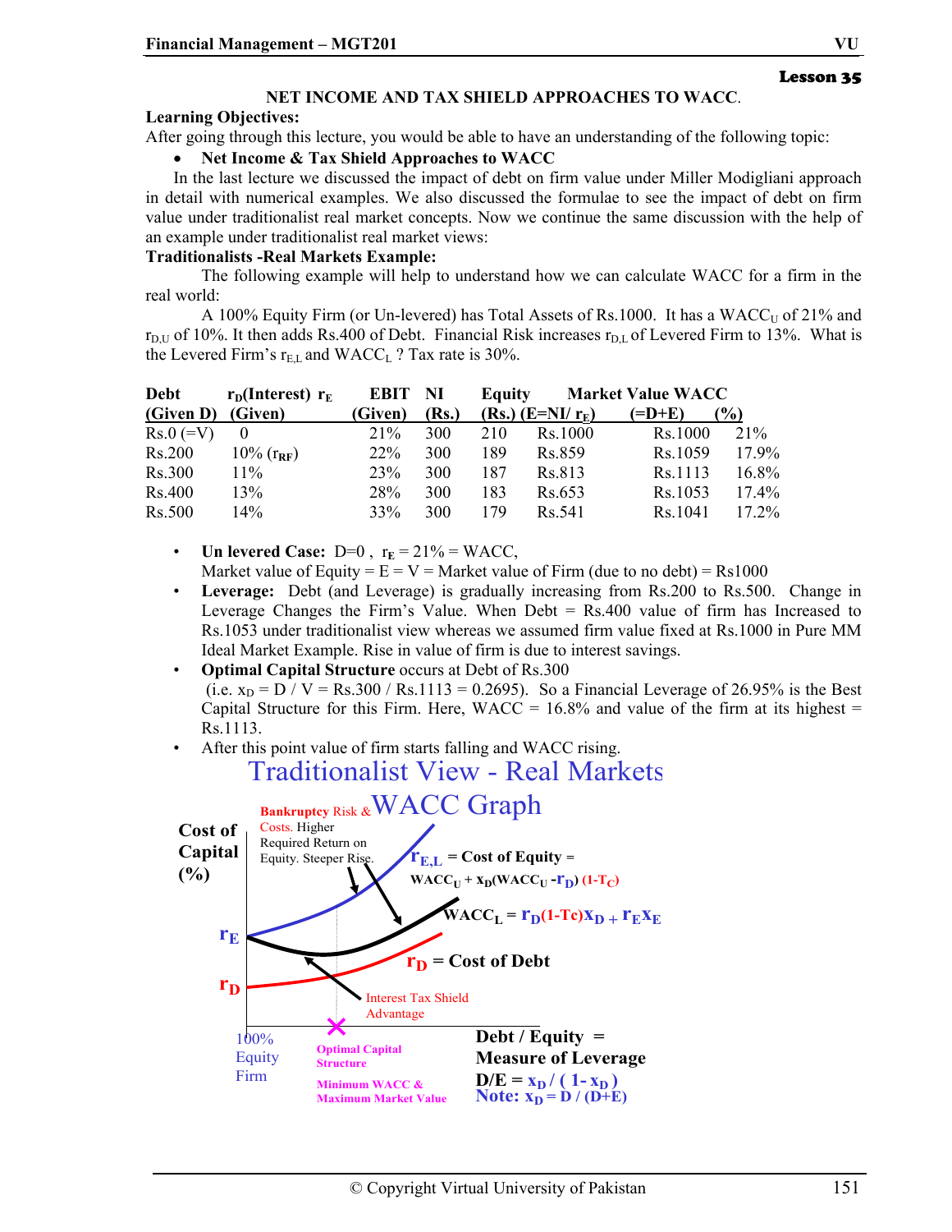Lesson 35

## NET INCOME AND TAX SHIELD APPROACHES TO WACC.

**Learning Objectives:**

After going through this lecture, you would be able to have an understanding of the following topic:

- **Net Income & Tax Shield Approaches to WACC**

In the last lecture we discussed the impact of debt on firm value under Miller Modigliani approach in detail with numerical examples. We also discussed the formulae to see the impact of debt on firm value under traditionalist real market concepts. Now we continue the same discussion with the help of an example under traditionalist real market views:

**Traditionalists -Real Markets Example:**

The following example will help to understand how we can calculate WACC for a firm in the real world:

A 100% Equity Firm (or Un-levered) has Total Assets of Rs.1000. It has a $WACC_U$ of 21% and $r_{D,U}$ of 10%. It then adds Rs.400 of Debt. Financial Risk increases $r_{D,L}$ of Levered Firm to 13%. What is the Levered Firm's $r_{E,L}$ and $WACC_L$ ? Tax rate is 30%.

| Debt (Given D) | $r_D$(Interest) (Given) | $r_E$ | EBIT (Given) | NI (Rs.) | Equity (Rs.) (E=NI/ $r_E$) | Market Value (=D+E) | WACC (%) |
|---|---|---|---|---|---|---|---|
| Rs.0 (=V) | 0 | 21% | 300 | 210 | Rs.1000 | Rs.1000 | 21% |
| Rs.200 | 10% ($r_{RF}$) | 22% | 300 | 189 | Rs.859 | Rs.1059 | 17.9% |
| Rs.300 | 11% | 23% | 300 | 187 | Rs.813 | Rs.1113 | 16.8% |
| Rs.400 | 13% | 28% | 300 | 183 | Rs.653 | Rs.1053 | 17.4% |
| Rs.500 | 14% | 33% | 300 | 179 | Rs.541 | Rs.1041 | 17.2% |

- **Un levered Case:** D=0 , $r_E$ = 21% = WACC,
  Market value of Equity = E = V = Market value of Firm (due to no debt) = Rs1000
- **Leverage:** Debt (and Leverage) is gradually increasing from Rs.200 to Rs.500. Change in Leverage Changes the Firm's Value. When Debt = Rs.400 value of firm has Increased to Rs.1053 under traditionalist view whereas we assumed firm value fixed at Rs.1000 in Pure MM Ideal Market Example. Rise in value of firm is due to interest savings.
- **Optimal Capital Structure** occurs at Debt of Rs.300
  (i.e. $x_D$ = D / V = Rs.300 / Rs.1113 = 0.2695). So a Financial Leverage of 26.95% is the Best Capital Structure for this Firm. Here, WACC = 16.8% and value of the firm at its highest = Rs.1113.
- After this point value of firm starts falling and WACC rising.

**Traditionalist View - Real Markets WACC Graph**

Cost of Capital (%)

Bankruptcy Risk & Costs. Higher Required Return on Equity. Steeper Rise.

$r_{E,L}$ = Cost of Equity = $WACC_U + x_D(WACC_U - r_D)(1-T_C)$

$WACC_L = r_D(1-Tc)x_D + r_E x_E$

$r_D$ = Cost of Debt

Interest Tax Shield Advantage

$r_E$, $r_D$

100% Equity Firm

Optimal Capital Structure

Minimum WACC & Maximum Market Value

Debt / Equity = Measure of Leverage

D/E = $x_D$ / ( 1- $x_D$ )

Note: $x_D$ = D / (D+E)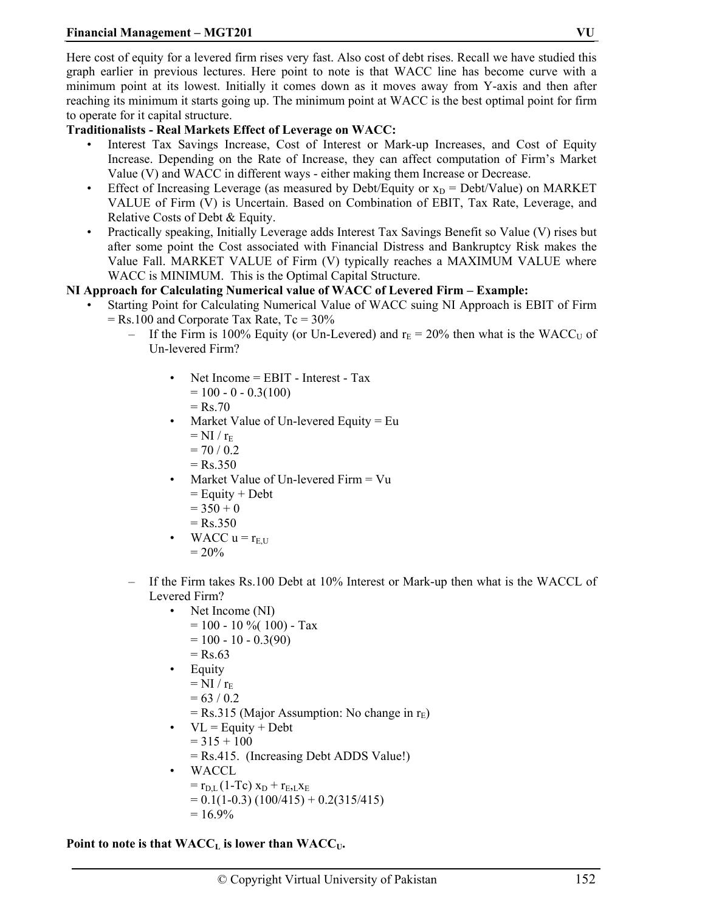Here cost of equity for a levered firm rises very fast. Also cost of debt rises. Recall we have studied this graph earlier in previous lectures. Here point to note is that WACC line has become curve with a minimum point at its lowest. Initially it comes down as it moves away from Y-axis and then after reaching its minimum it starts going up. The minimum point at WACC is the best optimal point for firm to operate for it capital structure.

**Traditionalists - Real Markets Effect of Leverage on WACC:**

- Interest Tax Savings Increase, Cost of Interest or Mark-up Increases, and Cost of Equity Increase. Depending on the Rate of Increase, they can affect computation of Firm's Market Value (V) and WACC in different ways - either making them Increase or Decrease.
- Effect of Increasing Leverage (as measured by Debt/Equity or $x_D$ = Debt/Value) on MARKET VALUE of Firm (V) is Uncertain. Based on Combination of EBIT, Tax Rate, Leverage, and Relative Costs of Debt & Equity.
- Practically speaking, Initially Leverage adds Interest Tax Savings Benefit so Value (V) rises but after some point the Cost associated with Financial Distress and Bankruptcy Risk makes the Value Fall. MARKET VALUE of Firm (V) typically reaches a MAXIMUM VALUE where WACC is MINIMUM. This is the Optimal Capital Structure.

**NI Approach for Calculating Numerical value of WACC of Levered Firm – Example:**

- Starting Point for Calculating Numerical Value of WACC suing NI Approach is EBIT of Firm = Rs.100 and Corporate Tax Rate, Tc = 30%
  - If the Firm is 100% Equity (or Un-Levered) and $r_E$ = 20% then what is the $WACC_U$ of Un-levered Firm?
    - Net Income = EBIT - Interest - Tax
      = 100 - 0 - 0.3(100)
      = Rs.70
    - Market Value of Un-levered Equity = Eu
      = NI / $r_E$
      = 70 / 0.2
      = Rs.350
    - Market Value of Un-levered Firm = Vu
      = Equity + Debt
      = 350 + 0
      = Rs.350
    - WACC u = $r_{E,U}$
      = 20%
  - If the Firm takes Rs.100 Debt at 10% Interest or Mark-up then what is the WACCL of Levered Firm?
    - Net Income (NI)
      = 100 - 10 %( 100) - Tax
      = 100 - 10 - 0.3(90)
      = Rs.63
    - Equity
      = NI / $r_E$
      = 63 / 0.2
      = Rs.315 (Major Assumption: No change in $r_E$)
    - VL = Equity + Debt
      = 315 + 100
      = Rs.415. (Increasing Debt ADDS Value!)
    - WACCL
      = $r_{D,L}$ (1-Tc) $x_D$ + $r_{E,L}x_E$
      = 0.1(1-0.3) (100/415) + 0.2(315/415)
      = 16.9%

**Point to note is that $WACC_L$ is lower than $WACC_U$.**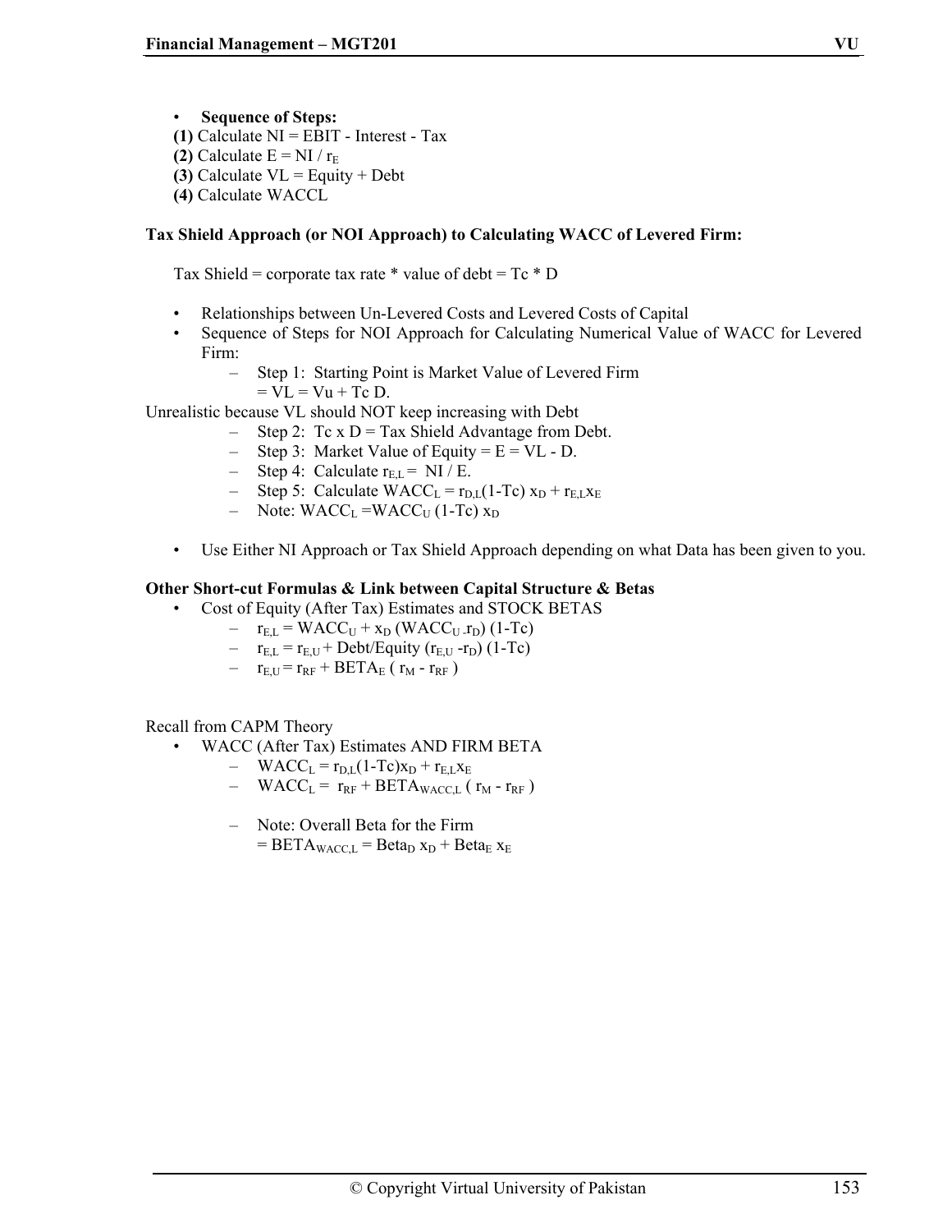- **Sequence of Steps:**

  **(1)** Calculate NI = EBIT - Interest - Tax

  **(2)** Calculate E = NI / $r_E$

  **(3)** Calculate VL = Equity + Debt

  **(4)** Calculate WACCL

**Tax Shield Approach (or NOI Approach) to Calculating WACC of Levered Firm:**

Tax Shield = corporate tax rate * value of debt = Tc * D

- Relationships between Un-Levered Costs and Levered Costs of Capital
- Sequence of Steps for NOI Approach for Calculating Numerical Value of WACC for Levered Firm:
  - Step 1: Starting Point is Market Value of Levered Firm = VL = Vu + Tc D.

Unrealistic because VL should NOT keep increasing with Debt

  - Step 2: Tc x D = Tax Shield Advantage from Debt.
  - Step 3: Market Value of Equity = E = VL - D.
  - Step 4: Calculate $r_{E,L}$ = NI / E.
  - Step 5: Calculate $WACC_L = r_{D,L}(1\text{-}Tc)\ x_D + r_{E,L}x_E$
  - Note: $WACC_L = WACC_U\ (1\text{-}Tc)\ x_D$

- Use Either NI Approach or Tax Shield Approach depending on what Data has been given to you.

**Other Short-cut Formulas & Link between Capital Structure & Betas**

- Cost of Equity (After Tax) Estimates and STOCK BETAS
  - $r_{E,L} = WACC_U + x_D\ (WACC_U - r_D)\ (1\text{-}Tc)$
  - $r_{E,L} = r_{E,U} + \text{Debt/Equity}\ (r_{E,U} - r_D)\ (1\text{-}Tc)$
  - $r_{E,U} = r_{RF} + BETA_E\ (r_M - r_{RF})$

Recall from CAPM Theory

- WACC (After Tax) Estimates AND FIRM BETA
  - $WACC_L = r_{D,L}(1\text{-}Tc)x_D + r_{E,L}x_E$
  - $WACC_L = r_{RF} + BETA_{WACC,L}\ (r_M - r_{RF})$
  - Note: Overall Beta for the Firm = $BETA_{WACC,L} = Beta_D\ x_D + Beta_E\ x_E$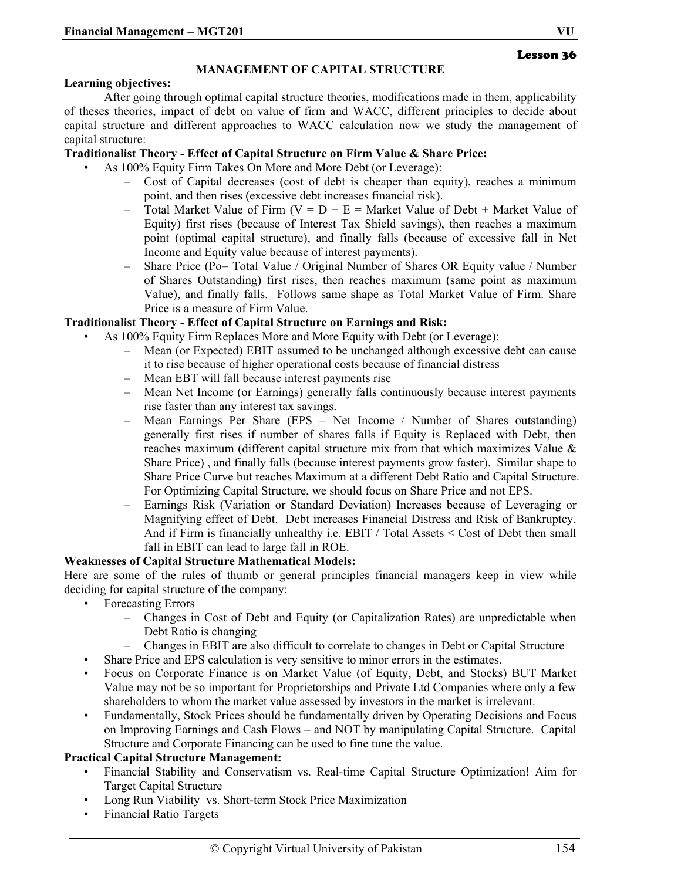Lesson 36

## MANAGEMENT OF CAPITAL STRUCTURE

**Learning objectives:**

After going through optimal capital structure theories, modifications made in them, applicability of theses theories, impact of debt on value of firm and WACC, different principles to decide about capital structure and different approaches to WACC calculation now we study the management of capital structure:

**Traditionalist Theory - Effect of Capital Structure on Firm Value & Share Price:**

- As 100% Equity Firm Takes On More and More Debt (or Leverage):
  - Cost of Capital decreases (cost of debt is cheaper than equity), reaches a minimum point, and then rises (excessive debt increases financial risk).
  - Total Market Value of Firm (V = D + E = Market Value of Debt + Market Value of Equity) first rises (because of Interest Tax Shield savings), then reaches a maximum point (optimal capital structure), and finally falls (because of excessive fall in Net Income and Equity value because of interest payments).
  - Share Price (Po= Total Value / Original Number of Shares OR Equity value / Number of Shares Outstanding) first rises, then reaches maximum (same point as maximum Value), and finally falls. Follows same shape as Total Market Value of Firm. Share Price is a measure of Firm Value.

**Traditionalist Theory - Effect of Capital Structure on Earnings and Risk:**

- As 100% Equity Firm Replaces More and More Equity with Debt (or Leverage):
  - Mean (or Expected) EBIT assumed to be unchanged although excessive debt can cause it to rise because of higher operational costs because of financial distress
  - Mean EBT will fall because interest payments rise
  - Mean Net Income (or Earnings) generally falls continuously because interest payments rise faster than any interest tax savings.
  - Mean Earnings Per Share (EPS = Net Income / Number of Shares outstanding) generally first rises if number of shares falls if Equity is Replaced with Debt, then reaches maximum (different capital structure mix from that which maximizes Value & Share Price) , and finally falls (because interest payments grow faster). Similar shape to Share Price Curve but reaches Maximum at a different Debt Ratio and Capital Structure. For Optimizing Capital Structure, we should focus on Share Price and not EPS.
  - Earnings Risk (Variation or Standard Deviation) Increases because of Leveraging or Magnifying effect of Debt. Debt increases Financial Distress and Risk of Bankruptcy. And if Firm is financially unhealthy i.e. EBIT / Total Assets < Cost of Debt then small fall in EBIT can lead to large fall in ROE.

**Weaknesses of Capital Structure Mathematical Models:**

Here are some of the rules of thumb or general principles financial managers keep in view while deciding for capital structure of the company:

- Forecasting Errors
  - Changes in Cost of Debt and Equity (or Capitalization Rates) are unpredictable when Debt Ratio is changing
  - Changes in EBIT are also difficult to correlate to changes in Debt or Capital Structure
- Share Price and EPS calculation is very sensitive to minor errors in the estimates.
- Focus on Corporate Finance is on Market Value (of Equity, Debt, and Stocks) BUT Market Value may not be so important for Proprietorships and Private Ltd Companies where only a few shareholders to whom the market value assessed by investors in the market is irrelevant.
- Fundamentally, Stock Prices should be fundamentally driven by Operating Decisions and Focus on Improving Earnings and Cash Flows – and NOT by manipulating Capital Structure. Capital Structure and Corporate Financing can be used to fine tune the value.

**Practical Capital Structure Management:**

- Financial Stability and Conservatism vs. Real-time Capital Structure Optimization! Aim for Target Capital Structure
- Long Run Viability vs. Short-term Stock Price Maximization
- Financial Ratio Targets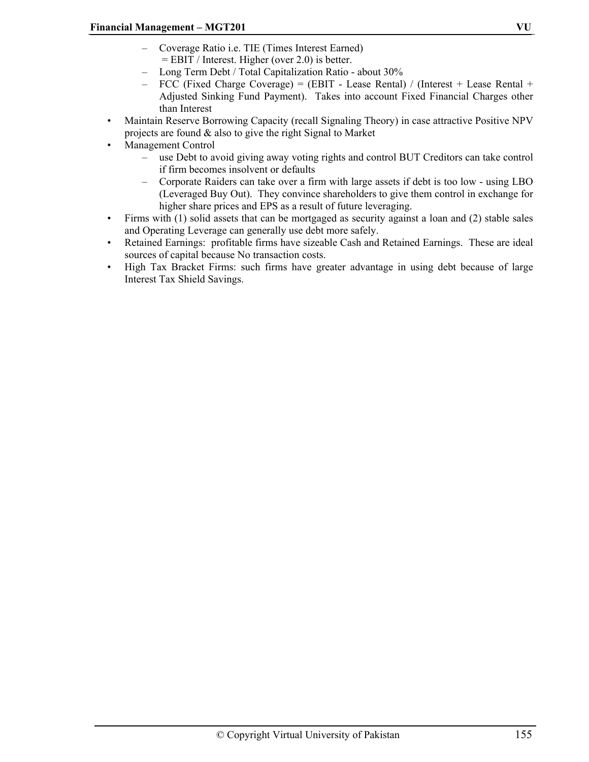- Coverage Ratio i.e. TIE (Times Interest Earned)
  = EBIT / Interest. Higher (over 2.0) is better.
- Long Term Debt / Total Capitalization Ratio - about 30%
- FCC (Fixed Charge Coverage) = (EBIT - Lease Rental) / (Interest + Lease Rental + Adjusted Sinking Fund Payment). Takes into account Fixed Financial Charges other than Interest

- Maintain Reserve Borrowing Capacity (recall Signaling Theory) in case attractive Positive NPV projects are found & also to give the right Signal to Market
- Management Control
  - use Debt to avoid giving away voting rights and control BUT Creditors can take control if firm becomes insolvent or defaults
  - Corporate Raiders can take over a firm with large assets if debt is too low - using LBO (Leveraged Buy Out). They convince shareholders to give them control in exchange for higher share prices and EPS as a result of future leveraging.
- Firms with (1) solid assets that can be mortgaged as security against a loan and (2) stable sales and Operating Leverage can generally use debt more safely.
- Retained Earnings: profitable firms have sizeable Cash and Retained Earnings. These are ideal sources of capital because No transaction costs.
- High Tax Bracket Firms: such firms have greater advantage in using debt because of large Interest Tax Shield Savings.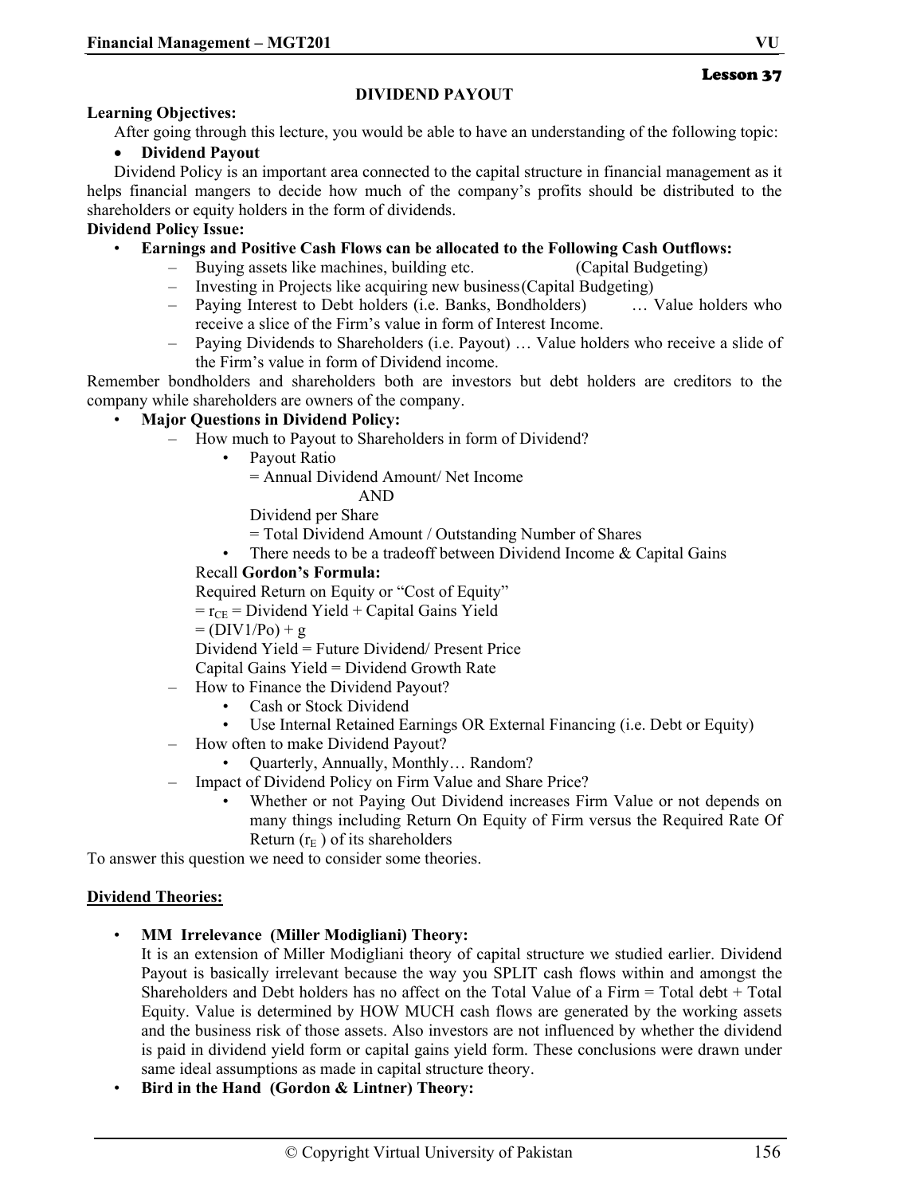### Lesson 37

## DIVIDEND PAYOUT

**Learning Objectives:**

After going through this lecture, you would be able to have an understanding of the following topic:

- **Dividend Payout**

Dividend Policy is an important area connected to the capital structure in financial management as it helps financial mangers to decide how much of the company's profits should be distributed to the shareholders or equity holders in the form of dividends.

**Dividend Policy Issue:**

- **Earnings and Positive Cash Flows can be allocated to the Following Cash Outflows:**
  - Buying assets like machines, building etc. (Capital Budgeting)
  - Investing in Projects like acquiring new business (Capital Budgeting)
  - Paying Interest to Debt holders (i.e. Banks, Bondholders) … Value holders who receive a slice of the Firm's value in form of Interest Income.
  - Paying Dividends to Shareholders (i.e. Payout) … Value holders who receive a slide of the Firm's value in form of Dividend income.

Remember bondholders and shareholders both are investors but debt holders are creditors to the company while shareholders are owners of the company.

- **Major Questions in Dividend Policy:**
  - How much to Payout to Shareholders in form of Dividend?
    - Payout Ratio
      = Annual Dividend Amount/ Net Income
      AND
      Dividend per Share
      = Total Dividend Amount / Outstanding Number of Shares
    - There needs to be a tradeoff between Dividend Income & Capital Gains

    Recall **Gordon's Formula:**
    Required Return on Equity or "Cost of Equity"
    = $r_{CE}$ = Dividend Yield + Capital Gains Yield
    = $(DIV1/Po) + g$
    Dividend Yield = Future Dividend/ Present Price
    Capital Gains Yield = Dividend Growth Rate
  - How to Finance the Dividend Payout?
    - Cash or Stock Dividend
    - Use Internal Retained Earnings OR External Financing (i.e. Debt or Equity)
  - How often to make Dividend Payout?
    - Quarterly, Annually, Monthly… Random?
  - Impact of Dividend Policy on Firm Value and Share Price?
    - Whether or not Paying Out Dividend increases Firm Value or not depends on many things including Return On Equity of Firm versus the Required Rate Of Return ($r_E$) of its shareholders

To answer this question we need to consider some theories.

**Dividend Theories:**

- **MM Irrelevance (Miller Modigliani) Theory:**
  It is an extension of Miller Modigliani theory of capital structure we studied earlier. Dividend Payout is basically irrelevant because the way you SPLIT cash flows within and amongst the Shareholders and Debt holders has no affect on the Total Value of a Firm = Total debt + Total Equity. Value is determined by HOW MUCH cash flows are generated by the working assets and the business risk of those assets. Also investors are not influenced by whether the dividend is paid in dividend yield form or capital gains yield form. These conclusions were drawn under same ideal assumptions as made in capital structure theory.
- **Bird in the Hand (Gordon & Lintner) Theory:**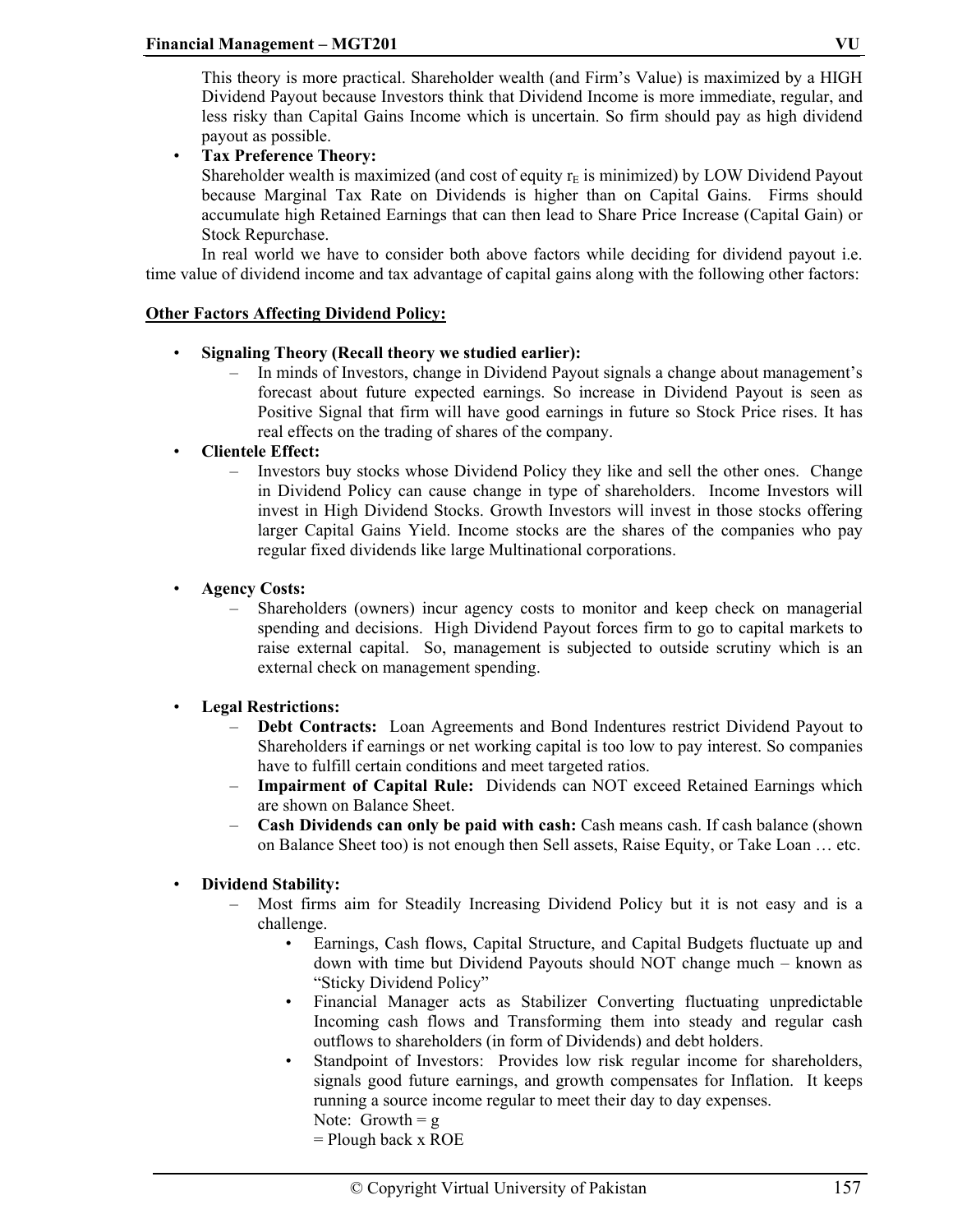This theory is more practical. Shareholder wealth (and Firm's Value) is maximized by a HIGH Dividend Payout because Investors think that Dividend Income is more immediate, regular, and less risky than Capital Gains Income which is uncertain. So firm should pay as high dividend payout as possible.

- **Tax Preference Theory:**
  Shareholder wealth is maximized (and cost of equity $r_E$ is minimized) by LOW Dividend Payout because Marginal Tax Rate on Dividends is higher than on Capital Gains. Firms should accumulate high Retained Earnings that can then lead to Share Price Increase (Capital Gain) or Stock Repurchase.

In real world we have to consider both above factors while deciding for dividend payout i.e. time value of dividend income and tax advantage of capital gains along with the following other factors:

**Other Factors Affecting Dividend Policy:**

- **Signaling Theory (Recall theory we studied earlier):**
  - In minds of Investors, change in Dividend Payout signals a change about management's forecast about future expected earnings. So increase in Dividend Payout is seen as Positive Signal that firm will have good earnings in future so Stock Price rises. It has real effects on the trading of shares of the company.
- **Clientele Effect:**
  - Investors buy stocks whose Dividend Policy they like and sell the other ones. Change in Dividend Policy can cause change in type of shareholders. Income Investors will invest in High Dividend Stocks. Growth Investors will invest in those stocks offering larger Capital Gains Yield. Income stocks are the shares of the companies who pay regular fixed dividends like large Multinational corporations.

- **Agency Costs:**
  - Shareholders (owners) incur agency costs to monitor and keep check on managerial spending and decisions. High Dividend Payout forces firm to go to capital markets to raise external capital. So, management is subjected to outside scrutiny which is an external check on management spending.

- **Legal Restrictions:**
  - **Debt Contracts:** Loan Agreements and Bond Indentures restrict Dividend Payout to Shareholders if earnings or net working capital is too low to pay interest. So companies have to fulfill certain conditions and meet targeted ratios.
  - **Impairment of Capital Rule:** Dividends can NOT exceed Retained Earnings which are shown on Balance Sheet.
  - **Cash Dividends can only be paid with cash:** Cash means cash. If cash balance (shown on Balance Sheet too) is not enough then Sell assets, Raise Equity, or Take Loan … etc.

- **Dividend Stability:**
  - Most firms aim for Steadily Increasing Dividend Policy but it is not easy and is a challenge.
    - Earnings, Cash flows, Capital Structure, and Capital Budgets fluctuate up and down with time but Dividend Payouts should NOT change much – known as "Sticky Dividend Policy"
    - Financial Manager acts as Stabilizer Converting fluctuating unpredictable Incoming cash flows and Transforming them into steady and regular cash outflows to shareholders (in form of Dividends) and debt holders.
    - Standpoint of Investors: Provides low risk regular income for shareholders, signals good future earnings, and growth compensates for Inflation. It keeps running a source income regular to meet their day to day expenses.
      Note: Growth = g
      = Plough back x ROE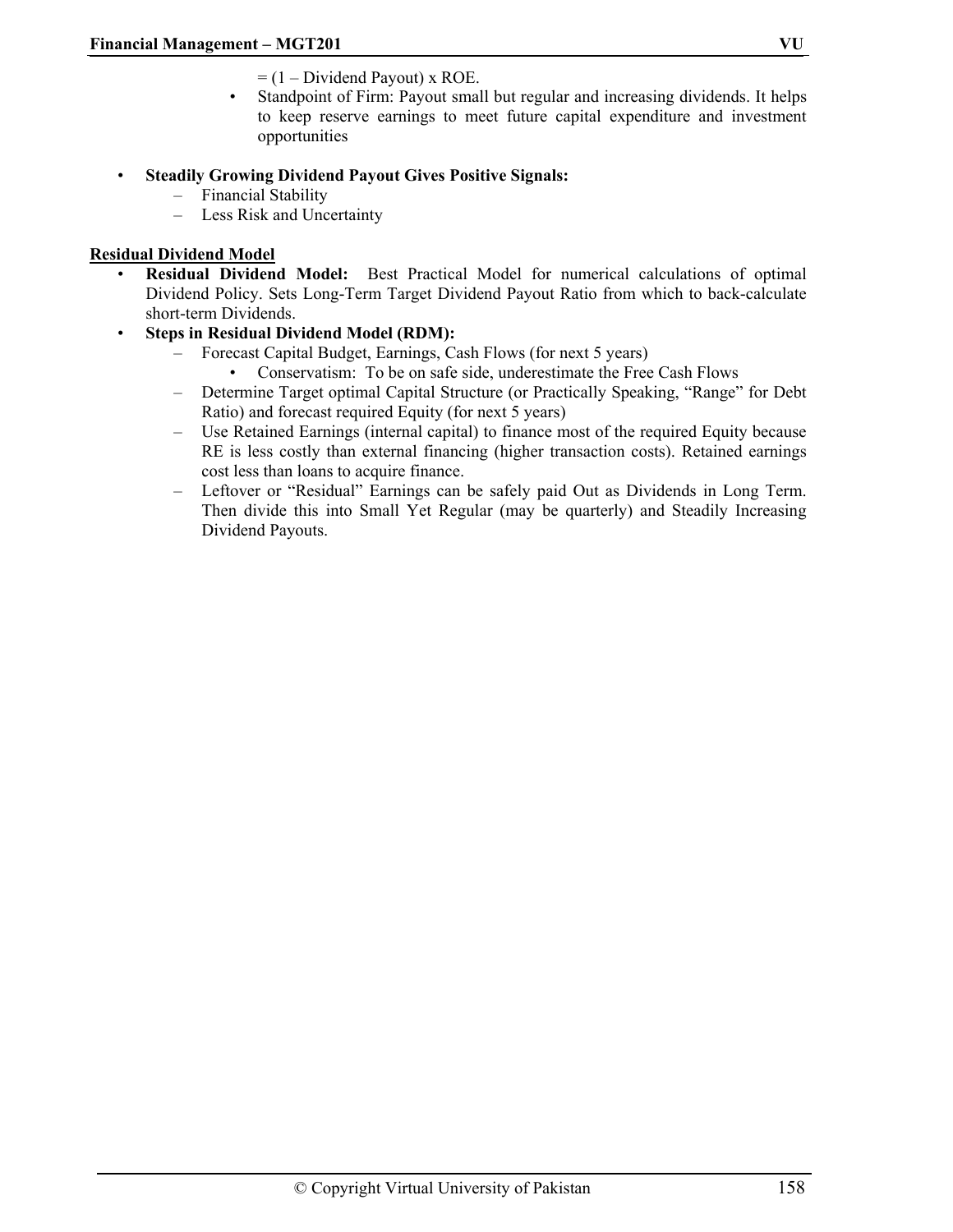= (1 – Dividend Payout) x ROE.

- Standpoint of Firm: Payout small but regular and increasing dividends. It helps to keep reserve earnings to meet future capital expenditure and investment opportunities

- **Steadily Growing Dividend Payout Gives Positive Signals:**
  - Financial Stability
  - Less Risk and Uncertainty

<u>**Residual Dividend Model**</u>

- **Residual Dividend Model:** Best Practical Model for numerical calculations of optimal Dividend Policy. Sets Long-Term Target Dividend Payout Ratio from which to back-calculate short-term Dividends.
- **Steps in Residual Dividend Model (RDM):**
  - Forecast Capital Budget, Earnings, Cash Flows (for next 5 years)
    - Conservatism: To be on safe side, underestimate the Free Cash Flows
  - Determine Target optimal Capital Structure (or Practically Speaking, "Range" for Debt Ratio) and forecast required Equity (for next 5 years)
  - Use Retained Earnings (internal capital) to finance most of the required Equity because RE is less costly than external financing (higher transaction costs). Retained earnings cost less than loans to acquire finance.
  - Leftover or "Residual" Earnings can be safely paid Out as Dividends in Long Term. Then divide this into Small Yet Regular (may be quarterly) and Steadily Increasing Dividend Payouts.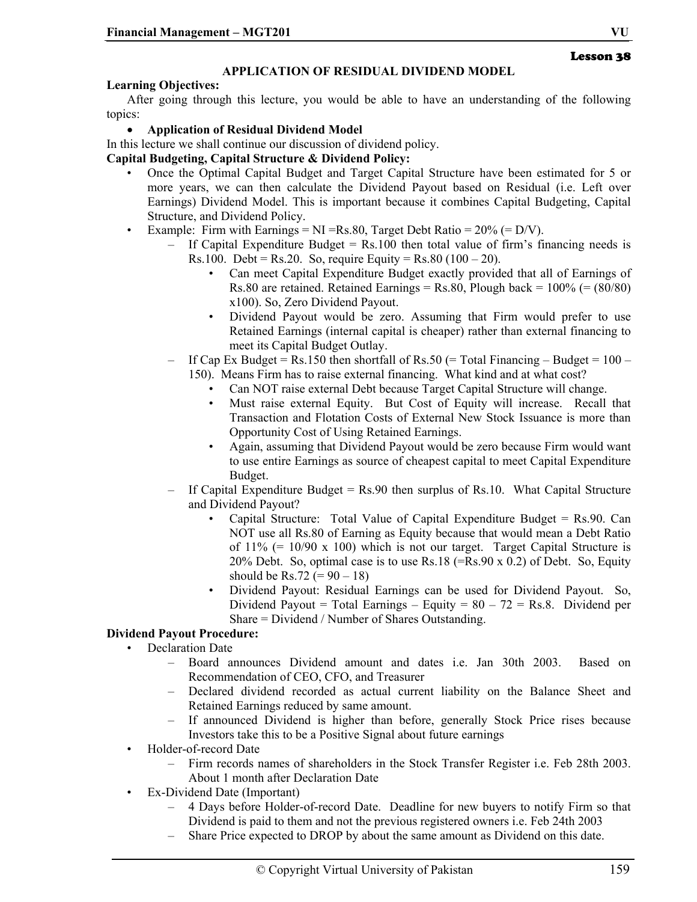**Lesson 38**

## APPLICATION OF RESIDUAL DIVIDEND MODEL

**Learning Objectives:**

After going through this lecture, you would be able to have an understanding of the following topics:

- **Application of Residual Dividend Model**

In this lecture we shall continue our discussion of dividend policy.

**Capital Budgeting, Capital Structure & Dividend Policy:**

- Once the Optimal Capital Budget and Target Capital Structure have been estimated for 5 or more years, we can then calculate the Dividend Payout based on Residual (i.e. Left over Earnings) Dividend Model. This is important because it combines Capital Budgeting, Capital Structure, and Dividend Policy.
- Example: Firm with Earnings = NI =Rs.80, Target Debt Ratio = 20% (= D/V).
  - If Capital Expenditure Budget = Rs.100 then total value of firm's financing needs is Rs.100. Debt = Rs.20. So, require Equity = Rs.80 (100 – 20).
    - Can meet Capital Expenditure Budget exactly provided that all of Earnings of Rs.80 are retained. Retained Earnings = Rs.80, Plough back = 100% (= (80/80) x100). So, Zero Dividend Payout.
    - Dividend Payout would be zero. Assuming that Firm would prefer to use Retained Earnings (internal capital is cheaper) rather than external financing to meet its Capital Budget Outlay.
  - If Cap Ex Budget = Rs.150 then shortfall of Rs.50 (= Total Financing – Budget = 100 – 150). Means Firm has to raise external financing. What kind and at what cost?
    - Can NOT raise external Debt because Target Capital Structure will change.
    - Must raise external Equity. But Cost of Equity will increase. Recall that Transaction and Flotation Costs of External New Stock Issuance is more than Opportunity Cost of Using Retained Earnings.
    - Again, assuming that Dividend Payout would be zero because Firm would want to use entire Earnings as source of cheapest capital to meet Capital Expenditure Budget.
  - If Capital Expenditure Budget = Rs.90 then surplus of Rs.10. What Capital Structure and Dividend Payout?
    - Capital Structure: Total Value of Capital Expenditure Budget = Rs.90. Can NOT use all Rs.80 of Earning as Equity because that would mean a Debt Ratio of 11% (= 10/90 x 100) which is not our target. Target Capital Structure is 20% Debt. So, optimal case is to use Rs.18 (=Rs.90 x 0.2) of Debt. So, Equity should be Rs.72 (= 90 – 18)
    - Dividend Payout: Residual Earnings can be used for Dividend Payout. So, Dividend Payout = Total Earnings – Equity = 80 – 72 = Rs.8. Dividend per Share = Dividend / Number of Shares Outstanding.

**Dividend Payout Procedure:**

- Declaration Date
  - Board announces Dividend amount and dates i.e. Jan 30th 2003. Based on Recommendation of CEO, CFO, and Treasurer
  - Declared dividend recorded as actual current liability on the Balance Sheet and Retained Earnings reduced by same amount.
  - If announced Dividend is higher than before, generally Stock Price rises because Investors take this to be a Positive Signal about future earnings
- Holder-of-record Date
  - Firm records names of shareholders in the Stock Transfer Register i.e. Feb 28th 2003. About 1 month after Declaration Date
- Ex-Dividend Date (Important)
  - 4 Days before Holder-of-record Date. Deadline for new buyers to notify Firm so that Dividend is paid to them and not the previous registered owners i.e. Feb 24th 2003
  - Share Price expected to DROP by about the same amount as Dividend on this date.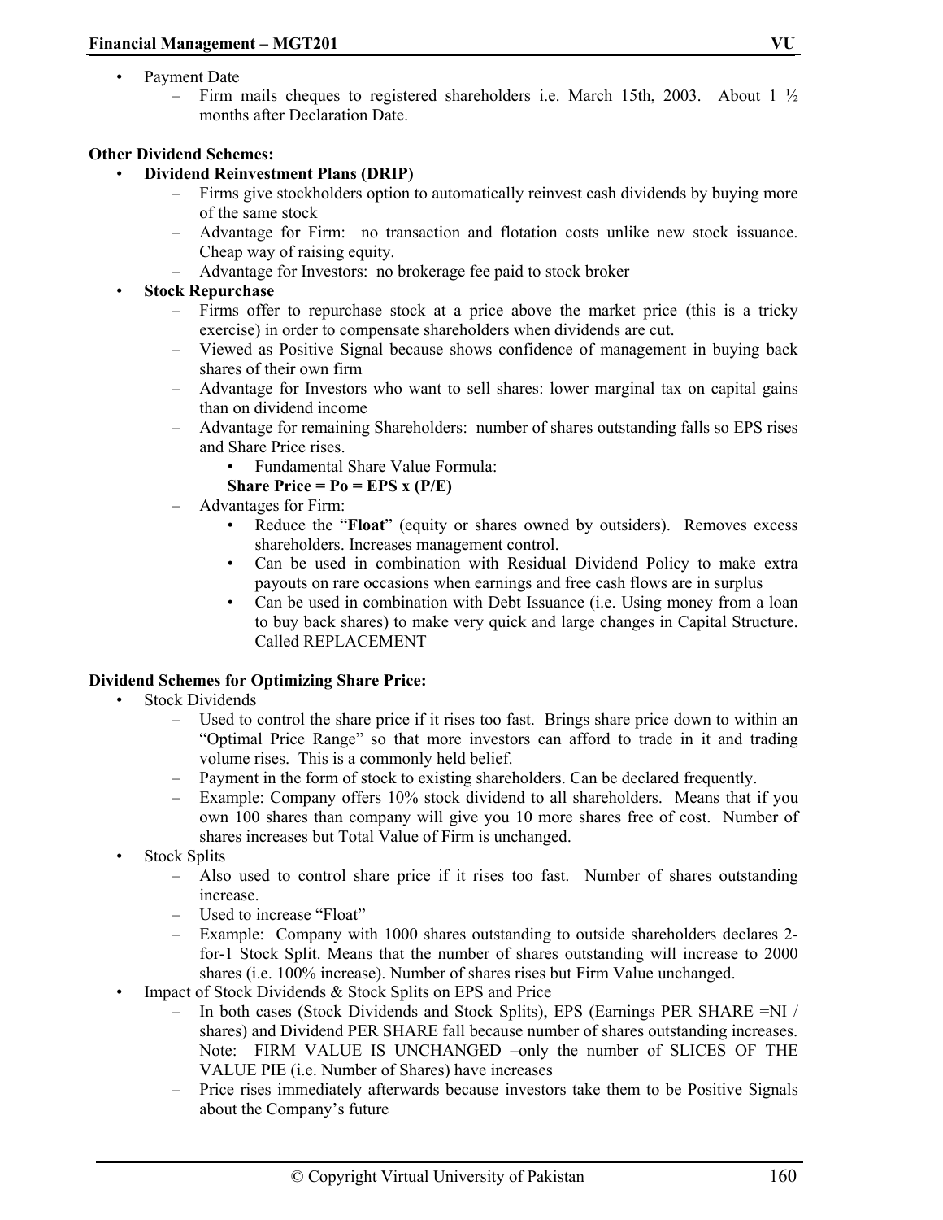- Payment Date
  - Firm mails cheques to registered shareholders i.e. March 15th, 2003. About 1 ½ months after Declaration Date.

**Other Dividend Schemes:**

- **Dividend Reinvestment Plans (DRIP)**
  - Firms give stockholders option to automatically reinvest cash dividends by buying more of the same stock
  - Advantage for Firm: no transaction and flotation costs unlike new stock issuance. Cheap way of raising equity.
  - Advantage for Investors: no brokerage fee paid to stock broker
- **Stock Repurchase**
  - Firms offer to repurchase stock at a price above the market price (this is a tricky exercise) in order to compensate shareholders when dividends are cut.
  - Viewed as Positive Signal because shows confidence of management in buying back shares of their own firm
  - Advantage for Investors who want to sell shares: lower marginal tax on capital gains than on dividend income
  - Advantage for remaining Shareholders: number of shares outstanding falls so EPS rises and Share Price rises.
    - Fundamental Share Value Formula:

      **Share Price = Po = EPS x (P/E)**
  - Advantages for Firm:
    - Reduce the "**Float**" (equity or shares owned by outsiders). Removes excess shareholders. Increases management control.
    - Can be used in combination with Residual Dividend Policy to make extra payouts on rare occasions when earnings and free cash flows are in surplus
    - Can be used in combination with Debt Issuance (i.e. Using money from a loan to buy back shares) to make very quick and large changes in Capital Structure. Called REPLACEMENT

**Dividend Schemes for Optimizing Share Price:**

- Stock Dividends
  - Used to control the share price if it rises too fast. Brings share price down to within an "Optimal Price Range" so that more investors can afford to trade in it and trading volume rises. This is a commonly held belief.
  - Payment in the form of stock to existing shareholders. Can be declared frequently.
  - Example: Company offers 10% stock dividend to all shareholders. Means that if you own 100 shares than company will give you 10 more shares free of cost. Number of shares increases but Total Value of Firm is unchanged.
- Stock Splits
  - Also used to control share price if it rises too fast. Number of shares outstanding increase.
  - Used to increase "Float"
  - Example: Company with 1000 shares outstanding to outside shareholders declares 2-for-1 Stock Split. Means that the number of shares outstanding will increase to 2000 shares (i.e. 100% increase). Number of shares rises but Firm Value unchanged.
- Impact of Stock Dividends & Stock Splits on EPS and Price
  - In both cases (Stock Dividends and Stock Splits), EPS (Earnings PER SHARE =NI / shares) and Dividend PER SHARE fall because number of shares outstanding increases. Note: FIRM VALUE IS UNCHANGED –only the number of SLICES OF THE VALUE PIE (i.e. Number of Shares) have increases
  - Price rises immediately afterwards because investors take them to be Positive Signals about the Company's future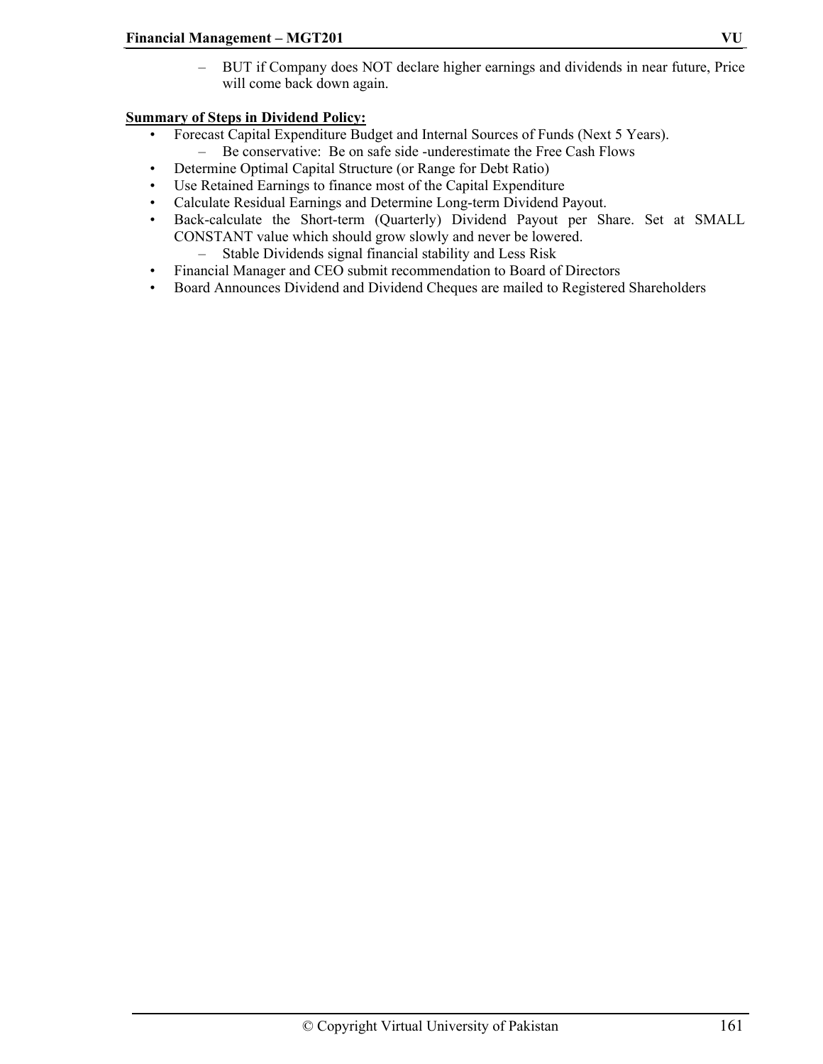- BUT if Company does NOT declare higher earnings and dividends in near future, Price will come back down again.

**Summary of Steps in Dividend Policy:**

- Forecast Capital Expenditure Budget and Internal Sources of Funds (Next 5 Years).
  - Be conservative: Be on safe side -underestimate the Free Cash Flows
- Determine Optimal Capital Structure (or Range for Debt Ratio)
- Use Retained Earnings to finance most of the Capital Expenditure
- Calculate Residual Earnings and Determine Long-term Dividend Payout.
- Back-calculate the Short-term (Quarterly) Dividend Payout per Share. Set at SMALL CONSTANT value which should grow slowly and never be lowered.
  - Stable Dividends signal financial stability and Less Risk
- Financial Manager and CEO submit recommendation to Board of Directors
- Board Announces Dividend and Dividend Cheques are mailed to Registered Shareholders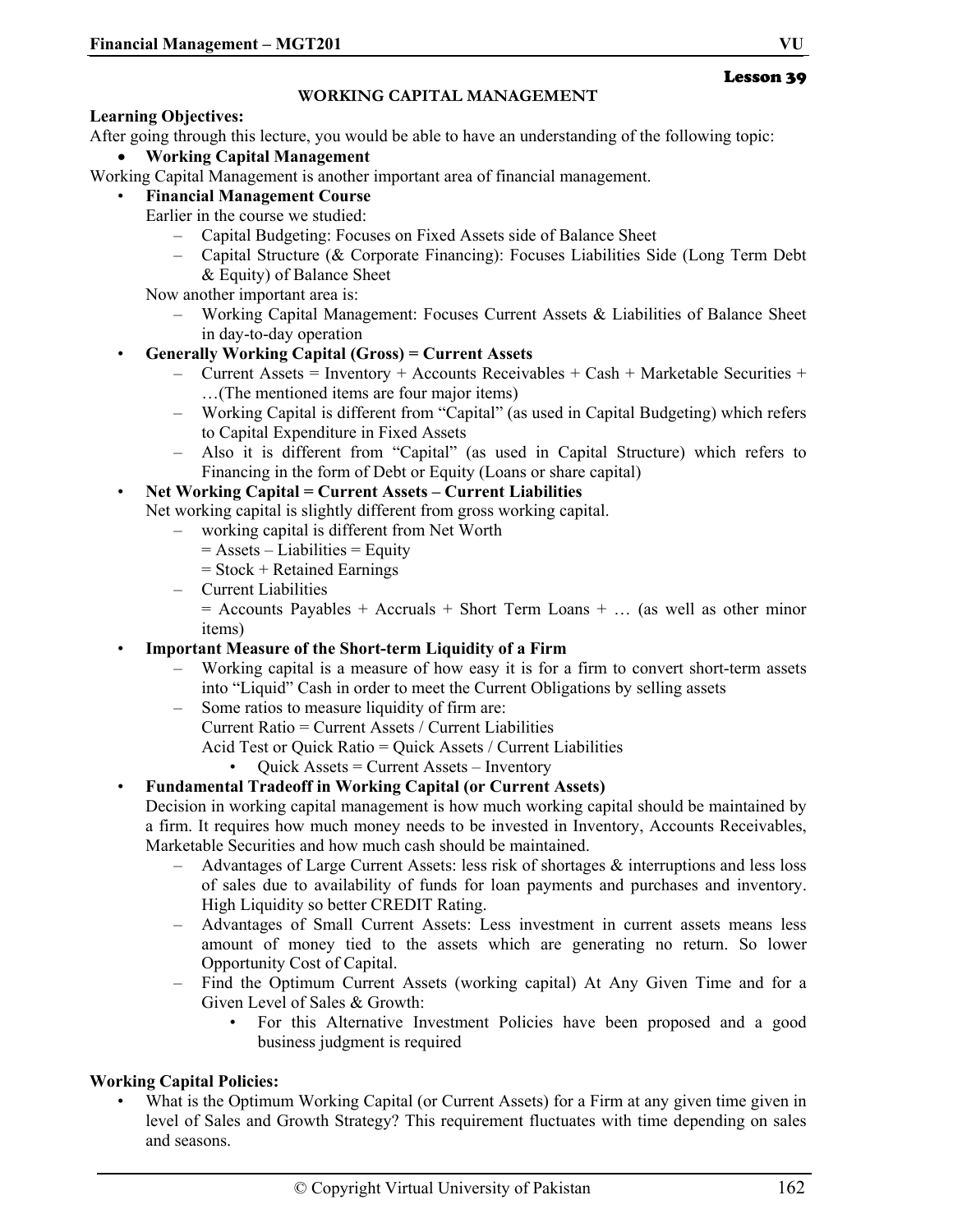**Lesson 39**

## WORKING CAPITAL MANAGEMENT

**Learning Objectives:**

After going through this lecture, you would be able to have an understanding of the following topic:

- **Working Capital Management**

Working Capital Management is another important area of financial management.

- **Financial Management Course**

  Earlier in the course we studied:
  - Capital Budgeting: Focuses on Fixed Assets side of Balance Sheet
  - Capital Structure (& Corporate Financing): Focuses Liabilities Side (Long Term Debt & Equity) of Balance Sheet

  Now another important area is:
  - Working Capital Management: Focuses Current Assets & Liabilities of Balance Sheet in day-to-day operation

- **Generally Working Capital (Gross) = Current Assets**
  - Current Assets = Inventory + Accounts Receivables + Cash + Marketable Securities + …(The mentioned items are four major items)
  - Working Capital is different from "Capital" (as used in Capital Budgeting) which refers to Capital Expenditure in Fixed Assets
  - Also it is different from "Capital" (as used in Capital Structure) which refers to Financing in the form of Debt or Equity (Loans or share capital)

- **Net Working Capital = Current Assets – Current Liabilities**

  Net working capital is slightly different from gross working capital.
  - working capital is different from Net Worth
    = Assets – Liabilities = Equity
    = Stock + Retained Earnings
  - Current Liabilities
    = Accounts Payables + Accruals + Short Term Loans + … (as well as other minor items)

- **Important Measure of the Short-term Liquidity of a Firm**
  - Working capital is a measure of how easy it is for a firm to convert short-term assets into "Liquid" Cash in order to meet the Current Obligations by selling assets
  - Some ratios to measure liquidity of firm are:
    Current Ratio = Current Assets / Current Liabilities
    Acid Test or Quick Ratio = Quick Assets / Current Liabilities
    - Quick Assets = Current Assets – Inventory

- **Fundamental Tradeoff in Working Capital (or Current Assets)**

  Decision in working capital management is how much working capital should be maintained by a firm. It requires how much money needs to be invested in Inventory, Accounts Receivables, Marketable Securities and how much cash should be maintained.
  - Advantages of Large Current Assets: less risk of shortages & interruptions and less loss of sales due to availability of funds for loan payments and purchases and inventory. High Liquidity so better CREDIT Rating.
  - Advantages of Small Current Assets: Less investment in current assets means less amount of money tied to the assets which are generating no return. So lower Opportunity Cost of Capital.
  - Find the Optimum Current Assets (working capital) At Any Given Time and for a Given Level of Sales & Growth:
    - For this Alternative Investment Policies have been proposed and a good business judgment is required

**Working Capital Policies:**

- What is the Optimum Working Capital (or Current Assets) for a Firm at any given time given in level of Sales and Growth Strategy? This requirement fluctuates with time depending on sales and seasons.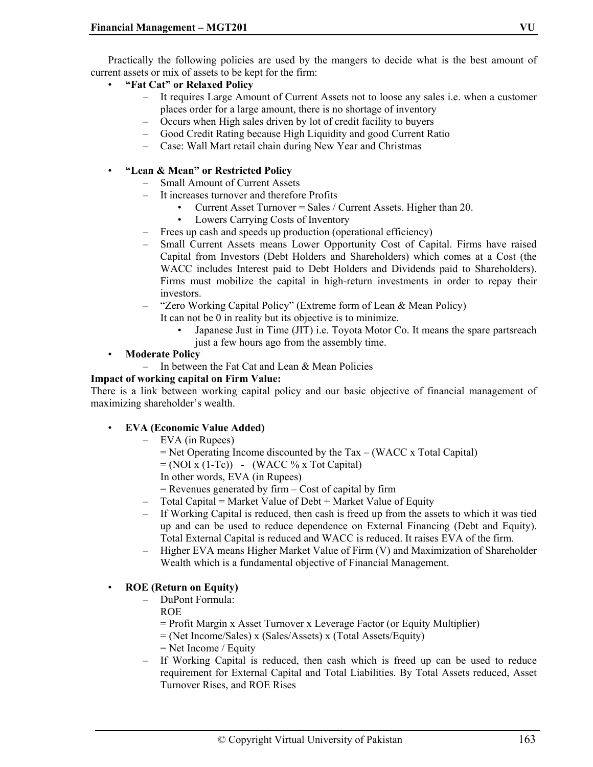Practically the following policies are used by the mangers to decide what is the best amount of current assets or mix of assets to be kept for the firm:

- **"Fat Cat" or Relaxed Policy**
  - It requires Large Amount of Current Assets not to loose any sales i.e. when a customer places order for a large amount, there is no shortage of inventory
  - Occurs when High sales driven by lot of credit facility to buyers
  - Good Credit Rating because High Liquidity and good Current Ratio
  - Case: Wall Mart retail chain during New Year and Christmas

- **"Lean & Mean" or Restricted Policy**
  - Small Amount of Current Assets
  - It increases turnover and therefore Profits
    - Current Asset Turnover = Sales / Current Assets. Higher than 20.
    - Lowers Carrying Costs of Inventory
  - Frees up cash and speeds up production (operational efficiency)
  - Small Current Assets means Lower Opportunity Cost of Capital. Firms have raised Capital from Investors (Debt Holders and Shareholders) which comes at a Cost (the WACC includes Interest paid to Debt Holders and Dividends paid to Shareholders). Firms must mobilize the capital in high-return investments in order to repay their investors.
  - "Zero Working Capital Policy" (Extreme form of Lean & Mean Policy)
    It can not be 0 in reality but its objective is to minimize.
    - Japanese Just in Time (JIT) i.e. Toyota Motor Co. It means the spare partsreach just a few hours ago from the assembly time.
- **Moderate Policy**
  - In between the Fat Cat and Lean & Mean Policies

**Impact of working capital on Firm Value:**

There is a link between working capital policy and our basic objective of financial management of maximizing shareholder's wealth.

- **EVA (Economic Value Added)**
  - EVA (in Rupees)
    = Net Operating Income discounted by the Tax – (WACC x Total Capital)
    = (NOI x (1-Tc)) - (WACC % x Tot Capital)
    In other words, EVA (in Rupees)
    = Revenues generated by firm – Cost of capital by firm
  - Total Capital = Market Value of Debt + Market Value of Equity
  - If Working Capital is reduced, then cash is freed up from the assets to which it was tied up and can be used to reduce dependence on External Financing (Debt and Equity). Total External Capital is reduced and WACC is reduced. It raises EVA of the firm.
  - Higher EVA means Higher Market Value of Firm (V) and Maximization of Shareholder Wealth which is a fundamental objective of Financial Management.

- **ROE (Return on Equity)**
  - DuPont Formula:
    ROE
    = Profit Margin x Asset Turnover x Leverage Factor (or Equity Multiplier)
    = (Net Income/Sales) x (Sales/Assets) x (Total Assets/Equity)
    = Net Income / Equity
  - If Working Capital is reduced, then cash which is freed up can be used to reduce requirement for External Capital and Total Liabilities. By Total Assets reduced, Asset Turnover Rises, and ROE Rises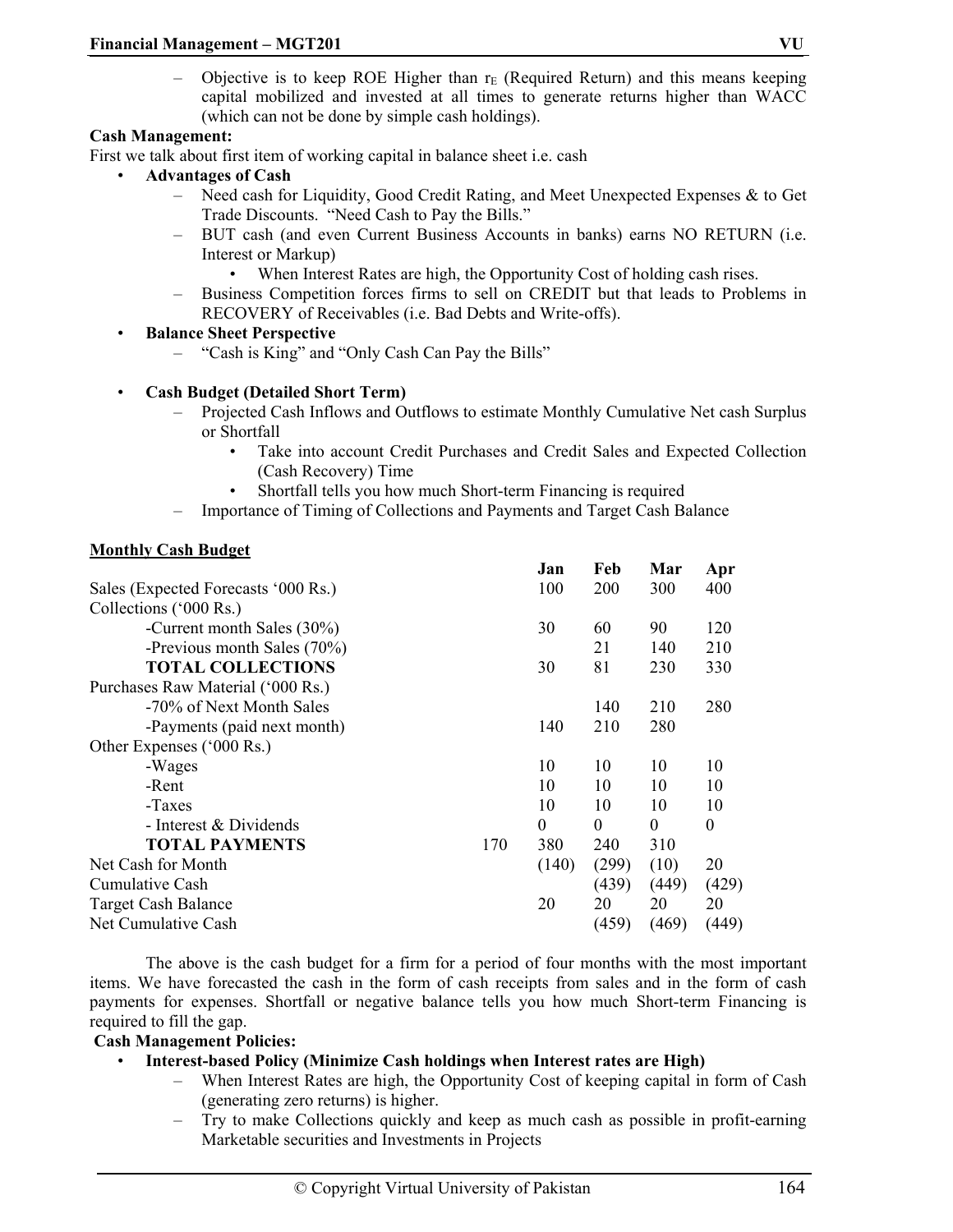– Objective is to keep ROE Higher than $r_E$ (Required Return) and this means keeping capital mobilized and invested at all times to generate returns higher than WACC (which can not be done by simple cash holdings).

**Cash Management:**

First we talk about first item of working capital in balance sheet i.e. cash

- **Advantages of Cash**
  - Need cash for Liquidity, Good Credit Rating, and Meet Unexpected Expenses & to Get Trade Discounts. "Need Cash to Pay the Bills."
  - BUT cash (and even Current Business Accounts in banks) earns NO RETURN (i.e. Interest or Markup)
    - When Interest Rates are high, the Opportunity Cost of holding cash rises.
  - Business Competition forces firms to sell on CREDIT but that leads to Problems in RECOVERY of Receivables (i.e. Bad Debts and Write-offs).
- **Balance Sheet Perspective**
  - "Cash is King" and "Only Cash Can Pay the Bills"
- **Cash Budget (Detailed Short Term)**
  - Projected Cash Inflows and Outflows to estimate Monthly Cumulative Net cash Surplus or Shortfall
    - Take into account Credit Purchases and Credit Sales and Expected Collection (Cash Recovery) Time
    - Shortfall tells you how much Short-term Financing is required
  - Importance of Timing of Collections and Payments and Target Cash Balance

**<u>Monthly Cash Budget</u>**

| | | Jan | Feb | Mar | Apr |
|---|---|---|---|---|---|
| Sales (Expected Forecasts '000 Rs.) | | 100 | 200 | 300 | 400 |
| Collections ('000 Rs.) | | | | | |
| -Current month Sales (30%) | | 30 | 60 | 90 | 120 |
| -Previous month Sales (70%) | | | 21 | 140 | 210 |
| **TOTAL COLLECTIONS** | | 30 | 81 | 230 | 330 |
| Purchases Raw Material ('000 Rs.) | | | | | |
| -70% of Next Month Sales | | | 140 | 210 | 280 |
| -Payments (paid next month) | | 140 | 210 | 280 | |
| Other Expenses ('000 Rs.) | | | | | |
| -Wages | | 10 | 10 | 10 | 10 |
| -Rent | | 10 | 10 | 10 | 10 |
| -Taxes | | 10 | 10 | 10 | 10 |
| - Interest & Dividends | | 0 | 0 | 0 | 0 |
| **TOTAL PAYMENTS** | 170 | 380 | 240 | 310 | |
| Net Cash for Month | | (140) | (299) | (10) | 20 |
| Cumulative Cash | | | (439) | (449) | (429) |
| Target Cash Balance | | 20 | 20 | 20 | 20 |
| Net Cumulative Cash | | | (459) | (469) | (449) |

The above is the cash budget for a firm for a period of four months with the most important items. We have forecasted the cash in the form of cash receipts from sales and in the form of cash payments for expenses. Shortfall or negative balance tells you how much Short-term Financing is required to fill the gap.

**Cash Management Policies:**

- **Interest-based Policy (Minimize Cash holdings when Interest rates are High)**
  - When Interest Rates are high, the Opportunity Cost of keeping capital in form of Cash (generating zero returns) is higher.
  - Try to make Collections quickly and keep as much cash as possible in profit-earning Marketable securities and Investments in Projects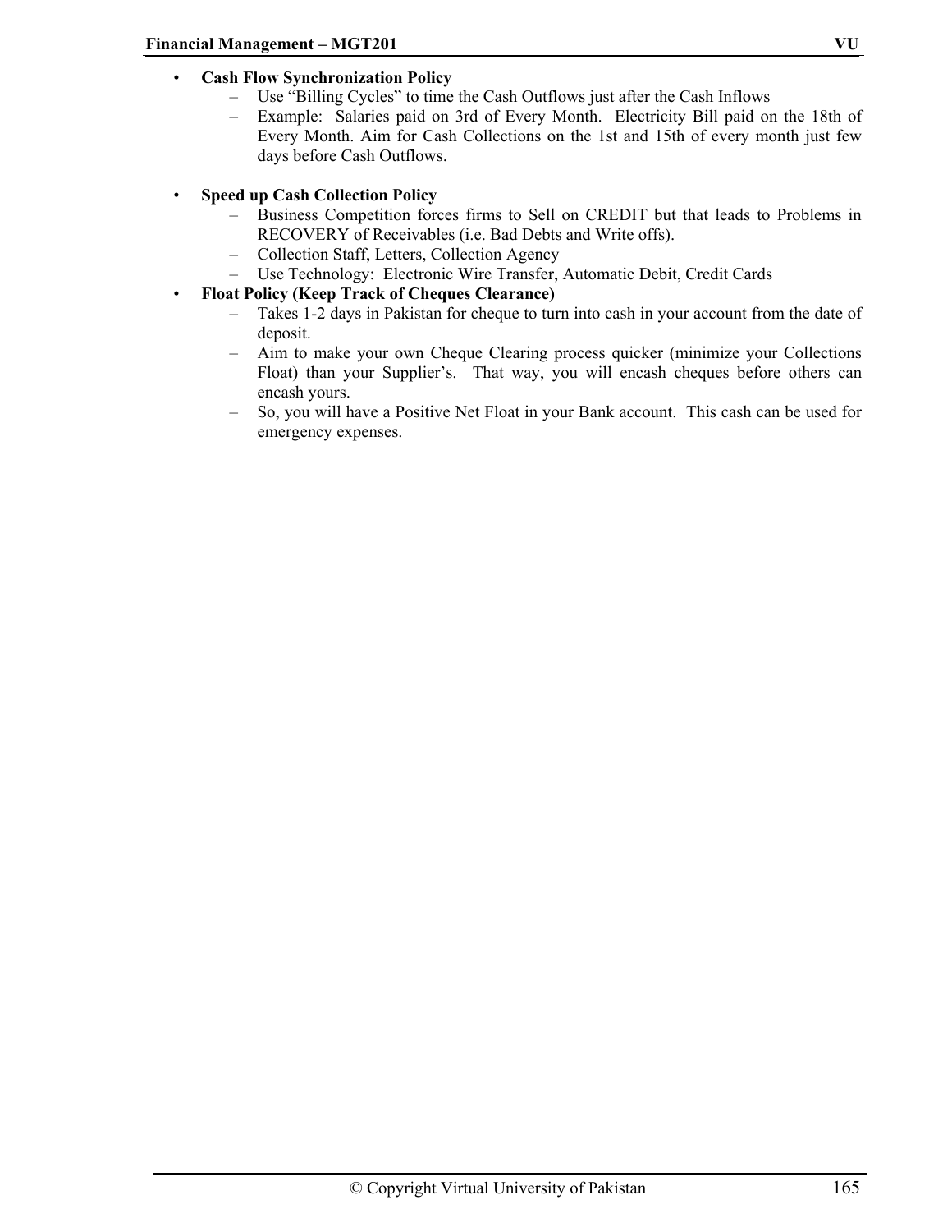- **Cash Flow Synchronization Policy**
  - Use “Billing Cycles” to time the Cash Outflows just after the Cash Inflows
  - Example: Salaries paid on 3rd of Every Month. Electricity Bill paid on the 18th of Every Month. Aim for Cash Collections on the 1st and 15th of every month just few days before Cash Outflows.

- **Speed up Cash Collection Policy**
  - Business Competition forces firms to Sell on CREDIT but that leads to Problems in RECOVERY of Receivables (i.e. Bad Debts and Write offs).
  - Collection Staff, Letters, Collection Agency
  - Use Technology: Electronic Wire Transfer, Automatic Debit, Credit Cards
- **Float Policy (Keep Track of Cheques Clearance)**
  - Takes 1-2 days in Pakistan for cheque to turn into cash in your account from the date of deposit.
  - Aim to make your own Cheque Clearing process quicker (minimize your Collections Float) than your Supplier’s. That way, you will encash cheques before others can encash yours.
  - So, you will have a Positive Net Float in your Bank account. This cash can be used for emergency expenses.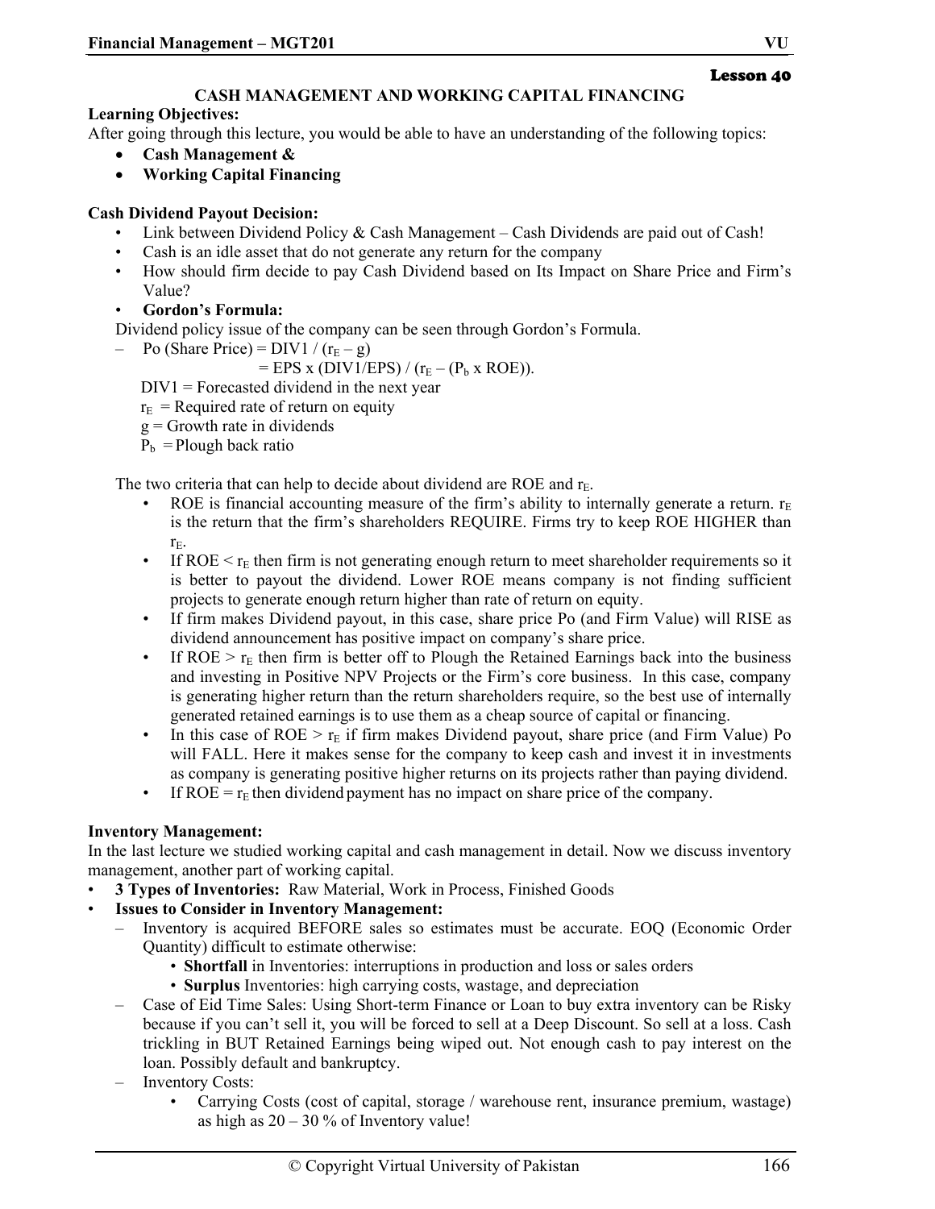**Lesson 40**

## CASH MANAGEMENT AND WORKING CAPITAL FINANCING

**Learning Objectives:**

After going through this lecture, you would be able to have an understanding of the following topics:

- **Cash Management &**
- **Working Capital Financing**

**Cash Dividend Payout Decision:**

- Link between Dividend Policy & Cash Management – Cash Dividends are paid out of Cash!
- Cash is an idle asset that do not generate any return for the company
- How should firm decide to pay Cash Dividend based on Its Impact on Share Price and Firm's Value?
- **Gordon's Formula:**

Dividend policy issue of the company can be seen through Gordon's Formula.

– Po (Share Price) = DIV1 / ($r_E$ – g)

= EPS x (DIV1/EPS) / ($r_E$ – ($P_b$ x ROE)).

DIV1 = Forecasted dividend in the next year

$r_E$ = Required rate of return on equity

g = Growth rate in dividends

$P_b$ = Plough back ratio

The two criteria that can help to decide about dividend are ROE and $r_E$.

- ROE is financial accounting measure of the firm's ability to internally generate a return. $r_E$ is the return that the firm's shareholders REQUIRE. Firms try to keep ROE HIGHER than $r_E$.
- If ROE < $r_E$ then firm is not generating enough return to meet shareholder requirements so it is better to payout the dividend. Lower ROE means company is not finding sufficient projects to generate enough return higher than rate of return on equity.
- If firm makes Dividend payout, in this case, share price Po (and Firm Value) will RISE as dividend announcement has positive impact on company's share price.
- If ROE > $r_E$ then firm is better off to Plough the Retained Earnings back into the business and investing in Positive NPV Projects or the Firm's core business. In this case, company is generating higher return than the return shareholders require, so the best use of internally generated retained earnings is to use them as a cheap source of capital or financing.
- In this case of ROE > $r_E$ if firm makes Dividend payout, share price (and Firm Value) Po will FALL. Here it makes sense for the company to keep cash and invest it in investments as company is generating positive higher returns on its projects rather than paying dividend.
- If ROE = $r_E$ then dividend payment has no impact on share price of the company.

**Inventory Management:**

In the last lecture we studied working capital and cash management in detail. Now we discuss inventory management, another part of working capital.

- **3 Types of Inventories:** Raw Material, Work in Process, Finished Goods
- **Issues to Consider in Inventory Management:**
  - Inventory is acquired BEFORE sales so estimates must be accurate. EOQ (Economic Order Quantity) difficult to estimate otherwise:
    - **Shortfall** in Inventories: interruptions in production and loss or sales orders
    - **Surplus** Inventories: high carrying costs, wastage, and depreciation
  - Case of Eid Time Sales: Using Short-term Finance or Loan to buy extra inventory can be Risky because if you can't sell it, you will be forced to sell at a Deep Discount. So sell at a loss. Cash trickling in BUT Retained Earnings being wiped out. Not enough cash to pay interest on the loan. Possibly default and bankruptcy.
  - Inventory Costs:
    - Carrying Costs (cost of capital, storage / warehouse rent, insurance premium, wastage) as high as 20 – 30 % of Inventory value!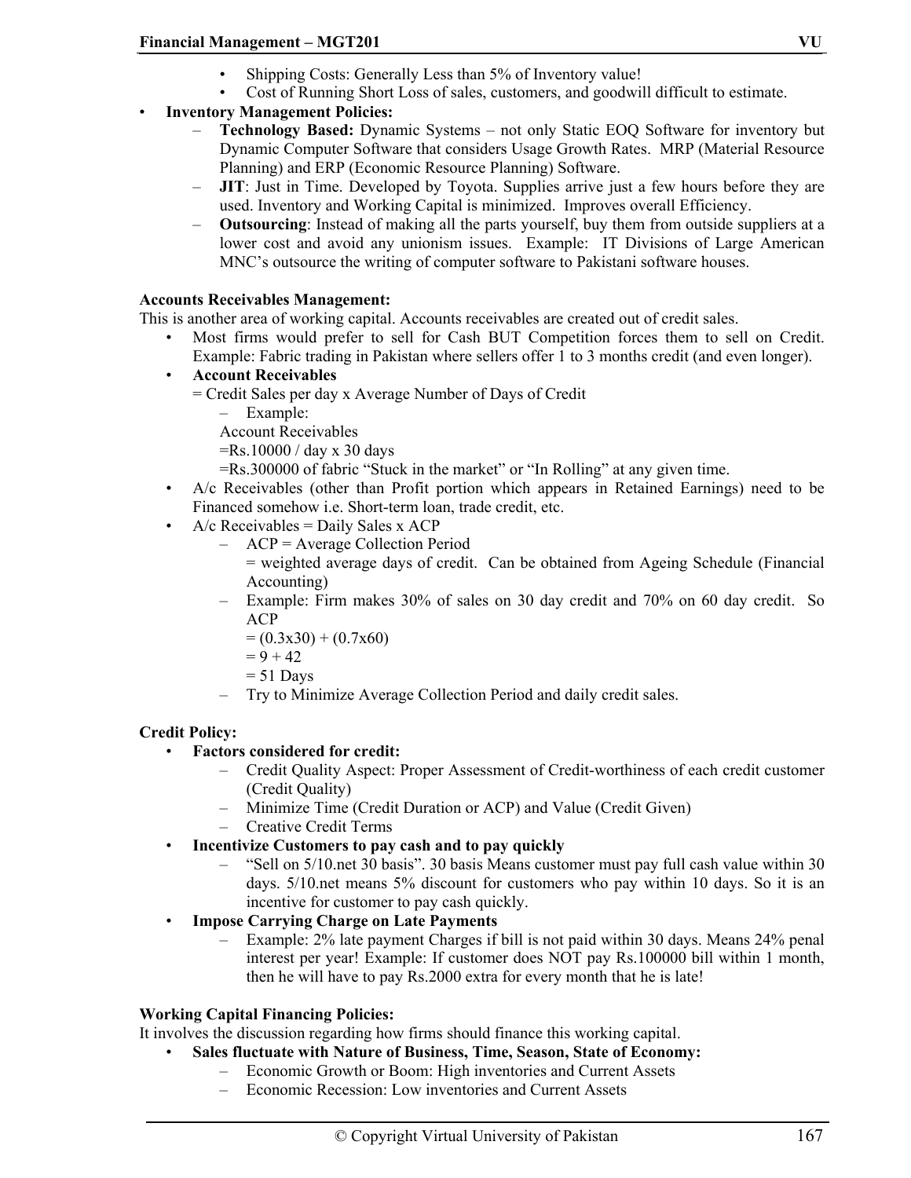- Shipping Costs: Generally Less than 5% of Inventory value!
- Cost of Running Short Loss of sales, customers, and goodwill difficult to estimate.

- **Inventory Management Policies:**
  - **Technology Based:** Dynamic Systems – not only Static EOQ Software for inventory but Dynamic Computer Software that considers Usage Growth Rates. MRP (Material Resource Planning) and ERP (Economic Resource Planning) Software.
  - **JIT**: Just in Time. Developed by Toyota. Supplies arrive just a few hours before they are used. Inventory and Working Capital is minimized. Improves overall Efficiency.
  - **Outsourcing**: Instead of making all the parts yourself, buy them from outside suppliers at a lower cost and avoid any unionism issues. Example: IT Divisions of Large American MNC's outsource the writing of computer software to Pakistani software houses.

**Accounts Receivables Management:**

This is another area of working capital. Accounts receivables are created out of credit sales.

- Most firms would prefer to sell for Cash BUT Competition forces them to sell on Credit. Example: Fabric trading in Pakistan where sellers offer 1 to 3 months credit (and even longer).
- **Account Receivables**

  = Credit Sales per day x Average Number of Days of Credit
  - Example:

    Account Receivables

    =Rs.10000 / day x 30 days

    =Rs.300000 of fabric "Stuck in the market" or "In Rolling" at any given time.
- A/c Receivables (other than Profit portion which appears in Retained Earnings) need to be Financed somehow i.e. Short-term loan, trade credit, etc.
- A/c Receivables = Daily Sales x ACP
  - ACP = Average Collection Period

    = weighted average days of credit. Can be obtained from Ageing Schedule (Financial Accounting)
  - Example: Firm makes 30% of sales on 30 day credit and 70% on 60 day credit. So ACP

    = (0.3x30) + (0.7x60)

    = 9 + 42

    = 51 Days
  - Try to Minimize Average Collection Period and daily credit sales.

**Credit Policy:**

- **Factors considered for credit:**
  - Credit Quality Aspect: Proper Assessment of Credit-worthiness of each credit customer (Credit Quality)
  - Minimize Time (Credit Duration or ACP) and Value (Credit Given)
  - Creative Credit Terms
- **Incentivize Customers to pay cash and to pay quickly**
  - "Sell on 5/10.net 30 basis". 30 basis Means customer must pay full cash value within 30 days. 5/10.net means 5% discount for customers who pay within 10 days. So it is an incentive for customer to pay cash quickly.
- **Impose Carrying Charge on Late Payments**
  - Example: 2% late payment Charges if bill is not paid within 30 days. Means 24% penal interest per year! Example: If customer does NOT pay Rs.100000 bill within 1 month, then he will have to pay Rs.2000 extra for every month that he is late!

**Working Capital Financing Policies:**

It involves the discussion regarding how firms should finance this working capital.

- **Sales fluctuate with Nature of Business, Time, Season, State of Economy:**
  - Economic Growth or Boom: High inventories and Current Assets
  - Economic Recession: Low inventories and Current Assets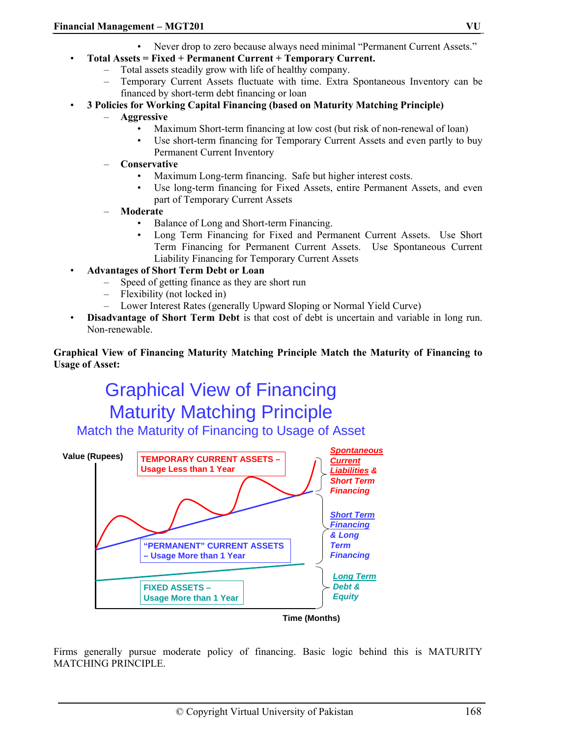- Never drop to zero because always need minimal "Permanent Current Assets."
- **Total Assets = Fixed + Permanent Current + Temporary Current.**
    - Total assets steadily grow with life of healthy company.
    - Temporary Current Assets fluctuate with time. Extra Spontaneous Inventory can be financed by short-term debt financing or loan
- **3 Policies for Working Capital Financing (based on Maturity Matching Principle)**
    - **Aggressive**
        - Maximum Short-term financing at low cost (but risk of non-renewal of loan)
        - Use short-term financing for Temporary Current Assets and even partly to buy Permanent Current Inventory
    - **Conservative**
        - Maximum Long-term financing. Safe but higher interest costs.
        - Use long-term financing for Fixed Assets, entire Permanent Assets, and even part of Temporary Current Assets
    - **Moderate**
        - Balance of Long and Short-term Financing.
        - Long Term Financing for Fixed and Permanent Current Assets. Use Short Term Financing for Permanent Current Assets. Use Spontaneous Current Liability Financing for Temporary Current Assets
- **Advantages of Short Term Debt or Loan**
    - Speed of getting finance as they are short run
    - Flexibility (not locked in)
    - Lower Interest Rates (generally Upward Sloping or Normal Yield Curve)
- **Disadvantage of Short Term Debt** is that cost of debt is uncertain and variable in long run. Non-renewable.

**Graphical View of Financing Maturity Matching Principle Match the Maturity of Financing to Usage of Asset:**

Graphical View of Financing Maturity Matching Principle

Match the Maturity of Financing to Usage of Asset

Value (Rupees)

TEMPORARY CURRENT ASSETS – Usage Less than 1 Year

"PERMANENT" CURRENT ASSETS – Usage More than 1 Year

FIXED ASSETS – Usage More than 1 Year

Spontaneous Current Liabilities & Short Term Financing

Short Term Financing & Long Term Financing

Long Term Debt & Equity

Time (Months)

Firms generally pursue moderate policy of financing. Basic logic behind this is MATURITY MATCHING PRINCIPLE.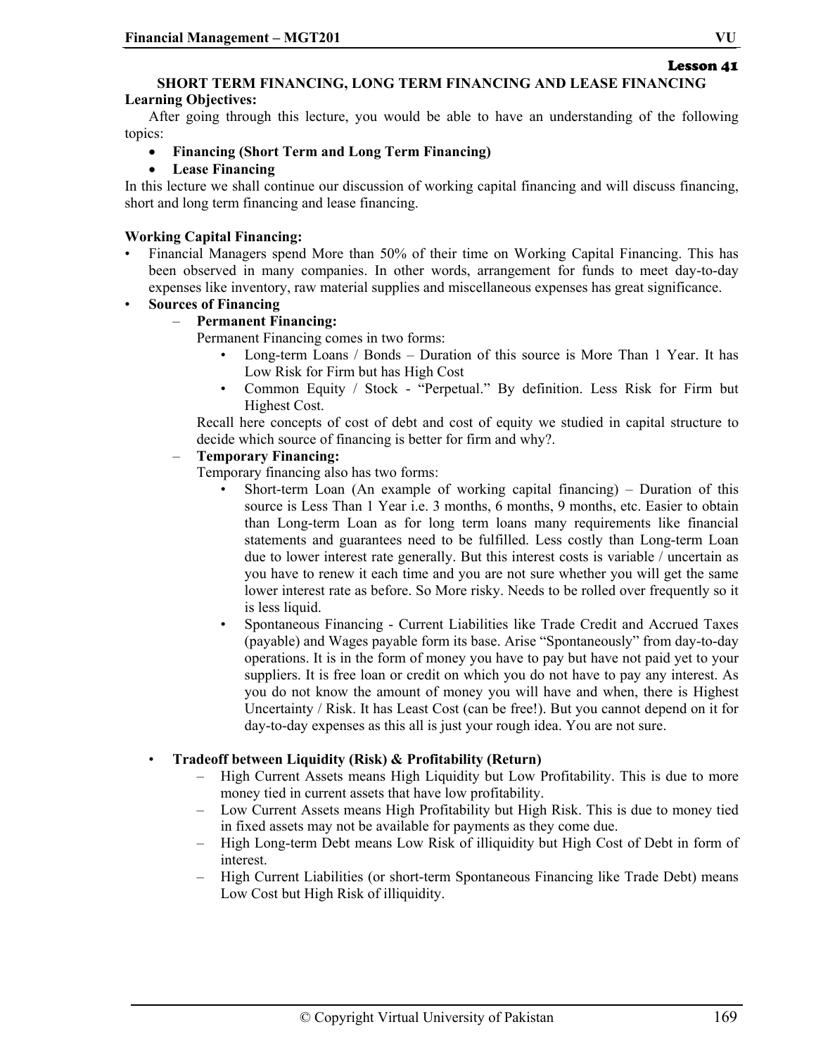**Lesson 41**

## SHORT TERM FINANCING, LONG TERM FINANCING AND LEASE FINANCING

**Learning Objectives:**

After going through this lecture, you would be able to have an understanding of the following topics:

- **Financing (Short Term and Long Term Financing)**
- **Lease Financing**

In this lecture we shall continue our discussion of working capital financing and will discuss financing, short and long term financing and lease financing.

**Working Capital Financing:**

- Financial Managers spend More than 50% of their time on Working Capital Financing. This has been observed in many companies. In other words, arrangement for funds to meet day-to-day expenses like inventory, raw material supplies and miscellaneous expenses has great significance.
- **Sources of Financing**
  - **Permanent Financing:**
    Permanent Financing comes in two forms:
    - Long-term Loans / Bonds – Duration of this source is More Than 1 Year. It has Low Risk for Firm but has High Cost
    - Common Equity / Stock - "Perpetual." By definition. Less Risk for Firm but Highest Cost.

    Recall here concepts of cost of debt and cost of equity we studied in capital structure to decide which source of financing is better for firm and why?.
  - **Temporary Financing:**
    Temporary financing also has two forms:
    - Short-term Loan (An example of working capital financing) – Duration of this source is Less Than 1 Year i.e. 3 months, 6 months, 9 months, etc. Easier to obtain than Long-term Loan as for long term loans many requirements like financial statements and guarantees need to be fulfilled. Less costly than Long-term Loan due to lower interest rate generally. But this interest costs is variable / uncertain as you have to renew it each time and you are not sure whether you will get the same lower interest rate as before. So More risky. Needs to be rolled over frequently so it is less liquid.
    - Spontaneous Financing - Current Liabilities like Trade Credit and Accrued Taxes (payable) and Wages payable form its base. Arise "Spontaneously" from day-to-day operations. It is in the form of money you have to pay but have not paid yet to your suppliers. It is free loan or credit on which you do not have to pay any interest. As you do not know the amount of money you will have and when, there is Highest Uncertainty / Risk. It has Least Cost (can be free!). But you cannot depend on it for day-to-day expenses as this all is just your rough idea. You are not sure.

- **Tradeoff between Liquidity (Risk) & Profitability (Return)**
  - High Current Assets means High Liquidity but Low Profitability. This is due to more money tied in current assets that have low profitability.
  - Low Current Assets means High Profitability but High Risk. This is due to money tied in fixed assets may not be available for payments as they come due.
  - High Long-term Debt means Low Risk of illiquidity but High Cost of Debt in form of interest.
  - High Current Liabilities (or short-term Spontaneous Financing like Trade Debt) means Low Cost but High Risk of illiquidity.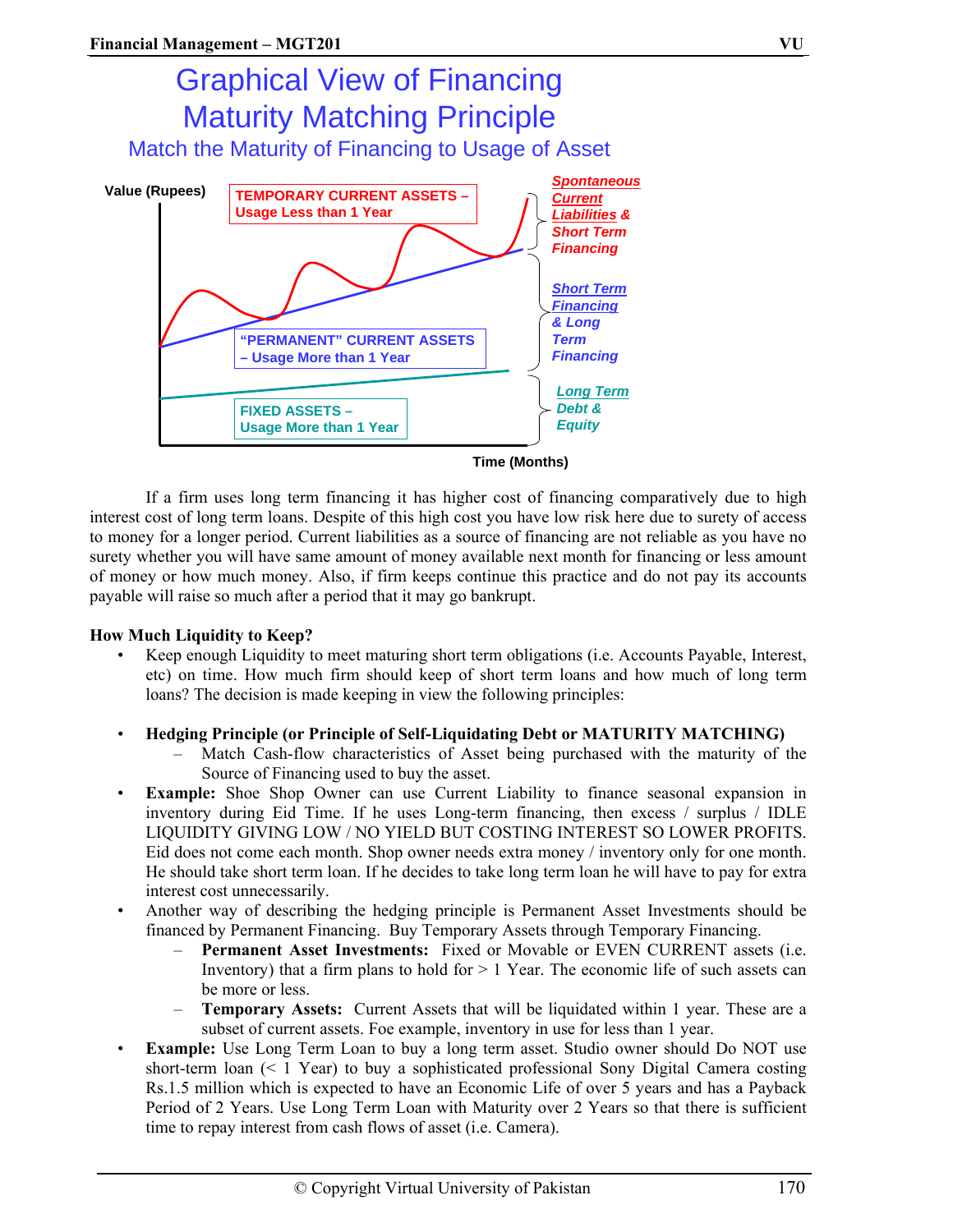# Graphical View of Financing Maturity Matching Principle

## Match the Maturity of Financing to Usage of Asset

Value (Rupees)

TEMPORARY CURRENT ASSETS – Usage Less than 1 Year

"PERMANENT" CURRENT ASSETS – Usage More than 1 Year

FIXED ASSETS – Usage More than 1 Year

*Spontaneous Current Liabilities & Short Term Financing*

*Short Term Financing & Long Term Financing*

*Long Term Debt & Equity*

Time (Months)

If a firm uses long term financing it has higher cost of financing comparatively due to high interest cost of long term loans. Despite of this high cost you have low risk here due to surety of access to money for a longer period. Current liabilities as a source of financing are not reliable as you have no surety whether you will have same amount of money available next month for financing or less amount of money or how much money. Also, if firm keeps continue this practice and do not pay its accounts payable will raise so much after a period that it may go bankrupt.

**How Much Liquidity to Keep?**

- Keep enough Liquidity to meet maturing short term obligations (i.e. Accounts Payable, Interest, etc) on time. How much firm should keep of short term loans and how much of long term loans? The decision is made keeping in view the following principles:

- **Hedging Principle (or Principle of Self-Liquidating Debt or MATURITY MATCHING)**
  - Match Cash-flow characteristics of Asset being purchased with the maturity of the Source of Financing used to buy the asset.
- **Example:** Shoe Shop Owner can use Current Liability to finance seasonal expansion in inventory during Eid Time. If he uses Long-term financing, then excess / surplus / IDLE LIQUIDITY GIVING LOW / NO YIELD BUT COSTING INTEREST SO LOWER PROFITS. Eid does not come each month. Shop owner needs extra money / inventory only for one month. He should take short term loan. If he decides to take long term loan he will have to pay for extra interest cost unnecessarily.
- Another way of describing the hedging principle is Permanent Asset Investments should be financed by Permanent Financing. Buy Temporary Assets through Temporary Financing.
  - **Permanent Asset Investments:** Fixed or Movable or EVEN CURRENT assets (i.e. Inventory) that a firm plans to hold for > 1 Year. The economic life of such assets can be more or less.
  - **Temporary Assets:** Current Assets that will be liquidated within 1 year. These are a subset of current assets. Foe example, inventory in use for less than 1 year.
- **Example:** Use Long Term Loan to buy a long term asset. Studio owner should Do NOT use short-term loan (< 1 Year) to buy a sophisticated professional Sony Digital Camera costing Rs.1.5 million which is expected to have an Economic Life of over 5 years and has a Payback Period of 2 Years. Use Long Term Loan with Maturity over 2 Years so that there is sufficient time to repay interest from cash flows of asset (i.e. Camera).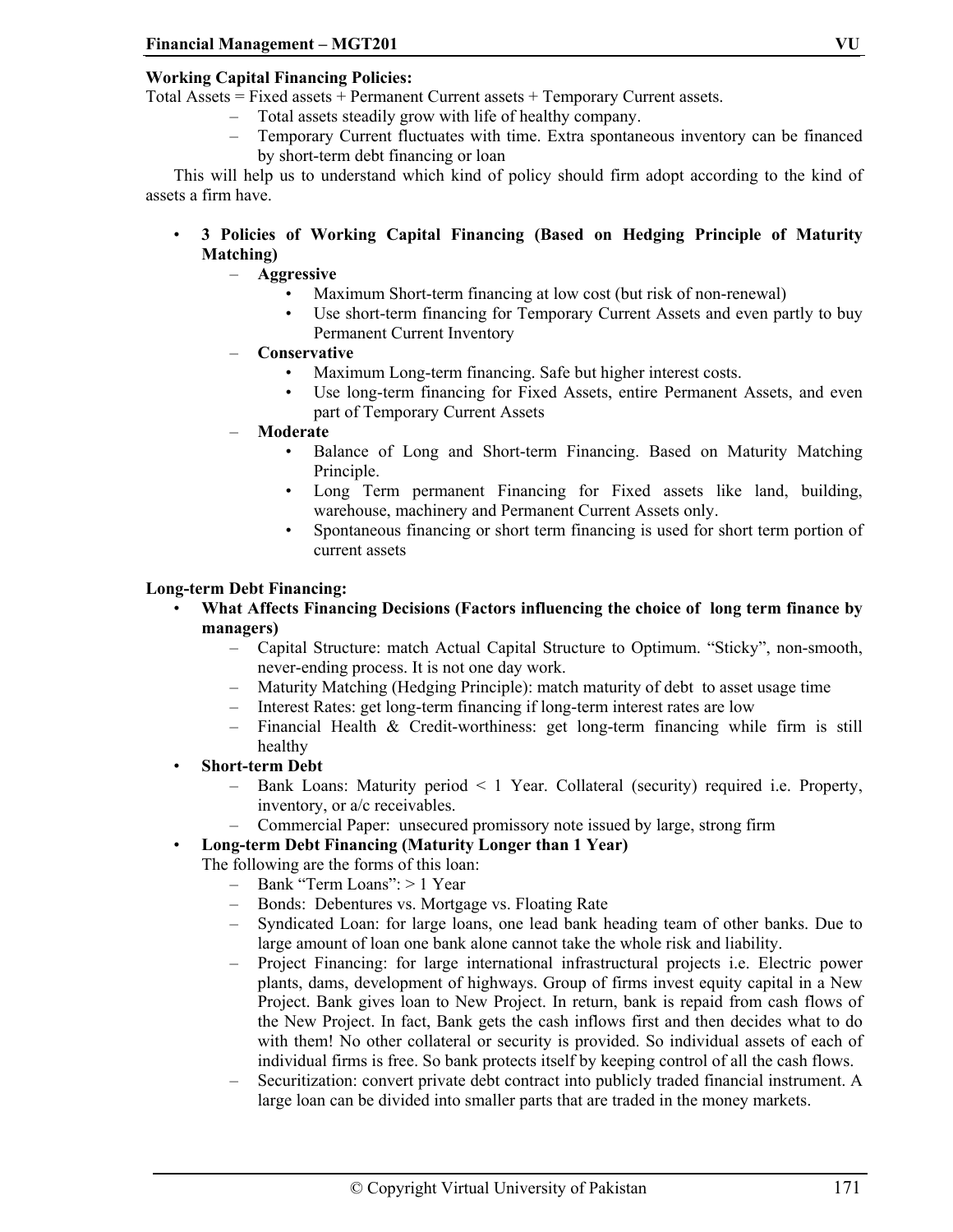**Working Capital Financing Policies:**

Total Assets = Fixed assets + Permanent Current assets + Temporary Current assets.

- Total assets steadily grow with life of healthy company.
- Temporary Current fluctuates with time. Extra spontaneous inventory can be financed by short-term debt financing or loan

This will help us to understand which kind of policy should firm adopt according to the kind of assets a firm have.

- **3 Policies of Working Capital Financing (Based on Hedging Principle of Maturity Matching)**
  - **Aggressive**
    - Maximum Short-term financing at low cost (but risk of non-renewal)
    - Use short-term financing for Temporary Current Assets and even partly to buy Permanent Current Inventory
  - **Conservative**
    - Maximum Long-term financing. Safe but higher interest costs.
    - Use long-term financing for Fixed Assets, entire Permanent Assets, and even part of Temporary Current Assets
  - **Moderate**
    - Balance of Long and Short-term Financing. Based on Maturity Matching Principle.
    - Long Term permanent Financing for Fixed assets like land, building, warehouse, machinery and Permanent Current Assets only.
    - Spontaneous financing or short term financing is used for short term portion of current assets

**Long-term Debt Financing:**

- **What Affects Financing Decisions (Factors influencing the choice of long term finance by managers)**
  - Capital Structure: match Actual Capital Structure to Optimum. "Sticky", non-smooth, never-ending process. It is not one day work.
  - Maturity Matching (Hedging Principle): match maturity of debt to asset usage time
  - Interest Rates: get long-term financing if long-term interest rates are low
  - Financial Health & Credit-worthiness: get long-term financing while firm is still healthy
- **Short-term Debt**
  - Bank Loans: Maturity period < 1 Year. Collateral (security) required i.e. Property, inventory, or a/c receivables.
  - Commercial Paper: unsecured promissory note issued by large, strong firm
- **Long-term Debt Financing (Maturity Longer than 1 Year)**

  The following are the forms of this loan:
  - Bank "Term Loans": > 1 Year
  - Bonds: Debentures vs. Mortgage vs. Floating Rate
  - Syndicated Loan: for large loans, one lead bank heading team of other banks. Due to large amount of loan one bank alone cannot take the whole risk and liability.
  - Project Financing: for large international infrastructural projects i.e. Electric power plants, dams, development of highways. Group of firms invest equity capital in a New Project. Bank gives loan to New Project. In return, bank is repaid from cash flows of the New Project. In fact, Bank gets the cash inflows first and then decides what to do with them! No other collateral or security is provided. So individual assets of each of individual firms is free. So bank protects itself by keeping control of all the cash flows.
  - Securitization: convert private debt contract into publicly traded financial instrument. A large loan can be divided into smaller parts that are traded in the money markets.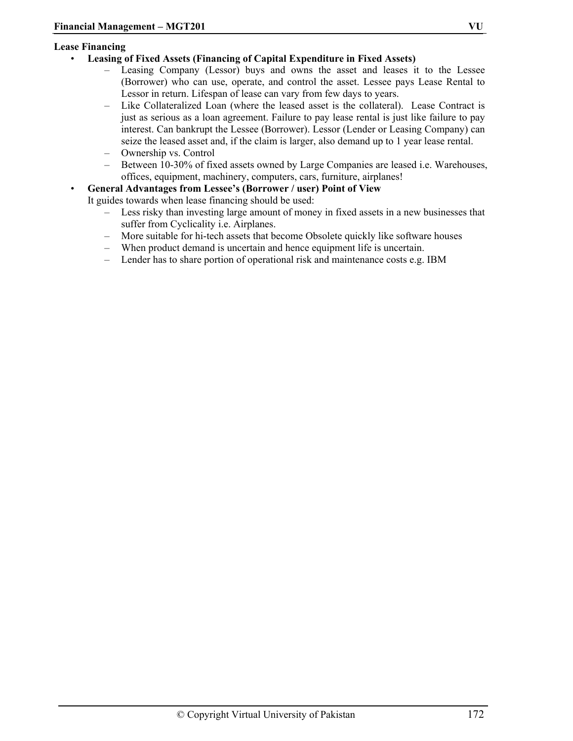**Lease Financing**

- **Leasing of Fixed Assets (Financing of Capital Expenditure in Fixed Assets)**
  - Leasing Company (Lessor) buys and owns the asset and leases it to the Lessee (Borrower) who can use, operate, and control the asset. Lessee pays Lease Rental to Lessor in return. Lifespan of lease can vary from few days to years.
  - Like Collateralized Loan (where the leased asset is the collateral). Lease Contract is just as serious as a loan agreement. Failure to pay lease rental is just like failure to pay interest. Can bankrupt the Lessee (Borrower). Lessor (Lender or Leasing Company) can seize the leased asset and, if the claim is larger, also demand up to 1 year lease rental.
  - Ownership vs. Control
  - Between 10-30% of fixed assets owned by Large Companies are leased i.e. Warehouses, offices, equipment, machinery, computers, cars, furniture, airplanes!
- **General Advantages from Lessee's (Borrower / user) Point of View**

  It guides towards when lease financing should be used:
  - Less risky than investing large amount of money in fixed assets in a new businesses that suffer from Cyclicality i.e. Airplanes.
  - More suitable for hi-tech assets that become Obsolete quickly like software houses
  - When product demand is uncertain and hence equipment life is uncertain.
  - Lender has to share portion of operational risk and maintenance costs e.g. IBM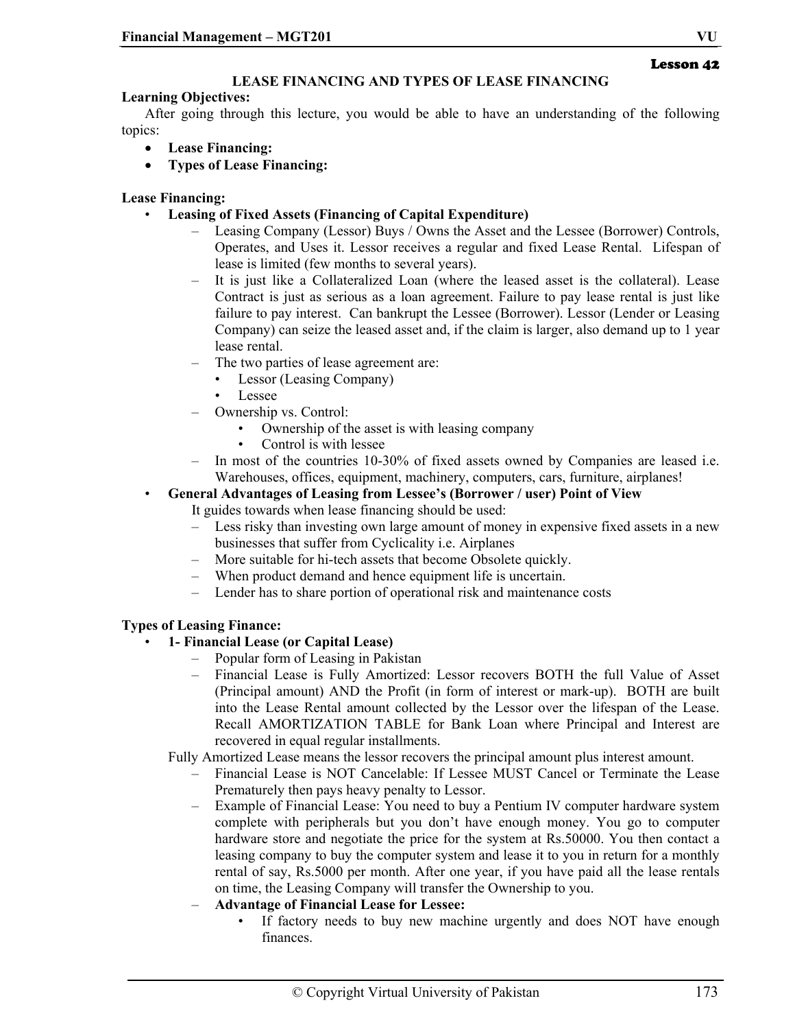**Lesson 42**

## LEASE FINANCING AND TYPES OF LEASE FINANCING

**Learning Objectives:**

After going through this lecture, you would be able to have an understanding of the following topics:

- **Lease Financing:**
- **Types of Lease Financing:**

**Lease Financing:**

- **Leasing of Fixed Assets (Financing of Capital Expenditure)**
  - Leasing Company (Lessor) Buys / Owns the Asset and the Lessee (Borrower) Controls, Operates, and Uses it. Lessor receives a regular and fixed Lease Rental. Lifespan of lease is limited (few months to several years).
  - It is just like a Collateralized Loan (where the leased asset is the collateral). Lease Contract is just as serious as a loan agreement. Failure to pay lease rental is just like failure to pay interest. Can bankrupt the Lessee (Borrower). Lessor (Lender or Leasing Company) can seize the leased asset and, if the claim is larger, also demand up to 1 year lease rental.
  - The two parties of lease agreement are:
    - Lessor (Leasing Company)
    - Lessee
  - Ownership vs. Control:
    - Ownership of the asset is with leasing company
    - Control is with lessee
  - In most of the countries 10-30% of fixed assets owned by Companies are leased i.e. Warehouses, offices, equipment, machinery, computers, cars, furniture, airplanes!
- **General Advantages of Leasing from Lessee's (Borrower / user) Point of View**

  It guides towards when lease financing should be used:
  - Less risky than investing own large amount of money in expensive fixed assets in a new businesses that suffer from Cyclicality i.e. Airplanes
  - More suitable for hi-tech assets that become Obsolete quickly.
  - When product demand and hence equipment life is uncertain.
  - Lender has to share portion of operational risk and maintenance costs

**Types of Leasing Finance:**

- **1- Financial Lease (or Capital Lease)**
  - Popular form of Leasing in Pakistan
  - Financial Lease is Fully Amortized: Lessor recovers BOTH the full Value of Asset (Principal amount) AND the Profit (in form of interest or mark-up). BOTH are built into the Lease Rental amount collected by the Lessor over the lifespan of the Lease. Recall AMORTIZATION TABLE for Bank Loan where Principal and Interest are recovered in equal regular installments.

  Fully Amortized Lease means the lessor recovers the principal amount plus interest amount.
  - Financial Lease is NOT Cancelable: If Lessee MUST Cancel or Terminate the Lease Prematurely then pays heavy penalty to Lessor.
  - Example of Financial Lease: You need to buy a Pentium IV computer hardware system complete with peripherals but you don't have enough money. You go to computer hardware store and negotiate the price for the system at Rs.50000. You then contact a leasing company to buy the computer system and lease it to you in return for a monthly rental of say, Rs.5000 per month. After one year, if you have paid all the lease rentals on time, the Leasing Company will transfer the Ownership to you.
  - **Advantage of Financial Lease for Lessee:**
    - If factory needs to buy new machine urgently and does NOT have enough finances.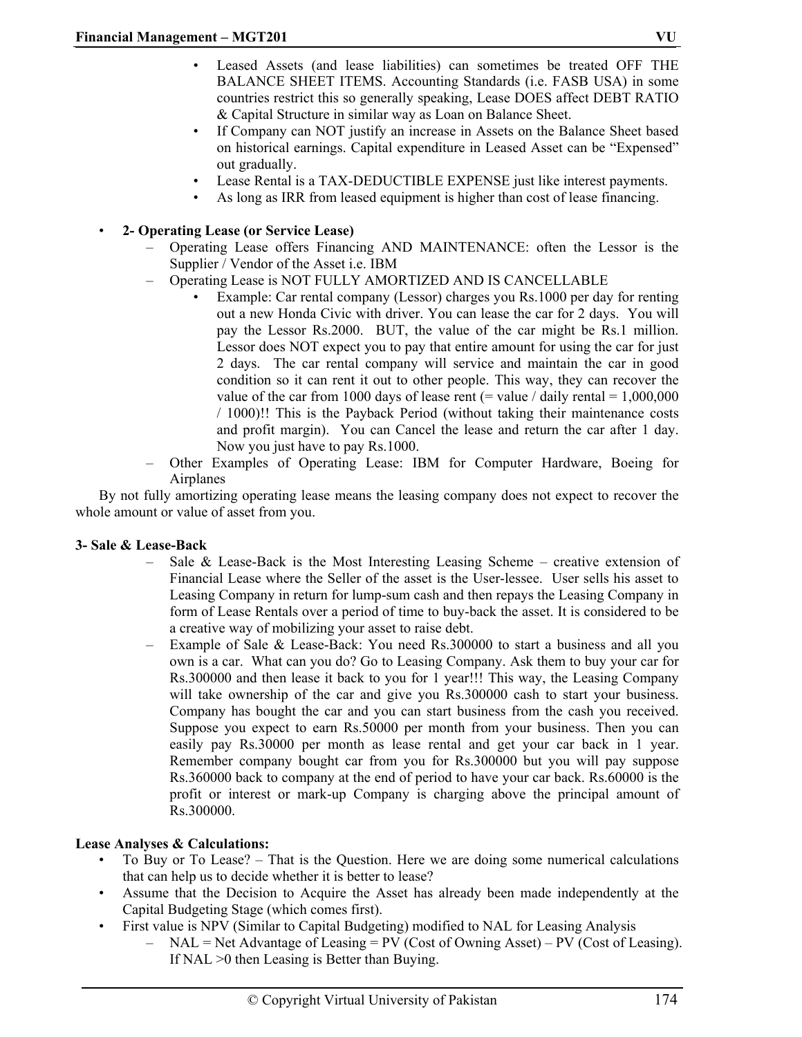- Leased Assets (and lease liabilities) can sometimes be treated OFF THE BALANCE SHEET ITEMS. Accounting Standards (i.e. FASB USA) in some countries restrict this so generally speaking, Lease DOES affect DEBT RATIO & Capital Structure in similar way as Loan on Balance Sheet.
- If Company can NOT justify an increase in Assets on the Balance Sheet based on historical earnings. Capital expenditure in Leased Asset can be "Expensed" out gradually.
- Lease Rental is a TAX-DEDUCTIBLE EXPENSE just like interest payments.
- As long as IRR from leased equipment is higher than cost of lease financing.

- **2- Operating Lease (or Service Lease)**
  - Operating Lease offers Financing AND MAINTENANCE: often the Lessor is the Supplier / Vendor of the Asset i.e. IBM
  - Operating Lease is NOT FULLY AMORTIZED AND IS CANCELLABLE
    - Example: Car rental company (Lessor) charges you Rs.1000 per day for renting out a new Honda Civic with driver. You can lease the car for 2 days. You will pay the Lessor Rs.2000. BUT, the value of the car might be Rs.1 million. Lessor does NOT expect you to pay that entire amount for using the car for just 2 days. The car rental company will service and maintain the car in good condition so it can rent it out to other people. This way, they can recover the value of the car from 1000 days of lease rent (= value / daily rental = 1,000,000 / 1000)!! This is the Payback Period (without taking their maintenance costs and profit margin). You can Cancel the lease and return the car after 1 day. Now you just have to pay Rs.1000.
  - Other Examples of Operating Lease: IBM for Computer Hardware, Boeing for Airplanes

By not fully amortizing operating lease means the leasing company does not expect to recover the whole amount or value of asset from you.

**3- Sale & Lease-Back**

- Sale & Lease-Back is the Most Interesting Leasing Scheme – creative extension of Financial Lease where the Seller of the asset is the User-lessee. User sells his asset to Leasing Company in return for lump-sum cash and then repays the Leasing Company in form of Lease Rentals over a period of time to buy-back the asset. It is considered to be a creative way of mobilizing your asset to raise debt.
- Example of Sale & Lease-Back: You need Rs.300000 to start a business and all you own is a car. What can you do? Go to Leasing Company. Ask them to buy your car for Rs.300000 and then lease it back to you for 1 year!!! This way, the Leasing Company will take ownership of the car and give you Rs.300000 cash to start your business. Company has bought the car and you can start business from the cash you received. Suppose you expect to earn Rs.50000 per month from your business. Then you can easily pay Rs.30000 per month as lease rental and get your car back in 1 year. Remember company bought car from you for Rs.300000 but you will pay suppose Rs.360000 back to company at the end of period to have your car back. Rs.60000 is the profit or interest or mark-up Company is charging above the principal amount of Rs.300000.

**Lease Analyses & Calculations:**

- To Buy or To Lease? – That is the Question. Here we are doing some numerical calculations that can help us to decide whether it is better to lease?
- Assume that the Decision to Acquire the Asset has already been made independently at the Capital Budgeting Stage (which comes first).
- First value is NPV (Similar to Capital Budgeting) modified to NAL for Leasing Analysis
  - NAL = Net Advantage of Leasing = PV (Cost of Owning Asset) – PV (Cost of Leasing). If NAL >0 then Leasing is Better than Buying.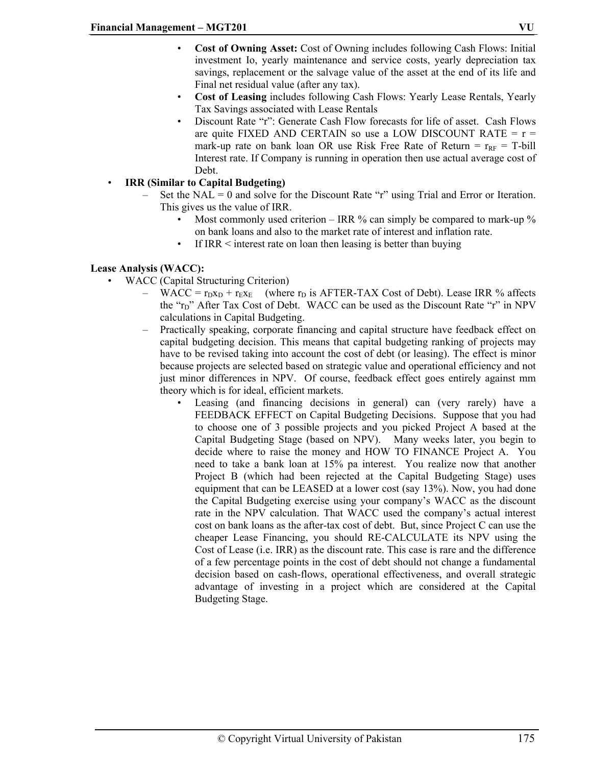- **Cost of Owning Asset:** Cost of Owning includes following Cash Flows: Initial investment Io, yearly maintenance and service costs, yearly depreciation tax savings, replacement or the salvage value of the asset at the end of its life and Final net residual value (after any tax).
- **Cost of Leasing** includes following Cash Flows: Yearly Lease Rentals, Yearly Tax Savings associated with Lease Rentals
- Discount Rate "r": Generate Cash Flow forecasts for life of asset. Cash Flows are quite FIXED AND CERTAIN so use a LOW DISCOUNT RATE = r = mark-up rate on bank loan OR use Risk Free Rate of Return = $r_{RF}$ = T-bill Interest rate. If Company is running in operation then use actual average cost of Debt.

- **IRR (Similar to Capital Budgeting)**
  - Set the NAL = 0 and solve for the Discount Rate "r" using Trial and Error or Iteration. This gives us the value of IRR.
    - Most commonly used criterion – IRR % can simply be compared to mark-up % on bank loans and also to the market rate of interest and inflation rate.
    - If IRR < interest rate on loan then leasing is better than buying

**Lease Analysis (WACC):**

- WACC (Capital Structuring Criterion)
  - WACC = $r_D x_D + r_E x_E$ (where $r_D$ is AFTER-TAX Cost of Debt). Lease IRR % affects the "$r_D$" After Tax Cost of Debt. WACC can be used as the Discount Rate "r" in NPV calculations in Capital Budgeting.
  - Practically speaking, corporate financing and capital structure have feedback effect on capital budgeting decision. This means that capital budgeting ranking of projects may have to be revised taking into account the cost of debt (or leasing). The effect is minor because projects are selected based on strategic value and operational efficiency and not just minor differences in NPV. Of course, feedback effect goes entirely against mm theory which is for ideal, efficient markets.
    - Leasing (and financing decisions in general) can (very rarely) have a FEEDBACK EFFECT on Capital Budgeting Decisions. Suppose that you had to choose one of 3 possible projects and you picked Project A based at the Capital Budgeting Stage (based on NPV). Many weeks later, you begin to decide where to raise the money and HOW TO FINANCE Project A. You need to take a bank loan at 15% pa interest. You realize now that another Project B (which had been rejected at the Capital Budgeting Stage) uses equipment that can be LEASED at a lower cost (say 13%). Now, you had done the Capital Budgeting exercise using your company's WACC as the discount rate in the NPV calculation. That WACC used the company's actual interest cost on bank loans as the after-tax cost of debt. But, since Project C can use the cheaper Lease Financing, you should RE-CALCULATE its NPV using the Cost of Lease (i.e. IRR) as the discount rate. This case is rare and the difference of a few percentage points in the cost of debt should not change a fundamental decision based on cash-flows, operational effectiveness, and overall strategic advantage of investing in a project which are considered at the Capital Budgeting Stage.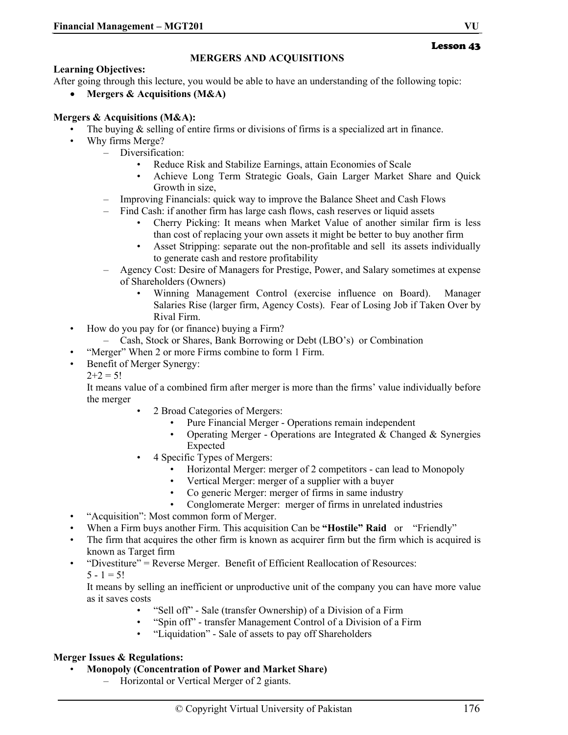**Lesson 43**

## MERGERS AND ACQUISITIONS

**Learning Objectives:**

After going through this lecture, you would be able to have an understanding of the following topic:

- **Mergers & Acquisitions (M&A)**

**Mergers & Acquisitions (M&A):**

- The buying & selling of entire firms or divisions of firms is a specialized art in finance.
- Why firms Merge?
  - Diversification:
    - Reduce Risk and Stabilize Earnings, attain Economies of Scale
    - Achieve Long Term Strategic Goals, Gain Larger Market Share and Quick Growth in size,
  - Improving Financials: quick way to improve the Balance Sheet and Cash Flows
  - Find Cash: if another firm has large cash flows, cash reserves or liquid assets
    - Cherry Picking: It means when Market Value of another similar firm is less than cost of replacing your own assets it might be better to buy another firm
    - Asset Stripping: separate out the non-profitable and sell its assets individually to generate cash and restore profitability
  - Agency Cost: Desire of Managers for Prestige, Power, and Salary sometimes at expense of Shareholders (Owners)
    - Winning Management Control (exercise influence on Board). Manager Salaries Rise (larger firm, Agency Costs). Fear of Losing Job if Taken Over by Rival Firm.
- How do you pay for (or finance) buying a Firm?
  - Cash, Stock or Shares, Bank Borrowing or Debt (LBO's) or Combination
- "Merger" When 2 or more Firms combine to form 1 Firm.
- Benefit of Merger Synergy:

  2+2 = 5!

  It means value of a combined firm after merger is more than the firms' value individually before the merger
  - 2 Broad Categories of Mergers:
    - Pure Financial Merger - Operations remain independent
    - Operating Merger - Operations are Integrated & Changed & Synergies Expected
  - 4 Specific Types of Mergers:
    - Horizontal Merger: merger of 2 competitors - can lead to Monopoly
    - Vertical Merger: merger of a supplier with a buyer
    - Co generic Merger: merger of firms in same industry
    - Conglomerate Merger: merger of firms in unrelated industries
- "Acquisition": Most common form of Merger.
- When a Firm buys another Firm. This acquisition Can be **"Hostile" Raid** or "Friendly"
- The firm that acquires the other firm is known as acquirer firm but the firm which is acquired is known as Target firm
- "Divestiture" = Reverse Merger. Benefit of Efficient Reallocation of Resources:

  5 - 1 = 5!

  It means by selling an inefficient or unproductive unit of the company you can have more value as it saves costs
  - "Sell off" - Sale (transfer Ownership) of a Division of a Firm
  - "Spin off" - transfer Management Control of a Division of a Firm
  - "Liquidation" - Sale of assets to pay off Shareholders

**Merger Issues & Regulations:**

- **Monopoly (Concentration of Power and Market Share)**
  - Horizontal or Vertical Merger of 2 giants.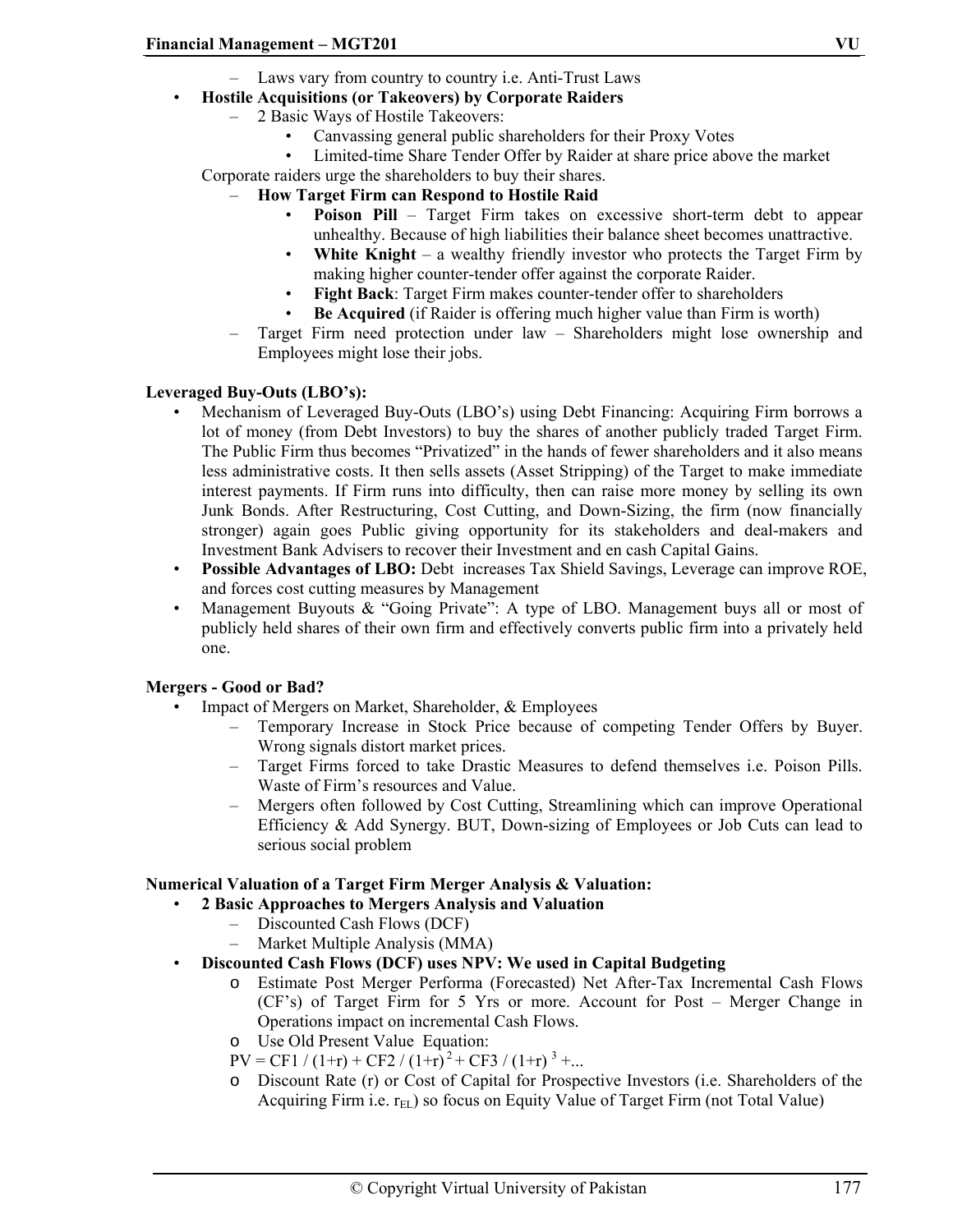- Laws vary from country to country i.e. Anti-Trust Laws
- **Hostile Acquisitions (or Takeovers) by Corporate Raiders**
  - 2 Basic Ways of Hostile Takeovers:
    - Canvassing general public shareholders for their Proxy Votes
    - Limited-time Share Tender Offer by Raider at share price above the market

Corporate raiders urge the shareholders to buy their shares.

  - **How Target Firm can Respond to Hostile Raid**
    - **Poison Pill** – Target Firm takes on excessive short-term debt to appear unhealthy. Because of high liabilities their balance sheet becomes unattractive.
    - **White Knight** – a wealthy friendly investor who protects the Target Firm by making higher counter-tender offer against the corporate Raider.
    - **Fight Back**: Target Firm makes counter-tender offer to shareholders
    - **Be Acquired** (if Raider is offering much higher value than Firm is worth)
  - Target Firm need protection under law – Shareholders might lose ownership and Employees might lose their jobs.

**Leveraged Buy-Outs (LBO's):**

- Mechanism of Leveraged Buy-Outs (LBO's) using Debt Financing: Acquiring Firm borrows a lot of money (from Debt Investors) to buy the shares of another publicly traded Target Firm. The Public Firm thus becomes "Privatized" in the hands of fewer shareholders and it also means less administrative costs. It then sells assets (Asset Stripping) of the Target to make immediate interest payments. If Firm runs into difficulty, then can raise more money by selling its own Junk Bonds. After Restructuring, Cost Cutting, and Down-Sizing, the firm (now financially stronger) again goes Public giving opportunity for its stakeholders and deal-makers and Investment Bank Advisers to recover their Investment and en cash Capital Gains.
- **Possible Advantages of LBO:** Debt increases Tax Shield Savings, Leverage can improve ROE, and forces cost cutting measures by Management
- Management Buyouts & "Going Private": A type of LBO. Management buys all or most of publicly held shares of their own firm and effectively converts public firm into a privately held one.

**Mergers - Good or Bad?**

- Impact of Mergers on Market, Shareholder, & Employees
  - Temporary Increase in Stock Price because of competing Tender Offers by Buyer. Wrong signals distort market prices.
  - Target Firms forced to take Drastic Measures to defend themselves i.e. Poison Pills. Waste of Firm's resources and Value.
  - Mergers often followed by Cost Cutting, Streamlining which can improve Operational Efficiency & Add Synergy. BUT, Down-sizing of Employees or Job Cuts can lead to serious social problem

**Numerical Valuation of a Target Firm Merger Analysis & Valuation:**

- **2 Basic Approaches to Mergers Analysis and Valuation**
  - Discounted Cash Flows (DCF)
  - Market Multiple Analysis (MMA)
- **Discounted Cash Flows (DCF) uses NPV: We used in Capital Budgeting**
  - Estimate Post Merger Performa (Forecasted) Net After-Tax Incremental Cash Flows (CF's) of Target Firm for 5 Yrs or more. Account for Post – Merger Change in Operations impact on incremental Cash Flows.
  - Use Old Present Value Equation:

  $PV = CF1 / (1+r) + CF2 / (1+r)^2 + CF3 / (1+r)^3 + ...$

  - Discount Rate (r) or Cost of Capital for Prospective Investors (i.e. Shareholders of the Acquiring Firm i.e. $r_{EL}$) so focus on Equity Value of Target Firm (not Total Value)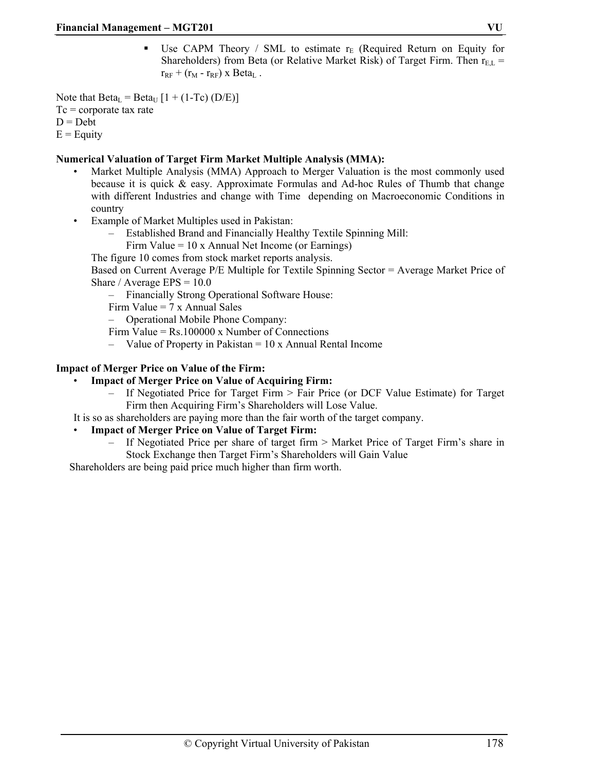- Use CAPM Theory / SML to estimate $r_E$ (Required Return on Equity for Shareholders) from Beta (or Relative Market Risk) of Target Firm. Then $r_{E,L} = r_{RF} + (r_M - r_{RF}) \times Beta_L$.

Note that $Beta_L = Beta_U [1 + (1-Tc) (D/E)]$
Tc = corporate tax rate
D = Debt
E = Equity

**Numerical Valuation of Target Firm Market Multiple Analysis (MMA):**

- Market Multiple Analysis (MMA) Approach to Merger Valuation is the most commonly used because it is quick & easy. Approximate Formulas and Ad-hoc Rules of Thumb that change with different Industries and change with Time depending on Macroeconomic Conditions in country
- Example of Market Multiples used in Pakistan:
  - Established Brand and Financially Healthy Textile Spinning Mill:
    Firm Value = 10 x Annual Net Income (or Earnings)

  The figure 10 comes from stock market reports analysis.
  Based on Current Average P/E Multiple for Textile Spinning Sector = Average Market Price of Share / Average EPS = 10.0
  - Financially Strong Operational Software House:
    Firm Value = 7 x Annual Sales
  - Operational Mobile Phone Company:
    Firm Value = Rs.100000 x Number of Connections
  - Value of Property in Pakistan = 10 x Annual Rental Income

**Impact of Merger Price on Value of the Firm:**

- **Impact of Merger Price on Value of Acquiring Firm:**
  - If Negotiated Price for Target Firm > Fair Price (or DCF Value Estimate) for Target Firm then Acquiring Firm's Shareholders will Lose Value.

It is so as shareholders are paying more than the fair worth of the target company.

- **Impact of Merger Price on Value of Target Firm:**
  - If Negotiated Price per share of target firm > Market Price of Target Firm's share in Stock Exchange then Target Firm's Shareholders will Gain Value

Shareholders are being paid price much higher than firm worth.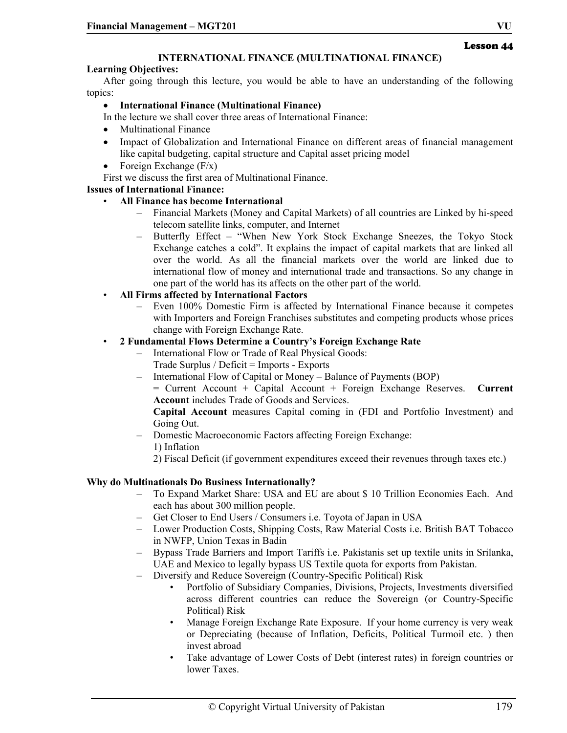**Lesson 44**

## INTERNATIONAL FINANCE (MULTINATIONAL FINANCE)

**Learning Objectives:**

After going through this lecture, you would be able to have an understanding of the following topics:

- **International Finance (Multinational Finance)**

In the lecture we shall cover three areas of International Finance:

- Multinational Finance
- Impact of Globalization and International Finance on different areas of financial management like capital budgeting, capital structure and Capital asset pricing model
- Foreign Exchange (F/x)

First we discuss the first area of Multinational Finance.

**Issues of International Finance:**

- **All Finance has become International**
  - Financial Markets (Money and Capital Markets) of all countries are Linked by hi-speed telecom satellite links, computer, and Internet
  - Butterfly Effect – "When New York Stock Exchange Sneezes, the Tokyo Stock Exchange catches a cold". It explains the impact of capital markets that are linked all over the world. As all the financial markets over the world are linked due to international flow of money and international trade and transactions. So any change in one part of the world has its affects on the other part of the world.
- **All Firms affected by International Factors**
  - Even 100% Domestic Firm is affected by International Finance because it competes with Importers and Foreign Franchises substitutes and competing products whose prices change with Foreign Exchange Rate.
- **2 Fundamental Flows Determine a Country's Foreign Exchange Rate**
  - International Flow or Trade of Real Physical Goods:
    Trade Surplus / Deficit = Imports - Exports
  - International Flow of Capital or Money – Balance of Payments (BOP)
    = Current Account + Capital Account + Foreign Exchange Reserves. **Current Account** includes Trade of Goods and Services.
    **Capital Account** measures Capital coming in (FDI and Portfolio Investment) and Going Out.
  - Domestic Macroeconomic Factors affecting Foreign Exchange:
    1) Inflation
    2) Fiscal Deficit (if government expenditures exceed their revenues through taxes etc.)

**Why do Multinationals Do Business Internationally?**

- To Expand Market Share: USA and EU are about $ 10 Trillion Economies Each. And each has about 300 million people.
- Get Closer to End Users / Consumers i.e. Toyota of Japan in USA
- Lower Production Costs, Shipping Costs, Raw Material Costs i.e. British BAT Tobacco in NWFP, Union Texas in Badin
- Bypass Trade Barriers and Import Tariffs i.e. Pakistanis set up textile units in Srilanka, UAE and Mexico to legally bypass US Textile quota for exports from Pakistan.
- Diversify and Reduce Sovereign (Country-Specific Political) Risk
  - Portfolio of Subsidiary Companies, Divisions, Projects, Investments diversified across different countries can reduce the Sovereign (or Country-Specific Political) Risk
  - Manage Foreign Exchange Rate Exposure. If your home currency is very weak or Depreciating (because of Inflation, Deficits, Political Turmoil etc. ) then invest abroad
  - Take advantage of Lower Costs of Debt (interest rates) in foreign countries or lower Taxes.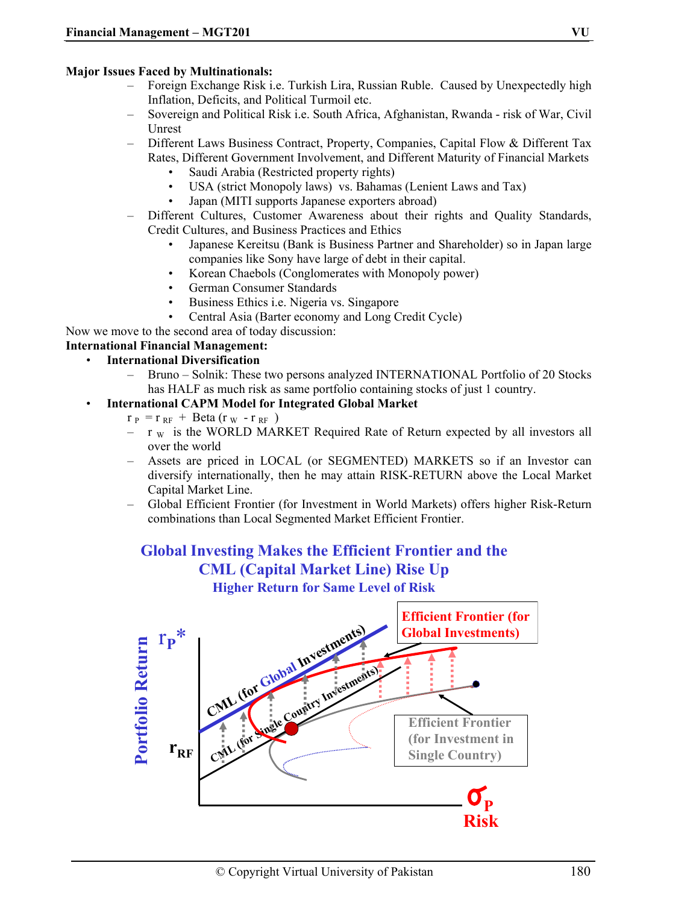**Major Issues Faced by Multinationals:**

- Foreign Exchange Risk i.e. Turkish Lira, Russian Ruble. Caused by Unexpectedly high Inflation, Deficits, and Political Turmoil etc.
- Sovereign and Political Risk i.e. South Africa, Afghanistan, Rwanda - risk of War, Civil Unrest
- Different Laws Business Contract, Property, Companies, Capital Flow & Different Tax Rates, Different Government Involvement, and Different Maturity of Financial Markets
  - Saudi Arabia (Restricted property rights)
  - USA (strict Monopoly laws) vs. Bahamas (Lenient Laws and Tax)
  - Japan (MITI supports Japanese exporters abroad)
- Different Cultures, Customer Awareness about their rights and Quality Standards, Credit Cultures, and Business Practices and Ethics
  - Japanese Kereitsu (Bank is Business Partner and Shareholder) so in Japan large companies like Sony have large of debt in their capital.
  - Korean Chaebols (Conglomerates with Monopoly power)
  - German Consumer Standards
  - Business Ethics i.e. Nigeria vs. Singapore
  - Central Asia (Barter economy and Long Credit Cycle)

Now we move to the second area of today discussion:

**International Financial Management:**

- **International Diversification**
  - Bruno – Solnik: These two persons analyzed INTERNATIONAL Portfolio of 20 Stocks has HALF as much risk as same portfolio containing stocks of just 1 country.
- **International CAPM Model for Integrated Global Market**

  $r_P = r_{RF} + \text{Beta}(r_W - r_{RF})$

  - $r_W$ is the WORLD MARKET Required Rate of Return expected by all investors all over the world
  - Assets are priced in LOCAL (or SEGMENTED) MARKETS so if an Investor can diversify internationally, then he may attain RISK-RETURN above the Local Market Capital Market Line.
  - Global Efficient Frontier (for Investment in World Markets) offers higher Risk-Return combinations than Local Segmented Market Efficient Frontier.

**Global Investing Makes the Efficient Frontier and the CML (Capital Market Line) Rise Up**

**Higher Return for Same Level of Risk**

Portfolio Return $r_P^*$ | $r_{RF}$ | CML (for Global Investments) | CML (for Single Country Investments) | Efficient Frontier (for Global Investments) | Efficient Frontier (for Investment in Single Country) | $\sigma_P$ Risk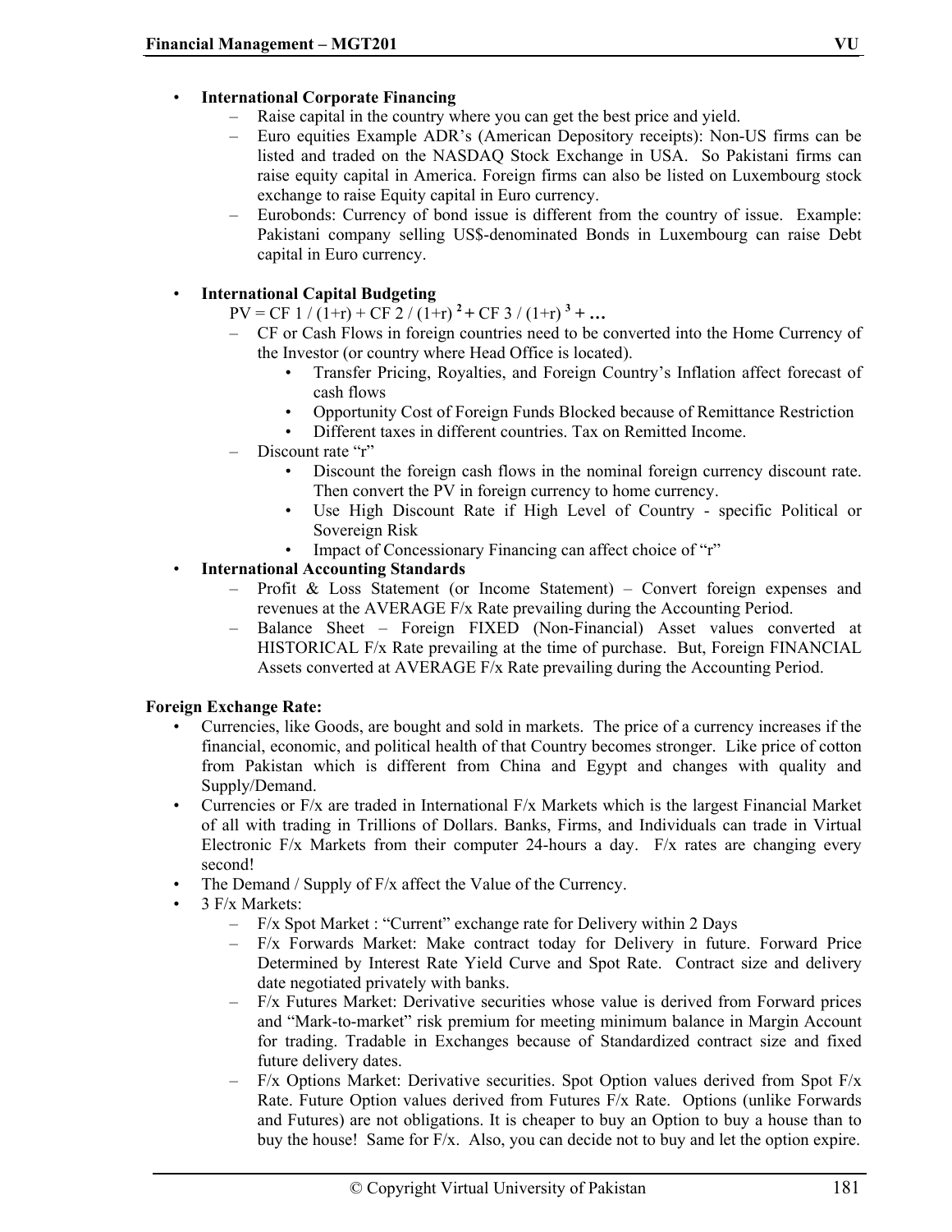- **International Corporate Financing**
  - Raise capital in the country where you can get the best price and yield.
  - Euro equities Example ADR's (American Depository receipts): Non-US firms can be listed and traded on the NASDAQ Stock Exchange in USA. So Pakistani firms can raise equity capital in America. Foreign firms can also be listed on Luxembourg stock exchange to raise Equity capital in Euro currency.
  - Eurobonds: Currency of bond issue is different from the country of issue. Example: Pakistani company selling US$-denominated Bonds in Luxembourg can raise Debt capital in Euro currency.

- **International Capital Budgeting**

  $PV = CF\ 1 / (1+r) + CF\ 2 / (1+r)^2 + CF\ 3 / (1+r)^3 + \ldots$

  - CF or Cash Flows in foreign countries need to be converted into the Home Currency of the Investor (or country where Head Office is located).
    - Transfer Pricing, Royalties, and Foreign Country's Inflation affect forecast of cash flows
    - Opportunity Cost of Foreign Funds Blocked because of Remittance Restriction
    - Different taxes in different countries. Tax on Remitted Income.
  - Discount rate "r"
    - Discount the foreign cash flows in the nominal foreign currency discount rate. Then convert the PV in foreign currency to home currency.
    - Use High Discount Rate if High Level of Country - specific Political or Sovereign Risk
    - Impact of Concessionary Financing can affect choice of "r"
- **International Accounting Standards**
  - Profit & Loss Statement (or Income Statement) – Convert foreign expenses and revenues at the AVERAGE F/x Rate prevailing during the Accounting Period.
  - Balance Sheet – Foreign FIXED (Non-Financial) Asset values converted at HISTORICAL F/x Rate prevailing at the time of purchase. But, Foreign FINANCIAL Assets converted at AVERAGE F/x Rate prevailing during the Accounting Period.

**Foreign Exchange Rate:**

- Currencies, like Goods, are bought and sold in markets. The price of a currency increases if the financial, economic, and political health of that Country becomes stronger. Like price of cotton from Pakistan which is different from China and Egypt and changes with quality and Supply/Demand.
- Currencies or F/x are traded in International F/x Markets which is the largest Financial Market of all with trading in Trillions of Dollars. Banks, Firms, and Individuals can trade in Virtual Electronic F/x Markets from their computer 24-hours a day. F/x rates are changing every second!
- The Demand / Supply of F/x affect the Value of the Currency.
- 3 F/x Markets:
  - F/x Spot Market : "Current" exchange rate for Delivery within 2 Days
  - F/x Forwards Market: Make contract today for Delivery in future. Forward Price Determined by Interest Rate Yield Curve and Spot Rate. Contract size and delivery date negotiated privately with banks.
  - F/x Futures Market: Derivative securities whose value is derived from Forward prices and "Mark-to-market" risk premium for meeting minimum balance in Margin Account for trading. Tradable in Exchanges because of Standardized contract size and fixed future delivery dates.
  - F/x Options Market: Derivative securities. Spot Option values derived from Spot F/x Rate. Future Option values derived from Futures F/x Rate. Options (unlike Forwards and Futures) are not obligations. It is cheaper to buy an Option to buy a house than to buy the house! Same for F/x. Also, you can decide not to buy and let the option expire.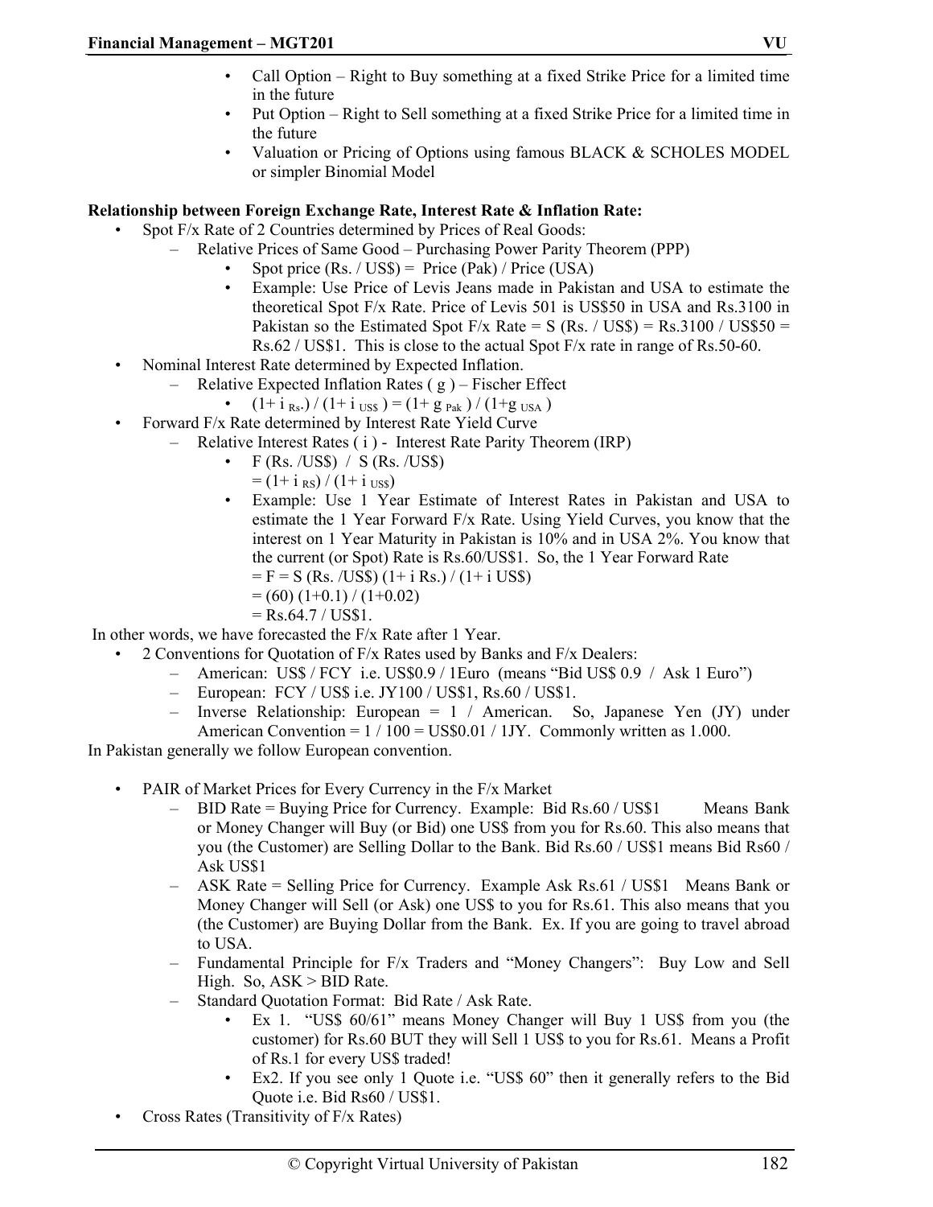- Call Option – Right to Buy something at a fixed Strike Price for a limited time in the future
- Put Option – Right to Sell something at a fixed Strike Price for a limited time in the future
- Valuation or Pricing of Options using famous BLACK & SCHOLES MODEL or simpler Binomial Model

**Relationship between Foreign Exchange Rate, Interest Rate & Inflation Rate:**

- Spot F/x Rate of 2 Countries determined by Prices of Real Goods:
  - Relative Prices of Same Good – Purchasing Power Parity Theorem (PPP)
    - Spot price (Rs. / US$) = Price (Pak) / Price (USA)
    - Example: Use Price of Levis Jeans made in Pakistan and USA to estimate the theoretical Spot F/x Rate. Price of Levis 501 is US$50 in USA and Rs.3100 in Pakistan so the Estimated Spot F/x Rate = S (Rs. / US$) = Rs.3100 / US$50 = Rs.62 / US$1. This is close to the actual Spot F/x rate in range of Rs.50-60.
- Nominal Interest Rate determined by Expected Inflation.
  - Relative Expected Inflation Rates ( g ) – Fischer Effect
    - $(1+ i_{Rs.}) / (1+ i_{US\$}) = (1+ g_{Pak}) / (1+g_{USA})$
- Forward F/x Rate determined by Interest Rate Yield Curve
  - Relative Interest Rates ( i ) - Interest Rate Parity Theorem (IRP)
    - F (Rs. /US$) / S (Rs. /US$)
      $= (1+ i_{RS}) / (1+ i_{US\$})$
    - Example: Use 1 Year Estimate of Interest Rates in Pakistan and USA to estimate the 1 Year Forward F/x Rate. Using Yield Curves, you know that the interest on 1 Year Maturity in Pakistan is 10% and in USA 2%. You know that the current (or Spot) Rate is Rs.60/US$1. So, the 1 Year Forward Rate
      = F = S (Rs. /US$) (1+ i Rs.) / (1+ i US$)
      = (60) (1+0.1) / (1+0.02)
      = Rs.64.7 / US$1.

In other words, we have forecasted the F/x Rate after 1 Year.

- 2 Conventions for Quotation of F/x Rates used by Banks and F/x Dealers:
  - American: US$ / FCY i.e. US$0.9 / 1Euro (means "Bid US$ 0.9 / Ask 1 Euro")
  - European: FCY / US$ i.e. JY100 / US$1, Rs.60 / US$1.
  - Inverse Relationship: European = 1 / American. So, Japanese Yen (JY) under American Convention = 1 / 100 = US$0.01 / 1JY. Commonly written as 1.000.

In Pakistan generally we follow European convention.

- PAIR of Market Prices for Every Currency in the F/x Market
  - BID Rate = Buying Price for Currency. Example: Bid Rs.60 / US$1 Means Bank or Money Changer will Buy (or Bid) one US$ from you for Rs.60. This also means that you (the Customer) are Selling Dollar to the Bank. Bid Rs.60 / US$1 means Bid Rs60 / Ask US$1
  - ASK Rate = Selling Price for Currency. Example Ask Rs.61 / US$1 Means Bank or Money Changer will Sell (or Ask) one US$ to you for Rs.61. This also means that you (the Customer) are Buying Dollar from the Bank. Ex. If you are going to travel abroad to USA.
  - Fundamental Principle for F/x Traders and "Money Changers": Buy Low and Sell High. So, ASK > BID Rate.
  - Standard Quotation Format: Bid Rate / Ask Rate.
    - Ex 1. "US$ 60/61" means Money Changer will Buy 1 US$ from you (the customer) for Rs.60 BUT they will Sell 1 US$ to you for Rs.61. Means a Profit of Rs.1 for every US$ traded!
    - Ex2. If you see only 1 Quote i.e. "US$ 60" then it generally refers to the Bid Quote i.e. Bid Rs60 / US$1.
- Cross Rates (Transitivity of F/x Rates)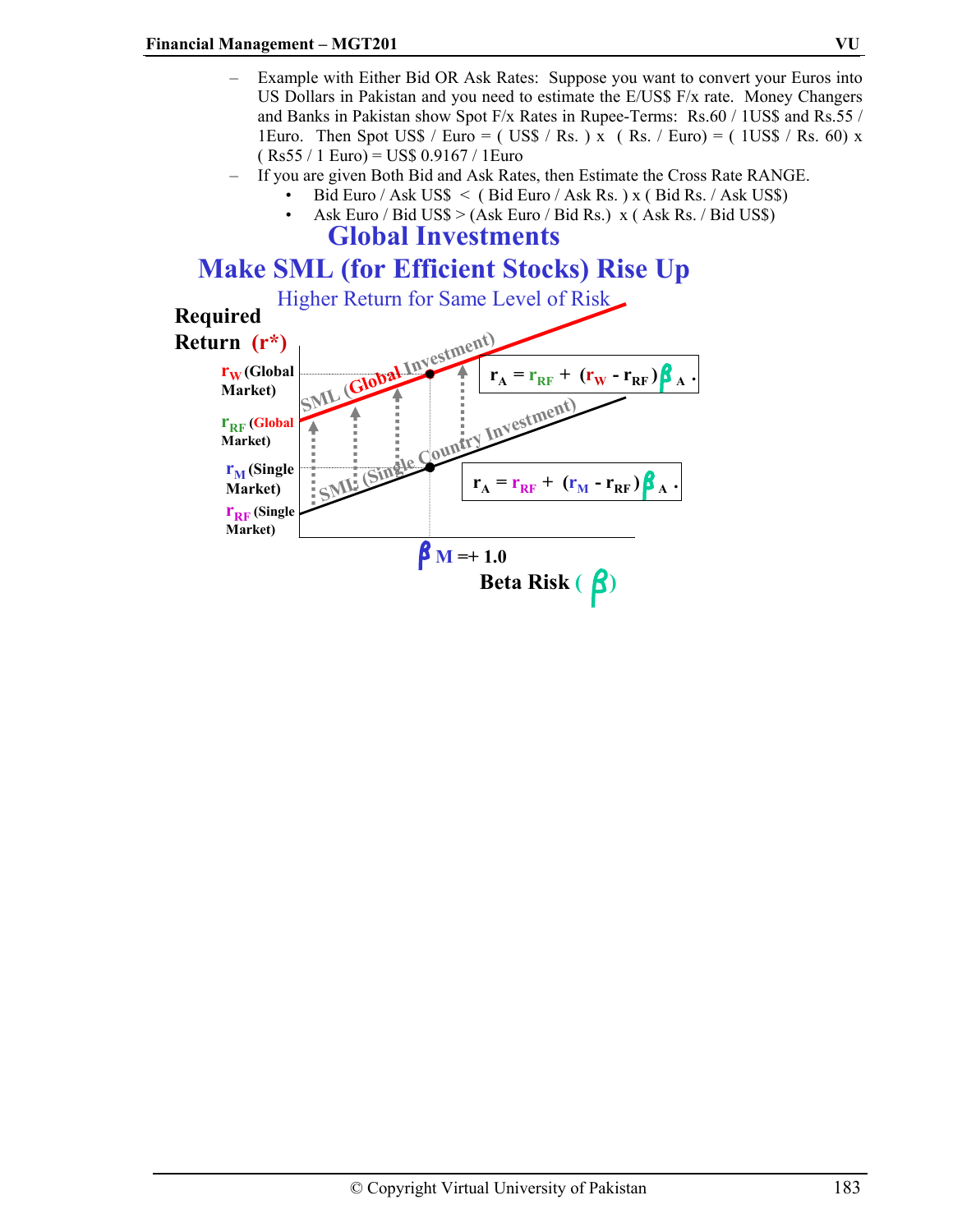- Example with Either Bid OR Ask Rates: Suppose you want to convert your Euros into US Dollars in Pakistan and you need to estimate the E/US$ F/x rate. Money Changers and Banks in Pakistan show Spot F/x Rates in Rupee-Terms: Rs.60 / 1US$ and Rs.55 / 1Euro. Then Spot US$ / Euro = ( US$ / Rs. ) x ( Rs. / Euro) = ( 1US$ / Rs. 60) x ( Rs55 / 1 Euro) = US$ 0.9167 / 1Euro
- If you are given Both Bid and Ask Rates, then Estimate the Cross Rate RANGE.
    - Bid Euro / Ask US$ < ( Bid Euro / Ask Rs. ) x ( Bid Rs. / Ask US$)
    - Ask Euro / Bid US$ > (Ask Euro / Bid Rs.) x ( Ask Rs. / Bid US$)

## Global Investments

## Make SML (for Efficient Stocks) Rise Up

Higher Return for Same Level of Risk

Required Return (r*)

$r_W$ (Global Market)

$r_{RF}$ (Global Market)

$r_M$ (Single Market)

$r_{RF}$ (Single Market)

SML (Global Investment)

SML (Single Country Investment)

$$r_A = r_{RF} + (r_W - r_{RF})\beta_A .$$

$$r_A = r_{RF} + (r_M - r_{RF})\beta_A .$$

$\beta_M = +1.0$

Beta Risk ( $\beta$ )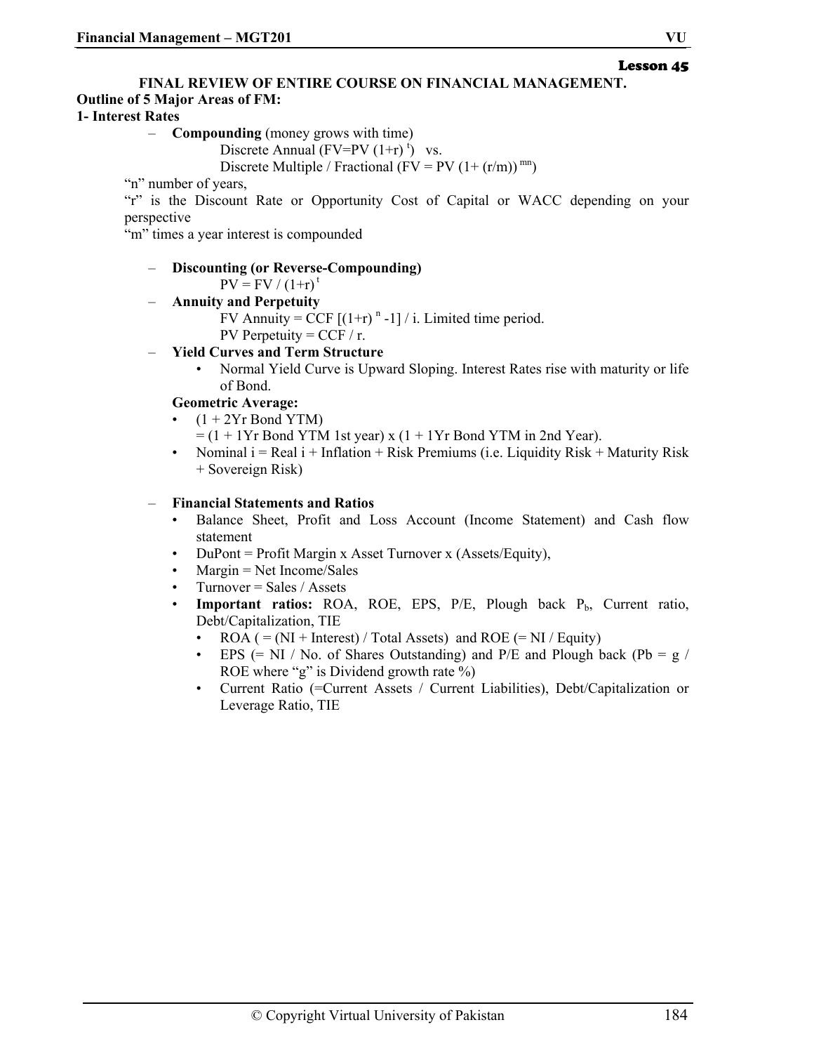**Lesson 45**

## FINAL REVIEW OF ENTIRE COURSE ON FINANCIAL MANAGEMENT.

**Outline of 5 Major Areas of FM:**

**1- Interest Rates**

- **Compounding** (money grows with time)
  - Discrete Annual ($FV=PV(1+r)^t$) vs.
  - Discrete Multiple / Fractional ($FV = PV(1+(r/m))^{mn}$)

"n" number of years,

"r" is the Discount Rate or Opportunity Cost of Capital or WACC depending on your perspective

"m" times a year interest is compounded

- **Discounting (or Reverse-Compounding)**
  - $PV = FV / (1+r)^t$
- **Annuity and Perpetuity**
  - FV Annuity = CCF $[(1+r)^n - 1] / i$. Limited time period.
  - PV Perpetuity = CCF / r.
- **Yield Curves and Term Structure**
  - Normal Yield Curve is Upward Sloping. Interest Rates rise with maturity or life of Bond.

  **Geometric Average:**
  - (1 + 2Yr Bond YTM)
    = (1 + 1Yr Bond YTM 1st year) x (1 + 1Yr Bond YTM in 2nd Year).
  - Nominal i = Real i + Inflation + Risk Premiums (i.e. Liquidity Risk + Maturity Risk + Sovereign Risk)

- **Financial Statements and Ratios**
  - Balance Sheet, Profit and Loss Account (Income Statement) and Cash flow statement
  - DuPont = Profit Margin x Asset Turnover x (Assets/Equity),
  - Margin = Net Income/Sales
  - Turnover = Sales / Assets
  - **Important ratios:** ROA, ROE, EPS, P/E, Plough back $P_b$, Current ratio, Debt/Capitalization, TIE
    - ROA ( = (NI + Interest) / Total Assets) and ROE (= NI / Equity)
    - EPS (= NI / No. of Shares Outstanding) and P/E and Plough back (Pb = g / ROE where "g" is Dividend growth rate %)
    - Current Ratio (=Current Assets / Current Liabilities), Debt/Capitalization or Leverage Ratio, TIE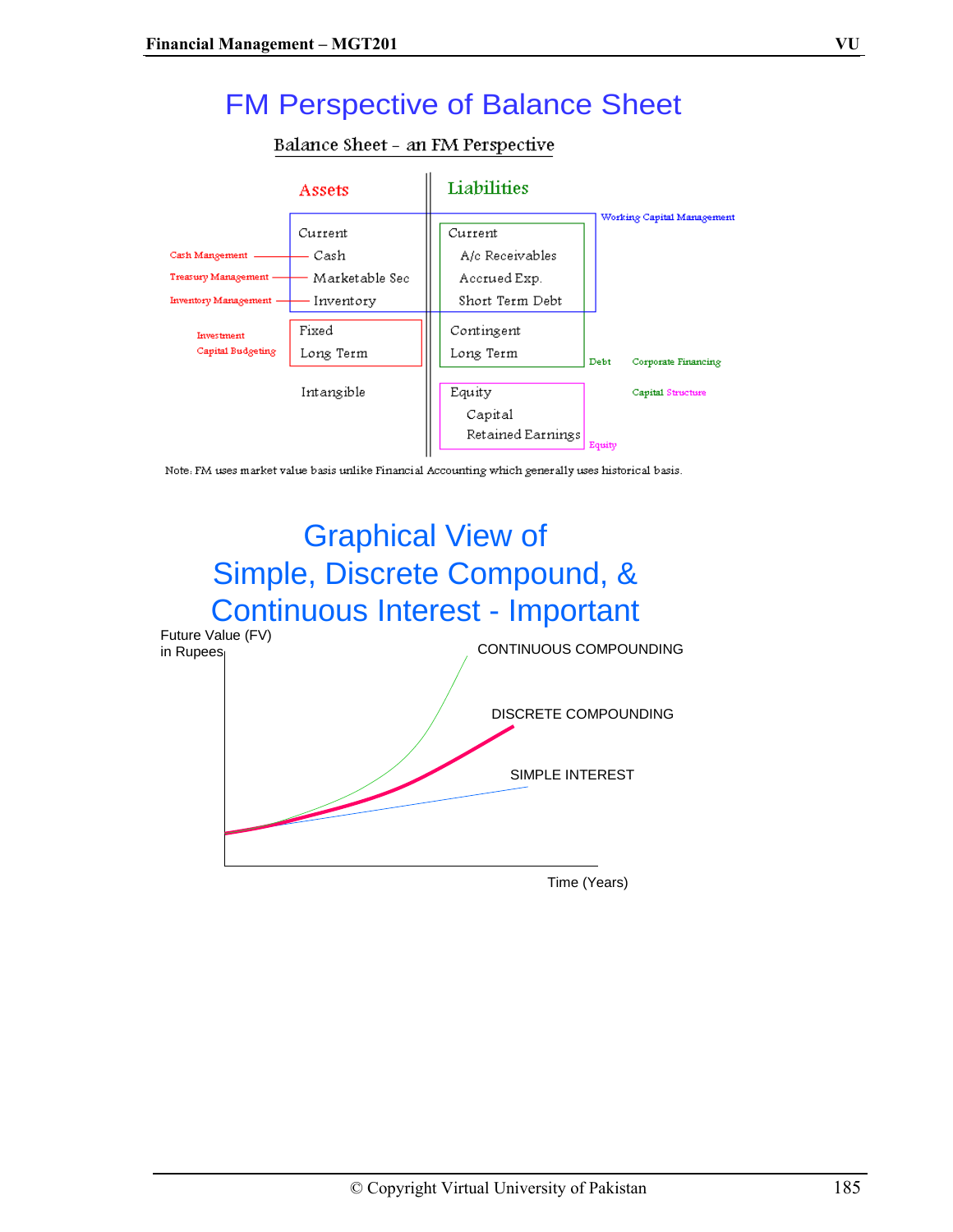# FM Perspective of Balance Sheet

Balance Sheet - an FM Perspective

| | Assets | Liabilities | |
|---|---|---|---|
| | Current | Current | Working Capital Management |
| Cash Mangement | Cash | A/c Receivables | |
| Treasury Management | Marketable Sec | Accrued Exp. | |
| Inventory Management | Inventory | Short Term Debt | |
| Investment | Fixed | Contingent | |
| Capital Budgeting | Long Term | Long Term | Debt — Corporate Financing |
| | Intangible | Equity | Capital Structure |
| | | Capital | |
| | | Retained Earnings | Equity |

Note: FM uses market value basis unlike Financial Accounting which generally uses historical basis.

# Graphical View of Simple, Discrete Compound, & Continuous Interest - Important

Future Value (FV) in Rupees

CONTINUOUS COMPOUNDING

DISCRETE COMPOUNDING

SIMPLE INTEREST

Time (Years)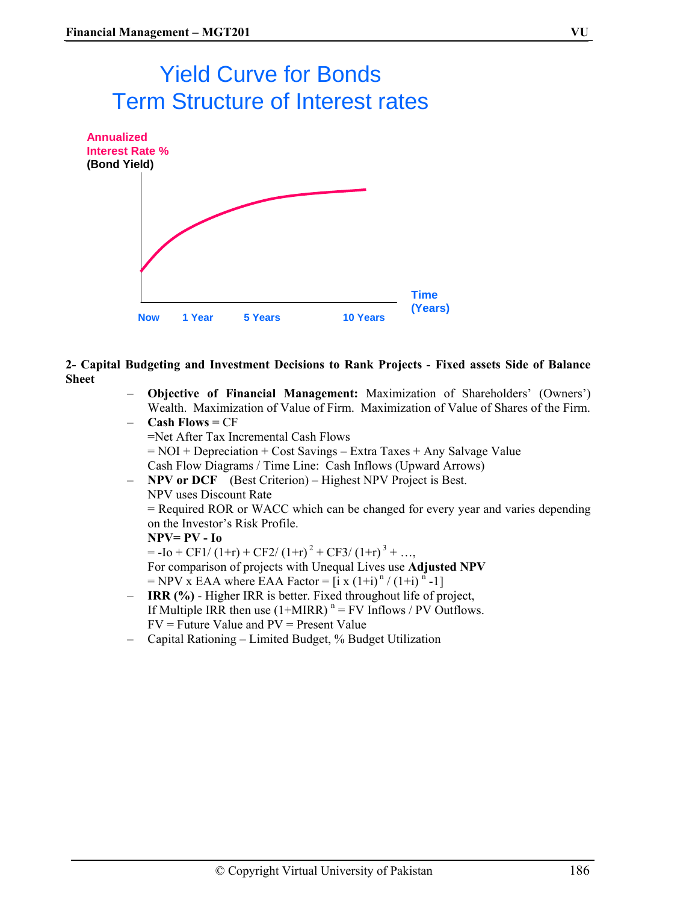# Yield Curve for Bonds
# Term Structure of Interest rates

Annualized Interest Rate % (Bond Yield)

Time (Years)

Now 1 Year 5 Years 10 Years

**2- Capital Budgeting and Investment Decisions to Rank Projects - Fixed assets Side of Balance Sheet**

- **Objective of Financial Management:** Maximization of Shareholders' (Owners') Wealth. Maximization of Value of Firm. Maximization of Value of Shares of the Firm.
- **Cash Flows =** CF
  =Net After Tax Incremental Cash Flows
  = NOI + Depreciation + Cost Savings – Extra Taxes + Any Salvage Value
  Cash Flow Diagrams / Time Line: Cash Inflows (Upward Arrows)
- **NPV or DCF** (Best Criterion) – Highest NPV Project is Best.
  NPV uses Discount Rate
  = Required ROR or WACC which can be changed for every year and varies depending on the Investor's Risk Profile.
  **NPV= PV - Io**
  $= -Io + CF1/(1+r) + CF2/(1+r)^2 + CF3/(1+r)^3 + \ldots,$
  For comparison of projects with Unequal Lives use **Adjusted NPV**
  $= NPV \times EAA$ where EAA Factor $= [i \times (1+i)^n / (1+i)^n - 1]$
- **IRR (%)** - Higher IRR is better. Fixed throughout life of project,
  If Multiple IRR then use $(1+MIRR)^n$ = FV Inflows / PV Outflows.
  FV = Future Value and PV = Present Value
- Capital Rationing – Limited Budget, % Budget Utilization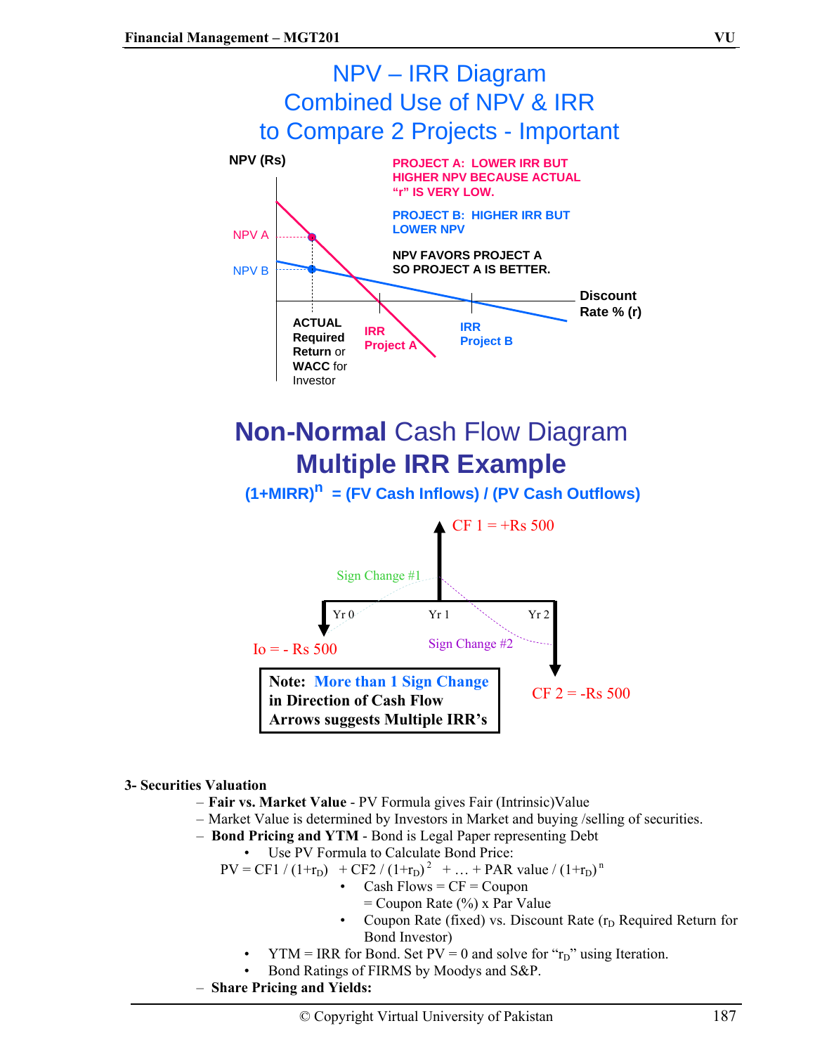## NPV – IRR Diagram
## Combined Use of NPV & IRR
## to Compare 2 Projects - Important

NPV (Rs)

PROJECT A: LOWER IRR BUT HIGHER NPV BECAUSE ACTUAL "r" IS VERY LOW.

PROJECT B: HIGHER IRR BUT LOWER NPV

NPV FAVORS PROJECT A SO PROJECT A IS BETTER.

NPV A

NPV B

Discount Rate % (r)

ACTUAL Required Return or WACC for Investor

IRR Project A

IRR Project B

## Non-Normal Cash Flow Diagram
## Multiple IRR Example

**$(1+MIRR)^n$ = (FV Cash Inflows) / (PV Cash Outflows)**

CF 1 = +Rs 500

Sign Change #1

Yr 0 Yr 1 Yr 2

Io = - Rs 500

Sign Change #2

CF 2 = -Rs 500

**Note: More than 1 Sign Change in Direction of Cash Flow Arrows suggests Multiple IRR's**

**3- Securities Valuation**

- **Fair vs. Market Value** - PV Formula gives Fair (Intrinsic)Value
- Market Value is determined by Investors in Market and buying /selling of securities.
- **Bond Pricing and YTM** - Bond is Legal Paper representing Debt
  - Use PV Formula to Calculate Bond Price:

    $PV = CF1 / (1+r_D) + CF2 / (1+r_D)^2 + \ldots + \text{PAR value} / (1+r_D)^n$

    - Cash Flows = CF = Coupon = Coupon Rate (%) x Par Value
    - Coupon Rate (fixed) vs. Discount Rate ($r_D$ Required Return for Bond Investor)
  - YTM = IRR for Bond. Set PV = 0 and solve for "$r_D$" using Iteration.
  - Bond Ratings of FIRMS by Moodys and S&P.
- **Share Pricing and Yields:**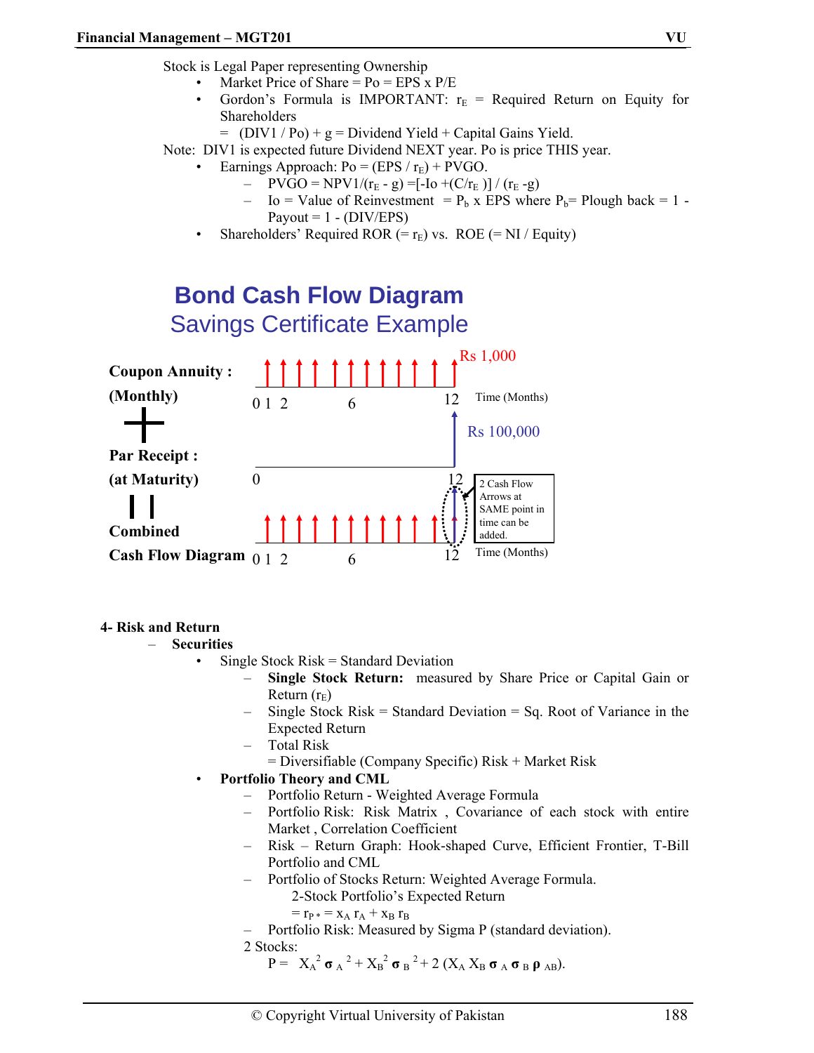Stock is Legal Paper representing Ownership

- Market Price of Share = Po = EPS x P/E
- Gordon's Formula is IMPORTANT: $r_E$ = Required Return on Equity for Shareholders

  = (DIV1 / Po) + g = Dividend Yield + Capital Gains Yield.

Note: DIV1 is expected future Dividend NEXT year. Po is price THIS year.

- Earnings Approach: Po = (EPS / $r_E$) + PVGO.
  - PVGO = NPV1/($r_E$ - g) =[-Io +(C/$r_E$ )] / ($r_E$ -g)
  - Io = Value of Reinvestment = $P_b$ x EPS where $P_b$= Plough back = 1 - Payout = 1 - (DIV/EPS)
- Shareholders' Required ROR (= $r_E$) vs. ROE (= NI / Equity)

## Bond Cash Flow Diagram

### Savings Certificate Example

**Coupon Annuity : (Monthly)** — Rs 1,000 — 0 1 2 6 12 Time (Months)

**+**

**Par Receipt : (at Maturity)** — Rs 100,000 — 0 12

**=**

**Combined Cash Flow Diagram** — 0 1 2 6 12 Time (Months)

2 Cash Flow Arrows at SAME point in time can be added.

**4- Risk and Return**

- **Securities**
  - Single Stock Risk = Standard Deviation
    - **Single Stock Return:** measured by Share Price or Capital Gain or Return ($r_E$)
    - Single Stock Risk = Standard Deviation = Sq. Root of Variance in the Expected Return
    - Total Risk

      = Diversifiable (Company Specific) Risk + Market Risk
  - **Portfolio Theory and CML**
    - Portfolio Return - Weighted Average Formula
    - Portfolio Risk: Risk Matrix , Covariance of each stock with entire Market , Correlation Coefficient
    - Risk – Return Graph: Hook-shaped Curve, Efficient Frontier, T-Bill Portfolio and CML
    - Portfolio of Stocks Return: Weighted Average Formula.

      2-Stock Portfolio's Expected Return

      $= r_{P*} = x_A r_A + x_B r_B$
    - Portfolio Risk: Measured by Sigma P (standard deviation).

    2 Stocks:

    $P = X_A^2 \sigma_A^2 + X_B^2 \sigma_B^2 + 2 (X_A X_B \sigma_A \sigma_B \rho_{AB})$.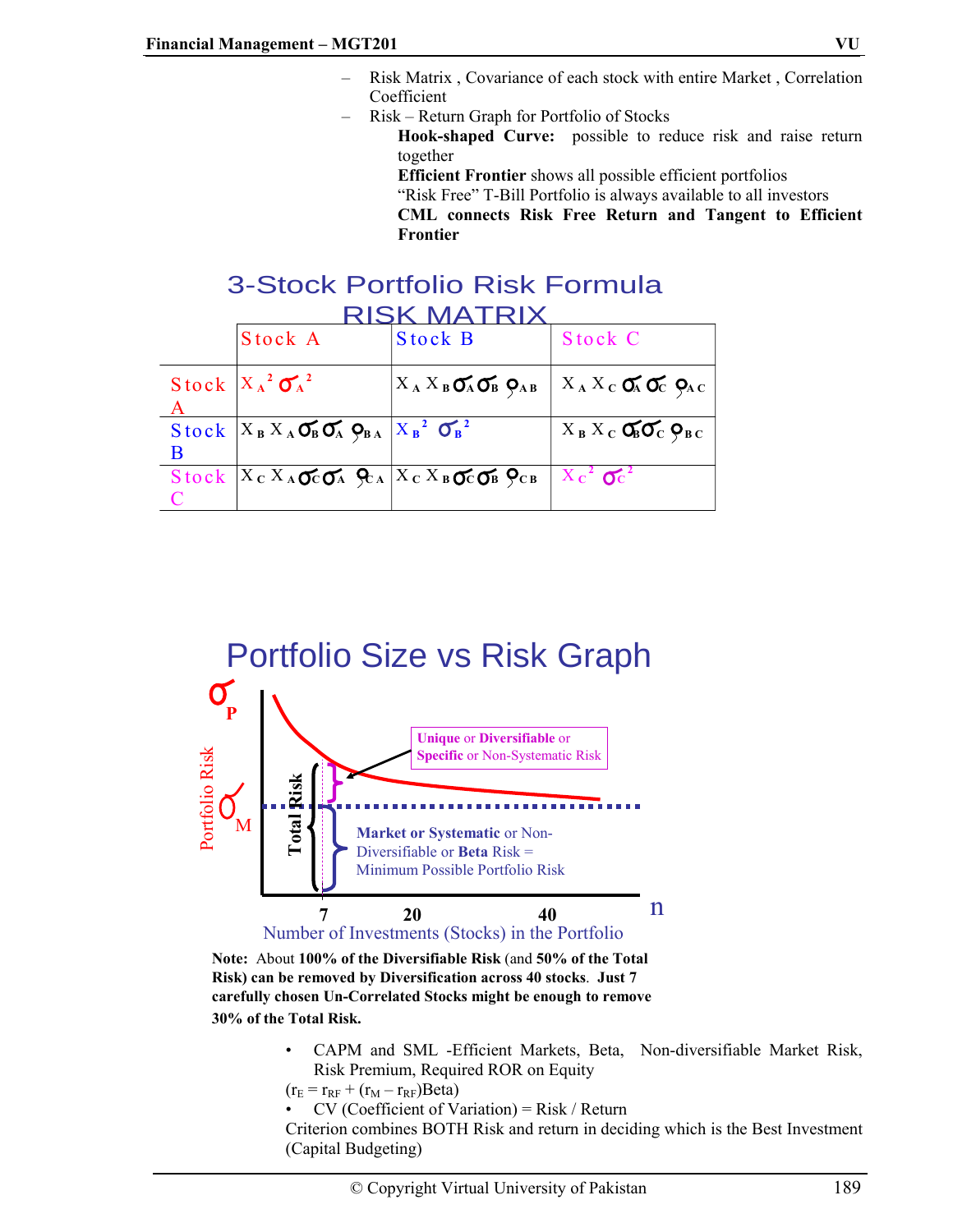- Risk Matrix , Covariance of each stock with entire Market , Correlation Coefficient
- Risk – Return Graph for Portfolio of Stocks

  **Hook-shaped Curve:** possible to reduce risk and raise return together

  **Efficient Frontier** shows all possible efficient portfolios

  "Risk Free" T-Bill Portfolio is always available to all investors

  **CML connects Risk Free Return and Tangent to Efficient Frontier**

## 3-Stock Portfolio Risk Formula

### RISK MATRIX

| | Stock A | Stock B | Stock C |
|---|---|---|---|
| Stock A | $X_A^2 \sigma_A^2$ | $X_A X_B \sigma_A \sigma_B \rho_{AB}$ | $X_A X_C \sigma_A \sigma_C \rho_{AC}$ |
| Stock B | $X_B X_A \sigma_B \sigma_A \rho_{BA}$ | $X_B^2 \sigma_B^2$ | $X_B X_C \sigma_B \sigma_C \rho_{BC}$ |
| Stock C | $X_C X_A \sigma_C \sigma_A \rho_{CA}$ | $X_C X_B \sigma_C \sigma_B \rho_{CB}$ | $X_C^2 \sigma_C^2$ |

## Portfolio Size vs Risk Graph

$\sigma_P$ Portfolio Risk

$\sigma_M$

Total Risk

**Unique** or **Diversifiable** or **Specific** or Non-Systematic Risk

**Market or Systematic** or Non-Diversifiable or **Beta** Risk = Minimum Possible Portfolio Risk

7 20 40 n

Number of Investments (Stocks) in the Portfolio

**Note:** About **100% of the Diversifiable Risk** (and **50% of the Total Risk) can be removed by Diversification across 40 stocks**. **Just 7 carefully chosen Un-Correlated Stocks might be enough to remove 30% of the Total Risk.**

- CAPM and SML -Efficient Markets, Beta, Non-diversifiable Market Risk, Risk Premium, Required ROR on Equity

$(r_E = r_{RF} + (r_M - r_{RF})\text{Beta})$

- CV (Coefficient of Variation) = Risk / Return

Criterion combines BOTH Risk and return in deciding which is the Best Investment (Capital Budgeting)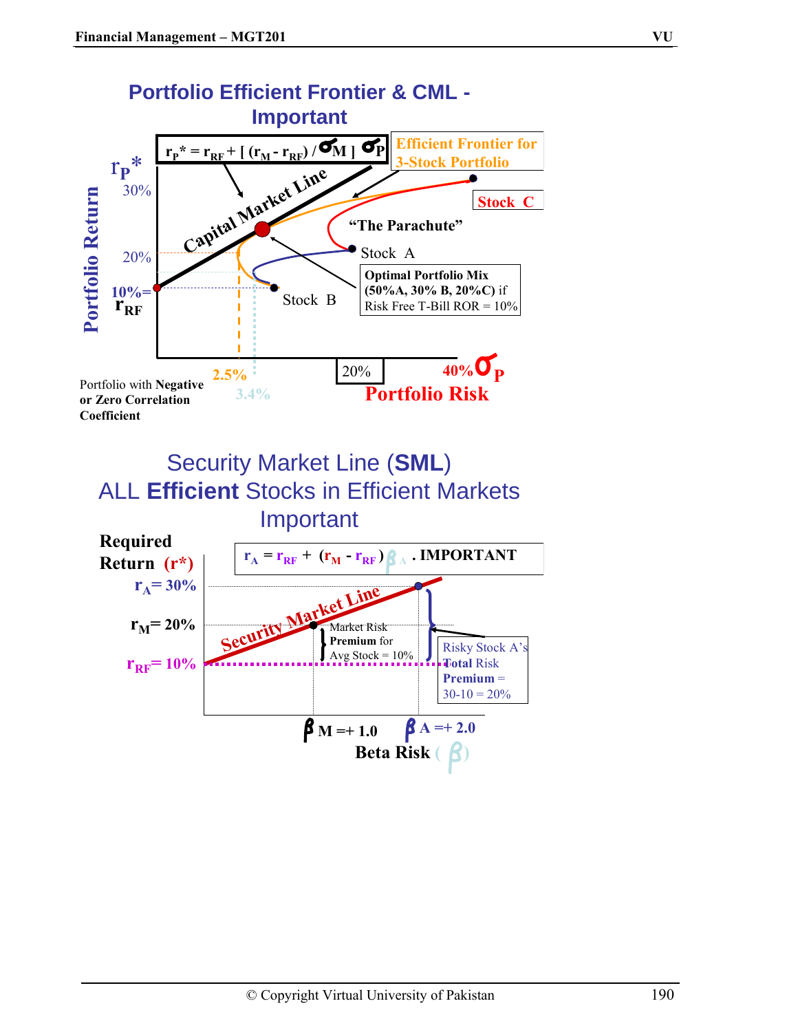## Portfolio Efficient Frontier & CML - Important

$r_P^* = r_{RF} + [ (r_M - r_{RF}) / \sigma_M ] \sigma_P$

Efficient Frontier for 3-Stock Portfolio

$r_P^*$ Portfolio Return

30%

20%

10%= $r_{RF}$

Capital Market Line

Stock C

"The Parachute"

Stock A

Stock B

Optimal Portfolio Mix (50%A, 30% B, 20%C) if Risk Free T-Bill ROR = 10%

Portfolio with Negative or Zero Correlation Coefficient

2.5%

3.4%

20%

40% $\sigma_P$

Portfolio Risk

## Security Market Line (SML) ALL Efficient Stocks in Efficient Markets Important

Required Return (r*)

$r_A = r_{RF} + (r_M - r_{RF}) \beta_A$ . IMPORTANT

$r_A$ = 30%

$r_M$ = 20%

$r_{RF}$ = 10%

Security Market Line

Market Risk Premium for Avg Stock = 10%

Risky Stock A's Total Risk Premium = 30-10 = 20%

$\beta_M$ =+ 1.0

$\beta_A$ =+ 2.0

Beta Risk ( $\beta$ )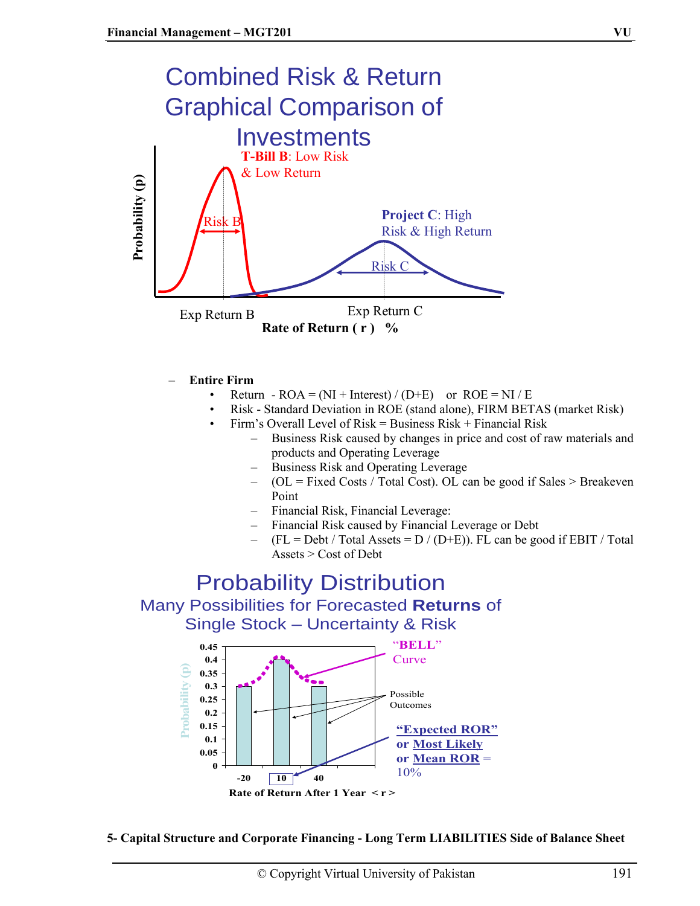## Combined Risk & Return Graphical Comparison of Investments

T-Bill B: Low Risk & Low Return

Project C: High Risk & High Return

Risk B

Risk C

Probability (p)

Exp Return B

Exp Return C

Rate of Return ( r ) %

- **Entire Firm**
  - Return - ROA = (NI + Interest) / (D+E) or ROE = NI / E
  - Risk - Standard Deviation in ROE (stand alone), FIRM BETAS (market Risk)
  - Firm's Overall Level of Risk = Business Risk + Financial Risk
    - Business Risk caused by changes in price and cost of raw materials and products and Operating Leverage
    - Business Risk and Operating Leverage
    - (OL = Fixed Costs / Total Cost). OL can be good if Sales > Breakeven Point
    - Financial Risk, Financial Leverage:
    - Financial Risk caused by Financial Leverage or Debt
    - (FL = Debt / Total Assets = D / (D+E)). FL can be good if EBIT / Total Assets > Cost of Debt

## Probability Distribution

### Many Possibilities for Forecasted **Returns** of Single Stock – Uncertainty & Risk

| Rate of Return After 1 Year < r > | Probability (p) |
|---|---|
| -20 | 0.3 |
| 10 | 0.4 |
| 40 | 0.3 |

"BELL" Curve

Possible Outcomes

"Expected ROR" or Most Likely or Mean ROR = 10%

**5- Capital Structure and Corporate Financing - Long Term LIABILITIES Side of Balance Sheet**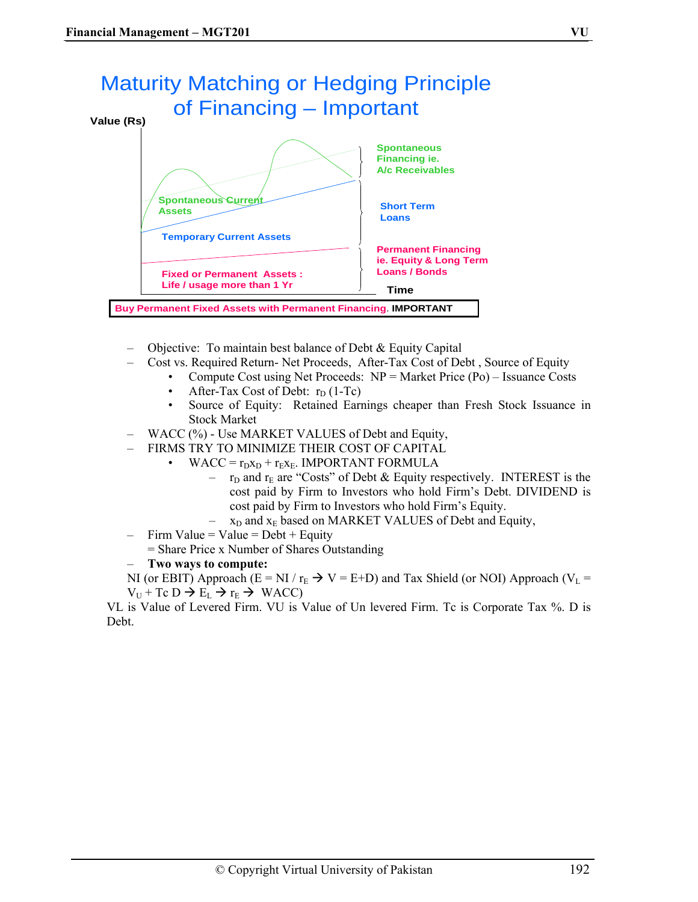# Maturity Matching or Hedging Principle of Financing – Important

Value (Rs)

Spontaneous Financing ie. A/c Receivables

Spontaneous Current Assets

Short Term Loans

Temporary Current Assets

Permanent Financing ie. Equity & Long Term Loans / Bonds

Fixed or Permanent Assets : Life / usage more than 1 Yr

Time

**Buy Permanent Fixed Assets with Permanent Financing. IMPORTANT**

- Objective: To maintain best balance of Debt & Equity Capital
- Cost vs. Required Return- Net Proceeds, After-Tax Cost of Debt , Source of Equity
  - Compute Cost using Net Proceeds: NP = Market Price (Po) – Issuance Costs
  - After-Tax Cost of Debt: $r_D$ (1-Tc)
  - Source of Equity: Retained Earnings cheaper than Fresh Stock Issuance in Stock Market
- WACC (%) - Use MARKET VALUES of Debt and Equity,
- FIRMS TRY TO MINIMIZE THEIR COST OF CAPITAL
  - WACC = $r_D x_D + r_E x_E$. IMPORTANT FORMULA
    - $r_D$ and $r_E$ are "Costs" of Debt & Equity respectively. INTEREST is the cost paid by Firm to Investors who hold Firm's Debt. DIVIDEND is cost paid by Firm to Investors who hold Firm's Equity.
    - $x_D$ and $x_E$ based on MARKET VALUES of Debt and Equity,
- Firm Value = Value = Debt + Equity
  = Share Price x Number of Shares Outstanding
- **Two ways to compute:**

NI (or EBIT) Approach (E = NI / $r_E$ → V = E+D) and Tax Shield (or NOI) Approach ($V_L = V_U$ + Tc D → $E_L$ → $r_E$ → WACC)

VL is Value of Levered Firm. VU is Value of Un levered Firm. Tc is Corporate Tax %. D is Debt.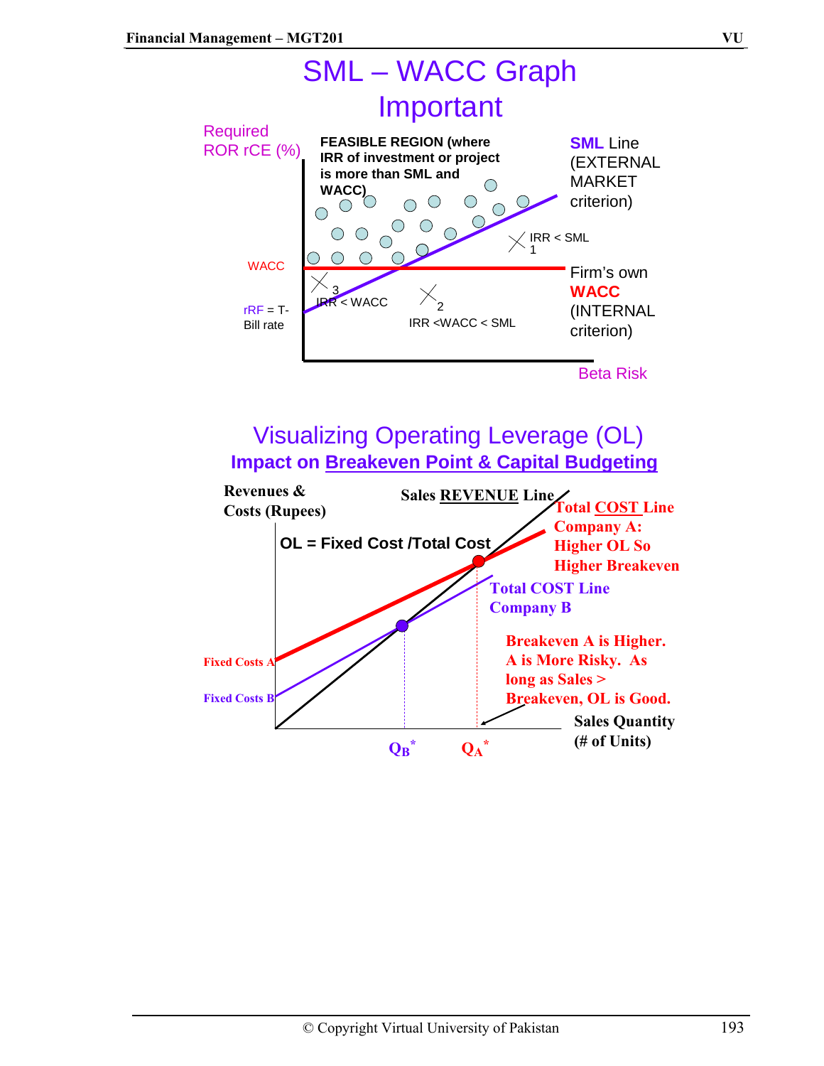## SML – WACC Graph Important

Required ROR rCE (%)

FEASIBLE REGION (where IRR of investment or project is more than SML and WACC)

SML Line (EXTERNAL MARKET criterion)

IRR < SML 1

WACC

Firm's own WACC (INTERNAL criterion)

3 IRR < WACC

2 IRR <WACC < SML

rRF = T-Bill rate

Beta Risk

## Visualizing Operating Leverage (OL)

### Impact on Breakeven Point & Capital Budgeting

Revenues & Costs (Rupees)

Sales REVENUE Line

OL = Fixed Cost /Total Cost

Total COST Line Company A: Higher OL So Higher Breakeven

Total COST Line Company B

Breakeven A is Higher. A is More Risky. As long as Sales > Breakeven, OL is Good.

Fixed Costs A

Fixed Costs B

Sales Quantity (# of Units)

$Q_B^*$ $Q_A^*$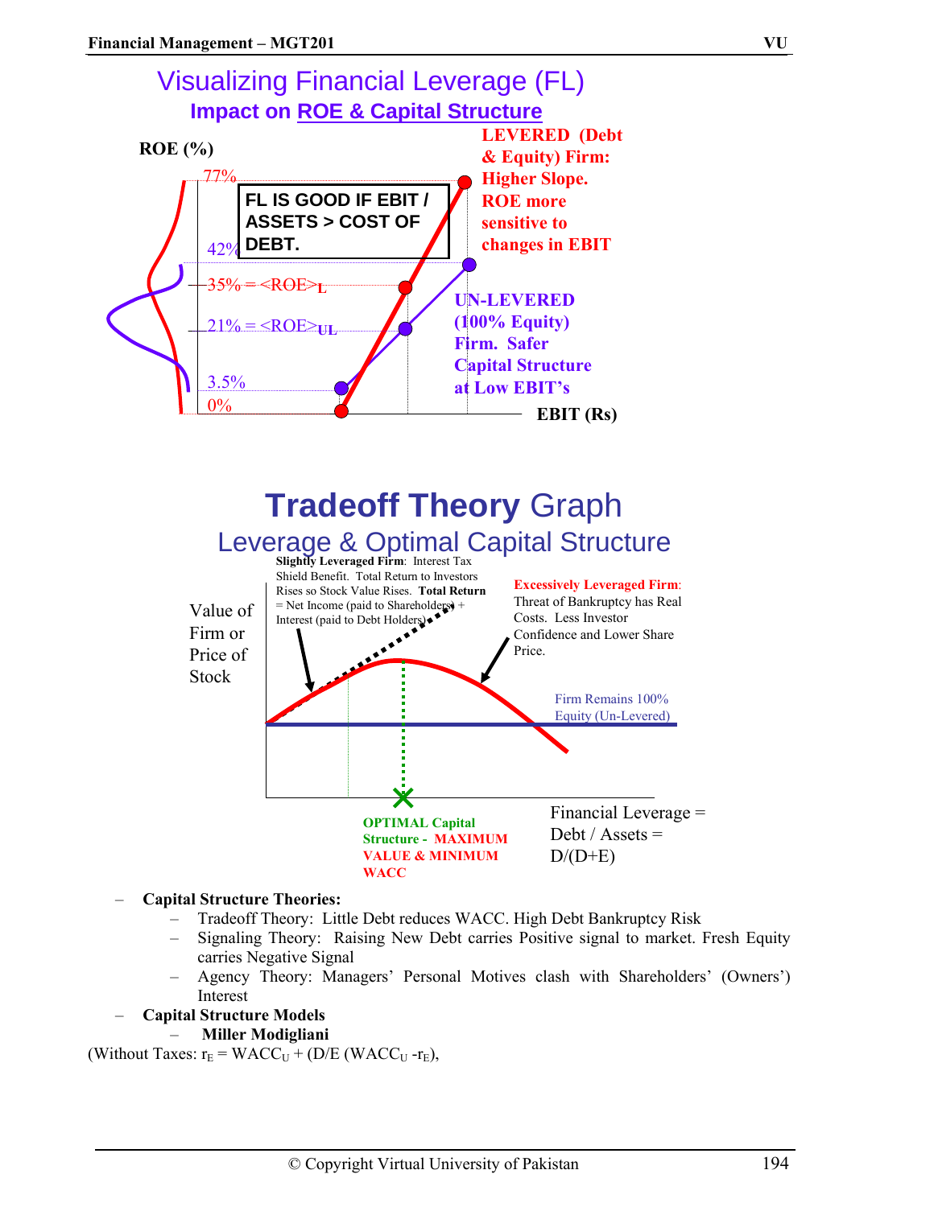# Visualizing Financial Leverage (FL)

## Impact on ROE & Capital Structure

ROE (%)

77%

42%

35% = $\langle ROE \rangle_L$

21% = $\langle ROE \rangle_{UL}$

3.5%

0%

EBIT (Rs)

FL IS GOOD IF EBIT / ASSETS > COST OF DEBT.

**LEVERED (Debt & Equity) Firm: Higher Slope. ROE more sensitive to changes in EBIT**

**UN-LEVERED (100% Equity) Firm. Safer Capital Structure at Low EBIT's**

# Tradeoff Theory Graph

## Leverage & Optimal Capital Structure

Value of Firm or Price of Stock

**Slightly Leveraged Firm**: Interest Tax Shield Benefit. Total Return to Investors Rises so Stock Value Rises. **Total Return** = Net Income (paid to Shareholders) + Interest (paid to Debt Holders)

**Excessively Leveraged Firm**: Threat of Bankruptcy has Real Costs. Less Investor Confidence and Lower Share Price.

Firm Remains 100% Equity (Un-Levered)

**OPTIMAL Capital Structure - MAXIMUM VALUE & MINIMUM WACC**

Financial Leverage = Debt / Assets = D/(D+E)

- **Capital Structure Theories:**
  - Tradeoff Theory: Little Debt reduces WACC. High Debt Bankruptcy Risk
  - Signaling Theory: Raising New Debt carries Positive signal to market. Fresh Equity carries Negative Signal
  - Agency Theory: Managers' Personal Motives clash with Shareholders' (Owners') Interest
- **Capital Structure Models**
  - **Miller Modigliani**

(Without Taxes: $r_E = WACC_U + (D/E\ (WACC_U - r_E)$,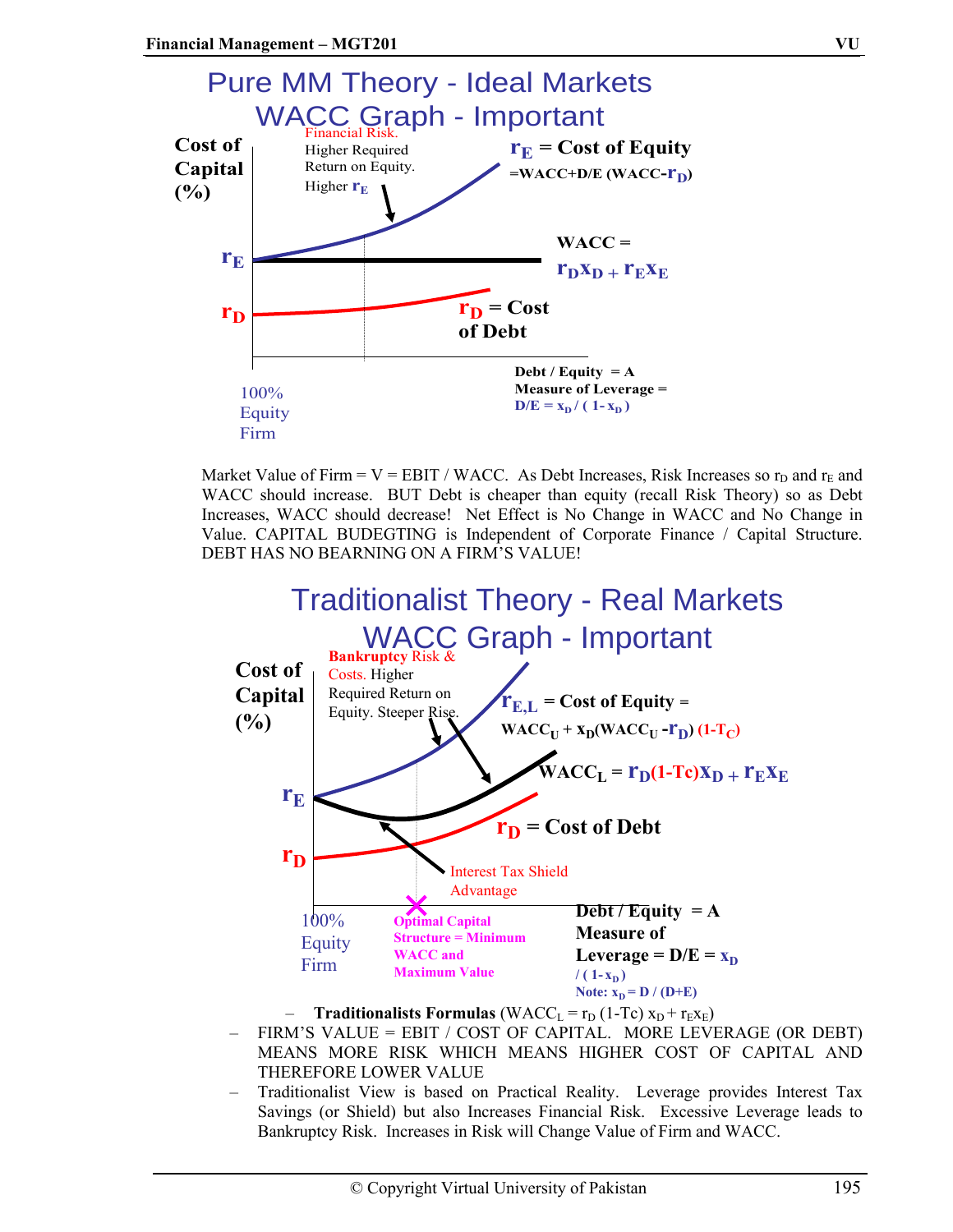## Pure MM Theory - Ideal Markets
## WACC Graph - Important

Cost of Capital (%)

Financial Risk. Higher Required Return on Equity. Higher $r_E$

$r_E$ = Cost of Equity $= WACC + D/E\,(WACC - r_D)$

$WACC = r_D x_D + r_E x_E$

$r_D$ = Cost of Debt

$r_E$

$r_D$

100% Equity Firm

Debt / Equity = A Measure of Leverage = $D/E = x_D / (1 - x_D)$

Market Value of Firm = V = EBIT / WACC. As Debt Increases, Risk Increases so $r_D$ and $r_E$ and WACC should increase. BUT Debt is cheaper than equity (recall Risk Theory) so as Debt Increases, WACC should decrease! Net Effect is No Change in WACC and No Change in Value. CAPITAL BUDEGTING is Independent of Corporate Finance / Capital Structure. DEBT HAS NO BEARNING ON A FIRM'S VALUE!

## Traditionalist Theory - Real Markets
## WACC Graph - Important

Cost of Capital (%)

Bankruptcy Risk & Costs. Higher Required Return on Equity. Steeper Rise.

$r_{E,L}$ = Cost of Equity = $WACC_U + x_D(WACC_U - r_D)(1-T_C)$

$WACC_L = r_D(1-Tc)x_D + r_E x_E$

$r_D$ = Cost of Debt

$r_E$

$r_D$

Interest Tax Shield Advantage

100% Equity Firm

Optimal Capital Structure = Minimum WACC and Maximum Value

Debt / Equity = A Measure of Leverage = $D/E = x_D / (1 - x_D)$

Note: $x_D = D / (D+E)$

- **Traditionalists Formulas** ($WACC_L = r_D (1\text{-}Tc)\, x_D + r_E x_E$)
- FIRM'S VALUE = EBIT / COST OF CAPITAL. MORE LEVERAGE (OR DEBT) MEANS MORE RISK WHICH MEANS HIGHER COST OF CAPITAL AND THEREFORE LOWER VALUE
- Traditionalist View is based on Practical Reality. Leverage provides Interest Tax Savings (or Shield) but also Increases Financial Risk. Excessive Leverage leads to Bankruptcy Risk. Increases in Risk will Change Value of Firm and WACC.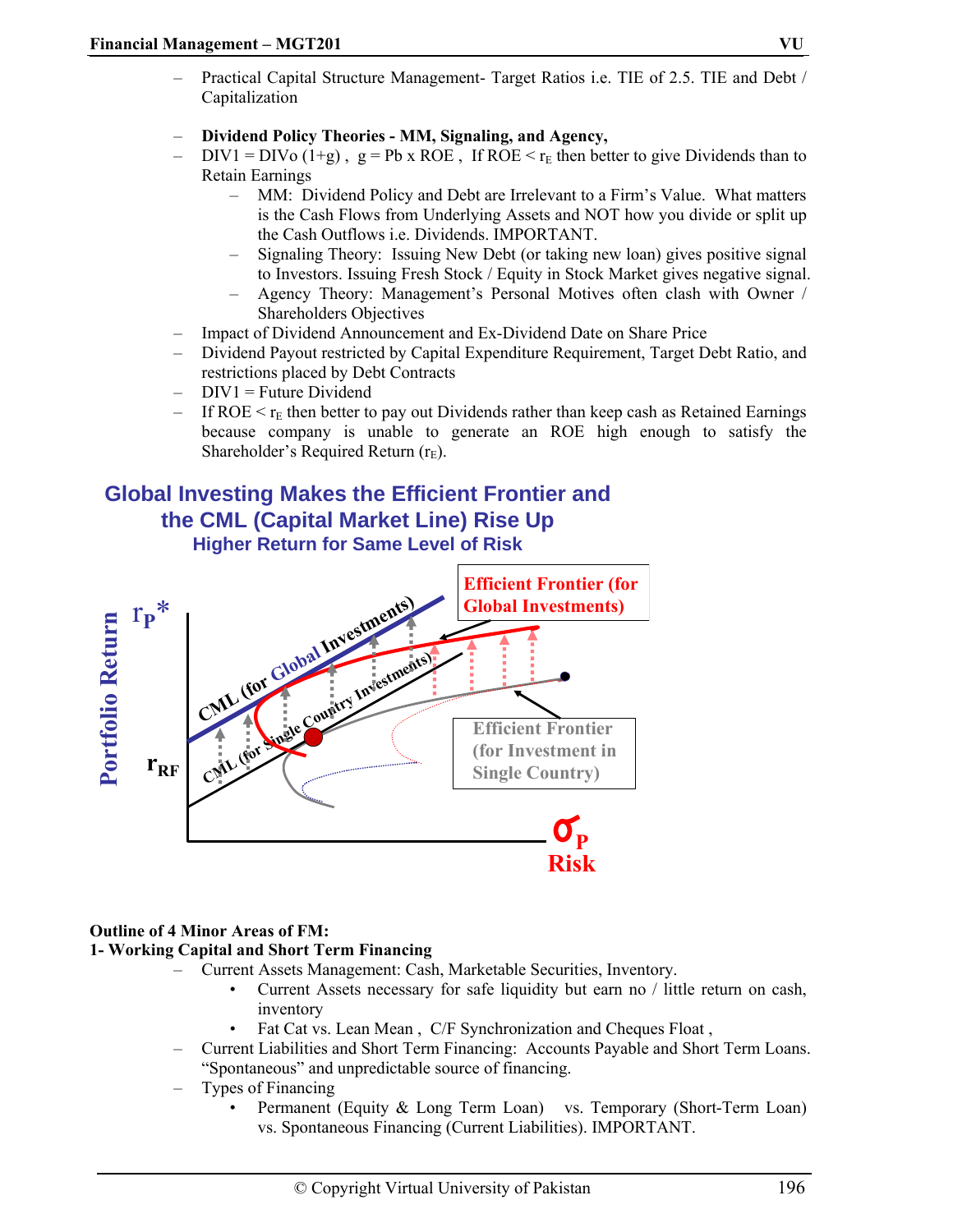- Practical Capital Structure Management- Target Ratios i.e. TIE of 2.5. TIE and Debt / Capitalization

- **Dividend Policy Theories - MM, Signaling, and Agency,**
- DIV1 = DIVo (1+g) , g = Pb x ROE , If ROE < $r_E$ then better to give Dividends than to Retain Earnings
  - MM: Dividend Policy and Debt are Irrelevant to a Firm's Value. What matters is the Cash Flows from Underlying Assets and NOT how you divide or split up the Cash Outflows i.e. Dividends. IMPORTANT.
  - Signaling Theory: Issuing New Debt (or taking new loan) gives positive signal to Investors. Issuing Fresh Stock / Equity in Stock Market gives negative signal.
  - Agency Theory: Management's Personal Motives often clash with Owner / Shareholders Objectives
- Impact of Dividend Announcement and Ex-Dividend Date on Share Price
- Dividend Payout restricted by Capital Expenditure Requirement, Target Debt Ratio, and restrictions placed by Debt Contracts
- DIV1 = Future Dividend
- If ROE < $r_E$ then better to pay out Dividends rather than keep cash as Retained Earnings because company is unable to generate an ROE high enough to satisfy the Shareholder's Required Return ($r_E$).

## Global Investing Makes the Efficient Frontier and the CML (Capital Market Line) Rise Up

### Higher Return for Same Level of Risk

Portfolio Return $r_P^*$ ; $r_{RF}$ ; $\sigma_P$ Risk

CML (for Global Investments)

CML (for Single Country Investments)

Efficient Frontier (for Global Investments)

Efficient Frontier (for Investment in Single Country)

**Outline of 4 Minor Areas of FM:**

**1- Working Capital and Short Term Financing**

- Current Assets Management: Cash, Marketable Securities, Inventory.
  - Current Assets necessary for safe liquidity but earn no / little return on cash, inventory
  - Fat Cat vs. Lean Mean , C/F Synchronization and Cheques Float ,
- Current Liabilities and Short Term Financing: Accounts Payable and Short Term Loans. "Spontaneous" and unpredictable source of financing.
- Types of Financing
  - Permanent (Equity & Long Term Loan) vs. Temporary (Short-Term Loan) vs. Spontaneous Financing (Current Liabilities). IMPORTANT.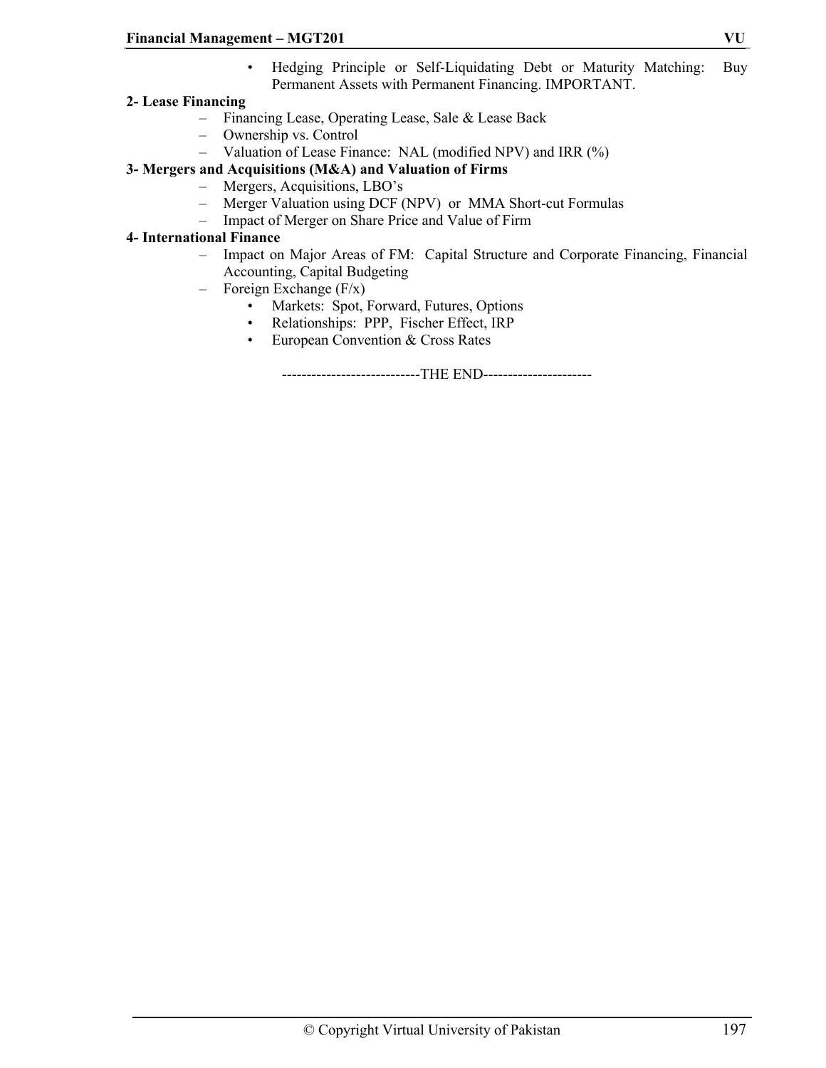- Hedging Principle or Self-Liquidating Debt or Maturity Matching: Buy Permanent Assets with Permanent Financing. IMPORTANT.

**2- Lease Financing**

- Financing Lease, Operating Lease, Sale & Lease Back
- Ownership vs. Control
- Valuation of Lease Finance: NAL (modified NPV) and IRR (%)

**3- Mergers and Acquisitions (M&A) and Valuation of Firms**

- Mergers, Acquisitions, LBO's
- Merger Valuation using DCF (NPV) or MMA Short-cut Formulas
- Impact of Merger on Share Price and Value of Firm

**4- International Finance**

- Impact on Major Areas of FM: Capital Structure and Corporate Financing, Financial Accounting, Capital Budgeting
- Foreign Exchange (F/x)
  - Markets: Spot, Forward, Futures, Options
  - Relationships: PPP, Fischer Effect, IRP
  - European Convention & Cross Rates

----------------------------THE END----------------------